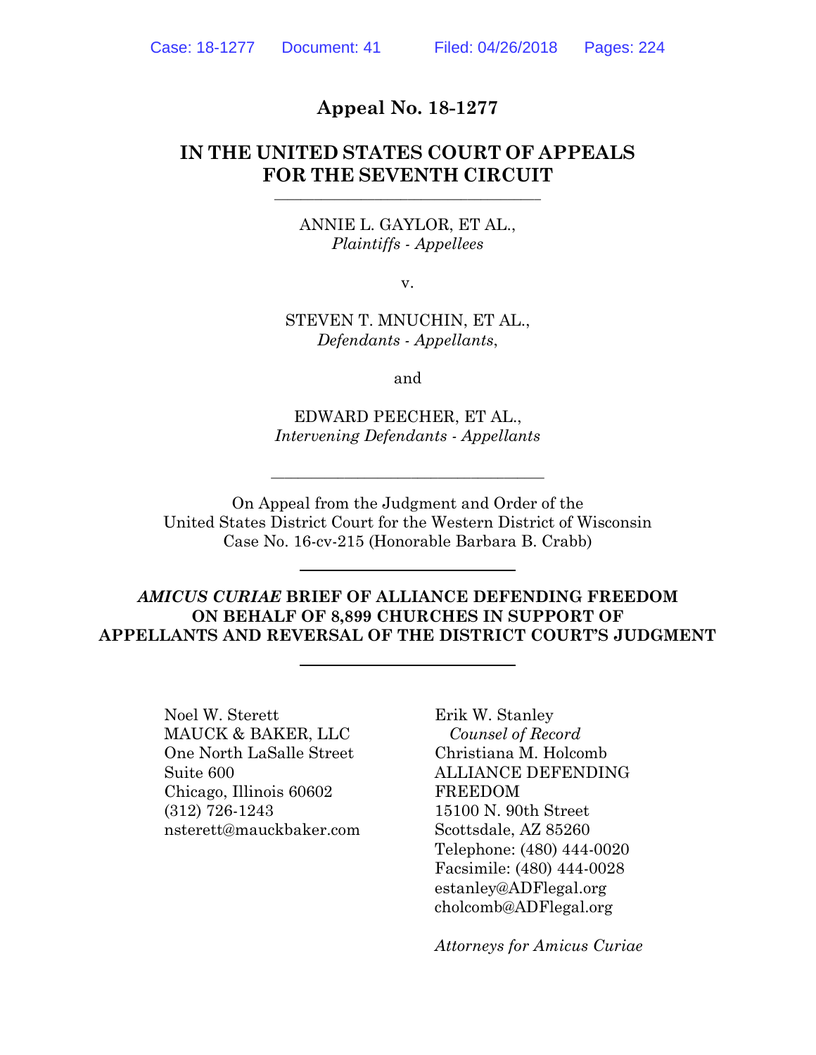Appeal No. 18-1277

IN THE UNITED STATES COURT OF APPEALS
FOR THE SEVENTH CIRCUIT

ANNIE L. GAYLOR, ET AL.,
*Plaintiffs - Appellees*

v.

STEVEN T. MNUCHIN, ET AL.,
*Defendants - Appellants*,

and

EDWARD PEECHER, ET AL.,
*Intervening Defendants - Appellants*

On Appeal from the Judgment and Order of the
United States District Court for the Western District of Wisconsin
Case No. 16-cv-215 (Honorable Barbara B. Crabb)

***AMICUS CURIAE* BRIEF OF ALLIANCE DEFENDING FREEDOM ON BEHALF OF 8,899 CHURCHES IN SUPPORT OF APPELLANTS AND REVERSAL OF THE DISTRICT COURT'S JUDGMENT**

Noel W. Sterett
MAUCK & BAKER, LLC
One North LaSalle Street
Suite 600
Chicago, Illinois 60602
(312) 726-1243
nsterett@mauckbaker.com

Erik W. Stanley
*Counsel of Record*
Christiana M. Holcomb
ALLIANCE DEFENDING FREEDOM
15100 N. 90th Street
Scottsdale, AZ 85260
Telephone: (480) 444-0020
Facsimile: (480) 444-0028
estanley@ADFlegal.org
cholcomb@ADFlegal.org

*Attorneys for Amicus Curiae*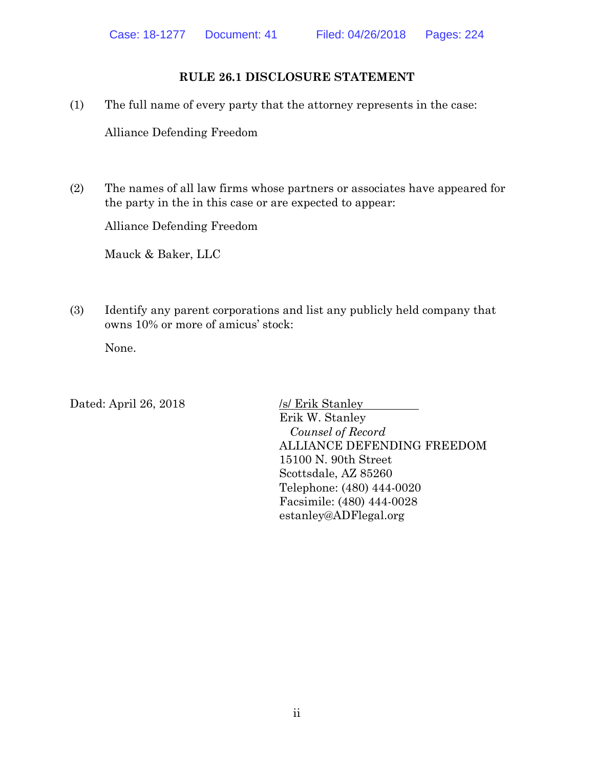**RULE 26.1 DISCLOSURE STATEMENT**

(1) The full name of every party that the attorney represents in the case:

Alliance Defending Freedom

(2) The names of all law firms whose partners or associates have appeared for the party in the in this case or are expected to appear:

Alliance Defending Freedom

Mauck & Baker, LLC

(3) Identify any parent corporations and list any publicly held company that owns 10% or more of amicus' stock:

None.

Dated: April 26, 2018

/s/ Erik Stanley
Erik W. Stanley
*Counsel of Record*
ALLIANCE DEFENDING FREEDOM
15100 N. 90th Street
Scottsdale, AZ 85260
Telephone: (480) 444-0020
Facsimile: (480) 444-0028
estanley@ADFlegal.org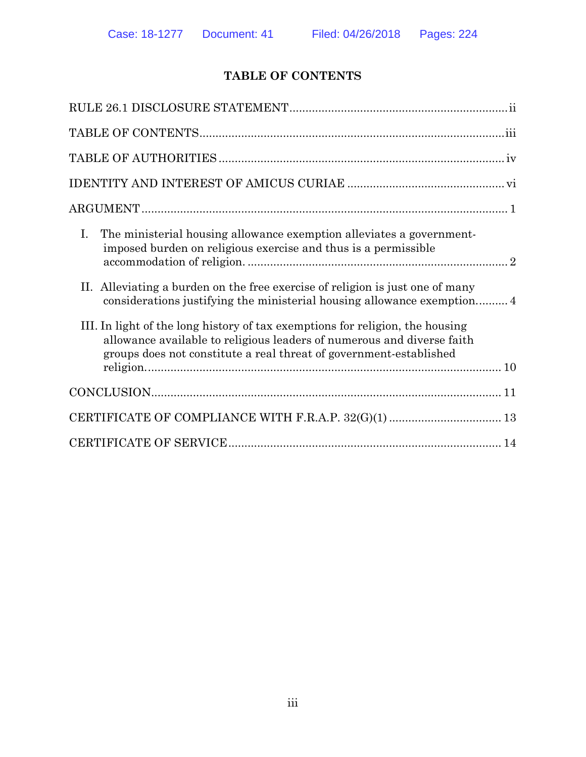# TABLE OF CONTENTS

RULE 26.1 DISCLOSURE STATEMENT .................................................................... ii

TABLE OF CONTENTS ............................................................................................ iii

TABLE OF AUTHORITIES ....................................................................................... iv

IDENTITY AND INTEREST OF AMICUS CURIAE ................................................ vi

ARGUMENT .................................................................................................................. 1

- I. The ministerial housing allowance exemption alleviates a government-imposed burden on religious exercise and thus is a permissible accommodation of religion. ................................................................................. 2
- II. Alleviating a burden on the free exercise of religion is just one of many considerations justifying the ministerial housing allowance exemption .......... 4
- III. In light of the long history of tax exemptions for religion, the housing allowance available to religious leaders of numerous and diverse faith groups does not constitute a real threat of government-established religion ............................................................................................................. 10

CONCLUSION ............................................................................................................ 11

CERTIFICATE OF COMPLIANCE WITH F.R.A.P. 32(G)(1) .................................. 13

CERTIFICATE OF SERVICE .................................................................................... 14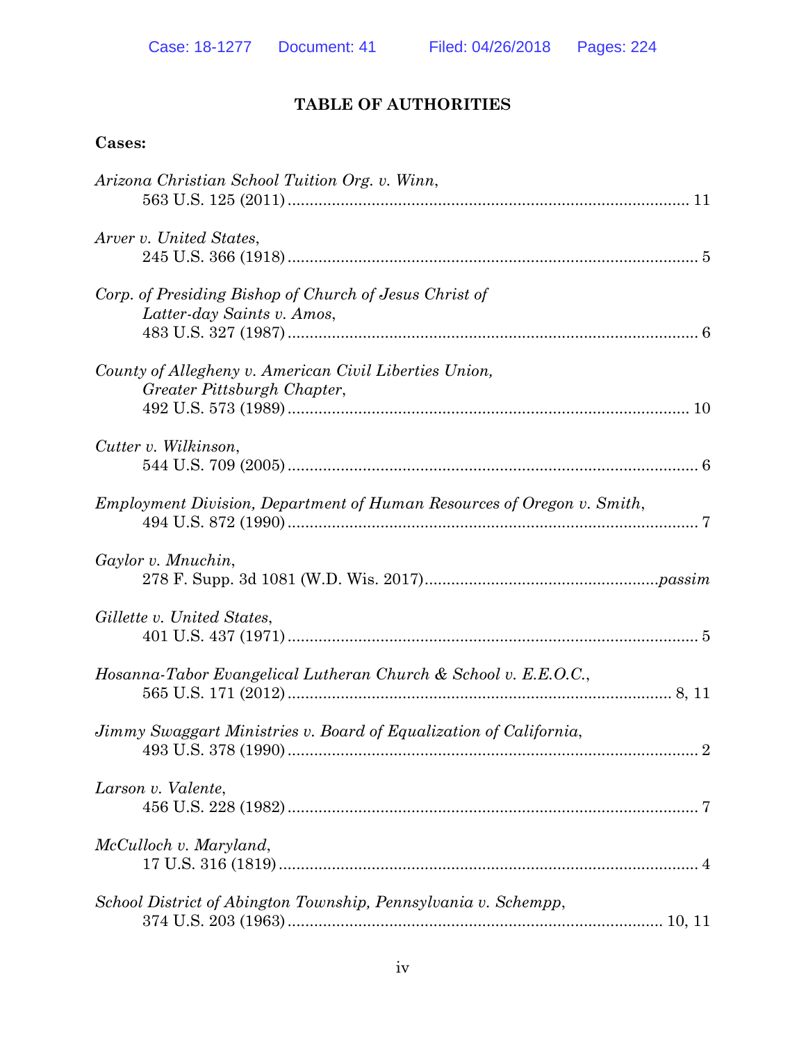## TABLE OF AUTHORITIES

**Cases:**

*Arizona Christian School Tuition Org. v. Winn*,
563 U.S. 125 (2011) .......................................................................................... 11

*Arver v. United States*,
245 U.S. 366 (1918) ............................................................................................ 5

*Corp. of Presiding Bishop of Church of Jesus Christ of Latter-day Saints v. Amos*,
483 U.S. 327 (1987) ............................................................................................ 6

*County of Allegheny v. American Civil Liberties Union, Greater Pittsburgh Chapter*,
492 U.S. 573 (1989) .......................................................................................... 10

*Cutter v. Wilkinson*,
544 U.S. 709 (2005) ............................................................................................ 6

*Employment Division, Department of Human Resources of Oregon v. Smith*,
494 U.S. 872 (1990) ............................................................................................ 7

*Gaylor v. Mnuchin*,
278 F. Supp. 3d 1081 (W.D. Wis. 2017)....................................................*passim*

*Gillette v. United States*,
401 U.S. 437 (1971) ............................................................................................ 5

*Hosanna-Tabor Evangelical Lutheran Church & School v. E.E.O.C.*,
565 U.S. 171 (2012) ...................................................................................... 8, 11

*Jimmy Swaggart Ministries v. Board of Equalization of California*,
493 U.S. 378 (1990) ............................................................................................ 2

*Larson v. Valente*,
456 U.S. 228 (1982) ............................................................................................ 7

*McCulloch v. Maryland*,
17 U.S. 316 (1819) .............................................................................................. 4

*School District of Abington Township, Pennsylvania v. Schempp*,
374 U.S. 203 (1963) .................................................................................... 10, 11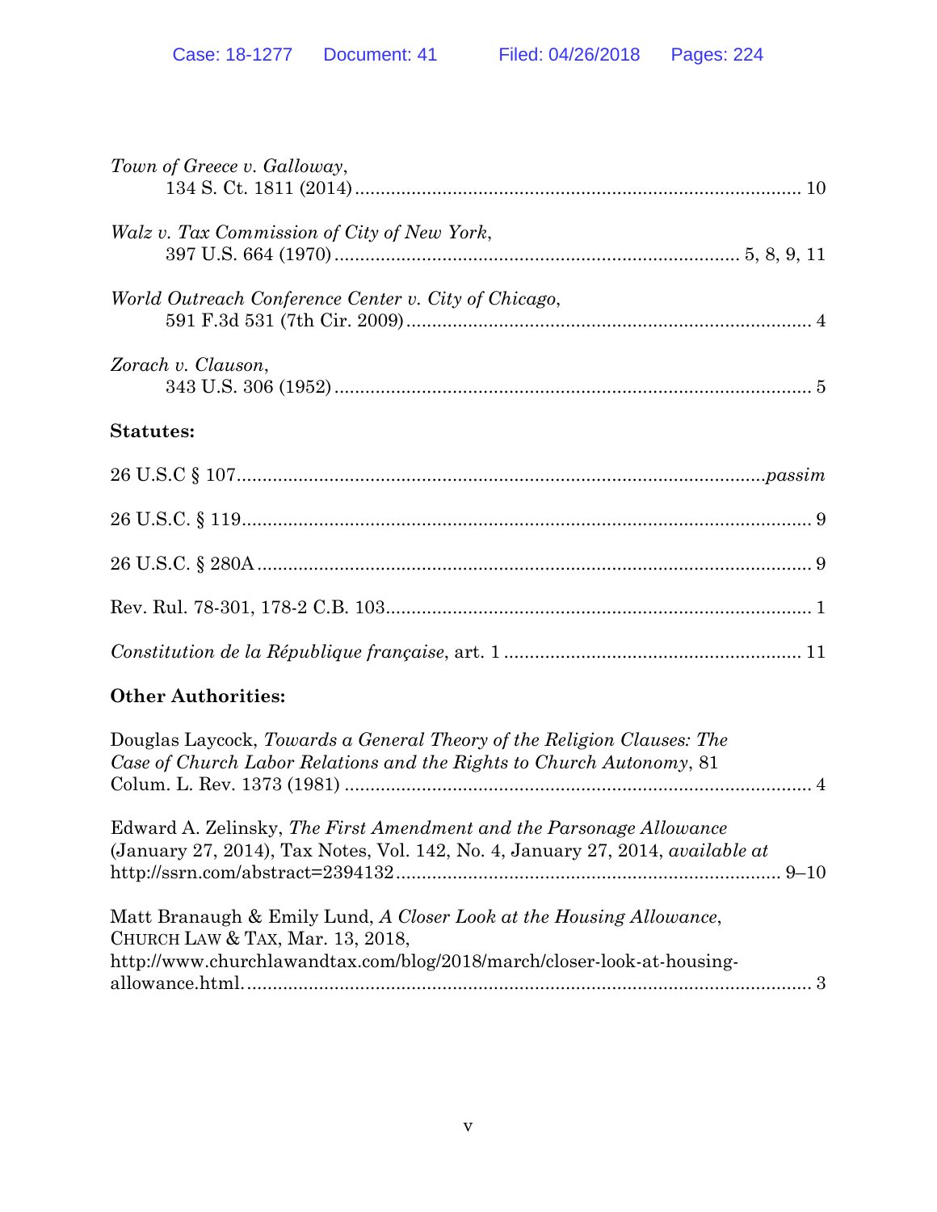*Town of Greece v. Galloway*,
134 S. Ct. 1811 (2014) .......................................................................................... 10

*Walz v. Tax Commission of City of New York*,
397 U.S. 664 (1970) ............................................................................... 5, 8, 9, 11

*World Outreach Conference Center v. City of Chicago*,
591 F.3d 531 (7th Cir. 2009) ................................................................................ 4

*Zorach v. Clauson*,
343 U.S. 306 (1952) .............................................................................................. 5

**Statutes:**

26 U.S.C § 107 ........................................................................................................ *passim*

26 U.S.C. § 119 .......................................................................................................... 9

26 U.S.C. § 280A ........................................................................................................ 9

Rev. Rul. 78-301, 178-2 C.B. 103 ................................................................................ 1

*Constitution de la République française*, art. 1 ......................................................... 11

**Other Authorities:**

Douglas Laycock, *Towards a General Theory of the Religion Clauses: The Case of Church Labor Relations and the Rights to Church Autonomy*, 81 Colum. L. Rev. 1373 (1981) ........................................................................................... 4

Edward A. Zelinsky, *The First Amendment and the Parsonage Allowance* (January 27, 2014), Tax Notes, Vol. 142, No. 4, January 27, 2014, *available at* http://ssrn.com/abstract=2394132 .......................................................................... 9–10

Matt Branaugh & Emily Lund, *A Closer Look at the Housing Allowance*, CHURCH LAW & TAX, Mar. 13, 2018, http://www.churchlawandtax.com/blog/2018/march/closer-look-at-housing-allowance.html. ............................................................................................... 3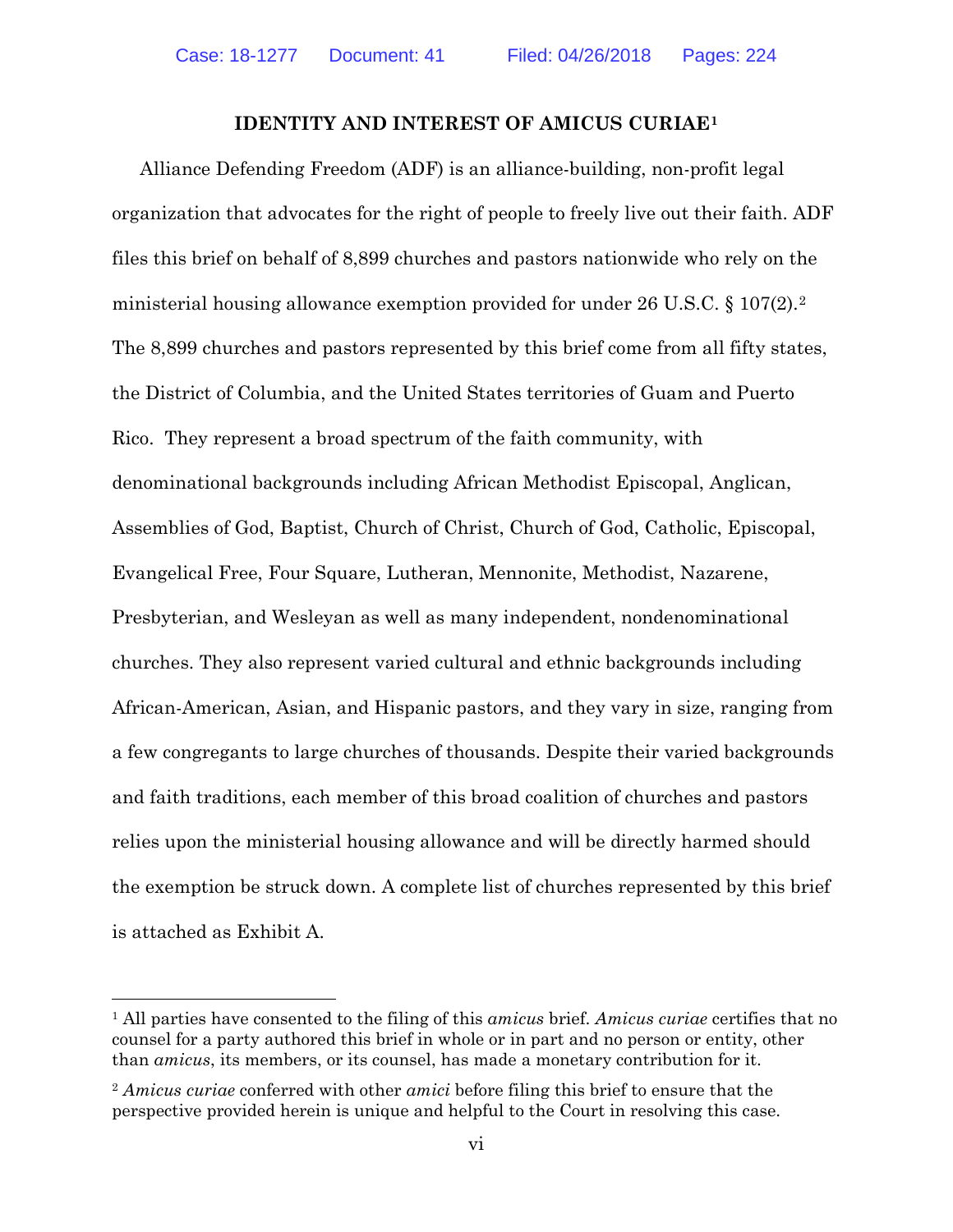## IDENTITY AND INTEREST OF AMICUS CURIAE[1]

Alliance Defending Freedom (ADF) is an alliance-building, non-profit legal organization that advocates for the right of people to freely live out their faith. ADF files this brief on behalf of 8,899 churches and pastors nationwide who rely on the ministerial housing allowance exemption provided for under 26 U.S.C. § 107(2).[2] The 8,899 churches and pastors represented by this brief come from all fifty states, the District of Columbia, and the United States territories of Guam and Puerto Rico. They represent a broad spectrum of the faith community, with denominational backgrounds including African Methodist Episcopal, Anglican, Assemblies of God, Baptist, Church of Christ, Church of God, Catholic, Episcopal, Evangelical Free, Four Square, Lutheran, Mennonite, Methodist, Nazarene, Presbyterian, and Wesleyan as well as many independent, nondenominational churches. They also represent varied cultural and ethnic backgrounds including African-American, Asian, and Hispanic pastors, and they vary in size, ranging from a few congregants to large churches of thousands. Despite their varied backgrounds and faith traditions, each member of this broad coalition of churches and pastors relies upon the ministerial housing allowance and will be directly harmed should the exemption be struck down. A complete list of churches represented by this brief is attached as Exhibit A.

---

[1] All parties have consented to the filing of this *amicus* brief. *Amicus curiae* certifies that no counsel for a party authored this brief in whole or in part and no person or entity, other than *amicus*, its members, or its counsel, has made a monetary contribution for it.

[2] *Amicus curiae* conferred with other *amici* before filing this brief to ensure that the perspective provided herein is unique and helpful to the Court in resolving this case.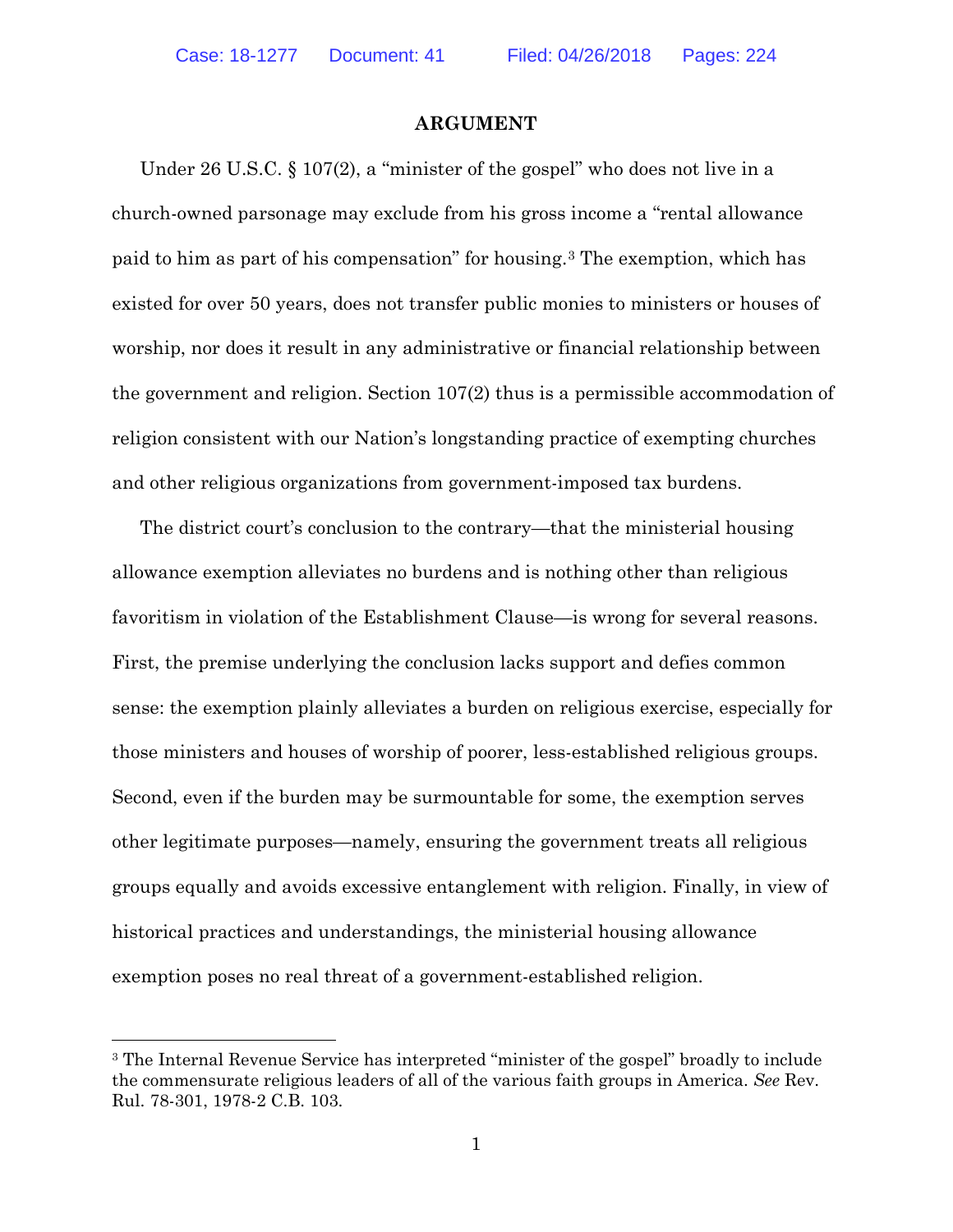**ARGUMENT**

Under 26 U.S.C. § 107(2), a "minister of the gospel" who does not live in a church-owned parsonage may exclude from his gross income a "rental allowance paid to him as part of his compensation" for housing.[3] The exemption, which has existed for over 50 years, does not transfer public monies to ministers or houses of worship, nor does it result in any administrative or financial relationship between the government and religion. Section 107(2) thus is a permissible accommodation of religion consistent with our Nation's longstanding practice of exempting churches and other religious organizations from government-imposed tax burdens.

The district court's conclusion to the contrary—that the ministerial housing allowance exemption alleviates no burdens and is nothing other than religious favoritism in violation of the Establishment Clause—is wrong for several reasons. First, the premise underlying the conclusion lacks support and defies common sense: the exemption plainly alleviates a burden on religious exercise, especially for those ministers and houses of worship of poorer, less-established religious groups. Second, even if the burden may be surmountable for some, the exemption serves other legitimate purposes—namely, ensuring the government treats all religious groups equally and avoids excessive entanglement with religion. Finally, in view of historical practices and understandings, the ministerial housing allowance exemption poses no real threat of a government-established religion.

[3] The Internal Revenue Service has interpreted "minister of the gospel" broadly to include the commensurate religious leaders of all of the various faith groups in America. *See* Rev. Rul. 78-301, 1978-2 C.B. 103.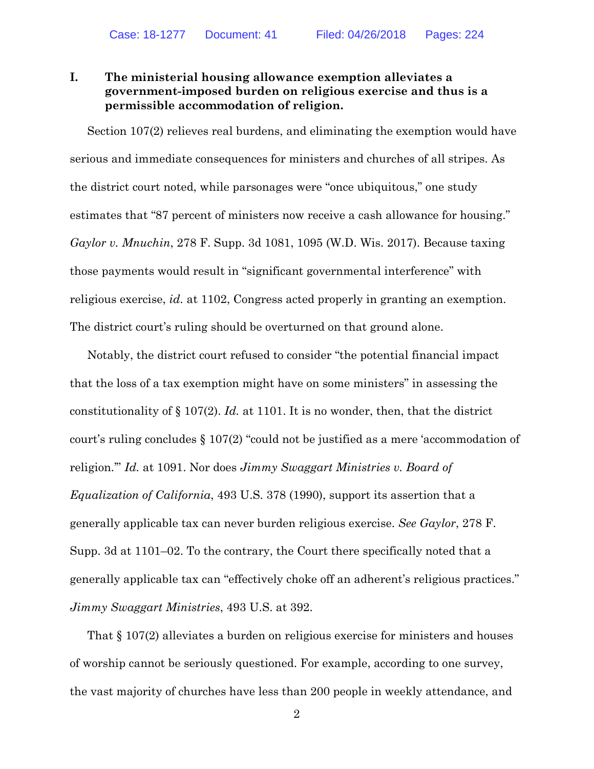## I. The ministerial housing allowance exemption alleviates a government-imposed burden on religious exercise and thus is a permissible accommodation of religion.

Section 107(2) relieves real burdens, and eliminating the exemption would have serious and immediate consequences for ministers and churches of all stripes. As the district court noted, while parsonages were "once ubiquitous," one study estimates that "87 percent of ministers now receive a cash allowance for housing." *Gaylor v. Mnuchin*, 278 F. Supp. 3d 1081, 1095 (W.D. Wis. 2017). Because taxing those payments would result in "significant governmental interference" with religious exercise, *id.* at 1102, Congress acted properly in granting an exemption. The district court's ruling should be overturned on that ground alone.

Notably, the district court refused to consider "the potential financial impact that the loss of a tax exemption might have on some ministers" in assessing the constitutionality of § 107(2). *Id.* at 1101. It is no wonder, then, that the district court's ruling concludes § 107(2) "could not be justified as a mere 'accommodation of religion.'" *Id.* at 1091. Nor does *Jimmy Swaggart Ministries v. Board of Equalization of California*, 493 U.S. 378 (1990), support its assertion that a generally applicable tax can never burden religious exercise. *See Gaylor*, 278 F. Supp. 3d at 1101–02. To the contrary, the Court there specifically noted that a generally applicable tax can "effectively choke off an adherent's religious practices." *Jimmy Swaggart Ministries*, 493 U.S. at 392.

That § 107(2) alleviates a burden on religious exercise for ministers and houses of worship cannot be seriously questioned. For example, according to one survey, the vast majority of churches have less than 200 people in weekly attendance, and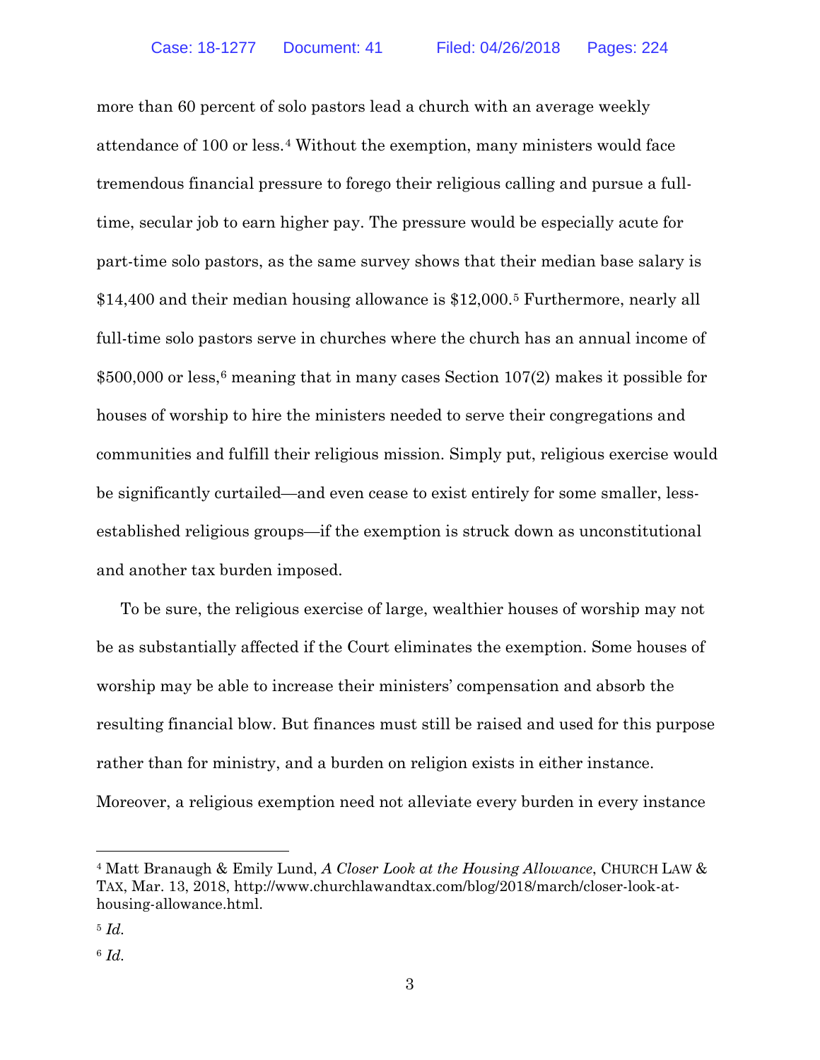more than 60 percent of solo pastors lead a church with an average weekly attendance of 100 or less.[4] Without the exemption, many ministers would face tremendous financial pressure to forego their religious calling and pursue a full-time, secular job to earn higher pay. The pressure would be especially acute for part-time solo pastors, as the same survey shows that their median base salary is $14,400 and their median housing allowance is $12,000.[5] Furthermore, nearly all full-time solo pastors serve in churches where the church has an annual income of $500,000 or less,[6] meaning that in many cases Section 107(2) makes it possible for houses of worship to hire the ministers needed to serve their congregations and communities and fulfill their religious mission. Simply put, religious exercise would be significantly curtailed—and even cease to exist entirely for some smaller, less-established religious groups—if the exemption is struck down as unconstitutional and another tax burden imposed.

To be sure, the religious exercise of large, wealthier houses of worship may not be as substantially affected if the Court eliminates the exemption. Some houses of worship may be able to increase their ministers' compensation and absorb the resulting financial blow. But finances must still be raised and used for this purpose rather than for ministry, and a burden on religion exists in either instance. Moreover, a religious exemption need not alleviate every burden in every instance

---

[4] Matt Branaugh & Emily Lund, *A Closer Look at the Housing Allowance*, CHURCH LAW & TAX, Mar. 13, 2018, http://www.churchlawandtax.com/blog/2018/march/closer-look-at-housing-allowance.html.

[5] *Id.*

[6] *Id.*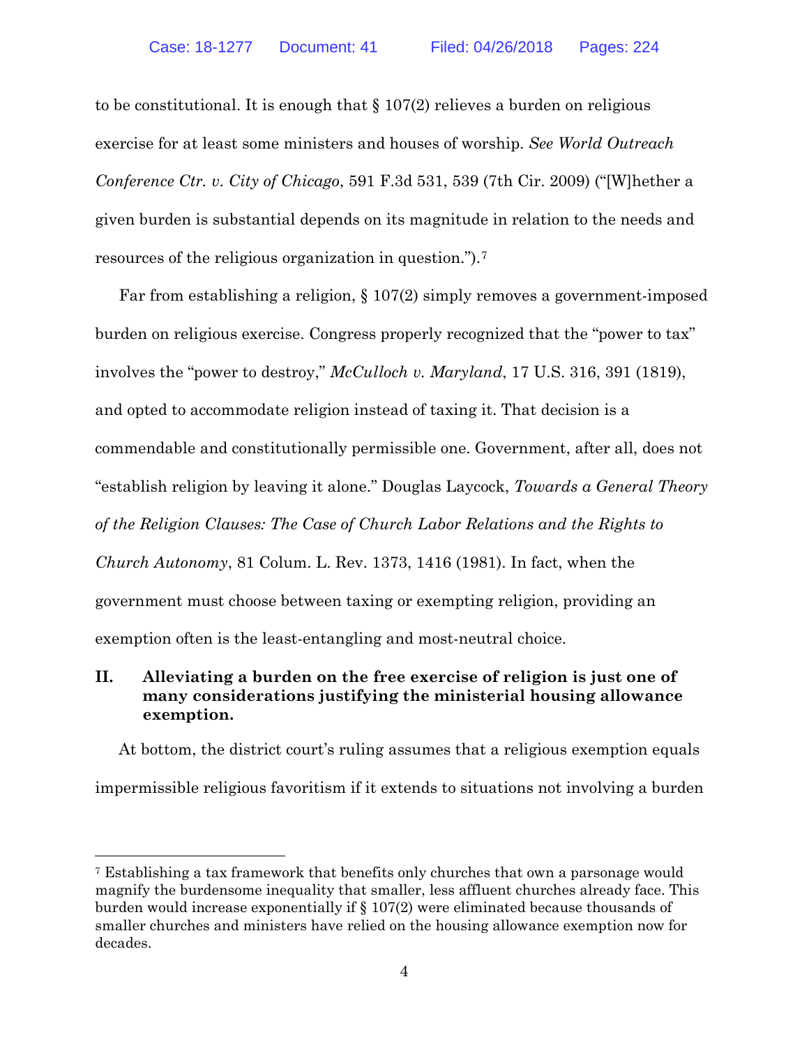to be constitutional. It is enough that § 107(2) relieves a burden on religious exercise for at least some ministers and houses of worship. *See World Outreach Conference Ctr. v. City of Chicago*, 591 F.3d 531, 539 (7th Cir. 2009) ("[W]hether a given burden is substantial depends on its magnitude in relation to the needs and resources of the religious organization in question.").[7]

Far from establishing a religion, § 107(2) simply removes a government-imposed burden on religious exercise. Congress properly recognized that the "power to tax" involves the "power to destroy," *McCulloch v. Maryland*, 17 U.S. 316, 391 (1819), and opted to accommodate religion instead of taxing it. That decision is a commendable and constitutionally permissible one. Government, after all, does not "establish religion by leaving it alone." Douglas Laycock, *Towards a General Theory of the Religion Clauses: The Case of Church Labor Relations and the Rights to Church Autonomy*, 81 Colum. L. Rev. 1373, 1416 (1981). In fact, when the government must choose between taxing or exempting religion, providing an exemption often is the least-entangling and most-neutral choice.

## II. Alleviating a burden on the free exercise of religion is just one of many considerations justifying the ministerial housing allowance exemption.

At bottom, the district court's ruling assumes that a religious exemption equals impermissible religious favoritism if it extends to situations not involving a burden

[7] Establishing a tax framework that benefits only churches that own a parsonage would magnify the burdensome inequality that smaller, less affluent churches already face. This burden would increase exponentially if § 107(2) were eliminated because thousands of smaller churches and ministers have relied on the housing allowance exemption now for decades.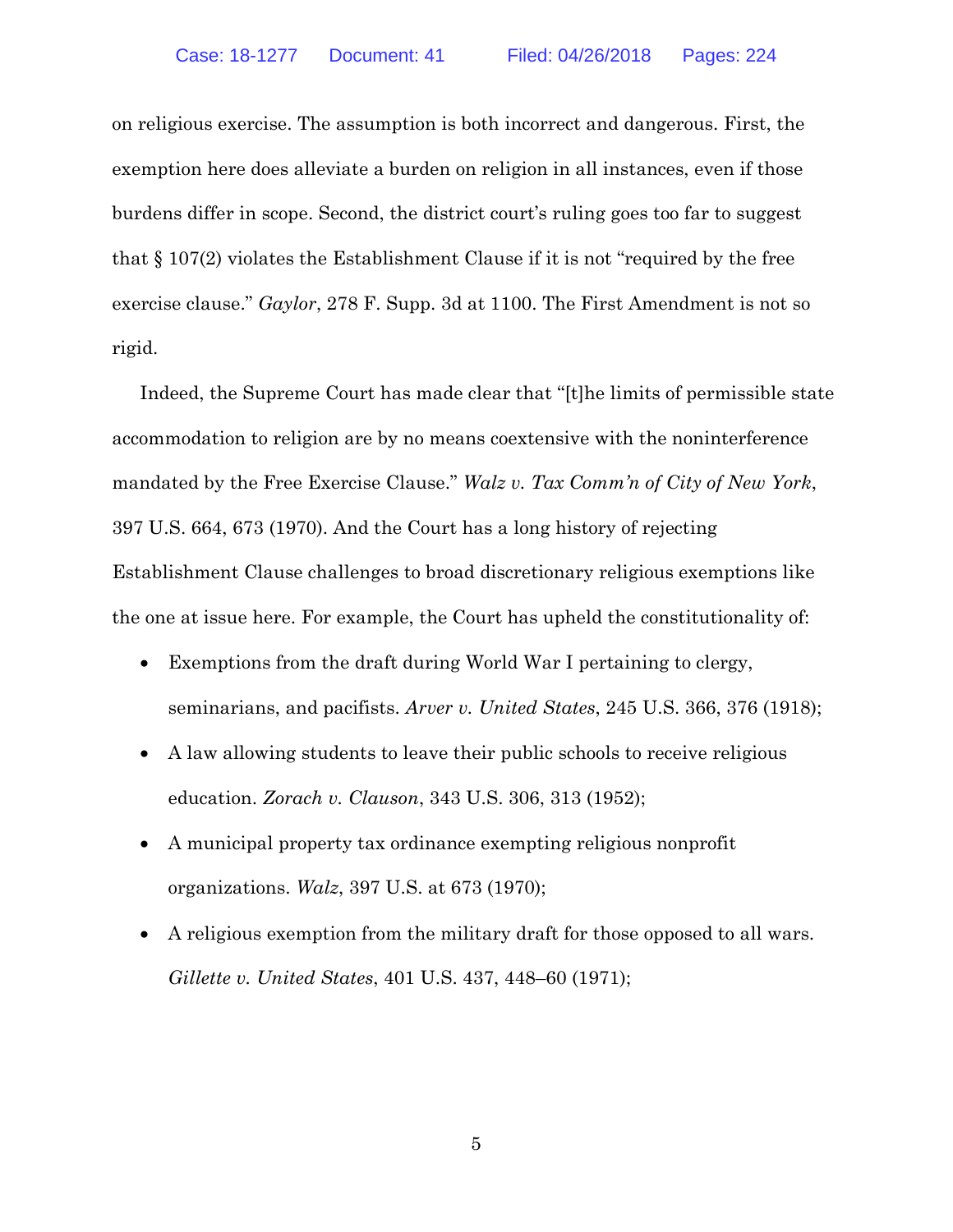on religious exercise. The assumption is both incorrect and dangerous. First, the exemption here does alleviate a burden on religion in all instances, even if those burdens differ in scope. Second, the district court's ruling goes too far to suggest that § 107(2) violates the Establishment Clause if it is not "required by the free exercise clause." *Gaylor*, 278 F. Supp. 3d at 1100. The First Amendment is not so rigid.

Indeed, the Supreme Court has made clear that "[t]he limits of permissible state accommodation to religion are by no means coextensive with the noninterference mandated by the Free Exercise Clause." *Walz v. Tax Comm'n of City of New York*, 397 U.S. 664, 673 (1970). And the Court has a long history of rejecting Establishment Clause challenges to broad discretionary religious exemptions like the one at issue here. For example, the Court has upheld the constitutionality of:

- Exemptions from the draft during World War I pertaining to clergy, seminarians, and pacifists. *Arver v. United States*, 245 U.S. 366, 376 (1918);
- A law allowing students to leave their public schools to receive religious education. *Zorach v. Clauson*, 343 U.S. 306, 313 (1952);
- A municipal property tax ordinance exempting religious nonprofit organizations. *Walz*, 397 U.S. at 673 (1970);
- A religious exemption from the military draft for those opposed to all wars. *Gillette v. United States*, 401 U.S. 437, 448–60 (1971);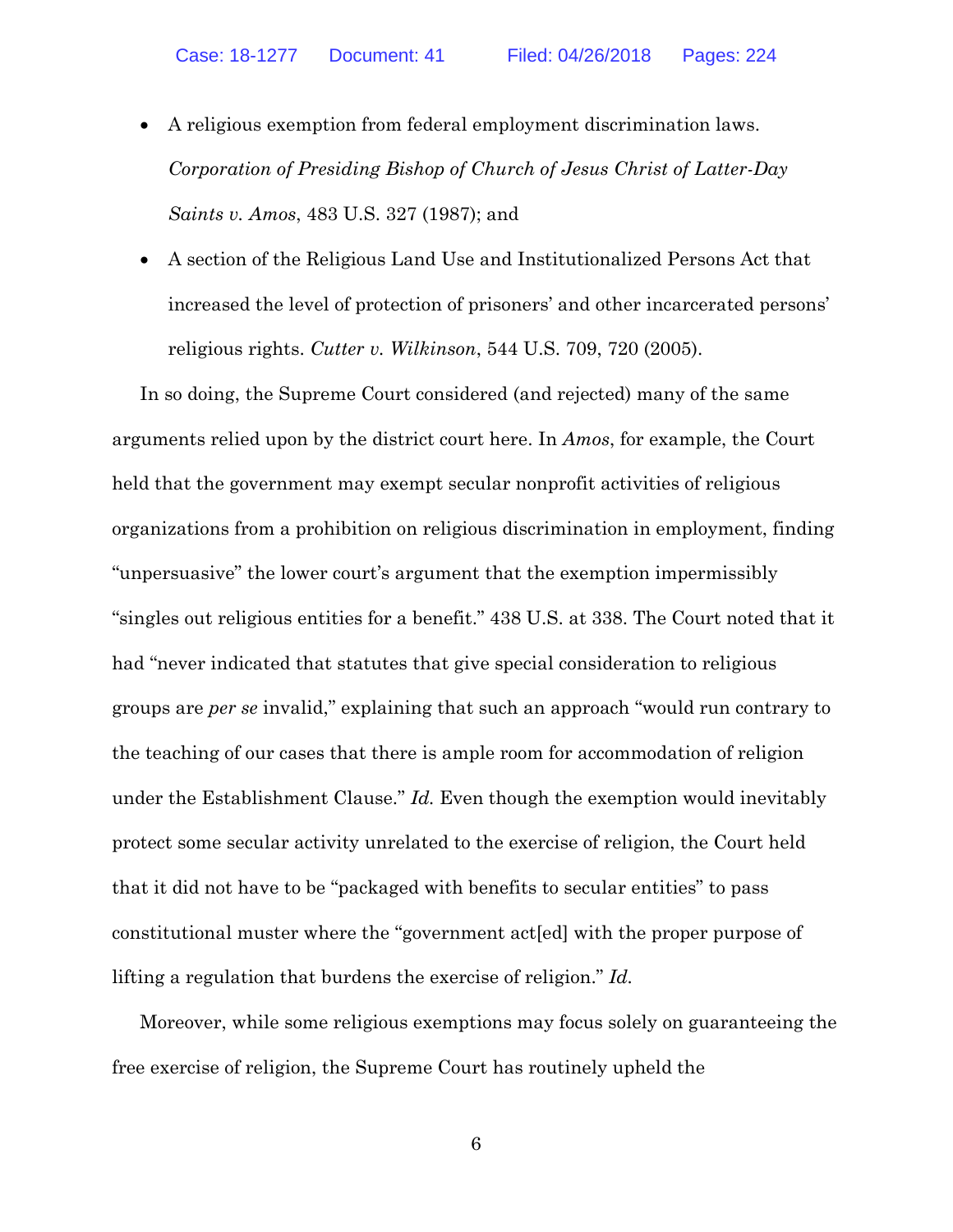- A religious exemption from federal employment discrimination laws. *Corporation of Presiding Bishop of Church of Jesus Christ of Latter-Day Saints v. Amos*, 483 U.S. 327 (1987); and
- A section of the Religious Land Use and Institutionalized Persons Act that increased the level of protection of prisoners' and other incarcerated persons' religious rights. *Cutter v. Wilkinson*, 544 U.S. 709, 720 (2005).

In so doing, the Supreme Court considered (and rejected) many of the same arguments relied upon by the district court here. In *Amos*, for example, the Court held that the government may exempt secular nonprofit activities of religious organizations from a prohibition on religious discrimination in employment, finding "unpersuasive" the lower court's argument that the exemption impermissibly "singles out religious entities for a benefit." 438 U.S. at 338. The Court noted that it had "never indicated that statutes that give special consideration to religious groups are *per se* invalid," explaining that such an approach "would run contrary to the teaching of our cases that there is ample room for accommodation of religion under the Establishment Clause." *Id.* Even though the exemption would inevitably protect some secular activity unrelated to the exercise of religion, the Court held that it did not have to be "packaged with benefits to secular entities" to pass constitutional muster where the "government act[ed] with the proper purpose of lifting a regulation that burdens the exercise of religion." *Id.*

Moreover, while some religious exemptions may focus solely on guaranteeing the free exercise of religion, the Supreme Court has routinely upheld the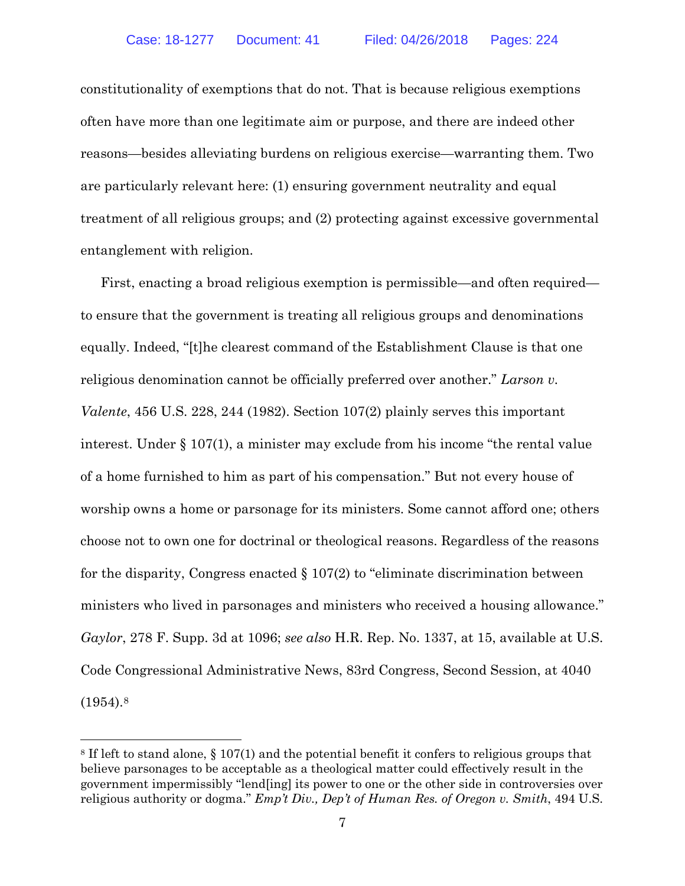constitutionality of exemptions that do not. That is because religious exemptions often have more than one legitimate aim or purpose, and there are indeed other reasons—besides alleviating burdens on religious exercise—warranting them. Two are particularly relevant here: (1) ensuring government neutrality and equal treatment of all religious groups; and (2) protecting against excessive governmental entanglement with religion.

First, enacting a broad religious exemption is permissible—and often required—to ensure that the government is treating all religious groups and denominations equally. Indeed, "[t]he clearest command of the Establishment Clause is that one religious denomination cannot be officially preferred over another." *Larson v. Valente*, 456 U.S. 228, 244 (1982). Section 107(2) plainly serves this important interest. Under § 107(1), a minister may exclude from his income "the rental value of a home furnished to him as part of his compensation." But not every house of worship owns a home or parsonage for its ministers. Some cannot afford one; others choose not to own one for doctrinal or theological reasons. Regardless of the reasons for the disparity, Congress enacted § 107(2) to "eliminate discrimination between ministers who lived in parsonages and ministers who received a housing allowance." *Gaylor*, 278 F. Supp. 3d at 1096; *see also* H.R. Rep. No. 1337, at 15, available at U.S. Code Congressional Administrative News, 83rd Congress, Second Session, at 4040 (1954).[8]

---

[8] If left to stand alone, § 107(1) and the potential benefit it confers to religious groups that believe parsonages to be acceptable as a theological matter could effectively result in the government impermissibly "lend[ing] its power to one or the other side in controversies over religious authority or dogma." *Emp't Div., Dep't of Human Res. of Oregon v. Smith*, 494 U.S.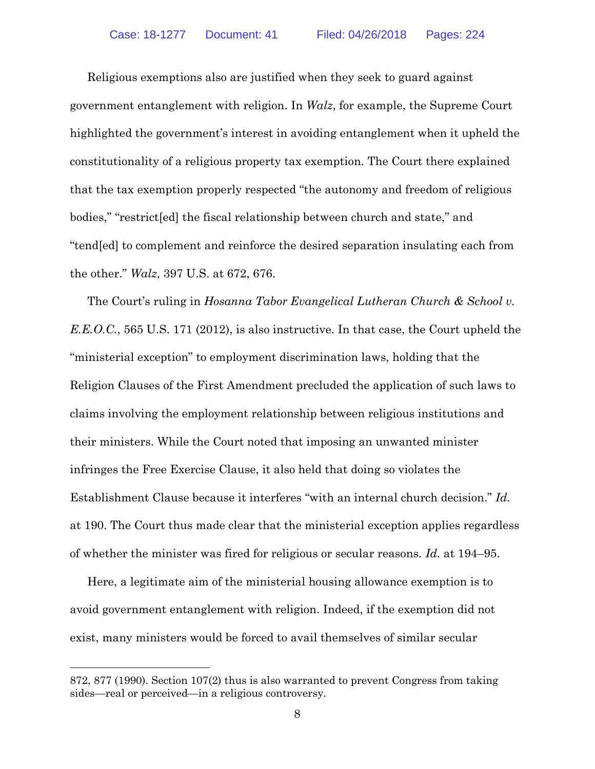Religious exemptions also are justified when they seek to guard against government entanglement with religion. In *Walz*, for example, the Supreme Court highlighted the government's interest in avoiding entanglement when it upheld the constitutionality of a religious property tax exemption. The Court there explained that the tax exemption properly respected "the autonomy and freedom of religious bodies," "restrict[ed] the fiscal relationship between church and state," and "tend[ed] to complement and reinforce the desired separation insulating each from the other." *Walz*, 397 U.S. at 672, 676.

The Court's ruling in *Hosanna Tabor Evangelical Lutheran Church & School v. E.E.O.C.*, 565 U.S. 171 (2012), is also instructive. In that case, the Court upheld the "ministerial exception" to employment discrimination laws, holding that the Religion Clauses of the First Amendment precluded the application of such laws to claims involving the employment relationship between religious institutions and their ministers. While the Court noted that imposing an unwanted minister infringes the Free Exercise Clause, it also held that doing so violates the Establishment Clause because it interferes "with an internal church decision." *Id.* at 190. The Court thus made clear that the ministerial exception applies regardless of whether the minister was fired for religious or secular reasons. *Id.* at 194–95.

Here, a legitimate aim of the ministerial housing allowance exemption is to avoid government entanglement with religion. Indeed, if the exemption did not exist, many ministers would be forced to avail themselves of similar secular

---

872, 877 (1990). Section 107(2) thus is also warranted to prevent Congress from taking sides—real or perceived—in a religious controversy.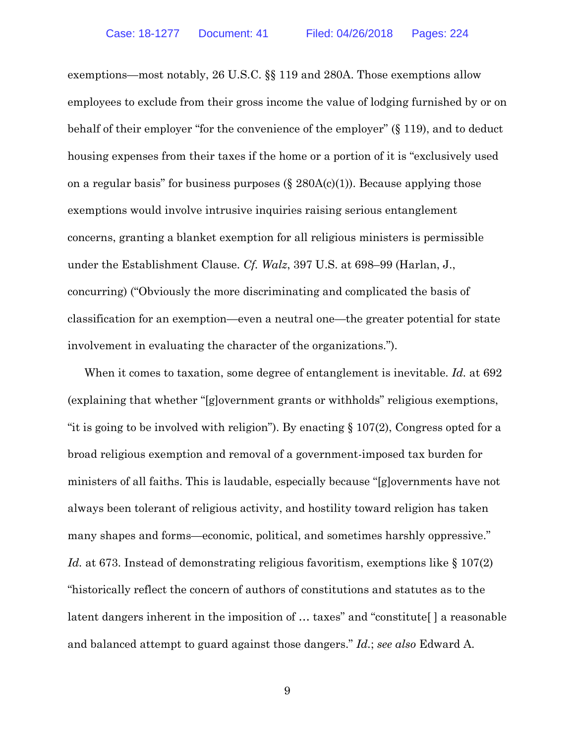exemptions—most notably, 26 U.S.C. §§ 119 and 280A. Those exemptions allow employees to exclude from their gross income the value of lodging furnished by or on behalf of their employer "for the convenience of the employer" (§ 119), and to deduct housing expenses from their taxes if the home or a portion of it is "exclusively used on a regular basis" for business purposes (§ 280A(c)(1)). Because applying those exemptions would involve intrusive inquiries raising serious entanglement concerns, granting a blanket exemption for all religious ministers is permissible under the Establishment Clause. *Cf. Walz*, 397 U.S. at 698–99 (Harlan, J., concurring) ("Obviously the more discriminating and complicated the basis of classification for an exemption—even a neutral one—the greater potential for state involvement in evaluating the character of the organizations.").

When it comes to taxation, some degree of entanglement is inevitable. *Id.* at 692 (explaining that whether "[g]overnment grants or withholds" religious exemptions, "it is going to be involved with religion"). By enacting § 107(2), Congress opted for a broad religious exemption and removal of a government-imposed tax burden for ministers of all faiths. This is laudable, especially because "[g]overnments have not always been tolerant of religious activity, and hostility toward religion has taken many shapes and forms—economic, political, and sometimes harshly oppressive." *Id.* at 673. Instead of demonstrating religious favoritism, exemptions like § 107(2) "historically reflect the concern of authors of constitutions and statutes as to the latent dangers inherent in the imposition of … taxes" and "constitute[ ] a reasonable and balanced attempt to guard against those dangers." *Id.*; *see also* Edward A.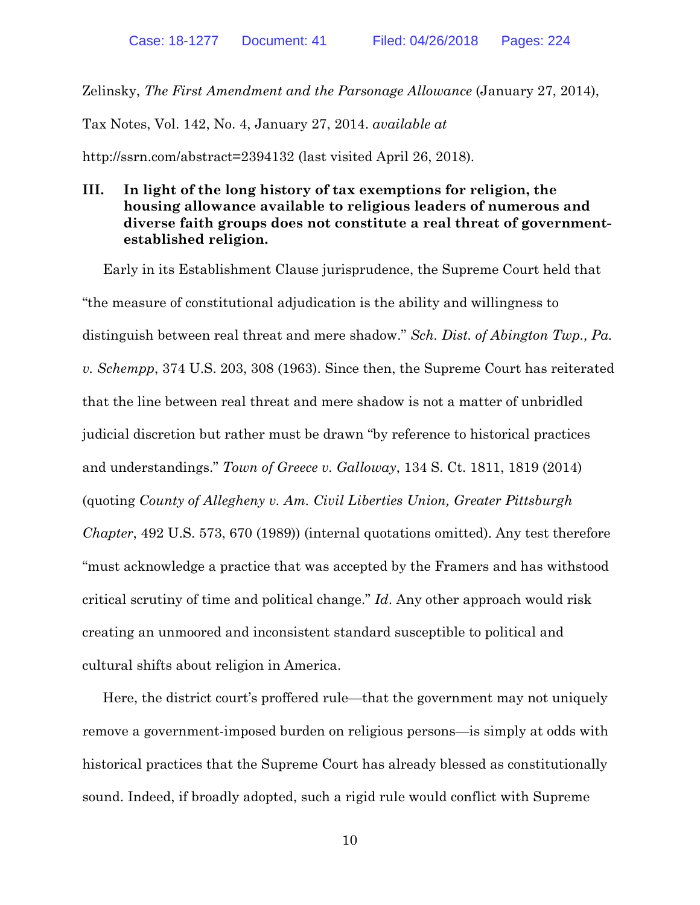Zelinsky, *The First Amendment and the Parsonage Allowance* (January 27, 2014), Tax Notes, Vol. 142, No. 4, January 27, 2014. *available at* http://ssrn.com/abstract=2394132 (last visited April 26, 2018).

## III. In light of the long history of tax exemptions for religion, the housing allowance available to religious leaders of numerous and diverse faith groups does not constitute a real threat of government-established religion.

Early in its Establishment Clause jurisprudence, the Supreme Court held that "the measure of constitutional adjudication is the ability and willingness to distinguish between real threat and mere shadow." *Sch. Dist. of Abington Twp., Pa. v. Schempp*, 374 U.S. 203, 308 (1963). Since then, the Supreme Court has reiterated that the line between real threat and mere shadow is not a matter of unbridled judicial discretion but rather must be drawn "by reference to historical practices and understandings." *Town of Greece v. Galloway*, 134 S. Ct. 1811, 1819 (2014) (quoting *County of Allegheny v. Am. Civil Liberties Union, Greater Pittsburgh Chapter*, 492 U.S. 573, 670 (1989)) (internal quotations omitted). Any test therefore "must acknowledge a practice that was accepted by the Framers and has withstood critical scrutiny of time and political change." *Id*. Any other approach would risk creating an unmoored and inconsistent standard susceptible to political and cultural shifts about religion in America.

Here, the district court's proffered rule—that the government may not uniquely remove a government-imposed burden on religious persons—is simply at odds with historical practices that the Supreme Court has already blessed as constitutionally sound. Indeed, if broadly adopted, such a rigid rule would conflict with Supreme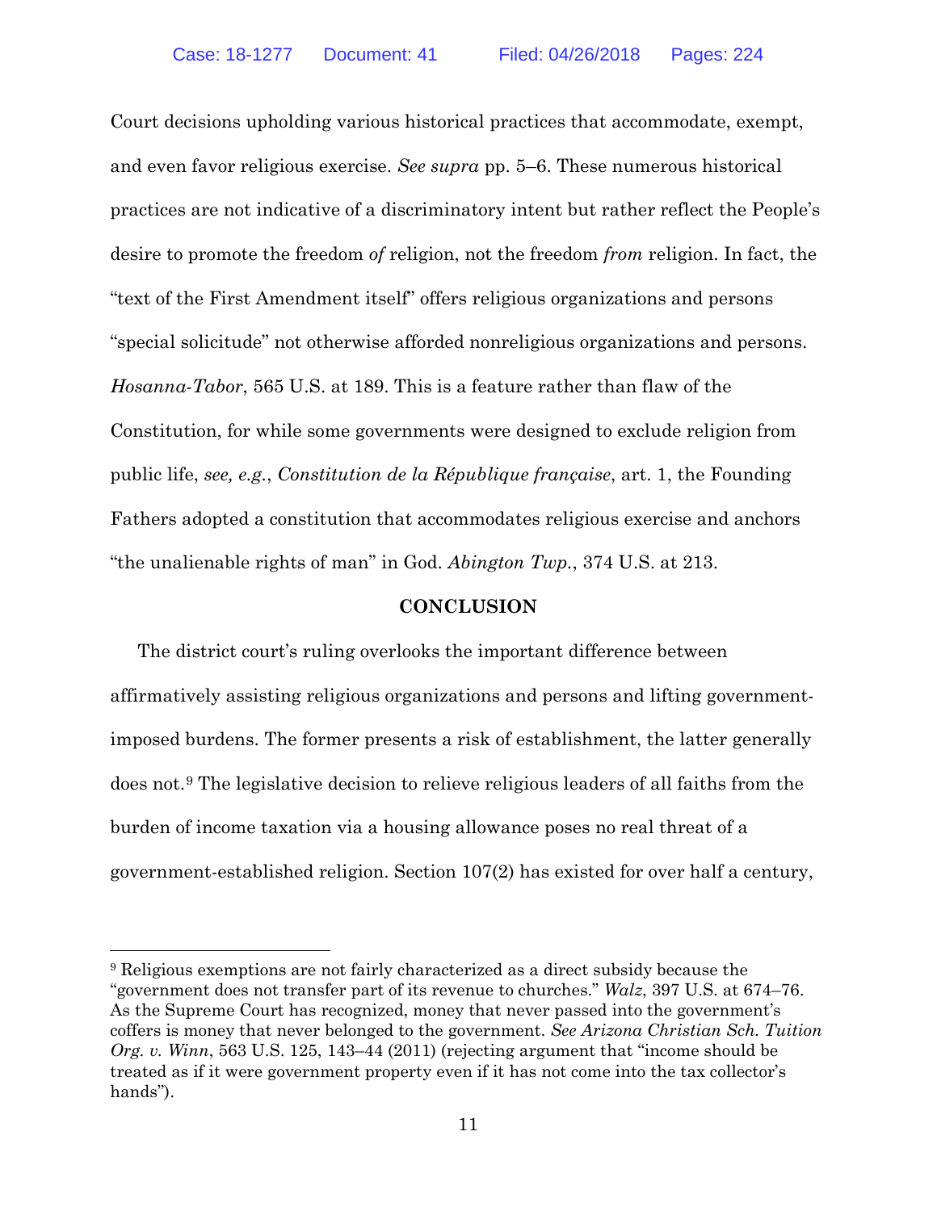Court decisions upholding various historical practices that accommodate, exempt, and even favor religious exercise. *See supra* pp. 5–6. These numerous historical practices are not indicative of a discriminatory intent but rather reflect the People's desire to promote the freedom *of* religion, not the freedom *from* religion. In fact, the "text of the First Amendment itself" offers religious organizations and persons "special solicitude" not otherwise afforded nonreligious organizations and persons. *Hosanna-Tabor*, 565 U.S. at 189. This is a feature rather than flaw of the Constitution, for while some governments were designed to exclude religion from public life, *see, e.g.*, *Constitution de la République française*, art. 1, the Founding Fathers adopted a constitution that accommodates religious exercise and anchors "the unalienable rights of man" in God. *Abington Twp.*, 374 U.S. at 213.

## CONCLUSION

The district court's ruling overlooks the important difference between affirmatively assisting religious organizations and persons and lifting government-imposed burdens. The former presents a risk of establishment, the latter generally does not.[9] The legislative decision to relieve religious leaders of all faiths from the burden of income taxation via a housing allowance poses no real threat of a government-established religion. Section 107(2) has existed for over half a century,

---

[9] Religious exemptions are not fairly characterized as a direct subsidy because the "government does not transfer part of its revenue to churches." *Walz*, 397 U.S. at 674–76. As the Supreme Court has recognized, money that never passed into the government's coffers is money that never belonged to the government. *See Arizona Christian Sch. Tuition Org. v. Winn*, 563 U.S. 125, 143–44 (2011) (rejecting argument that "income should be treated as if it were government property even if it has not come into the tax collector's hands").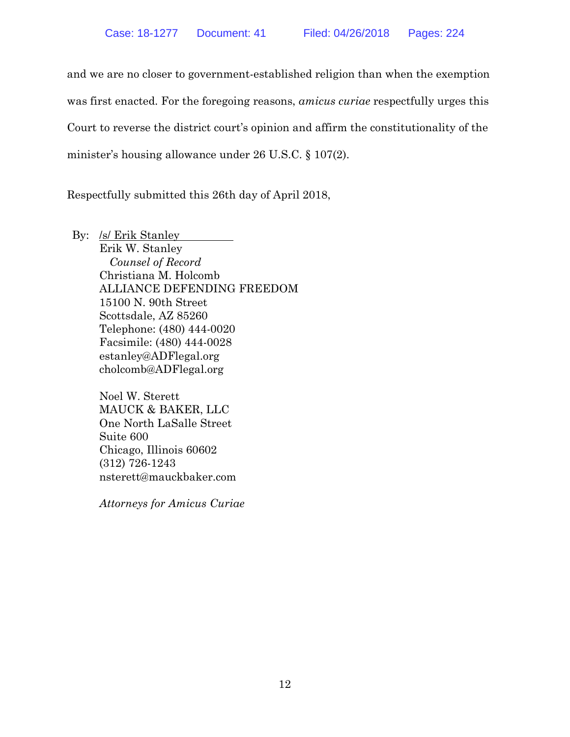and we are no closer to government-established religion than when the exemption was first enacted. For the foregoing reasons, *amicus curiae* respectfully urges this Court to reverse the district court's opinion and affirm the constitutionality of the minister's housing allowance under 26 U.S.C. § 107(2).

Respectfully submitted this 26th day of April 2018,

By: /s/ Erik Stanley
Erik W. Stanley
*Counsel of Record*
Christiana M. Holcomb
ALLIANCE DEFENDING FREEDOM
15100 N. 90th Street
Scottsdale, AZ 85260
Telephone: (480) 444-0020
Facsimile: (480) 444-0028
estanley@ADFlegal.org
cholcomb@ADFlegal.org

Noel W. Sterett
MAUCK & BAKER, LLC
One North LaSalle Street
Suite 600
Chicago, Illinois 60602
(312) 726-1243
nsterett@mauckbaker.com

*Attorneys for Amicus Curiae*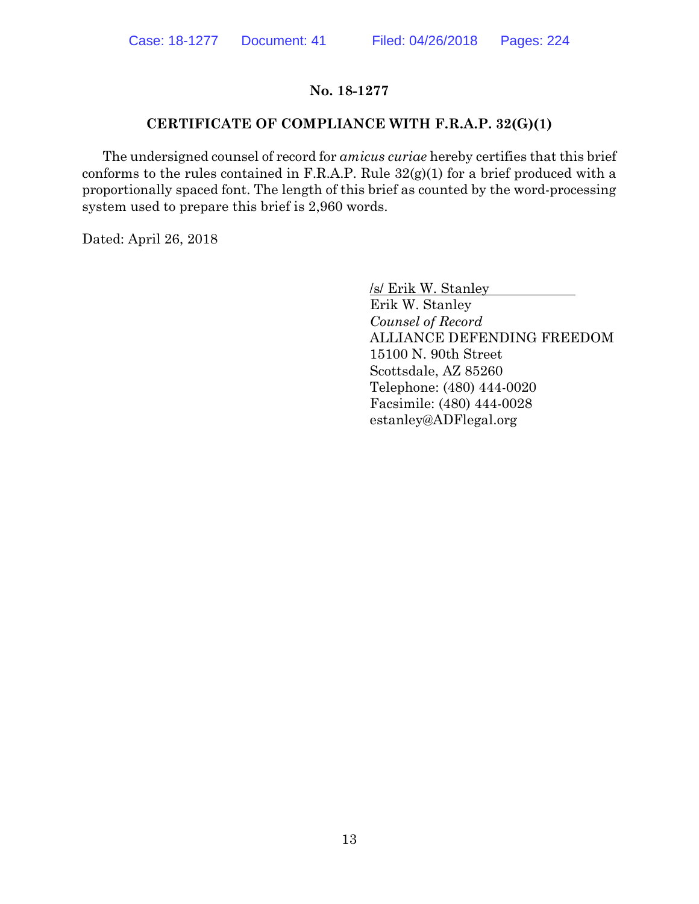**No. 18-1277**

**CERTIFICATE OF COMPLIANCE WITH F.R.A.P. 32(G)(1)**

The undersigned counsel of record for *amicus curiae* hereby certifies that this brief conforms to the rules contained in F.R.A.P. Rule 32(g)(1) for a brief produced with a proportionally spaced font. The length of this brief as counted by the word-processing system used to prepare this brief is 2,960 words.

Dated: April 26, 2018

/s/ Erik W. Stanley
Erik W. Stanley
*Counsel of Record*
ALLIANCE DEFENDING FREEDOM
15100 N. 90th Street
Scottsdale, AZ 85260
Telephone: (480) 444-0020
Facsimile: (480) 444-0028
estanley@ADFlegal.org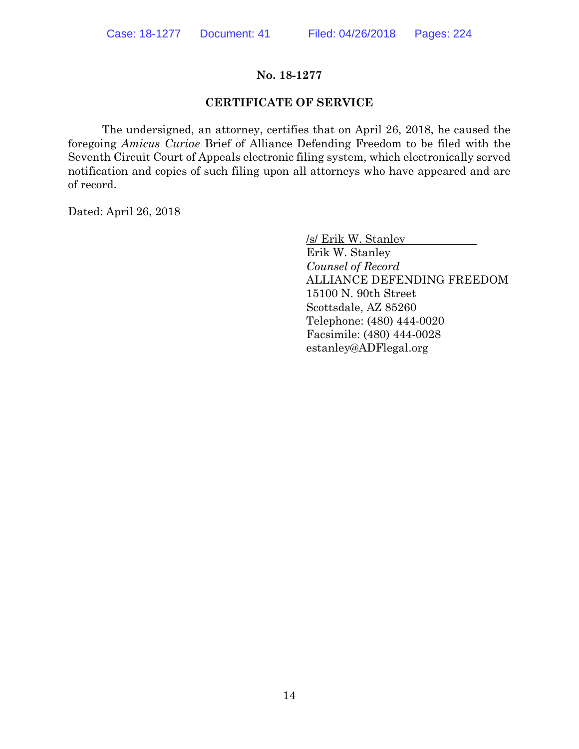**No. 18-1277**

**CERTIFICATE OF SERVICE**

The undersigned, an attorney, certifies that on April 26, 2018, he caused the foregoing *Amicus Curiae* Brief of Alliance Defending Freedom to be filed with the Seventh Circuit Court of Appeals electronic filing system, which electronically served notification and copies of such filing upon all attorneys who have appeared and are of record.

Dated: April 26, 2018

/s/ Erik W. Stanley
Erik W. Stanley
*Counsel of Record*
ALLIANCE DEFENDING FREEDOM
15100 N. 90th Street
Scottsdale, AZ 85260
Telephone: (480) 444-0020
Facsimile: (480) 444-0028
estanley@ADFlegal.org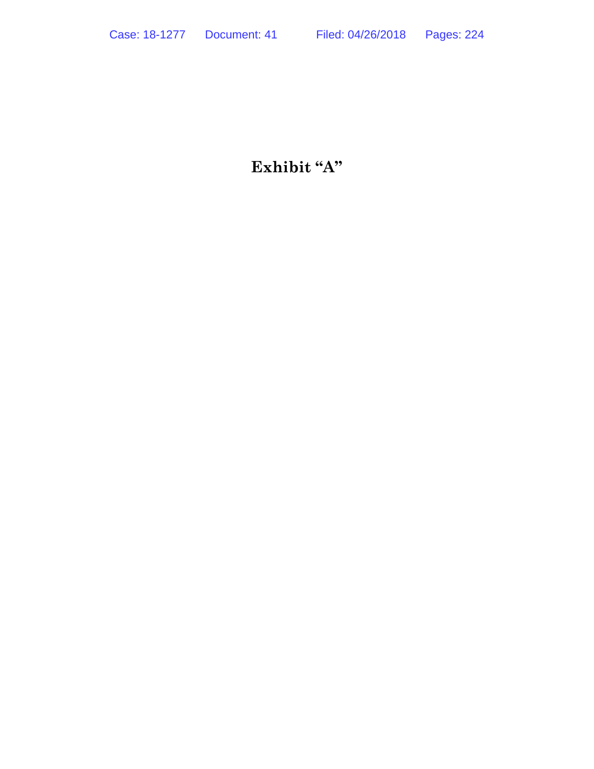**Exhibit "A"**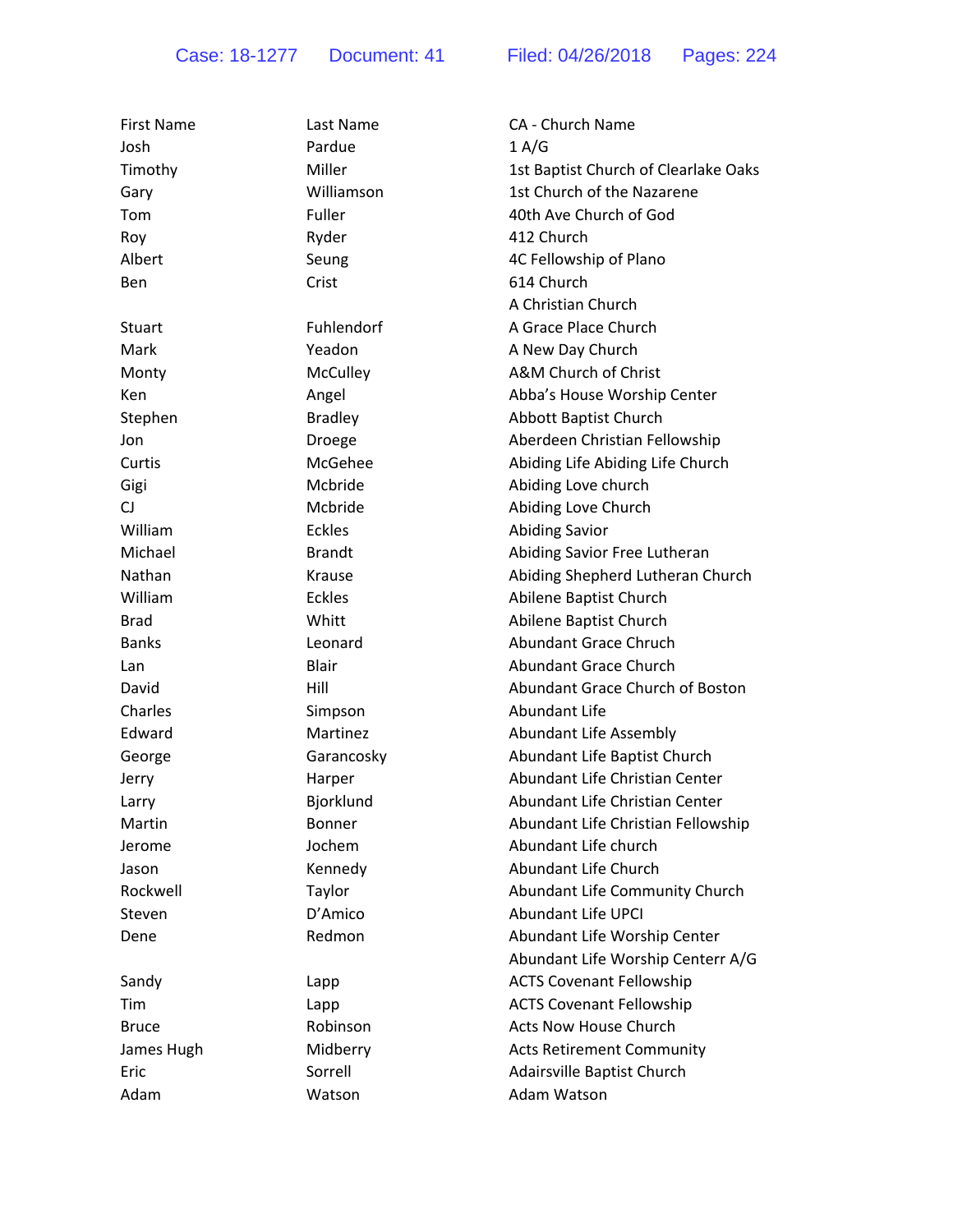| First Name | Last Name | CA - Church Name |
|---|---|---|
| Josh | Pardue | 1 A/G |
| Timothy | Miller | 1st Baptist Church of Clearlake Oaks |
| Gary | Williamson | 1st Church of the Nazarene |
| Tom | Fuller | 40th Ave Church of God |
| Roy | Ryder | 412 Church |
| Albert | Seung | 4C Fellowship of Plano |
| Ben | Crist | 614 Church |
| | | A Christian Church |
| Stuart | Fuhlendorf | A Grace Place Church |
| Mark | Yeadon | A New Day Church |
| Monty | McCulley | A&M Church of Christ |
| Ken | Angel | Abba's House Worship Center |
| Stephen | Bradley | Abbott Baptist Church |
| Jon | Droege | Aberdeen Christian Fellowship |
| Curtis | McGehee | Abiding Life Abiding Life Church |
| Gigi | Mcbride | Abiding Love church |
| CJ | Mcbride | Abiding Love Church |
| William | Eckles | Abiding Savior |
| Michael | Brandt | Abiding Savior Free Lutheran |
| Nathan | Krause | Abiding Shepherd Lutheran Church |
| William | Eckles | Abilene Baptist Church |
| Brad | Whitt | Abilene Baptist Church |
| Banks | Leonard | Abundant Grace Chruch |
| Lan | Blair | Abundant Grace Church |
| David | Hill | Abundant Grace Church of Boston |
| Charles | Simpson | Abundant Life |
| Edward | Martinez | Abundant Life Assembly |
| George | Garancosky | Abundant Life Baptist Church |
| Jerry | Harper | Abundant Life Christian Center |
| Larry | Bjorklund | Abundant Life Christian Center |
| Martin | Bonner | Abundant Life Christian Fellowship |
| Jerome | Jochem | Abundant Life church |
| Jason | Kennedy | Abundant Life Church |
| Rockwell | Taylor | Abundant Life Community Church |
| Steven | D'Amico | Abundant Life UPCI |
| Dene | Redmon | Abundant Life Worship Center |
| | | Abundant Life Worship Centerr A/G |
| Sandy | Lapp | ACTS Covenant Fellowship |
| Tim | Lapp | ACTS Covenant Fellowship |
| Bruce | Robinson | Acts Now House Church |
| James Hugh | Midberry | Acts Retirement Community |
| Eric | Sorrell | Adairsville Baptist Church |
| Adam | Watson | Adam Watson |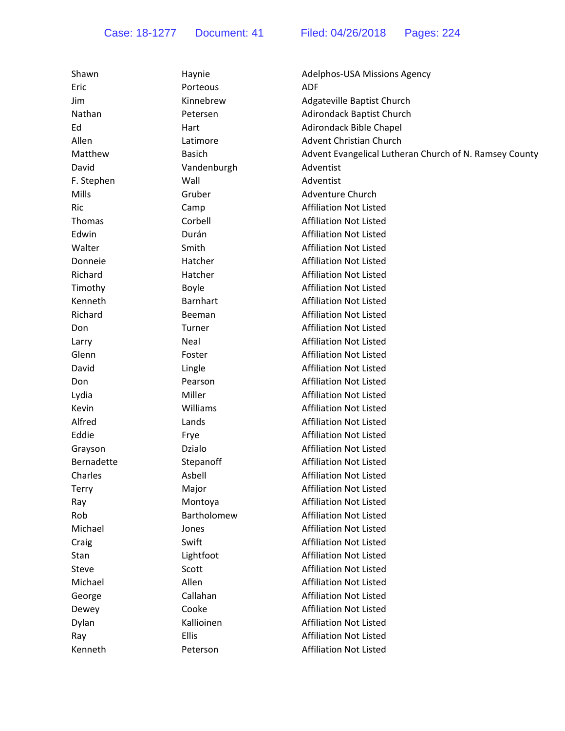| | | |
|---|---|---|
| Shawn | Haynie | Adelphos-USA Missions Agency |
| Eric | Porteous | ADF |
| Jim | Kinnebrew | Adgateville Baptist Church |
| Nathan | Petersen | Adirondack Baptist Church |
| Ed | Hart | Adirondack Bible Chapel |
| Allen | Latimore | Advent Christian Church |
| Matthew | Basich | Advent Evangelical Lutheran Church of N. Ramsey County |
| David | Vandenburgh | Adventist |
| F. Stephen | Wall | Adventist |
| Mills | Gruber | Adventure Church |
| Ric | Camp | Affiliation Not Listed |
| Thomas | Corbell | Affiliation Not Listed |
| Edwin | Durán | Affiliation Not Listed |
| Walter | Smith | Affiliation Not Listed |
| Donneie | Hatcher | Affiliation Not Listed |
| Richard | Hatcher | Affiliation Not Listed |
| Timothy | Boyle | Affiliation Not Listed |
| Kenneth | Barnhart | Affiliation Not Listed |
| Richard | Beeman | Affiliation Not Listed |
| Don | Turner | Affiliation Not Listed |
| Larry | Neal | Affiliation Not Listed |
| Glenn | Foster | Affiliation Not Listed |
| David | Lingle | Affiliation Not Listed |
| Don | Pearson | Affiliation Not Listed |
| Lydia | Miller | Affiliation Not Listed |
| Kevin | Williams | Affiliation Not Listed |
| Alfred | Lands | Affiliation Not Listed |
| Eddie | Frye | Affiliation Not Listed |
| Grayson | Dzialo | Affiliation Not Listed |
| Bernadette | Stepanoff | Affiliation Not Listed |
| Charles | Asbell | Affiliation Not Listed |
| Terry | Major | Affiliation Not Listed |
| Ray | Montoya | Affiliation Not Listed |
| Rob | Bartholomew | Affiliation Not Listed |
| Michael | Jones | Affiliation Not Listed |
| Craig | Swift | Affiliation Not Listed |
| Stan | Lightfoot | Affiliation Not Listed |
| Steve | Scott | Affiliation Not Listed |
| Michael | Allen | Affiliation Not Listed |
| George | Callahan | Affiliation Not Listed |
| Dewey | Cooke | Affiliation Not Listed |
| Dylan | Kallioinen | Affiliation Not Listed |
| Ray | Ellis | Affiliation Not Listed |
| Kenneth | Peterson | Affiliation Not Listed |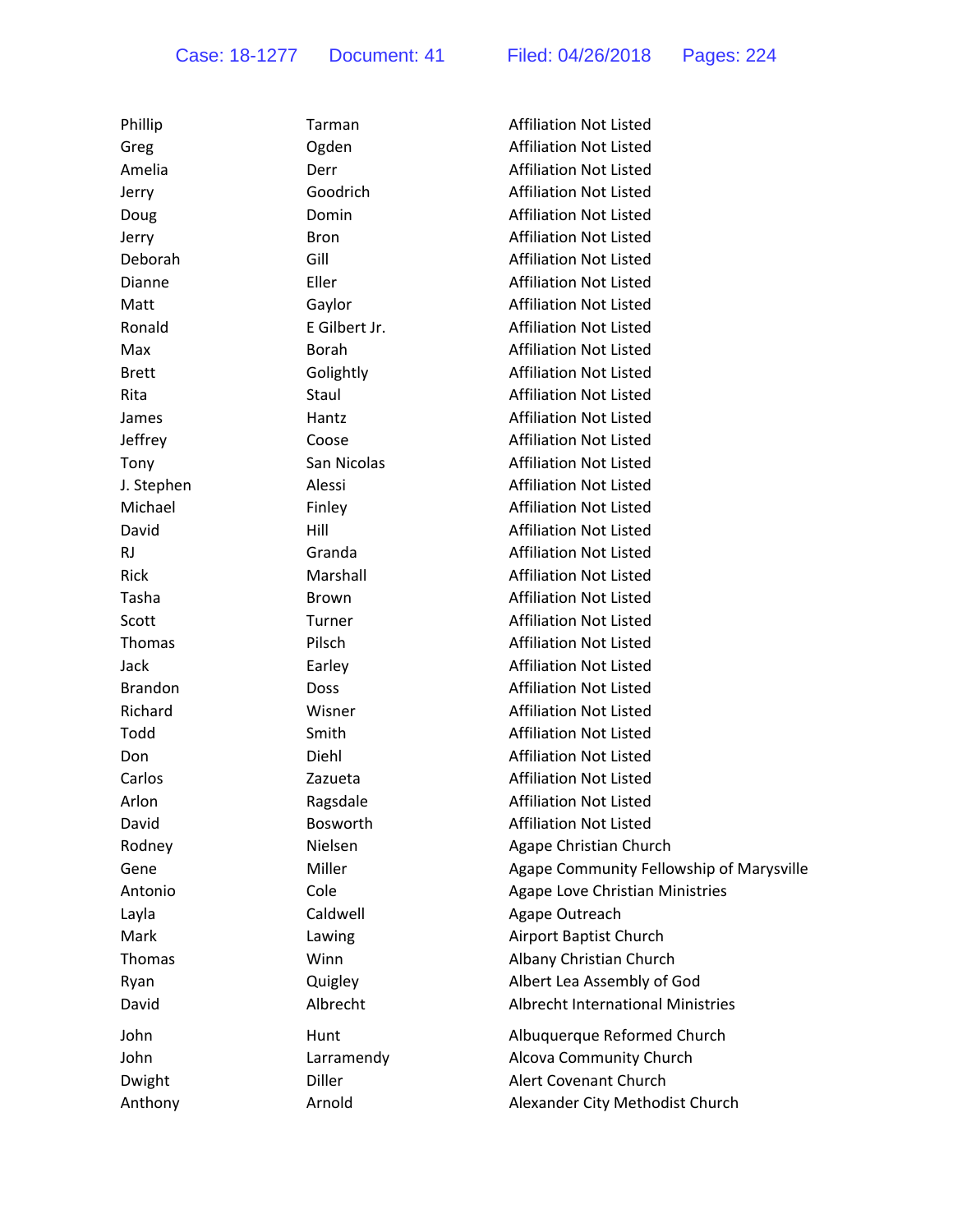| | | |
|---|---|---|
| Phillip | Tarman | Affiliation Not Listed |
| Greg | Ogden | Affiliation Not Listed |
| Amelia | Derr | Affiliation Not Listed |
| Jerry | Goodrich | Affiliation Not Listed |
| Doug | Domin | Affiliation Not Listed |
| Jerry | Bron | Affiliation Not Listed |
| Deborah | Gill | Affiliation Not Listed |
| Dianne | Eller | Affiliation Not Listed |
| Matt | Gaylor | Affiliation Not Listed |
| Ronald | E Gilbert Jr. | Affiliation Not Listed |
| Max | Borah | Affiliation Not Listed |
| Brett | Golightly | Affiliation Not Listed |
| Rita | Staul | Affiliation Not Listed |
| James | Hantz | Affiliation Not Listed |
| Jeffrey | Coose | Affiliation Not Listed |
| Tony | San Nicolas | Affiliation Not Listed |
| J. Stephen | Alessi | Affiliation Not Listed |
| Michael | Finley | Affiliation Not Listed |
| David | Hill | Affiliation Not Listed |
| RJ | Granda | Affiliation Not Listed |
| Rick | Marshall | Affiliation Not Listed |
| Tasha | Brown | Affiliation Not Listed |
| Scott | Turner | Affiliation Not Listed |
| Thomas | Pilsch | Affiliation Not Listed |
| Jack | Earley | Affiliation Not Listed |
| Brandon | Doss | Affiliation Not Listed |
| Richard | Wisner | Affiliation Not Listed |
| Todd | Smith | Affiliation Not Listed |
| Don | Diehl | Affiliation Not Listed |
| Carlos | Zazueta | Affiliation Not Listed |
| Arlon | Ragsdale | Affiliation Not Listed |
| David | Bosworth | Affiliation Not Listed |
| Rodney | Nielsen | Agape Christian Church |
| Gene | Miller | Agape Community Fellowship of Marysville |
| Antonio | Cole | Agape Love Christian Ministries |
| Layla | Caldwell | Agape Outreach |
| Mark | Lawing | Airport Baptist Church |
| Thomas | Winn | Albany Christian Church |
| Ryan | Quigley | Albert Lea Assembly of God |
| David | Albrecht | Albrecht International Ministries |
| John | Hunt | Albuquerque Reformed Church |
| John | Larramendy | Alcova Community Church |
| Dwight | Diller | Alert Covenant Church |
| Anthony | Arnold | Alexander City Methodist Church |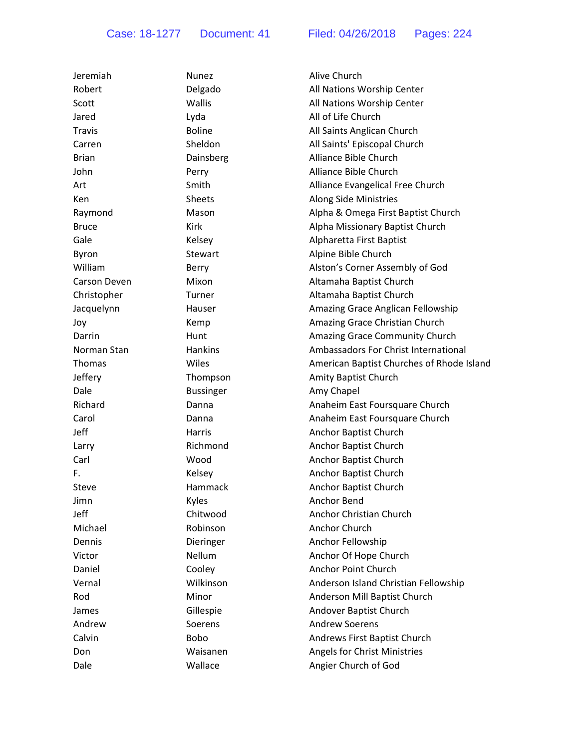| | | |
|---|---|---|
| Jeremiah | Nunez | Alive Church |
| Robert | Delgado | All Nations Worship Center |
| Scott | Wallis | All Nations Worship Center |
| Jared | Lyda | All of Life Church |
| Travis | Boline | All Saints Anglican Church |
| Carren | Sheldon | All Saints' Episcopal Church |
| Brian | Dainsberg | Alliance Bible Church |
| John | Perry | Alliance Bible Church |
| Art | Smith | Alliance Evangelical Free Church |
| Ken | Sheets | Along Side Ministries |
| Raymond | Mason | Alpha & Omega First Baptist Church |
| Bruce | Kirk | Alpha Missionary Baptist Church |
| Gale | Kelsey | Alpharetta First Baptist |
| Byron | Stewart | Alpine Bible Church |
| William | Berry | Alston's Corner Assembly of God |
| Carson Deven | Mixon | Altamaha Baptist Church |
| Christopher | Turner | Altamaha Baptist Church |
| Jacquelynn | Hauser | Amazing Grace Anglican Fellowship |
| Joy | Kemp | Amazing Grace Christian Church |
| Darrin | Hunt | Amazing Grace Community Church |
| Norman Stan | Hankins | Ambassadors For Christ International |
| Thomas | Wiles | American Baptist Churches of Rhode Island |
| Jeffery | Thompson | Amity Baptist Church |
| Dale | Bussinger | Amy Chapel |
| Richard | Danna | Anaheim East Foursquare Church |
| Carol | Danna | Anaheim East Foursquare Church |
| Jeff | Harris | Anchor Baptist Church |
| Larry | Richmond | Anchor Baptist Church |
| Carl | Wood | Anchor Baptist Church |
| F. | Kelsey | Anchor Baptist Church |
| Steve | Hammack | Anchor Baptist Church |
| Jimn | Kyles | Anchor Bend |
| Jeff | Chitwood | Anchor Christian Church |
| Michael | Robinson | Anchor Church |
| Dennis | Dieringer | Anchor Fellowship |
| Victor | Nellum | Anchor Of Hope Church |
| Daniel | Cooley | Anchor Point Church |
| Vernal | Wilkinson | Anderson Island Christian Fellowship |
| Rod | Minor | Anderson Mill Baptist Church |
| James | Gillespie | Andover Baptist Church |
| Andrew | Soerens | Andrew Soerens |
| Calvin | Bobo | Andrews First Baptist Church |
| Don | Waisanen | Angels for Christ Ministries |
| Dale | Wallace | Angier Church of God |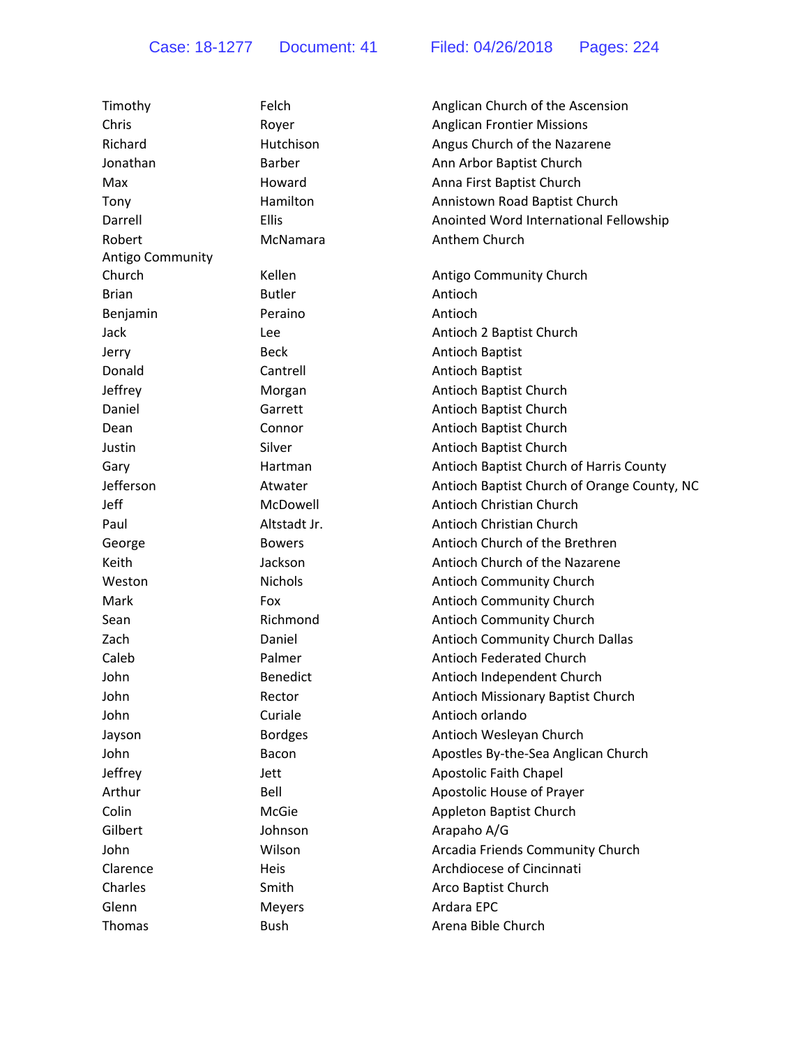| | | |
|---|---|---|
| Timothy | Felch | Anglican Church of the Ascension |
| Chris | Royer | Anglican Frontier Missions |
| Richard | Hutchison | Angus Church of the Nazarene |
| Jonathan | Barber | Ann Arbor Baptist Church |
| Max | Howard | Anna First Baptist Church |
| Tony | Hamilton | Annistown Road Baptist Church |
| Darrell | Ellis | Anointed Word International Fellowship |
| Robert | McNamara | Anthem Church |
| Antigo Community Church | Kellen | Antigo Community Church |
| Brian | Butler | Antioch |
| Benjamin | Peraino | Antioch |
| Jack | Lee | Antioch 2 Baptist Church |
| Jerry | Beck | Antioch Baptist |
| Donald | Cantrell | Antioch Baptist |
| Jeffrey | Morgan | Antioch Baptist Church |
| Daniel | Garrett | Antioch Baptist Church |
| Dean | Connor | Antioch Baptist Church |
| Justin | Silver | Antioch Baptist Church |
| Gary | Hartman | Antioch Baptist Church of Harris County |
| Jefferson | Atwater | Antioch Baptist Church of Orange County, NC |
| Jeff | McDowell | Antioch Christian Church |
| Paul | Altstadt Jr. | Antioch Christian Church |
| George | Bowers | Antioch Church of the Brethren |
| Keith | Jackson | Antioch Church of the Nazarene |
| Weston | Nichols | Antioch Community Church |
| Mark | Fox | Antioch Community Church |
| Sean | Richmond | Antioch Community Church |
| Zach | Daniel | Antioch Community Church Dallas |
| Caleb | Palmer | Antioch Federated Church |
| John | Benedict | Antioch Independent Church |
| John | Rector | Antioch Missionary Baptist Church |
| John | Curiale | Antioch orlando |
| Jayson | Bordges | Antioch Wesleyan Church |
| John | Bacon | Apostles By-the-Sea Anglican Church |
| Jeffrey | Jett | Apostolic Faith Chapel |
| Arthur | Bell | Apostolic House of Prayer |
| Colin | McGie | Appleton Baptist Church |
| Gilbert | Johnson | Arapaho A/G |
| John | Wilson | Arcadia Friends Community Church |
| Clarence | Heis | Archdiocese of Cincinnati |
| Charles | Smith | Arco Baptist Church |
| Glenn | Meyers | Ardara EPC |
| Thomas | Bush | Arena Bible Church |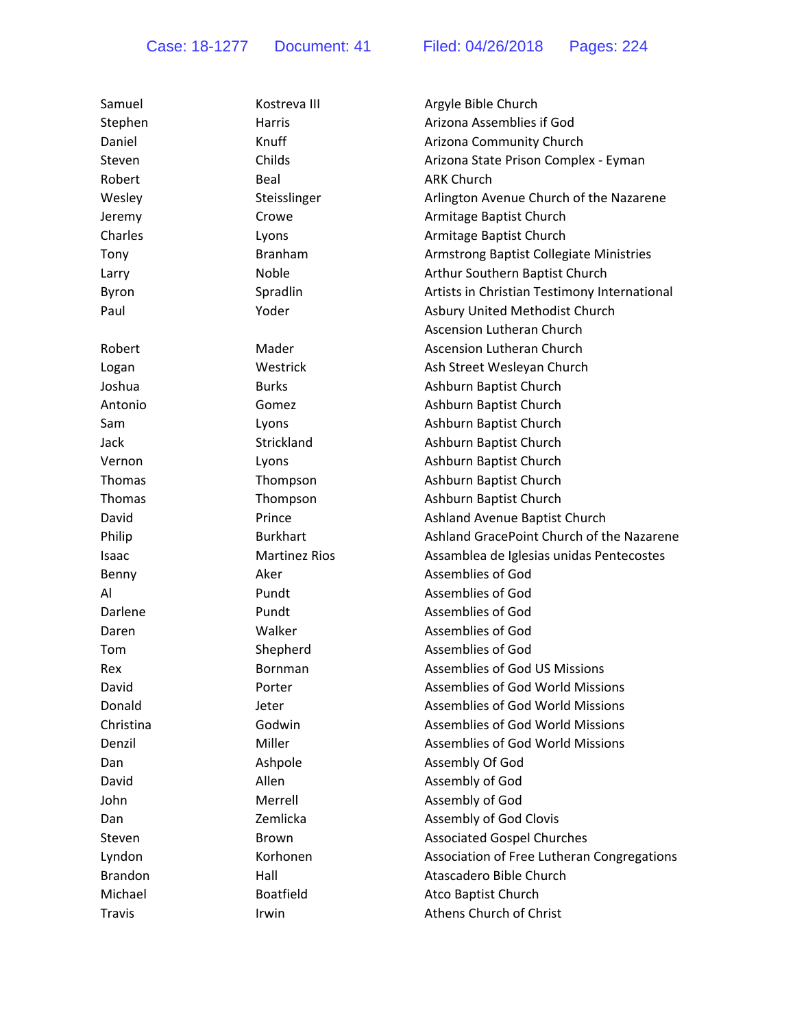| | | |
|---|---|---|
| Samuel | Kostreva III | Argyle Bible Church |
| Stephen | Harris | Arizona Assemblies if God |
| Daniel | Knuff | Arizona Community Church |
| Steven | Childs | Arizona State Prison Complex - Eyman |
| Robert | Beal | ARK Church |
| Wesley | Steisslinger | Arlington Avenue Church of the Nazarene |
| Jeremy | Crowe | Armitage Baptist Church |
| Charles | Lyons | Armitage Baptist Church |
| Tony | Branham | Armstrong Baptist Collegiate Ministries |
| Larry | Noble | Arthur Southern Baptist Church |
| Byron | Spradlin | Artists in Christian Testimony International |
| Paul | Yoder | Asbury United Methodist Church |
| | | Ascension Lutheran Church |
| Robert | Mader | Ascension Lutheran Church |
| Logan | Westrick | Ash Street Wesleyan Church |
| Joshua | Burks | Ashburn Baptist Church |
| Antonio | Gomez | Ashburn Baptist Church |
| Sam | Lyons | Ashburn Baptist Church |
| Jack | Strickland | Ashburn Baptist Church |
| Vernon | Lyons | Ashburn Baptist Church |
| Thomas | Thompson | Ashburn Baptist Church |
| Thomas | Thompson | Ashburn Baptist Church |
| David | Prince | Ashland Avenue Baptist Church |
| Philip | Burkhart | Ashland GracePoint Church of the Nazarene |
| Isaac | Martinez Rios | Assamblea de Iglesias unidas Pentecostes |
| Benny | Aker | Assemblies of God |
| Al | Pundt | Assemblies of God |
| Darlene | Pundt | Assemblies of God |
| Daren | Walker | Assemblies of God |
| Tom | Shepherd | Assemblies of God |
| Rex | Bornman | Assemblies of God US Missions |
| David | Porter | Assemblies of God World Missions |
| Donald | Jeter | Assemblies of God World Missions |
| Christina | Godwin | Assemblies of God World Missions |
| Denzil | Miller | Assemblies of God World Missions |
| Dan | Ashpole | Assembly Of God |
| David | Allen | Assembly of God |
| John | Merrell | Assembly of God |
| Dan | Zemlicka | Assembly of God Clovis |
| Steven | Brown | Associated Gospel Churches |
| Lyndon | Korhonen | Association of Free Lutheran Congregations |
| Brandon | Hall | Atascadero Bible Church |
| Michael | Boatfield | Atco Baptist Church |
| Travis | Irwin | Athens Church of Christ |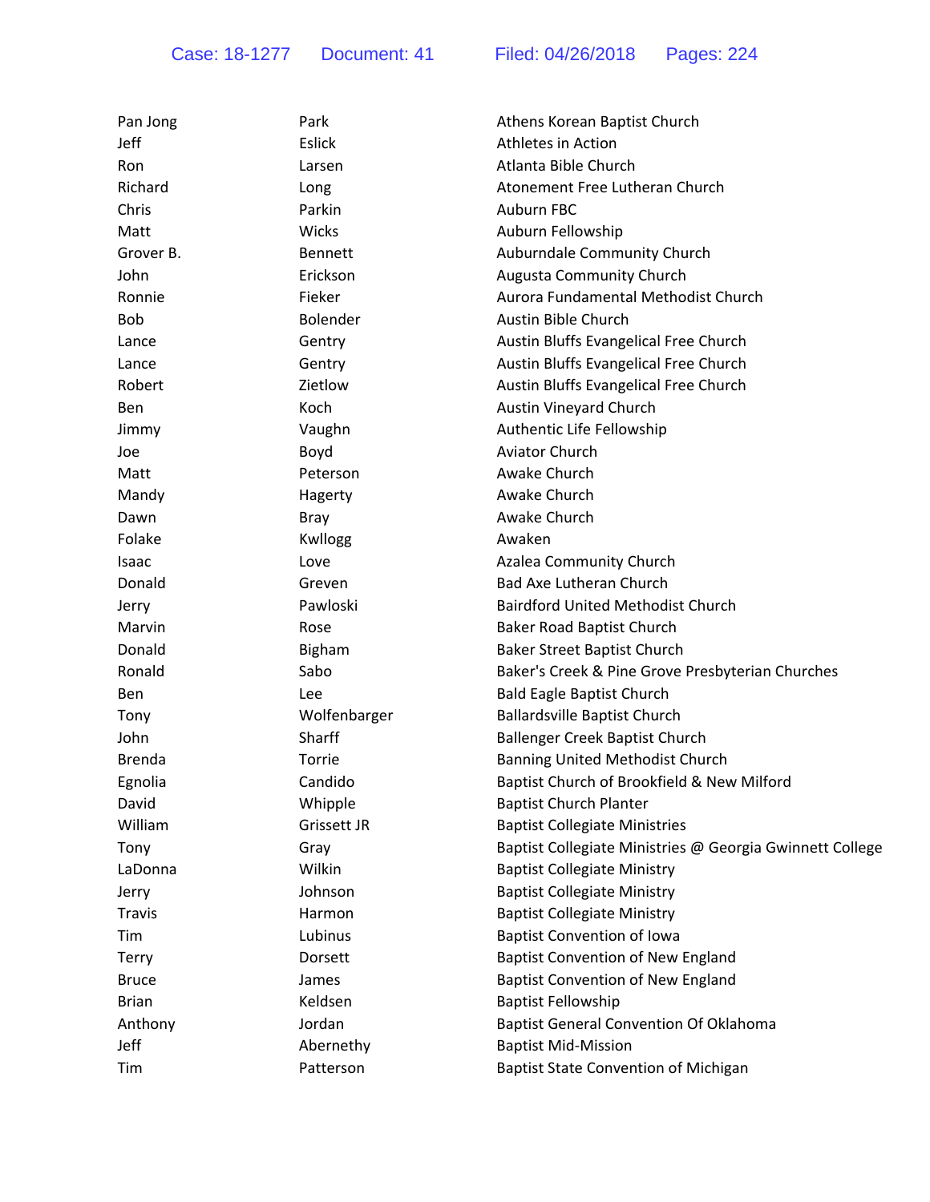| | | |
|---|---|---|
| Pan Jong | Park | Athens Korean Baptist Church |
| Jeff | Eslick | Athletes in Action |
| Ron | Larsen | Atlanta Bible Church |
| Richard | Long | Atonement Free Lutheran Church |
| Chris | Parkin | Auburn FBC |
| Matt | Wicks | Auburn Fellowship |
| Grover B. | Bennett | Auburndale Community Church |
| John | Erickson | Augusta Community Church |
| Ronnie | Fieker | Aurora Fundamental Methodist Church |
| Bob | Bolender | Austin Bible Church |
| Lance | Gentry | Austin Bluffs Evangelical Free Church |
| Lance | Gentry | Austin Bluffs Evangelical Free Church |
| Robert | Zietlow | Austin Bluffs Evangelical Free Church |
| Ben | Koch | Austin Vineyard Church |
| Jimmy | Vaughn | Authentic Life Fellowship |
| Joe | Boyd | Aviator Church |
| Matt | Peterson | Awake Church |
| Mandy | Hagerty | Awake Church |
| Dawn | Bray | Awake Church |
| Folake | Kwllogg | Awaken |
| Isaac | Love | Azalea Community Church |
| Donald | Greven | Bad Axe Lutheran Church |
| Jerry | Pawloski | Bairdford United Methodist Church |
| Marvin | Rose | Baker Road Baptist Church |
| Donald | Bigham | Baker Street Baptist Church |
| Ronald | Sabo | Baker's Creek & Pine Grove Presbyterian Churches |
| Ben | Lee | Bald Eagle Baptist Church |
| Tony | Wolfenbarger | Ballardsville Baptist Church |
| John | Sharff | Ballenger Creek Baptist Church |
| Brenda | Torrie | Banning United Methodist Church |
| Egnolia | Candido | Baptist Church of Brookfield & New Milford |
| David | Whipple | Baptist Church Planter |
| William | Grissett JR | Baptist Collegiate Ministries |
| Tony | Gray | Baptist Collegiate Ministries @ Georgia Gwinnett College |
| LaDonna | Wilkin | Baptist Collegiate Ministry |
| Jerry | Johnson | Baptist Collegiate Ministry |
| Travis | Harmon | Baptist Collegiate Ministry |
| Tim | Lubinus | Baptist Convention of Iowa |
| Terry | Dorsett | Baptist Convention of New England |
| Bruce | James | Baptist Convention of New England |
| Brian | Keldsen | Baptist Fellowship |
| Anthony | Jordan | Baptist General Convention Of Oklahoma |
| Jeff | Abernethy | Baptist Mid-Mission |
| Tim | Patterson | Baptist State Convention of Michigan |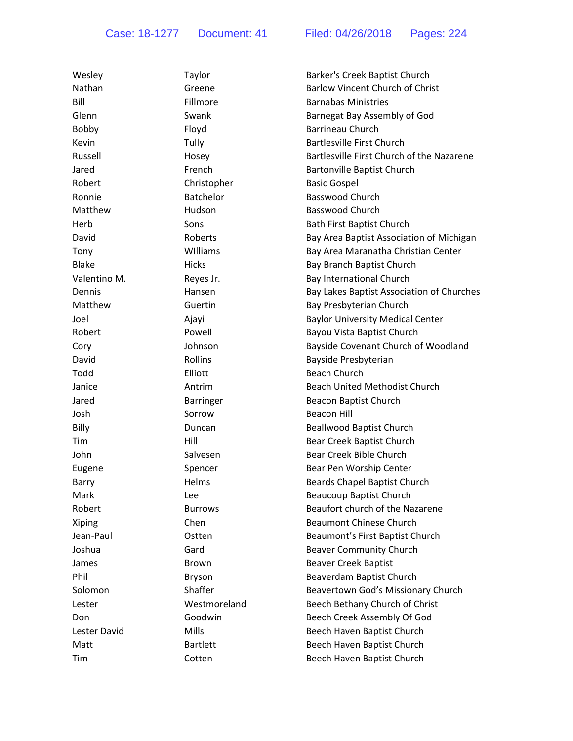| | | |
|---|---|---|
| Wesley | Taylor | Barker's Creek Baptist Church |
| Nathan | Greene | Barlow Vincent Church of Christ |
| Bill | Fillmore | Barnabas Ministries |
| Glenn | Swank | Barnegat Bay Assembly of God |
| Bobby | Floyd | Barrineau Church |
| Kevin | Tully | Bartlesville First Church |
| Russell | Hosey | Bartlesville First Church of the Nazarene |
| Jared | French | Bartonville Baptist Church |
| Robert | Christopher | Basic Gospel |
| Ronnie | Batchelor | Basswood Church |
| Matthew | Hudson | Basswood Church |
| Herb | Sons | Bath First Baptist Church |
| David | Roberts | Bay Area Baptist Association of Michigan |
| Tony | WIlliams | Bay Area Maranatha Christian Center |
| Blake | Hicks | Bay Branch Baptist Church |
| Valentino M. | Reyes Jr. | Bay International Church |
| Dennis | Hansen | Bay Lakes Baptist Association of Churches |
| Matthew | Guertin | Bay Presbyterian Church |
| Joel | Ajayi | Baylor University Medical Center |
| Robert | Powell | Bayou Vista Baptist Church |
| Cory | Johnson | Bayside Covenant Church of Woodland |
| David | Rollins | Bayside Presbyterian |
| Todd | Elliott | Beach Church |
| Janice | Antrim | Beach United Methodist Church |
| Jared | Barringer | Beacon Baptist Church |
| Josh | Sorrow | Beacon Hill |
| Billy | Duncan | Beallwood Baptist Church |
| Tim | Hill | Bear Creek Baptist Church |
| John | Salvesen | Bear Creek Bible Church |
| Eugene | Spencer | Bear Pen Worship Center |
| Barry | Helms | Beards Chapel Baptist Church |
| Mark | Lee | Beaucoup Baptist Church |
| Robert | Burrows | Beaufort church of the Nazarene |
| Xiping | Chen | Beaumont Chinese Church |
| Jean-Paul | Ostten | Beaumont's First Baptist Church |
| Joshua | Gard | Beaver Community Church |
| James | Brown | Beaver Creek Baptist |
| Phil | Bryson | Beaverdam Baptist Church |
| Solomon | Shaffer | Beavertown God's Missionary Church |
| Lester | Westmoreland | Beech Bethany Church of Christ |
| Don | Goodwin | Beech Creek Assembly Of God |
| Lester David | Mills | Beech Haven Baptist Church |
| Matt | Bartlett | Beech Haven Baptist Church |
| Tim | Cotten | Beech Haven Baptist Church |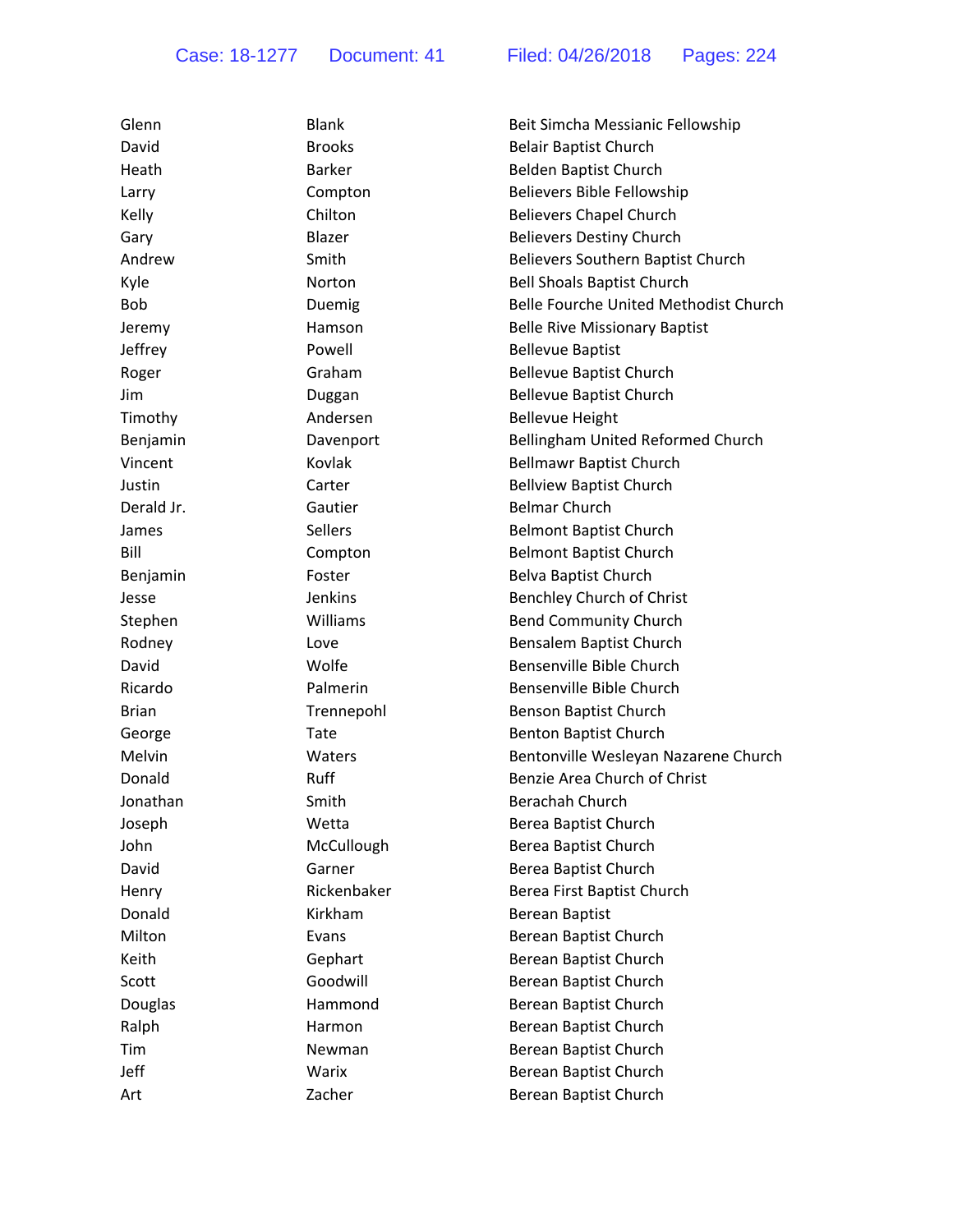| | | |
|---|---|---|
| Glenn | Blank | Beit Simcha Messianic Fellowship |
| David | Brooks | Belair Baptist Church |
| Heath | Barker | Belden Baptist Church |
| Larry | Compton | Believers Bible Fellowship |
| Kelly | Chilton | Believers Chapel Church |
| Gary | Blazer | Believers Destiny Church |
| Andrew | Smith | Believers Southern Baptist Church |
| Kyle | Norton | Bell Shoals Baptist Church |
| Bob | Duemig | Belle Fourche United Methodist Church |
| Jeremy | Hamson | Belle Rive Missionary Baptist |
| Jeffrey | Powell | Bellevue Baptist |
| Roger | Graham | Bellevue Baptist Church |
| Jim | Duggan | Bellevue Baptist Church |
| Timothy | Andersen | Bellevue Height |
| Benjamin | Davenport | Bellingham United Reformed Church |
| Vincent | Kovlak | Bellmawr Baptist Church |
| Justin | Carter | Bellview Baptist Church |
| Derald Jr. | Gautier | Belmar Church |
| James | Sellers | Belmont Baptist Church |
| Bill | Compton | Belmont Baptist Church |
| Benjamin | Foster | Belva Baptist Church |
| Jesse | Jenkins | Benchley Church of Christ |
| Stephen | Williams | Bend Community Church |
| Rodney | Love | Bensalem Baptist Church |
| David | Wolfe | Bensenville Bible Church |
| Ricardo | Palmerin | Bensenville Bible Church |
| Brian | Trennepohl | Benson Baptist Church |
| George | Tate | Benton Baptist Church |
| Melvin | Waters | Bentonville Wesleyan Nazarene Church |
| Donald | Ruff | Benzie Area Church of Christ |
| Jonathan | Smith | Berachah Church |
| Joseph | Wetta | Berea Baptist Church |
| John | McCullough | Berea Baptist Church |
| David | Garner | Berea Baptist Church |
| Henry | Rickenbaker | Berea First Baptist Church |
| Donald | Kirkham | Berean Baptist |
| Milton | Evans | Berean Baptist Church |
| Keith | Gephart | Berean Baptist Church |
| Scott | Goodwill | Berean Baptist Church |
| Douglas | Hammond | Berean Baptist Church |
| Ralph | Harmon | Berean Baptist Church |
| Tim | Newman | Berean Baptist Church |
| Jeff | Warix | Berean Baptist Church |
| Art | Zacher | Berean Baptist Church |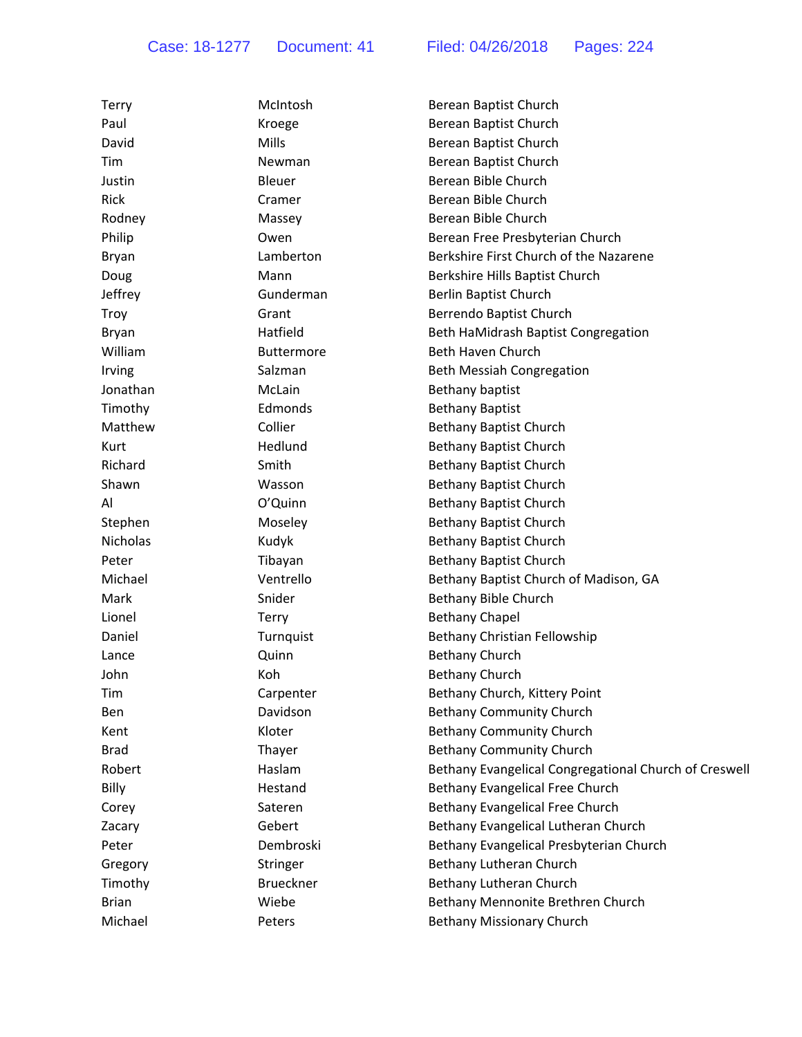| | | |
|---|---|---|
| Terry | McIntosh | Berean Baptist Church |
| Paul | Kroege | Berean Baptist Church |
| David | Mills | Berean Baptist Church |
| Tim | Newman | Berean Baptist Church |
| Justin | Bleuer | Berean Bible Church |
| Rick | Cramer | Berean Bible Church |
| Rodney | Massey | Berean Bible Church |
| Philip | Owen | Berean Free Presbyterian Church |
| Bryan | Lamberton | Berkshire First Church of the Nazarene |
| Doug | Mann | Berkshire Hills Baptist Church |
| Jeffrey | Gunderman | Berlin Baptist Church |
| Troy | Grant | Berrendo Baptist Church |
| Bryan | Hatfield | Beth HaMidrash Baptist Congregation |
| William | Buttermore | Beth Haven Church |
| Irving | Salzman | Beth Messiah Congregation |
| Jonathan | McLain | Bethany baptist |
| Timothy | Edmonds | Bethany Baptist |
| Matthew | Collier | Bethany Baptist Church |
| Kurt | Hedlund | Bethany Baptist Church |
| Richard | Smith | Bethany Baptist Church |
| Shawn | Wasson | Bethany Baptist Church |
| Al | O'Quinn | Bethany Baptist Church |
| Stephen | Moseley | Bethany Baptist Church |
| Nicholas | Kudyk | Bethany Baptist Church |
| Peter | Tibayan | Bethany Baptist Church |
| Michael | Ventrello | Bethany Baptist Church of Madison, GA |
| Mark | Snider | Bethany Bible Church |
| Lionel | Terry | Bethany Chapel |
| Daniel | Turnquist | Bethany Christian Fellowship |
| Lance | Quinn | Bethany Church |
| John | Koh | Bethany Church |
| Tim | Carpenter | Bethany Church, Kittery Point |
| Ben | Davidson | Bethany Community Church |
| Kent | Kloter | Bethany Community Church |
| Brad | Thayer | Bethany Community Church |
| Robert | Haslam | Bethany Evangelical Congregational Church of Creswell |
| Billy | Hestand | Bethany Evangelical Free Church |
| Corey | Sateren | Bethany Evangelical Free Church |
| Zacary | Gebert | Bethany Evangelical Lutheran Church |
| Peter | Dembroski | Bethany Evangelical Presbyterian Church |
| Gregory | Stringer | Bethany Lutheran Church |
| Timothy | Brueckner | Bethany Lutheran Church |
| Brian | Wiebe | Bethany Mennonite Brethren Church |
| Michael | Peters | Bethany Missionary Church |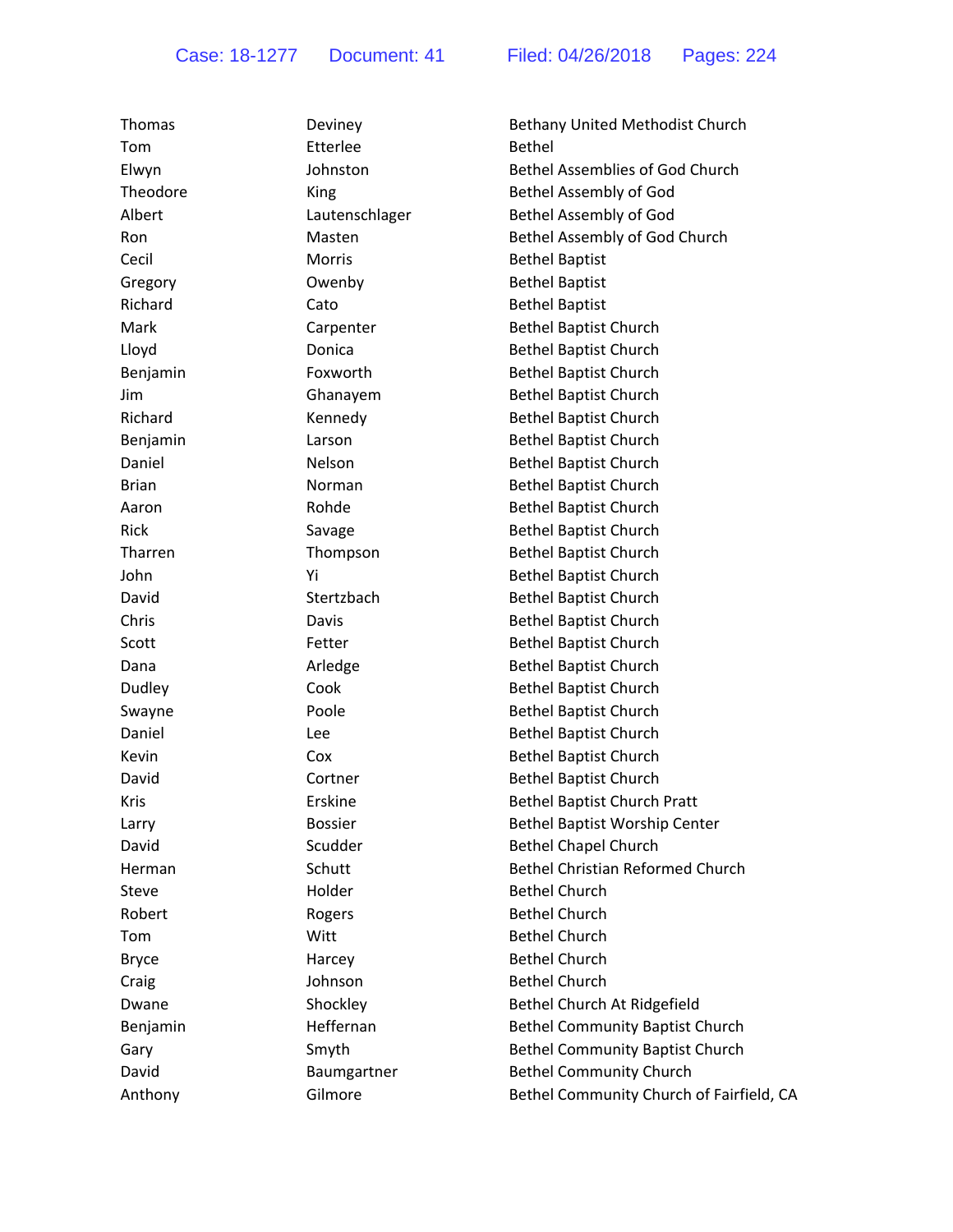| | | |
|---|---|---|
| Thomas | Deviney | Bethany United Methodist Church |
| Tom | Etterlee | Bethel |
| Elwyn | Johnston | Bethel Assemblies of God Church |
| Theodore | King | Bethel Assembly of God |
| Albert | Lautenschlager | Bethel Assembly of God |
| Ron | Masten | Bethel Assembly of God Church |
| Cecil | Morris | Bethel Baptist |
| Gregory | Owenby | Bethel Baptist |
| Richard | Cato | Bethel Baptist |
| Mark | Carpenter | Bethel Baptist Church |
| Lloyd | Donica | Bethel Baptist Church |
| Benjamin | Foxworth | Bethel Baptist Church |
| Jim | Ghanayem | Bethel Baptist Church |
| Richard | Kennedy | Bethel Baptist Church |
| Benjamin | Larson | Bethel Baptist Church |
| Daniel | Nelson | Bethel Baptist Church |
| Brian | Norman | Bethel Baptist Church |
| Aaron | Rohde | Bethel Baptist Church |
| Rick | Savage | Bethel Baptist Church |
| Tharren | Thompson | Bethel Baptist Church |
| John | Yi | Bethel Baptist Church |
| David | Stertzbach | Bethel Baptist Church |
| Chris | Davis | Bethel Baptist Church |
| Scott | Fetter | Bethel Baptist Church |
| Dana | Arledge | Bethel Baptist Church |
| Dudley | Cook | Bethel Baptist Church |
| Swayne | Poole | Bethel Baptist Church |
| Daniel | Lee | Bethel Baptist Church |
| Kevin | Cox | Bethel Baptist Church |
| David | Cortner | Bethel Baptist Church |
| Kris | Erskine | Bethel Baptist Church Pratt |
| Larry | Bossier | Bethel Baptist Worship Center |
| David | Scudder | Bethel Chapel Church |
| Herman | Schutt | Bethel Christian Reformed Church |
| Steve | Holder | Bethel Church |
| Robert | Rogers | Bethel Church |
| Tom | Witt | Bethel Church |
| Bryce | Harcey | Bethel Church |
| Craig | Johnson | Bethel Church |
| Dwane | Shockley | Bethel Church At Ridgefield |
| Benjamin | Heffernan | Bethel Community Baptist Church |
| Gary | Smyth | Bethel Community Baptist Church |
| David | Baumgartner | Bethel Community Church |
| Anthony | Gilmore | Bethel Community Church of Fairfield, CA |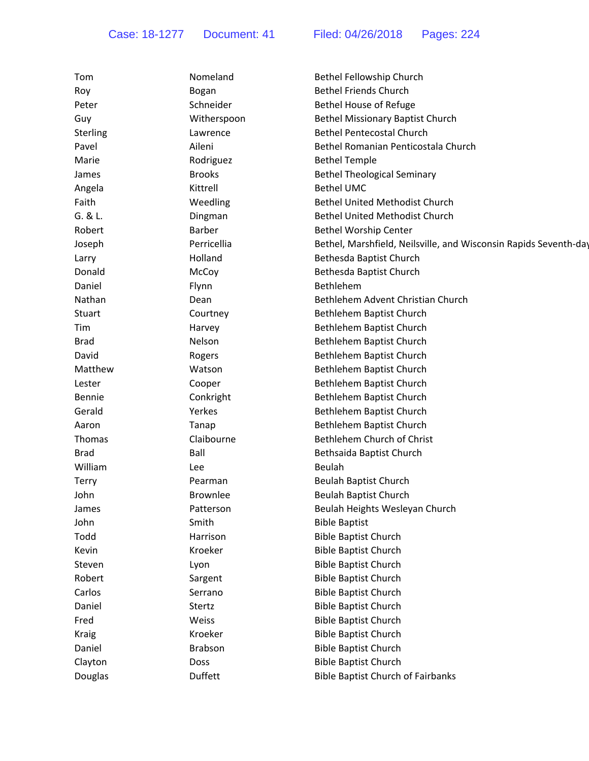| | | |
|---|---|---|
| Tom | Nomeland | Bethel Fellowship Church |
| Roy | Bogan | Bethel Friends Church |
| Peter | Schneider | Bethel House of Refuge |
| Guy | Witherspoon | Bethel Missionary Baptist Church |
| Sterling | Lawrence | Bethel Pentecostal Church |
| Pavel | Aileni | Bethel Romanian Penticostala Church |
| Marie | Rodriguez | Bethel Temple |
| James | Brooks | Bethel Theological Seminary |
| Angela | Kittrell | Bethel UMC |
| Faith | Weedling | Bethel United Methodist Church |
| G. & L. | Dingman | Bethel United Methodist Church |
| Robert | Barber | Bethel Worship Center |
| Joseph | Perricellia | Bethel, Marshfield, Neilsville, and Wisconsin Rapids Seventh-day |
| Larry | Holland | Bethesda Baptist Church |
| Donald | McCoy | Bethesda Baptist Church |
| Daniel | Flynn | Bethlehem |
| Nathan | Dean | Bethlehem Advent Christian Church |
| Stuart | Courtney | Bethlehem Baptist Church |
| Tim | Harvey | Bethlehem Baptist Church |
| Brad | Nelson | Bethlehem Baptist Church |
| David | Rogers | Bethlehem Baptist Church |
| Matthew | Watson | Bethlehem Baptist Church |
| Lester | Cooper | Bethlehem Baptist Church |
| Bennie | Conkright | Bethlehem Baptist Church |
| Gerald | Yerkes | Bethlehem Baptist Church |
| Aaron | Tanap | Bethlehem Baptist Church |
| Thomas | Claibourne | Bethlehem Church of Christ |
| Brad | Ball | Bethsaida Baptist Church |
| William | Lee | Beulah |
| Terry | Pearman | Beulah Baptist Church |
| John | Brownlee | Beulah Baptist Church |
| James | Patterson | Beulah Heights Wesleyan Church |
| John | Smith | Bible Baptist |
| Todd | Harrison | Bible Baptist Church |
| Kevin | Kroeker | Bible Baptist Church |
| Steven | Lyon | Bible Baptist Church |
| Robert | Sargent | Bible Baptist Church |
| Carlos | Serrano | Bible Baptist Church |
| Daniel | Stertz | Bible Baptist Church |
| Fred | Weiss | Bible Baptist Church |
| Kraig | Kroeker | Bible Baptist Church |
| Daniel | Brabson | Bible Baptist Church |
| Clayton | Doss | Bible Baptist Church |
| Douglas | Duffett | Bible Baptist Church of Fairbanks |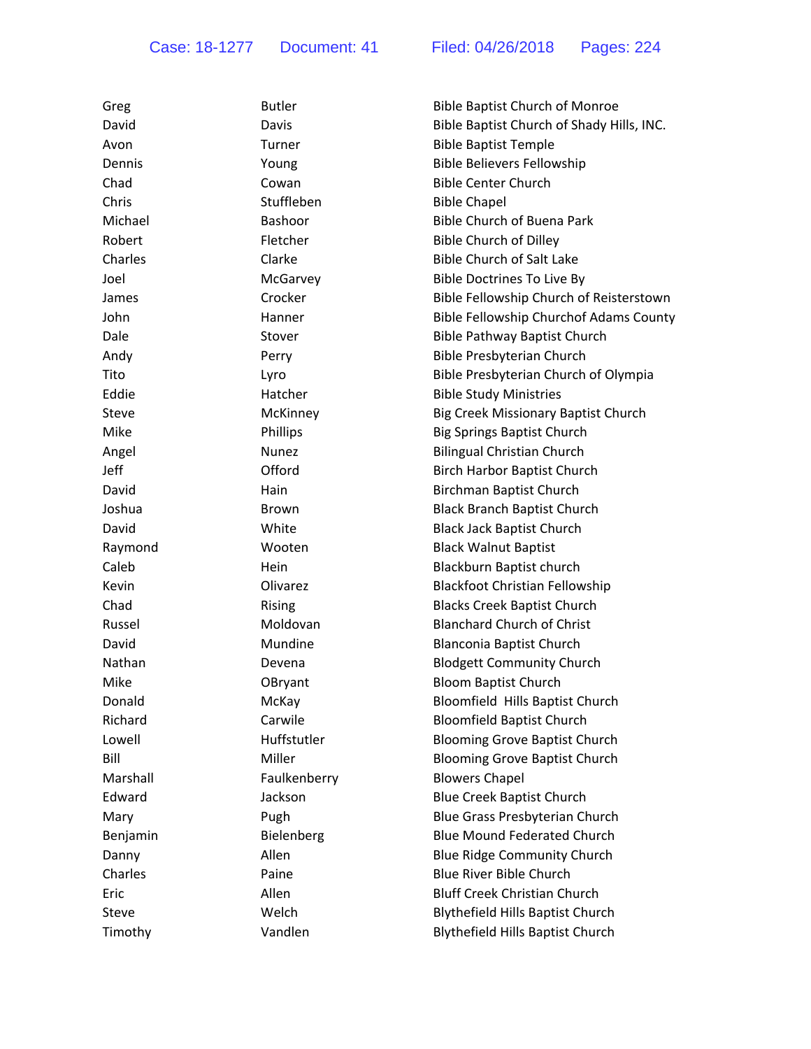| | | |
|---|---|---|
| Greg | Butler | Bible Baptist Church of Monroe |
| David | Davis | Bible Baptist Church of Shady Hills, INC. |
| Avon | Turner | Bible Baptist Temple |
| Dennis | Young | Bible Believers Fellowship |
| Chad | Cowan | Bible Center Church |
| Chris | Stuffleben | Bible Chapel |
| Michael | Bashoor | Bible Church of Buena Park |
| Robert | Fletcher | Bible Church of Dilley |
| Charles | Clarke | Bible Church of Salt Lake |
| Joel | McGarvey | Bible Doctrines To Live By |
| James | Crocker | Bible Fellowship Church of Reisterstown |
| John | Hanner | Bible Fellowship Churchof Adams County |
| Dale | Stover | Bible Pathway Baptist Church |
| Andy | Perry | Bible Presbyterian Church |
| Tito | Lyro | Bible Presbyterian Church of Olympia |
| Eddie | Hatcher | Bible Study Ministries |
| Steve | McKinney | Big Creek Missionary Baptist Church |
| Mike | Phillips | Big Springs Baptist Church |
| Angel | Nunez | Bilingual Christian Church |
| Jeff | Offord | Birch Harbor Baptist Church |
| David | Hain | Birchman Baptist Church |
| Joshua | Brown | Black Branch Baptist Church |
| David | White | Black Jack Baptist Church |
| Raymond | Wooten | Black Walnut Baptist |
| Caleb | Hein | Blackburn Baptist church |
| Kevin | Olivarez | Blackfoot Christian Fellowship |
| Chad | Rising | Blacks Creek Baptist Church |
| Russel | Moldovan | Blanchard Church of Christ |
| David | Mundine | Blanconia Baptist Church |
| Nathan | Devena | Blodgett Community Church |
| Mike | OBryant | Bloom Baptist Church |
| Donald | McKay | Bloomfield  Hills Baptist Church |
| Richard | Carwile | Bloomfield Baptist Church |
| Lowell | Huffstutler | Blooming Grove Baptist Church |
| Bill | Miller | Blooming Grove Baptist Church |
| Marshall | Faulkenberry | Blowers Chapel |
| Edward | Jackson | Blue Creek Baptist Church |
| Mary | Pugh | Blue Grass Presbyterian Church |
| Benjamin | Bielenberg | Blue Mound Federated Church |
| Danny | Allen | Blue Ridge Community Church |
| Charles | Paine | Blue River Bible Church |
| Eric | Allen | Bluff Creek Christian Church |
| Steve | Welch | Blythefield Hills Baptist Church |
| Timothy | Vandlen | Blythefield Hills Baptist Church |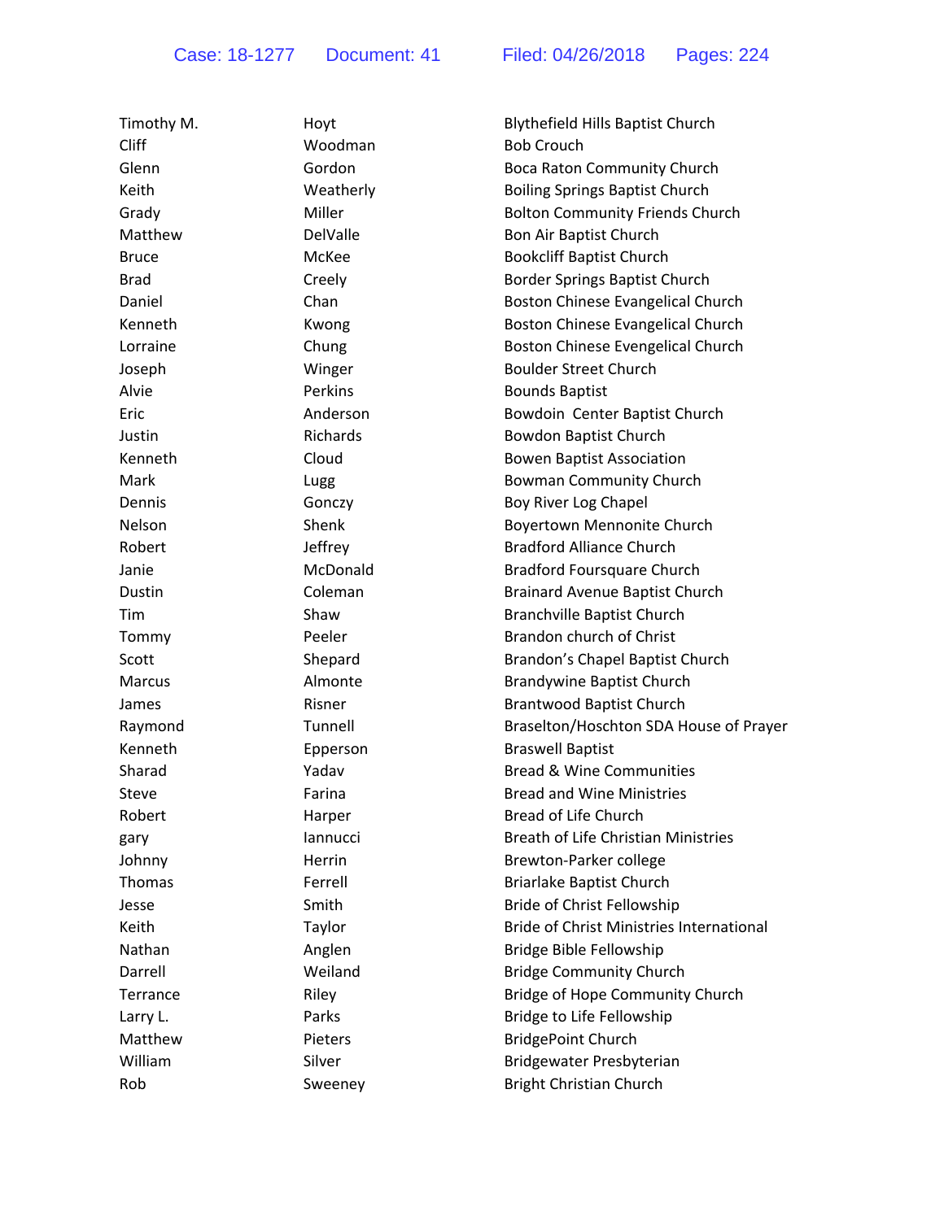| | | |
|---|---|---|
| Timothy M. | Hoyt | Blythefield Hills Baptist Church |
| Cliff | Woodman | Bob Crouch |
| Glenn | Gordon | Boca Raton Community Church |
| Keith | Weatherly | Boiling Springs Baptist Church |
| Grady | Miller | Bolton Community Friends Church |
| Matthew | DelValle | Bon Air Baptist Church |
| Bruce | McKee | Bookcliff Baptist Church |
| Brad | Creely | Border Springs Baptist Church |
| Daniel | Chan | Boston Chinese Evangelical Church |
| Kenneth | Kwong | Boston Chinese Evangelical Church |
| Lorraine | Chung | Boston Chinese Evengelical Church |
| Joseph | Winger | Boulder Street Church |
| Alvie | Perkins | Bounds Baptist |
| Eric | Anderson | Bowdoin  Center Baptist Church |
| Justin | Richards | Bowdon Baptist Church |
| Kenneth | Cloud | Bowen Baptist Association |
| Mark | Lugg | Bowman Community Church |
| Dennis | Gonczy | Boy River Log Chapel |
| Nelson | Shenk | Boyertown Mennonite Church |
| Robert | Jeffrey | Bradford Alliance Church |
| Janie | McDonald | Bradford Foursquare Church |
| Dustin | Coleman | Brainard Avenue Baptist Church |
| Tim | Shaw | Branchville Baptist Church |
| Tommy | Peeler | Brandon church of Christ |
| Scott | Shepard | Brandon's Chapel Baptist Church |
| Marcus | Almonte | Brandywine Baptist Church |
| James | Risner | Brantwood Baptist Church |
| Raymond | Tunnell | Braselton/Hoschton SDA House of Prayer |
| Kenneth | Epperson | Braswell Baptist |
| Sharad | Yadav | Bread & Wine Communities |
| Steve | Farina | Bread and Wine Ministries |
| Robert | Harper | Bread of Life Church |
| gary | Iannucci | Breath of Life Christian Ministries |
| Johnny | Herrin | Brewton-Parker college |
| Thomas | Ferrell | Briarlake Baptist Church |
| Jesse | Smith | Bride of Christ Fellowship |
| Keith | Taylor | Bride of Christ Ministries International |
| Nathan | Anglen | Bridge Bible Fellowship |
| Darrell | Weiland | Bridge Community Church |
| Terrance | Riley | Bridge of Hope Community Church |
| Larry L. | Parks | Bridge to Life Fellowship |
| Matthew | Pieters | BridgePoint Church |
| William | Silver | Bridgewater Presbyterian |
| Rob | Sweeney | Bright Christian Church |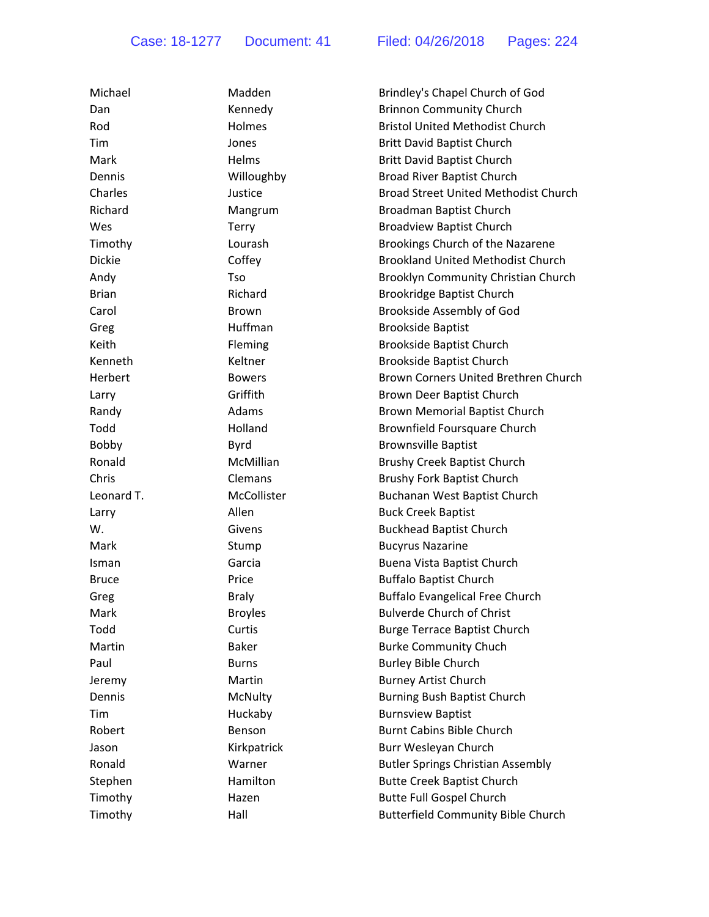| | | |
|---|---|---|
| Michael | Madden | Brindley's Chapel Church of God |
| Dan | Kennedy | Brinnon Community Church |
| Rod | Holmes | Bristol United Methodist Church |
| Tim | Jones | Britt David Baptist Church |
| Mark | Helms | Britt David Baptist Church |
| Dennis | Willoughby | Broad River Baptist Church |
| Charles | Justice | Broad Street United Methodist Church |
| Richard | Mangrum | Broadman Baptist Church |
| Wes | Terry | Broadview Baptist Church |
| Timothy | Lourash | Brookings Church of the Nazarene |
| Dickie | Coffey | Brookland United Methodist Church |
| Andy | Tso | Brooklyn Community Christian Church |
| Brian | Richard | Brookridge Baptist Church |
| Carol | Brown | Brookside Assembly of God |
| Greg | Huffman | Brookside Baptist |
| Keith | Fleming | Brookside Baptist Church |
| Kenneth | Keltner | Brookside Baptist Church |
| Herbert | Bowers | Brown Corners United Brethren Church |
| Larry | Griffith | Brown Deer Baptist Church |
| Randy | Adams | Brown Memorial Baptist Church |
| Todd | Holland | Brownfield Foursquare Church |
| Bobby | Byrd | Brownsville Baptist |
| Ronald | McMillian | Brushy Creek Baptist Church |
| Chris | Clemans | Brushy Fork Baptist Church |
| Leonard T. | McCollister | Buchanan West Baptist Church |
| Larry | Allen | Buck Creek Baptist |
| W. | Givens | Buckhead Baptist Church |
| Mark | Stump | Bucyrus Nazarine |
| Isman | Garcia | Buena Vista Baptist Church |
| Bruce | Price | Buffalo Baptist Church |
| Greg | Braly | Buffalo Evangelical Free Church |
| Mark | Broyles | Bulverde Church of Christ |
| Todd | Curtis | Burge Terrace Baptist Church |
| Martin | Baker | Burke Community Chuch |
| Paul | Burns | Burley Bible Church |
| Jeremy | Martin | Burney Artist Church |
| Dennis | McNulty | Burning Bush Baptist Church |
| Tim | Huckaby | Burnsview Baptist |
| Robert | Benson | Burnt Cabins Bible Church |
| Jason | Kirkpatrick | Burr Wesleyan Church |
| Ronald | Warner | Butler Springs Christian Assembly |
| Stephen | Hamilton | Butte Creek Baptist Church |
| Timothy | Hazen | Butte Full Gospel Church |
| Timothy | Hall | Butterfield Community Bible Church |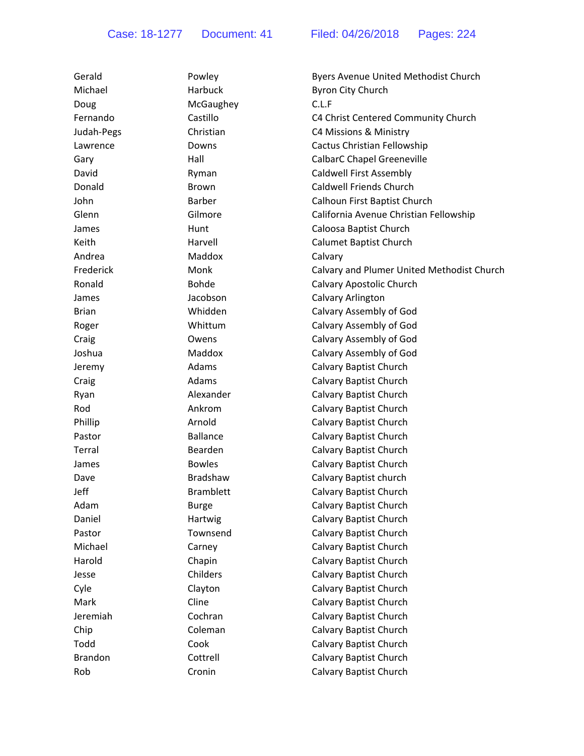| | | |
|---|---|---|
| Gerald | Powley | Byers Avenue United Methodist Church |
| Michael | Harbuck | Byron City Church |
| Doug | McGaughey | C.L.F |
| Fernando | Castillo | C4 Christ Centered Community Church |
| Judah-Pegs | Christian | C4 Missions & Ministry |
| Lawrence | Downs | Cactus Christian Fellowship |
| Gary | Hall | CalbarC Chapel Greeneville |
| David | Ryman | Caldwell First Assembly |
| Donald | Brown | Caldwell Friends Church |
| John | Barber | Calhoun First Baptist Church |
| Glenn | Gilmore | California Avenue Christian Fellowship |
| James | Hunt | Caloosa Baptist Church |
| Keith | Harvell | Calumet Baptist Church |
| Andrea | Maddox | Calvary |
| Frederick | Monk | Calvary and Plumer United Methodist Church |
| Ronald | Bohde | Calvary Apostolic Church |
| James | Jacobson | Calvary Arlington |
| Brian | Whidden | Calvary Assembly of God |
| Roger | Whittum | Calvary Assembly of God |
| Craig | Owens | Calvary Assembly of God |
| Joshua | Maddox | Calvary Assembly of God |
| Jeremy | Adams | Calvary Baptist Church |
| Craig | Adams | Calvary Baptist Church |
| Ryan | Alexander | Calvary Baptist Church |
| Rod | Ankrom | Calvary Baptist Church |
| Phillip | Arnold | Calvary Baptist Church |
| Pastor | Ballance | Calvary Baptist Church |
| Terral | Bearden | Calvary Baptist Church |
| James | Bowles | Calvary Baptist Church |
| Dave | Bradshaw | Calvary Baptist church |
| Jeff | Bramblett | Calvary Baptist Church |
| Adam | Burge | Calvary Baptist Church |
| Daniel | Hartwig | Calvary Baptist Church |
| Pastor | Townsend | Calvary Baptist Church |
| Michael | Carney | Calvary Baptist Church |
| Harold | Chapin | Calvary Baptist Church |
| Jesse | Childers | Calvary Baptist Church |
| Cyle | Clayton | Calvary Baptist Church |
| Mark | Cline | Calvary Baptist Church |
| Jeremiah | Cochran | Calvary Baptist Church |
| Chip | Coleman | Calvary Baptist Church |
| Todd | Cook | Calvary Baptist Church |
| Brandon | Cottrell | Calvary Baptist Church |
| Rob | Cronin | Calvary Baptist Church |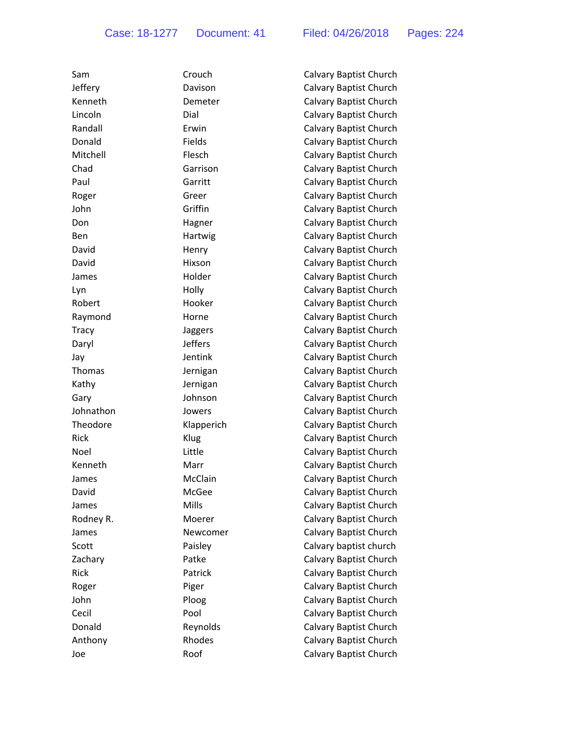| | | |
|---|---|---|
| Sam | Crouch | Calvary Baptist Church |
| Jeffery | Davison | Calvary Baptist Church |
| Kenneth | Demeter | Calvary Baptist Church |
| Lincoln | Dial | Calvary Baptist Church |
| Randall | Erwin | Calvary Baptist Church |
| Donald | Fields | Calvary Baptist Church |
| Mitchell | Flesch | Calvary Baptist Church |
| Chad | Garrison | Calvary Baptist Church |
| Paul | Garritt | Calvary Baptist Church |
| Roger | Greer | Calvary Baptist Church |
| John | Griffin | Calvary Baptist Church |
| Don | Hagner | Calvary Baptist Church |
| Ben | Hartwig | Calvary Baptist Church |
| David | Henry | Calvary Baptist Church |
| David | Hixson | Calvary Baptist Church |
| James | Holder | Calvary Baptist Church |
| Lyn | Holly | Calvary Baptist Church |
| Robert | Hooker | Calvary Baptist Church |
| Raymond | Horne | Calvary Baptist Church |
| Tracy | Jaggers | Calvary Baptist Church |
| Daryl | Jeffers | Calvary Baptist Church |
| Jay | Jentink | Calvary Baptist Church |
| Thomas | Jernigan | Calvary Baptist Church |
| Kathy | Jernigan | Calvary Baptist Church |
| Gary | Johnson | Calvary Baptist Church |
| Johnathon | Jowers | Calvary Baptist Church |
| Theodore | Klapperich | Calvary Baptist Church |
| Rick | Klug | Calvary Baptist Church |
| Noel | Little | Calvary Baptist Church |
| Kenneth | Marr | Calvary Baptist Church |
| James | McClain | Calvary Baptist Church |
| David | McGee | Calvary Baptist Church |
| James | Mills | Calvary Baptist Church |
| Rodney R. | Moerer | Calvary Baptist Church |
| James | Newcomer | Calvary Baptist Church |
| Scott | Paisley | Calvary baptist church |
| Zachary | Patke | Calvary Baptist Church |
| Rick | Patrick | Calvary Baptist Church |
| Roger | Piger | Calvary Baptist Church |
| John | Ploog | Calvary Baptist Church |
| Cecil | Pool | Calvary Baptist Church |
| Donald | Reynolds | Calvary Baptist Church |
| Anthony | Rhodes | Calvary Baptist Church |
| Joe | Roof | Calvary Baptist Church |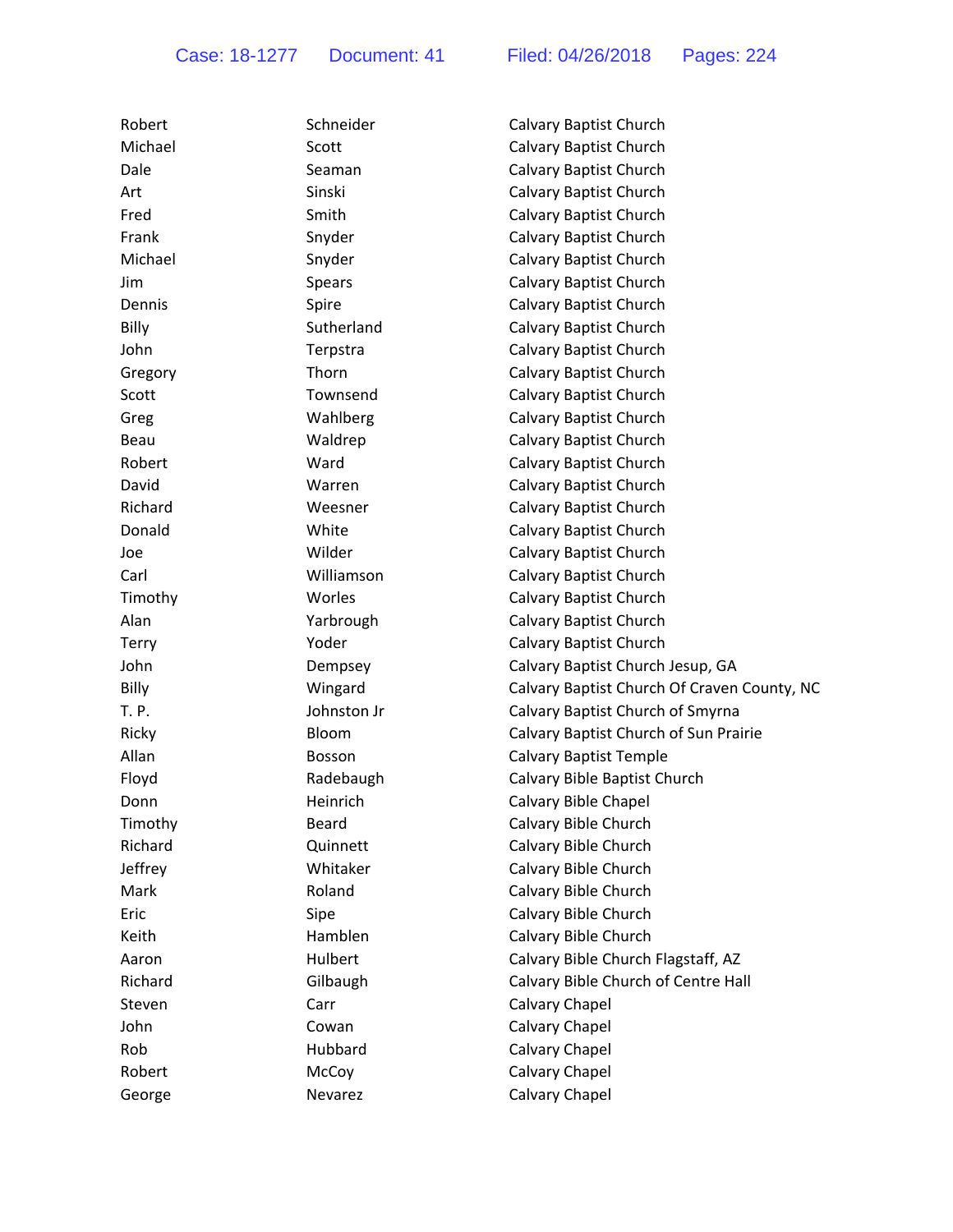| | | |
|---|---|---|
| Robert | Schneider | Calvary Baptist Church |
| Michael | Scott | Calvary Baptist Church |
| Dale | Seaman | Calvary Baptist Church |
| Art | Sinski | Calvary Baptist Church |
| Fred | Smith | Calvary Baptist Church |
| Frank | Snyder | Calvary Baptist Church |
| Michael | Snyder | Calvary Baptist Church |
| Jim | Spears | Calvary Baptist Church |
| Dennis | Spire | Calvary Baptist Church |
| Billy | Sutherland | Calvary Baptist Church |
| John | Terpstra | Calvary Baptist Church |
| Gregory | Thorn | Calvary Baptist Church |
| Scott | Townsend | Calvary Baptist Church |
| Greg | Wahlberg | Calvary Baptist Church |
| Beau | Waldrep | Calvary Baptist Church |
| Robert | Ward | Calvary Baptist Church |
| David | Warren | Calvary Baptist Church |
| Richard | Weesner | Calvary Baptist Church |
| Donald | White | Calvary Baptist Church |
| Joe | Wilder | Calvary Baptist Church |
| Carl | Williamson | Calvary Baptist Church |
| Timothy | Worles | Calvary Baptist Church |
| Alan | Yarbrough | Calvary Baptist Church |
| Terry | Yoder | Calvary Baptist Church |
| John | Dempsey | Calvary Baptist Church Jesup, GA |
| Billy | Wingard | Calvary Baptist Church Of Craven County, NC |
| T. P. | Johnston Jr | Calvary Baptist Church of Smyrna |
| Ricky | Bloom | Calvary Baptist Church of Sun Prairie |
| Allan | Bosson | Calvary Baptist Temple |
| Floyd | Radebaugh | Calvary Bible Baptist Church |
| Donn | Heinrich | Calvary Bible Chapel |
| Timothy | Beard | Calvary Bible Church |
| Richard | Quinnett | Calvary Bible Church |
| Jeffrey | Whitaker | Calvary Bible Church |
| Mark | Roland | Calvary Bible Church |
| Eric | Sipe | Calvary Bible Church |
| Keith | Hamblen | Calvary Bible Church |
| Aaron | Hulbert | Calvary Bible Church Flagstaff, AZ |
| Richard | Gilbaugh | Calvary Bible Church of Centre Hall |
| Steven | Carr | Calvary Chapel |
| John | Cowan | Calvary Chapel |
| Rob | Hubbard | Calvary Chapel |
| Robert | McCoy | Calvary Chapel |
| George | Nevarez | Calvary Chapel |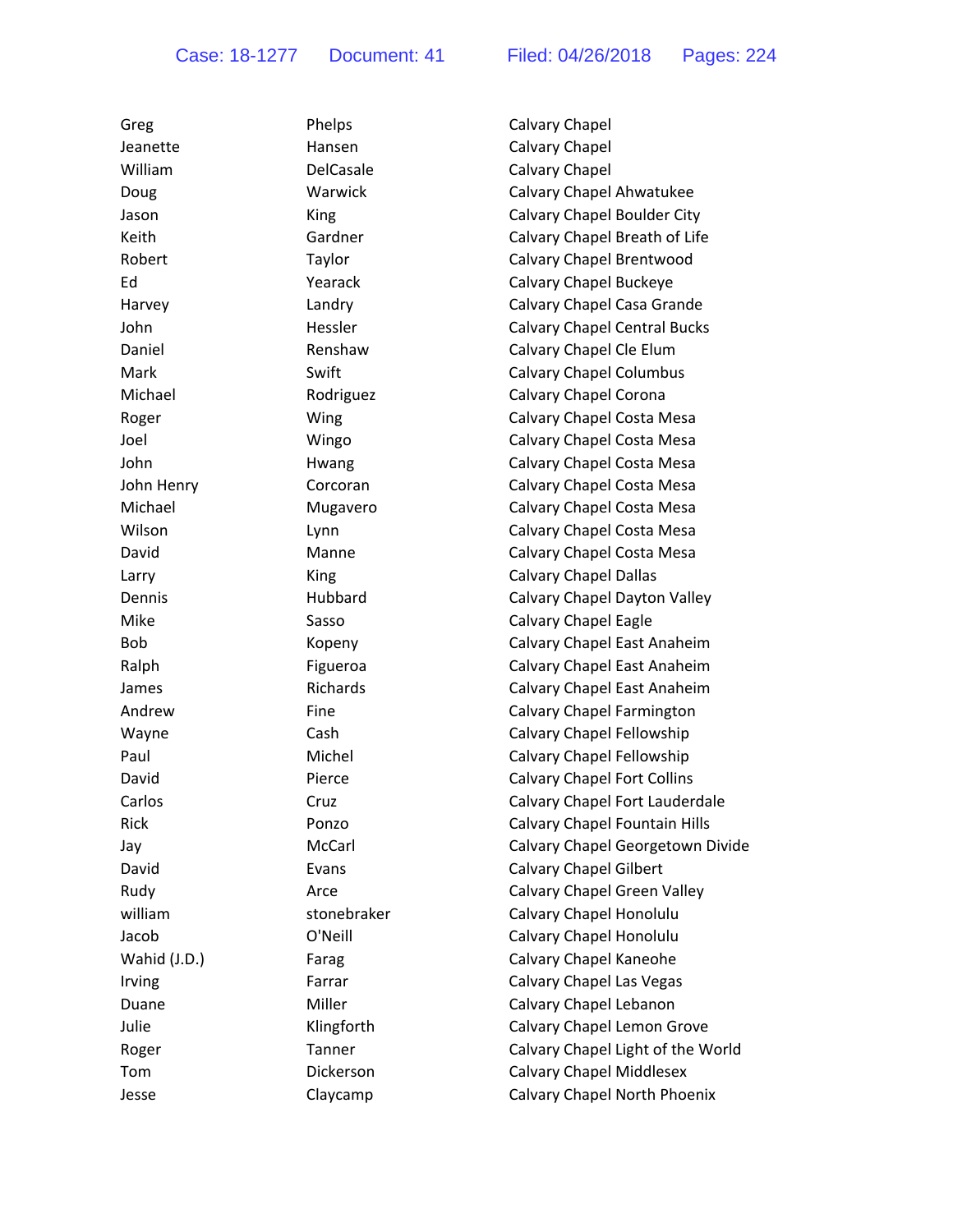| | | |
|---|---|---|
| Greg | Phelps | Calvary Chapel |
| Jeanette | Hansen | Calvary Chapel |
| William | DelCasale | Calvary Chapel |
| Doug | Warwick | Calvary Chapel Ahwatukee |
| Jason | King | Calvary Chapel Boulder City |
| Keith | Gardner | Calvary Chapel Breath of Life |
| Robert | Taylor | Calvary Chapel Brentwood |
| Ed | Yearack | Calvary Chapel Buckeye |
| Harvey | Landry | Calvary Chapel Casa Grande |
| John | Hessler | Calvary Chapel Central Bucks |
| Daniel | Renshaw | Calvary Chapel Cle Elum |
| Mark | Swift | Calvary Chapel Columbus |
| Michael | Rodriguez | Calvary Chapel Corona |
| Roger | Wing | Calvary Chapel Costa Mesa |
| Joel | Wingo | Calvary Chapel Costa Mesa |
| John | Hwang | Calvary Chapel Costa Mesa |
| John Henry | Corcoran | Calvary Chapel Costa Mesa |
| Michael | Mugavero | Calvary Chapel Costa Mesa |
| Wilson | Lynn | Calvary Chapel Costa Mesa |
| David | Manne | Calvary Chapel Costa Mesa |
| Larry | King | Calvary Chapel Dallas |
| Dennis | Hubbard | Calvary Chapel Dayton Valley |
| Mike | Sasso | Calvary Chapel Eagle |
| Bob | Kopeny | Calvary Chapel East Anaheim |
| Ralph | Figueroa | Calvary Chapel East Anaheim |
| James | Richards | Calvary Chapel East Anaheim |
| Andrew | Fine | Calvary Chapel Farmington |
| Wayne | Cash | Calvary Chapel Fellowship |
| Paul | Michel | Calvary Chapel Fellowship |
| David | Pierce | Calvary Chapel Fort Collins |
| Carlos | Cruz | Calvary Chapel Fort Lauderdale |
| Rick | Ponzo | Calvary Chapel Fountain Hills |
| Jay | McCarl | Calvary Chapel Georgetown Divide |
| David | Evans | Calvary Chapel Gilbert |
| Rudy | Arce | Calvary Chapel Green Valley |
| william | stonebraker | Calvary Chapel Honolulu |
| Jacob | O'Neill | Calvary Chapel Honolulu |
| Wahid (J.D.) | Farag | Calvary Chapel Kaneohe |
| Irving | Farrar | Calvary Chapel Las Vegas |
| Duane | Miller | Calvary Chapel Lebanon |
| Julie | Klingforth | Calvary Chapel Lemon Grove |
| Roger | Tanner | Calvary Chapel Light of the World |
| Tom | Dickerson | Calvary Chapel Middlesex |
| Jesse | Claycamp | Calvary Chapel North Phoenix |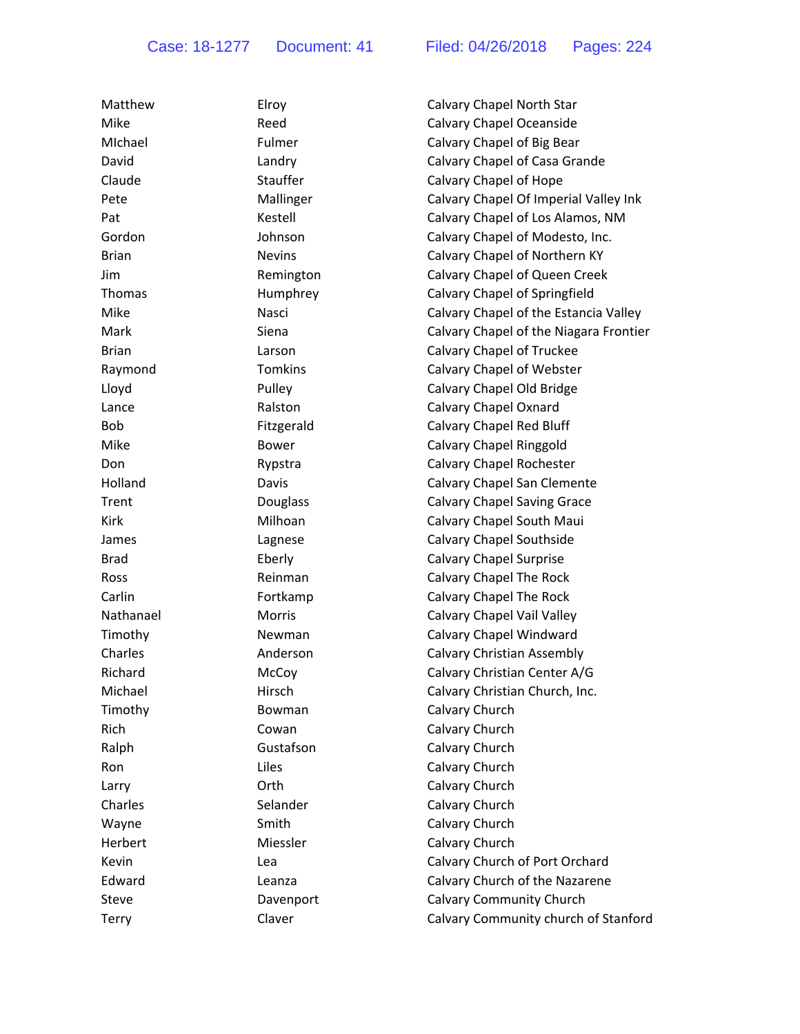| | | |
|---|---|---|
| Matthew | Elroy | Calvary Chapel North Star |
| Mike | Reed | Calvary Chapel Oceanside |
| MIchael | Fulmer | Calvary Chapel of Big Bear |
| David | Landry | Calvary Chapel of Casa Grande |
| Claude | Stauffer | Calvary Chapel of Hope |
| Pete | Mallinger | Calvary Chapel Of Imperial Valley Ink |
| Pat | Kestell | Calvary Chapel of Los Alamos, NM |
| Gordon | Johnson | Calvary Chapel of Modesto, Inc. |
| Brian | Nevins | Calvary Chapel of Northern KY |
| Jim | Remington | Calvary Chapel of Queen Creek |
| Thomas | Humphrey | Calvary Chapel of Springfield |
| Mike | Nasci | Calvary Chapel of the Estancia Valley |
| Mark | Siena | Calvary Chapel of the Niagara Frontier |
| Brian | Larson | Calvary Chapel of Truckee |
| Raymond | Tomkins | Calvary Chapel of Webster |
| Lloyd | Pulley | Calvary Chapel Old Bridge |
| Lance | Ralston | Calvary Chapel Oxnard |
| Bob | Fitzgerald | Calvary Chapel Red Bluff |
| Mike | Bower | Calvary Chapel Ringgold |
| Don | Rypstra | Calvary Chapel Rochester |
| Holland | Davis | Calvary Chapel San Clemente |
| Trent | Douglass | Calvary Chapel Saving Grace |
| Kirk | Milhoan | Calvary Chapel South Maui |
| James | Lagnese | Calvary Chapel Southside |
| Brad | Eberly | Calvary Chapel Surprise |
| Ross | Reinman | Calvary Chapel The Rock |
| Carlin | Fortkamp | Calvary Chapel The Rock |
| Nathanael | Morris | Calvary Chapel Vail Valley |
| Timothy | Newman | Calvary Chapel Windward |
| Charles | Anderson | Calvary Christian Assembly |
| Richard | McCoy | Calvary Christian Center A/G |
| Michael | Hirsch | Calvary Christian Church, Inc. |
| Timothy | Bowman | Calvary Church |
| Rich | Cowan | Calvary Church |
| Ralph | Gustafson | Calvary Church |
| Ron | Liles | Calvary Church |
| Larry | Orth | Calvary Church |
| Charles | Selander | Calvary Church |
| Wayne | Smith | Calvary Church |
| Herbert | Miessler | Calvary Church |
| Kevin | Lea | Calvary Church of Port Orchard |
| Edward | Leanza | Calvary Church of the Nazarene |
| Steve | Davenport | Calvary Community Church |
| Terry | Claver | Calvary Community church of Stanford |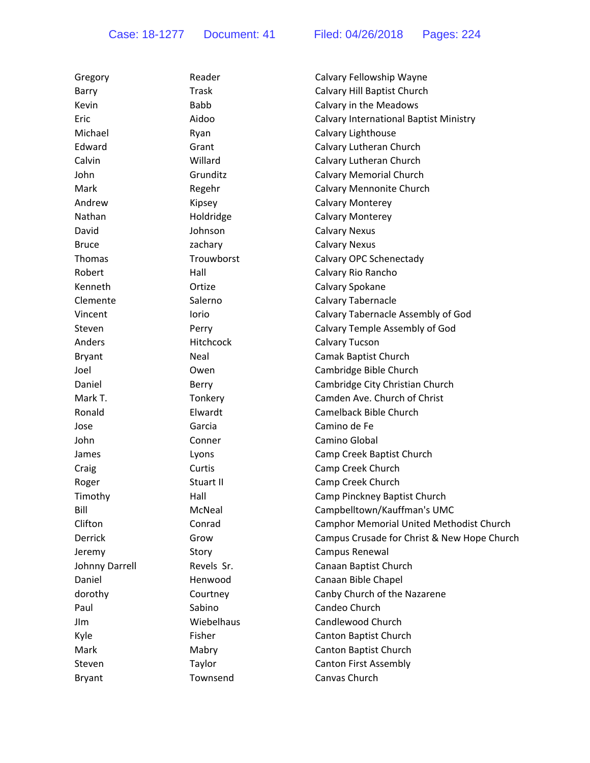| | | |
|---|---|---|
| Gregory | Reader | Calvary Fellowship Wayne |
| Barry | Trask | Calvary Hill Baptist Church |
| Kevin | Babb | Calvary in the Meadows |
| Eric | Aidoo | Calvary International Baptist Ministry |
| Michael | Ryan | Calvary Lighthouse |
| Edward | Grant | Calvary Lutheran Church |
| Calvin | Willard | Calvary Lutheran Church |
| John | Grunditz | Calvary Memorial Church |
| Mark | Regehr | Calvary Mennonite Church |
| Andrew | Kipsey | Calvary Monterey |
| Nathan | Holdridge | Calvary Monterey |
| David | Johnson | Calvary Nexus |
| Bruce | zachary | Calvary Nexus |
| Thomas | Trouwborst | Calvary OPC Schenectady |
| Robert | Hall | Calvary Rio Rancho |
| Kenneth | Ortize | Calvary Spokane |
| Clemente | Salerno | Calvary Tabernacle |
| Vincent | Iorio | Calvary Tabernacle Assembly of God |
| Steven | Perry | Calvary Temple Assembly of God |
| Anders | Hitchcock | Calvary Tucson |
| Bryant | Neal | Camak Baptist Church |
| Joel | Owen | Cambridge Bible Church |
| Daniel | Berry | Cambridge City Christian Church |
| Mark T. | Tonkery | Camden Ave. Church of Christ |
| Ronald | Elwardt | Camelback Bible Church |
| Jose | Garcia | Camino de Fe |
| John | Conner | Camino Global |
| James | Lyons | Camp Creek Baptist Church |
| Craig | Curtis | Camp Creek Church |
| Roger | Stuart II | Camp Creek Church |
| Timothy | Hall | Camp Pinckney Baptist Church |
| Bill | McNeal | Campbelltown/Kauffman's UMC |
| Clifton | Conrad | Camphor Memorial United Methodist Church |
| Derrick | Grow | Campus Crusade for Christ & New Hope Church |
| Jeremy | Story | Campus Renewal |
| Johnny Darrell | Revels Sr. | Canaan Baptist Church |
| Daniel | Henwood | Canaan Bible Chapel |
| dorothy | Courtney | Canby Church of the Nazarene |
| Paul | Sabino | Candeo Church |
| JIm | Wiebelhaus | Candlewood Church |
| Kyle | Fisher | Canton Baptist Church |
| Mark | Mabry | Canton Baptist Church |
| Steven | Taylor | Canton First Assembly |
| Bryant | Townsend | Canvas Church |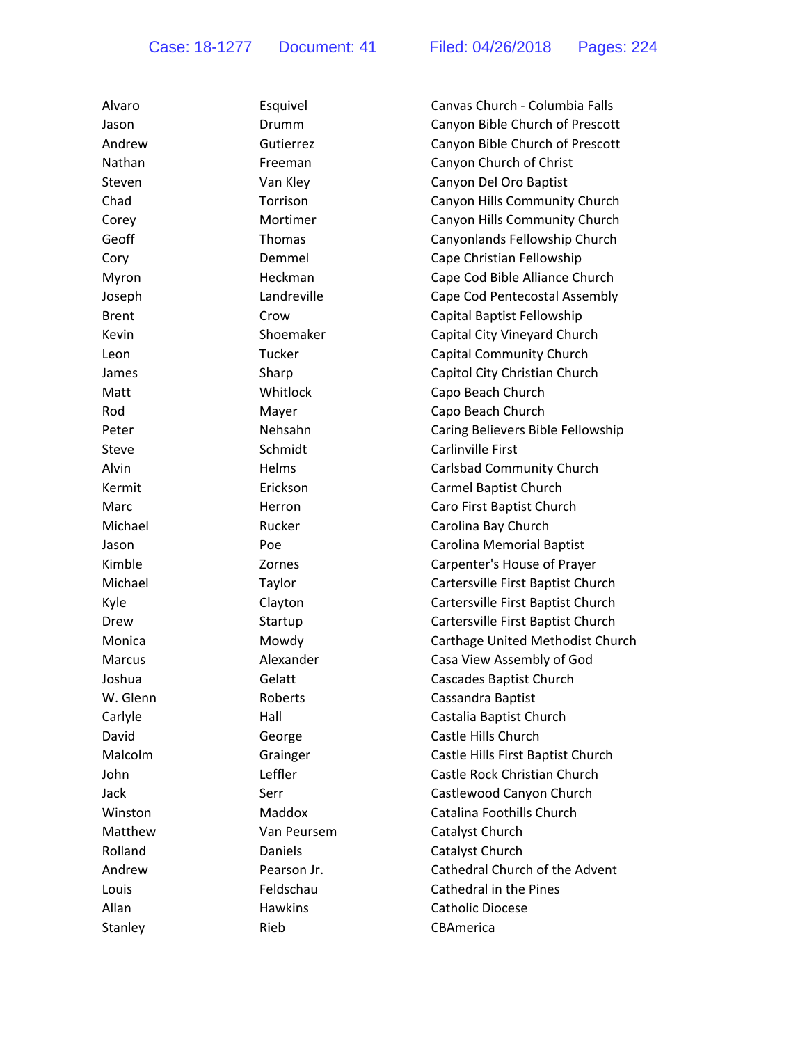| | | |
|---|---|---|
| Alvaro | Esquivel | Canvas Church - Columbia Falls |
| Jason | Drumm | Canyon Bible Church of Prescott |
| Andrew | Gutierrez | Canyon Bible Church of Prescott |
| Nathan | Freeman | Canyon Church of Christ |
| Steven | Van Kley | Canyon Del Oro Baptist |
| Chad | Torrison | Canyon Hills Community Church |
| Corey | Mortimer | Canyon Hills Community Church |
| Geoff | Thomas | Canyonlands Fellowship Church |
| Cory | Demmel | Cape Christian Fellowship |
| Myron | Heckman | Cape Cod Bible Alliance Church |
| Joseph | Landreville | Cape Cod Pentecostal Assembly |
| Brent | Crow | Capital Baptist Fellowship |
| Kevin | Shoemaker | Capital City Vineyard Church |
| Leon | Tucker | Capital Community Church |
| James | Sharp | Capitol City Christian Church |
| Matt | Whitlock | Capo Beach Church |
| Rod | Mayer | Capo Beach Church |
| Peter | Nehsahn | Caring Believers Bible Fellowship |
| Steve | Schmidt | Carlinville First |
| Alvin | Helms | Carlsbad Community Church |
| Kermit | Erickson | Carmel Baptist Church |
| Marc | Herron | Caro First Baptist Church |
| Michael | Rucker | Carolina Bay Church |
| Jason | Poe | Carolina Memorial Baptist |
| Kimble | Zornes | Carpenter's House of Prayer |
| Michael | Taylor | Cartersville First Baptist Church |
| Kyle | Clayton | Cartersville First Baptist Church |
| Drew | Startup | Cartersville First Baptist Church |
| Monica | Mowdy | Carthage United Methodist Church |
| Marcus | Alexander | Casa View Assembly of God |
| Joshua | Gelatt | Cascades Baptist Church |
| W. Glenn | Roberts | Cassandra Baptist |
| Carlyle | Hall | Castalia Baptist Church |
| David | George | Castle Hills Church |
| Malcolm | Grainger | Castle Hills First Baptist Church |
| John | Leffler | Castle Rock Christian Church |
| Jack | Serr | Castlewood Canyon Church |
| Winston | Maddox | Catalina Foothills Church |
| Matthew | Van Peursem | Catalyst Church |
| Rolland | Daniels | Catalyst Church |
| Andrew | Pearson Jr. | Cathedral Church of the Advent |
| Louis | Feldschau | Cathedral in the Pines |
| Allan | Hawkins | Catholic Diocese |
| Stanley | Rieb | CBAmerica |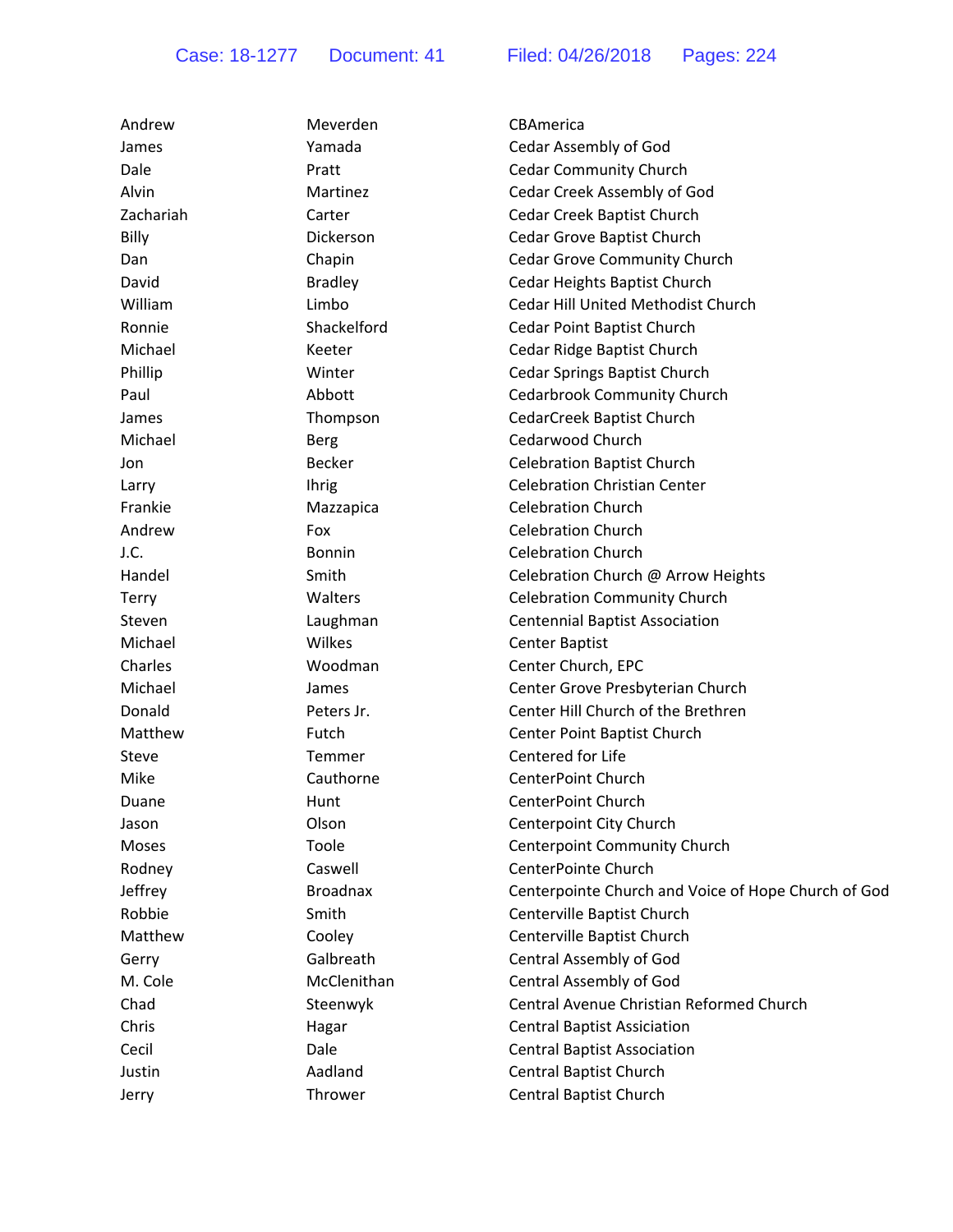| | | |
|---|---|---|
| Andrew | Meverden | CBAmerica |
| James | Yamada | Cedar Assembly of God |
| Dale | Pratt | Cedar Community Church |
| Alvin | Martinez | Cedar Creek Assembly of God |
| Zachariah | Carter | Cedar Creek Baptist Church |
| Billy | Dickerson | Cedar Grove Baptist Church |
| Dan | Chapin | Cedar Grove Community Church |
| David | Bradley | Cedar Heights Baptist Church |
| William | Limbo | Cedar Hill United Methodist Church |
| Ronnie | Shackelford | Cedar Point Baptist Church |
| Michael | Keeter | Cedar Ridge Baptist Church |
| Phillip | Winter | Cedar Springs Baptist Church |
| Paul | Abbott | Cedarbrook Community Church |
| James | Thompson | CedarCreek Baptist Church |
| Michael | Berg | Cedarwood Church |
| Jon | Becker | Celebration Baptist Church |
| Larry | Ihrig | Celebration Christian Center |
| Frankie | Mazzapica | Celebration Church |
| Andrew | Fox | Celebration Church |
| J.C. | Bonnin | Celebration Church |
| Handel | Smith | Celebration Church @ Arrow Heights |
| Terry | Walters | Celebration Community Church |
| Steven | Laughman | Centennial Baptist Association |
| Michael | Wilkes | Center Baptist |
| Charles | Woodman | Center Church, EPC |
| Michael | James | Center Grove Presbyterian Church |
| Donald | Peters Jr. | Center Hill Church of the Brethren |
| Matthew | Futch | Center Point Baptist Church |
| Steve | Temmer | Centered for Life |
| Mike | Cauthorne | CenterPoint Church |
| Duane | Hunt | CenterPoint Church |
| Jason | Olson | Centerpoint City Church |
| Moses | Toole | Centerpoint Community Church |
| Rodney | Caswell | CenterPointe Church |
| Jeffrey | Broadnax | Centerpointe Church and Voice of Hope Church of God |
| Robbie | Smith | Centerville Baptist Church |
| Matthew | Cooley | Centerville Baptist Church |
| Gerry | Galbreath | Central Assembly of God |
| M. Cole | McClenithan | Central Assembly of God |
| Chad | Steenwyk | Central Avenue Christian Reformed Church |
| Chris | Hagar | Central Baptist Assiciation |
| Cecil | Dale | Central Baptist Association |
| Justin | Aadland | Central Baptist Church |
| Jerry | Thrower | Central Baptist Church |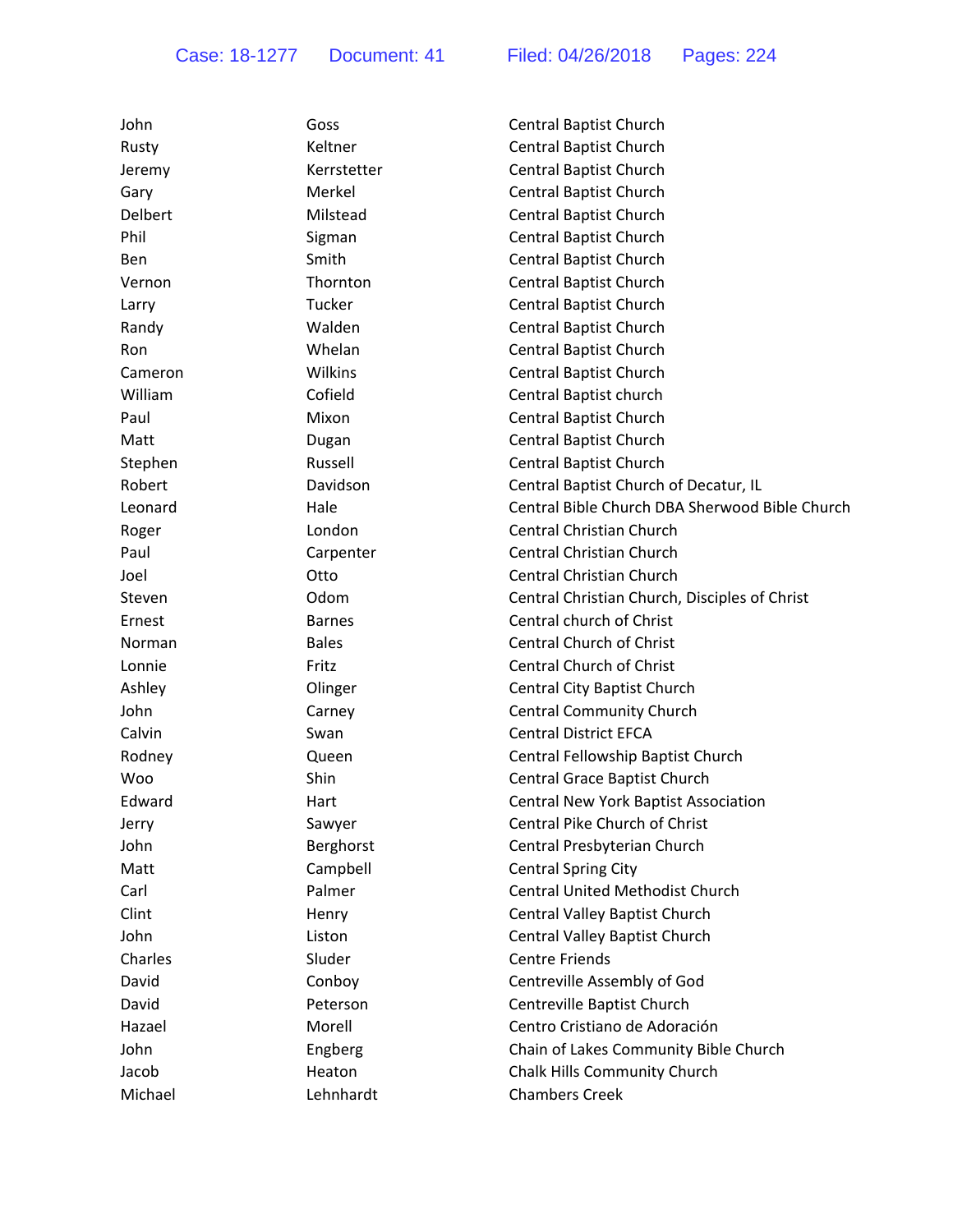| | | |
|---|---|---|
| John | Goss | Central Baptist Church |
| Rusty | Keltner | Central Baptist Church |
| Jeremy | Kerrstetter | Central Baptist Church |
| Gary | Merkel | Central Baptist Church |
| Delbert | Milstead | Central Baptist Church |
| Phil | Sigman | Central Baptist Church |
| Ben | Smith | Central Baptist Church |
| Vernon | Thornton | Central Baptist Church |
| Larry | Tucker | Central Baptist Church |
| Randy | Walden | Central Baptist Church |
| Ron | Whelan | Central Baptist Church |
| Cameron | Wilkins | Central Baptist Church |
| William | Cofield | Central Baptist church |
| Paul | Mixon | Central Baptist Church |
| Matt | Dugan | Central Baptist Church |
| Stephen | Russell | Central Baptist Church |
| Robert | Davidson | Central Baptist Church of Decatur, IL |
| Leonard | Hale | Central Bible Church DBA Sherwood Bible Church |
| Roger | London | Central Christian Church |
| Paul | Carpenter | Central Christian Church |
| Joel | Otto | Central Christian Church |
| Steven | Odom | Central Christian Church, Disciples of Christ |
| Ernest | Barnes | Central church of Christ |
| Norman | Bales | Central Church of Christ |
| Lonnie | Fritz | Central Church of Christ |
| Ashley | Olinger | Central City Baptist Church |
| John | Carney | Central Community Church |
| Calvin | Swan | Central District EFCA |
| Rodney | Queen | Central Fellowship Baptist Church |
| Woo | Shin | Central Grace Baptist Church |
| Edward | Hart | Central New York Baptist Association |
| Jerry | Sawyer | Central Pike Church of Christ |
| John | Berghorst | Central Presbyterian Church |
| Matt | Campbell | Central Spring City |
| Carl | Palmer | Central United Methodist Church |
| Clint | Henry | Central Valley Baptist Church |
| John | Liston | Central Valley Baptist Church |
| Charles | Sluder | Centre Friends |
| David | Conboy | Centreville Assembly of God |
| David | Peterson | Centreville Baptist Church |
| Hazael | Morell | Centro Cristiano de Adoración |
| John | Engberg | Chain of Lakes Community Bible Church |
| Jacob | Heaton | Chalk Hills Community Church |
| Michael | Lehnhardt | Chambers Creek |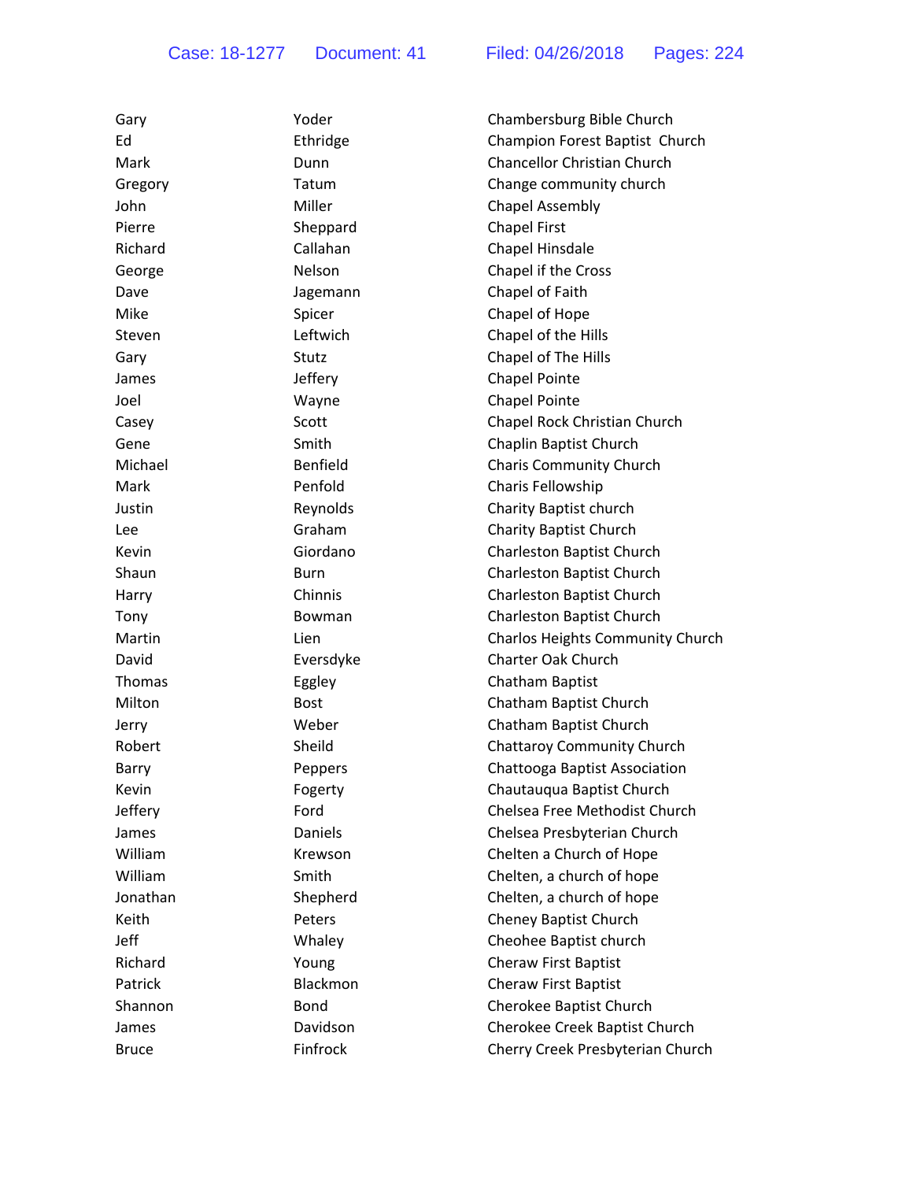| | | |
|---|---|---|
| Gary | Yoder | Chambersburg Bible Church |
| Ed | Ethridge | Champion Forest Baptist Church |
| Mark | Dunn | Chancellor Christian Church |
| Gregory | Tatum | Change community church |
| John | Miller | Chapel Assembly |
| Pierre | Sheppard | Chapel First |
| Richard | Callahan | Chapel Hinsdale |
| George | Nelson | Chapel if the Cross |
| Dave | Jagemann | Chapel of Faith |
| Mike | Spicer | Chapel of Hope |
| Steven | Leftwich | Chapel of the Hills |
| Gary | Stutz | Chapel of The Hills |
| James | Jeffery | Chapel Pointe |
| Joel | Wayne | Chapel Pointe |
| Casey | Scott | Chapel Rock Christian Church |
| Gene | Smith | Chaplin Baptist Church |
| Michael | Benfield | Charis Community Church |
| Mark | Penfold | Charis Fellowship |
| Justin | Reynolds | Charity Baptist church |
| Lee | Graham | Charity Baptist Church |
| Kevin | Giordano | Charleston Baptist Church |
| Shaun | Burn | Charleston Baptist Church |
| Harry | Chinnis | Charleston Baptist Church |
| Tony | Bowman | Charleston Baptist Church |
| Martin | Lien | Charlos Heights Community Church |
| David | Eversdyke | Charter Oak Church |
| Thomas | Eggley | Chatham Baptist |
| Milton | Bost | Chatham Baptist Church |
| Jerry | Weber | Chatham Baptist Church |
| Robert | Sheild | Chattaroy Community Church |
| Barry | Peppers | Chattooga Baptist Association |
| Kevin | Fogerty | Chautauqua Baptist Church |
| Jeffery | Ford | Chelsea Free Methodist Church |
| James | Daniels | Chelsea Presbyterian Church |
| William | Krewson | Chelten a Church of Hope |
| William | Smith | Chelten, a church of hope |
| Jonathan | Shepherd | Chelten, a church of hope |
| Keith | Peters | Cheney Baptist Church |
| Jeff | Whaley | Cheohee Baptist church |
| Richard | Young | Cheraw First Baptist |
| Patrick | Blackmon | Cheraw First Baptist |
| Shannon | Bond | Cherokee Baptist Church |
| James | Davidson | Cherokee Creek Baptist Church |
| Bruce | Finfrock | Cherry Creek Presbyterian Church |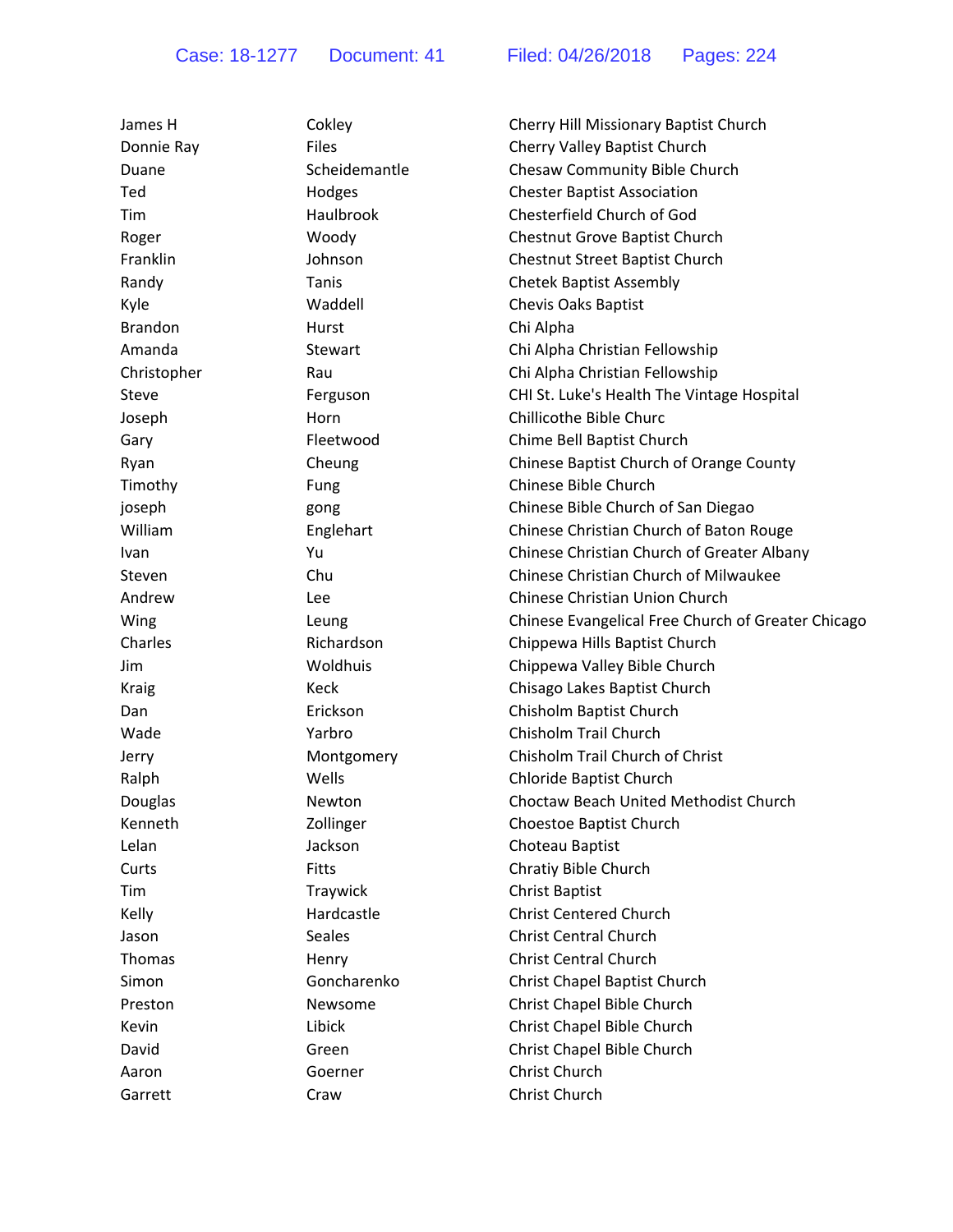| | | |
|---|---|---|
| James H | Cokley | Cherry Hill Missionary Baptist Church |
| Donnie Ray | Files | Cherry Valley Baptist Church |
| Duane | Scheidemantle | Chesaw Community Bible Church |
| Ted | Hodges | Chester Baptist Association |
| Tim | Haulbrook | Chesterfield Church of God |
| Roger | Woody | Chestnut Grove Baptist Church |
| Franklin | Johnson | Chestnut Street Baptist Church |
| Randy | Tanis | Chetek Baptist Assembly |
| Kyle | Waddell | Chevis Oaks Baptist |
| Brandon | Hurst | Chi Alpha |
| Amanda | Stewart | Chi Alpha Christian Fellowship |
| Christopher | Rau | Chi Alpha Christian Fellowship |
| Steve | Ferguson | CHI St. Luke's Health The Vintage Hospital |
| Joseph | Horn | Chillicothe Bible Churc |
| Gary | Fleetwood | Chime Bell Baptist Church |
| Ryan | Cheung | Chinese Baptist Church of Orange County |
| Timothy | Fung | Chinese Bible Church |
| joseph | gong | Chinese Bible Church of San Diegao |
| William | Englehart | Chinese Christian Church of Baton Rouge |
| Ivan | Yu | Chinese Christian Church of Greater Albany |
| Steven | Chu | Chinese Christian Church of Milwaukee |
| Andrew | Lee | Chinese Christian Union Church |
| Wing | Leung | Chinese Evangelical Free Church of Greater Chicago |
| Charles | Richardson | Chippewa Hills Baptist Church |
| Jim | Woldhuis | Chippewa Valley Bible Church |
| Kraig | Keck | Chisago Lakes Baptist Church |
| Dan | Erickson | Chisholm Baptist Church |
| Wade | Yarbro | Chisholm Trail Church |
| Jerry | Montgomery | Chisholm Trail Church of Christ |
| Ralph | Wells | Chloride Baptist Church |
| Douglas | Newton | Choctaw Beach United Methodist Church |
| Kenneth | Zollinger | Choestoe Baptist Church |
| Lelan | Jackson | Choteau Baptist |
| Curts | Fitts | Chratiy Bible Church |
| Tim | Traywick | Christ Baptist |
| Kelly | Hardcastle | Christ Centered Church |
| Jason | Seales | Christ Central Church |
| Thomas | Henry | Christ Central Church |
| Simon | Goncharenko | Christ Chapel Baptist Church |
| Preston | Newsome | Christ Chapel Bible Church |
| Kevin | Libick | Christ Chapel Bible Church |
| David | Green | Christ Chapel Bible Church |
| Aaron | Goerner | Christ Church |
| Garrett | Craw | Christ Church |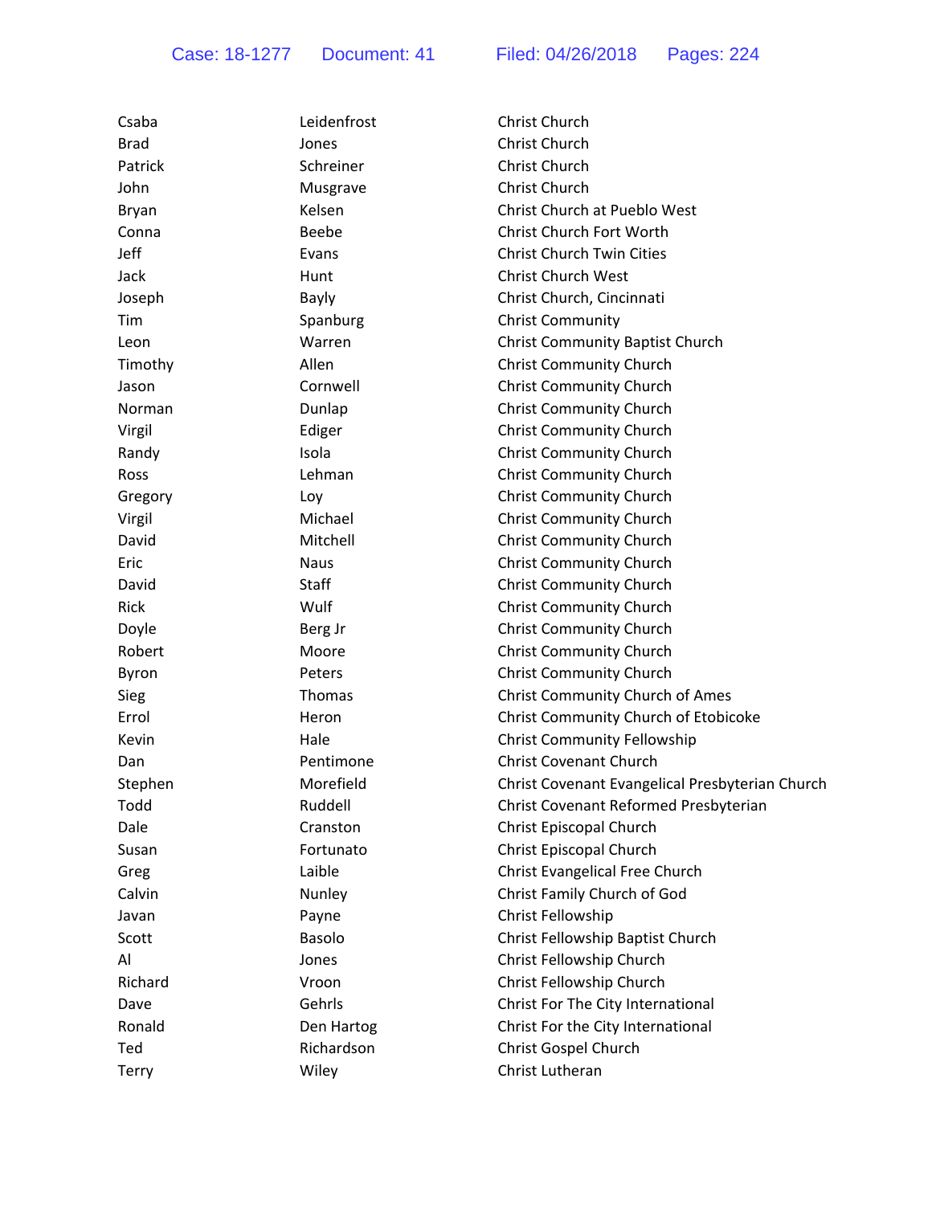| | | |
|---|---|---|
| Csaba | Leidenfrost | Christ Church |
| Brad | Jones | Christ Church |
| Patrick | Schreiner | Christ Church |
| John | Musgrave | Christ Church |
| Bryan | Kelsen | Christ Church at Pueblo West |
| Conna | Beebe | Christ Church Fort Worth |
| Jeff | Evans | Christ Church Twin Cities |
| Jack | Hunt | Christ Church West |
| Joseph | Bayly | Christ Church, Cincinnati |
| Tim | Spanburg | Christ Community |
| Leon | Warren | Christ Community Baptist Church |
| Timothy | Allen | Christ Community Church |
| Jason | Cornwell | Christ Community Church |
| Norman | Dunlap | Christ Community Church |
| Virgil | Ediger | Christ Community Church |
| Randy | Isola | Christ Community Church |
| Ross | Lehman | Christ Community Church |
| Gregory | Loy | Christ Community Church |
| Virgil | Michael | Christ Community Church |
| David | Mitchell | Christ Community Church |
| Eric | Naus | Christ Community Church |
| David | Staff | Christ Community Church |
| Rick | Wulf | Christ Community Church |
| Doyle | Berg Jr | Christ Community Church |
| Robert | Moore | Christ Community Church |
| Byron | Peters | Christ Community Church |
| Sieg | Thomas | Christ Community Church of Ames |
| Errol | Heron | Christ Community Church of Etobicoke |
| Kevin | Hale | Christ Community Fellowship |
| Dan | Pentimone | Christ Covenant Church |
| Stephen | Morefield | Christ Covenant Evangelical Presbyterian Church |
| Todd | Ruddell | Christ Covenant Reformed Presbyterian |
| Dale | Cranston | Christ Episcopal Church |
| Susan | Fortunato | Christ Episcopal Church |
| Greg | Laible | Christ Evangelical Free Church |
| Calvin | Nunley | Christ Family Church of God |
| Javan | Payne | Christ Fellowship |
| Scott | Basolo | Christ Fellowship Baptist Church |
| Al | Jones | Christ Fellowship Church |
| Richard | Vroon | Christ Fellowship Church |
| Dave | Gehrls | Christ For The City International |
| Ronald | Den Hartog | Christ For the City International |
| Ted | Richardson | Christ Gospel Church |
| Terry | Wiley | Christ Lutheran |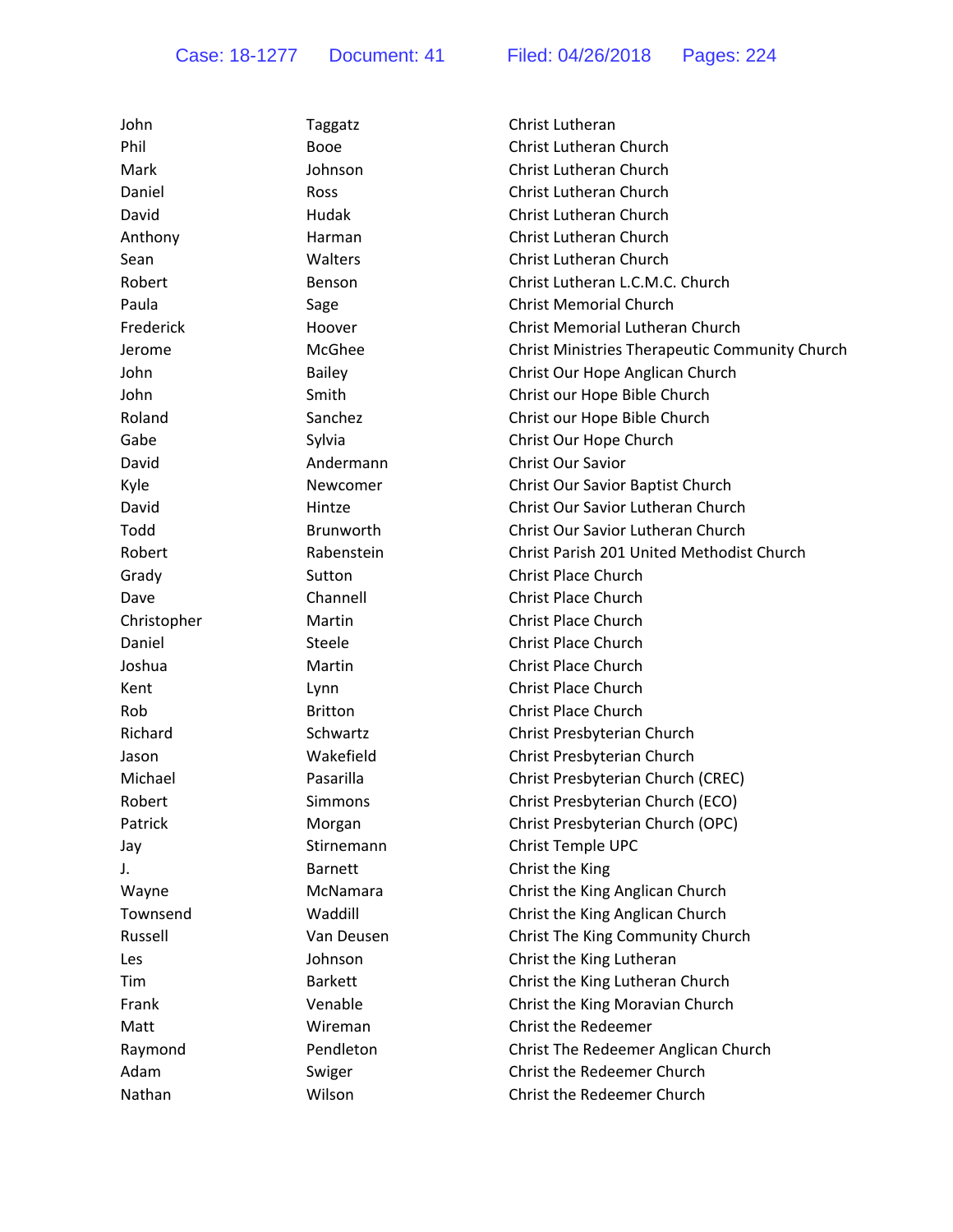| | | |
|---|---|---|
| John | Taggatz | Christ Lutheran |
| Phil | Booe | Christ Lutheran Church |
| Mark | Johnson | Christ Lutheran Church |
| Daniel | Ross | Christ Lutheran Church |
| David | Hudak | Christ Lutheran Church |
| Anthony | Harman | Christ Lutheran Church |
| Sean | Walters | Christ Lutheran Church |
| Robert | Benson | Christ Lutheran L.C.M.C. Church |
| Paula | Sage | Christ Memorial Church |
| Frederick | Hoover | Christ Memorial Lutheran Church |
| Jerome | McGhee | Christ Ministries Therapeutic Community Church |
| John | Bailey | Christ Our Hope Anglican Church |
| John | Smith | Christ our Hope Bible Church |
| Roland | Sanchez | Christ our Hope Bible Church |
| Gabe | Sylvia | Christ Our Hope Church |
| David | Andermann | Christ Our Savior |
| Kyle | Newcomer | Christ Our Savior Baptist Church |
| David | Hintze | Christ Our Savior Lutheran Church |
| Todd | Brunworth | Christ Our Savior Lutheran Church |
| Robert | Rabenstein | Christ Parish 201 United Methodist Church |
| Grady | Sutton | Christ Place Church |
| Dave | Channell | Christ Place Church |
| Christopher | Martin | Christ Place Church |
| Daniel | Steele | Christ Place Church |
| Joshua | Martin | Christ Place Church |
| Kent | Lynn | Christ Place Church |
| Rob | Britton | Christ Place Church |
| Richard | Schwartz | Christ Presbyterian Church |
| Jason | Wakefield | Christ Presbyterian Church |
| Michael | Pasarilla | Christ Presbyterian Church (CREC) |
| Robert | Simmons | Christ Presbyterian Church (ECO) |
| Patrick | Morgan | Christ Presbyterian Church (OPC) |
| Jay | Stirnemann | Christ Temple UPC |
| J. | Barnett | Christ the King |
| Wayne | McNamara | Christ the King Anglican Church |
| Townsend | Waddill | Christ the King Anglican Church |
| Russell | Van Deusen | Christ The King Community Church |
| Les | Johnson | Christ the King Lutheran |
| Tim | Barkett | Christ the King Lutheran Church |
| Frank | Venable | Christ the King Moravian Church |
| Matt | Wireman | Christ the Redeemer |
| Raymond | Pendleton | Christ The Redeemer Anglican Church |
| Adam | Swiger | Christ the Redeemer Church |
| Nathan | Wilson | Christ the Redeemer Church |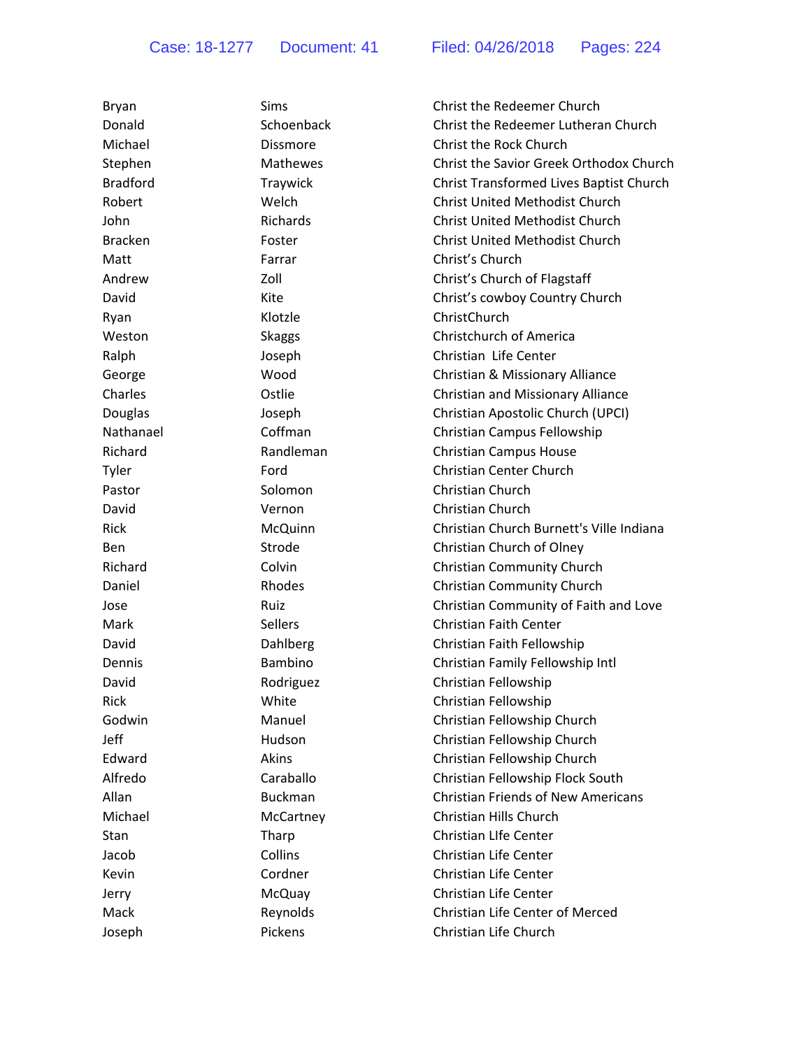| | | |
|---|---|---|
| Bryan | Sims | Christ the Redeemer Church |
| Donald | Schoenback | Christ the Redeemer Lutheran Church |
| Michael | Dissmore | Christ the Rock Church |
| Stephen | Mathewes | Christ the Savior Greek Orthodox Church |
| Bradford | Traywick | Christ Transformed Lives Baptist Church |
| Robert | Welch | Christ United Methodist Church |
| John | Richards | Christ United Methodist Church |
| Bracken | Foster | Christ United Methodist Church |
| Matt | Farrar | Christ's Church |
| Andrew | Zoll | Christ's Church of Flagstaff |
| David | Kite | Christ's cowboy Country Church |
| Ryan | Klotzle | ChristChurch |
| Weston | Skaggs | Christchurch of America |
| Ralph | Joseph | Christian  Life Center |
| George | Wood | Christian & Missionary Alliance |
| Charles | Ostlie | Christian and Missionary Alliance |
| Douglas | Joseph | Christian Apostolic Church (UPCI) |
| Nathanael | Coffman | Christian Campus Fellowship |
| Richard | Randleman | Christian Campus House |
| Tyler | Ford | Christian Center Church |
| Pastor | Solomon | Christian Church |
| David | Vernon | Christian Church |
| Rick | McQuinn | Christian Church Burnett's Ville Indiana |
| Ben | Strode | Christian Church of Olney |
| Richard | Colvin | Christian Community Church |
| Daniel | Rhodes | Christian Community Church |
| Jose | Ruiz | Christian Community of Faith and Love |
| Mark | Sellers | Christian Faith Center |
| David | Dahlberg | Christian Faith Fellowship |
| Dennis | Bambino | Christian Family Fellowship Intl |
| David | Rodriguez | Christian Fellowship |
| Rick | White | Christian Fellowship |
| Godwin | Manuel | Christian Fellowship Church |
| Jeff | Hudson | Christian Fellowship Church |
| Edward | Akins | Christian Fellowship Church |
| Alfredo | Caraballo | Christian Fellowship Flock South |
| Allan | Buckman | Christian Friends of New Americans |
| Michael | McCartney | Christian Hills Church |
| Stan | Tharp | Christian LIfe Center |
| Jacob | Collins | Christian Life Center |
| Kevin | Cordner | Christian Life Center |
| Jerry | McQuay | Christian Life Center |
| Mack | Reynolds | Christian Life Center of Merced |
| Joseph | Pickens | Christian Life Church |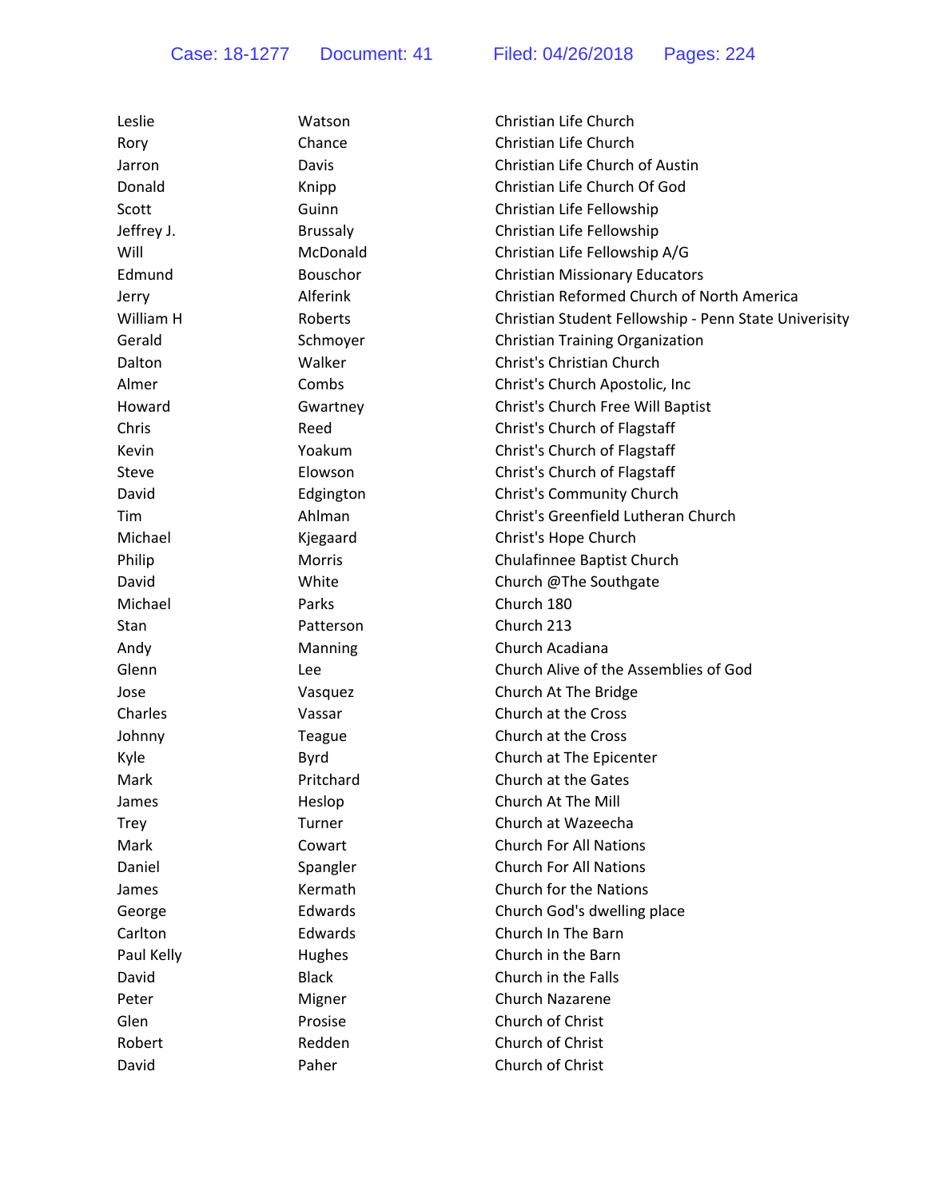| | | |
|---|---|---|
| Leslie | Watson | Christian Life Church |
| Rory | Chance | Christian Life Church |
| Jarron | Davis | Christian Life Church of Austin |
| Donald | Knipp | Christian Life Church Of God |
| Scott | Guinn | Christian Life Fellowship |
| Jeffrey J. | Brussaly | Christian Life Fellowship |
| Will | McDonald | Christian Life Fellowship A/G |
| Edmund | Bouschor | Christian Missionary Educators |
| Jerry | Alferink | Christian Reformed Church of North America |
| William H | Roberts | Christian Student Fellowship - Penn State Univerisity |
| Gerald | Schmoyer | Christian Training Organization |
| Dalton | Walker | Christ's Christian Church |
| Almer | Combs | Christ's Church Apostolic, Inc |
| Howard | Gwartney | Christ's Church Free Will Baptist |
| Chris | Reed | Christ's Church of Flagstaff |
| Kevin | Yoakum | Christ's Church of Flagstaff |
| Steve | Elowson | Christ's Church of Flagstaff |
| David | Edgington | Christ's Community Church |
| Tim | Ahlman | Christ's Greenfield Lutheran Church |
| Michael | Kjegaard | Christ's Hope Church |
| Philip | Morris | Chulafinnee Baptist Church |
| David | White | Church @The Southgate |
| Michael | Parks | Church 180 |
| Stan | Patterson | Church 213 |
| Andy | Manning | Church Acadiana |
| Glenn | Lee | Church Alive of the Assemblies of God |
| Jose | Vasquez | Church At The Bridge |
| Charles | Vassar | Church at the Cross |
| Johnny | Teague | Church at the Cross |
| Kyle | Byrd | Church at The Epicenter |
| Mark | Pritchard | Church at the Gates |
| James | Heslop | Church At The Mill |
| Trey | Turner | Church at Wazeecha |
| Mark | Cowart | Church For All Nations |
| Daniel | Spangler | Church For All Nations |
| James | Kermath | Church for the Nations |
| George | Edwards | Church God's dwelling place |
| Carlton | Edwards | Church In The Barn |
| Paul Kelly | Hughes | Church in the Barn |
| David | Black | Church in the Falls |
| Peter | Migner | Church Nazarene |
| Glen | Prosise | Church of Christ |
| Robert | Redden | Church of Christ |
| David | Paher | Church of Christ |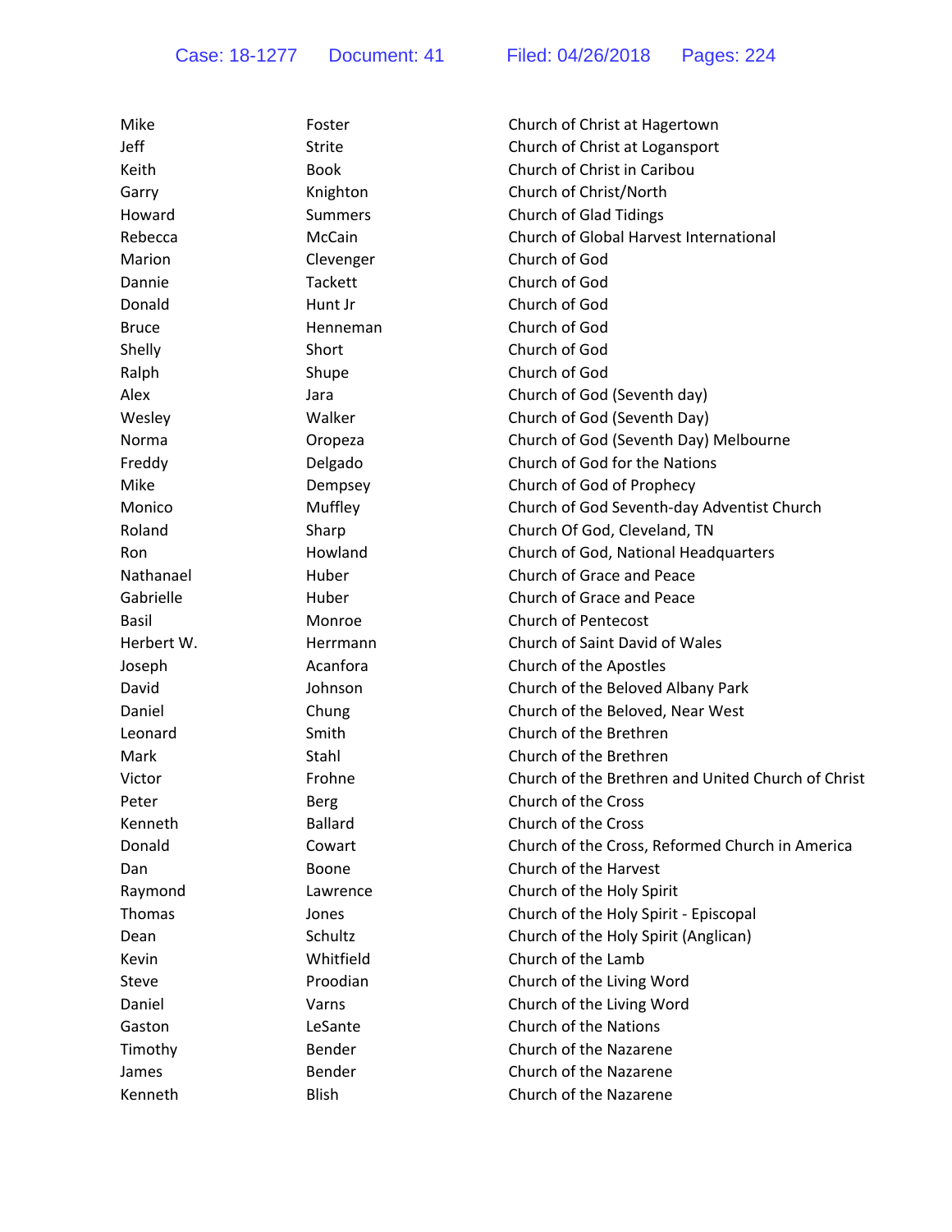| | | |
|---|---|---|
| Mike | Foster | Church of Christ at Hagertown |
| Jeff | Strite | Church of Christ at Logansport |
| Keith | Book | Church of Christ in Caribou |
| Garry | Knighton | Church of Christ/North |
| Howard | Summers | Church of Glad Tidings |
| Rebecca | McCain | Church of Global Harvest International |
| Marion | Clevenger | Church of God |
| Dannie | Tackett | Church of God |
| Donald | Hunt Jr | Church of God |
| Bruce | Henneman | Church of God |
| Shelly | Short | Church of God |
| Ralph | Shupe | Church of God |
| Alex | Jara | Church of God (Seventh day) |
| Wesley | Walker | Church of God (Seventh Day) |
| Norma | Oropeza | Church of God (Seventh Day) Melbourne |
| Freddy | Delgado | Church of God for the Nations |
| Mike | Dempsey | Church of God of Prophecy |
| Monico | Muffley | Church of God Seventh-day Adventist Church |
| Roland | Sharp | Church Of God, Cleveland, TN |
| Ron | Howland | Church of God, National Headquarters |
| Nathanael | Huber | Church of Grace and Peace |
| Gabrielle | Huber | Church of Grace and Peace |
| Basil | Monroe | Church of Pentecost |
| Herbert W. | Herrmann | Church of Saint David of Wales |
| Joseph | Acanfora | Church of the Apostles |
| David | Johnson | Church of the Beloved Albany Park |
| Daniel | Chung | Church of the Beloved, Near West |
| Leonard | Smith | Church of the Brethren |
| Mark | Stahl | Church of the Brethren |
| Victor | Frohne | Church of the Brethren and United Church of Christ |
| Peter | Berg | Church of the Cross |
| Kenneth | Ballard | Church of the Cross |
| Donald | Cowart | Church of the Cross, Reformed Church in America |
| Dan | Boone | Church of the Harvest |
| Raymond | Lawrence | Church of the Holy Spirit |
| Thomas | Jones | Church of the Holy Spirit - Episcopal |
| Dean | Schultz | Church of the Holy Spirit (Anglican) |
| Kevin | Whitfield | Church of the Lamb |
| Steve | Proodian | Church of the Living Word |
| Daniel | Varns | Church of the Living Word |
| Gaston | LeSante | Church of the Nations |
| Timothy | Bender | Church of the Nazarene |
| James | Bender | Church of the Nazarene |
| Kenneth | Blish | Church of the Nazarene |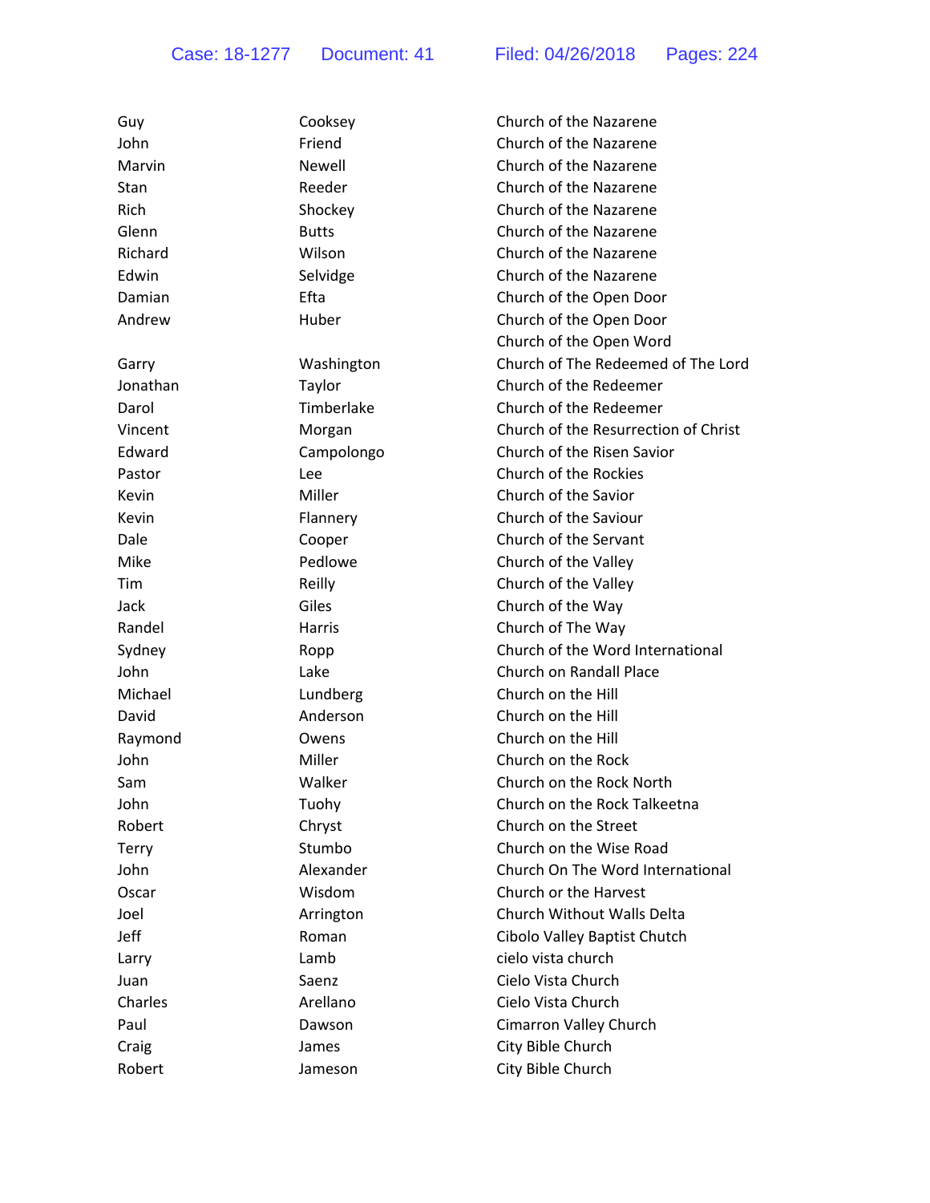| | | |
|---|---|---|
| Guy | Cooksey | Church of the Nazarene |
| John | Friend | Church of the Nazarene |
| Marvin | Newell | Church of the Nazarene |
| Stan | Reeder | Church of the Nazarene |
| Rich | Shockey | Church of the Nazarene |
| Glenn | Butts | Church of the Nazarene |
| Richard | Wilson | Church of the Nazarene |
| Edwin | Selvidge | Church of the Nazarene |
| Damian | Efta | Church of the Open Door |
| Andrew | Huber | Church of the Open Door |
| | | Church of the Open Word |
| Garry | Washington | Church of The Redeemed of The Lord |
| Jonathan | Taylor | Church of the Redeemer |
| Darol | Timberlake | Church of the Redeemer |
| Vincent | Morgan | Church of the Resurrection of Christ |
| Edward | Campolongo | Church of the Risen Savior |
| Pastor | Lee | Church of the Rockies |
| Kevin | Miller | Church of the Savior |
| Kevin | Flannery | Church of the Saviour |
| Dale | Cooper | Church of the Servant |
| Mike | Pedlowe | Church of the Valley |
| Tim | Reilly | Church of the Valley |
| Jack | Giles | Church of the Way |
| Randel | Harris | Church of The Way |
| Sydney | Ropp | Church of the Word International |
| John | Lake | Church on Randall Place |
| Michael | Lundberg | Church on the Hill |
| David | Anderson | Church on the Hill |
| Raymond | Owens | Church on the Hill |
| John | Miller | Church on the Rock |
| Sam | Walker | Church on the Rock North |
| John | Tuohy | Church on the Rock Talkeetna |
| Robert | Chryst | Church on the Street |
| Terry | Stumbo | Church on the Wise Road |
| John | Alexander | Church On The Word International |
| Oscar | Wisdom | Church or the Harvest |
| Joel | Arrington | Church Without Walls Delta |
| Jeff | Roman | Cibolo Valley Baptist Chutch |
| Larry | Lamb | cielo vista church |
| Juan | Saenz | Cielo Vista Church |
| Charles | Arellano | Cielo Vista Church |
| Paul | Dawson | Cimarron Valley Church |
| Craig | James | City Bible Church |
| Robert | Jameson | City Bible Church |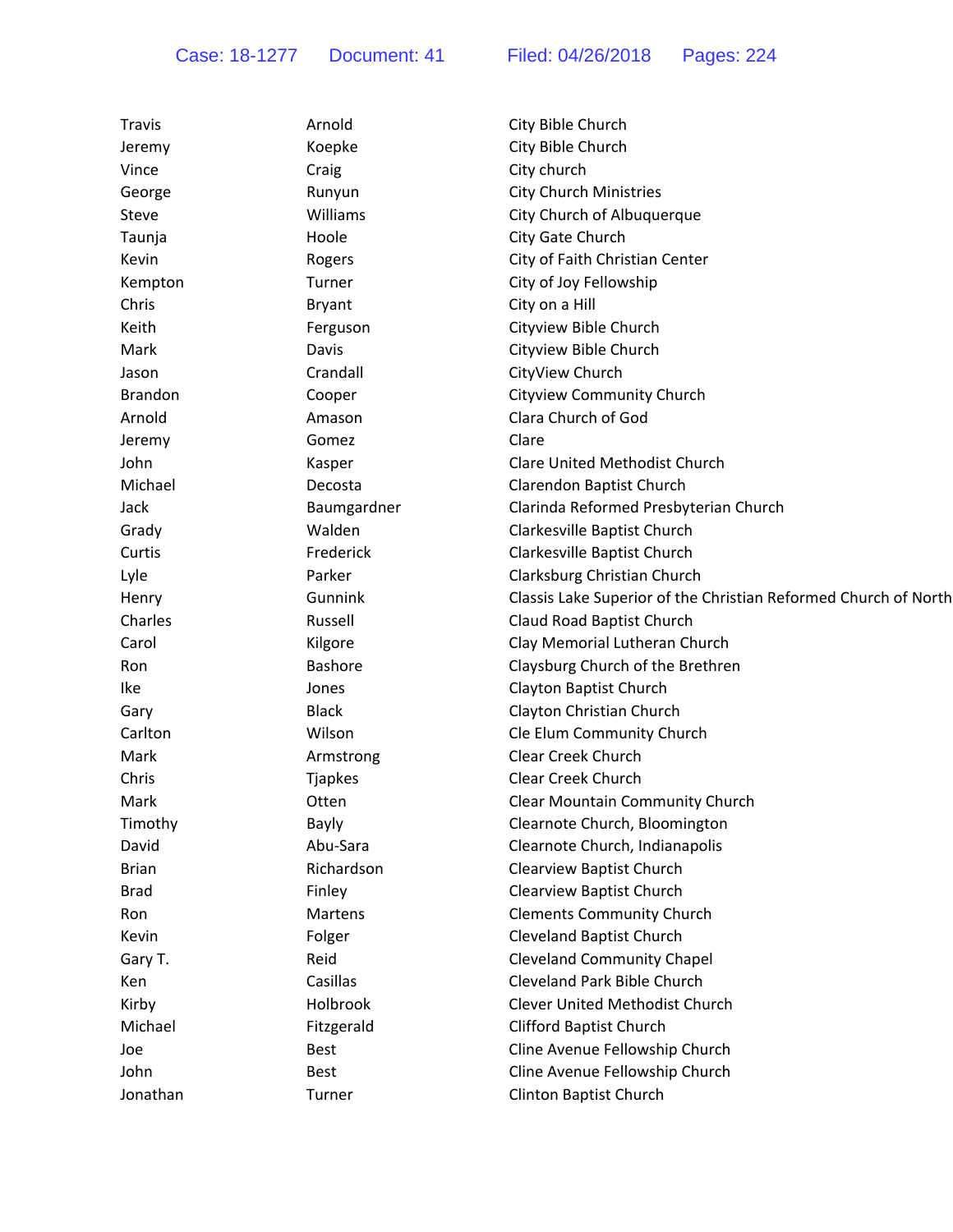| | | |
|---|---|---|
| Travis | Arnold | City Bible Church |
| Jeremy | Koepke | City Bible Church |
| Vince | Craig | City church |
| George | Runyun | City Church Ministries |
| Steve | Williams | City Church of Albuquerque |
| Taunja | Hoole | City Gate Church |
| Kevin | Rogers | City of Faith Christian Center |
| Kempton | Turner | City of Joy Fellowship |
| Chris | Bryant | City on a Hill |
| Keith | Ferguson | Cityview Bible Church |
| Mark | Davis | Cityview Bible Church |
| Jason | Crandall | CityView Church |
| Brandon | Cooper | Cityview Community Church |
| Arnold | Amason | Clara Church of God |
| Jeremy | Gomez | Clare |
| John | Kasper | Clare United Methodist Church |
| Michael | Decosta | Clarendon Baptist Church |
| Jack | Baumgardner | Clarinda Reformed Presbyterian Church |
| Grady | Walden | Clarkesville Baptist Church |
| Curtis | Frederick | Clarkesville Baptist Church |
| Lyle | Parker | Clarksburg Christian Church |
| Henry | Gunnink | Classis Lake Superior of the Christian Reformed Church of North |
| Charles | Russell | Claud Road Baptist Church |
| Carol | Kilgore | Clay Memorial Lutheran Church |
| Ron | Bashore | Claysburg Church of the Brethren |
| Ike | Jones | Clayton Baptist Church |
| Gary | Black | Clayton Christian Church |
| Carlton | Wilson | Cle Elum Community Church |
| Mark | Armstrong | Clear Creek Church |
| Chris | Tjapkes | Clear Creek Church |
| Mark | Otten | Clear Mountain Community Church |
| Timothy | Bayly | Clearnote Church, Bloomington |
| David | Abu-Sara | Clearnote Church, Indianapolis |
| Brian | Richardson | Clearview Baptist Church |
| Brad | Finley | Clearview Baptist Church |
| Ron | Martens | Clements Community Church |
| Kevin | Folger | Cleveland Baptist Church |
| Gary T. | Reid | Cleveland Community Chapel |
| Ken | Casillas | Cleveland Park Bible Church |
| Kirby | Holbrook | Clever United Methodist Church |
| Michael | Fitzgerald | Clifford Baptist Church |
| Joe | Best | Cline Avenue Fellowship Church |
| John | Best | Cline Avenue Fellowship Church |
| Jonathan | Turner | Clinton Baptist Church |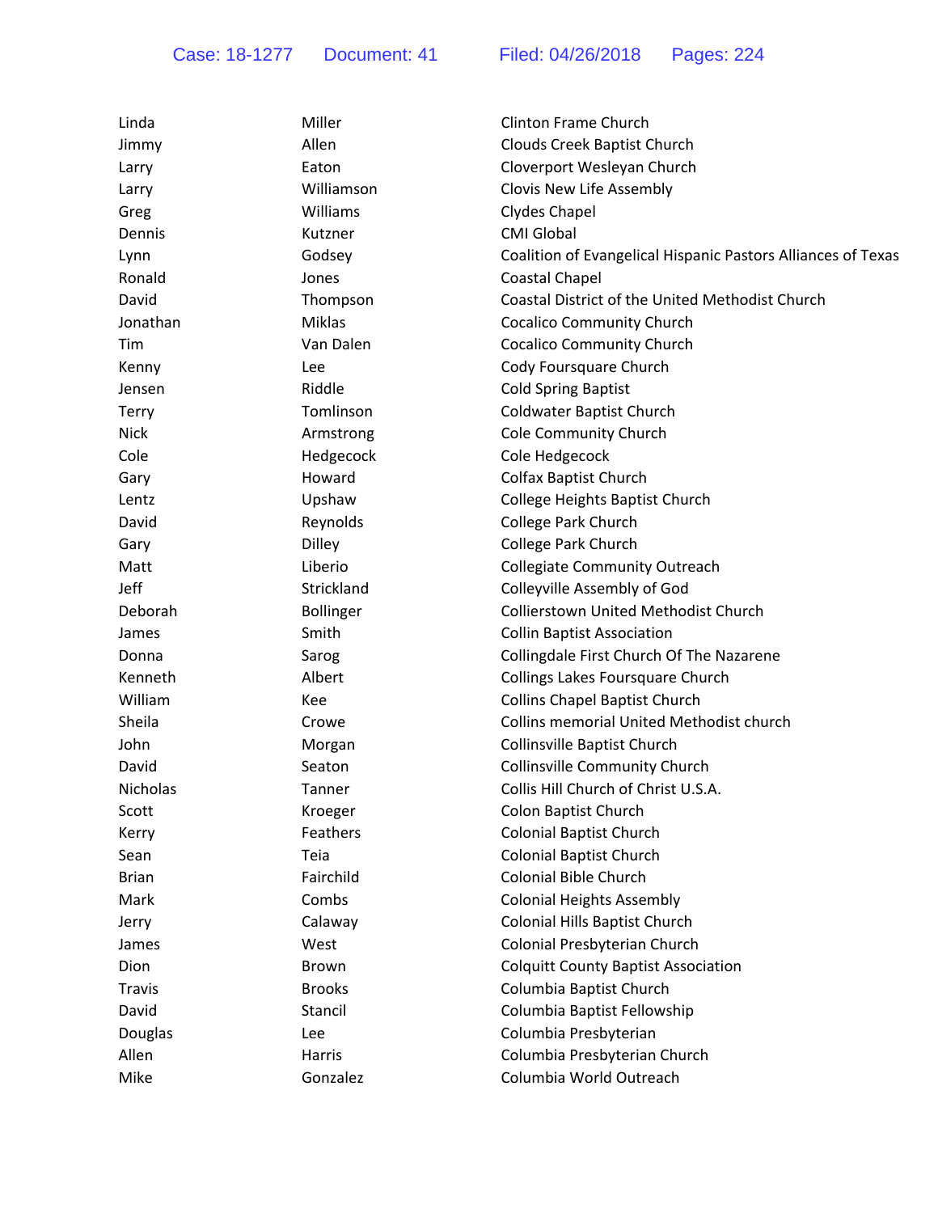| | | |
|---|---|---|
| Linda | Miller | Clinton Frame Church |
| Jimmy | Allen | Clouds Creek Baptist Church |
| Larry | Eaton | Cloverport Wesleyan Church |
| Larry | Williamson | Clovis New Life Assembly |
| Greg | Williams | Clydes Chapel |
| Dennis | Kutzner | CMI Global |
| Lynn | Godsey | Coalition of Evangelical Hispanic Pastors Alliances of Texas |
| Ronald | Jones | Coastal Chapel |
| David | Thompson | Coastal District of the United Methodist Church |
| Jonathan | Miklas | Cocalico Community Church |
| Tim | Van Dalen | Cocalico Community Church |
| Kenny | Lee | Cody Foursquare Church |
| Jensen | Riddle | Cold Spring Baptist |
| Terry | Tomlinson | Coldwater Baptist Church |
| Nick | Armstrong | Cole Community Church |
| Cole | Hedgecock | Cole Hedgecock |
| Gary | Howard | Colfax Baptist Church |
| Lentz | Upshaw | College Heights Baptist Church |
| David | Reynolds | College Park Church |
| Gary | Dilley | College Park Church |
| Matt | Liberio | Collegiate Community Outreach |
| Jeff | Strickland | Colleyville Assembly of God |
| Deborah | Bollinger | Collierstown United Methodist Church |
| James | Smith | Collin Baptist Association |
| Donna | Sarog | Collingdale First Church Of The Nazarene |
| Kenneth | Albert | Collings Lakes Foursquare Church |
| William | Kee | Collins Chapel Baptist Church |
| Sheila | Crowe | Collins memorial United Methodist church |
| John | Morgan | Collinsville Baptist Church |
| David | Seaton | Collinsville Community Church |
| Nicholas | Tanner | Collis Hill Church of Christ U.S.A. |
| Scott | Kroeger | Colon Baptist Church |
| Kerry | Feathers | Colonial Baptist Church |
| Sean | Teia | Colonial Baptist Church |
| Brian | Fairchild | Colonial Bible Church |
| Mark | Combs | Colonial Heights Assembly |
| Jerry | Calaway | Colonial Hills Baptist Church |
| James | West | Colonial Presbyterian Church |
| Dion | Brown | Colquitt County Baptist Association |
| Travis | Brooks | Columbia Baptist Church |
| David | Stancil | Columbia Baptist Fellowship |
| Douglas | Lee | Columbia Presbyterian |
| Allen | Harris | Columbia Presbyterian Church |
| Mike | Gonzalez | Columbia World Outreach |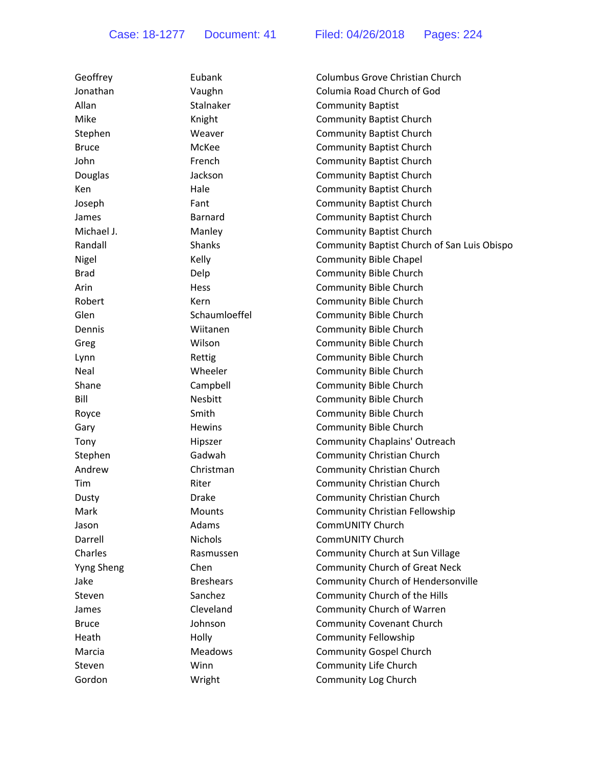| | | |
|---|---|---|
| Geoffrey | Eubank | Columbus Grove Christian Church |
| Jonathan | Vaughn | Columia Road Church of God |
| Allan | Stalnaker | Community Baptist |
| Mike | Knight | Community Baptist Church |
| Stephen | Weaver | Community Baptist Church |
| Bruce | McKee | Community Baptist Church |
| John | French | Community Baptist Church |
| Douglas | Jackson | Community Baptist Church |
| Ken | Hale | Community Baptist Church |
| Joseph | Fant | Community Baptist Church |
| James | Barnard | Community Baptist Church |
| Michael J. | Manley | Community Baptist Church |
| Randall | Shanks | Community Baptist Church of San Luis Obispo |
| Nigel | Kelly | Community Bible Chapel |
| Brad | Delp | Community Bible Church |
| Arin | Hess | Community Bible Church |
| Robert | Kern | Community Bible Church |
| Glen | Schaumloeffel | Community Bible Church |
| Dennis | Wiitanen | Community Bible Church |
| Greg | Wilson | Community Bible Church |
| Lynn | Rettig | Community Bible Church |
| Neal | Wheeler | Community Bible Church |
| Shane | Campbell | Community Bible Church |
| Bill | Nesbitt | Community Bible Church |
| Royce | Smith | Community Bible Church |
| Gary | Hewins | Community Bible Church |
| Tony | Hipszer | Community Chaplains' Outreach |
| Stephen | Gadwah | Community Christian Church |
| Andrew | Christman | Community Christian Church |
| Tim | Riter | Community Christian Church |
| Dusty | Drake | Community Christian Church |
| Mark | Mounts | Community Christian Fellowship |
| Jason | Adams | CommUNITY Church |
| Darrell | Nichols | CommUNITY Church |
| Charles | Rasmussen | Community Church at Sun Village |
| Yyng Sheng | Chen | Community Church of Great Neck |
| Jake | Breshears | Community Church of Hendersonville |
| Steven | Sanchez | Community Church of the Hills |
| James | Cleveland | Community Church of Warren |
| Bruce | Johnson | Community Covenant Church |
| Heath | Holly | Community Fellowship |
| Marcia | Meadows | Community Gospel Church |
| Steven | Winn | Community Life Church |
| Gordon | Wright | Community Log Church |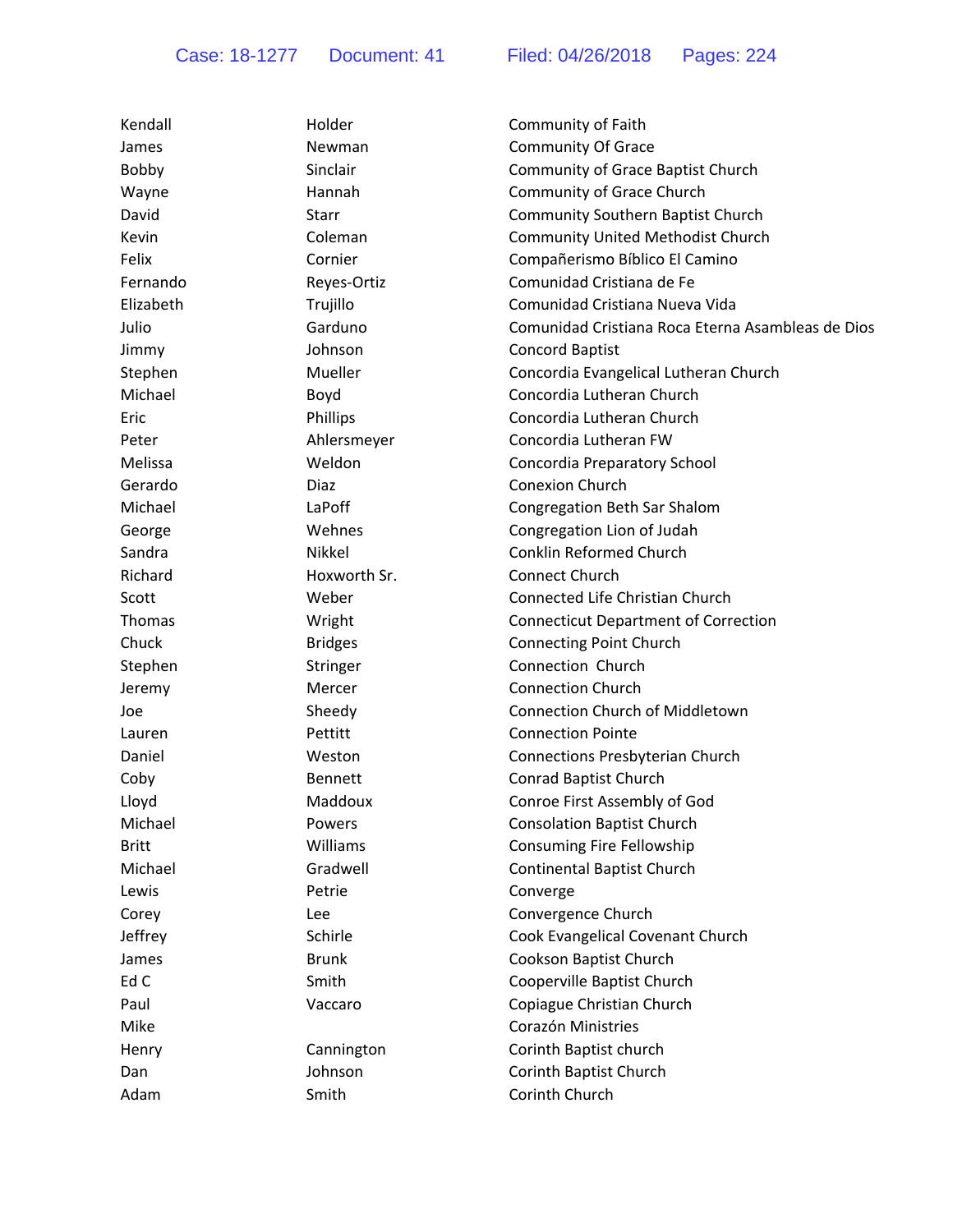| | | |
|---|---|---|
| Kendall | Holder | Community of Faith |
| James | Newman | Community Of Grace |
| Bobby | Sinclair | Community of Grace Baptist Church |
| Wayne | Hannah | Community of Grace Church |
| David | Starr | Community Southern Baptist Church |
| Kevin | Coleman | Community United Methodist Church |
| Felix | Cornier | Compañerismo Bíblico El Camino |
| Fernando | Reyes-Ortiz | Comunidad Cristiana de Fe |
| Elizabeth | Trujillo | Comunidad Cristiana Nueva Vida |
| Julio | Garduno | Comunidad Cristiana Roca Eterna Asambleas de Dios |
| Jimmy | Johnson | Concord Baptist |
| Stephen | Mueller | Concordia Evangelical Lutheran Church |
| Michael | Boyd | Concordia Lutheran Church |
| Eric | Phillips | Concordia Lutheran Church |
| Peter | Ahlersmeyer | Concordia Lutheran FW |
| Melissa | Weldon | Concordia Preparatory School |
| Gerardo | Diaz | Conexion Church |
| Michael | LaPoff | Congregation Beth Sar Shalom |
| George | Wehnes | Congregation Lion of Judah |
| Sandra | Nikkel | Conklin Reformed Church |
| Richard | Hoxworth Sr. | Connect Church |
| Scott | Weber | Connected Life Christian Church |
| Thomas | Wright | Connecticut Department of Correction |
| Chuck | Bridges | Connecting Point Church |
| Stephen | Stringer | Connection Church |
| Jeremy | Mercer | Connection Church |
| Joe | Sheedy | Connection Church of Middletown |
| Lauren | Pettitt | Connection Pointe |
| Daniel | Weston | Connections Presbyterian Church |
| Coby | Bennett | Conrad Baptist Church |
| Lloyd | Maddoux | Conroe First Assembly of God |
| Michael | Powers | Consolation Baptist Church |
| Britt | Williams | Consuming Fire Fellowship |
| Michael | Gradwell | Continental Baptist Church |
| Lewis | Petrie | Converge |
| Corey | Lee | Convergence Church |
| Jeffrey | Schirle | Cook Evangelical Covenant Church |
| James | Brunk | Cookson Baptist Church |
| Ed C | Smith | Cooperville Baptist Church |
| Paul | Vaccaro | Copiague Christian Church |
| Mike | | Corazón Ministries |
| Henry | Cannington | Corinth Baptist church |
| Dan | Johnson | Corinth Baptist Church |
| Adam | Smith | Corinth Church |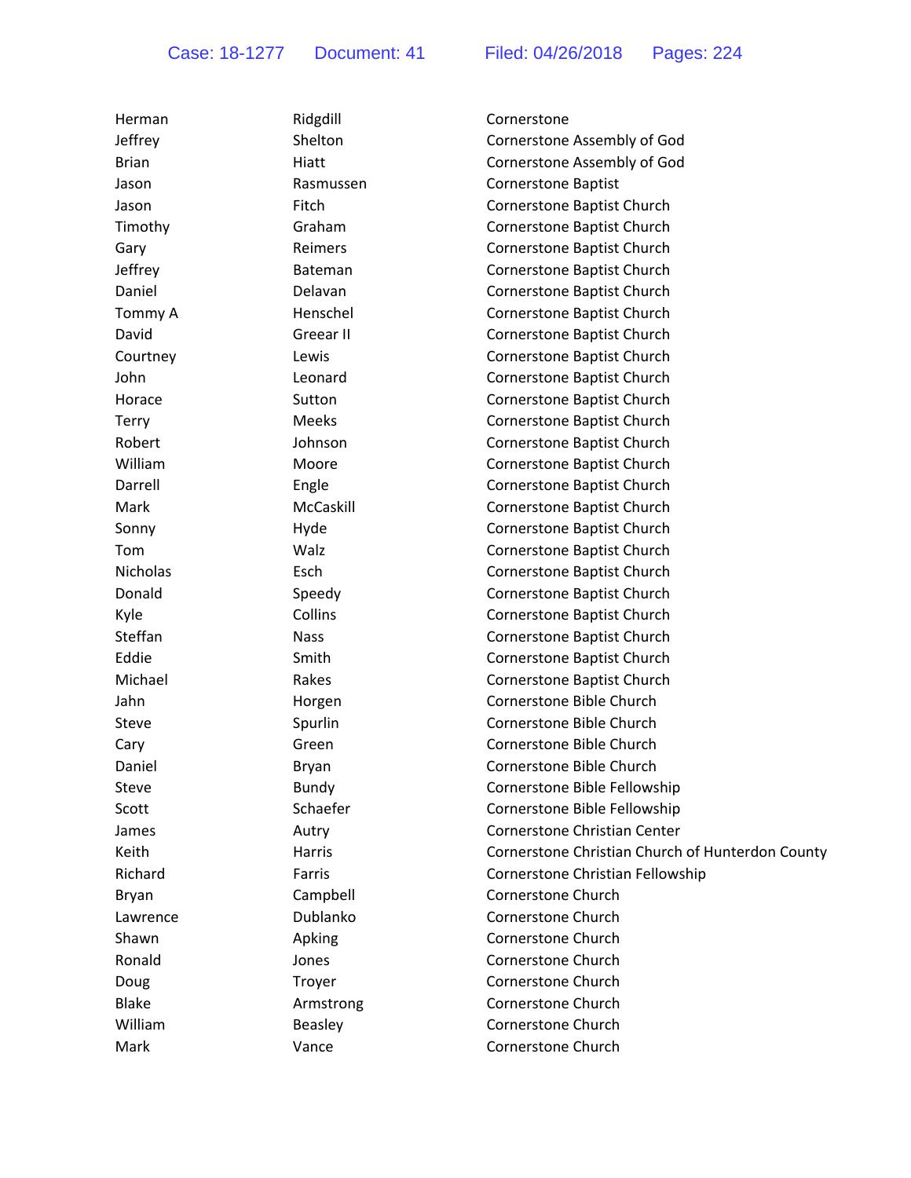| | | |
|---|---|---|
| Herman | Ridgdill | Cornerstone |
| Jeffrey | Shelton | Cornerstone Assembly of God |
| Brian | Hiatt | Cornerstone Assembly of God |
| Jason | Rasmussen | Cornerstone Baptist |
| Jason | Fitch | Cornerstone Baptist Church |
| Timothy | Graham | Cornerstone Baptist Church |
| Gary | Reimers | Cornerstone Baptist Church |
| Jeffrey | Bateman | Cornerstone Baptist Church |
| Daniel | Delavan | Cornerstone Baptist Church |
| Tommy A | Henschel | Cornerstone Baptist Church |
| David | Greear II | Cornerstone Baptist Church |
| Courtney | Lewis | Cornerstone Baptist Church |
| John | Leonard | Cornerstone Baptist Church |
| Horace | Sutton | Cornerstone Baptist Church |
| Terry | Meeks | Cornerstone Baptist Church |
| Robert | Johnson | Cornerstone Baptist Church |
| William | Moore | Cornerstone Baptist Church |
| Darrell | Engle | Cornerstone Baptist Church |
| Mark | McCaskill | Cornerstone Baptist Church |
| Sonny | Hyde | Cornerstone Baptist Church |
| Tom | Walz | Cornerstone Baptist Church |
| Nicholas | Esch | Cornerstone Baptist Church |
| Donald | Speedy | Cornerstone Baptist Church |
| Kyle | Collins | Cornerstone Baptist Church |
| Steffan | Nass | Cornerstone Baptist Church |
| Eddie | Smith | Cornerstone Baptist Church |
| Michael | Rakes | Cornerstone Baptist Church |
| Jahn | Horgen | Cornerstone Bible Church |
| Steve | Spurlin | Cornerstone Bible Church |
| Cary | Green | Cornerstone Bible Church |
| Daniel | Bryan | Cornerstone Bible Church |
| Steve | Bundy | Cornerstone Bible Fellowship |
| Scott | Schaefer | Cornerstone Bible Fellowship |
| James | Autry | Cornerstone Christian Center |
| Keith | Harris | Cornerstone Christian Church of Hunterdon County |
| Richard | Farris | Cornerstone Christian Fellowship |
| Bryan | Campbell | Cornerstone Church |
| Lawrence | Dublanko | Cornerstone Church |
| Shawn | Apking | Cornerstone Church |
| Ronald | Jones | Cornerstone Church |
| Doug | Troyer | Cornerstone Church |
| Blake | Armstrong | Cornerstone Church |
| William | Beasley | Cornerstone Church |
| Mark | Vance | Cornerstone Church |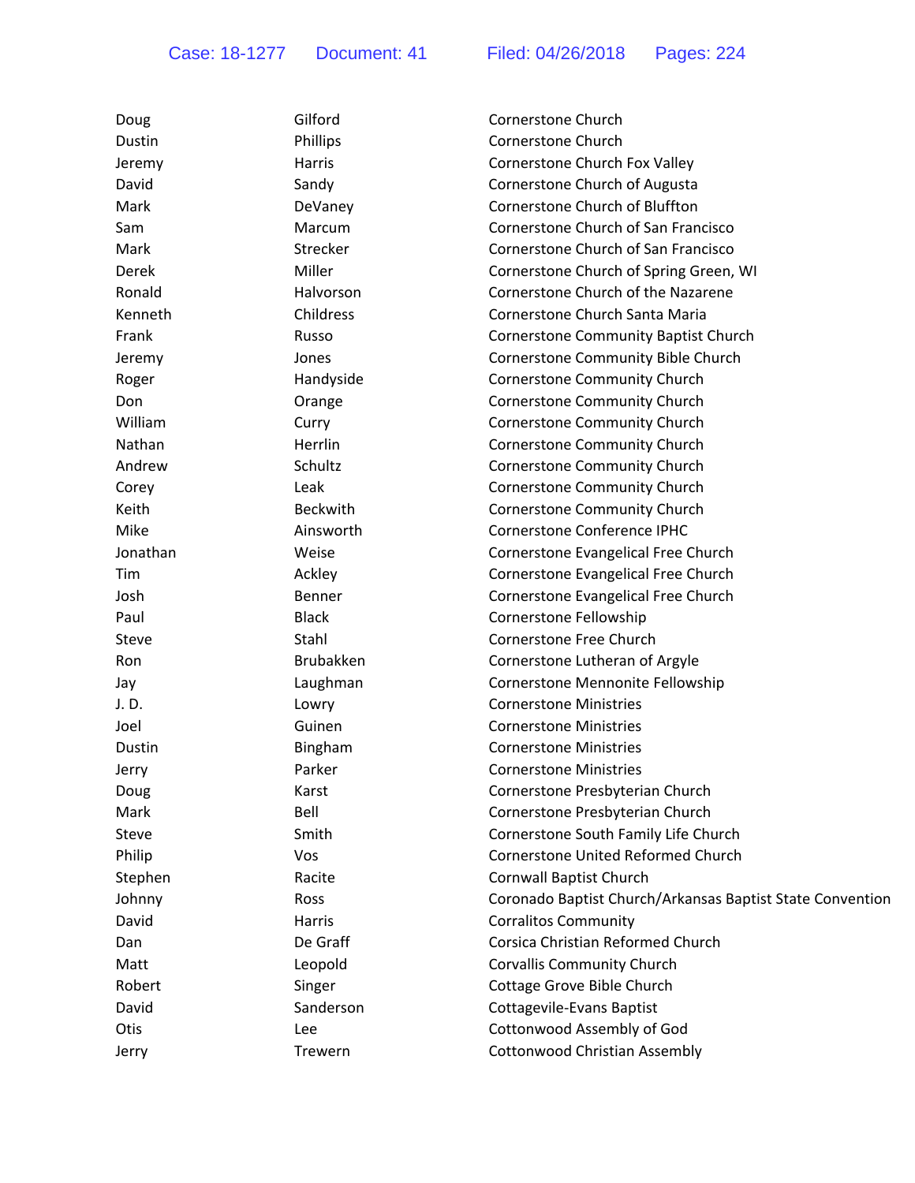| | | |
|---|---|---|
| Doug | Gilford | Cornerstone Church |
| Dustin | Phillips | Cornerstone Church |
| Jeremy | Harris | Cornerstone Church Fox Valley |
| David | Sandy | Cornerstone Church of Augusta |
| Mark | DeVaney | Cornerstone Church of Bluffton |
| Sam | Marcum | Cornerstone Church of San Francisco |
| Mark | Strecker | Cornerstone Church of San Francisco |
| Derek | Miller | Cornerstone Church of Spring Green, WI |
| Ronald | Halvorson | Cornerstone Church of the Nazarene |
| Kenneth | Childress | Cornerstone Church Santa Maria |
| Frank | Russo | Cornerstone Community Baptist Church |
| Jeremy | Jones | Cornerstone Community Bible Church |
| Roger | Handyside | Cornerstone Community Church |
| Don | Orange | Cornerstone Community Church |
| William | Curry | Cornerstone Community Church |
| Nathan | Herrlin | Cornerstone Community Church |
| Andrew | Schultz | Cornerstone Community Church |
| Corey | Leak | Cornerstone Community Church |
| Keith | Beckwith | Cornerstone Community Church |
| Mike | Ainsworth | Cornerstone Conference IPHC |
| Jonathan | Weise | Cornerstone Evangelical Free Church |
| Tim | Ackley | Cornerstone Evangelical Free Church |
| Josh | Benner | Cornerstone Evangelical Free Church |
| Paul | Black | Cornerstone Fellowship |
| Steve | Stahl | Cornerstone Free Church |
| Ron | Brubakken | Cornerstone Lutheran of Argyle |
| Jay | Laughman | Cornerstone Mennonite Fellowship |
| J. D. | Lowry | Cornerstone Ministries |
| Joel | Guinen | Cornerstone Ministries |
| Dustin | Bingham | Cornerstone Ministries |
| Jerry | Parker | Cornerstone Ministries |
| Doug | Karst | Cornerstone Presbyterian Church |
| Mark | Bell | Cornerstone Presbyterian Church |
| Steve | Smith | Cornerstone South Family Life Church |
| Philip | Vos | Cornerstone United Reformed Church |
| Stephen | Racite | Cornwall Baptist Church |
| Johnny | Ross | Coronado Baptist Church/Arkansas Baptist State Convention |
| David | Harris | Corralitos Community |
| Dan | De Graff | Corsica Christian Reformed Church |
| Matt | Leopold | Corvallis Community Church |
| Robert | Singer | Cottage Grove Bible Church |
| David | Sanderson | Cottagevile-Evans Baptist |
| Otis | Lee | Cottonwood Assembly of God |
| Jerry | Trewern | Cottonwood Christian Assembly |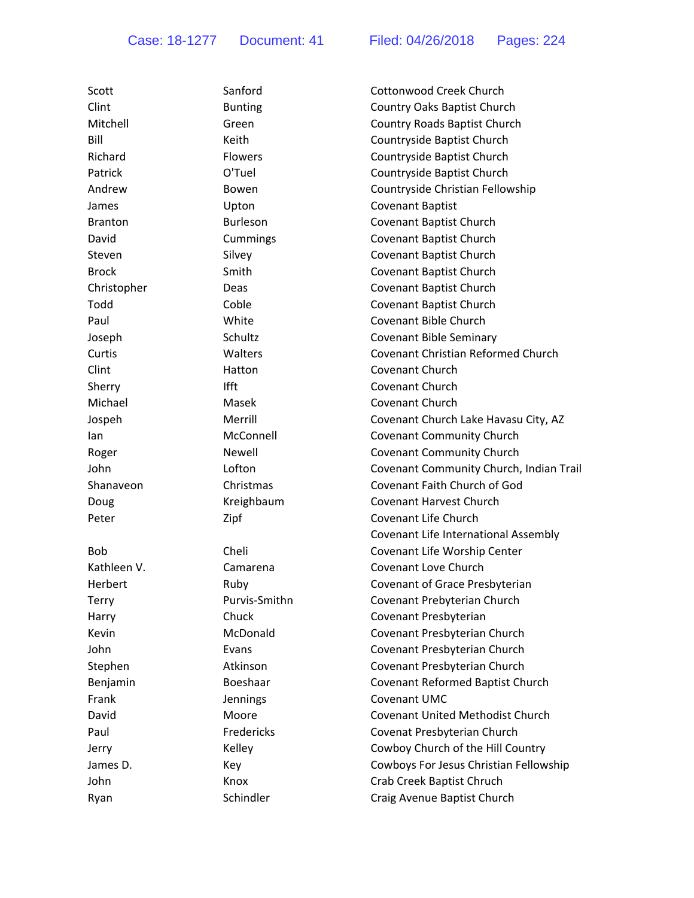| | | |
|---|---|---|
| Scott | Sanford | Cottonwood Creek Church |
| Clint | Bunting | Country Oaks Baptist Church |
| Mitchell | Green | Country Roads Baptist Church |
| Bill | Keith | Countryside Baptist Church |
| Richard | Flowers | Countryside Baptist Church |
| Patrick | O'Tuel | Countryside Baptist Church |
| Andrew | Bowen | Countryside Christian Fellowship |
| James | Upton | Covenant Baptist |
| Branton | Burleson | Covenant Baptist Church |
| David | Cummings | Covenant Baptist Church |
| Steven | Silvey | Covenant Baptist Church |
| Brock | Smith | Covenant Baptist Church |
| Christopher | Deas | Covenant Baptist Church |
| Todd | Coble | Covenant Baptist Church |
| Paul | White | Covenant Bible Church |
| Joseph | Schultz | Covenant Bible Seminary |
| Curtis | Walters | Covenant Christian Reformed Church |
| Clint | Hatton | Covenant Church |
| Sherry | Ifft | Covenant Church |
| Michael | Masek | Covenant Church |
| Jospeh | Merrill | Covenant Church Lake Havasu City, AZ |
| Ian | McConnell | Covenant Community Church |
| Roger | Newell | Covenant Community Church |
| John | Lofton | Covenant Community Church, Indian Trail |
| Shanaveon | Christmas | Covenant Faith Church of God |
| Doug | Kreighbaum | Covenant Harvest Church |
| Peter | Zipf | Covenant Life Church |
| | | Covenant Life International Assembly |
| Bob | Cheli | Covenant Life Worship Center |
| Kathleen V. | Camarena | Covenant Love Church |
| Herbert | Ruby | Covenant of Grace Presbyterian |
| Terry | Purvis-Smithn | Covenant Prebyterian Church |
| Harry | Chuck | Covenant Presbyterian |
| Kevin | McDonald | Covenant Presbyterian Church |
| John | Evans | Covenant Presbyterian Church |
| Stephen | Atkinson | Covenant Presbyterian Church |
| Benjamin | Boeshaar | Covenant Reformed Baptist Church |
| Frank | Jennings | Covenant UMC |
| David | Moore | Covenant United Methodist Church |
| Paul | Fredericks | Covenat Presbyterian Church |
| Jerry | Kelley | Cowboy Church of the Hill Country |
| James D. | Key | Cowboys For Jesus Christian Fellowship |
| John | Knox | Crab Creek Baptist Chruch |
| Ryan | Schindler | Craig Avenue Baptist Church |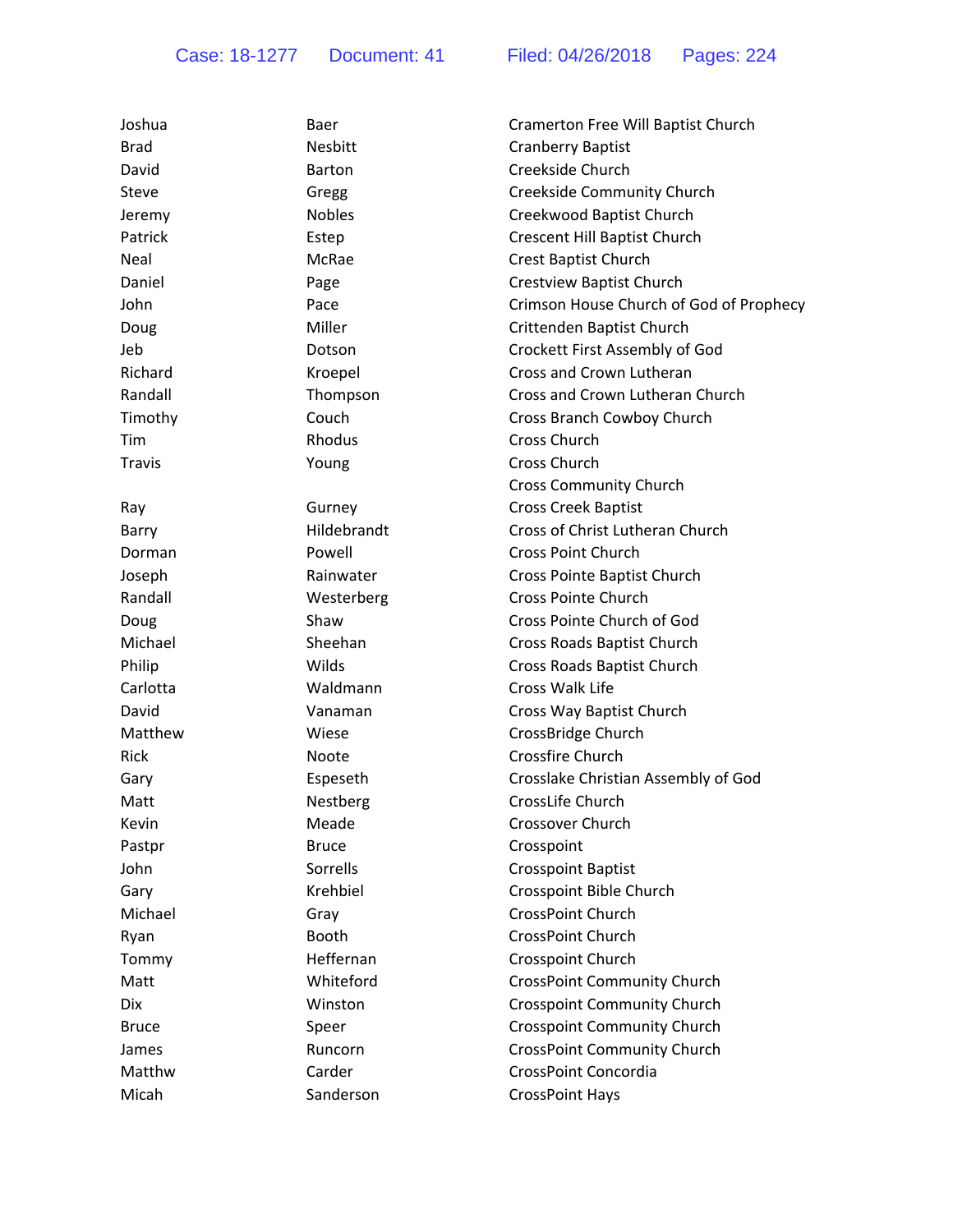| | | |
|---|---|---|
| Joshua | Baer | Cramerton Free Will Baptist Church |
| Brad | Nesbitt | Cranberry Baptist |
| David | Barton | Creekside Church |
| Steve | Gregg | Creekside Community Church |
| Jeremy | Nobles | Creekwood Baptist Church |
| Patrick | Estep | Crescent Hill Baptist Church |
| Neal | McRae | Crest Baptist Church |
| Daniel | Page | Crestview Baptist Church |
| John | Pace | Crimson House Church of God of Prophecy |
| Doug | Miller | Crittenden Baptist Church |
| Jeb | Dotson | Crockett First Assembly of God |
| Richard | Kroepel | Cross and Crown Lutheran |
| Randall | Thompson | Cross and Crown Lutheran Church |
| Timothy | Couch | Cross Branch Cowboy Church |
| Tim | Rhodus | Cross Church |
| Travis | Young | Cross Church |
| | | Cross Community Church |
| Ray | Gurney | Cross Creek Baptist |
| Barry | Hildebrandt | Cross of Christ Lutheran Church |
| Dorman | Powell | Cross Point Church |
| Joseph | Rainwater | Cross Pointe Baptist Church |
| Randall | Westerberg | Cross Pointe Church |
| Doug | Shaw | Cross Pointe Church of God |
| Michael | Sheehan | Cross Roads Baptist Church |
| Philip | Wilds | Cross Roads Baptist Church |
| Carlotta | Waldmann | Cross Walk Life |
| David | Vanaman | Cross Way Baptist Church |
| Matthew | Wiese | CrossBridge Church |
| Rick | Noote | Crossfire Church |
| Gary | Espeseth | Crosslake Christian Assembly of God |
| Matt | Nestberg | CrossLife Church |
| Kevin | Meade | Crossover Church |
| Pastpr | Bruce | Crosspoint |
| John | Sorrells | Crosspoint Baptist |
| Gary | Krehbiel | Crosspoint Bible Church |
| Michael | Gray | CrossPoint Church |
| Ryan | Booth | CrossPoint Church |
| Tommy | Heffernan | Crosspoint Church |
| Matt | Whiteford | CrossPoint Community Church |
| Dix | Winston | Crosspoint Community Church |
| Bruce | Speer | Crosspoint Community Church |
| James | Runcorn | CrossPoint Community Church |
| Matthw | Carder | CrossPoint Concordia |
| Micah | Sanderson | CrossPoint Hays |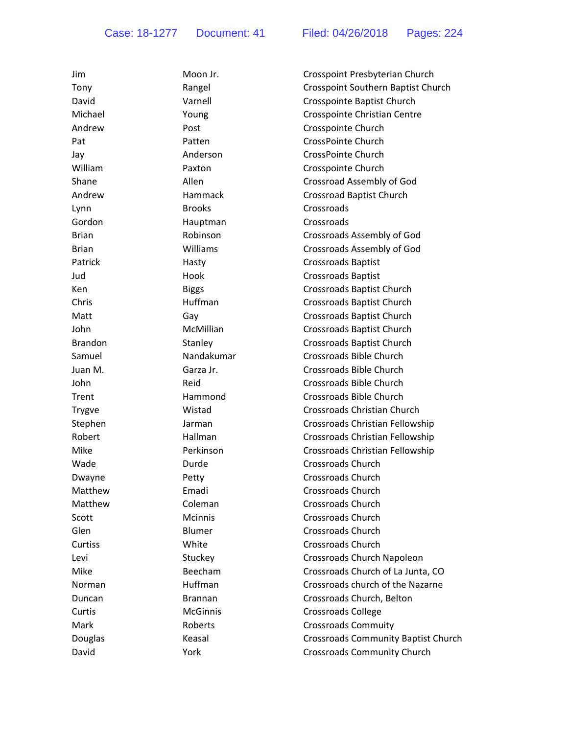| | | |
|---|---|---|
| Jim | Moon Jr. | Crosspoint Presbyterian Church |
| Tony | Rangel | Crosspoint Southern Baptist Church |
| David | Varnell | Crosspointe Baptist Church |
| Michael | Young | Crosspointe Christian Centre |
| Andrew | Post | Crosspointe Church |
| Pat | Patten | CrossPointe Church |
| Jay | Anderson | CrossPointe Church |
| William | Paxton | Crosspointe Church |
| Shane | Allen | Crossroad Assembly of God |
| Andrew | Hammack | Crossroad Baptist Church |
| Lynn | Brooks | Crossroads |
| Gordon | Hauptman | Crossroads |
| Brian | Robinson | Crossroads Assembly of God |
| Brian | Williams | Crossroads Assembly of God |
| Patrick | Hasty | Crossroads Baptist |
| Jud | Hook | Crossroads Baptist |
| Ken | Biggs | Crossroads Baptist Church |
| Chris | Huffman | Crossroads Baptist Church |
| Matt | Gay | Crossroads Baptist Church |
| John | McMillian | Crossroads Baptist Church |
| Brandon | Stanley | Crossroads Baptist Church |
| Samuel | Nandakumar | Crossroads Bible Church |
| Juan M. | Garza Jr. | Crossroads Bible Church |
| John | Reid | Crossroads Bible Church |
| Trent | Hammond | Crossroads Bible Church |
| Trygve | Wistad | Crossroads Christian Church |
| Stephen | Jarman | Crossroads Christian Fellowship |
| Robert | Hallman | Crossroads Christian Fellowship |
| Mike | Perkinson | Crossroads Christian Fellowship |
| Wade | Durde | Crossroads Church |
| Dwayne | Petty | Crossroads Church |
| Matthew | Emadi | Crossroads Church |
| Matthew | Coleman | Crossroads Church |
| Scott | Mcinnis | Crossroads Church |
| Glen | Blumer | Crossroads Church |
| Curtiss | White | Crossroads Church |
| Levi | Stuckey | Crossroads Church Napoleon |
| Mike | Beecham | Crossroads Church of La Junta, CO |
| Norman | Huffman | Crossroads church of the Nazarne |
| Duncan | Brannan | Crossroads Church, Belton |
| Curtis | McGinnis | Crossroads College |
| Mark | Roberts | Crossroads Commuity |
| Douglas | Keasal | Crossroads Community Baptist Church |
| David | York | Crossroads Community Church |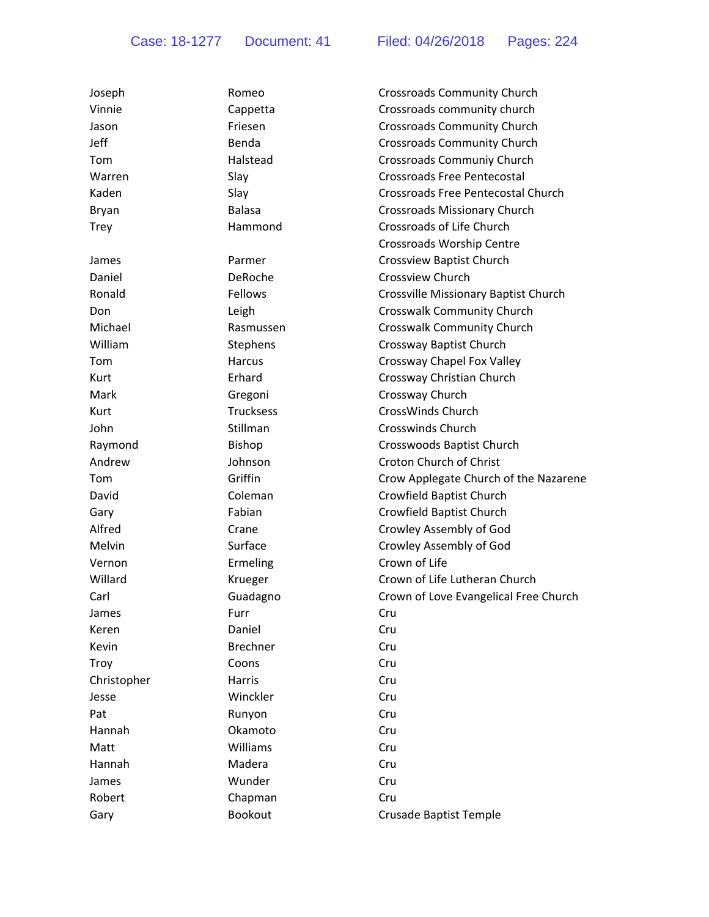| | | |
|---|---|---|
| Joseph | Romeo | Crossroads Community Church |
| Vinnie | Cappetta | Crossroads community church |
| Jason | Friesen | Crossroads Community Church |
| Jeff | Benda | Crossroads Community Church |
| Tom | Halstead | Crossroads Communiy Church |
| Warren | Slay | Crossroads Free Pentecostal |
| Kaden | Slay | Crossroads Free Pentecostal Church |
| Bryan | Balasa | Crossroads Missionary Church |
| Trey | Hammond | Crossroads of Life Church |
| | | Crossroads Worship Centre |
| James | Parmer | Crossview Baptist Church |
| Daniel | DeRoche | Crossview Church |
| Ronald | Fellows | Crossville Missionary Baptist Church |
| Don | Leigh | Crosswalk Community Church |
| Michael | Rasmussen | Crosswalk Community Church |
| William | Stephens | Crossway Baptist Church |
| Tom | Harcus | Crossway Chapel Fox Valley |
| Kurt | Erhard | Crossway Christian Church |
| Mark | Gregoni | Crossway Church |
| Kurt | Trucksess | CrossWinds Church |
| John | Stillman | Crosswinds Church |
| Raymond | Bishop | Crosswoods Baptist Church |
| Andrew | Johnson | Croton Church of Christ |
| Tom | Griffin | Crow Applegate Church of the Nazarene |
| David | Coleman | Crowfield Baptist Church |
| Gary | Fabian | Crowfield Baptist Church |
| Alfred | Crane | Crowley Assembly of God |
| Melvin | Surface | Crowley Assembly of God |
| Vernon | Ermeling | Crown of Life |
| Willard | Krueger | Crown of Life Lutheran Church |
| Carl | Guadagno | Crown of Love Evangelical Free Church |
| James | Furr | Cru |
| Keren | Daniel | Cru |
| Kevin | Brechner | Cru |
| Troy | Coons | Cru |
| Christopher | Harris | Cru |
| Jesse | Winckler | Cru |
| Pat | Runyon | Cru |
| Hannah | Okamoto | Cru |
| Matt | Williams | Cru |
| Hannah | Madera | Cru |
| James | Wunder | Cru |
| Robert | Chapman | Cru |
| Gary | Bookout | Crusade Baptist Temple |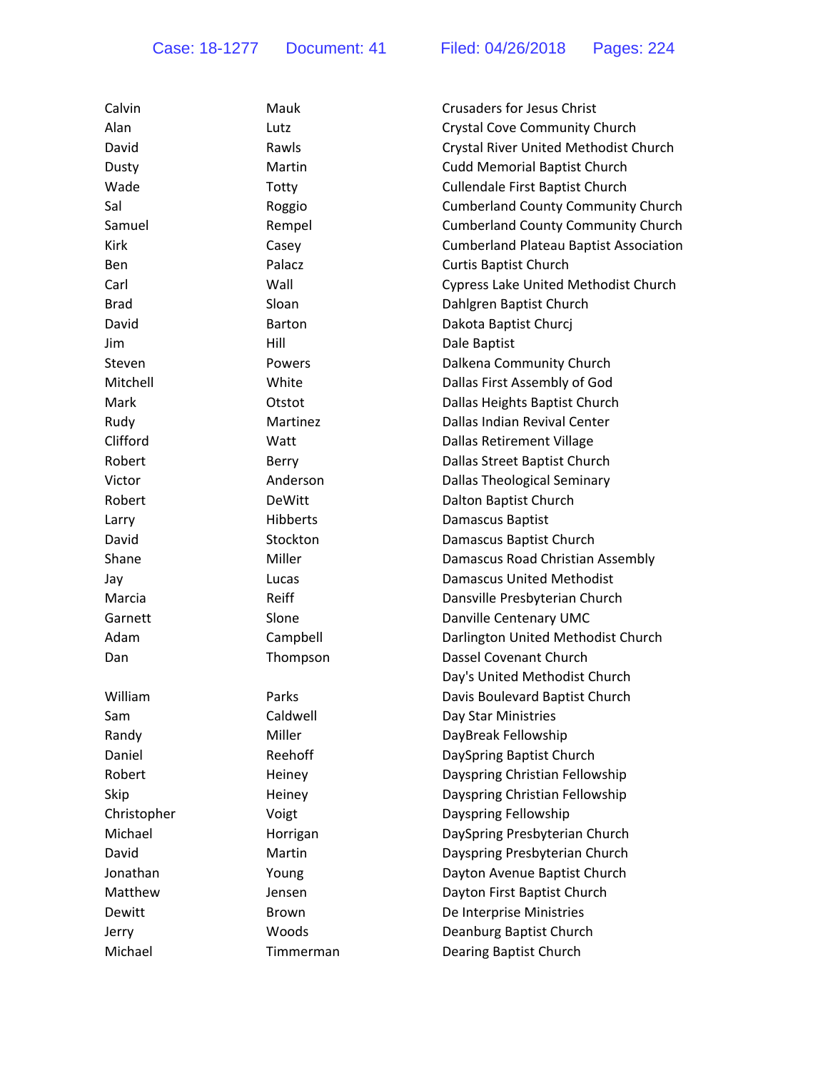| | | |
|---|---|---|
| Calvin | Mauk | Crusaders for Jesus Christ |
| Alan | Lutz | Crystal Cove Community Church |
| David | Rawls | Crystal River United Methodist Church |
| Dusty | Martin | Cudd Memorial Baptist Church |
| Wade | Totty | Cullendale First Baptist Church |
| Sal | Roggio | Cumberland County Community Church |
| Samuel | Rempel | Cumberland County Community Church |
| Kirk | Casey | Cumberland Plateau Baptist Association |
| Ben | Palacz | Curtis Baptist Church |
| Carl | Wall | Cypress Lake United Methodist Church |
| Brad | Sloan | Dahlgren Baptist Church |
| David | Barton | Dakota Baptist Churcj |
| Jim | Hill | Dale Baptist |
| Steven | Powers | Dalkena Community Church |
| Mitchell | White | Dallas First Assembly of God |
| Mark | Otstot | Dallas Heights Baptist Church |
| Rudy | Martinez | Dallas Indian Revival Center |
| Clifford | Watt | Dallas Retirement Village |
| Robert | Berry | Dallas Street Baptist Church |
| Victor | Anderson | Dallas Theological Seminary |
| Robert | DeWitt | Dalton Baptist Church |
| Larry | Hibberts | Damascus Baptist |
| David | Stockton | Damascus Baptist Church |
| Shane | Miller | Damascus Road Christian Assembly |
| Jay | Lucas | Damascus United Methodist |
| Marcia | Reiff | Dansville Presbyterian Church |
| Garnett | Slone | Danville Centenary UMC |
| Adam | Campbell | Darlington United Methodist Church |
| Dan | Thompson | Dassel Covenant Church |
| | | Day's United Methodist Church |
| William | Parks | Davis Boulevard Baptist Church |
| Sam | Caldwell | Day Star Ministries |
| Randy | Miller | DayBreak Fellowship |
| Daniel | Reehoff | DaySpring Baptist Church |
| Robert | Heiney | Dayspring Christian Fellowship |
| Skip | Heiney | Dayspring Christian Fellowship |
| Christopher | Voigt | Dayspring Fellowship |
| Michael | Horrigan | DaySpring Presbyterian Church |
| David | Martin | Dayspring Presbyterian Church |
| Jonathan | Young | Dayton Avenue Baptist Church |
| Matthew | Jensen | Dayton First Baptist Church |
| Dewitt | Brown | De Interprise Ministries |
| Jerry | Woods | Deanburg Baptist Church |
| Michael | Timmerman | Dearing Baptist Church |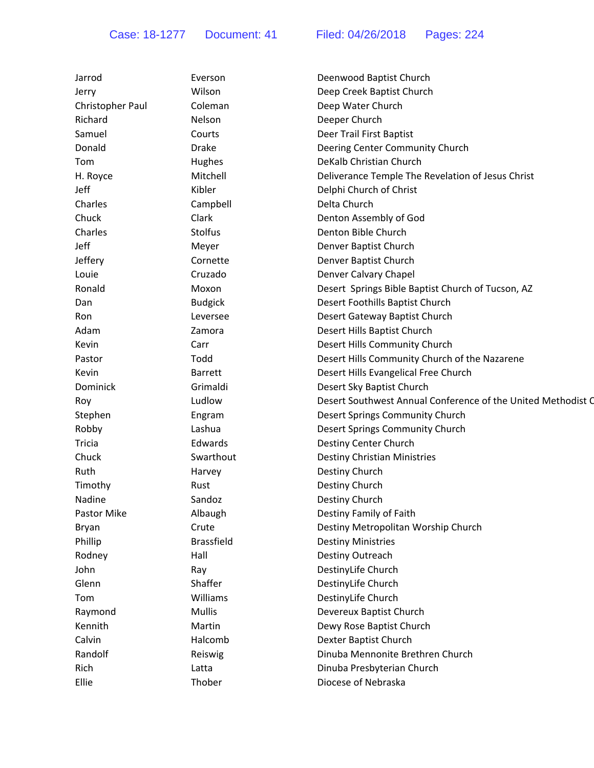| | | |
|---|---|---|
| Jarrod | Everson | Deenwood Baptist Church |
| Jerry | Wilson | Deep Creek Baptist Church |
| Christopher Paul | Coleman | Deep Water Church |
| Richard | Nelson | Deeper Church |
| Samuel | Courts | Deer Trail First Baptist |
| Donald | Drake | Deering Center Community Church |
| Tom | Hughes | DeKalb Christian Church |
| H. Royce | Mitchell | Deliverance Temple The Revelation of Jesus Christ |
| Jeff | Kibler | Delphi Church of Christ |
| Charles | Campbell | Delta Church |
| Chuck | Clark | Denton Assembly of God |
| Charles | Stolfus | Denton Bible Church |
| Jeff | Meyer | Denver Baptist Church |
| Jeffery | Cornette | Denver Baptist Church |
| Louie | Cruzado | Denver Calvary Chapel |
| Ronald | Moxon | Desert  Springs Bible Baptist Church of Tucson, AZ |
| Dan | Budgick | Desert Foothills Baptist Church |
| Ron | Leversee | Desert Gateway Baptist Church |
| Adam | Zamora | Desert Hills Baptist Church |
| Kevin | Carr | Desert Hills Community Church |
| Pastor | Todd | Desert Hills Community Church of the Nazarene |
| Kevin | Barrett | Desert Hills Evangelical Free Church |
| Dominick | Grimaldi | Desert Sky Baptist Church |
| Roy | Ludlow | Desert Southwest Annual Conference of the United Methodist C |
| Stephen | Engram | Desert Springs Community Church |
| Robby | Lashua | Desert Springs Community Church |
| Tricia | Edwards | Destiny Center Church |
| Chuck | Swarthout | Destiny Christian Ministries |
| Ruth | Harvey | Destiny Church |
| Timothy | Rust | Destiny Church |
| Nadine | Sandoz | Destiny Church |
| Pastor Mike | Albaugh | Destiny Family of Faith |
| Bryan | Crute | Destiny Metropolitan Worship Church |
| Phillip | Brassfield | Destiny Ministries |
| Rodney | Hall | Destiny Outreach |
| John | Ray | DestinyLife Church |
| Glenn | Shaffer | DestinyLife Church |
| Tom | Williams | DestinyLife Church |
| Raymond | Mullis | Devereux Baptist Church |
| Kennith | Martin | Dewy Rose Baptist Church |
| Calvin | Halcomb | Dexter Baptist Church |
| Randolf | Reiswig | Dinuba Mennonite Brethren Church |
| Rich | Latta | Dinuba Presbyterian Church |
| Ellie | Thober | Diocese of Nebraska |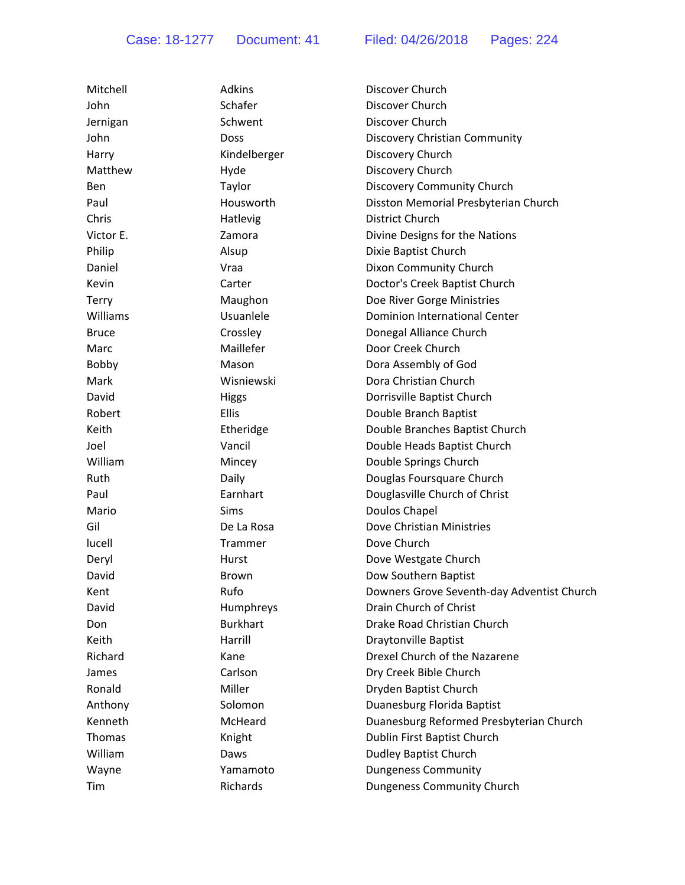| | | |
|---|---|---|
| Mitchell | Adkins | Discover Church |
| John | Schafer | Discover Church |
| Jernigan | Schwent | Discover Church |
| John | Doss | Discovery Christian Community |
| Harry | Kindelberger | Discovery Church |
| Matthew | Hyde | Discovery Church |
| Ben | Taylor | Discovery Community Church |
| Paul | Housworth | Disston Memorial Presbyterian Church |
| Chris | Hatlevig | District Church |
| Victor E. | Zamora | Divine Designs for the Nations |
| Philip | Alsup | Dixie Baptist Church |
| Daniel | Vraa | Dixon Community Church |
| Kevin | Carter | Doctor's Creek Baptist Church |
| Terry | Maughon | Doe River Gorge Ministries |
| Williams | Usuanlele | Dominion International Center |
| Bruce | Crossley | Donegal Alliance Church |
| Marc | Maillefer | Door Creek Church |
| Bobby | Mason | Dora Assembly of God |
| Mark | Wisniewski | Dora Christian Church |
| David | Higgs | Dorrisville Baptist Church |
| Robert | Ellis | Double Branch Baptist |
| Keith | Etheridge | Double Branches Baptist Church |
| Joel | Vancil | Double Heads Baptist Church |
| William | Mincey | Double Springs Church |
| Ruth | Daily | Douglas Foursquare Church |
| Paul | Earnhart | Douglasville Church of Christ |
| Mario | Sims | Doulos Chapel |
| Gil | De La Rosa | Dove Christian Ministries |
| lucell | Trammer | Dove Church |
| Deryl | Hurst | Dove Westgate Church |
| David | Brown | Dow Southern Baptist |
| Kent | Rufo | Downers Grove Seventh-day Adventist Church |
| David | Humphreys | Drain Church of Christ |
| Don | Burkhart | Drake Road Christian Church |
| Keith | Harrill | Draytonville Baptist |
| Richard | Kane | Drexel Church of the Nazarene |
| James | Carlson | Dry Creek Bible Church |
| Ronald | Miller | Dryden Baptist Church |
| Anthony | Solomon | Duanesburg Florida Baptist |
| Kenneth | McHeard | Duanesburg Reformed Presbyterian Church |
| Thomas | Knight | Dublin First Baptist Church |
| William | Daws | Dudley Baptist Church |
| Wayne | Yamamoto | Dungeness Community |
| Tim | Richards | Dungeness Community Church |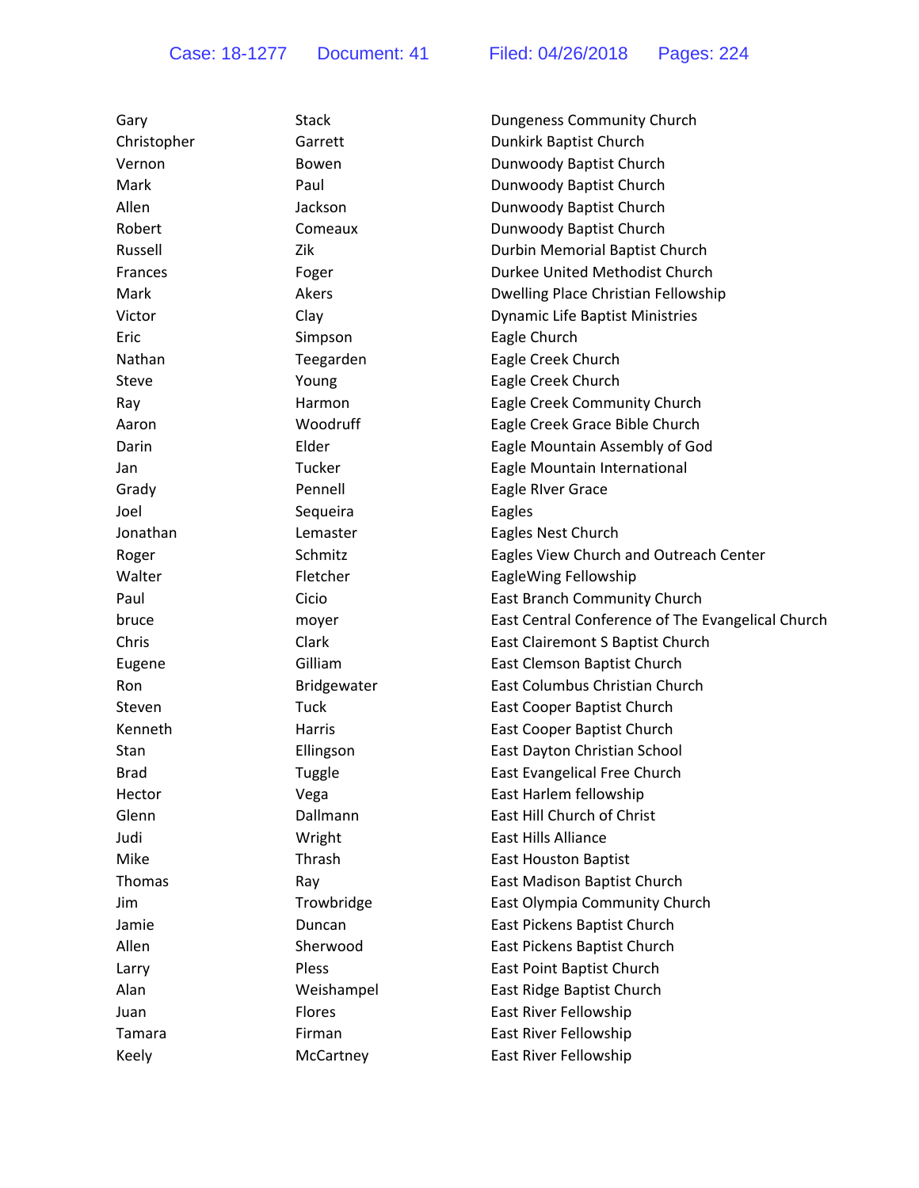| | | |
|---|---|---|
| Gary | Stack | Dungeness Community Church |
| Christopher | Garrett | Dunkirk Baptist Church |
| Vernon | Bowen | Dunwoody Baptist Church |
| Mark | Paul | Dunwoody Baptist Church |
| Allen | Jackson | Dunwoody Baptist Church |
| Robert | Comeaux | Dunwoody Baptist Church |
| Russell | Zik | Durbin Memorial Baptist Church |
| Frances | Foger | Durkee United Methodist Church |
| Mark | Akers | Dwelling Place Christian Fellowship |
| Victor | Clay | Dynamic Life Baptist Ministries |
| Eric | Simpson | Eagle Church |
| Nathan | Teegarden | Eagle Creek Church |
| Steve | Young | Eagle Creek Church |
| Ray | Harmon | Eagle Creek Community Church |
| Aaron | Woodruff | Eagle Creek Grace Bible Church |
| Darin | Elder | Eagle Mountain Assembly of God |
| Jan | Tucker | Eagle Mountain International |
| Grady | Pennell | Eagle RIver Grace |
| Joel | Sequeira | Eagles |
| Jonathan | Lemaster | Eagles Nest Church |
| Roger | Schmitz | Eagles View Church and Outreach Center |
| Walter | Fletcher | EagleWing Fellowship |
| Paul | Cicio | East Branch Community Church |
| bruce | moyer | East Central Conference of The Evangelical Church |
| Chris | Clark | East Clairemont S Baptist Church |
| Eugene | Gilliam | East Clemson Baptist Church |
| Ron | Bridgewater | East Columbus Christian Church |
| Steven | Tuck | East Cooper Baptist Church |
| Kenneth | Harris | East Cooper Baptist Church |
| Stan | Ellingson | East Dayton Christian School |
| Brad | Tuggle | East Evangelical Free Church |
| Hector | Vega | East Harlem fellowship |
| Glenn | Dallmann | East Hill Church of Christ |
| Judi | Wright | East Hills Alliance |
| Mike | Thrash | East Houston Baptist |
| Thomas | Ray | East Madison Baptist Church |
| Jim | Trowbridge | East Olympia Community Church |
| Jamie | Duncan | East Pickens Baptist Church |
| Allen | Sherwood | East Pickens Baptist Church |
| Larry | Pless | East Point Baptist Church |
| Alan | Weishampel | East Ridge Baptist Church |
| Juan | Flores | East River Fellowship |
| Tamara | Firman | East River Fellowship |
| Keely | McCartney | East River Fellowship |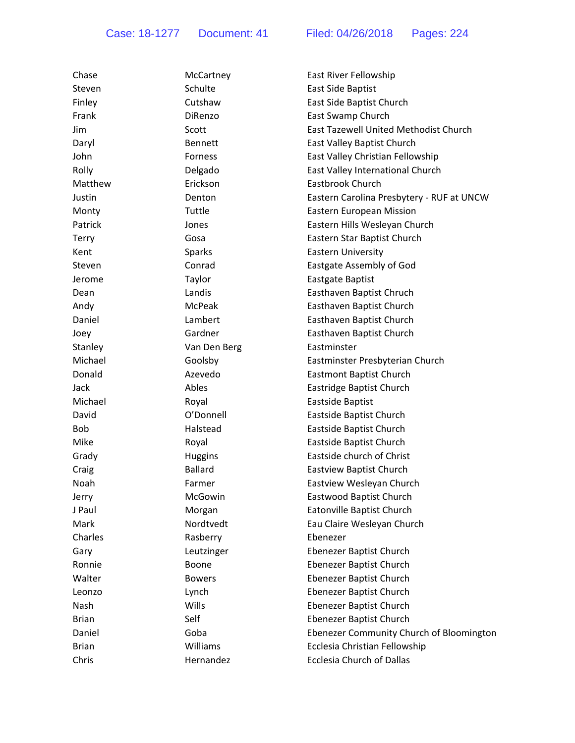| | | |
|---|---|---|
| Chase | McCartney | East River Fellowship |
| Steven | Schulte | East Side Baptist |
| Finley | Cutshaw | East Side Baptist Church |
| Frank | DiRenzo | East Swamp Church |
| Jim | Scott | East Tazewell United Methodist Church |
| Daryl | Bennett | East Valley Baptist Church |
| John | Forness | East Valley Christian Fellowship |
| Rolly | Delgado | East Valley International Church |
| Matthew | Erickson | Eastbrook Church |
| Justin | Denton | Eastern Carolina Presbytery - RUF at UNCW |
| Monty | Tuttle | Eastern European Mission |
| Patrick | Jones | Eastern Hills Wesleyan Church |
| Terry | Gosa | Eastern Star Baptist Church |
| Kent | Sparks | Eastern University |
| Steven | Conrad | Eastgate Assembly of God |
| Jerome | Taylor | Eastgate Baptist |
| Dean | Landis | Easthaven Baptist Chruch |
| Andy | McPeak | Easthaven Baptist Church |
| Daniel | Lambert | Easthaven Baptist Church |
| Joey | Gardner | Easthaven Baptist Church |
| Stanley | Van Den Berg | Eastminster |
| Michael | Goolsby | Eastminster Presbyterian Church |
| Donald | Azevedo | Eastmont Baptist Church |
| Jack | Ables | Eastridge Baptist Church |
| Michael | Royal | Eastside Baptist |
| David | O'Donnell | Eastside Baptist Church |
| Bob | Halstead | Eastside Baptist Church |
| Mike | Royal | Eastside Baptist Church |
| Grady | Huggins | Eastside church of Christ |
| Craig | Ballard | Eastview Baptist Church |
| Noah | Farmer | Eastview Wesleyan Church |
| Jerry | McGowin | Eastwood Baptist Church |
| J Paul | Morgan | Eatonville Baptist Church |
| Mark | Nordtvedt | Eau Claire Wesleyan Church |
| Charles | Rasberry | Ebenezer |
| Gary | Leutzinger | Ebenezer Baptist Church |
| Ronnie | Boone | Ebenezer Baptist Church |
| Walter | Bowers | Ebenezer Baptist Church |
| Leonzo | Lynch | Ebenezer Baptist Church |
| Nash | Wills | Ebenezer Baptist Church |
| Brian | Self | Ebenezer Baptist Church |
| Daniel | Goba | Ebenezer Community Church of Bloomington |
| Brian | Williams | Ecclesia Christian Fellowship |
| Chris | Hernandez | Ecclesia Church of Dallas |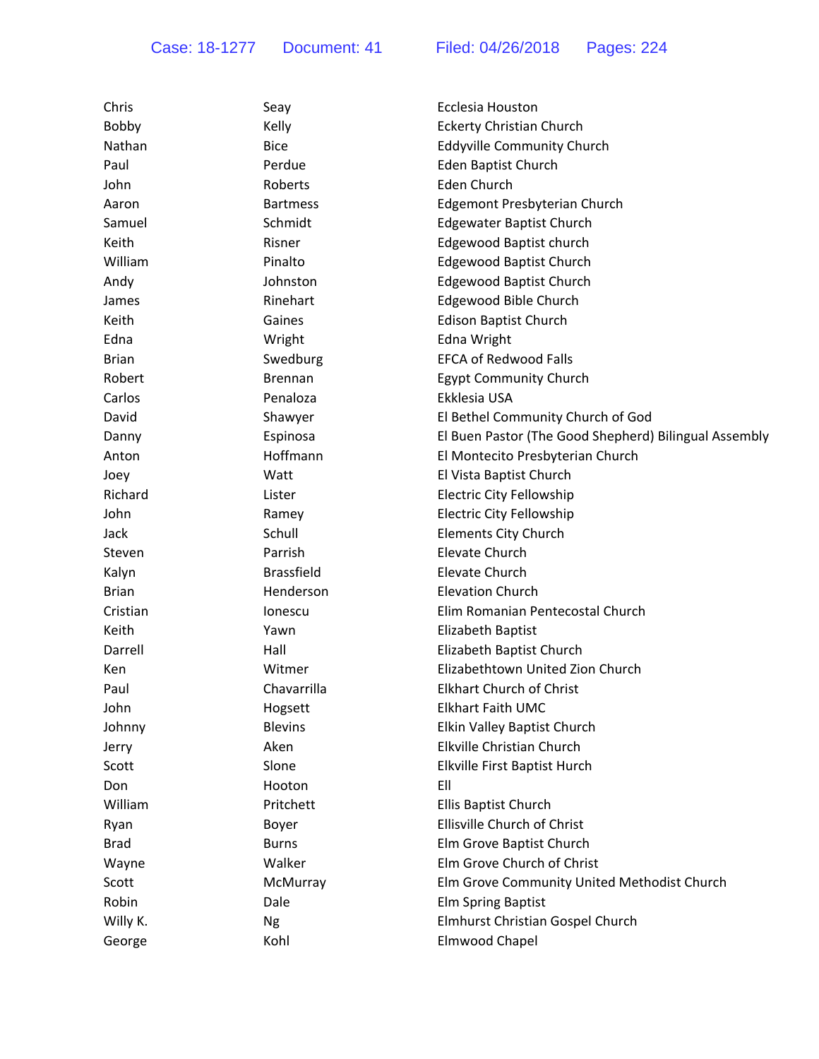| | | |
|---|---|---|
| Chris | Seay | Ecclesia Houston |
| Bobby | Kelly | Eckerty Christian Church |
| Nathan | Bice | Eddyville Community Church |
| Paul | Perdue | Eden Baptist Church |
| John | Roberts | Eden Church |
| Aaron | Bartmess | Edgemont Presbyterian Church |
| Samuel | Schmidt | Edgewater Baptist Church |
| Keith | Risner | Edgewood Baptist church |
| William | Pinalto | Edgewood Baptist Church |
| Andy | Johnston | Edgewood Baptist Church |
| James | Rinehart | Edgewood Bible Church |
| Keith | Gaines | Edison Baptist Church |
| Edna | Wright | Edna Wright |
| Brian | Swedburg | EFCA of Redwood Falls |
| Robert | Brennan | Egypt Community Church |
| Carlos | Penaloza | Ekklesia USA |
| David | Shawyer | El Bethel Community Church of God |
| Danny | Espinosa | El Buen Pastor (The Good Shepherd) Bilingual Assembly |
| Anton | Hoffmann | El Montecito Presbyterian Church |
| Joey | Watt | El Vista Baptist Church |
| Richard | Lister | Electric City Fellowship |
| John | Ramey | Electric City Fellowship |
| Jack | Schull | Elements City Church |
| Steven | Parrish | Elevate Church |
| Kalyn | Brassfield | Elevate Church |
| Brian | Henderson | Elevation Church |
| Cristian | Ionescu | Elim Romanian Pentecostal Church |
| Keith | Yawn | Elizabeth Baptist |
| Darrell | Hall | Elizabeth Baptist Church |
| Ken | Witmer | Elizabethtown United Zion Church |
| Paul | Chavarrilla | Elkhart Church of Christ |
| John | Hogsett | Elkhart Faith UMC |
| Johnny | Blevins | Elkin Valley Baptist Church |
| Jerry | Aken | Elkville Christian Church |
| Scott | Slone | Elkville First Baptist Hurch |
| Don | Hooton | Ell |
| William | Pritchett | Ellis Baptist Church |
| Ryan | Boyer | Ellisville Church of Christ |
| Brad | Burns | Elm Grove Baptist Church |
| Wayne | Walker | Elm Grove Church of Christ |
| Scott | McMurray | Elm Grove Community United Methodist Church |
| Robin | Dale | Elm Spring Baptist |
| Willy K. | Ng | Elmhurst Christian Gospel Church |
| George | Kohl | Elmwood Chapel |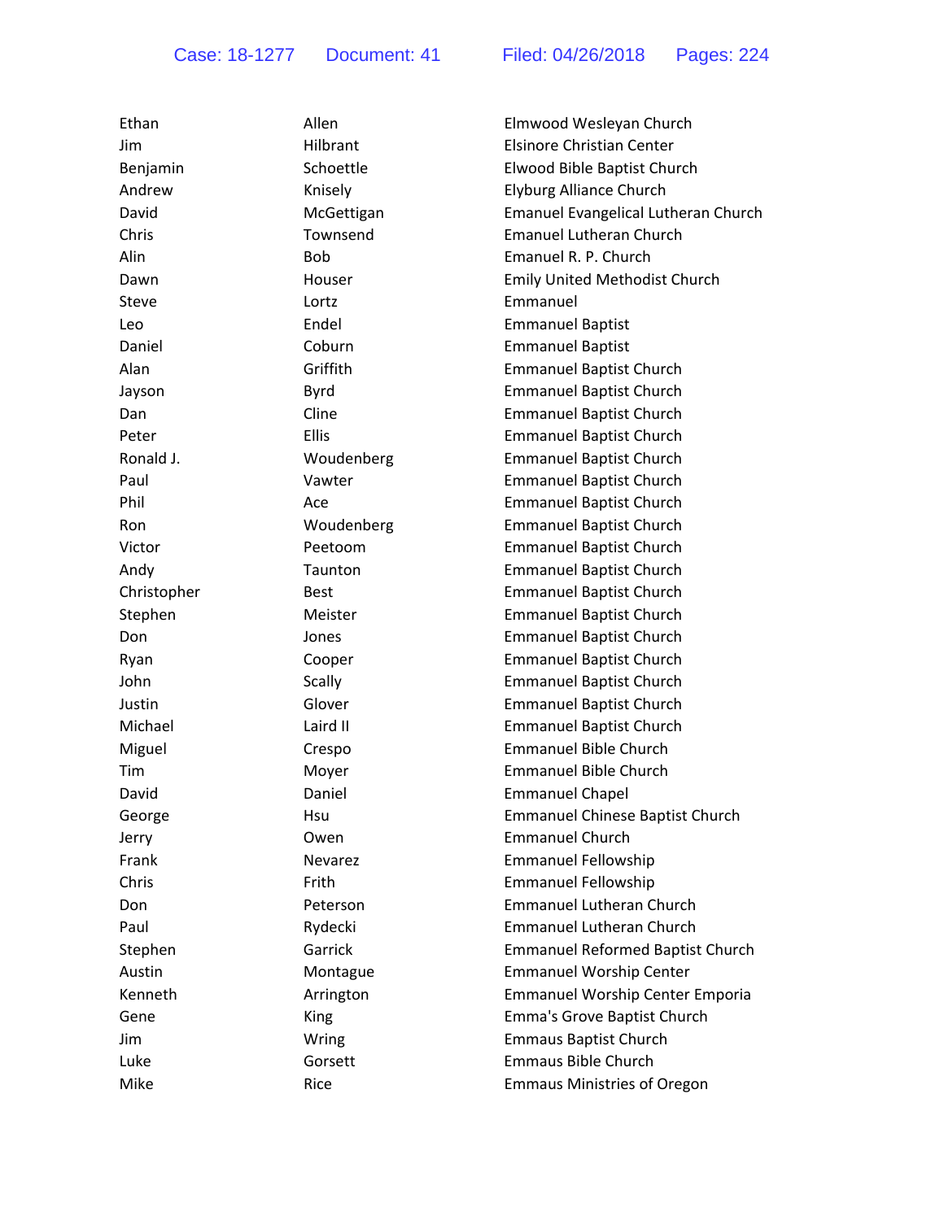| | | |
|---|---|---|
| Ethan | Allen | Elmwood Wesleyan Church |
| Jim | Hilbrant | Elsinore Christian Center |
| Benjamin | Schoettle | Elwood Bible Baptist Church |
| Andrew | Knisely | Elyburg Alliance Church |
| David | McGettigan | Emanuel Evangelical Lutheran Church |
| Chris | Townsend | Emanuel Lutheran Church |
| Alin | Bob | Emanuel R. P. Church |
| Dawn | Houser | Emily United Methodist Church |
| Steve | Lortz | Emmanuel |
| Leo | Endel | Emmanuel Baptist |
| Daniel | Coburn | Emmanuel Baptist |
| Alan | Griffith | Emmanuel Baptist Church |
| Jayson | Byrd | Emmanuel Baptist Church |
| Dan | Cline | Emmanuel Baptist Church |
| Peter | Ellis | Emmanuel Baptist Church |
| Ronald J. | Woudenberg | Emmanuel Baptist Church |
| Paul | Vawter | Emmanuel Baptist Church |
| Phil | Ace | Emmanuel Baptist Church |
| Ron | Woudenberg | Emmanuel Baptist Church |
| Victor | Peetoom | Emmanuel Baptist Church |
| Andy | Taunton | Emmanuel Baptist Church |
| Christopher | Best | Emmanuel Baptist Church |
| Stephen | Meister | Emmanuel Baptist Church |
| Don | Jones | Emmanuel Baptist Church |
| Ryan | Cooper | Emmanuel Baptist Church |
| John | Scally | Emmanuel Baptist Church |
| Justin | Glover | Emmanuel Baptist Church |
| Michael | Laird II | Emmanuel Baptist Church |
| Miguel | Crespo | Emmanuel Bible Church |
| Tim | Moyer | Emmanuel Bible Church |
| David | Daniel | Emmanuel Chapel |
| George | Hsu | Emmanuel Chinese Baptist Church |
| Jerry | Owen | Emmanuel Church |
| Frank | Nevarez | Emmanuel Fellowship |
| Chris | Frith | Emmanuel Fellowship |
| Don | Peterson | Emmanuel Lutheran Church |
| Paul | Rydecki | Emmanuel Lutheran Church |
| Stephen | Garrick | Emmanuel Reformed Baptist Church |
| Austin | Montague | Emmanuel Worship Center |
| Kenneth | Arrington | Emmanuel Worship Center Emporia |
| Gene | King | Emma's Grove Baptist Church |
| Jim | Wring | Emmaus Baptist Church |
| Luke | Gorsett | Emmaus Bible Church |
| Mike | Rice | Emmaus Ministries of Oregon |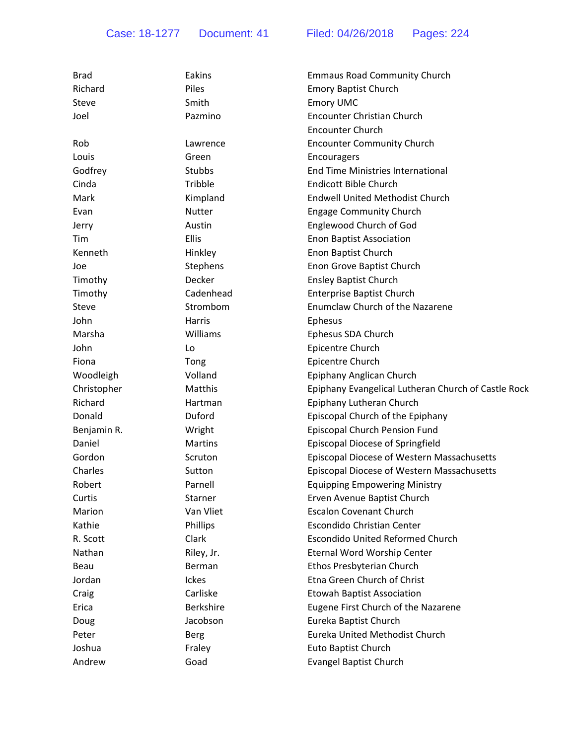| | | |
|---|---|---|
| Brad | Eakins | Emmaus Road Community Church |
| Richard | Piles | Emory Baptist Church |
| Steve | Smith | Emory UMC |
| Joel | Pazmino | Encounter Christian Church |
| | | Encounter Church |
| Rob | Lawrence | Encounter Community Church |
| Louis | Green | Encouragers |
| Godfrey | Stubbs | End Time Ministries International |
| Cinda | Tribble | Endicott Bible Church |
| Mark | Kimpland | Endwell United Methodist Church |
| Evan | Nutter | Engage Community Church |
| Jerry | Austin | Englewood Church of God |
| Tim | Ellis | Enon Baptist Association |
| Kenneth | Hinkley | Enon Baptist Church |
| Joe | Stephens | Enon Grove Baptist Church |
| Timothy | Decker | Ensley Baptist Church |
| Timothy | Cadenhead | Enterprise Baptist Church |
| Steve | Strombom | Enumclaw Church of the Nazarene |
| John | Harris | Ephesus |
| Marsha | Williams | Ephesus SDA Church |
| John | Lo | Epicentre Church |
| Fiona | Tong | Epicentre Church |
| Woodleigh | Volland | Epiphany Anglican Church |
| Christopher | Matthis | Epiphany Evangelical Lutheran Church of Castle Rock |
| Richard | Hartman | Epiphany Lutheran Church |
| Donald | Duford | Episcopal Church of the Epiphany |
| Benjamin R. | Wright | Episcopal Church Pension Fund |
| Daniel | Martins | Episcopal Diocese of Springfield |
| Gordon | Scruton | Episcopal Diocese of Western Massachusetts |
| Charles | Sutton | Episcopal Diocese of Western Massachusetts |
| Robert | Parnell | Equipping Empowering Ministry |
| Curtis | Starner | Erven Avenue Baptist Church |
| Marion | Van Vliet | Escalon Covenant Church |
| Kathie | Phillips | Escondido Christian Center |
| R. Scott | Clark | Escondido United Reformed Church |
| Nathan | Riley, Jr. | Eternal Word Worship Center |
| Beau | Berman | Ethos Presbyterian Church |
| Jordan | Ickes | Etna Green Church of Christ |
| Craig | Carliske | Etowah Baptist Association |
| Erica | Berkshire | Eugene First Church of the Nazarene |
| Doug | Jacobson | Eureka Baptist Church |
| Peter | Berg | Eureka United Methodist Church |
| Joshua | Fraley | Euto Baptist Church |
| Andrew | Goad | Evangel Baptist Church |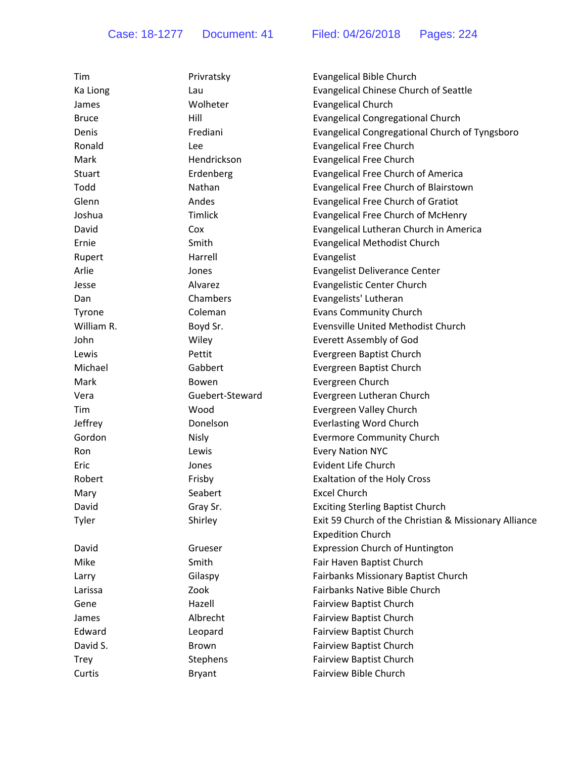| | | |
|---|---|---|
| Tim | Privratsky | Evangelical Bible Church |
| Ka Liong | Lau | Evangelical Chinese Church of Seattle |
| James | Wolheter | Evangelical Church |
| Bruce | Hill | Evangelical Congregational Church |
| Denis | Frediani | Evangelical Congregational Church of Tyngsboro |
| Ronald | Lee | Evangelical Free Church |
| Mark | Hendrickson | Evangelical Free Church |
| Stuart | Erdenberg | Evangelical Free Church of America |
| Todd | Nathan | Evangelical Free Church of Blairstown |
| Glenn | Andes | Evangelical Free Church of Gratiot |
| Joshua | Timlick | Evangelical Free Church of McHenry |
| David | Cox | Evangelical Lutheran Church in America |
| Ernie | Smith | Evangelical Methodist Church |
| Rupert | Harrell | Evangelist |
| Arlie | Jones | Evangelist Deliverance Center |
| Jesse | Alvarez | Evangelistic Center Church |
| Dan | Chambers | Evangelists' Lutheran |
| Tyrone | Coleman | Evans Community Church |
| William R. | Boyd Sr. | Evensville United Methodist Church |
| John | Wiley | Everett Assembly of God |
| Lewis | Pettit | Evergreen Baptist Church |
| Michael | Gabbert | Evergreen Baptist Church |
| Mark | Bowen | Evergreen Church |
| Vera | Guebert-Steward | Evergreen Lutheran Church |
| Tim | Wood | Evergreen Valley Church |
| Jeffrey | Donelson | Everlasting Word Church |
| Gordon | Nisly | Evermore Community Church |
| Ron | Lewis | Every Nation NYC |
| Eric | Jones | Evident Life Church |
| Robert | Frisby | Exaltation of the Holy Cross |
| Mary | Seabert | Excel Church |
| David | Gray Sr. | Exciting Sterling Baptist Church |
| Tyler | Shirley | Exit 59 Church of the Christian & Missionary Alliance |
| | | Expedition Church |
| David | Grueser | Expression Church of Huntington |
| Mike | Smith | Fair Haven Baptist Church |
| Larry | Gilaspy | Fairbanks Missionary Baptist Church |
| Larissa | Zook | Fairbanks Native Bible Church |
| Gene | Hazell | Fairview Baptist Church |
| James | Albrecht | Fairview Baptist Church |
| Edward | Leopard | Fairview Baptist Church |
| David S. | Brown | Fairview Baptist Church |
| Trey | Stephens | Fairview Baptist Church |
| Curtis | Bryant | Fairview Bible Church |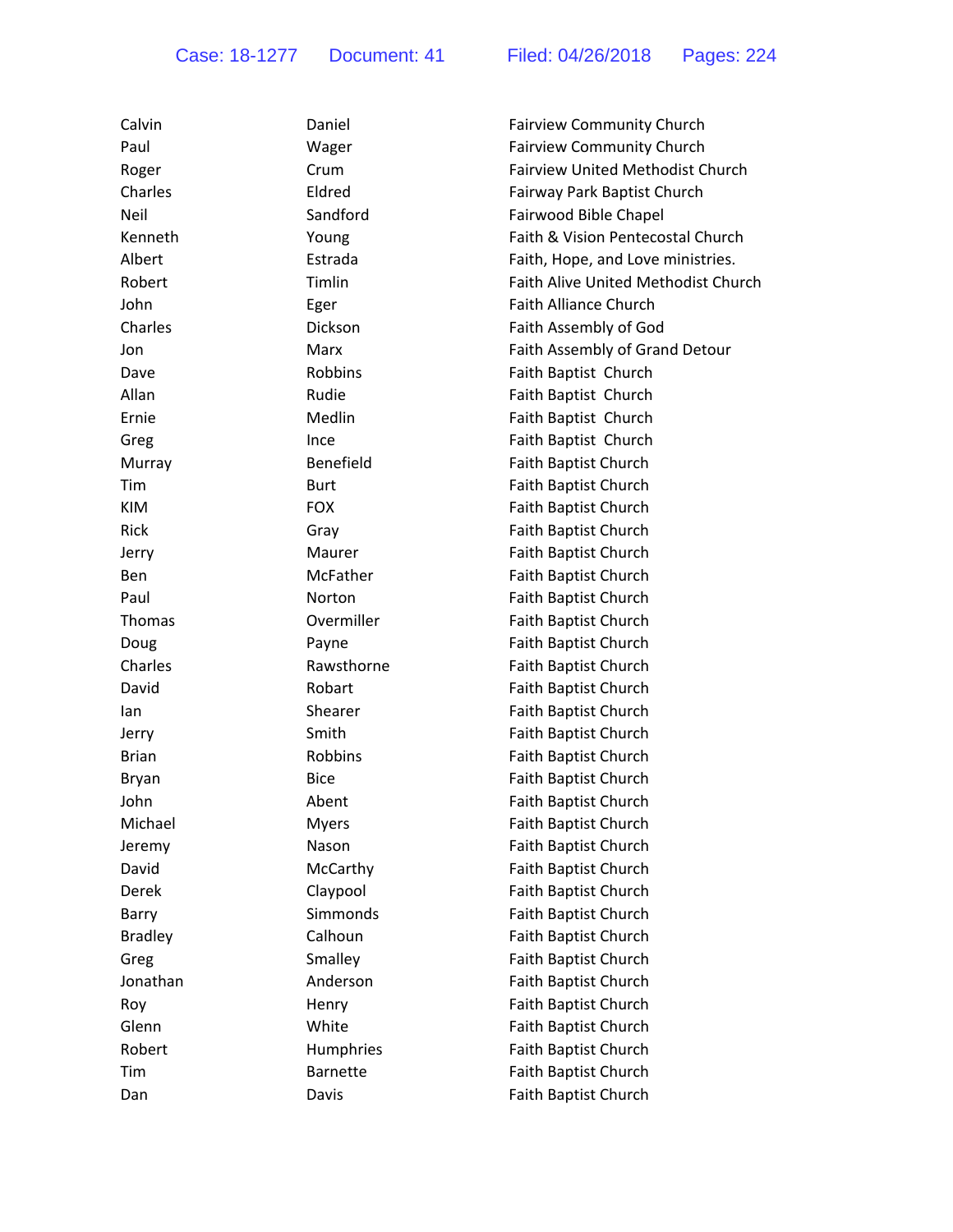| | | |
|---|---|---|
| Calvin | Daniel | Fairview Community Church |
| Paul | Wager | Fairview Community Church |
| Roger | Crum | Fairview United Methodist Church |
| Charles | Eldred | Fairway Park Baptist Church |
| Neil | Sandford | Fairwood Bible Chapel |
| Kenneth | Young | Faith & Vision Pentecostal Church |
| Albert | Estrada | Faith, Hope, and Love ministries. |
| Robert | Timlin | Faith Alive United Methodist Church |
| John | Eger | Faith Alliance Church |
| Charles | Dickson | Faith Assembly of God |
| Jon | Marx | Faith Assembly of Grand Detour |
| Dave | Robbins | Faith Baptist Church |
| Allan | Rudie | Faith Baptist Church |
| Ernie | Medlin | Faith Baptist Church |
| Greg | Ince | Faith Baptist Church |
| Murray | Benefield | Faith Baptist Church |
| Tim | Burt | Faith Baptist Church |
| KIM | FOX | Faith Baptist Church |
| Rick | Gray | Faith Baptist Church |
| Jerry | Maurer | Faith Baptist Church |
| Ben | McFather | Faith Baptist Church |
| Paul | Norton | Faith Baptist Church |
| Thomas | Overmiller | Faith Baptist Church |
| Doug | Payne | Faith Baptist Church |
| Charles | Rawsthorne | Faith Baptist Church |
| David | Robart | Faith Baptist Church |
| Ian | Shearer | Faith Baptist Church |
| Jerry | Smith | Faith Baptist Church |
| Brian | Robbins | Faith Baptist Church |
| Bryan | Bice | Faith Baptist Church |
| John | Abent | Faith Baptist Church |
| Michael | Myers | Faith Baptist Church |
| Jeremy | Nason | Faith Baptist Church |
| David | McCarthy | Faith Baptist Church |
| Derek | Claypool | Faith Baptist Church |
| Barry | Simmonds | Faith Baptist Church |
| Bradley | Calhoun | Faith Baptist Church |
| Greg | Smalley | Faith Baptist Church |
| Jonathan | Anderson | Faith Baptist Church |
| Roy | Henry | Faith Baptist Church |
| Glenn | White | Faith Baptist Church |
| Robert | Humphries | Faith Baptist Church |
| Tim | Barnette | Faith Baptist Church |
| Dan | Davis | Faith Baptist Church |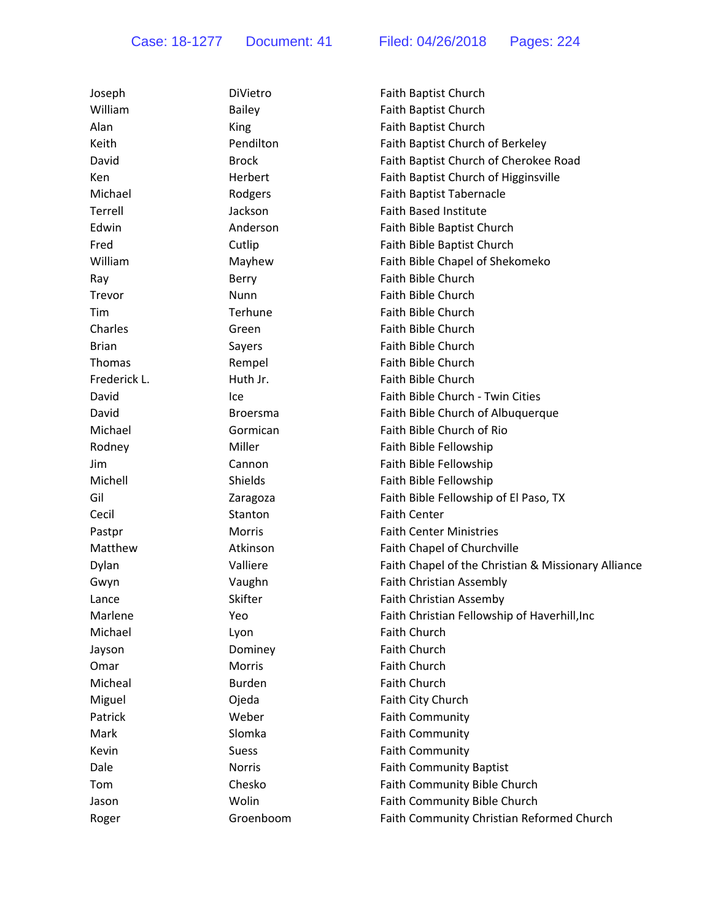| | | |
|---|---|---|
| Joseph | DiVietro | Faith Baptist Church |
| William | Bailey | Faith Baptist Church |
| Alan | King | Faith Baptist Church |
| Keith | Pendilton | Faith Baptist Church of Berkeley |
| David | Brock | Faith Baptist Church of Cherokee Road |
| Ken | Herbert | Faith Baptist Church of Higginsville |
| Michael | Rodgers | Faith Baptist Tabernacle |
| Terrell | Jackson | Faith Based Institute |
| Edwin | Anderson | Faith Bible Baptist Church |
| Fred | Cutlip | Faith Bible Baptist Church |
| William | Mayhew | Faith Bible Chapel of Shekomeko |
| Ray | Berry | Faith Bible Church |
| Trevor | Nunn | Faith Bible Church |
| Tim | Terhune | Faith Bible Church |
| Charles | Green | Faith Bible Church |
| Brian | Sayers | Faith Bible Church |
| Thomas | Rempel | Faith Bible Church |
| Frederick L. | Huth Jr. | Faith Bible Church |
| David | Ice | Faith Bible Church - Twin Cities |
| David | Broersma | Faith Bible Church of Albuquerque |
| Michael | Gormican | Faith Bible Church of Rio |
| Rodney | Miller | Faith Bible Fellowship |
| Jim | Cannon | Faith Bible Fellowship |
| Michell | Shields | Faith Bible Fellowship |
| Gil | Zaragoza | Faith Bible Fellowship of El Paso, TX |
| Cecil | Stanton | Faith Center |
| Pastpr | Morris | Faith Center Ministries |
| Matthew | Atkinson | Faith Chapel of Churchville |
| Dylan | Valliere | Faith Chapel of the Christian & Missionary Alliance |
| Gwyn | Vaughn | Faith Christian Assembly |
| Lance | Skifter | Faith Christian Assemby |
| Marlene | Yeo | Faith Christian Fellowship of Haverhill,Inc |
| Michael | Lyon | Faith Church |
| Jayson | Dominey | Faith Church |
| Omar | Morris | Faith Church |
| Micheal | Burden | Faith Church |
| Miguel | Ojeda | Faith City Church |
| Patrick | Weber | Faith Community |
| Mark | Slomka | Faith Community |
| Kevin | Suess | Faith Community |
| Dale | Norris | Faith Community Baptist |
| Tom | Chesko | Faith Community Bible Church |
| Jason | Wolin | Faith Community Bible Church |
| Roger | Groenboom | Faith Community Christian Reformed Church |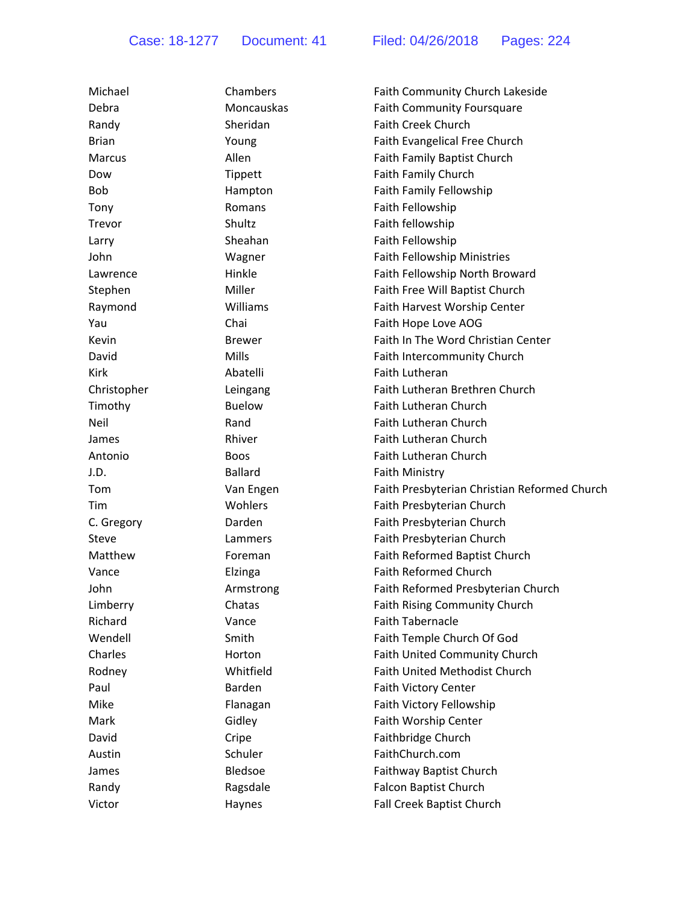| | | |
|---|---|---|
| Michael | Chambers | Faith Community Church Lakeside |
| Debra | Moncauskas | Faith Community Foursquare |
| Randy | Sheridan | Faith Creek Church |
| Brian | Young | Faith Evangelical Free Church |
| Marcus | Allen | Faith Family Baptist Church |
| Dow | Tippett | Faith Family Church |
| Bob | Hampton | Faith Family Fellowship |
| Tony | Romans | Faith Fellowship |
| Trevor | Shultz | Faith fellowship |
| Larry | Sheahan | Faith Fellowship |
| John | Wagner | Faith Fellowship Ministries |
| Lawrence | Hinkle | Faith Fellowship North Broward |
| Stephen | Miller | Faith Free Will Baptist Church |
| Raymond | Williams | Faith Harvest Worship Center |
| Yau | Chai | Faith Hope Love AOG |
| Kevin | Brewer | Faith In The Word Christian Center |
| David | Mills | Faith Intercommunity Church |
| Kirk | Abatelli | Faith Lutheran |
| Christopher | Leingang | Faith Lutheran Brethren Church |
| Timothy | Buelow | Faith Lutheran Church |
| Neil | Rand | Faith Lutheran Church |
| James | Rhiver | Faith Lutheran Church |
| Antonio | Boos | Faith Lutheran Church |
| J.D. | Ballard | Faith Ministry |
| Tom | Van Engen | Faith Presbyterian Christian Reformed Church |
| Tim | Wohlers | Faith Presbyterian Church |
| C. Gregory | Darden | Faith Presbyterian Church |
| Steve | Lammers | Faith Presbyterian Church |
| Matthew | Foreman | Faith Reformed Baptist Church |
| Vance | Elzinga | Faith Reformed Church |
| John | Armstrong | Faith Reformed Presbyterian Church |
| Limberry | Chatas | Faith Rising Community Church |
| Richard | Vance | Faith Tabernacle |
| Wendell | Smith | Faith Temple Church Of God |
| Charles | Horton | Faith United Community Church |
| Rodney | Whitfield | Faith United Methodist Church |
| Paul | Barden | Faith Victory Center |
| Mike | Flanagan | Faith Victory Fellowship |
| Mark | Gidley | Faith Worship Center |
| David | Cripe | Faithbridge Church |
| Austin | Schuler | FaithChurch.com |
| James | Bledsoe | Faithway Baptist Church |
| Randy | Ragsdale | Falcon Baptist Church |
| Victor | Haynes | Fall Creek Baptist Church |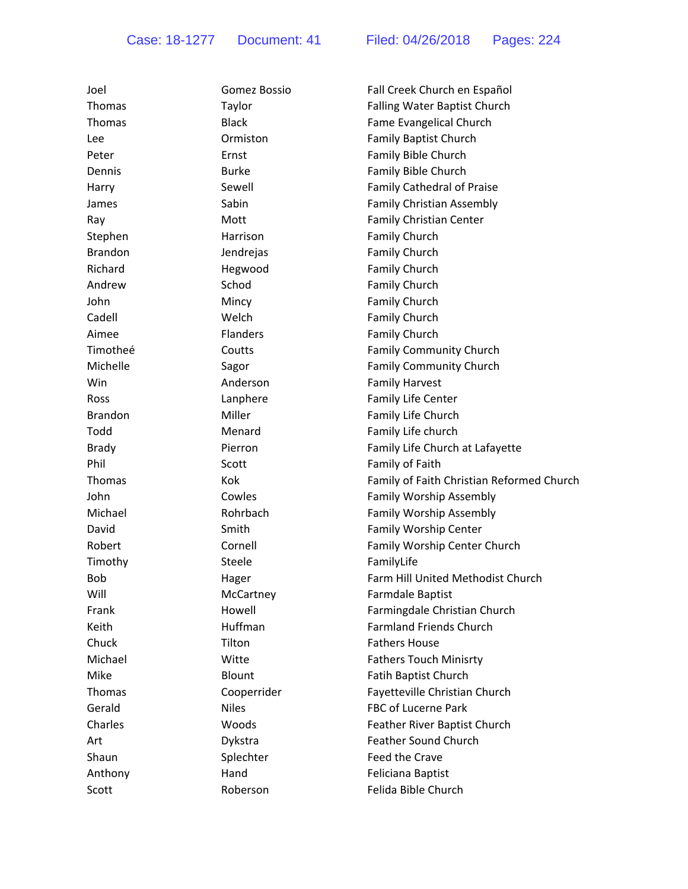| | | |
|---|---|---|
| Joel | Gomez Bossio | Fall Creek Church en Español |
| Thomas | Taylor | Falling Water Baptist Church |
| Thomas | Black | Fame Evangelical Church |
| Lee | Ormiston | Family Baptist Church |
| Peter | Ernst | Family Bible Church |
| Dennis | Burke | Family Bible Church |
| Harry | Sewell | Family Cathedral of Praise |
| James | Sabin | Family Christian Assembly |
| Ray | Mott | Family Christian Center |
| Stephen | Harrison | Family Church |
| Brandon | Jendrejas | Family Church |
| Richard | Hegwood | Family Church |
| Andrew | Schod | Family Church |
| John | Mincy | Family Church |
| Cadell | Welch | Family Church |
| Aimee | Flanders | Family Church |
| Timotheé | Coutts | Family Community Church |
| Michelle | Sagor | Family Community Church |
| Win | Anderson | Family Harvest |
| Ross | Lanphere | Family Life Center |
| Brandon | Miller | Family Life Church |
| Todd | Menard | Family Life church |
| Brady | Pierron | Family Life Church at Lafayette |
| Phil | Scott | Family of Faith |
| Thomas | Kok | Family of Faith Christian Reformed Church |
| John | Cowles | Family Worship Assembly |
| Michael | Rohrbach | Family Worship Assembly |
| David | Smith | Family Worship Center |
| Robert | Cornell | Family Worship Center Church |
| Timothy | Steele | FamilyLife |
| Bob | Hager | Farm Hill United Methodist Church |
| Will | McCartney | Farmdale Baptist |
| Frank | Howell | Farmingdale Christian Church |
| Keith | Huffman | Farmland Friends Church |
| Chuck | Tilton | Fathers House |
| Michael | Witte | Fathers Touch Minisrty |
| Mike | Blount | Fatih Baptist Church |
| Thomas | Cooperrider | Fayetteville Christian Church |
| Gerald | Niles | FBC of Lucerne Park |
| Charles | Woods | Feather River Baptist Church |
| Art | Dykstra | Feather Sound Church |
| Shaun | Splechter | Feed the Crave |
| Anthony | Hand | Feliciana Baptist |
| Scott | Roberson | Felida Bible Church |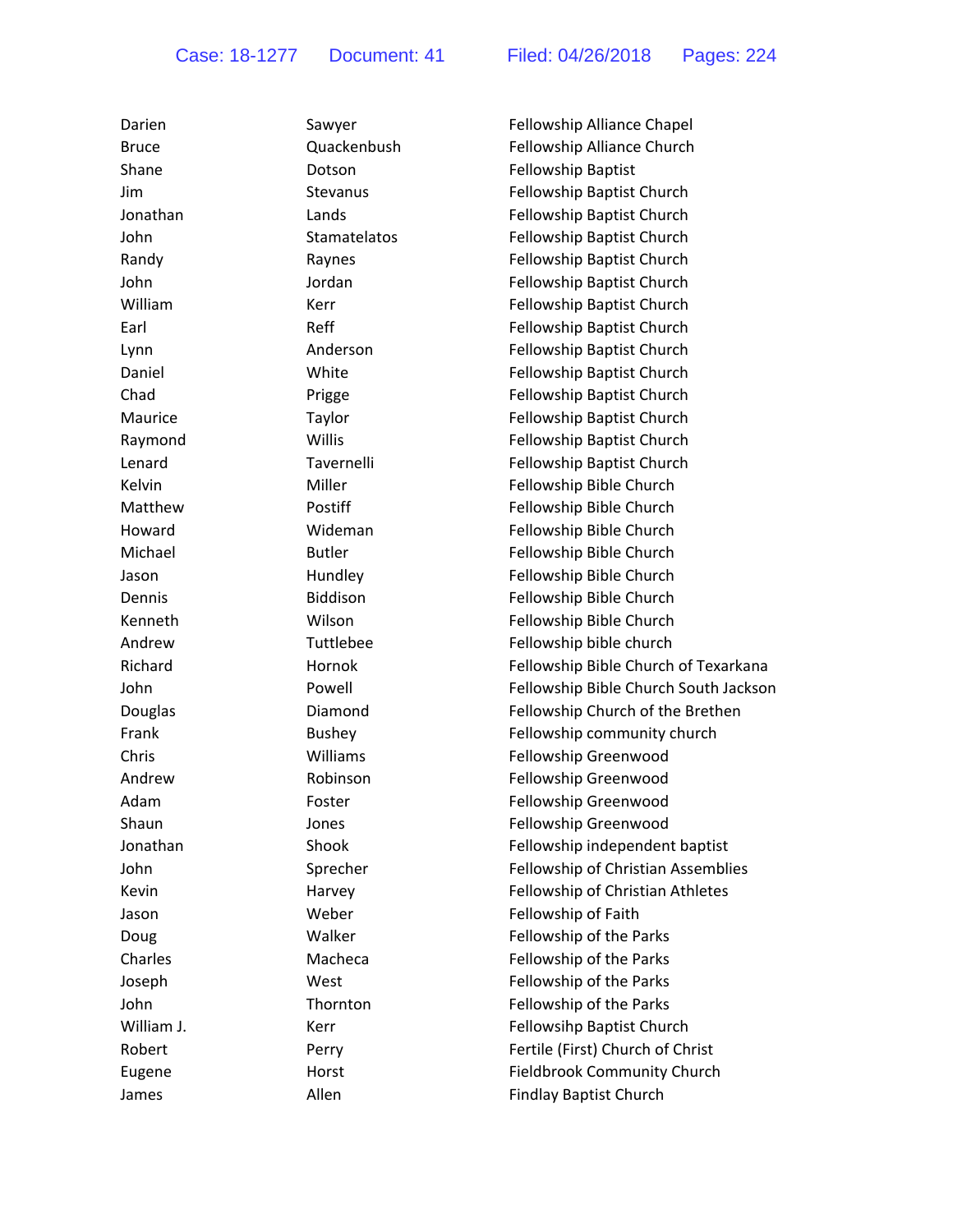| | | |
|---|---|---|
| Darien | Sawyer | Fellowship Alliance Chapel |
| Bruce | Quackenbush | Fellowship Alliance Church |
| Shane | Dotson | Fellowship Baptist |
| Jim | Stevanus | Fellowship Baptist Church |
| Jonathan | Lands | Fellowship Baptist Church |
| John | Stamatelatos | Fellowship Baptist Church |
| Randy | Raynes | Fellowship Baptist Church |
| John | Jordan | Fellowship Baptist Church |
| William | Kerr | Fellowship Baptist Church |
| Earl | Reff | Fellowship Baptist Church |
| Lynn | Anderson | Fellowship Baptist Church |
| Daniel | White | Fellowship Baptist Church |
| Chad | Prigge | Fellowship Baptist Church |
| Maurice | Taylor | Fellowship Baptist Church |
| Raymond | Willis | Fellowship Baptist Church |
| Lenard | Tavernelli | Fellowship Baptist Church |
| Kelvin | Miller | Fellowship Bible Church |
| Matthew | Postiff | Fellowship Bible Church |
| Howard | Wideman | Fellowship Bible Church |
| Michael | Butler | Fellowship Bible Church |
| Jason | Hundley | Fellowship Bible Church |
| Dennis | Biddison | Fellowship Bible Church |
| Kenneth | Wilson | Fellowship Bible Church |
| Andrew | Tuttlebee | Fellowship bible church |
| Richard | Hornok | Fellowship Bible Church of Texarkana |
| John | Powell | Fellowship Bible Church South Jackson |
| Douglas | Diamond | Fellowship Church of the Brethen |
| Frank | Bushey | Fellowship community church |
| Chris | Williams | Fellowship Greenwood |
| Andrew | Robinson | Fellowship Greenwood |
| Adam | Foster | Fellowship Greenwood |
| Shaun | Jones | Fellowship Greenwood |
| Jonathan | Shook | Fellowship independent baptist |
| John | Sprecher | Fellowship of Christian Assemblies |
| Kevin | Harvey | Fellowship of Christian Athletes |
| Jason | Weber | Fellowship of Faith |
| Doug | Walker | Fellowship of the Parks |
| Charles | Macheca | Fellowship of the Parks |
| Joseph | West | Fellowship of the Parks |
| John | Thornton | Fellowship of the Parks |
| William J. | Kerr | Fellowsihp Baptist Church |
| Robert | Perry | Fertile (First) Church of Christ |
| Eugene | Horst | Fieldbrook Community Church |
| James | Allen | Findlay Baptist Church |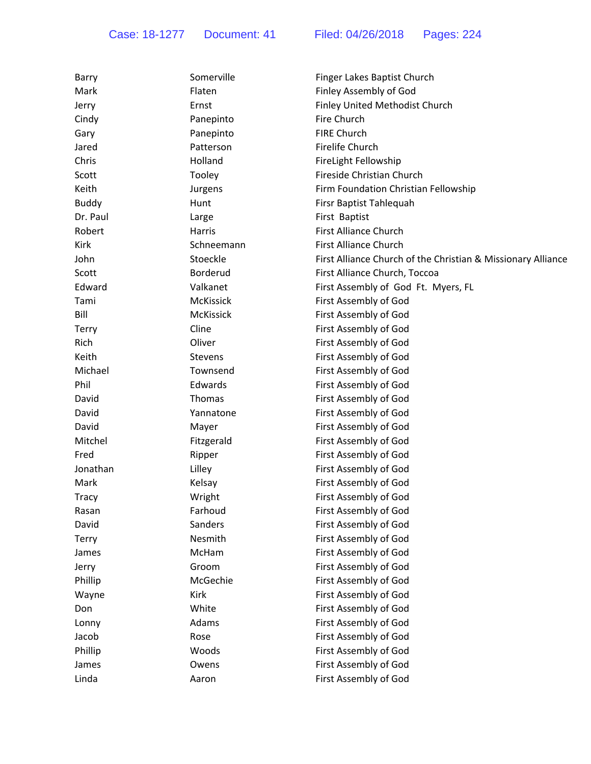| | | |
|---|---|---|
| Barry | Somerville | Finger Lakes Baptist Church |
| Mark | Flaten | Finley Assembly of God |
| Jerry | Ernst | Finley United Methodist Church |
| Cindy | Panepinto | Fire Church |
| Gary | Panepinto | FIRE Church |
| Jared | Patterson | Firelife Church |
| Chris | Holland | FireLight Fellowship |
| Scott | Tooley | Fireside Christian Church |
| Keith | Jurgens | Firm Foundation Christian Fellowship |
| Buddy | Hunt | Firsr Baptist Tahlequah |
| Dr. Paul | Large | First Baptist |
| Robert | Harris | First Alliance Church |
| Kirk | Schneemann | First Alliance Church |
| John | Stoeckle | First Alliance Church of the Christian & Missionary Alliance |
| Scott | Borderud | First Alliance Church, Toccoa |
| Edward | Valkanet | First Assembly of God Ft. Myers, FL |
| Tami | McKissick | First Assembly of God |
| Bill | McKissick | First Assembly of God |
| Terry | Cline | First Assembly of God |
| Rich | Oliver | First Assembly of God |
| Keith | Stevens | First Assembly of God |
| Michael | Townsend | First Assembly of God |
| Phil | Edwards | First Assembly of God |
| David | Thomas | First Assembly of God |
| David | Yannatone | First Assembly of God |
| David | Mayer | First Assembly of God |
| Mitchel | Fitzgerald | First Assembly of God |
| Fred | Ripper | First Assembly of God |
| Jonathan | Lilley | First Assembly of God |
| Mark | Kelsay | First Assembly of God |
| Tracy | Wright | First Assembly of God |
| Rasan | Farhoud | First Assembly of God |
| David | Sanders | First Assembly of God |
| Terry | Nesmith | First Assembly of God |
| James | McHam | First Assembly of God |
| Jerry | Groom | First Assembly of God |
| Phillip | McGechie | First Assembly of God |
| Wayne | Kirk | First Assembly of God |
| Don | White | First Assembly of God |
| Lonny | Adams | First Assembly of God |
| Jacob | Rose | First Assembly of God |
| Phillip | Woods | First Assembly of God |
| James | Owens | First Assembly of God |
| Linda | Aaron | First Assembly of God |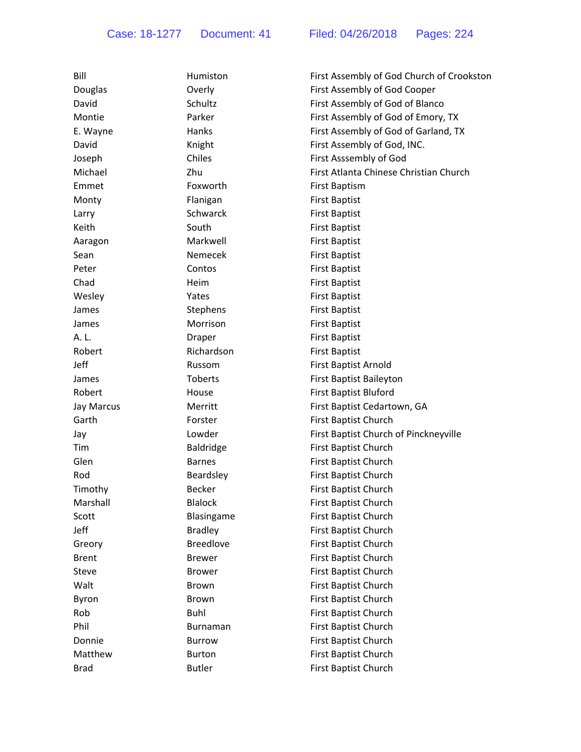| | | |
|---|---|---|
| Bill | Humiston | First Assembly of God Church of Crookston |
| Douglas | Overly | First Assembly of God Cooper |
| David | Schultz | First Assembly of God of Blanco |
| Montie | Parker | First Assembly of God of Emory, TX |
| E. Wayne | Hanks | First Assembly of God of Garland, TX |
| David | Knight | First Assembly of God, INC. |
| Joseph | Chiles | First Asssembly of God |
| Michael | Zhu | First Atlanta Chinese Christian Church |
| Emmet | Foxworth | First Baptism |
| Monty | Flanigan | First Baptist |
| Larry | Schwarck | First Baptist |
| Keith | South | First Baptist |
| Aaragon | Markwell | First Baptist |
| Sean | Nemecek | First Baptist |
| Peter | Contos | First Baptist |
| Chad | Heim | First Baptist |
| Wesley | Yates | First Baptist |
| James | Stephens | First Baptist |
| James | Morrison | First Baptist |
| A. L. | Draper | First Baptist |
| Robert | Richardson | First Baptist |
| Jeff | Russom | First Baptist Arnold |
| James | Toberts | First Baptist Baileyton |
| Robert | House | First Baptist Bluford |
| Jay Marcus | Merritt | First Baptist Cedartown, GA |
| Garth | Forster | First Baptist Church |
| Jay | Lowder | First Baptist Church of Pinckneyville |
| Tim | Baldridge | First Baptist Church |
| Glen | Barnes | First Baptist Church |
| Rod | Beardsley | First Baptist Church |
| Timothy | Becker | First Baptist Church |
| Marshall | Blalock | First Baptist Church |
| Scott | Blasingame | First Baptist Church |
| Jeff | Bradley | First Baptist Church |
| Greory | Breedlove | First Baptist Church |
| Brent | Brewer | First Baptist Church |
| Steve | Brower | First Baptist Church |
| Walt | Brown | First Baptist Church |
| Byron | Brown | First Baptist Church |
| Rob | Buhl | First Baptist Church |
| Phil | Burnaman | First Baptist Church |
| Donnie | Burrow | First Baptist Church |
| Matthew | Burton | First Baptist Church |
| Brad | Butler | First Baptist Church |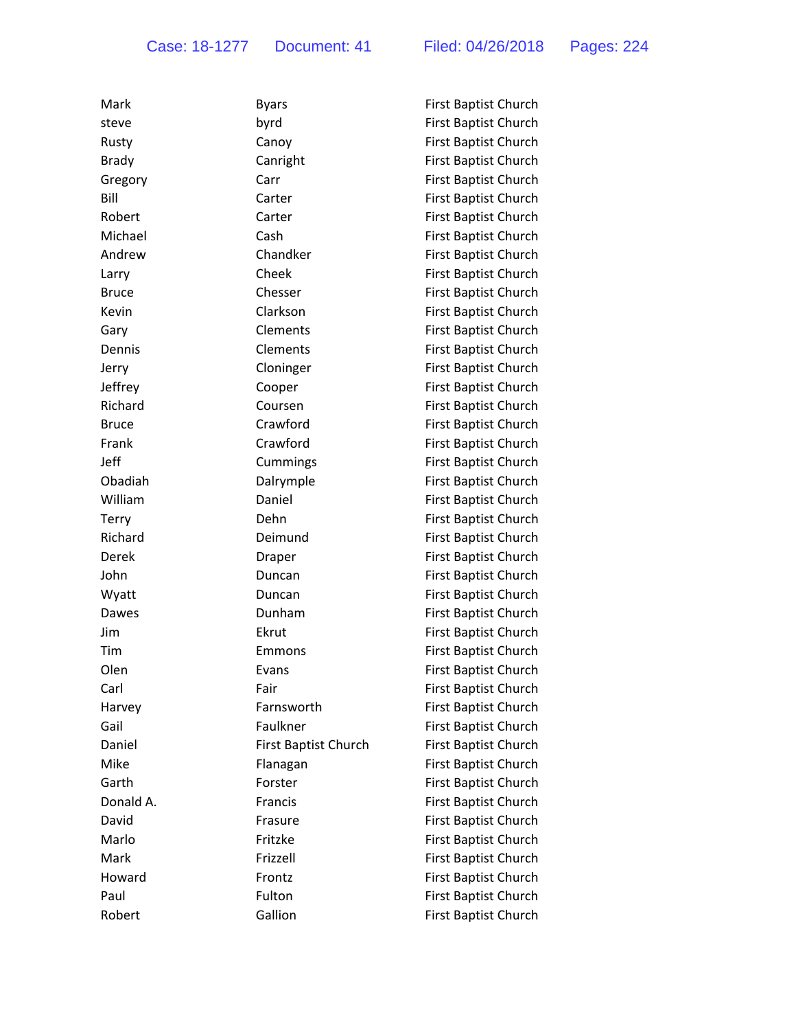| | | |
|---|---|---|
| Mark | Byars | First Baptist Church |
| steve | byrd | First Baptist Church |
| Rusty | Canoy | First Baptist Church |
| Brady | Canright | First Baptist Church |
| Gregory | Carr | First Baptist Church |
| Bill | Carter | First Baptist Church |
| Robert | Carter | First Baptist Church |
| Michael | Cash | First Baptist Church |
| Andrew | Chandker | First Baptist Church |
| Larry | Cheek | First Baptist Church |
| Bruce | Chesser | First Baptist Church |
| Kevin | Clarkson | First Baptist Church |
| Gary | Clements | First Baptist Church |
| Dennis | Clements | First Baptist Church |
| Jerry | Cloninger | First Baptist Church |
| Jeffrey | Cooper | First Baptist Church |
| Richard | Coursen | First Baptist Church |
| Bruce | Crawford | First Baptist Church |
| Frank | Crawford | First Baptist Church |
| Jeff | Cummings | First Baptist Church |
| Obadiah | Dalrymple | First Baptist Church |
| William | Daniel | First Baptist Church |
| Terry | Dehn | First Baptist Church |
| Richard | Deimund | First Baptist Church |
| Derek | Draper | First Baptist Church |
| John | Duncan | First Baptist Church |
| Wyatt | Duncan | First Baptist Church |
| Dawes | Dunham | First Baptist Church |
| Jim | Ekrut | First Baptist Church |
| Tim | Emmons | First Baptist Church |
| Olen | Evans | First Baptist Church |
| Carl | Fair | First Baptist Church |
| Harvey | Farnsworth | First Baptist Church |
| Gail | Faulkner | First Baptist Church |
| Daniel | First Baptist Church | First Baptist Church |
| Mike | Flanagan | First Baptist Church |
| Garth | Forster | First Baptist Church |
| Donald A. | Francis | First Baptist Church |
| David | Frasure | First Baptist Church |
| Marlo | Fritzke | First Baptist Church |
| Mark | Frizzell | First Baptist Church |
| Howard | Frontz | First Baptist Church |
| Paul | Fulton | First Baptist Church |
| Robert | Gallion | First Baptist Church |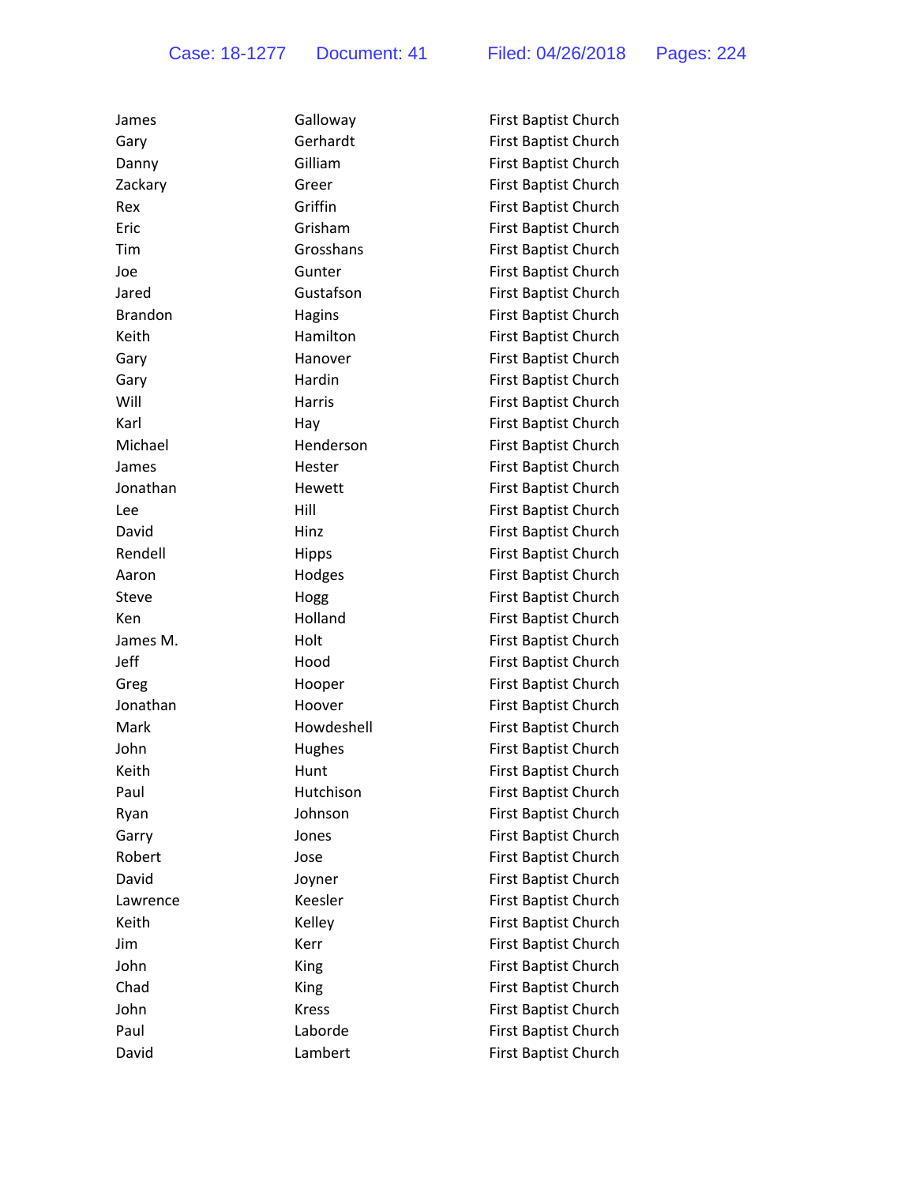| | | |
|---|---|---|
| James | Galloway | First Baptist Church |
| Gary | Gerhardt | First Baptist Church |
| Danny | Gilliam | First Baptist Church |
| Zackary | Greer | First Baptist Church |
| Rex | Griffin | First Baptist Church |
| Eric | Grisham | First Baptist Church |
| Tim | Grosshans | First Baptist Church |
| Joe | Gunter | First Baptist Church |
| Jared | Gustafson | First Baptist Church |
| Brandon | Hagins | First Baptist Church |
| Keith | Hamilton | First Baptist Church |
| Gary | Hanover | First Baptist Church |
| Gary | Hardin | First Baptist Church |
| Will | Harris | First Baptist Church |
| Karl | Hay | First Baptist Church |
| Michael | Henderson | First Baptist Church |
| James | Hester | First Baptist Church |
| Jonathan | Hewett | First Baptist Church |
| Lee | Hill | First Baptist Church |
| David | Hinz | First Baptist Church |
| Rendell | Hipps | First Baptist Church |
| Aaron | Hodges | First Baptist Church |
| Steve | Hogg | First Baptist Church |
| Ken | Holland | First Baptist Church |
| James M. | Holt | First Baptist Church |
| Jeff | Hood | First Baptist Church |
| Greg | Hooper | First Baptist Church |
| Jonathan | Hoover | First Baptist Church |
| Mark | Howdeshell | First Baptist Church |
| John | Hughes | First Baptist Church |
| Keith | Hunt | First Baptist Church |
| Paul | Hutchison | First Baptist Church |
| Ryan | Johnson | First Baptist Church |
| Garry | Jones | First Baptist Church |
| Robert | Jose | First Baptist Church |
| David | Joyner | First Baptist Church |
| Lawrence | Keesler | First Baptist Church |
| Keith | Kelley | First Baptist Church |
| Jim | Kerr | First Baptist Church |
| John | King | First Baptist Church |
| Chad | King | First Baptist Church |
| John | Kress | First Baptist Church |
| Paul | Laborde | First Baptist Church |
| David | Lambert | First Baptist Church |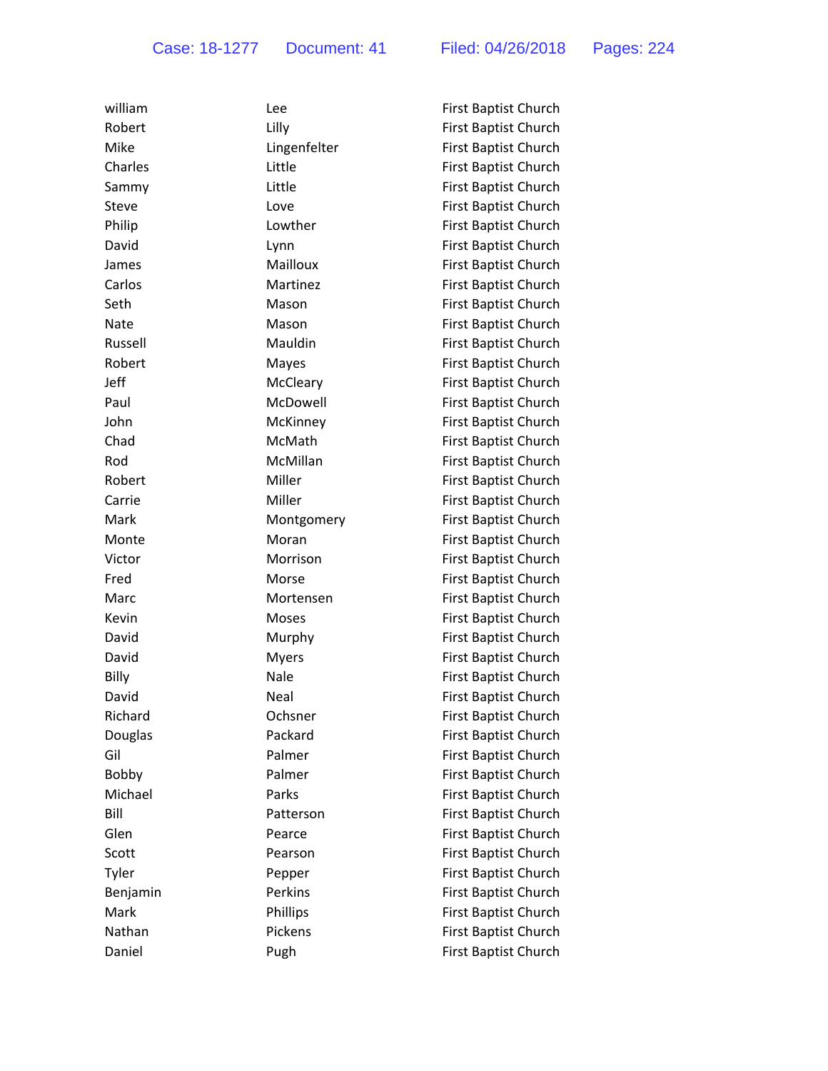| | | |
|---|---|---|
| william | Lee | First Baptist Church |
| Robert | Lilly | First Baptist Church |
| Mike | Lingenfelter | First Baptist Church |
| Charles | Little | First Baptist Church |
| Sammy | Little | First Baptist Church |
| Steve | Love | First Baptist Church |
| Philip | Lowther | First Baptist Church |
| David | Lynn | First Baptist Church |
| James | Mailloux | First Baptist Church |
| Carlos | Martinez | First Baptist Church |
| Seth | Mason | First Baptist Church |
| Nate | Mason | First Baptist Church |
| Russell | Mauldin | First Baptist Church |
| Robert | Mayes | First Baptist Church |
| Jeff | McCleary | First Baptist Church |
| Paul | McDowell | First Baptist Church |
| John | McKinney | First Baptist Church |
| Chad | McMath | First Baptist Church |
| Rod | McMillan | First Baptist Church |
| Robert | Miller | First Baptist Church |
| Carrie | Miller | First Baptist Church |
| Mark | Montgomery | First Baptist Church |
| Monte | Moran | First Baptist Church |
| Victor | Morrison | First Baptist Church |
| Fred | Morse | First Baptist Church |
| Marc | Mortensen | First Baptist Church |
| Kevin | Moses | First Baptist Church |
| David | Murphy | First Baptist Church |
| David | Myers | First Baptist Church |
| Billy | Nale | First Baptist Church |
| David | Neal | First Baptist Church |
| Richard | Ochsner | First Baptist Church |
| Douglas | Packard | First Baptist Church |
| Gil | Palmer | First Baptist Church |
| Bobby | Palmer | First Baptist Church |
| Michael | Parks | First Baptist Church |
| Bill | Patterson | First Baptist Church |
| Glen | Pearce | First Baptist Church |
| Scott | Pearson | First Baptist Church |
| Tyler | Pepper | First Baptist Church |
| Benjamin | Perkins | First Baptist Church |
| Mark | Phillips | First Baptist Church |
| Nathan | Pickens | First Baptist Church |
| Daniel | Pugh | First Baptist Church |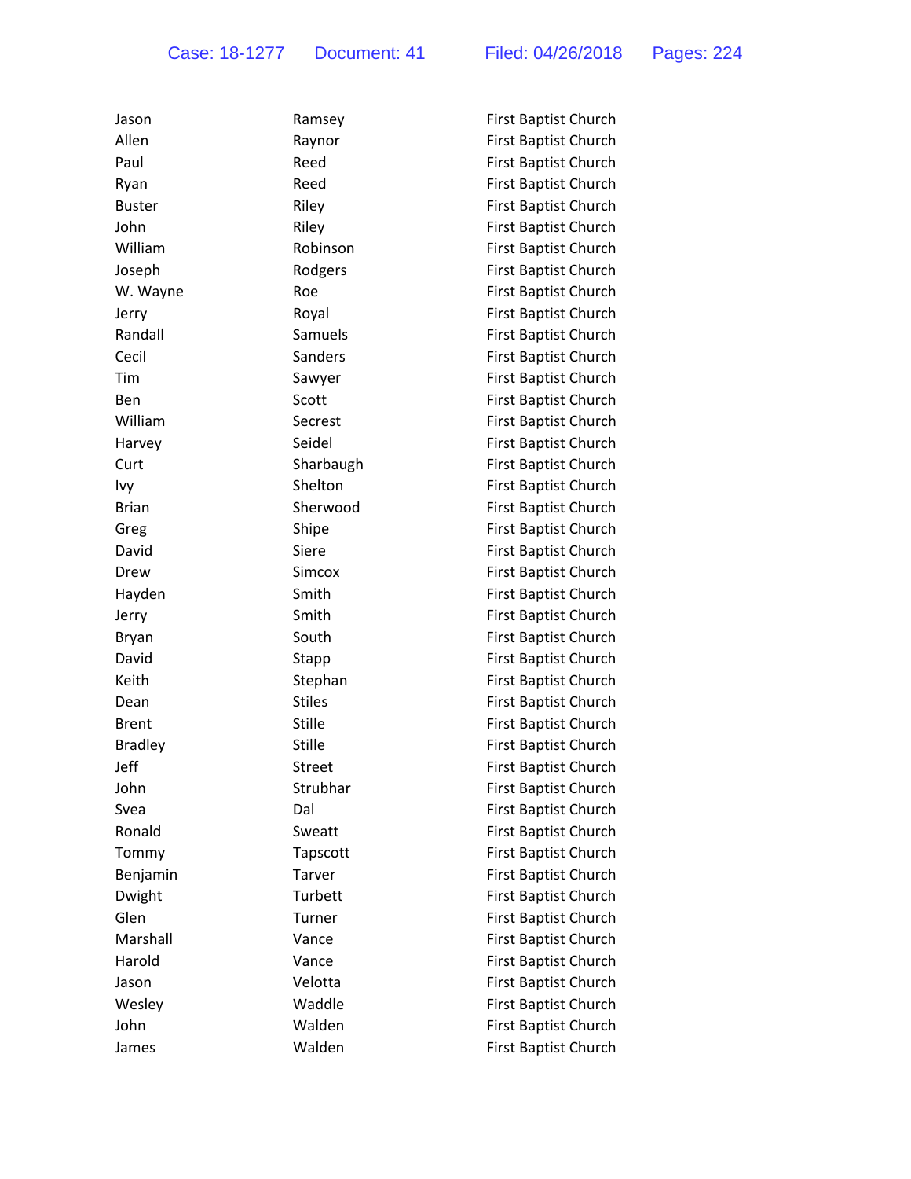| | | |
|---|---|---|
| Jason | Ramsey | First Baptist Church |
| Allen | Raynor | First Baptist Church |
| Paul | Reed | First Baptist Church |
| Ryan | Reed | First Baptist Church |
| Buster | Riley | First Baptist Church |
| John | Riley | First Baptist Church |
| William | Robinson | First Baptist Church |
| Joseph | Rodgers | First Baptist Church |
| W. Wayne | Roe | First Baptist Church |
| Jerry | Royal | First Baptist Church |
| Randall | Samuels | First Baptist Church |
| Cecil | Sanders | First Baptist Church |
| Tim | Sawyer | First Baptist Church |
| Ben | Scott | First Baptist Church |
| William | Secrest | First Baptist Church |
| Harvey | Seidel | First Baptist Church |
| Curt | Sharbaugh | First Baptist Church |
| Ivy | Shelton | First Baptist Church |
| Brian | Sherwood | First Baptist Church |
| Greg | Shipe | First Baptist Church |
| David | Siere | First Baptist Church |
| Drew | Simcox | First Baptist Church |
| Hayden | Smith | First Baptist Church |
| Jerry | Smith | First Baptist Church |
| Bryan | South | First Baptist Church |
| David | Stapp | First Baptist Church |
| Keith | Stephan | First Baptist Church |
| Dean | Stiles | First Baptist Church |
| Brent | Stille | First Baptist Church |
| Bradley | Stille | First Baptist Church |
| Jeff | Street | First Baptist Church |
| John | Strubhar | First Baptist Church |
| Svea | Dal | First Baptist Church |
| Ronald | Sweatt | First Baptist Church |
| Tommy | Tapscott | First Baptist Church |
| Benjamin | Tarver | First Baptist Church |
| Dwight | Turbett | First Baptist Church |
| Glen | Turner | First Baptist Church |
| Marshall | Vance | First Baptist Church |
| Harold | Vance | First Baptist Church |
| Jason | Velotta | First Baptist Church |
| Wesley | Waddle | First Baptist Church |
| John | Walden | First Baptist Church |
| James | Walden | First Baptist Church |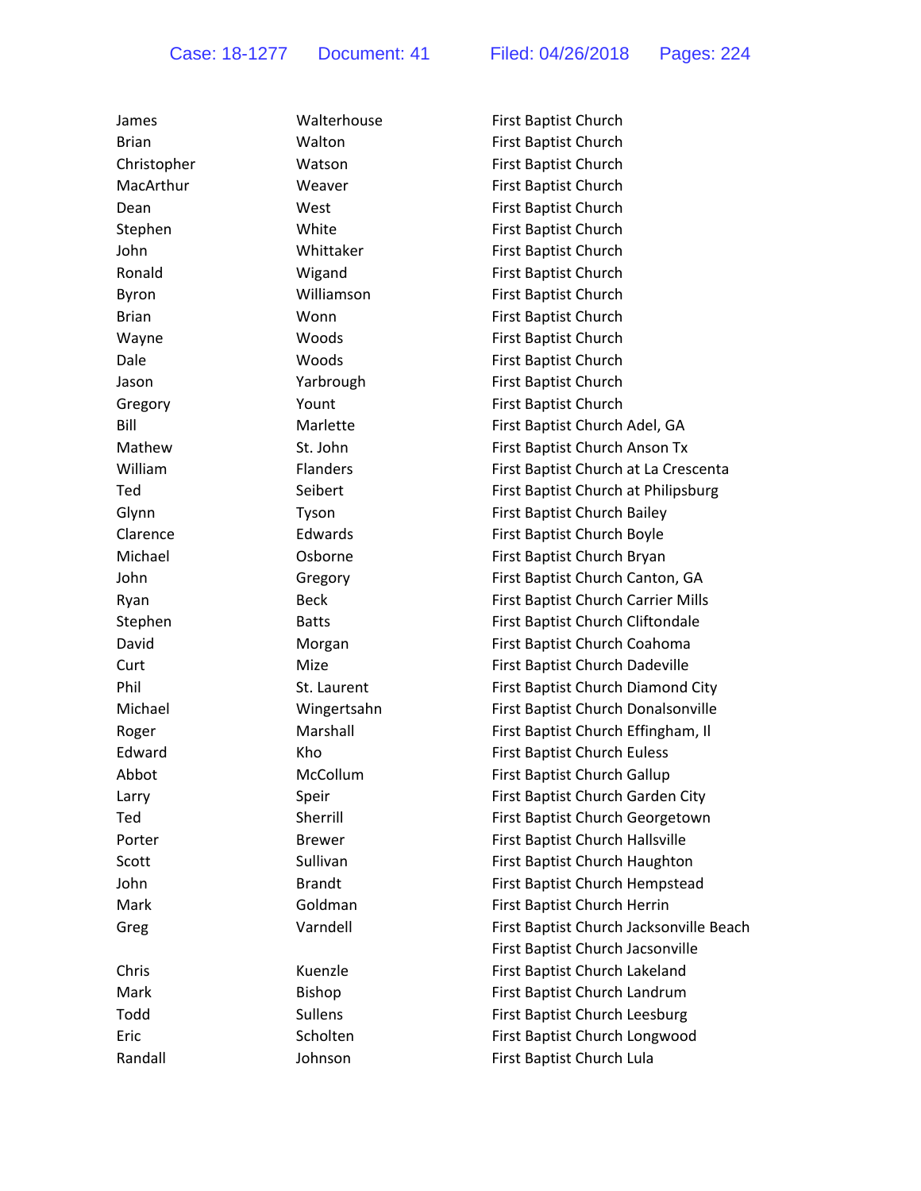| | | |
|---|---|---|
| James | Walterhouse | First Baptist Church |
| Brian | Walton | First Baptist Church |
| Christopher | Watson | First Baptist Church |
| MacArthur | Weaver | First Baptist Church |
| Dean | West | First Baptist Church |
| Stephen | White | First Baptist Church |
| John | Whittaker | First Baptist Church |
| Ronald | Wigand | First Baptist Church |
| Byron | Williamson | First Baptist Church |
| Brian | Wonn | First Baptist Church |
| Wayne | Woods | First Baptist Church |
| Dale | Woods | First Baptist Church |
| Jason | Yarbrough | First Baptist Church |
| Gregory | Yount | First Baptist Church |
| Bill | Marlette | First Baptist Church Adel, GA |
| Mathew | St. John | First Baptist Church Anson Tx |
| William | Flanders | First Baptist Church at La Crescenta |
| Ted | Seibert | First Baptist Church at Philipsburg |
| Glynn | Tyson | First Baptist Church Bailey |
| Clarence | Edwards | First Baptist Church Boyle |
| Michael | Osborne | First Baptist Church Bryan |
| John | Gregory | First Baptist Church Canton, GA |
| Ryan | Beck | First Baptist Church Carrier Mills |
| Stephen | Batts | First Baptist Church Cliftondale |
| David | Morgan | First Baptist Church Coahoma |
| Curt | Mize | First Baptist Church Dadeville |
| Phil | St. Laurent | First Baptist Church Diamond City |
| Michael | Wingertsahn | First Baptist Church Donalsonville |
| Roger | Marshall | First Baptist Church Effingham, Il |
| Edward | Kho | First Baptist Church Euless |
| Abbot | McCollum | First Baptist Church Gallup |
| Larry | Speir | First Baptist Church Garden City |
| Ted | Sherrill | First Baptist Church Georgetown |
| Porter | Brewer | First Baptist Church Hallsville |
| Scott | Sullivan | First Baptist Church Haughton |
| John | Brandt | First Baptist Church Hempstead |
| Mark | Goldman | First Baptist Church Herrin |
| Greg | Varndell | First Baptist Church Jacksonville Beach |
| | | First Baptist Church Jacsonville |
| Chris | Kuenzle | First Baptist Church Lakeland |
| Mark | Bishop | First Baptist Church Landrum |
| Todd | Sullens | First Baptist Church Leesburg |
| Eric | Scholten | First Baptist Church Longwood |
| Randall | Johnson | First Baptist Church Lula |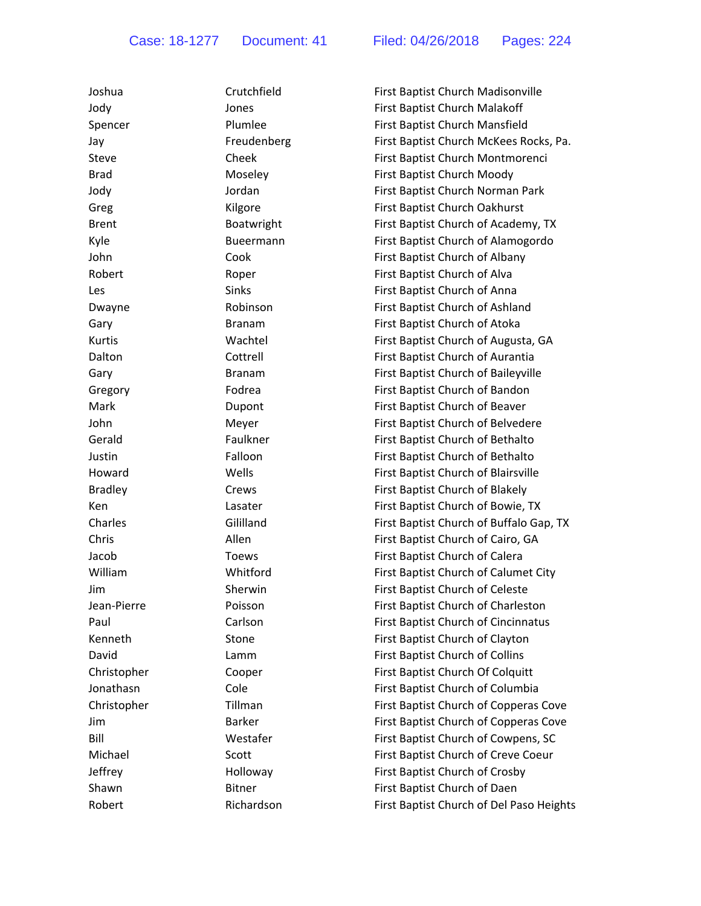| | | |
|---|---|---|
| Joshua | Crutchfield | First Baptist Church Madisonville |
| Jody | Jones | First Baptist Church Malakoff |
| Spencer | Plumlee | First Baptist Church Mansfield |
| Jay | Freudenberg | First Baptist Church McKees Rocks, Pa. |
| Steve | Cheek | First Baptist Church Montmorenci |
| Brad | Moseley | First Baptist Church Moody |
| Jody | Jordan | First Baptist Church Norman Park |
| Greg | Kilgore | First Baptist Church Oakhurst |
| Brent | Boatwright | First Baptist Church of Academy, TX |
| Kyle | Bueermann | First Baptist Church of Alamogordo |
| John | Cook | First Baptist Church of Albany |
| Robert | Roper | First Baptist Church of Alva |
| Les | Sinks | First Baptist Church of Anna |
| Dwayne | Robinson | First Baptist Church of Ashland |
| Gary | Branam | First Baptist Church of Atoka |
| Kurtis | Wachtel | First Baptist Church of Augusta, GA |
| Dalton | Cottrell | First Baptist Church of Aurantia |
| Gary | Branam | First Baptist Church of Baileyville |
| Gregory | Fodrea | First Baptist Church of Bandon |
| Mark | Dupont | First Baptist Church of Beaver |
| John | Meyer | First Baptist Church of Belvedere |
| Gerald | Faulkner | First Baptist Church of Bethalto |
| Justin | Falloon | First Baptist Church of Bethalto |
| Howard | Wells | First Baptist Church of Blairsville |
| Bradley | Crews | First Baptist Church of Blakely |
| Ken | Lasater | First Baptist Church of Bowie, TX |
| Charles | Gililland | First Baptist Church of Buffalo Gap, TX |
| Chris | Allen | First Baptist Church of Cairo, GA |
| Jacob | Toews | First Baptist Church of Calera |
| William | Whitford | First Baptist Church of Calumet City |
| Jim | Sherwin | First Baptist Church of Celeste |
| Jean-Pierre | Poisson | First Baptist Church of Charleston |
| Paul | Carlson | First Baptist Church of Cincinnatus |
| Kenneth | Stone | First Baptist Church of Clayton |
| David | Lamm | First Baptist Church of Collins |
| Christopher | Cooper | First Baptist Church Of Colquitt |
| Jonathasn | Cole | First Baptist Church of Columbia |
| Christopher | Tillman | First Baptist Church of Copperas Cove |
| Jim | Barker | First Baptist Church of Copperas Cove |
| Bill | Westafer | First Baptist Church of Cowpens, SC |
| Michael | Scott | First Baptist Church of Creve Coeur |
| Jeffrey | Holloway | First Baptist Church of Crosby |
| Shawn | Bitner | First Baptist Church of Daen |
| Robert | Richardson | First Baptist Church of Del Paso Heights |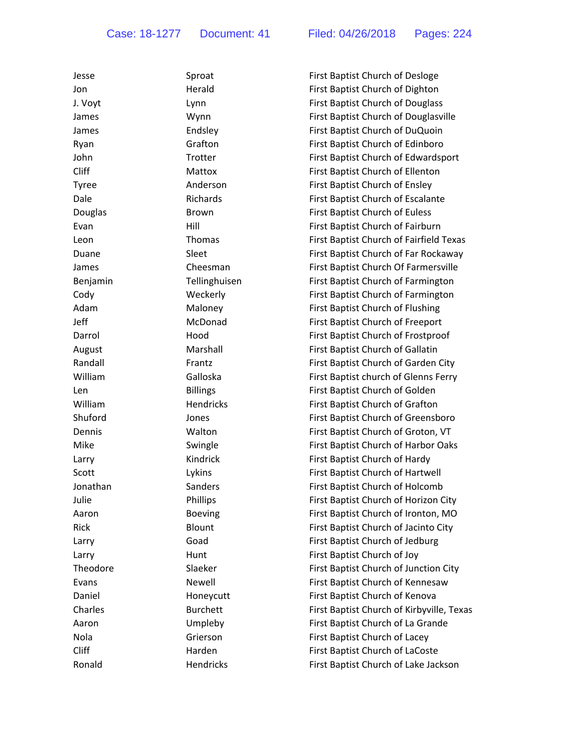| | | |
|---|---|---|
| Jesse | Sproat | First Baptist Church of Desloge |
| Jon | Herald | First Baptist Church of Dighton |
| J. Voyt | Lynn | First Baptist Church of Douglass |
| James | Wynn | First Baptist Church of Douglasville |
| James | Endsley | First Baptist Church of DuQuoin |
| Ryan | Grafton | First Baptist Church of Edinboro |
| John | Trotter | First Baptist Church of Edwardsport |
| Cliff | Mattox | First Baptist Church of Ellenton |
| Tyree | Anderson | First Baptist Church of Ensley |
| Dale | Richards | First Baptist Church of Escalante |
| Douglas | Brown | First Baptist Church of Euless |
| Evan | Hill | First Baptist Church of Fairburn |
| Leon | Thomas | First Baptist Church of Fairfield Texas |
| Duane | Sleet | First Baptist Church of Far Rockaway |
| James | Cheesman | First Baptist Church Of Farmersville |
| Benjamin | Tellinghuisen | First Baptist Church of Farmington |
| Cody | Weckerly | First Baptist Church of Farmington |
| Adam | Maloney | First Baptist Church of Flushing |
| Jeff | McDonad | First Baptist Church of Freeport |
| Darrol | Hood | First Baptist Church of Frostproof |
| August | Marshall | First Baptist Church of Gallatin |
| Randall | Frantz | First Baptist Church of Garden City |
| William | Galloska | First Baptist church of Glenns Ferry |
| Len | Billings | First Baptist Church of Golden |
| William | Hendricks | First Baptist Church of Grafton |
| Shuford | Jones | First Baptist Church of Greensboro |
| Dennis | Walton | First Baptist Church of Groton, VT |
| Mike | Swingle | First Baptist Church of Harbor Oaks |
| Larry | Kindrick | First Baptist Church of Hardy |
| Scott | Lykins | First Baptist Church of Hartwell |
| Jonathan | Sanders | First Baptist Church of Holcomb |
| Julie | Phillips | First Baptist Church of Horizon City |
| Aaron | Boeving | First Baptist Church of Ironton, MO |
| Rick | Blount | First Baptist Church of Jacinto City |
| Larry | Goad | First Baptist Church of Jedburg |
| Larry | Hunt | First Baptist Church of Joy |
| Theodore | Slaeker | First Baptist Church of Junction City |
| Evans | Newell | First Baptist Church of Kennesaw |
| Daniel | Honeycutt | First Baptist Church of Kenova |
| Charles | Burchett | First Baptist Church of Kirbyville, Texas |
| Aaron | Umpleby | First Baptist Church of La Grande |
| Nola | Grierson | First Baptist Church of Lacey |
| Cliff | Harden | First Baptist Church of LaCoste |
| Ronald | Hendricks | First Baptist Church of Lake Jackson |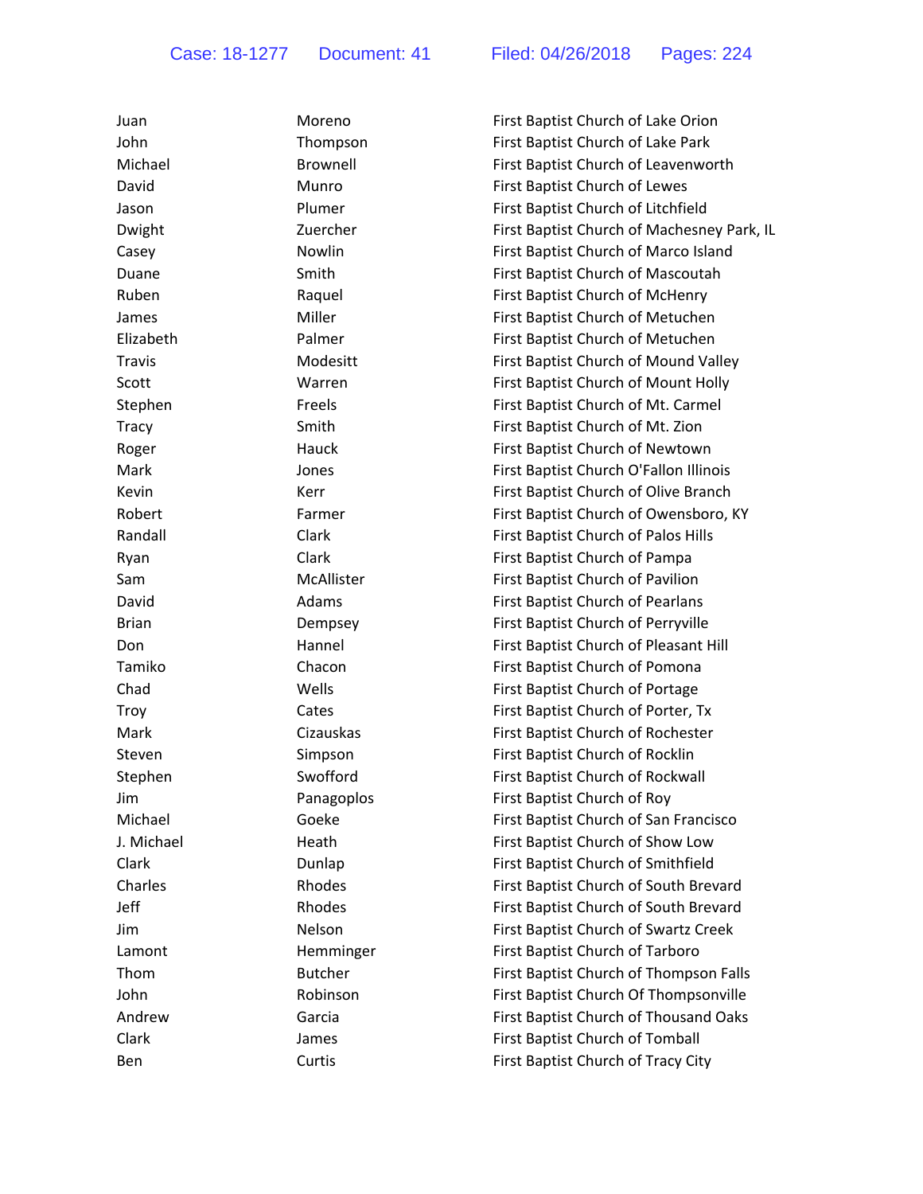| | | |
|---|---|---|
| Juan | Moreno | First Baptist Church of Lake Orion |
| John | Thompson | First Baptist Church of Lake Park |
| Michael | Brownell | First Baptist Church of Leavenworth |
| David | Munro | First Baptist Church of Lewes |
| Jason | Plumer | First Baptist Church of Litchfield |
| Dwight | Zuercher | First Baptist Church of Machesney Park, IL |
| Casey | Nowlin | First Baptist Church of Marco Island |
| Duane | Smith | First Baptist Church of Mascoutah |
| Ruben | Raquel | First Baptist Church of McHenry |
| James | Miller | First Baptist Church of Metuchen |
| Elizabeth | Palmer | First Baptist Church of Metuchen |
| Travis | Modesitt | First Baptist Church of Mound Valley |
| Scott | Warren | First Baptist Church of Mount Holly |
| Stephen | Freels | First Baptist Church of Mt. Carmel |
| Tracy | Smith | First Baptist Church of Mt. Zion |
| Roger | Hauck | First Baptist Church of Newtown |
| Mark | Jones | First Baptist Church O'Fallon Illinois |
| Kevin | Kerr | First Baptist Church of Olive Branch |
| Robert | Farmer | First Baptist Church of Owensboro, KY |
| Randall | Clark | First Baptist Church of Palos Hills |
| Ryan | Clark | First Baptist Church of Pampa |
| Sam | McAllister | First Baptist Church of Pavilion |
| David | Adams | First Baptist Church of Pearlans |
| Brian | Dempsey | First Baptist Church of Perryville |
| Don | Hannel | First Baptist Church of Pleasant Hill |
| Tamiko | Chacon | First Baptist Church of Pomona |
| Chad | Wells | First Baptist Church of Portage |
| Troy | Cates | First Baptist Church of Porter, Tx |
| Mark | Cizauskas | First Baptist Church of Rochester |
| Steven | Simpson | First Baptist Church of Rocklin |
| Stephen | Swofford | First Baptist Church of Rockwall |
| Jim | Panagopolos | First Baptist Church of Roy |
| Michael | Goeke | First Baptist Church of San Francisco |
| J. Michael | Heath | First Baptist Church of Show Low |
| Clark | Dunlap | First Baptist Church of Smithfield |
| Charles | Rhodes | First Baptist Church of South Brevard |
| Jeff | Rhodes | First Baptist Church of South Brevard |
| Jim | Nelson | First Baptist Church of Swartz Creek |
| Lamont | Hemminger | First Baptist Church of Tarboro |
| Thom | Butcher | First Baptist Church of Thompson Falls |
| John | Robinson | First Baptist Church Of Thompsonville |
| Andrew | Garcia | First Baptist Church of Thousand Oaks |
| Clark | James | First Baptist Church of Tomball |
| Ben | Curtis | First Baptist Church of Tracy City |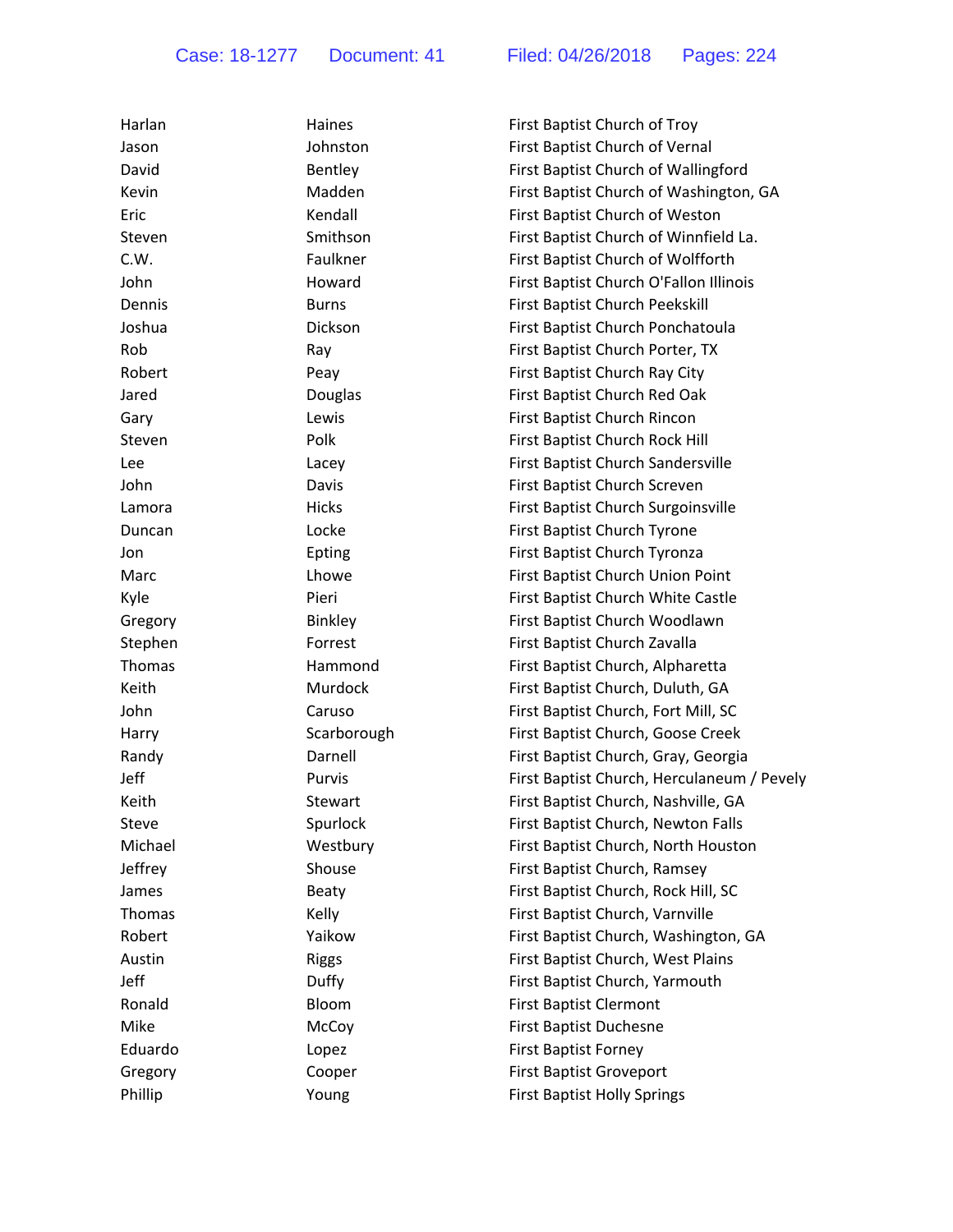| | | |
|---|---|---|
| Harlan | Haines | First Baptist Church of Troy |
| Jason | Johnston | First Baptist Church of Vernal |
| David | Bentley | First Baptist Church of Wallingford |
| Kevin | Madden | First Baptist Church of Washington, GA |
| Eric | Kendall | First Baptist Church of Weston |
| Steven | Smithson | First Baptist Church of Winnfield La. |
| C.W. | Faulkner | First Baptist Church of Wolfforth |
| John | Howard | First Baptist Church O'Fallon Illinois |
| Dennis | Burns | First Baptist Church Peekskill |
| Joshua | Dickson | First Baptist Church Ponchatoula |
| Rob | Ray | First Baptist Church Porter, TX |
| Robert | Peay | First Baptist Church Ray City |
| Jared | Douglas | First Baptist Church Red Oak |
| Gary | Lewis | First Baptist Church Rincon |
| Steven | Polk | First Baptist Church Rock Hill |
| Lee | Lacey | First Baptist Church Sandersville |
| John | Davis | First Baptist Church Screven |
| Lamora | Hicks | First Baptist Church Surgoinsville |
| Duncan | Locke | First Baptist Church Tyrone |
| Jon | Epting | First Baptist Church Tyronza |
| Marc | Lhowe | First Baptist Church Union Point |
| Kyle | Pieri | First Baptist Church White Castle |
| Gregory | Binkley | First Baptist Church Woodlawn |
| Stephen | Forrest | First Baptist Church Zavalla |
| Thomas | Hammond | First Baptist Church, Alpharetta |
| Keith | Murdock | First Baptist Church, Duluth, GA |
| John | Caruso | First Baptist Church, Fort Mill, SC |
| Harry | Scarborough | First Baptist Church, Goose Creek |
| Randy | Darnell | First Baptist Church, Gray, Georgia |
| Jeff | Purvis | First Baptist Church, Herculaneum / Pevely |
| Keith | Stewart | First Baptist Church, Nashville, GA |
| Steve | Spurlock | First Baptist Church, Newton Falls |
| Michael | Westbury | First Baptist Church, North Houston |
| Jeffrey | Shouse | First Baptist Church, Ramsey |
| James | Beaty | First Baptist Church, Rock Hill, SC |
| Thomas | Kelly | First Baptist Church, Varnville |
| Robert | Yaikow | First Baptist Church, Washington, GA |
| Austin | Riggs | First Baptist Church, West Plains |
| Jeff | Duffy | First Baptist Church, Yarmouth |
| Ronald | Bloom | First Baptist Clermont |
| Mike | McCoy | First Baptist Duchesne |
| Eduardo | Lopez | First Baptist Forney |
| Gregory | Cooper | First Baptist Groveport |
| Phillip | Young | First Baptist Holly Springs |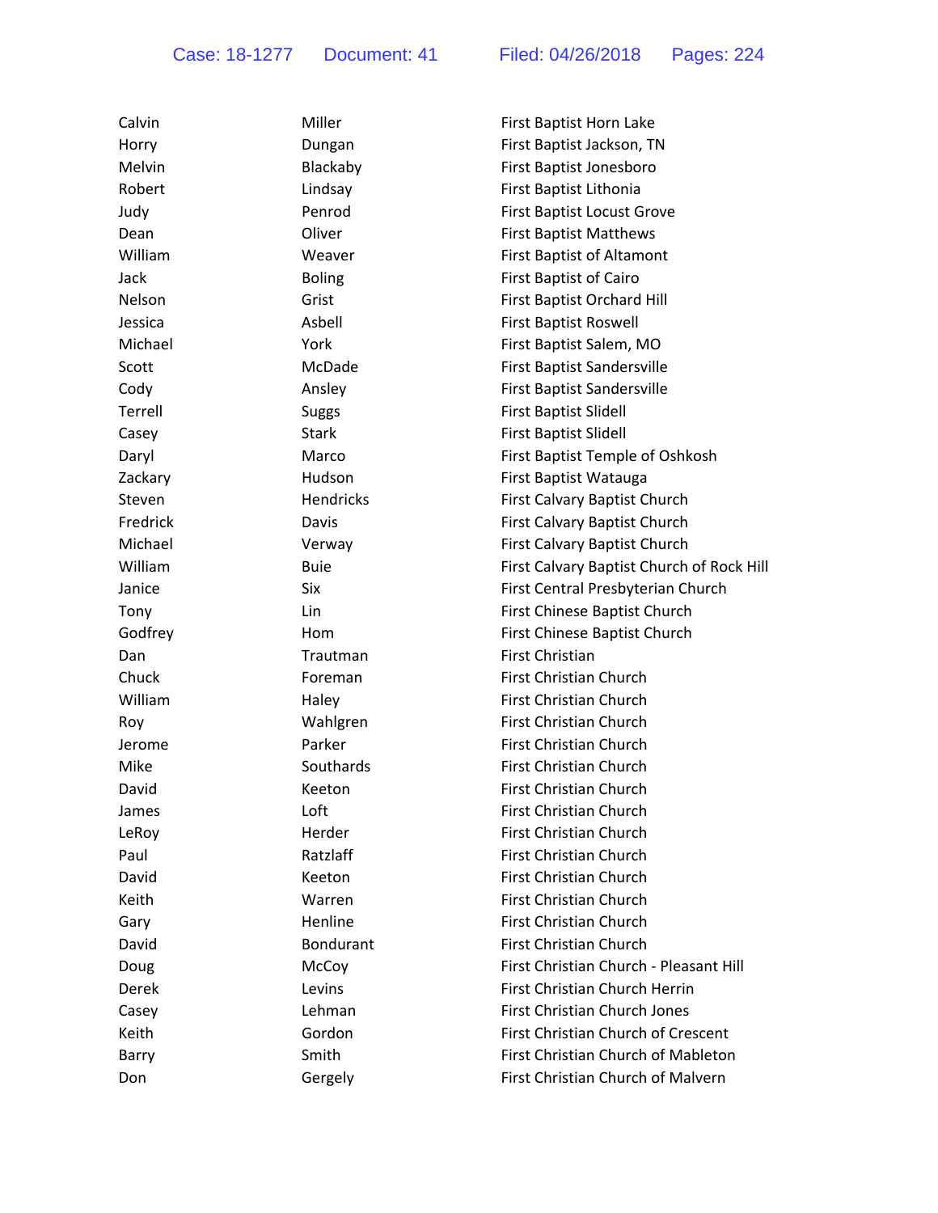| | | |
|---|---|---|
| Calvin | Miller | First Baptist Horn Lake |
| Horry | Dungan | First Baptist Jackson, TN |
| Melvin | Blackaby | First Baptist Jonesboro |
| Robert | Lindsay | First Baptist Lithonia |
| Judy | Penrod | First Baptist Locust Grove |
| Dean | Oliver | First Baptist Matthews |
| William | Weaver | First Baptist of Altamont |
| Jack | Boling | First Baptist of Cairo |
| Nelson | Grist | First Baptist Orchard Hill |
| Jessica | Asbell | First Baptist Roswell |
| Michael | York | First Baptist Salem, MO |
| Scott | McDade | First Baptist Sandersville |
| Cody | Ansley | First Baptist Sandersville |
| Terrell | Suggs | First Baptist Slidell |
| Casey | Stark | First Baptist Slidell |
| Daryl | Marco | First Baptist Temple of Oshkosh |
| Zackary | Hudson | First Baptist Watauga |
| Steven | Hendricks | First Calvary Baptist Church |
| Fredrick | Davis | First Calvary Baptist Church |
| Michael | Verway | First Calvary Baptist Church |
| William | Buie | First Calvary Baptist Church of Rock Hill |
| Janice | Six | First Central Presbyterian Church |
| Tony | Lin | First Chinese Baptist Church |
| Godfrey | Hom | First Chinese Baptist Church |
| Dan | Trautman | First Christian |
| Chuck | Foreman | First Christian Church |
| William | Haley | First Christian Church |
| Roy | Wahlgren | First Christian Church |
| Jerome | Parker | First Christian Church |
| Mike | Southards | First Christian Church |
| David | Keeton | First Christian Church |
| James | Loft | First Christian Church |
| LeRoy | Herder | First Christian Church |
| Paul | Ratzlaff | First Christian Church |
| David | Keeton | First Christian Church |
| Keith | Warren | First Christian Church |
| Gary | Henline | First Christian Church |
| David | Bondurant | First Christian Church |
| Doug | McCoy | First Christian Church - Pleasant Hill |
| Derek | Levins | First Christian Church Herrin |
| Casey | Lehman | First Christian Church Jones |
| Keith | Gordon | First Christian Church of Crescent |
| Barry | Smith | First Christian Church of Mableton |
| Don | Gergely | First Christian Church of Malvern |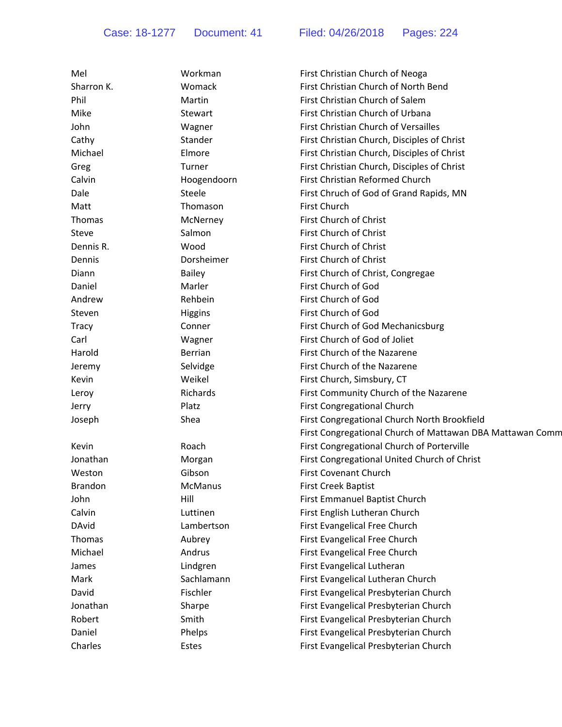| | | |
|---|---|---|
| Mel | Workman | First Christian Church of Neoga |
| Sharron K. | Womack | First Christian Church of North Bend |
| Phil | Martin | First Christian Church of Salem |
| Mike | Stewart | First Christian Church of Urbana |
| John | Wagner | First Christian Church of Versailles |
| Cathy | Stander | First Christian Church, Disciples of Christ |
| Michael | Elmore | First Christian Church, Disciples of Christ |
| Greg | Turner | First Christian Church, Disciples of Christ |
| Calvin | Hoogendoorn | First Christian Reformed Church |
| Dale | Steele | First Chruch of God of Grand Rapids, MN |
| Matt | Thomason | First Church |
| Thomas | McNerney | First Church of Christ |
| Steve | Salmon | First Church of Christ |
| Dennis R. | Wood | First Church of Christ |
| Dennis | Dorsheimer | First Church of Christ |
| Diann | Bailey | First Church of Christ, Congregae |
| Daniel | Marler | First Church of God |
| Andrew | Rehbein | First Church of God |
| Steven | Higgins | First Church of God |
| Tracy | Conner | First Church of God Mechanicsburg |
| Carl | Wagner | First Church of God of Joliet |
| Harold | Berrian | First Church of the Nazarene |
| Jeremy | Selvidge | First Church of the Nazarene |
| Kevin | Weikel | First Church, Simsbury, CT |
| Leroy | Richards | First Community Church of the Nazarene |
| Jerry | Platz | First Congregational Church |
| Joseph | Shea | First Congregational Church North Brookfield |
| | | First Congregational Church of Mattawan DBA Mattawan Comm |
| Kevin | Roach | First Congregational Church of Porterville |
| Jonathan | Morgan | First Congregational United Church of Christ |
| Weston | Gibson | First Covenant Church |
| Brandon | McManus | First Creek Baptist |
| John | Hill | First Emmanuel Baptist Church |
| Calvin | Luttinen | First English Lutheran Church |
| DAvid | Lambertson | First Evangelical Free Church |
| Thomas | Aubrey | First Evangelical Free Church |
| Michael | Andrus | First Evangelical Free Church |
| James | Lindgren | First Evangelical Lutheran |
| Mark | Sachlamann | First Evangelical Lutheran Church |
| David | Fischler | First Evangelical Presbyterian Church |
| Jonathan | Sharpe | First Evangelical Presbyterian Church |
| Robert | Smith | First Evangelical Presbyterian Church |
| Daniel | Phelps | First Evangelical Presbyterian Church |
| Charles | Estes | First Evangelical Presbyterian Church |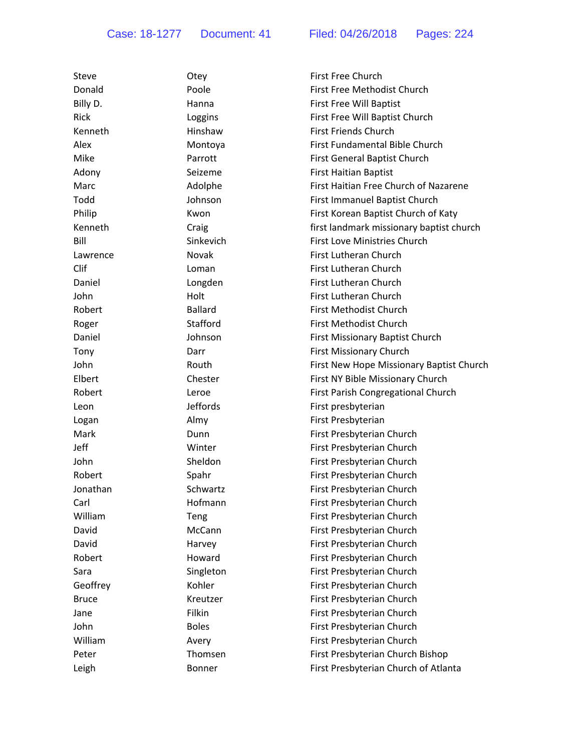| | | |
|---|---|---|
| Steve | Otey | First Free Church |
| Donald | Poole | First Free Methodist Church |
| Billy D. | Hanna | First Free Will Baptist |
| Rick | Loggins | First Free Will Baptist Church |
| Kenneth | Hinshaw | First Friends Church |
| Alex | Montoya | First Fundamental Bible Church |
| Mike | Parrott | First General Baptist Church |
| Adony | Seizeme | First Haitian Baptist |
| Marc | Adolphe | First Haitian Free Church of Nazarene |
| Todd | Johnson | First Immanuel Baptist Church |
| Philip | Kwon | First Korean Baptist Church of Katy |
| Kenneth | Craig | first landmark missionary baptist church |
| Bill | Sinkevich | First Love Ministries Church |
| Lawrence | Novak | First Lutheran Church |
| Clif | Loman | First Lutheran Church |
| Daniel | Longden | First Lutheran Church |
| John | Holt | First Lutheran Church |
| Robert | Ballard | First Methodist Church |
| Roger | Stafford | First Methodist Church |
| Daniel | Johnson | First Missionary Baptist Church |
| Tony | Darr | First Missionary Church |
| John | Routh | First New Hope Missionary Baptist Church |
| Elbert | Chester | First NY Bible Missionary Church |
| Robert | Leroe | First Parish Congregational Church |
| Leon | Jeffords | First presbyterian |
| Logan | Almy | First Presbyterian |
| Mark | Dunn | First Presbyterian Church |
| Jeff | Winter | First Presbyterian Church |
| John | Sheldon | First Presbyterian Church |
| Robert | Spahr | First Presbyterian Church |
| Jonathan | Schwartz | First Presbyterian Church |
| Carl | Hofmann | First Presbyterian Church |
| William | Teng | First Presbyterian Church |
| David | McCann | First Presbyterian Church |
| David | Harvey | First Presbyterian Church |
| Robert | Howard | First Presbyterian Church |
| Sara | Singleton | First Presbyterian Church |
| Geoffrey | Kohler | First Presbyterian Church |
| Bruce | Kreutzer | First Presbyterian Church |
| Jane | Filkin | First Presbyterian Church |
| John | Boles | First Presbyterian Church |
| William | Avery | First Presbyterian Church |
| Peter | Thomsen | First Presbyterian Church Bishop |
| Leigh | Bonner | First Presbyterian Church of Atlanta |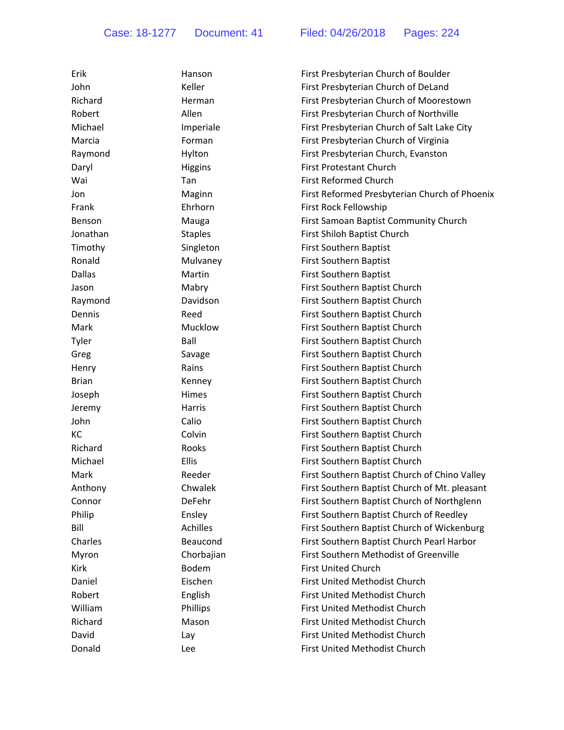| | | |
|---|---|---|
| Erik | Hanson | First Presbyterian Church of Boulder |
| John | Keller | First Presbyterian Church of DeLand |
| Richard | Herman | First Presbyterian Church of Moorestown |
| Robert | Allen | First Presbyterian Church of Northville |
| Michael | Imperiale | First Presbyterian Church of Salt Lake City |
| Marcia | Forman | First Presbyterian Church of Virginia |
| Raymond | Hylton | First Presbyterian Church, Evanston |
| Daryl | Higgins | First Protestant Church |
| Wai | Tan | First Reformed Church |
| Jon | Maginn | First Reformed Presbyterian Church of Phoenix |
| Frank | Ehrhorn | First Rock Fellowship |
| Benson | Mauga | First Samoan Baptist Community Church |
| Jonathan | Staples | First Shiloh Baptist Church |
| Timothy | Singleton | First Southern Baptist |
| Ronald | Mulvaney | First Southern Baptist |
| Dallas | Martin | First Southern Baptist |
| Jason | Mabry | First Southern Baptist Church |
| Raymond | Davidson | First Southern Baptist Church |
| Dennis | Reed | First Southern Baptist Church |
| Mark | Mucklow | First Southern Baptist Church |
| Tyler | Ball | First Southern Baptist Church |
| Greg | Savage | First Southern Baptist Church |
| Henry | Rains | First Southern Baptist Church |
| Brian | Kenney | First Southern Baptist Church |
| Joseph | Himes | First Southern Baptist Church |
| Jeremy | Harris | First Southern Baptist Church |
| John | Calio | First Southern Baptist Church |
| KC | Colvin | First Southern Baptist Church |
| Richard | Rooks | First Southern Baptist Church |
| Michael | Ellis | First Southern Baptist Church |
| Mark | Reeder | First Southern Baptist Church of Chino Valley |
| Anthony | Chwalek | First Southern Baptist Church of Mt. pleasant |
| Connor | DeFehr | First Southern Baptist Church of Northglenn |
| Philip | Ensley | First Southern Baptist Church of Reedley |
| Bill | Achilles | First Southern Baptist Church of Wickenburg |
| Charles | Beaucond | First Southern Baptist Church Pearl Harbor |
| Myron | Chorbajian | First Southern Methodist of Greenville |
| Kirk | Bodem | First United Church |
| Daniel | Eischen | First United Methodist Church |
| Robert | English | First United Methodist Church |
| William | Phillips | First United Methodist Church |
| Richard | Mason | First United Methodist Church |
| David | Lay | First United Methodist Church |
| Donald | Lee | First United Methodist Church |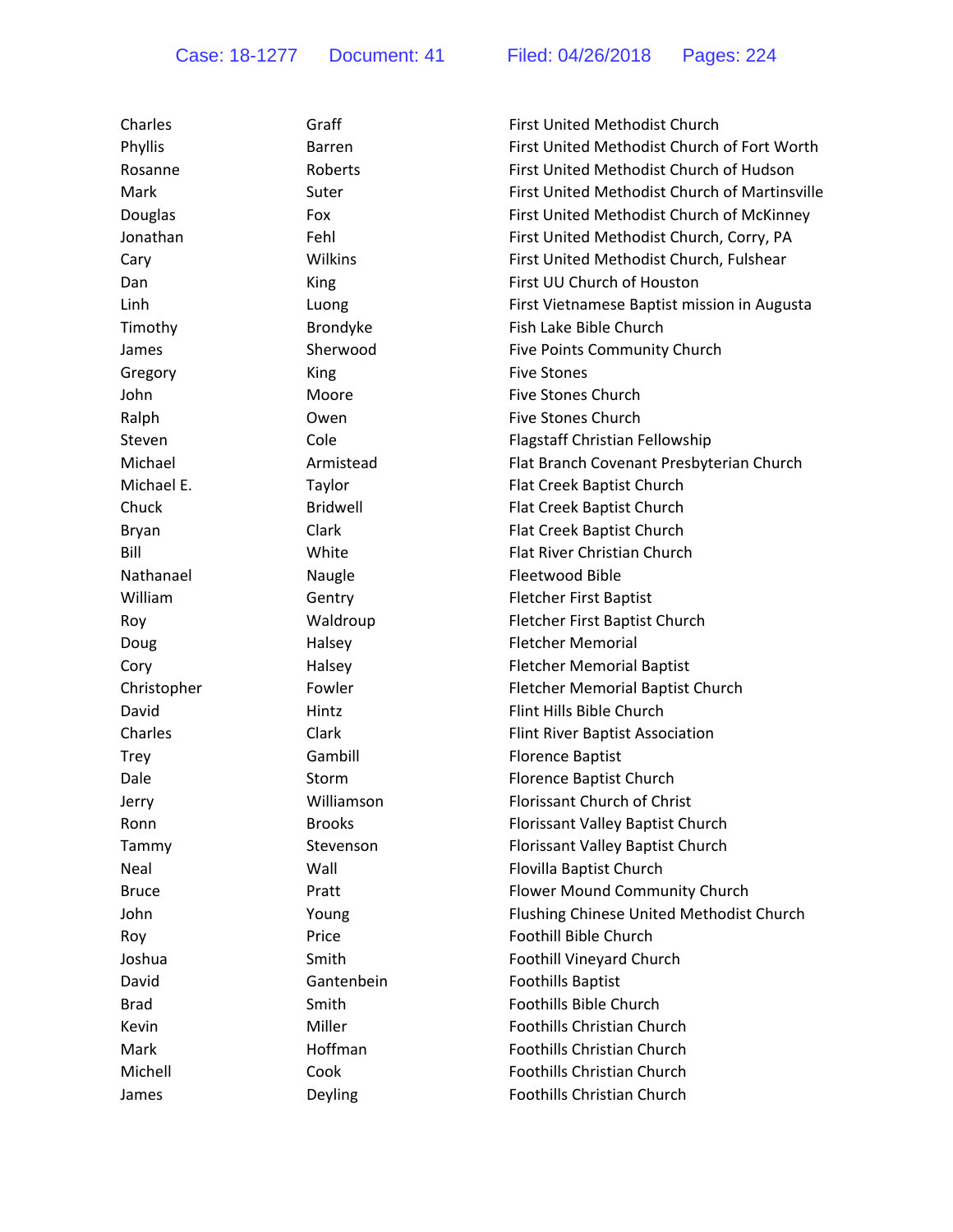| | | |
|---|---|---|
| Charles | Graff | First United Methodist Church |
| Phyllis | Barren | First United Methodist Church of Fort Worth |
| Rosanne | Roberts | First United Methodist Church of Hudson |
| Mark | Suter | First United Methodist Church of Martinsville |
| Douglas | Fox | First United Methodist Church of McKinney |
| Jonathan | Fehl | First United Methodist Church, Corry, PA |
| Cary | Wilkins | First United Methodist Church, Fulshear |
| Dan | King | First UU Church of Houston |
| Linh | Luong | First Vietnamese Baptist mission in Augusta |
| Timothy | Brondyke | Fish Lake Bible Church |
| James | Sherwood | Five Points Community Church |
| Gregory | King | Five Stones |
| John | Moore | Five Stones Church |
| Ralph | Owen | Five Stones Church |
| Steven | Cole | Flagstaff Christian Fellowship |
| Michael | Armistead | Flat Branch Covenant Presbyterian Church |
| Michael E. | Taylor | Flat Creek Baptist Church |
| Chuck | Bridwell | Flat Creek Baptist Church |
| Bryan | Clark | Flat Creek Baptist Church |
| Bill | White | Flat River Christian Church |
| Nathanael | Naugle | Fleetwood Bible |
| William | Gentry | Fletcher First Baptist |
| Roy | Waldroup | Fletcher First Baptist Church |
| Doug | Halsey | Fletcher Memorial |
| Cory | Halsey | Fletcher Memorial Baptist |
| Christopher | Fowler | Fletcher Memorial Baptist Church |
| David | Hintz | Flint Hills Bible Church |
| Charles | Clark | Flint River Baptist Association |
| Trey | Gambill | Florence Baptist |
| Dale | Storm | Florence Baptist Church |
| Jerry | Williamson | Florissant Church of Christ |
| Ronn | Brooks | Florissant Valley Baptist Church |
| Tammy | Stevenson | Florissant Valley Baptist Church |
| Neal | Wall | Flovilla Baptist Church |
| Bruce | Pratt | Flower Mound Community Church |
| John | Young | Flushing Chinese United Methodist Church |
| Roy | Price | Foothill Bible Church |
| Joshua | Smith | Foothill Vineyard Church |
| David | Gantenbein | Foothills Baptist |
| Brad | Smith | Foothills Bible Church |
| Kevin | Miller | Foothills Christian Church |
| Mark | Hoffman | Foothills Christian Church |
| Michell | Cook | Foothills Christian Church |
| James | Deyling | Foothills Christian Church |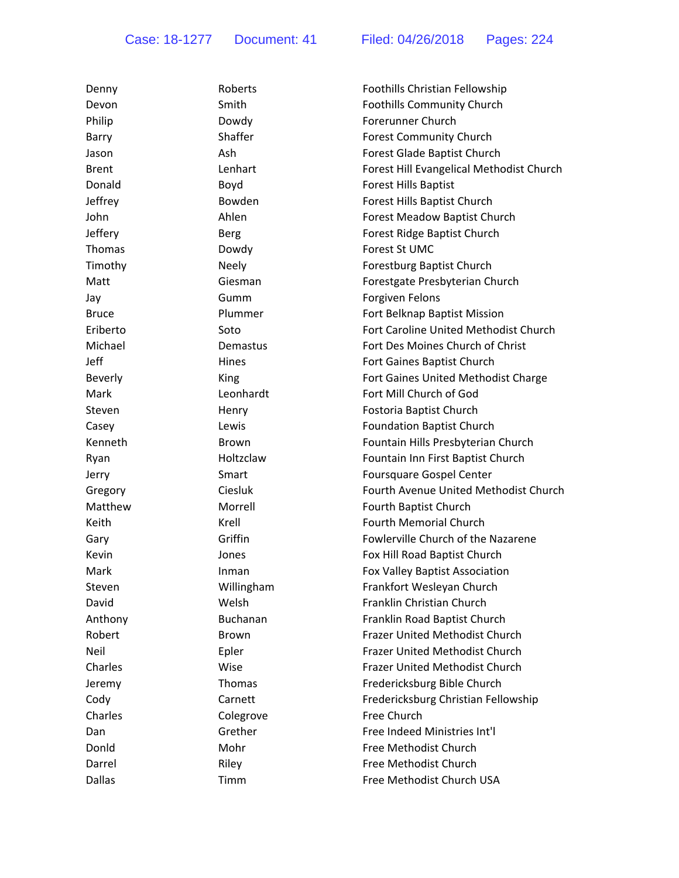| | | |
|---|---|---|
| Denny | Roberts | Foothills Christian Fellowship |
| Devon | Smith | Foothills Community Church |
| Philip | Dowdy | Forerunner Church |
| Barry | Shaffer | Forest Community Church |
| Jason | Ash | Forest Glade Baptist Church |
| Brent | Lenhart | Forest Hill Evangelical Methodist Church |
| Donald | Boyd | Forest Hills Baptist |
| Jeffrey | Bowden | Forest Hills Baptist Church |
| John | Ahlen | Forest Meadow Baptist Church |
| Jeffery | Berg | Forest Ridge Baptist Church |
| Thomas | Dowdy | Forest St UMC |
| Timothy | Neely | Forestburg Baptist Church |
| Matt | Giesman | Forestgate Presbyterian Church |
| Jay | Gumm | Forgiven Felons |
| Bruce | Plummer | Fort Belknap Baptist Mission |
| Eriberto | Soto | Fort Caroline United Methodist Church |
| Michael | Demastus | Fort Des Moines Church of Christ |
| Jeff | Hines | Fort Gaines Baptist Church |
| Beverly | King | Fort Gaines United Methodist Charge |
| Mark | Leonhardt | Fort Mill Church of God |
| Steven | Henry | Fostoria Baptist Church |
| Casey | Lewis | Foundation Baptist Church |
| Kenneth | Brown | Fountain Hills Presbyterian Church |
| Ryan | Holtzclaw | Fountain Inn First Baptist Church |
| Jerry | Smart | Foursquare Gospel Center |
| Gregory | Ciesluk | Fourth Avenue United Methodist Church |
| Matthew | Morrell | Fourth Baptist Church |
| Keith | Krell | Fourth Memorial Church |
| Gary | Griffin | Fowlerville Church of the Nazarene |
| Kevin | Jones | Fox Hill Road Baptist Church |
| Mark | Inman | Fox Valley Baptist Association |
| Steven | Willingham | Frankfort Wesleyan Church |
| David | Welsh | Franklin Christian Church |
| Anthony | Buchanan | Franklin Road Baptist Church |
| Robert | Brown | Frazer United Methodist Church |
| Neil | Epler | Frazer United Methodist Church |
| Charles | Wise | Frazer United Methodist Church |
| Jeremy | Thomas | Fredericksburg Bible Church |
| Cody | Carnett | Fredericksburg Christian Fellowship |
| Charles | Colegrove | Free Church |
| Dan | Grether | Free Indeed Ministries Int'l |
| Donld | Mohr | Free Methodist Church |
| Darrel | Riley | Free Methodist Church |
| Dallas | Timm | Free Methodist Church USA |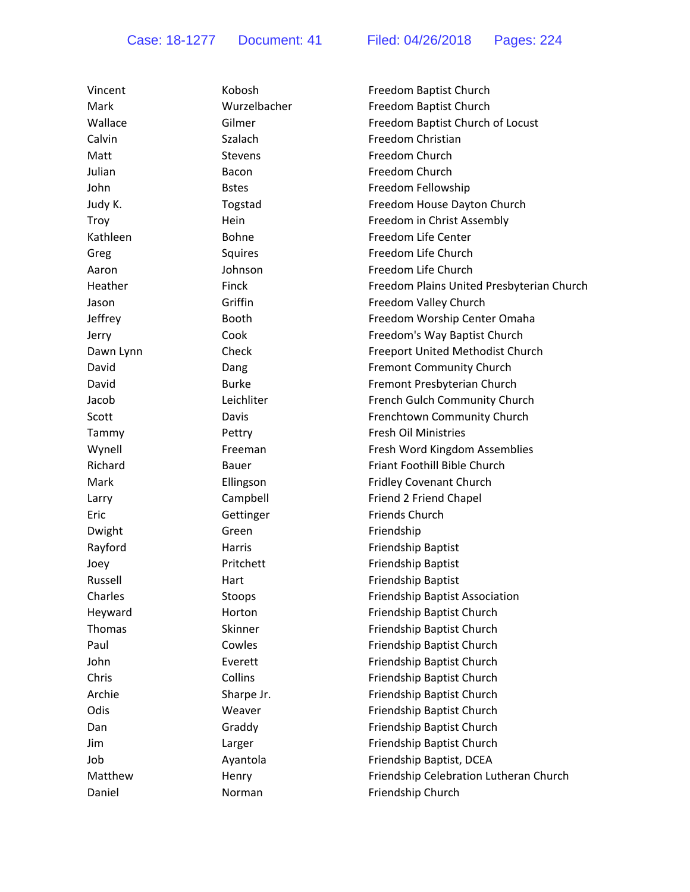| | | |
|---|---|---|
| Vincent | Kobosh | Freedom Baptist Church |
| Mark | Wurzelbacher | Freedom Baptist Church |
| Wallace | Gilmer | Freedom Baptist Church of Locust |
| Calvin | Szalach | Freedom Christian |
| Matt | Stevens | Freedom Church |
| Julian | Bacon | Freedom Church |
| John | Bstes | Freedom Fellowship |
| Judy K. | Togstad | Freedom House Dayton Church |
| Troy | Hein | Freedom in Christ Assembly |
| Kathleen | Bohne | Freedom Life Center |
| Greg | Squires | Freedom Life Church |
| Aaron | Johnson | Freedom Life Church |
| Heather | Finck | Freedom Plains United Presbyterian Church |
| Jason | Griffin | Freedom Valley Church |
| Jeffrey | Booth | Freedom Worship Center Omaha |
| Jerry | Cook | Freedom's Way Baptist Church |
| Dawn Lynn | Check | Freeport United Methodist Church |
| David | Dang | Fremont Community Church |
| David | Burke | Fremont Presbyterian Church |
| Jacob | Leichliter | French Gulch Community Church |
| Scott | Davis | Frenchtown Community Church |
| Tammy | Pettry | Fresh Oil Ministries |
| Wynell | Freeman | Fresh Word Kingdom Assemblies |
| Richard | Bauer | Friant Foothill Bible Church |
| Mark | Ellingson | Fridley Covenant Church |
| Larry | Campbell | Friend 2 Friend Chapel |
| Eric | Gettinger | Friends Church |
| Dwight | Green | Friendship |
| Rayford | Harris | Friendship Baptist |
| Joey | Pritchett | Friendship Baptist |
| Russell | Hart | Friendship Baptist |
| Charles | Stoops | Friendship Baptist Association |
| Heyward | Horton | Friendship Baptist Church |
| Thomas | Skinner | Friendship Baptist Church |
| Paul | Cowles | Friendship Baptist Church |
| John | Everett | Friendship Baptist Church |
| Chris | Collins | Friendship Baptist Church |
| Archie | Sharpe Jr. | Friendship Baptist Church |
| Odis | Weaver | Friendship Baptist Church |
| Dan | Graddy | Friendship Baptist Church |
| Jim | Larger | Friendship Baptist Church |
| Job | Ayantola | Friendship Baptist, DCEA |
| Matthew | Henry | Friendship Celebration Lutheran Church |
| Daniel | Norman | Friendship Church |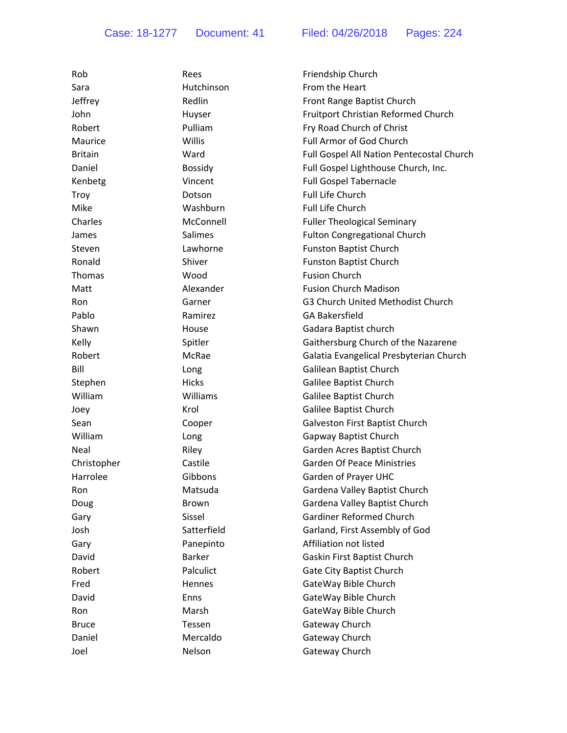| | | |
|---|---|---|
| Rob | Rees | Friendship Church |
| Sara | Hutchinson | From the Heart |
| Jeffrey | Redlin | Front Range Baptist Church |
| John | Huyser | Fruitport Christian Reformed Church |
| Robert | Pulliam | Fry Road Church of Christ |
| Maurice | Willis | Full Armor of God Church |
| Britain | Ward | Full Gospel All Nation Pentecostal Church |
| Daniel | Bossidy | Full Gospel Lighthouse Church, Inc. |
| Kenbetg | Vincent | Full Gospel Tabernacle |
| Troy | Dotson | Full Life Church |
| Mike | Washburn | Full Life Church |
| Charles | McConnell | Fuller Theological Seminary |
| James | Salimes | Fulton Congregational Church |
| Steven | Lawhorne | Funston Baptist Church |
| Ronald | Shiver | Funston Baptist Church |
| Thomas | Wood | Fusion Church |
| Matt | Alexander | Fusion Church Madison |
| Ron | Garner | G3 Church United Methodist Church |
| Pablo | Ramirez | GA Bakersfield |
| Shawn | House | Gadara Baptist church |
| Kelly | Spitler | Gaithersburg Church of the Nazarene |
| Robert | McRae | Galatia Evangelical Presbyterian Church |
| Bill | Long | Galilean Baptist Church |
| Stephen | Hicks | Galilee Baptist Church |
| William | Williams | Galilee Baptist Church |
| Joey | Krol | Galilee Baptist Church |
| Sean | Cooper | Galveston First Baptist Church |
| William | Long | Gapway Baptist Church |
| Neal | Riley | Garden Acres Baptist Church |
| Christopher | Castile | Garden Of Peace Ministries |
| Harrolee | Gibbons | Garden of Prayer UHC |
| Ron | Matsuda | Gardena Valley Baptist Church |
| Doug | Brown | Gardena Valley Baptist Church |
| Gary | Sissel | Gardiner Reformed Church |
| Josh | Satterfield | Garland, First Assembly of God |
| Gary | Panepinto | Affiliation not listed |
| David | Barker | Gaskin First Baptist Church |
| Robert | Palculict | Gate City Baptist Church |
| Fred | Hennes | GateWay Bible Church |
| David | Enns | GateWay Bible Church |
| Ron | Marsh | GateWay Bible Church |
| Bruce | Tessen | Gateway Church |
| Daniel | Mercaldo | Gateway Church |
| Joel | Nelson | Gateway Church |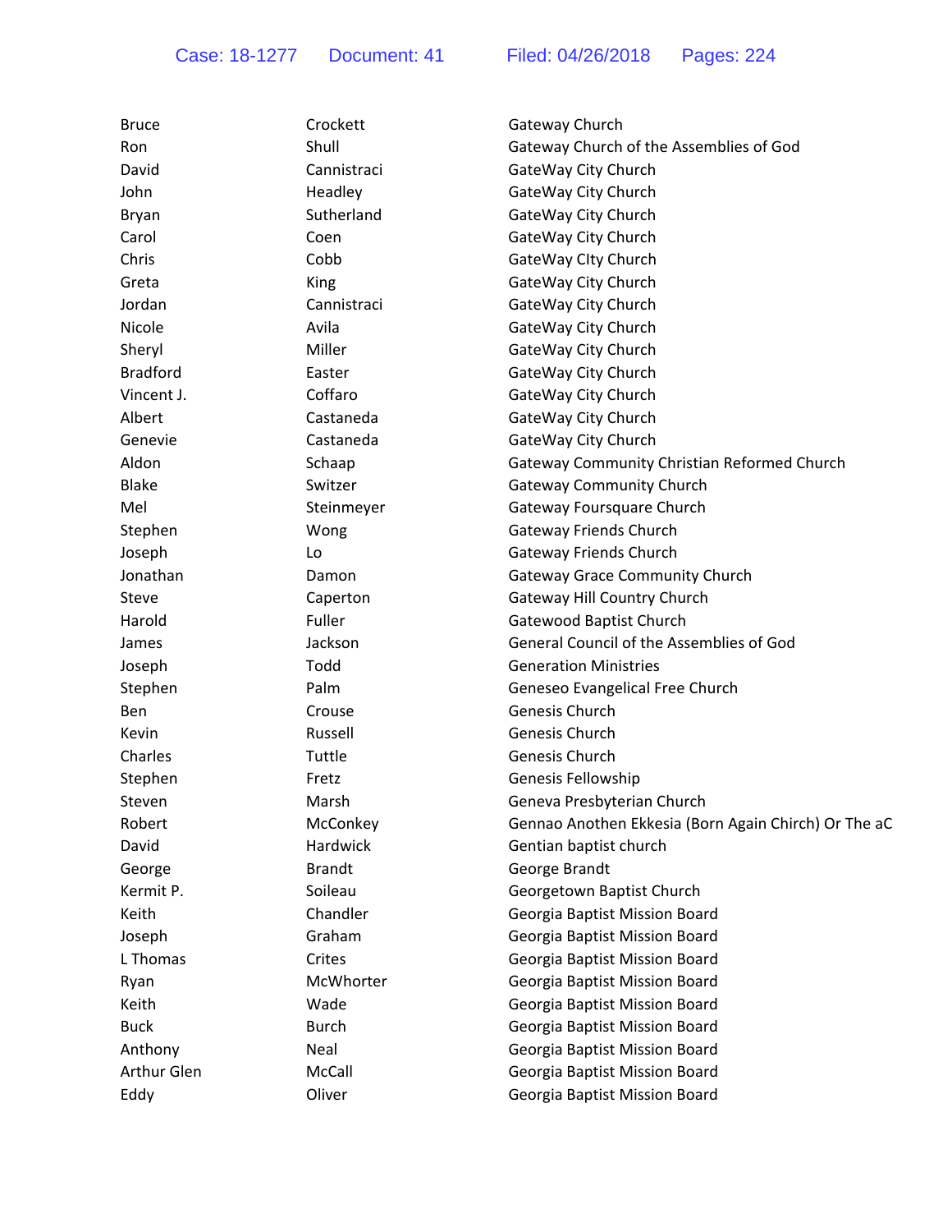| | | |
|---|---|---|
| Bruce | Crockett | Gateway Church |
| Ron | Shull | Gateway Church of the Assemblies of God |
| David | Cannistraci | GateWay City Church |
| John | Headley | GateWay City Church |
| Bryan | Sutherland | GateWay City Church |
| Carol | Coen | GateWay City Church |
| Chris | Cobb | GateWay CIty Church |
| Greta | King | GateWay City Church |
| Jordan | Cannistraci | GateWay City Church |
| Nicole | Avila | GateWay City Church |
| Sheryl | Miller | GateWay City Church |
| Bradford | Easter | GateWay City Church |
| Vincent J. | Coffaro | GateWay City Church |
| Albert | Castaneda | GateWay City Church |
| Genevie | Castaneda | GateWay City Church |
| Aldon | Schaap | Gateway Community Christian Reformed Church |
| Blake | Switzer | Gateway Community Church |
| Mel | Steinmeyer | Gateway Foursquare Church |
| Stephen | Wong | Gateway Friends Church |
| Joseph | Lo | Gateway Friends Church |
| Jonathan | Damon | Gateway Grace Community Church |
| Steve | Caperton | Gateway Hill Country Church |
| Harold | Fuller | Gatewood Baptist Church |
| James | Jackson | General Council of the Assemblies of God |
| Joseph | Todd | Generation Ministries |
| Stephen | Palm | Geneseo Evangelical Free Church |
| Ben | Crouse | Genesis Church |
| Kevin | Russell | Genesis Church |
| Charles | Tuttle | Genesis Church |
| Stephen | Fretz | Genesis Fellowship |
| Steven | Marsh | Geneva Presbyterian Church |
| Robert | McConkey | Gennao Anothen Ekkesia (Born Again Chirch) Or The aC |
| David | Hardwick | Gentian baptist church |
| George | Brandt | George Brandt |
| Kermit P. | Soileau | Georgetown Baptist Church |
| Keith | Chandler | Georgia Baptist Mission Board |
| Joseph | Graham | Georgia Baptist Mission Board |
| L Thomas | Crites | Georgia Baptist Mission Board |
| Ryan | McWhorter | Georgia Baptist Mission Board |
| Keith | Wade | Georgia Baptist Mission Board |
| Buck | Burch | Georgia Baptist Mission Board |
| Anthony | Neal | Georgia Baptist Mission Board |
| Arthur Glen | McCall | Georgia Baptist Mission Board |
| Eddy | Oliver | Georgia Baptist Mission Board |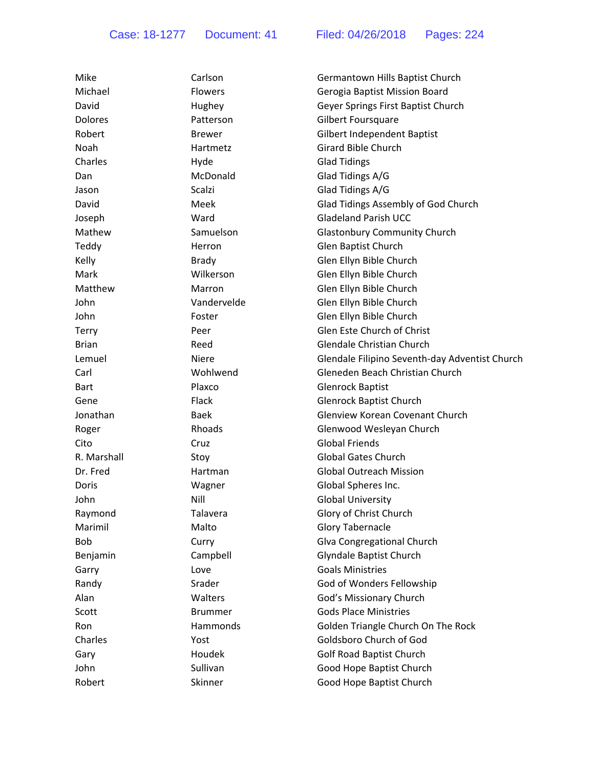| | | |
|---|---|---|
| Mike | Carlson | Germantown Hills Baptist Church |
| Michael | Flowers | Gerogia Baptist Mission Board |
| David | Hughey | Geyer Springs First Baptist Church |
| Dolores | Patterson | Gilbert Foursquare |
| Robert | Brewer | Gilbert Independent Baptist |
| Noah | Hartmetz | Girard Bible Church |
| Charles | Hyde | Glad Tidings |
| Dan | McDonald | Glad Tidings A/G |
| Jason | Scalzi | Glad Tidings A/G |
| David | Meek | Glad Tidings Assembly of God Church |
| Joseph | Ward | Gladeland Parish UCC |
| Mathew | Samuelson | Glastonbury Community Church |
| Teddy | Herron | Glen Baptist Church |
| Kelly | Brady | Glen Ellyn Bible Church |
| Mark | Wilkerson | Glen Ellyn Bible Church |
| Matthew | Marron | Glen Ellyn Bible Church |
| John | Vandervelde | Glen Ellyn Bible Church |
| John | Foster | Glen Ellyn Bible Church |
| Terry | Peer | Glen Este Church of Christ |
| Brian | Reed | Glendale Christian Church |
| Lemuel | Niere | Glendale Filipino Seventh-day Adventist Church |
| Carl | Wohlwend | Gleneden Beach Christian Church |
| Bart | Plaxco | Glenrock Baptist |
| Gene | Flack | Glenrock Baptist Church |
| Jonathan | Baek | Glenview Korean Covenant Church |
| Roger | Rhoads | Glenwood Wesleyan Church |
| Cito | Cruz | Global Friends |
| R. Marshall | Stoy | Global Gates Church |
| Dr. Fred | Hartman | Global Outreach Mission |
| Doris | Wagner | Global Spheres Inc. |
| John | Nill | Global University |
| Raymond | Talavera | Glory of Christ Church |
| Marimil | Malto | Glory Tabernacle |
| Bob | Curry | Glva Congregational Church |
| Benjamin | Campbell | Glyndale Baptist Church |
| Garry | Love | Goals Ministries |
| Randy | Srader | God of Wonders Fellowship |
| Alan | Walters | God's Missionary Church |
| Scott | Brummer | Gods Place Ministries |
| Ron | Hammonds | Golden Triangle Church On The Rock |
| Charles | Yost | Goldsboro Church of God |
| Gary | Houdek | Golf Road Baptist Church |
| John | Sullivan | Good Hope Baptist Church |
| Robert | Skinner | Good Hope Baptist Church |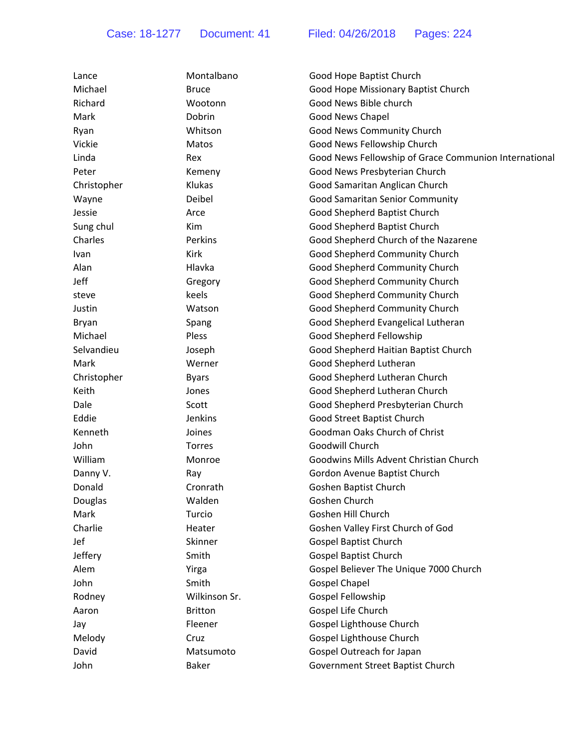| | | |
|---|---|---|
| Lance | Montalbano | Good Hope Baptist Church |
| Michael | Bruce | Good Hope Missionary Baptist Church |
| Richard | Wootonn | Good News Bible church |
| Mark | Dobrin | Good News Chapel |
| Ryan | Whitson | Good News Community Church |
| Vickie | Matos | Good News Fellowship Church |
| Linda | Rex | Good News Fellowship of Grace Communion International |
| Peter | Kemeny | Good News Presbyterian Church |
| Christopher | Klukas | Good Samaritan Anglican Church |
| Wayne | Deibel | Good Samaritan Senior Community |
| Jessie | Arce | Good Shepherd Baptist Church |
| Sung chul | Kim | Good Shepherd Baptist Church |
| Charles | Perkins | Good Shepherd Church of the Nazarene |
| Ivan | Kirk | Good Shepherd Community Church |
| Alan | Hlavka | Good Shepherd Community Church |
| Jeff | Gregory | Good Shepherd Community Church |
| steve | keels | Good Shepherd Community Church |
| Justin | Watson | Good Shepherd Community Church |
| Bryan | Spang | Good Shepherd Evangelical Lutheran |
| Michael | Pless | Good Shepherd Fellowship |
| Selvandieu | Joseph | Good Shepherd Haitian Baptist Church |
| Mark | Werner | Good Shepherd Lutheran |
| Christopher | Byars | Good Shepherd Lutheran Church |
| Keith | Jones | Good Shepherd Lutheran Church |
| Dale | Scott | Good Shepherd Presbyterian Church |
| Eddie | Jenkins | Good Street Baptist Church |
| Kenneth | Joines | Goodman Oaks Church of Christ |
| John | Torres | Goodwill Church |
| William | Monroe | Goodwins Mills Advent Christian Church |
| Danny V. | Ray | Gordon Avenue Baptist Church |
| Donald | Cronrath | Goshen Baptist Church |
| Douglas | Walden | Goshen Church |
| Mark | Turcio | Goshen Hill Church |
| Charlie | Heater | Goshen Valley First Church of God |
| Jef | Skinner | Gospel Baptist Church |
| Jeffery | Smith | Gospel Baptist Church |
| Alem | Yirga | Gospel Believer The Unique 7000 Church |
| John | Smith | Gospel Chapel |
| Rodney | Wilkinson Sr. | Gospel Fellowship |
| Aaron | Britton | Gospel Life Church |
| Jay | Fleener | Gospel Lighthouse Church |
| Melody | Cruz | Gospel Lighthouse Church |
| David | Matsumoto | Gospel Outreach for Japan |
| John | Baker | Government Street Baptist Church |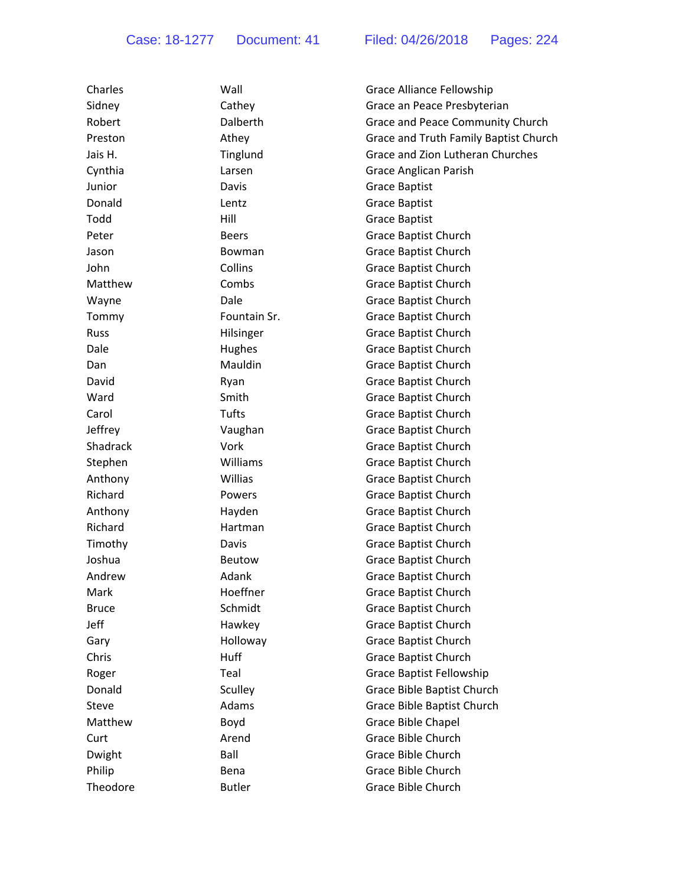| | | |
|---|---|---|
| Charles | Wall | Grace Alliance Fellowship |
| Sidney | Cathey | Grace an Peace Presbyterian |
| Robert | Dalberth | Grace and Peace Community Church |
| Preston | Athey | Grace and Truth Family Baptist Church |
| Jais H. | Tinglund | Grace and Zion Lutheran Churches |
| Cynthia | Larsen | Grace Anglican Parish |
| Junior | Davis | Grace Baptist |
| Donald | Lentz | Grace Baptist |
| Todd | Hill | Grace Baptist |
| Peter | Beers | Grace Baptist Church |
| Jason | Bowman | Grace Baptist Church |
| John | Collins | Grace Baptist Church |
| Matthew | Combs | Grace Baptist Church |
| Wayne | Dale | Grace Baptist Church |
| Tommy | Fountain Sr. | Grace Baptist Church |
| Russ | Hilsinger | Grace Baptist Church |
| Dale | Hughes | Grace Baptist Church |
| Dan | Mauldin | Grace Baptist Church |
| David | Ryan | Grace Baptist Church |
| Ward | Smith | Grace Baptist Church |
| Carol | Tufts | Grace Baptist Church |
| Jeffrey | Vaughan | Grace Baptist Church |
| Shadrack | Vork | Grace Baptist Church |
| Stephen | Williams | Grace Baptist Church |
| Anthony | Willias | Grace Baptist Church |
| Richard | Powers | Grace Baptist Church |
| Anthony | Hayden | Grace Baptist Church |
| Richard | Hartman | Grace Baptist Church |
| Timothy | Davis | Grace Baptist Church |
| Joshua | Beutow | Grace Baptist Church |
| Andrew | Adank | Grace Baptist Church |
| Mark | Hoeffner | Grace Baptist Church |
| Bruce | Schmidt | Grace Baptist Church |
| Jeff | Hawkey | Grace Baptist Church |
| Gary | Holloway | Grace Baptist Church |
| Chris | Huff | Grace Baptist Church |
| Roger | Teal | Grace Baptist Fellowship |
| Donald | Sculley | Grace Bible Baptist Church |
| Steve | Adams | Grace Bible Baptist Church |
| Matthew | Boyd | Grace Bible Chapel |
| Curt | Arend | Grace Bible Church |
| Dwight | Ball | Grace Bible Church |
| Philip | Bena | Grace Bible Church |
| Theodore | Butler | Grace Bible Church |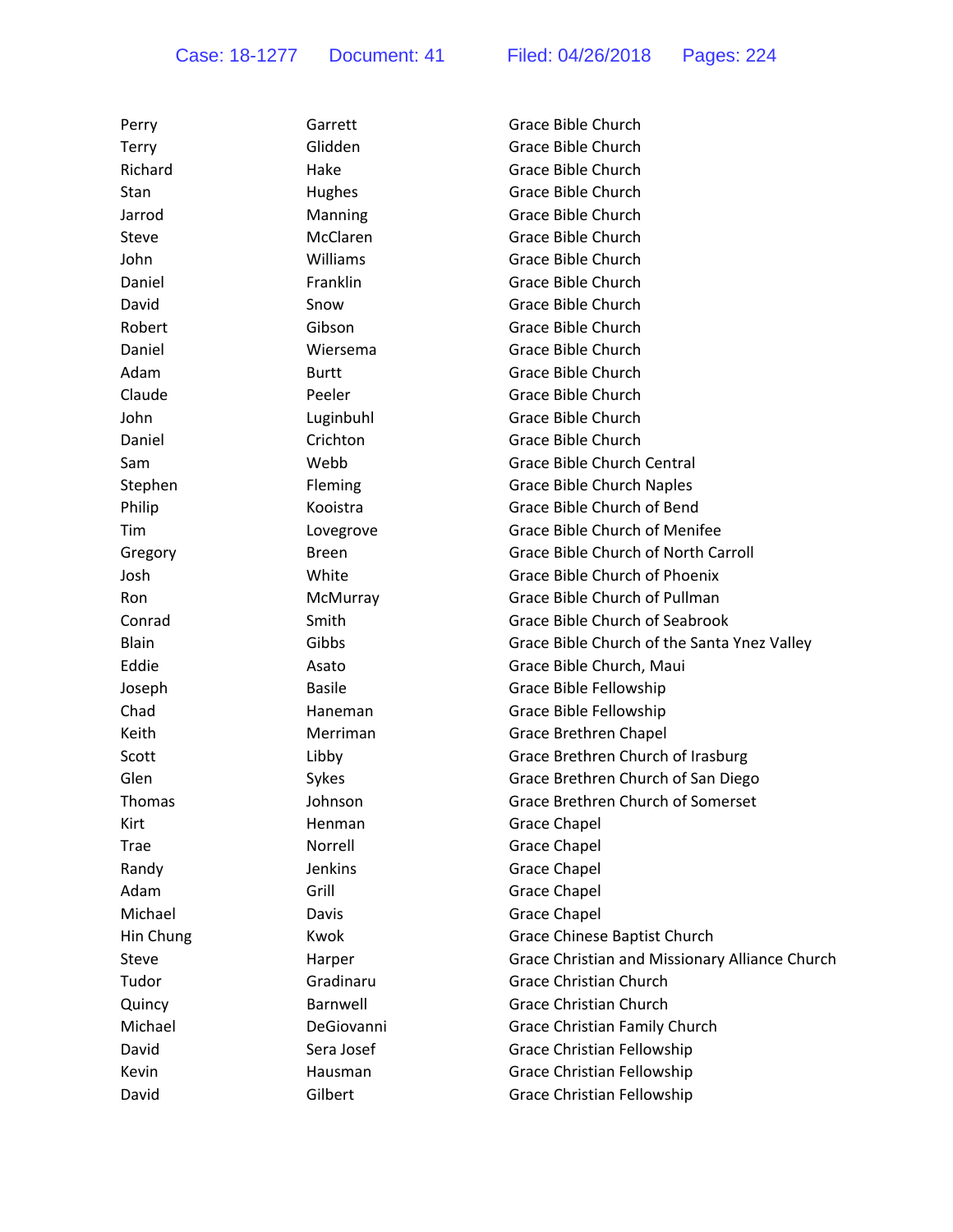| | | |
|---|---|---|
| Perry | Garrett | Grace Bible Church |
| Terry | Glidden | Grace Bible Church |
| Richard | Hake | Grace Bible Church |
| Stan | Hughes | Grace Bible Church |
| Jarrod | Manning | Grace Bible Church |
| Steve | McClaren | Grace Bible Church |
| John | Williams | Grace Bible Church |
| Daniel | Franklin | Grace Bible Church |
| David | Snow | Grace Bible Church |
| Robert | Gibson | Grace Bible Church |
| Daniel | Wiersema | Grace Bible Church |
| Adam | Burtt | Grace Bible Church |
| Claude | Peeler | Grace Bible Church |
| John | Luginbuhl | Grace Bible Church |
| Daniel | Crichton | Grace Bible Church |
| Sam | Webb | Grace Bible Church Central |
| Stephen | Fleming | Grace Bible Church Naples |
| Philip | Kooistra | Grace Bible Church of Bend |
| Tim | Lovegrove | Grace Bible Church of Menifee |
| Gregory | Breen | Grace Bible Church of North Carroll |
| Josh | White | Grace Bible Church of Phoenix |
| Ron | McMurray | Grace Bible Church of Pullman |
| Conrad | Smith | Grace Bible Church of Seabrook |
| Blain | Gibbs | Grace Bible Church of the Santa Ynez Valley |
| Eddie | Asato | Grace Bible Church, Maui |
| Joseph | Basile | Grace Bible Fellowship |
| Chad | Haneman | Grace Bible Fellowship |
| Keith | Merriman | Grace Brethren Chapel |
| Scott | Libby | Grace Brethren Church of Irasburg |
| Glen | Sykes | Grace Brethren Church of San Diego |
| Thomas | Johnson | Grace Brethren Church of Somerset |
| Kirt | Henman | Grace Chapel |
| Trae | Norrell | Grace Chapel |
| Randy | Jenkins | Grace Chapel |
| Adam | Grill | Grace Chapel |
| Michael | Davis | Grace Chapel |
| Hin Chung | Kwok | Grace Chinese Baptist Church |
| Steve | Harper | Grace Christian and Missionary Alliance Church |
| Tudor | Gradinaru | Grace Christian Church |
| Quincy | Barnwell | Grace Christian Church |
| Michael | DeGiovanni | Grace Christian Family Church |
| David | Sera Josef | Grace Christian Fellowship |
| Kevin | Hausman | Grace Christian Fellowship |
| David | Gilbert | Grace Christian Fellowship |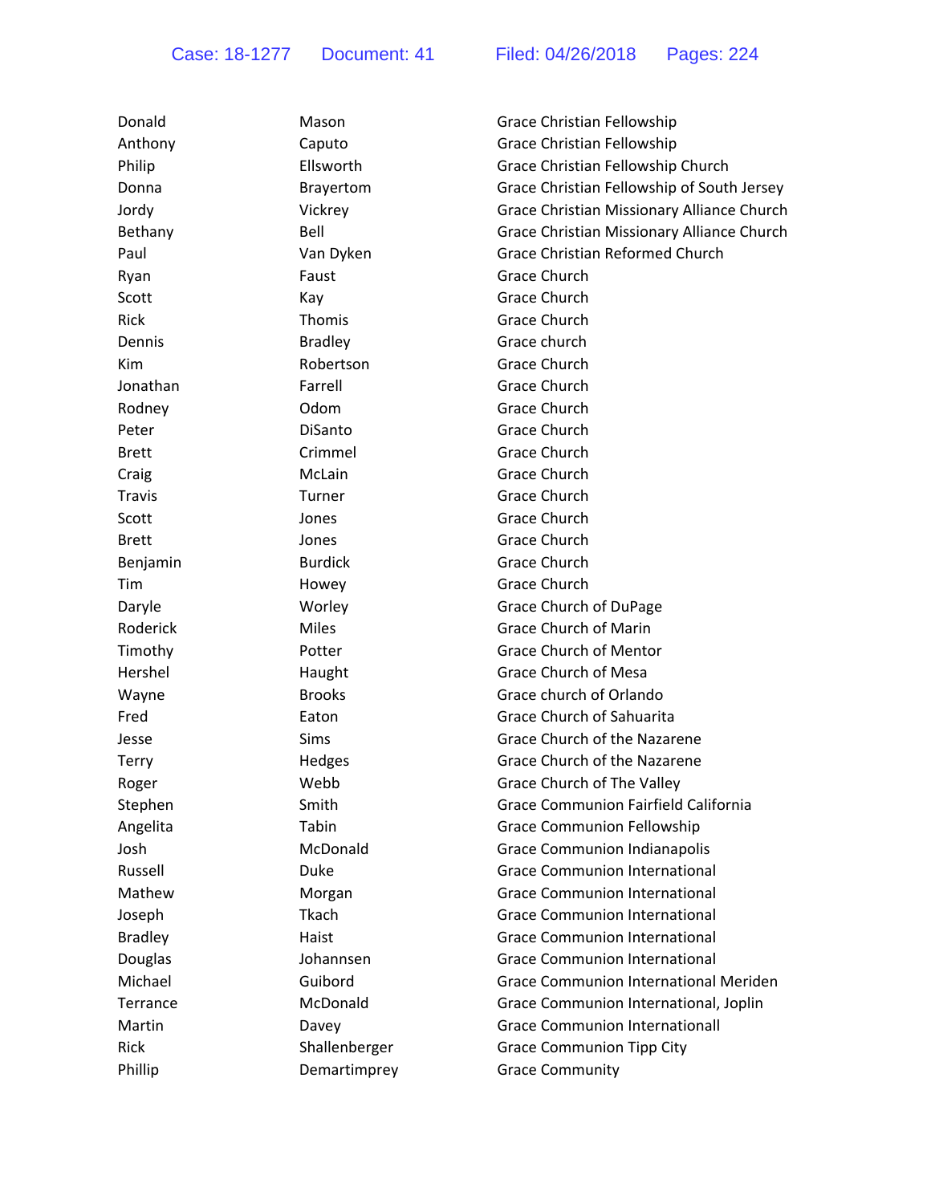| | | |
|---|---|---|
| Donald | Mason | Grace Christian Fellowship |
| Anthony | Caputo | Grace Christian Fellowship |
| Philip | Ellsworth | Grace Christian Fellowship Church |
| Donna | Brayertom | Grace Christian Fellowship of South Jersey |
| Jordy | Vickrey | Grace Christian Missionary Alliance Church |
| Bethany | Bell | Grace Christian Missionary Alliance Church |
| Paul | Van Dyken | Grace Christian Reformed Church |
| Ryan | Faust | Grace Church |
| Scott | Kay | Grace Church |
| Rick | Thomis | Grace Church |
| Dennis | Bradley | Grace church |
| Kim | Robertson | Grace Church |
| Jonathan | Farrell | Grace Church |
| Rodney | Odom | Grace Church |
| Peter | DiSanto | Grace Church |
| Brett | Crimmel | Grace Church |
| Craig | McLain | Grace Church |
| Travis | Turner | Grace Church |
| Scott | Jones | Grace Church |
| Brett | Jones | Grace Church |
| Benjamin | Burdick | Grace Church |
| Tim | Howey | Grace Church |
| Daryle | Worley | Grace Church of DuPage |
| Roderick | Miles | Grace Church of Marin |
| Timothy | Potter | Grace Church of Mentor |
| Hershel | Haught | Grace Church of Mesa |
| Wayne | Brooks | Grace church of Orlando |
| Fred | Eaton | Grace Church of Sahuarita |
| Jesse | Sims | Grace Church of the Nazarene |
| Terry | Hedges | Grace Church of the Nazarene |
| Roger | Webb | Grace Church of The Valley |
| Stephen | Smith | Grace Communion Fairfield California |
| Angelita | Tabin | Grace Communion Fellowship |
| Josh | McDonald | Grace Communion Indianapolis |
| Russell | Duke | Grace Communion International |
| Mathew | Morgan | Grace Communion International |
| Joseph | Tkach | Grace Communion International |
| Bradley | Haist | Grace Communion International |
| Douglas | Johannsen | Grace Communion International |
| Michael | Guibord | Grace Communion International Meriden |
| Terrance | McDonald | Grace Communion International, Joplin |
| Martin | Davey | Grace Communion Internationall |
| Rick | Shallenberger | Grace Communion Tipp City |
| Phillip | Demartimprey | Grace Community |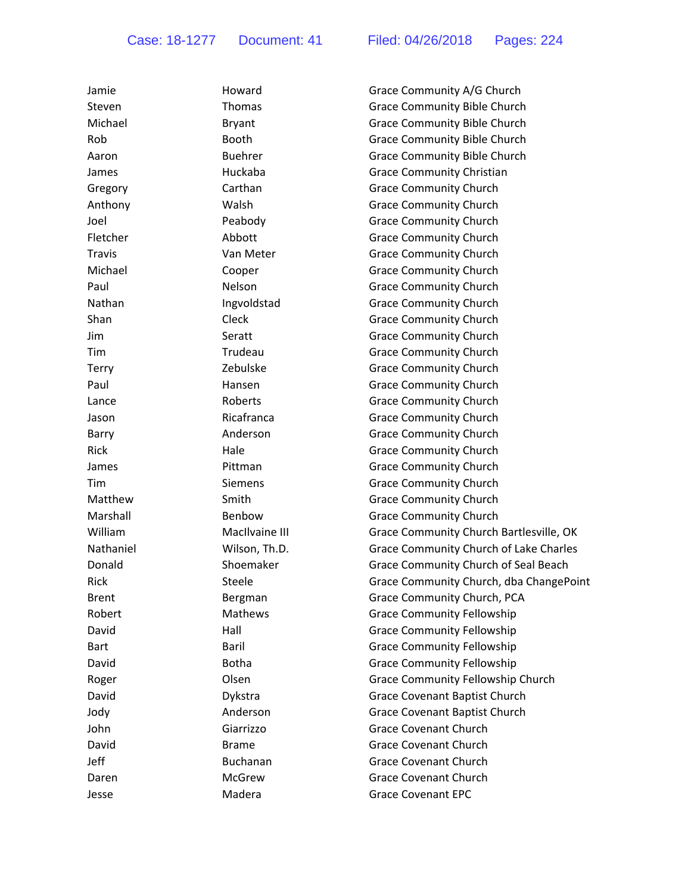| | | |
|---|---|---|
| Jamie | Howard | Grace Community A/G Church |
| Steven | Thomas | Grace Community Bible Church |
| Michael | Bryant | Grace Community Bible Church |
| Rob | Booth | Grace Community Bible Church |
| Aaron | Buehrer | Grace Community Bible Church |
| James | Huckaba | Grace Community Christian |
| Gregory | Carthan | Grace Community Church |
| Anthony | Walsh | Grace Community Church |
| Joel | Peabody | Grace Community Church |
| Fletcher | Abbott | Grace Community Church |
| Travis | Van Meter | Grace Community Church |
| Michael | Cooper | Grace Community Church |
| Paul | Nelson | Grace Community Church |
| Nathan | Ingvoldstad | Grace Community Church |
| Shan | Cleck | Grace Community Church |
| Jim | Seratt | Grace Community Church |
| Tim | Trudeau | Grace Community Church |
| Terry | Zebulske | Grace Community Church |
| Paul | Hansen | Grace Community Church |
| Lance | Roberts | Grace Community Church |
| Jason | Ricafranca | Grace Community Church |
| Barry | Anderson | Grace Community Church |
| Rick | Hale | Grace Community Church |
| James | Pittman | Grace Community Church |
| Tim | Siemens | Grace Community Church |
| Matthew | Smith | Grace Community Church |
| Marshall | Benbow | Grace Community Church |
| William | MacIlvaine III | Grace Community Church Bartlesville, OK |
| Nathaniel | Wilson, Th.D. | Grace Community Church of Lake Charles |
| Donald | Shoemaker | Grace Community Church of Seal Beach |
| Rick | Steele | Grace Community Church, dba ChangePoint |
| Brent | Bergman | Grace Community Church, PCA |
| Robert | Mathews | Grace Community Fellowship |
| David | Hall | Grace Community Fellowship |
| Bart | Baril | Grace Community Fellowship |
| David | Botha | Grace Community Fellowship |
| Roger | Olsen | Grace Community Fellowship Church |
| David | Dykstra | Grace Covenant Baptist Church |
| Jody | Anderson | Grace Covenant Baptist Church |
| John | Giarrizzo | Grace Covenant Church |
| David | Brame | Grace Covenant Church |
| Jeff | Buchanan | Grace Covenant Church |
| Daren | McGrew | Grace Covenant Church |
| Jesse | Madera | Grace Covenant EPC |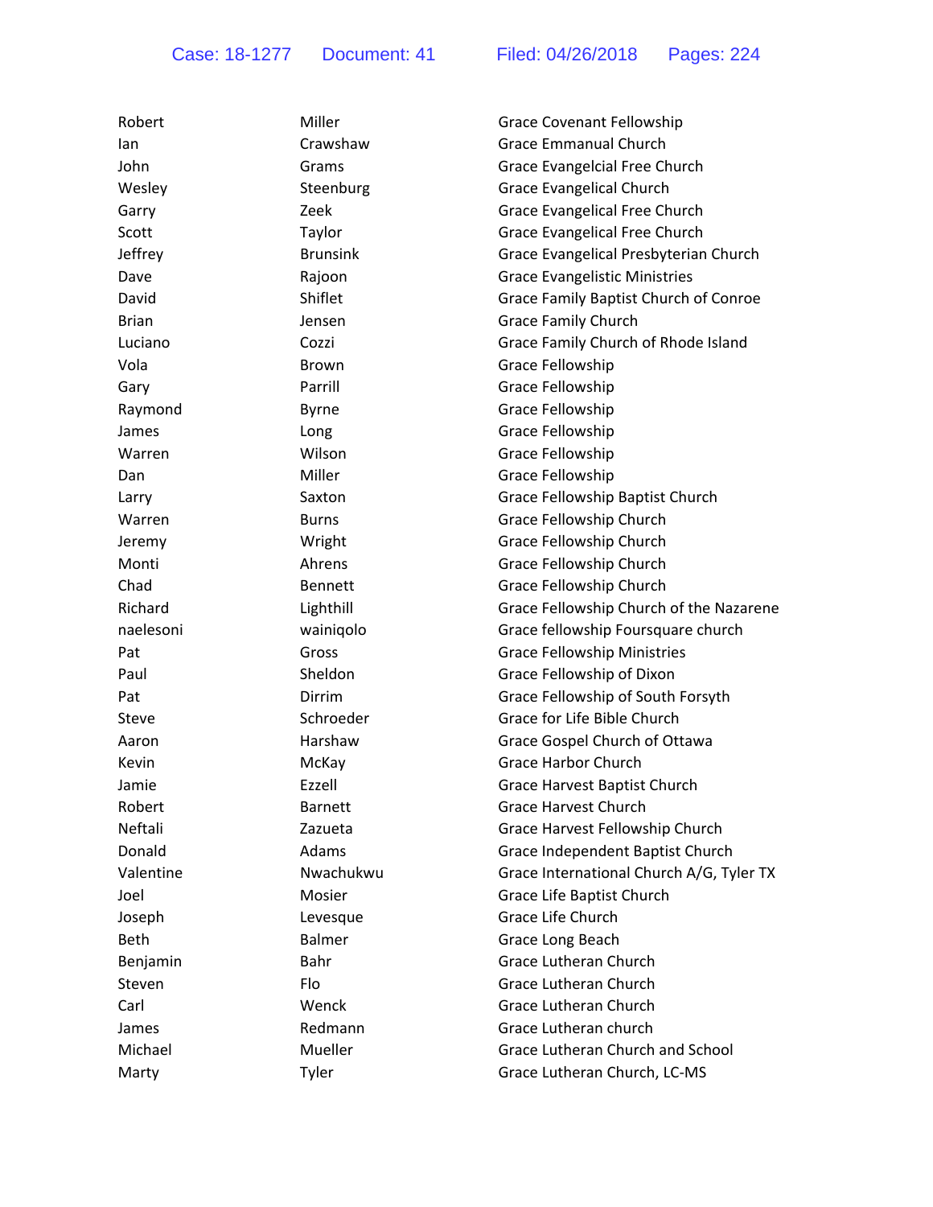| | | |
|---|---|---|
| Robert | Miller | Grace Covenant Fellowship |
| Ian | Crawshaw | Grace Emmanual Church |
| John | Grams | Grace Evangelcial Free Church |
| Wesley | Steenburg | Grace Evangelical Church |
| Garry | Zeek | Grace Evangelical Free Church |
| Scott | Taylor | Grace Evangelical Free Church |
| Jeffrey | Brunsink | Grace Evangelical Presbyterian Church |
| Dave | Rajoon | Grace Evangelistic Ministries |
| David | Shiflet | Grace Family Baptist Church of Conroe |
| Brian | Jensen | Grace Family Church |
| Luciano | Cozzi | Grace Family Church of Rhode Island |
| Vola | Brown | Grace Fellowship |
| Gary | Parrill | Grace Fellowship |
| Raymond | Byrne | Grace Fellowship |
| James | Long | Grace Fellowship |
| Warren | Wilson | Grace Fellowship |
| Dan | Miller | Grace Fellowship |
| Larry | Saxton | Grace Fellowship Baptist Church |
| Warren | Burns | Grace Fellowship Church |
| Jeremy | Wright | Grace Fellowship Church |
| Monti | Ahrens | Grace Fellowship Church |
| Chad | Bennett | Grace Fellowship Church |
| Richard | Lighthill | Grace Fellowship Church of the Nazarene |
| naelesoni | wainiqolo | Grace fellowship Foursquare church |
| Pat | Gross | Grace Fellowship Ministries |
| Paul | Sheldon | Grace Fellowship of Dixon |
| Pat | Dirrim | Grace Fellowship of South Forsyth |
| Steve | Schroeder | Grace for Life Bible Church |
| Aaron | Harshaw | Grace Gospel Church of Ottawa |
| Kevin | McKay | Grace Harbor Church |
| Jamie | Ezzell | Grace Harvest Baptist Church |
| Robert | Barnett | Grace Harvest Church |
| Neftali | Zazueta | Grace Harvest Fellowship Church |
| Donald | Adams | Grace Independent Baptist Church |
| Valentine | Nwachukwu | Grace International Church A/G, Tyler TX |
| Joel | Mosier | Grace Life Baptist Church |
| Joseph | Levesque | Grace Life Church |
| Beth | Balmer | Grace Long Beach |
| Benjamin | Bahr | Grace Lutheran Church |
| Steven | Flo | Grace Lutheran Church |
| Carl | Wenck | Grace Lutheran Church |
| James | Redmann | Grace Lutheran church |
| Michael | Mueller | Grace Lutheran Church and School |
| Marty | Tyler | Grace Lutheran Church, LC-MS |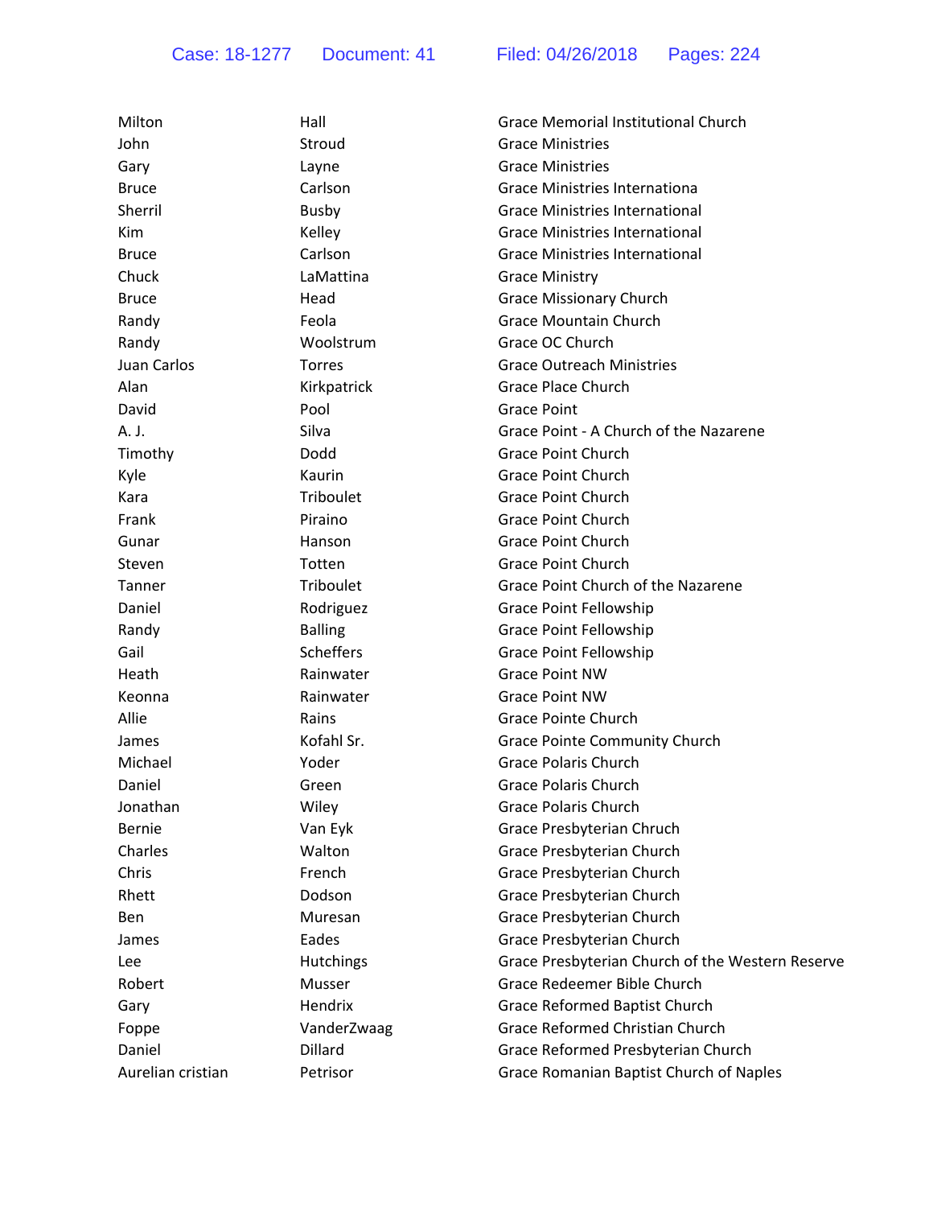| | | |
|---|---|---|
| Milton | Hall | Grace Memorial Institutional Church |
| John | Stroud | Grace Ministries |
| Gary | Layne | Grace Ministries |
| Bruce | Carlson | Grace Ministries Internationa |
| Sherril | Busby | Grace Ministries International |
| Kim | Kelley | Grace Ministries International |
| Bruce | Carlson | Grace Ministries International |
| Chuck | LaMattina | Grace Ministry |
| Bruce | Head | Grace Missionary Church |
| Randy | Feola | Grace Mountain Church |
| Randy | Woolstrum | Grace OC Church |
| Juan Carlos | Torres | Grace Outreach Ministries |
| Alan | Kirkpatrick | Grace Place Church |
| David | Pool | Grace Point |
| A. J. | Silva | Grace Point - A Church of the Nazarene |
| Timothy | Dodd | Grace Point Church |
| Kyle | Kaurin | Grace Point Church |
| Kara | Triboulet | Grace Point Church |
| Frank | Piraino | Grace Point Church |
| Gunar | Hanson | Grace Point Church |
| Steven | Totten | Grace Point Church |
| Tanner | Triboulet | Grace Point Church of the Nazarene |
| Daniel | Rodriguez | Grace Point Fellowship |
| Randy | Balling | Grace Point Fellowship |
| Gail | Scheffers | Grace Point Fellowship |
| Heath | Rainwater | Grace Point NW |
| Keonna | Rainwater | Grace Point NW |
| Allie | Rains | Grace Pointe Church |
| James | Kofahl Sr. | Grace Pointe Community Church |
| Michael | Yoder | Grace Polaris Church |
| Daniel | Green | Grace Polaris Church |
| Jonathan | Wiley | Grace Polaris Church |
| Bernie | Van Eyk | Grace Presbyterian Chruch |
| Charles | Walton | Grace Presbyterian Church |
| Chris | French | Grace Presbyterian Church |
| Rhett | Dodson | Grace Presbyterian Church |
| Ben | Muresan | Grace Presbyterian Church |
| James | Eades | Grace Presbyterian Church |
| Lee | Hutchings | Grace Presbyterian Church of the Western Reserve |
| Robert | Musser | Grace Redeemer Bible Church |
| Gary | Hendrix | Grace Reformed Baptist Church |
| Foppe | VanderZwaag | Grace Reformed Christian Church |
| Daniel | Dillard | Grace Reformed Presbyterian Church |
| Aurelian cristian | Petrisor | Grace Romanian Baptist Church of Naples |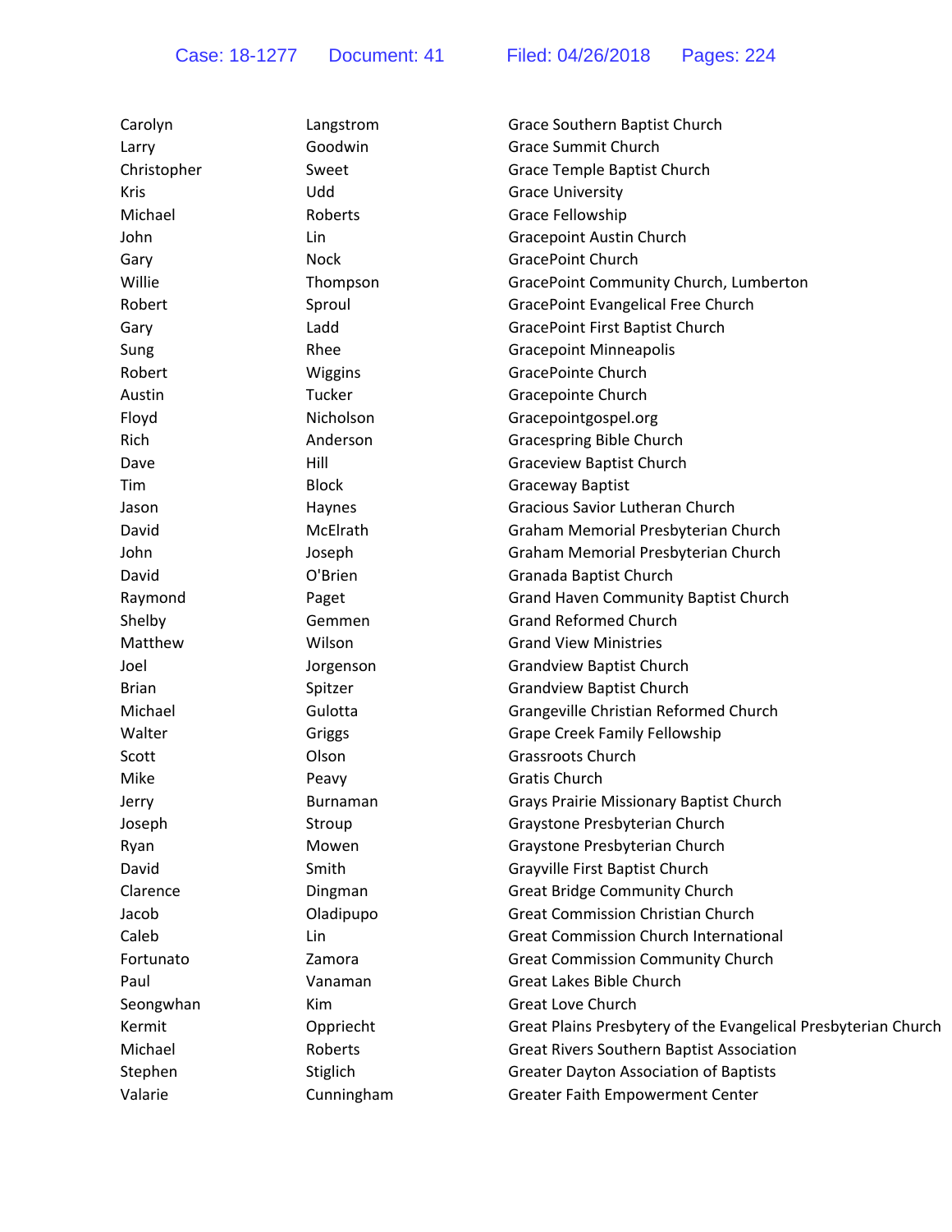| | | |
|---|---|---|
| Carolyn | Langstrom | Grace Southern Baptist Church |
| Larry | Goodwin | Grace Summit Church |
| Christopher | Sweet | Grace Temple Baptist Church |
| Kris | Udd | Grace University |
| Michael | Roberts | Grace Fellowship |
| John | Lin | Gracepoint Austin Church |
| Gary | Nock | GracePoint Church |
| Willie | Thompson | GracePoint Community Church, Lumberton |
| Robert | Sproul | GracePoint Evangelical Free Church |
| Gary | Ladd | GracePoint First Baptist Church |
| Sung | Rhee | Gracepoint Minneapolis |
| Robert | Wiggins | GracePointe Church |
| Austin | Tucker | Gracepointe Church |
| Floyd | Nicholson | Gracepointgospel.org |
| Rich | Anderson | Gracespring Bible Church |
| Dave | Hill | Graceview Baptist Church |
| Tim | Block | Graceway Baptist |
| Jason | Haynes | Gracious Savior Lutheran Church |
| David | McElrath | Graham Memorial Presbyterian Church |
| John | Joseph | Graham Memorial Presbyterian Church |
| David | O'Brien | Granada Baptist Church |
| Raymond | Paget | Grand Haven Community Baptist Church |
| Shelby | Gemmen | Grand Reformed Church |
| Matthew | Wilson | Grand View Ministries |
| Joel | Jorgenson | Grandview Baptist Church |
| Brian | Spitzer | Grandview Baptist Church |
| Michael | Gulotta | Grangeville Christian Reformed Church |
| Walter | Griggs | Grape Creek Family Fellowship |
| Scott | Olson | Grassroots Church |
| Mike | Peavy | Gratis Church |
| Jerry | Burnaman | Grays Prairie Missionary Baptist Church |
| Joseph | Stroup | Graystone Presbyterian Church |
| Ryan | Mowen | Graystone Presbyterian Church |
| David | Smith | Grayville First Baptist Church |
| Clarence | Dingman | Great Bridge Community Church |
| Jacob | Oladipupo | Great Commission Christian Church |
| Caleb | Lin | Great Commission Church International |
| Fortunato | Zamora | Great Commission Community Church |
| Paul | Vanaman | Great Lakes Bible Church |
| Seongwhan | Kim | Great Love Church |
| Kermit | Oppriecht | Great Plains Presbytery of the Evangelical Presbyterian Church |
| Michael | Roberts | Great Rivers Southern Baptist Association |
| Stephen | Stiglich | Greater Dayton Association of Baptists |
| Valarie | Cunningham | Greater Faith Empowerment Center |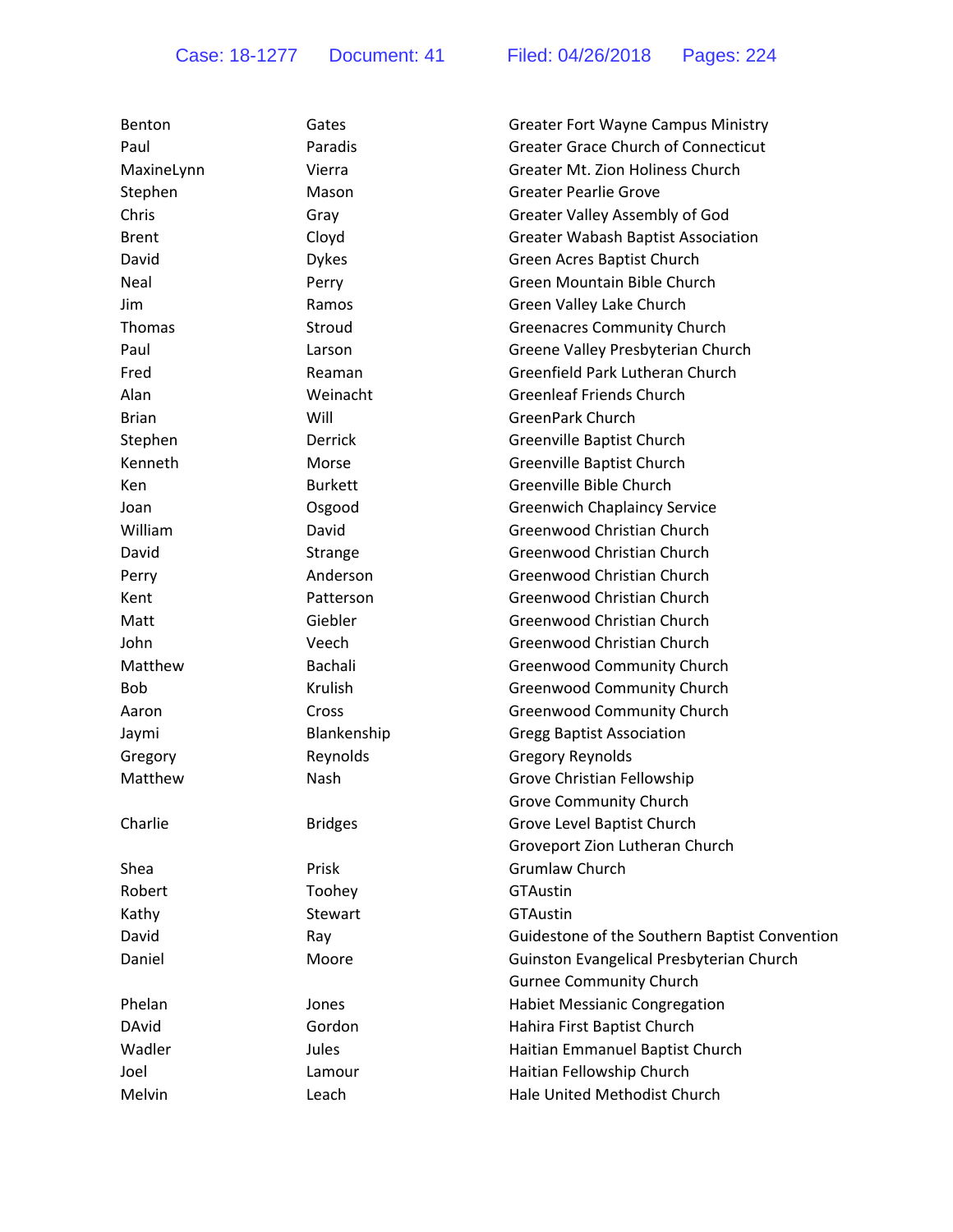| | | |
|---|---|---|
| Benton | Gates | Greater Fort Wayne Campus Ministry |
| Paul | Paradis | Greater Grace Church of Connecticut |
| MaxineLynn | Vierra | Greater Mt. Zion Holiness Church |
| Stephen | Mason | Greater Pearlie Grove |
| Chris | Gray | Greater Valley Assembly of God |
| Brent | Cloyd | Greater Wabash Baptist Association |
| David | Dykes | Green Acres Baptist Church |
| Neal | Perry | Green Mountain Bible Church |
| Jim | Ramos | Green Valley Lake Church |
| Thomas | Stroud | Greenacres Community Church |
| Paul | Larson | Greene Valley Presbyterian Church |
| Fred | Reaman | Greenfield Park Lutheran Church |
| Alan | Weinacht | Greenleaf Friends Church |
| Brian | Will | GreenPark Church |
| Stephen | Derrick | Greenville Baptist Church |
| Kenneth | Morse | Greenville Baptist Church |
| Ken | Burkett | Greenville Bible Church |
| Joan | Osgood | Greenwich Chaplaincy Service |
| William | David | Greenwood Christian Church |
| David | Strange | Greenwood Christian Church |
| Perry | Anderson | Greenwood Christian Church |
| Kent | Patterson | Greenwood Christian Church |
| Matt | Giebler | Greenwood Christian Church |
| John | Veech | Greenwood Christian Church |
| Matthew | Bachali | Greenwood Community Church |
| Bob | Krulish | Greenwood Community Church |
| Aaron | Cross | Greenwood Community Church |
| Jaymi | Blankenship | Gregg Baptist Association |
| Gregory | Reynolds | Gregory Reynolds |
| Matthew | Nash | Grove Christian Fellowship |
| | | Grove Community Church |
| Charlie | Bridges | Grove Level Baptist Church |
| | | Groveport Zion Lutheran Church |
| Shea | Prisk | Grumlaw Church |
| Robert | Toohey | GTAustin |
| Kathy | Stewart | GTAustin |
| David | Ray | Guidestone of the Southern Baptist Convention |
| Daniel | Moore | Guinston Evangelical Presbyterian Church |
| | | Gurnee Community Church |
| Phelan | Jones | Habiet Messianic Congregation |
| DAvid | Gordon | Hahira First Baptist Church |
| Wadler | Jules | Haitian Emmanuel Baptist Church |
| Joel | Lamour | Haitian Fellowship Church |
| Melvin | Leach | Hale United Methodist Church |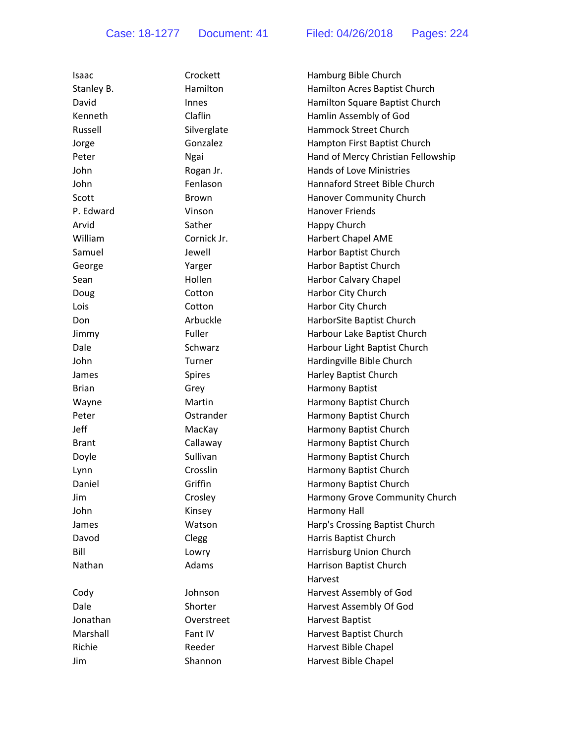| | | |
|---|---|---|
| Isaac | Crockett | Hamburg Bible Church |
| Stanley B. | Hamilton | Hamilton Acres Baptist Church |
| David | Innes | Hamilton Square Baptist Church |
| Kenneth | Claflin | Hamlin Assembly of God |
| Russell | Silverglate | Hammock Street Church |
| Jorge | Gonzalez | Hampton First Baptist Church |
| Peter | Ngai | Hand of Mercy Christian Fellowship |
| John | Rogan Jr. | Hands of Love Ministries |
| John | Fenlason | Hannaford Street Bible Church |
| Scott | Brown | Hanover Community Church |
| P. Edward | Vinson | Hanover Friends |
| Arvid | Sather | Happy Church |
| William | Cornick Jr. | Harbert Chapel AME |
| Samuel | Jewell | Harbor Baptist Church |
| George | Yarger | Harbor Baptist Church |
| Sean | Hollen | Harbor Calvary Chapel |
| Doug | Cotton | Harbor City Church |
| Lois | Cotton | Harbor City Church |
| Don | Arbuckle | HarborSite Baptist Church |
| Jimmy | Fuller | Harbour Lake Baptist Church |
| Dale | Schwarz | Harbour Light Baptist Church |
| John | Turner | Hardingville Bible Church |
| James | Spires | Harley Baptist Church |
| Brian | Grey | Harmony Baptist |
| Wayne | Martin | Harmony Baptist Church |
| Peter | Ostrander | Harmony Baptist Church |
| Jeff | MacKay | Harmony Baptist Church |
| Brant | Callaway | Harmony Baptist Church |
| Doyle | Sullivan | Harmony Baptist Church |
| Lynn | Crosslin | Harmony Baptist Church |
| Daniel | Griffin | Harmony Baptist Church |
| Jim | Crosley | Harmony Grove Community Church |
| John | Kinsey | Harmony Hall |
| James | Watson | Harp's Crossing Baptist Church |
| Davod | Clegg | Harris Baptist Church |
| Bill | Lowry | Harrisburg Union Church |
| Nathan | Adams | Harrison Baptist Church |
| | | Harvest |
| Cody | Johnson | Harvest Assembly of God |
| Dale | Shorter | Harvest Assembly Of God |
| Jonathan | Overstreet | Harvest Baptist |
| Marshall | Fant IV | Harvest Baptist Church |
| Richie | Reeder | Harvest Bible Chapel |
| Jim | Shannon | Harvest Bible Chapel |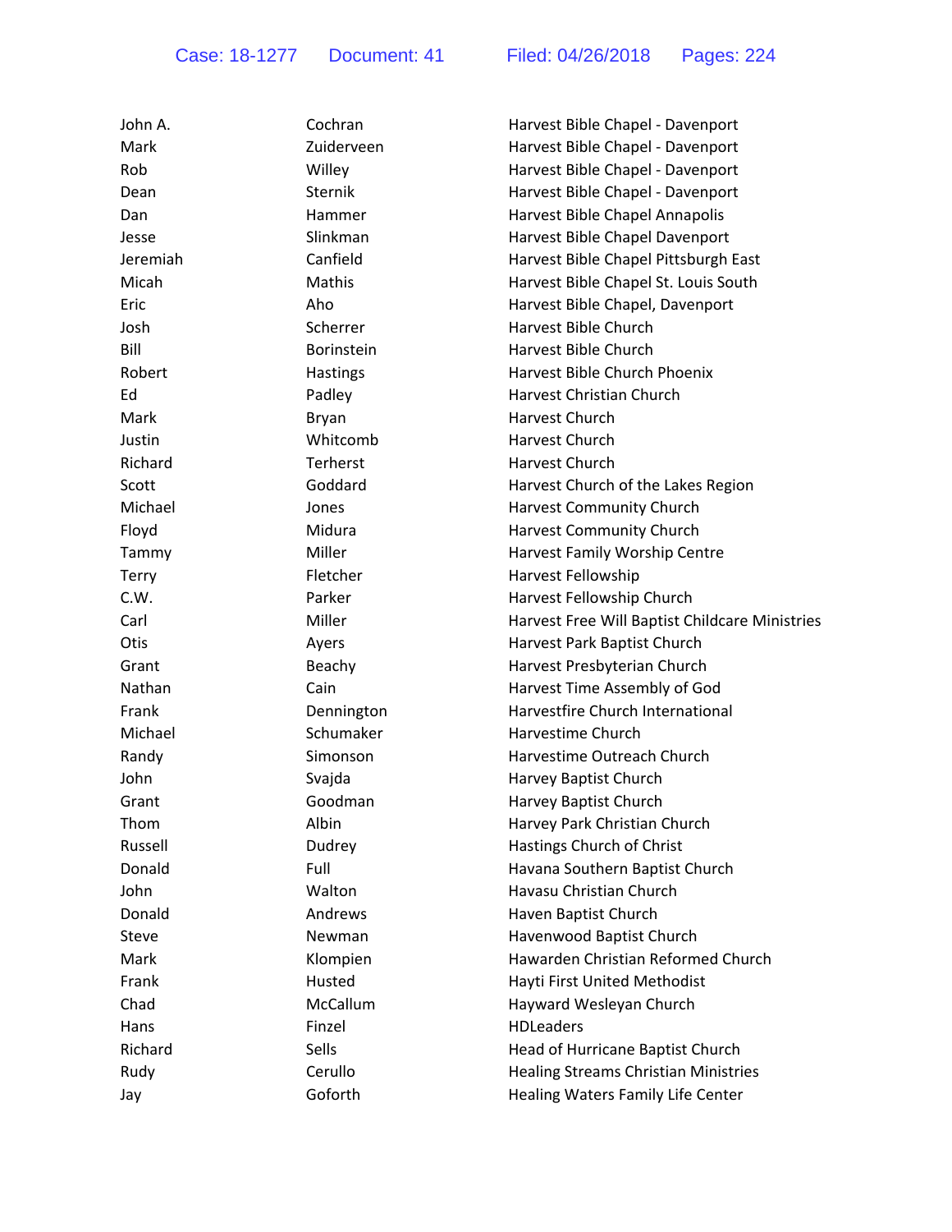| | | |
|---|---|---|
| John A. | Cochran | Harvest Bible Chapel - Davenport |
| Mark | Zuiderveen | Harvest Bible Chapel - Davenport |
| Rob | Willey | Harvest Bible Chapel - Davenport |
| Dean | Sternik | Harvest Bible Chapel - Davenport |
| Dan | Hammer | Harvest Bible Chapel Annapolis |
| Jesse | Slinkman | Harvest Bible Chapel Davenport |
| Jeremiah | Canfield | Harvest Bible Chapel Pittsburgh East |
| Micah | Mathis | Harvest Bible Chapel St. Louis South |
| Eric | Aho | Harvest Bible Chapel, Davenport |
| Josh | Scherrer | Harvest Bible Church |
| Bill | Borinstein | Harvest Bible Church |
| Robert | Hastings | Harvest Bible Church Phoenix |
| Ed | Padley | Harvest Christian Church |
| Mark | Bryan | Harvest Church |
| Justin | Whitcomb | Harvest Church |
| Richard | Terherst | Harvest Church |
| Scott | Goddard | Harvest Church of the Lakes Region |
| Michael | Jones | Harvest Community Church |
| Floyd | Midura | Harvest Community Church |
| Tammy | Miller | Harvest Family Worship Centre |
| Terry | Fletcher | Harvest Fellowship |
| C.W. | Parker | Harvest Fellowship Church |
| Carl | Miller | Harvest Free Will Baptist Childcare Ministries |
| Otis | Ayers | Harvest Park Baptist Church |
| Grant | Beachy | Harvest Presbyterian Church |
| Nathan | Cain | Harvest Time Assembly of God |
| Frank | Dennington | Harvestfire Church International |
| Michael | Schumaker | Harvestime Church |
| Randy | Simonson | Harvestime Outreach Church |
| John | Svajda | Harvey Baptist Church |
| Grant | Goodman | Harvey Baptist Church |
| Thom | Albin | Harvey Park Christian Church |
| Russell | Dudrey | Hastings Church of Christ |
| Donald | Full | Havana Southern Baptist Church |
| John | Walton | Havasu Christian Church |
| Donald | Andrews | Haven Baptist Church |
| Steve | Newman | Havenwood Baptist Church |
| Mark | Klompien | Hawarden Christian Reformed Church |
| Frank | Husted | Hayti First United Methodist |
| Chad | McCallum | Hayward Wesleyan Church |
| Hans | Finzel | HDLeaders |
| Richard | Sells | Head of Hurricane Baptist Church |
| Rudy | Cerullo | Healing Streams Christian Ministries |
| Jay | Goforth | Healing Waters Family Life Center |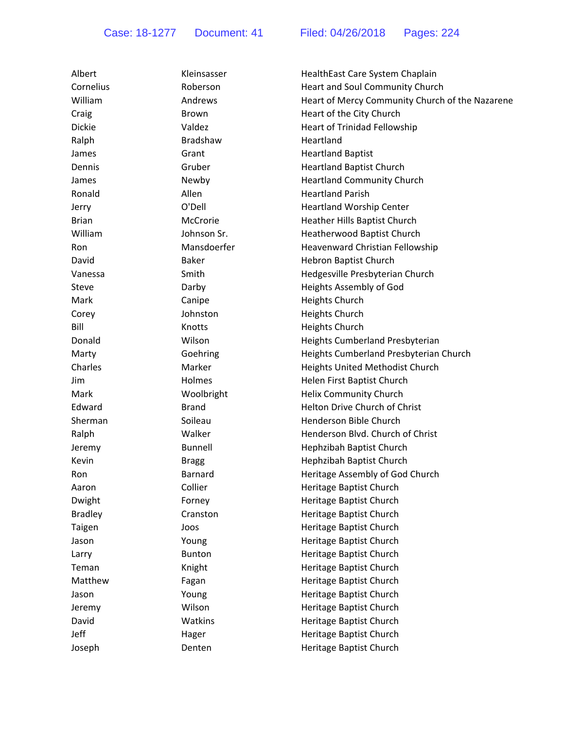| | | |
|---|---|---|
| Albert | Kleinsasser | HealthEast Care System Chaplain |
| Cornelius | Roberson | Heart and Soul Community Church |
| William | Andrews | Heart of Mercy Community Church of the Nazarene |
| Craig | Brown | Heart of the City Church |
| Dickie | Valdez | Heart of Trinidad Fellowship |
| Ralph | Bradshaw | Heartland |
| James | Grant | Heartland Baptist |
| Dennis | Gruber | Heartland Baptist Church |
| James | Newby | Heartland Community Church |
| Ronald | Allen | Heartland Parish |
| Jerry | O'Dell | Heartland Worship Center |
| Brian | McCrorie | Heather Hills Baptist Church |
| Wiliam | Johnson Sr. | Heatherwood Baptist Church |
| Ron | Mansdoerfer | Heavenward Christian Fellowship |
| David | Baker | Hebron Baptist Church |
| Vanessa | Smith | Hedgesville Presbyterian Church |
| Steve | Darby | Heights Assembly of God |
| Mark | Canipe | Heights Church |
| Corey | Johnston | Heights Church |
| Bill | Knotts | Heights Church |
| Donald | Wilson | Heights Cumberland Presbyterian |
| Marty | Goehring | Heights Cumberland Presbyterian Church |
| Charles | Marker | Heights United Methodist Church |
| Jim | Holmes | Helen First Baptist Church |
| Mark | Woolbright | Helix Community Church |
| Edward | Brand | Helton Drive Church of Christ |
| Sherman | Soileau | Henderson Bible Church |
| Ralph | Walker | Henderson Blvd. Church of Christ |
| Jeremy | Bunnell | Hephzibah Baptist Church |
| Kevin | Bragg | Hephzibah Baptist Church |
| Ron | Barnard | Heritage Assembly of God Church |
| Aaron | Collier | Heritage Baptist Church |
| Dwight | Forney | Heritage Baptist Church |
| Bradley | Cranston | Heritage Baptist Church |
| Taigen | Joos | Heritage Baptist Church |
| Jason | Young | Heritage Baptist Church |
| Larry | Bunton | Heritage Baptist Church |
| Teman | Knight | Heritage Baptist Church |
| Matthew | Fagan | Heritage Baptist Church |
| Jason | Young | Heritage Baptist Church |
| Jeremy | Wilson | Heritage Baptist Church |
| David | Watkins | Heritage Baptist Church |
| Jeff | Hager | Heritage Baptist Church |
| Joseph | Denten | Heritage Baptist Church |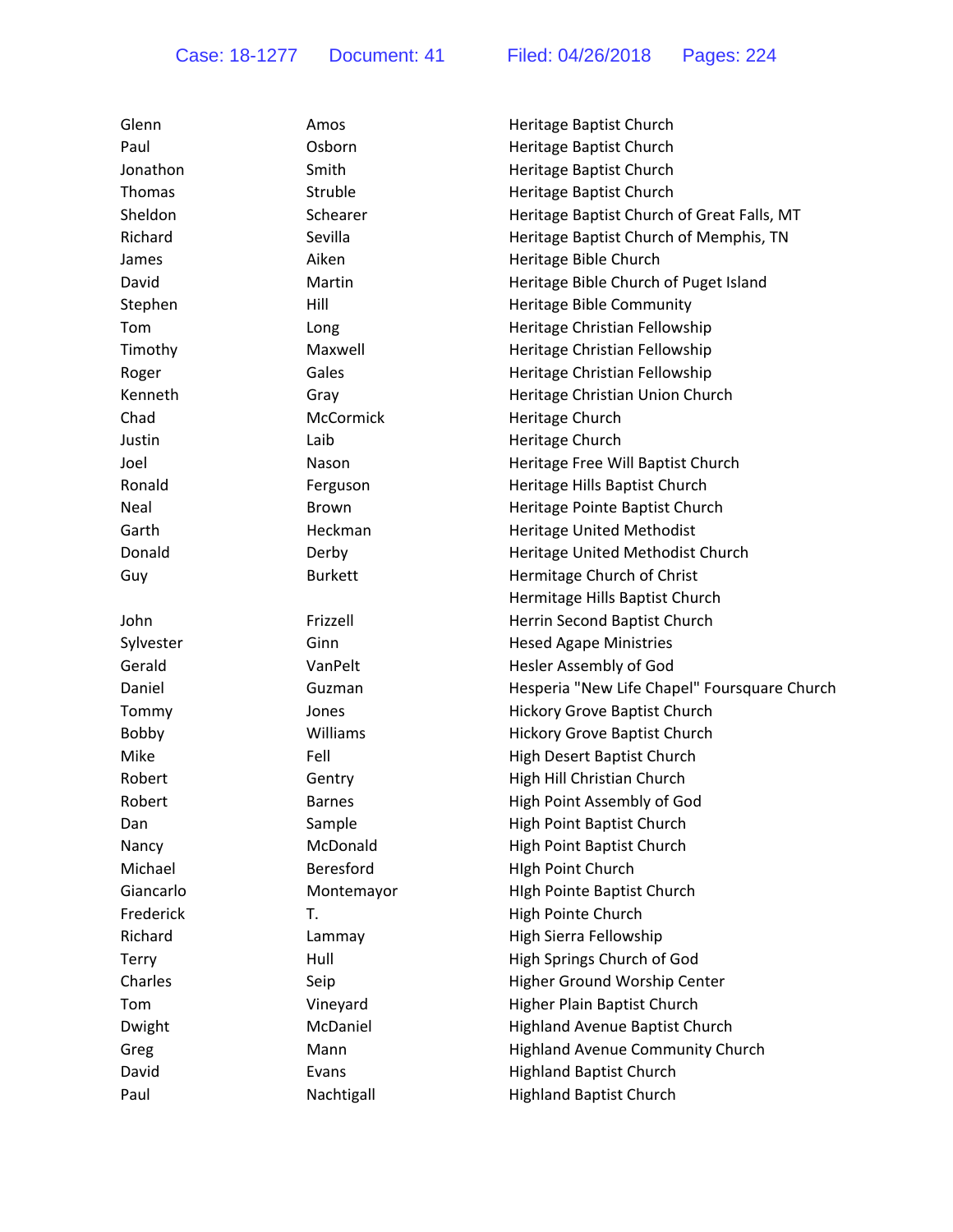| | | |
|---|---|---|
| Glenn | Amos | Heritage Baptist Church |
| Paul | Osborn | Heritage Baptist Church |
| Jonathon | Smith | Heritage Baptist Church |
| Thomas | Struble | Heritage Baptist Church |
| Sheldon | Schearer | Heritage Baptist Church of Great Falls, MT |
| Richard | Sevilla | Heritage Baptist Church of Memphis, TN |
| James | Aiken | Heritage Bible Church |
| David | Martin | Heritage Bible Church of Puget Island |
| Stephen | Hill | Heritage Bible Community |
| Tom | Long | Heritage Christian Fellowship |
| Timothy | Maxwell | Heritage Christian Fellowship |
| Roger | Gales | Heritage Christian Fellowship |
| Kenneth | Gray | Heritage Christian Union Church |
| Chad | McCormick | Heritage Church |
| Justin | Laib | Heritage Church |
| Joel | Nason | Heritage Free Will Baptist Church |
| Ronald | Ferguson | Heritage Hills Baptist Church |
| Neal | Brown | Heritage Pointe Baptist Church |
| Garth | Heckman | Heritage United Methodist |
| Donald | Derby | Heritage United Methodist Church |
| Guy | Burkett | Hermitage Church of Christ |
| | | Hermitage Hills Baptist Church |
| John | Frizzell | Herrin Second Baptist Church |
| Sylvester | Ginn | Hesed Agape Ministries |
| Gerald | VanPelt | Hesler Assembly of God |
| Daniel | Guzman | Hesperia "New Life Chapel" Foursquare Church |
| Tommy | Jones | Hickory Grove Baptist Church |
| Bobby | Williams | Hickory Grove Baptist Church |
| Mike | Fell | High Desert Baptist Church |
| Robert | Gentry | High Hill Christian Church |
| Robert | Barnes | High Point Assembly of God |
| Dan | Sample | High Point Baptist Church |
| Nancy | McDonald | High Point Baptist Church |
| Michael | Beresford | HIgh Point Church |
| Giancarlo | Montemayor | HIgh Pointe Baptist Church |
| Frederick | T. | High Pointe Church |
| Richard | Lammay | High Sierra Fellowship |
| Terry | Hull | High Springs Church of God |
| Charles | Seip | Higher Ground Worship Center |
| Tom | Vineyard | Higher Plain Baptist Church |
| Dwight | McDaniel | Highland Avenue Baptist Church |
| Greg | Mann | Highland Avenue Community Church |
| David | Evans | Highland Baptist Church |
| Paul | Nachtigall | Highland Baptist Church |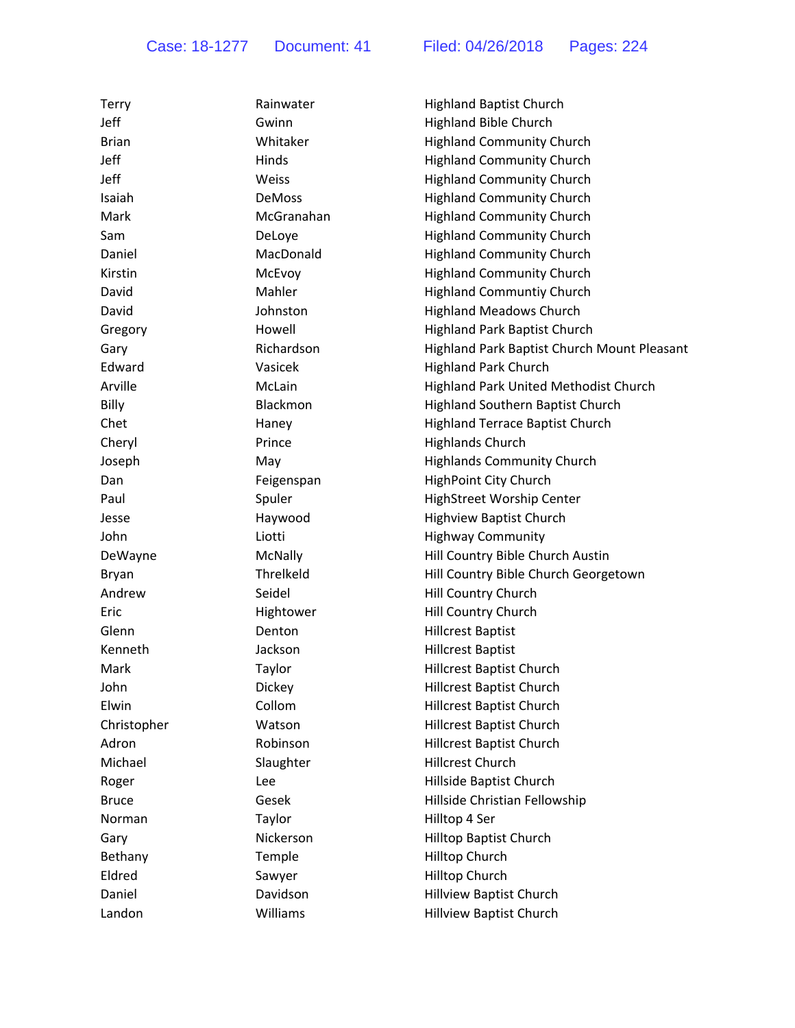| | | |
|---|---|---|
| Terry | Rainwater | Highland Baptist Church |
| Jeff | Gwinn | Highland Bible Church |
| Brian | Whitaker | Highland Community Church |
| Jeff | Hinds | Highland Community Church |
| Jeff | Weiss | Highland Community Church |
| Isaiah | DeMoss | Highland Community Church |
| Mark | McGranahan | Highland Community Church |
| Sam | DeLoye | Highland Community Church |
| Daniel | MacDonald | Highland Community Church |
| Kirstin | McEvoy | Highland Community Church |
| David | Mahler | Highland Communtiy Church |
| David | Johnston | Highland Meadows Church |
| Gregory | Howell | Highland Park Baptist Church |
| Gary | Richardson | Highland Park Baptist Church Mount Pleasant |
| Edward | Vasicek | Highland Park Church |
| Arville | McLain | Highland Park United Methodist Church |
| Billy | Blackmon | Highland Southern Baptist Church |
| Chet | Haney | Highland Terrace Baptist Church |
| Cheryl | Prince | Highlands Church |
| Joseph | May | Highlands Community Church |
| Dan | Feigenspan | HighPoint City Church |
| Paul | Spuler | HighStreet Worship Center |
| Jesse | Haywood | Highview Baptist Church |
| John | Liotti | Highway Community |
| DeWayne | McNally | Hill Country Bible Church Austin |
| Bryan | Threlkeld | Hill Country Bible Church Georgetown |
| Andrew | Seidel | Hill Country Church |
| Eric | Hightower | Hill Country Church |
| Glenn | Denton | Hillcrest Baptist |
| Kenneth | Jackson | Hillcrest Baptist |
| Mark | Taylor | Hillcrest Baptist Church |
| John | Dickey | Hillcrest Baptist Church |
| Elwin | Collom | Hillcrest Baptist Church |
| Christopher | Watson | Hillcrest Baptist Church |
| Adron | Robinson | Hillcrest Baptist Church |
| Michael | Slaughter | Hillcrest Church |
| Roger | Lee | Hillside Baptist Church |
| Bruce | Gesek | Hillside Christian Fellowship |
| Norman | Taylor | Hilltop 4 Ser |
| Gary | Nickerson | Hilltop Baptist Church |
| Bethany | Temple | Hilltop Church |
| Eldred | Sawyer | Hilltop Church |
| Daniel | Davidson | Hillview Baptist Church |
| Landon | Williams | Hillview Baptist Church |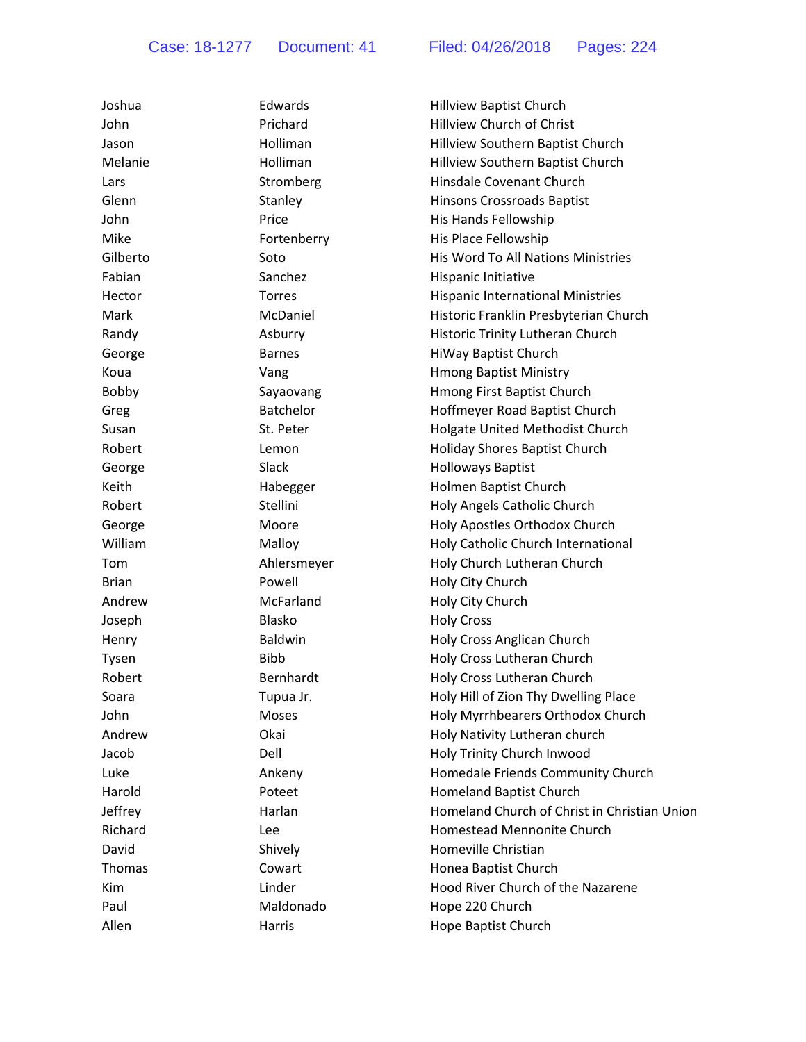| | | |
|---|---|---|
| Joshua | Edwards | Hillview Baptist Church |
| John | Prichard | Hillview Church of Christ |
| Jason | Holliman | Hillview Southern Baptist Church |
| Melanie | Holliman | Hillview Southern Baptist Church |
| Lars | Stromberg | Hinsdale Covenant Church |
| Glenn | Stanley | Hinsons Crossroads Baptist |
| John | Price | His Hands Fellowship |
| Mike | Fortenberry | His Place Fellowship |
| Gilberto | Soto | His Word To All Nations Ministries |
| Fabian | Sanchez | Hispanic Initiative |
| Hector | Torres | Hispanic International Ministries |
| Mark | McDaniel | Historic Franklin Presbyterian Church |
| Randy | Asburry | Historic Trinity Lutheran Church |
| George | Barnes | HiWay Baptist Church |
| Koua | Vang | Hmong Baptist Ministry |
| Bobby | Sayaovang | Hmong First Baptist Church |
| Greg | Batchelor | Hoffmeyer Road Baptist Church |
| Susan | St. Peter | Holgate United Methodist Church |
| Robert | Lemon | Holiday Shores Baptist Church |
| George | Slack | Holloways Baptist |
| Keith | Habegger | Holmen Baptist Church |
| Robert | Stellini | Holy Angels Catholic Church |
| George | Moore | Holy Apostles Orthodox Church |
| William | Malloy | Holy Catholic Church International |
| Tom | Ahlersmeyer | Holy Church Lutheran Church |
| Brian | Powell | Holy City Church |
| Andrew | McFarland | Holy City Church |
| Joseph | Blasko | Holy Cross |
| Henry | Baldwin | Holy Cross Anglican Church |
| Tysen | Bibb | Holy Cross Lutheran Church |
| Robert | Bernhardt | Holy Cross Lutheran Church |
| Soara | Tupua Jr. | Holy Hill of Zion Thy Dwelling Place |
| John | Moses | Holy Myrrhbearers Orthodox Church |
| Andrew | Okai | Holy Nativity Lutheran church |
| Jacob | Dell | Holy Trinity Church Inwood |
| Luke | Ankeny | Homedale Friends Community Church |
| Harold | Poteet | Homeland Baptist Church |
| Jeffrey | Harlan | Homeland Church of Christ in Christian Union |
| Richard | Lee | Homestead Mennonite Church |
| David | Shively | Homeville Christian |
| Thomas | Cowart | Honea Baptist Church |
| Kim | Linder | Hood River Church of the Nazarene |
| Paul | Maldonado | Hope 220 Church |
| Allen | Harris | Hope Baptist Church |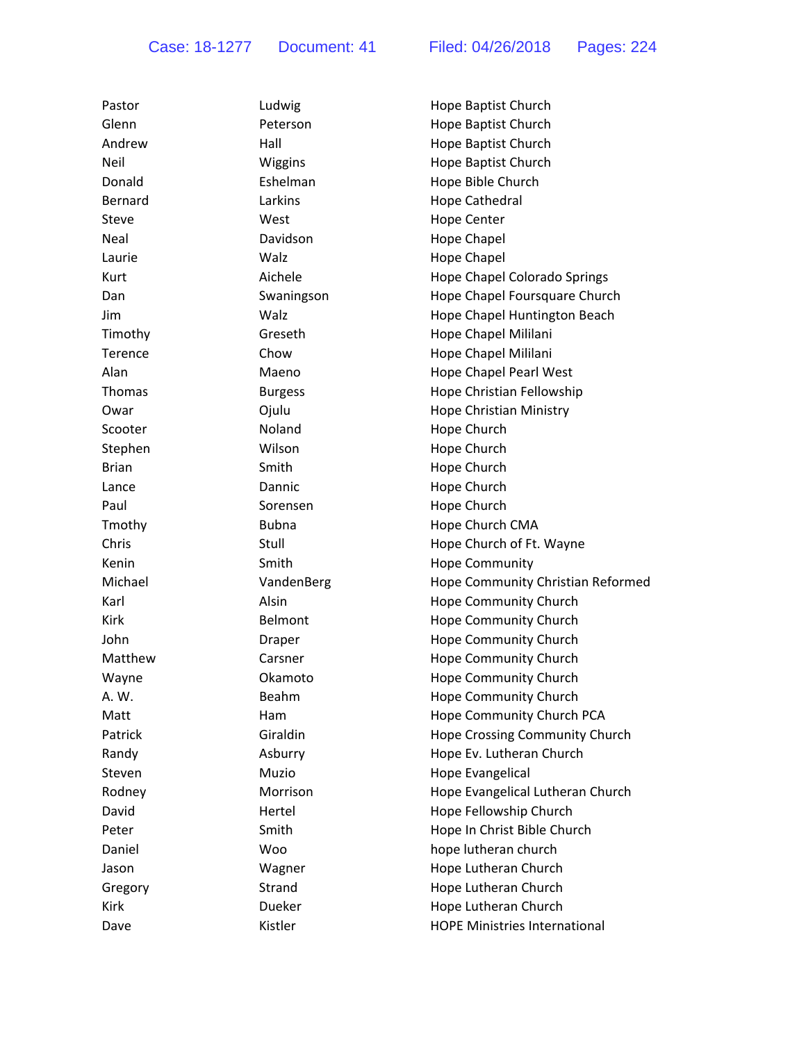| | | |
|---|---|---|
| Pastor | Ludwig | Hope Baptist Church |
| Glenn | Peterson | Hope Baptist Church |
| Andrew | Hall | Hope Baptist Church |
| Neil | Wiggins | Hope Baptist Church |
| Donald | Eshelman | Hope Bible Church |
| Bernard | Larkins | Hope Cathedral |
| Steve | West | Hope Center |
| Neal | Davidson | Hope Chapel |
| Laurie | Walz | Hope Chapel |
| Kurt | Aichele | Hope Chapel Colorado Springs |
| Dan | Swaningson | Hope Chapel Foursquare Church |
| Jim | Walz | Hope Chapel Huntington Beach |
| Timothy | Greseth | Hope Chapel Mililani |
| Terence | Chow | Hope Chapel Mililani |
| Alan | Maeno | Hope Chapel Pearl West |
| Thomas | Burgess | Hope Christian Fellowship |
| Owar | Ojulu | Hope Christian Ministry |
| Scooter | Noland | Hope Church |
| Stephen | Wilson | Hope Church |
| Brian | Smith | Hope Church |
| Lance | Dannic | Hope Church |
| Paul | Sorensen | Hope Church |
| Tmothy | Bubna | Hope Church CMA |
| Chris | Stull | Hope Church of Ft. Wayne |
| Kenin | Smith | Hope Community |
| Michael | VandenBerg | Hope Community Christian Reformed |
| Karl | Alsin | Hope Community Church |
| Kirk | Belmont | Hope Community Church |
| John | Draper | Hope Community Church |
| Matthew | Carsner | Hope Community Church |
| Wayne | Okamoto | Hope Community Church |
| A. W. | Beahm | Hope Community Church |
| Matt | Ham | Hope Community Church PCA |
| Patrick | Giraldin | Hope Crossing Community Church |
| Randy | Asburry | Hope Ev. Lutheran Church |
| Steven | Muzio | Hope Evangelical |
| Rodney | Morrison | Hope Evangelical Lutheran Church |
| David | Hertel | Hope Fellowship Church |
| Peter | Smith | Hope In Christ Bible Church |
| Daniel | Woo | hope lutheran church |
| Jason | Wagner | Hope Lutheran Church |
| Gregory | Strand | Hope Lutheran Church |
| Kirk | Dueker | Hope Lutheran Church |
| Dave | Kistler | HOPE Ministries International |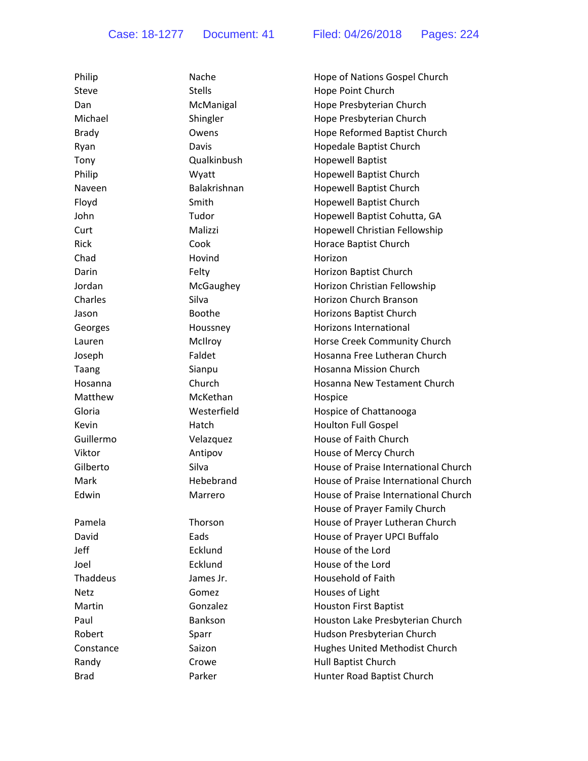| | | |
|---|---|---|
| Philip | Nache | Hope of Nations Gospel Church |
| Steve | Stells | Hope Point Church |
| Dan | McManigal | Hope Presbyterian Church |
| Michael | Shingler | Hope Presbyterian Church |
| Brady | Owens | Hope Reformed Baptist Church |
| Ryan | Davis | Hopedale Baptist Church |
| Tony | Qualkinbush | Hopewell Baptist |
| Philip | Wyatt | Hopewell Baptist Church |
| Naveen | Balakrishnan | Hopewell Baptist Church |
| Floyd | Smith | Hopewell Baptist Church |
| John | Tudor | Hopewell Baptist Cohutta, GA |
| Curt | Malizzi | Hopewell Christian Fellowship |
| Rick | Cook | Horace Baptist Church |
| Chad | Hovind | Horizon |
| Darin | Felty | Horizon Baptist Church |
| Jordan | McGaughey | Horizon Christian Fellowship |
| Charles | Silva | Horizon Church Branson |
| Jason | Boothe | Horizons Baptist Church |
| Georges | Houssney | Horizons International |
| Lauren | McIlroy | Horse Creek Community Church |
| Joseph | Faldet | Hosanna Free Lutheran Church |
| Taang | Sianpu | Hosanna Mission Church |
| Hosanna | Church | Hosanna New Testament Church |
| Matthew | McKethan | Hospice |
| Gloria | Westerfield | Hospice of Chattanooga |
| Kevin | Hatch | Houlton Full Gospel |
| Guillermo | Velazquez | House of Faith Church |
| Viktor | Antipov | House of Mercy Church |
| Gilberto | Silva | House of Praise International Church |
| Mark | Hebebrand | House of Praise International Church |
| Edwin | Marrero | House of Praise International Church |
| | | House of Prayer Family Church |
| Pamela | Thorson | House of Prayer Lutheran Church |
| David | Eads | House of Prayer UPCI Buffalo |
| Jeff | Ecklund | House of the Lord |
| Joel | Ecklund | House of the Lord |
| Thaddeus | James Jr. | Household of Faith |
| Netz | Gomez | Houses of Light |
| Martin | Gonzalez | Houston First Baptist |
| Paul | Bankson | Houston Lake Presbyterian Church |
| Robert | Sparr | Hudson Presbyterian Church |
| Constance | Saizon | Hughes United Methodist Church |
| Randy | Crowe | Hull Baptist Church |
| Brad | Parker | Hunter Road Baptist Church |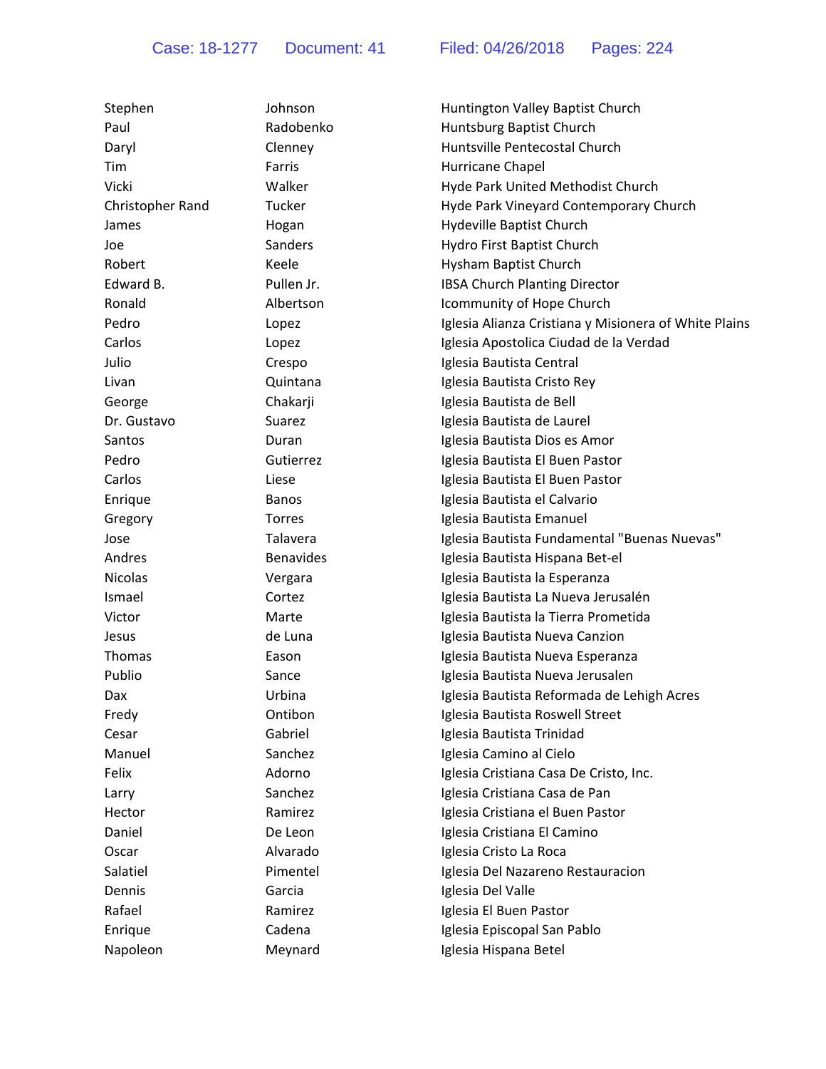| | | |
|---|---|---|
| Stephen | Johnson | Huntington Valley Baptist Church |
| Paul | Radobenko | Huntsburg Baptist Church |
| Daryl | Clenney | Huntsville Pentecostal Church |
| Tim | Farris | Hurricane Chapel |
| Vicki | Walker | Hyde Park United Methodist Church |
| Christopher Rand | Tucker | Hyde Park Vineyard Contemporary Church |
| James | Hogan | Hydeville Baptist Church |
| Joe | Sanders | Hydro First Baptist Church |
| Robert | Keele | Hysham Baptist Church |
| Edward B. | Pullen Jr. | IBSA Church Planting Director |
| Ronald | Albertson | Icommunity of Hope Church |
| Pedro | Lopez | Iglesia Alianza Cristiana y Misionera of White Plains |
| Carlos | Lopez | Iglesia Apostolica Ciudad de la Verdad |
| Julio | Crespo | Iglesia Bautista Central |
| Livan | Quintana | Iglesia Bautista Cristo Rey |
| George | Chakarji | Iglesia Bautista de Bell |
| Dr. Gustavo | Suarez | Iglesia Bautista de Laurel |
| Santos | Duran | Iglesia Bautista Dios es Amor |
| Pedro | Gutierrez | Iglesia Bautista El Buen Pastor |
| Carlos | Liese | Iglesia Bautista El Buen Pastor |
| Enrique | Banos | Iglesia Bautista el Calvario |
| Gregory | Torres | Iglesia Bautista Emanuel |
| Jose | Talavera | Iglesia Bautista Fundamental "Buenas Nuevas" |
| Andres | Benavides | Iglesia Bautista Hispana Bet-el |
| Nicolas | Vergara | Iglesia Bautista la Esperanza |
| Ismael | Cortez | Iglesia Bautista La Nueva Jerusalén |
| Victor | Marte | Iglesia Bautista la Tierra Prometida |
| Jesus | de Luna | Iglesia Bautista Nueva Canzion |
| Thomas | Eason | Iglesia Bautista Nueva Esperanza |
| Publio | Sance | Iglesia Bautista Nueva Jerusalen |
| Dax | Urbina | Iglesia Bautista Reformada de Lehigh Acres |
| Fredy | Ontibon | Iglesia Bautista Roswell Street |
| Cesar | Gabriel | Iglesia Bautista Trinidad |
| Manuel | Sanchez | Iglesia Camino al Cielo |
| Felix | Adorno | Iglesia Cristiana Casa De Cristo, Inc. |
| Larry | Sanchez | Iglesia Cristiana Casa de Pan |
| Hector | Ramirez | Iglesia Cristiana el Buen Pastor |
| Daniel | De Leon | Iglesia Cristiana El Camino |
| Oscar | Alvarado | Iglesia Cristo La Roca |
| Salatiel | Pimentel | Iglesia Del Nazareno Restauracion |
| Dennis | Garcia | Iglesia Del Valle |
| Rafael | Ramirez | Iglesia El Buen Pastor |
| Enrique | Cadena | Iglesia Episcopal San Pablo |
| Napoleon | Meynard | Iglesia Hispana Betel |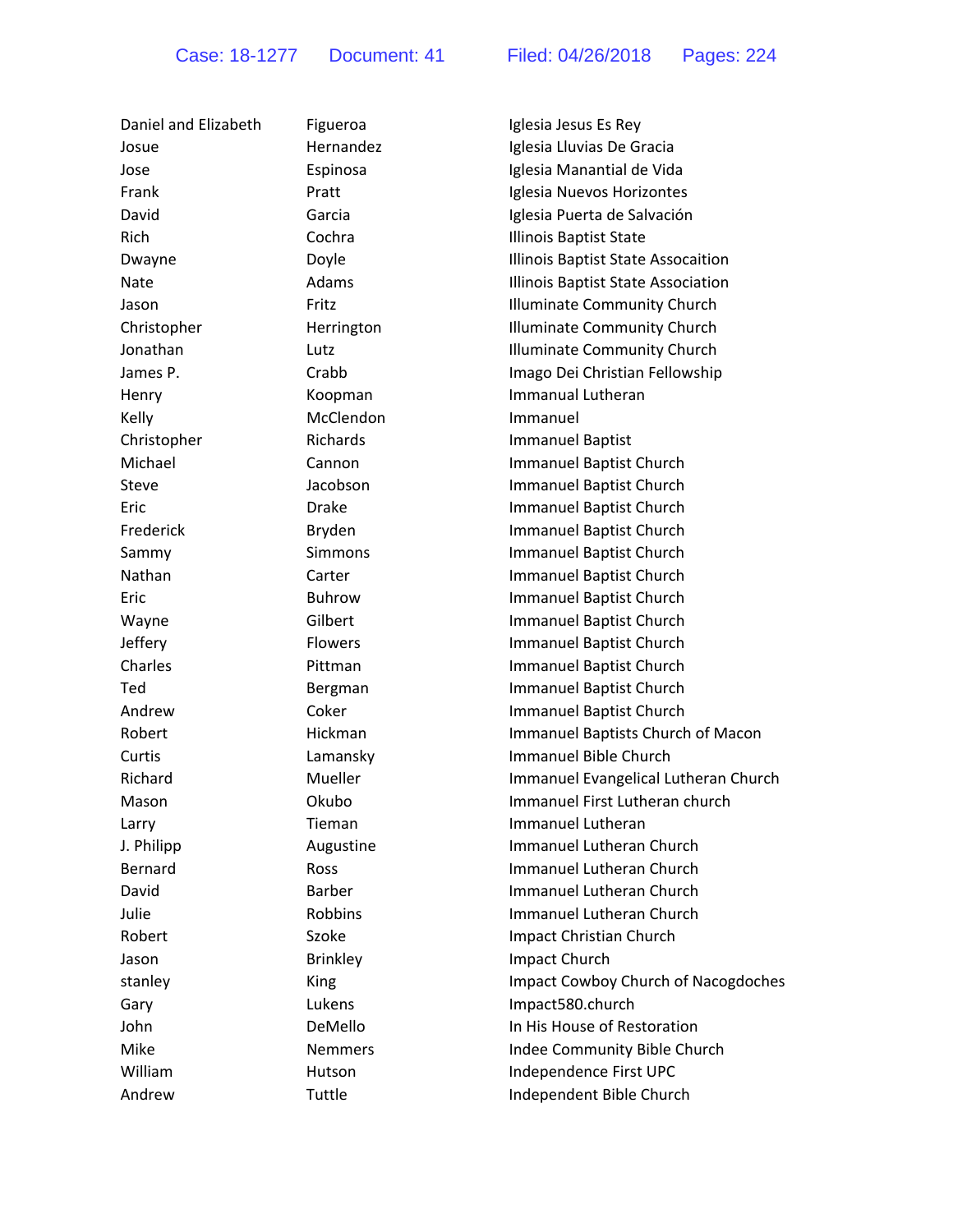| | | |
|---|---|---|
| Daniel and Elizabeth | Figueroa | Iglesia Jesus Es Rey |
| Josue | Hernandez | Iglesia Lluvias De Gracia |
| Jose | Espinosa | Iglesia Manantial de Vida |
| Frank | Pratt | Iglesia Nuevos Horizontes |
| David | Garcia | Iglesia Puerta de Salvación |
| Rich | Cochra | Illinois Baptist State |
| Dwayne | Doyle | Illinois Baptist State Assocaition |
| Nate | Adams | Illinois Baptist State Association |
| Jason | Fritz | Illuminate Community Church |
| Christopher | Herrington | Illuminate Community Church |
| Jonathan | Lutz | Illuminate Community Church |
| James P. | Crabb | Imago Dei Christian Fellowship |
| Henry | Koopman | Immanual Lutheran |
| Kelly | McClendon | Immanuel |
| Christopher | Richards | Immanuel Baptist |
| Michael | Cannon | Immanuel Baptist Church |
| Steve | Jacobson | Immanuel Baptist Church |
| Eric | Drake | Immanuel Baptist Church |
| Frederick | Bryden | Immanuel Baptist Church |
| Sammy | Simmons | Immanuel Baptist Church |
| Nathan | Carter | Immanuel Baptist Church |
| Eric | Buhrow | Immanuel Baptist Church |
| Wayne | Gilbert | Immanuel Baptist Church |
| Jeffery | Flowers | Immanuel Baptist Church |
| Charles | Pittman | Immanuel Baptist Church |
| Ted | Bergman | Immanuel Baptist Church |
| Andrew | Coker | Immanuel Baptist Church |
| Robert | Hickman | Immanuel Baptists Church of Macon |
| Curtis | Lamansky | Immanuel Bible Church |
| Richard | Mueller | Immanuel Evangelical Lutheran Church |
| Mason | Okubo | Immanuel First Lutheran church |
| Larry | Tieman | Immanuel Lutheran |
| J. Philipp | Augustine | Immanuel Lutheran Church |
| Bernard | Ross | Immanuel Lutheran Church |
| David | Barber | Immanuel Lutheran Church |
| Julie | Robbins | Immanuel Lutheran Church |
| Robert | Szoke | Impact Christian Church |
| Jason | Brinkley | Impact Church |
| stanley | King | Impact Cowboy Church of Nacogdoches |
| Gary | Lukens | Impact580.church |
| John | DeMello | In His House of Restoration |
| Mike | Nemmers | Indee Community Bible Church |
| William | Hutson | Independence First UPC |
| Andrew | Tuttle | Independent Bible Church |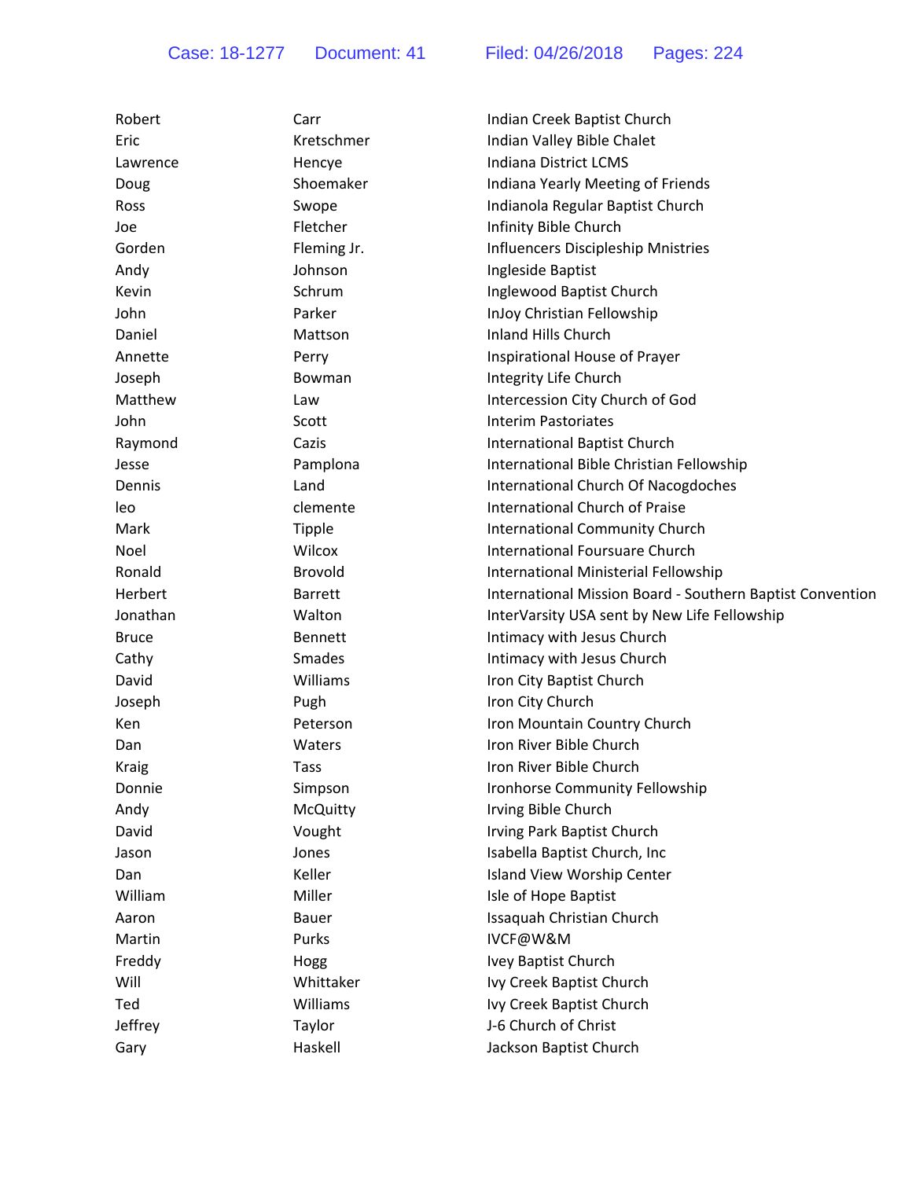| | | |
|---|---|---|
| Robert | Carr | Indian Creek Baptist Church |
| Eric | Kretschmer | Indian Valley Bible Chalet |
| Lawrence | Hencye | Indiana District LCMS |
| Doug | Shoemaker | Indiana Yearly Meeting of Friends |
| Ross | Swope | Indianola Regular Baptist Church |
| Joe | Fletcher | Infinity Bible Church |
| Gorden | Fleming Jr. | Influencers Discipleship Mnistries |
| Andy | Johnson | Ingleside Baptist |
| Kevin | Schrum | Inglewood Baptist Church |
| John | Parker | InJoy Christian Fellowship |
| Daniel | Mattson | Inland Hills Church |
| Annette | Perry | Inspirational House of Prayer |
| Joseph | Bowman | Integrity Life Church |
| Matthew | Law | Intercession City Church of God |
| John | Scott | Interim Pastoriates |
| Raymond | Cazis | International Baptist Church |
| Jesse | Pamplona | International Bible Christian Fellowship |
| Dennis | Land | International Church Of Nacogdoches |
| leo | clemente | International Church of Praise |
| Mark | Tipple | International Community Church |
| Noel | Wilcox | International Foursuare Church |
| Ronald | Brovold | International Ministerial Fellowship |
| Herbert | Barrett | International Mission Board - Southern Baptist Convention |
| Jonathan | Walton | InterVarsity USA sent by New Life Fellowship |
| Bruce | Bennett | Intimacy with Jesus Church |
| Cathy | Smades | Intimacy with Jesus Church |
| David | Williams | Iron City Baptist Church |
| Joseph | Pugh | Iron City Church |
| Ken | Peterson | Iron Mountain Country Church |
| Dan | Waters | Iron River Bible Church |
| Kraig | Tass | Iron River Bible Church |
| Donnie | Simpson | Ironhorse Community Fellowship |
| Andy | McQuitty | Irving Bible Church |
| David | Vought | Irving Park Baptist Church |
| Jason | Jones | Isabella Baptist Church, Inc |
| Dan | Keller | Island View Worship Center |
| William | Miller | Isle of Hope Baptist |
| Aaron | Bauer | Issaquah Christian Church |
| Martin | Purks | IVCF@W&M |
| Freddy | Hogg | Ivey Baptist Church |
| Will | Whittaker | Ivy Creek Baptist Church |
| Ted | Williams | Ivy Creek Baptist Church |
| Jeffrey | Taylor | J-6 Church of Christ |
| Gary | Haskell | Jackson Baptist Church |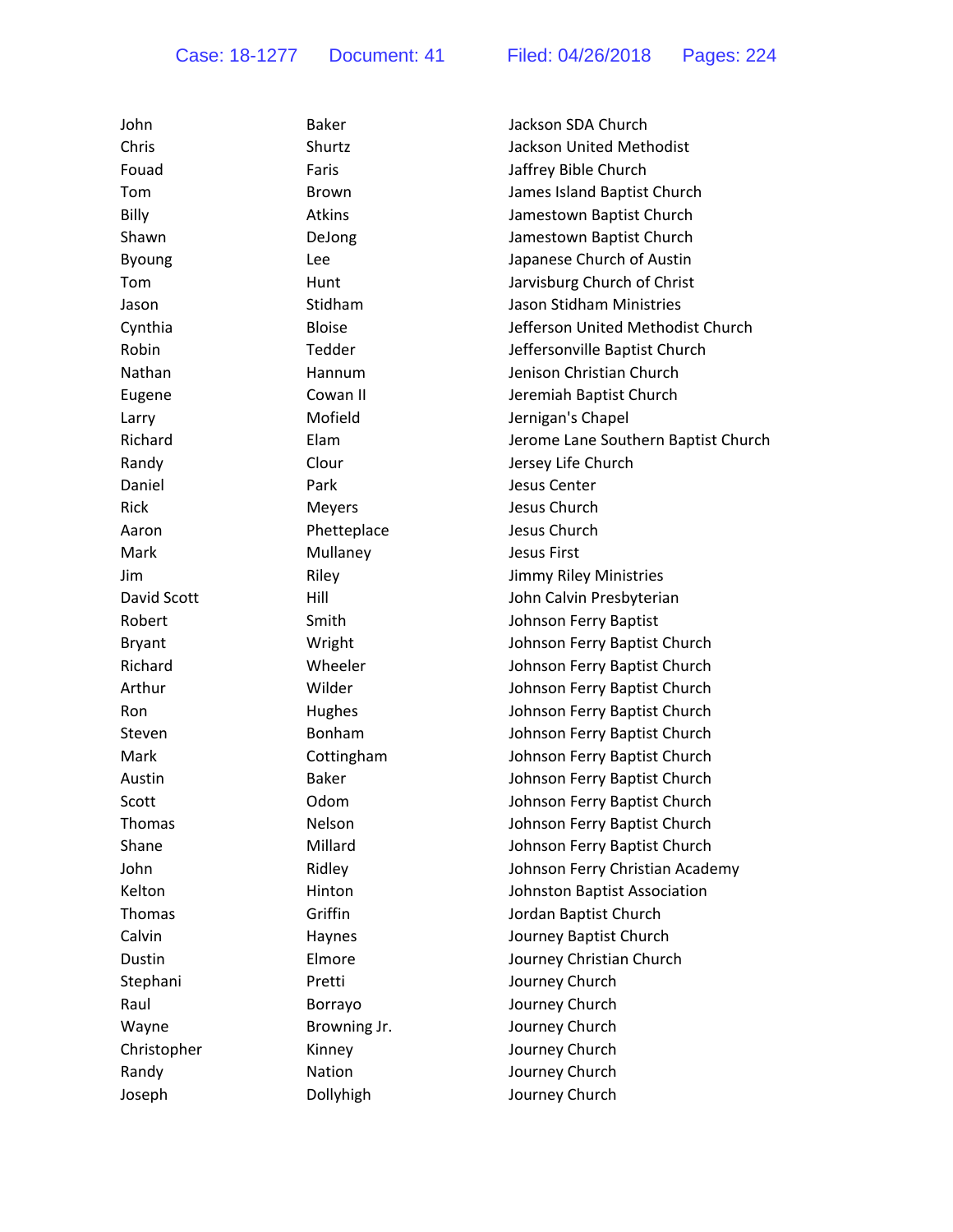| | | |
|---|---|---|
| John | Baker | Jackson SDA Church |
| Chris | Shurtz | Jackson United Methodist |
| Fouad | Faris | Jaffrey Bible Church |
| Tom | Brown | James Island Baptist Church |
| Billy | Atkins | Jamestown Baptist Church |
| Shawn | DeJong | Jamestown Baptist Church |
| Byoung | Lee | Japanese Church of Austin |
| Tom | Hunt | Jarvisburg Church of Christ |
| Jason | Stidham | Jason Stidham Ministries |
| Cynthia | Bloise | Jefferson United Methodist Church |
| Robin | Tedder | Jeffersonville Baptist Church |
| Nathan | Hannum | Jenison Christian Church |
| Eugene | Cowan II | Jeremiah Baptist Church |
| Larry | Mofield | Jernigan's Chapel |
| Richard | Elam | Jerome Lane Southern Baptist Church |
| Randy | Clour | Jersey Life Church |
| Daniel | Park | Jesus Center |
| Rick | Meyers | Jesus Church |
| Aaron | Phetteplace | Jesus Church |
| Mark | Mullaney | Jesus First |
| Jim | Riley | Jimmy Riley Ministries |
| David Scott | Hill | John Calvin Presbyterian |
| Robert | Smith | Johnson Ferry Baptist |
| Bryant | Wright | Johnson Ferry Baptist Church |
| Richard | Wheeler | Johnson Ferry Baptist Church |
| Arthur | Wilder | Johnson Ferry Baptist Church |
| Ron | Hughes | Johnson Ferry Baptist Church |
| Steven | Bonham | Johnson Ferry Baptist Church |
| Mark | Cottingham | Johnson Ferry Baptist Church |
| Austin | Baker | Johnson Ferry Baptist Church |
| Scott | Odom | Johnson Ferry Baptist Church |
| Thomas | Nelson | Johnson Ferry Baptist Church |
| Shane | Millard | Johnson Ferry Baptist Church |
| John | Ridley | Johnson Ferry Christian Academy |
| Kelton | Hinton | Johnston Baptist Association |
| Thomas | Griffin | Jordan Baptist Church |
| Calvin | Haynes | Journey Baptist Church |
| Dustin | Elmore | Journey Christian Church |
| Stephani | Pretti | Journey Church |
| Raul | Borrayo | Journey Church |
| Wayne | Browning Jr. | Journey Church |
| Christopher | Kinney | Journey Church |
| Randy | Nation | Journey Church |
| Joseph | Dollyhigh | Journey Church |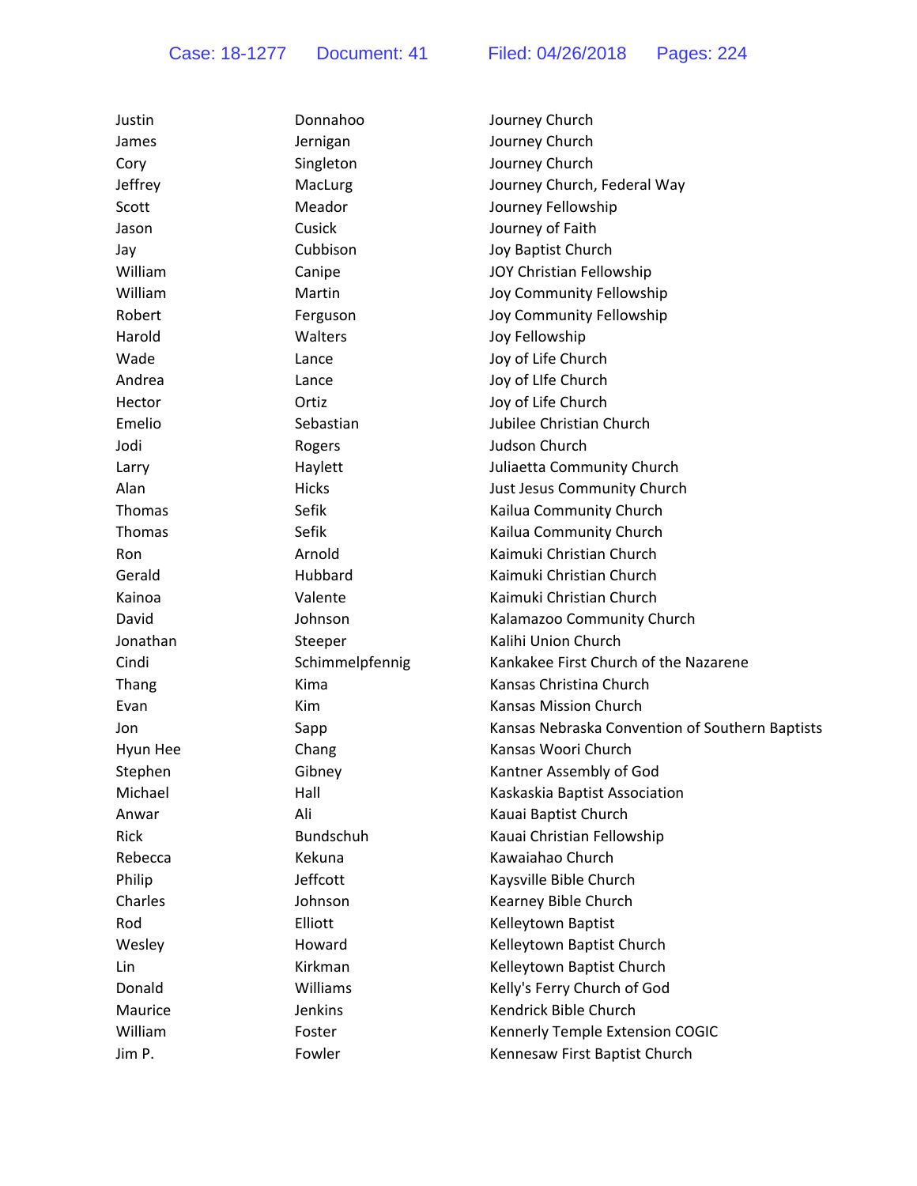| | | |
|---|---|---|
| Justin | Donnahoo | Journey Church |
| James | Jernigan | Journey Church |
| Cory | Singleton | Journey Church |
| Jeffrey | MacLurg | Journey Church, Federal Way |
| Scott | Meador | Journey Fellowship |
| Jason | Cusick | Journey of Faith |
| Jay | Cubbison | Joy Baptist Church |
| William | Canipe | JOY Christian Fellowship |
| William | Martin | Joy Community Fellowship |
| Robert | Ferguson | Joy Community Fellowship |
| Harold | Walters | Joy Fellowship |
| Wade | Lance | Joy of Life Church |
| Andrea | Lance | Joy of LIfe Church |
| Hector | Ortiz | Joy of Life Church |
| Emelio | Sebastian | Jubilee Christian Church |
| Jodi | Rogers | Judson Church |
| Larry | Haylett | Juliaetta Community Church |
| Alan | Hicks | Just Jesus Community Church |
| Thomas | Sefik | Kailua Community Church |
| Thomas | Sefik | Kailua Community Church |
| Ron | Arnold | Kaimuki Christian Church |
| Gerald | Hubbard | Kaimuki Christian Church |
| Kainoa | Valente | Kaimuki Christian Church |
| David | Johnson | Kalamazoo Community Church |
| Jonathan | Steeper | Kalihi Union Church |
| Cindi | Schimmelpfennig | Kankakee First Church of the Nazarene |
| Thang | Kima | Kansas Christina Church |
| Evan | Kim | Kansas Mission Church |
| Jon | Sapp | Kansas Nebraska Convention of Southern Baptists |
| Hyun Hee | Chang | Kansas Woori Church |
| Stephen | Gibney | Kantner Assembly of God |
| Michael | Hall | Kaskaskia Baptist Association |
| Anwar | Ali | Kauai Baptist Church |
| Rick | Bundschuh | Kauai Christian Fellowship |
| Rebecca | Kekuna | Kawaiahao Church |
| Philip | Jeffcott | Kaysville Bible Church |
| Charles | Johnson | Kearney Bible Church |
| Rod | Elliott | Kelleytown Baptist |
| Wesley | Howard | Kelleytown Baptist Church |
| Lin | Kirkman | Kelleytown Baptist Church |
| Donald | Williams | Kelly's Ferry Church of God |
| Maurice | Jenkins | Kendrick Bible Church |
| William | Foster | Kennerly Temple Extension COGIC |
| Jim P. | Fowler | Kennesaw First Baptist Church |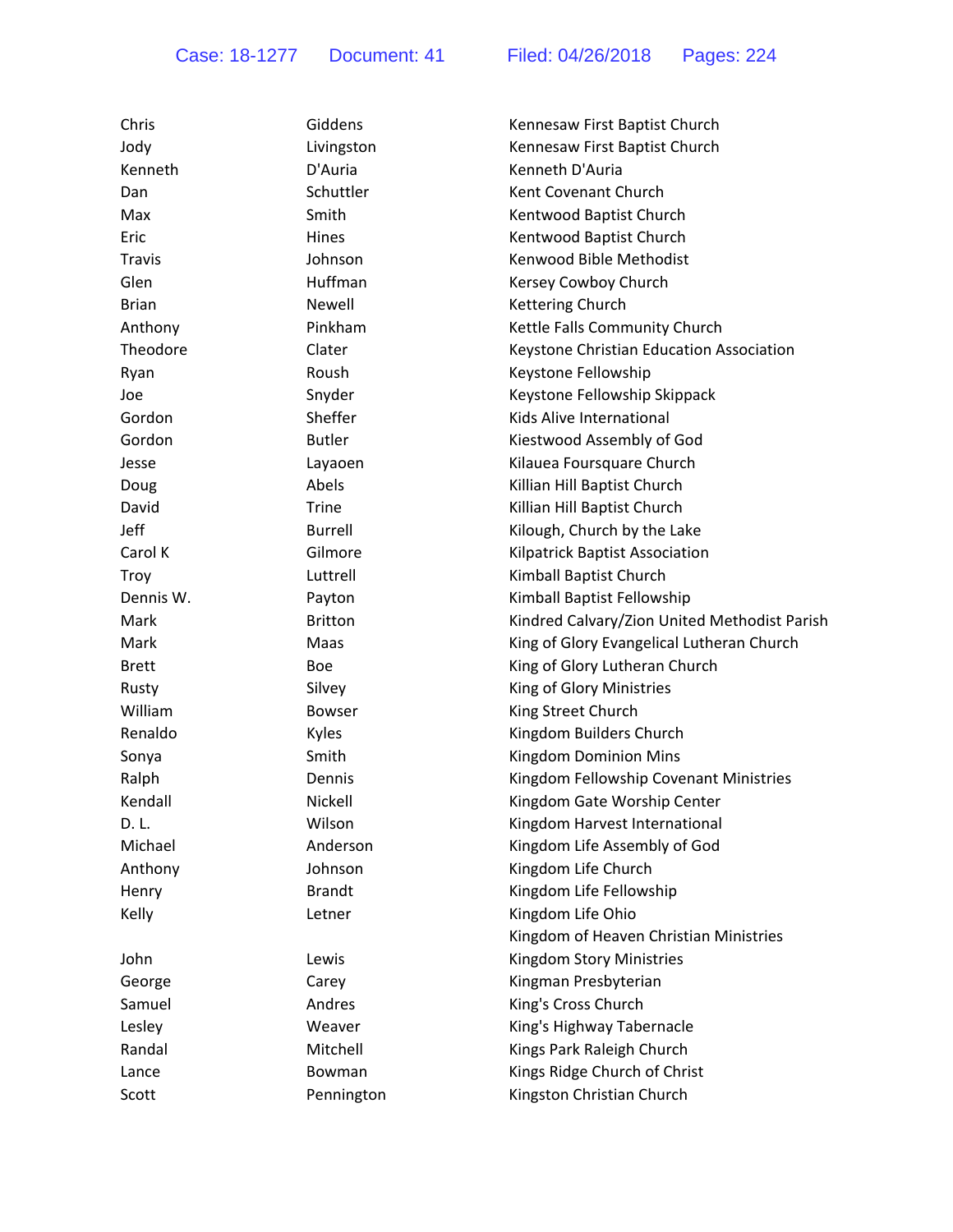| | | |
|---|---|---|
| Chris | Giddens | Kennesaw First Baptist Church |
| Jody | Livingston | Kennesaw First Baptist Church |
| Kenneth | D'Auria | Kenneth D'Auria |
| Dan | Schuttler | Kent Covenant Church |
| Max | Smith | Kentwood Baptist Church |
| Eric | Hines | Kentwood Baptist Church |
| Travis | Johnson | Kenwood Bible Methodist |
| Glen | Huffman | Kersey Cowboy Church |
| Brian | Newell | Kettering Church |
| Anthony | Pinkham | Kettle Falls Community Church |
| Theodore | Clater | Keystone Christian Education Association |
| Ryan | Roush | Keystone Fellowship |
| Joe | Snyder | Keystone Fellowship Skippack |
| Gordon | Sheffer | Kids Alive International |
| Gordon | Butler | Kiestwood Assembly of God |
| Jesse | Layaoen | Kilauea Foursquare Church |
| Doug | Abels | Killian Hill Baptist Church |
| David | Trine | Killian Hill Baptist Church |
| Jeff | Burrell | Kilough, Church by the Lake |
| Carol K | Gilmore | Kilpatrick Baptist Association |
| Troy | Luttrell | Kimball Baptist Church |
| Dennis W. | Payton | Kimball Baptist Fellowship |
| Mark | Britton | Kindred Calvary/Zion United Methodist Parish |
| Mark | Maas | King of Glory Evangelical Lutheran Church |
| Brett | Boe | King of Glory Lutheran Church |
| Rusty | Silvey | King of Glory Ministries |
| William | Bowser | King Street Church |
| Renaldo | Kyles | Kingdom Builders Church |
| Sonya | Smith | Kingdom Dominion Mins |
| Ralph | Dennis | Kingdom Fellowship Covenant Ministries |
| Kendall | Nickell | Kingdom Gate Worship Center |
| D. L. | Wilson | Kingdom Harvest International |
| Michael | Anderson | Kingdom Life Assembly of God |
| Anthony | Johnson | Kingdom Life Church |
| Henry | Brandt | Kingdom Life Fellowship |
| Kelly | Letner | Kingdom Life Ohio |
| | | Kingdom of Heaven Christian Ministries |
| John | Lewis | Kingdom Story Ministries |
| George | Carey | Kingman Presbyterian |
| Samuel | Andres | King's Cross Church |
| Lesley | Weaver | King's Highway Tabernacle |
| Randal | Mitchell | Kings Park Raleigh Church |
| Lance | Bowman | Kings Ridge Church of Christ |
| Scott | Pennington | Kingston Christian Church |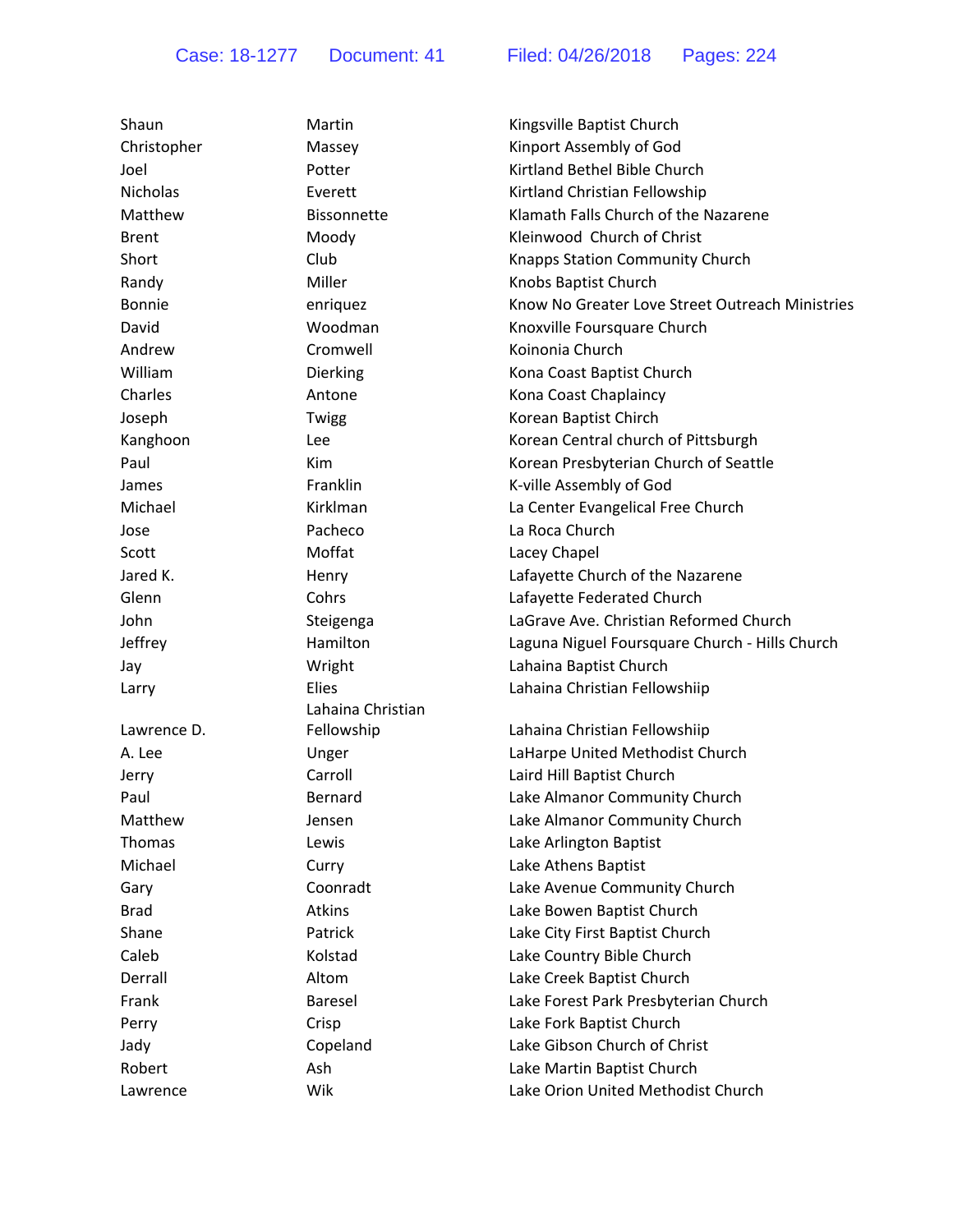| | | |
|---|---|---|
| Shaun | Martin | Kingsville Baptist Church |
| Christopher | Massey | Kinport Assembly of God |
| Joel | Potter | Kirtland Bethel Bible Church |
| Nicholas | Everett | Kirtland Christian Fellowship |
| Matthew | Bissonnette | Klamath Falls Church of the Nazarene |
| Brent | Moody | Kleinwood Church of Christ |
| Short | Club | Knapps Station Community Church |
| Randy | Miller | Knobs Baptist Church |
| Bonnie | enriquez | Know No Greater Love Street Outreach Ministries |
| David | Woodman | Knoxville Foursquare Church |
| Andrew | Cromwell | Koinonia Church |
| William | Dierking | Kona Coast Baptist Church |
| Charles | Antone | Kona Coast Chaplaincy |
| Joseph | Twigg | Korean Baptist Chirch |
| Kanghoon | Lee | Korean Central church of Pittsburgh |
| Paul | Kim | Korean Presbyterian Church of Seattle |
| James | Franklin | K-ville Assembly of God |
| Michael | Kirklman | La Center Evangelical Free Church |
| Jose | Pacheco | La Roca Church |
| Scott | Moffat | Lacey Chapel |
| Jared K. | Henry | Lafayette Church of the Nazarene |
| Glenn | Cohrs | Lafayette Federated Church |
| John | Steigenga | LaGrave Ave. Christian Reformed Church |
| Jeffrey | Hamilton | Laguna Niguel Foursquare Church - Hills Church |
| Jay | Wright | Lahaina Baptist Church |
| Larry | Elies | Lahaina Christian Fellowshiip |
| Lawrence D. | Lahaina Christian Fellowship | Lahaina Christian Fellowshiip |
| A. Lee | Unger | LaHarpe United Methodist Church |
| Jerry | Carroll | Laird Hill Baptist Church |
| Paul | Bernard | Lake Almanor Community Church |
| Matthew | Jensen | Lake Almanor Community Church |
| Thomas | Lewis | Lake Arlington Baptist |
| Michael | Curry | Lake Athens Baptist |
| Gary | Coonradt | Lake Avenue Community Church |
| Brad | Atkins | Lake Bowen Baptist Church |
| Shane | Patrick | Lake City First Baptist Church |
| Caleb | Kolstad | Lake Country Bible Church |
| Derrall | Altom | Lake Creek Baptist Church |
| Frank | Baresel | Lake Forest Park Presbyterian Church |
| Perry | Crisp | Lake Fork Baptist Church |
| Jady | Copeland | Lake Gibson Church of Christ |
| Robert | Ash | Lake Martin Baptist Church |
| Lawrence | Wik | Lake Orion United Methodist Church |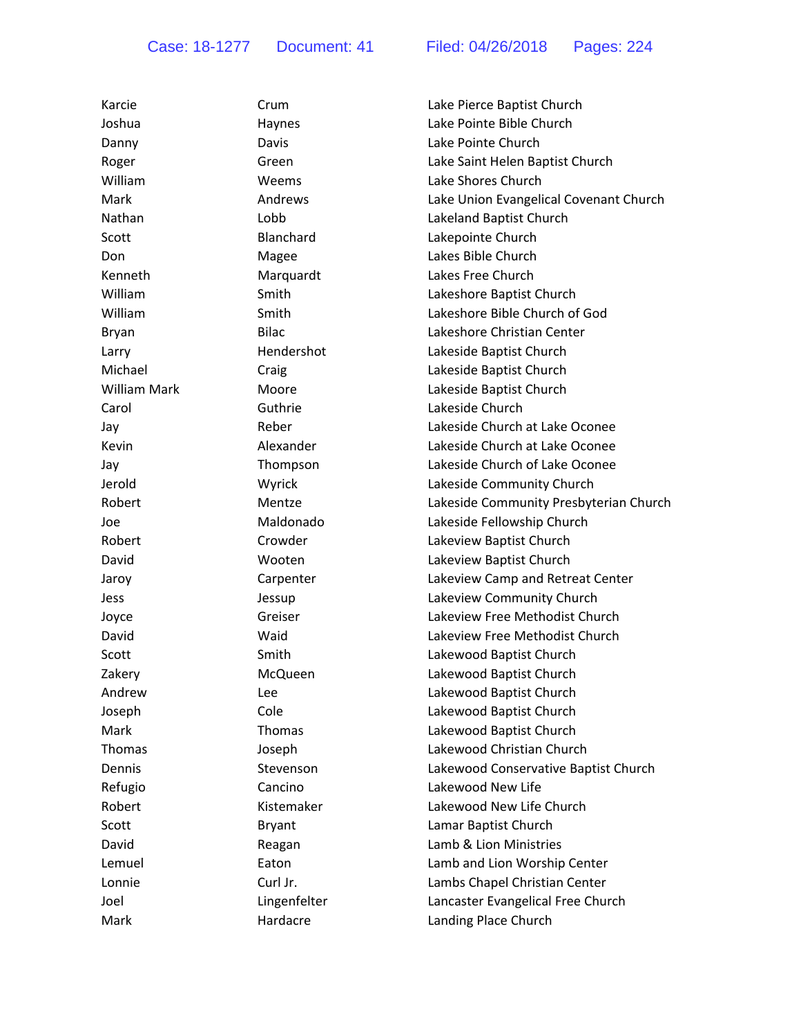| | | |
|---|---|---|
| Karcie | Crum | Lake Pierce Baptist Church |
| Joshua | Haynes | Lake Pointe Bible Church |
| Danny | Davis | Lake Pointe Church |
| Roger | Green | Lake Saint Helen Baptist Church |
| William | Weems | Lake Shores Church |
| Mark | Andrews | Lake Union Evangelical Covenant Church |
| Nathan | Lobb | Lakeland Baptist Church |
| Scott | Blanchard | Lakepointe Church |
| Don | Magee | Lakes Bible Church |
| Kenneth | Marquardt | Lakes Free Church |
| William | Smith | Lakeshore Baptist Church |
| William | Smith | Lakeshore Bible Church of God |
| Bryan | Bilac | Lakeshore Christian Center |
| Larry | Hendershot | Lakeside Baptist Church |
| Michael | Craig | Lakeside Baptist Church |
| William Mark | Moore | Lakeside Baptist Church |
| Carol | Guthrie | Lakeside Church |
| Jay | Reber | Lakeside Church at Lake Oconee |
| Kevin | Alexander | Lakeside Church at Lake Oconee |
| Jay | Thompson | Lakeside Church of Lake Oconee |
| Jerold | Wyrick | Lakeside Community Church |
| Robert | Mentze | Lakeside Community Presbyterian Church |
| Joe | Maldonado | Lakeside Fellowship Church |
| Robert | Crowder | Lakeview Baptist Church |
| David | Wooten | Lakeview Baptist Church |
| Jaroy | Carpenter | Lakeview Camp and Retreat Center |
| Jess | Jessup | Lakeview Community Church |
| Joyce | Greiser | Lakeview Free Methodist Church |
| David | Waid | Lakeview Free Methodist Church |
| Scott | Smith | Lakewood Baptist Church |
| Zakery | McQueen | Lakewood Baptist Church |
| Andrew | Lee | Lakewood Baptist Church |
| Joseph | Cole | Lakewood Baptist Church |
| Mark | Thomas | Lakewood Baptist Church |
| Thomas | Joseph | Lakewood Christian Church |
| Dennis | Stevenson | Lakewood Conservative Baptist Church |
| Refugio | Cancino | Lakewood New Life |
| Robert | Kistemaker | Lakewood New Life Church |
| Scott | Bryant | Lamar Baptist Church |
| David | Reagan | Lamb & Lion Ministries |
| Lemuel | Eaton | Lamb and Lion Worship Center |
| Lonnie | Curl Jr. | Lambs Chapel Christian Center |
| Joel | Lingenfelter | Lancaster Evangelical Free Church |
| Mark | Hardacre | Landing Place Church |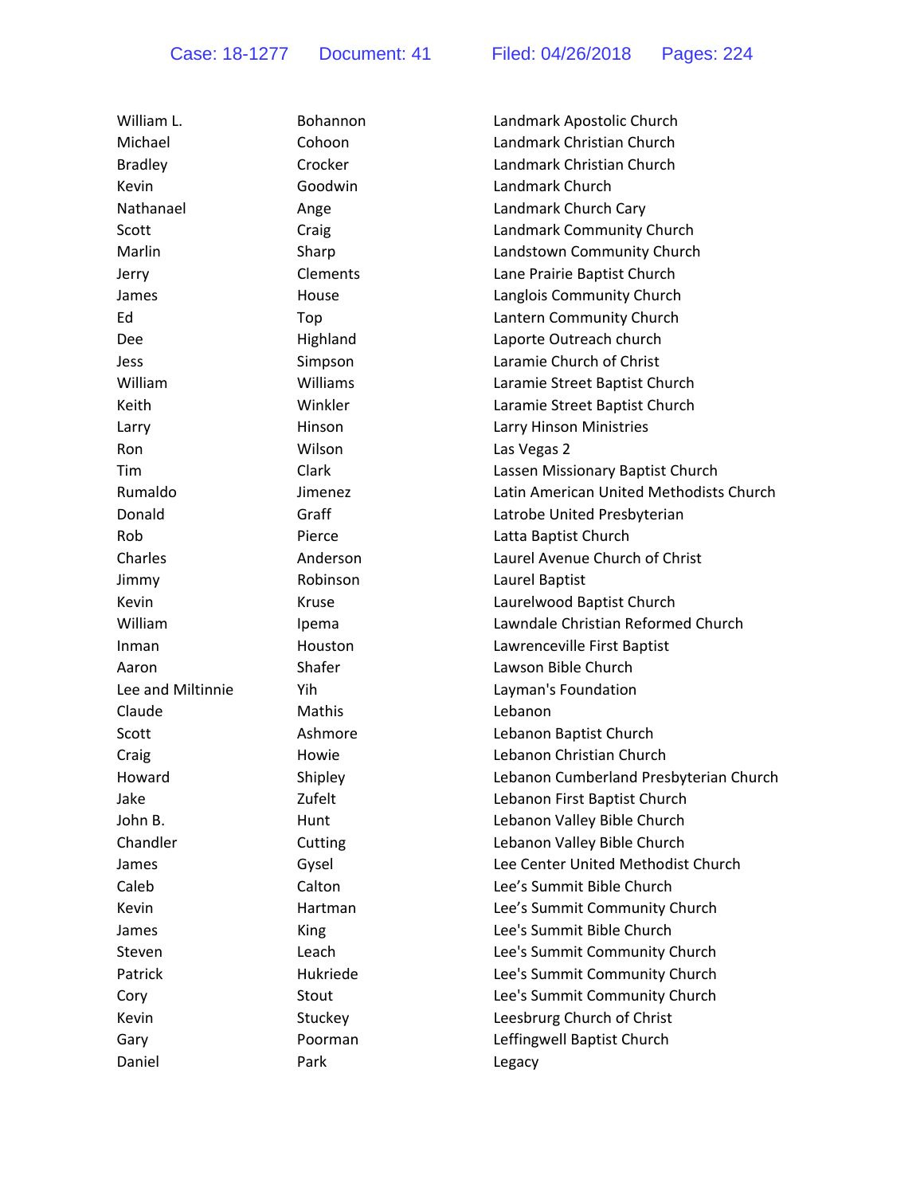| | | |
|---|---|---|
| William L. | Bohannon | Landmark Apostolic Church |
| Michael | Cohoon | Landmark Christian Church |
| Bradley | Crocker | Landmark Christian Church |
| Kevin | Goodwin | Landmark Church |
| Nathanael | Ange | Landmark Church Cary |
| Scott | Craig | Landmark Community Church |
| Marlin | Sharp | Landstown Community Church |
| Jerry | Clements | Lane Prairie Baptist Church |
| James | House | Langlois Community Church |
| Ed | Top | Lantern Community Church |
| Dee | Highland | Laporte Outreach church |
| Jess | Simpson | Laramie Church of Christ |
| William | Williams | Laramie Street Baptist Church |
| Keith | Winkler | Laramie Street Baptist Church |
| Larry | Hinson | Larry Hinson Ministries |
| Ron | Wilson | Las Vegas 2 |
| Tim | Clark | Lassen Missionary Baptist Church |
| Rumaldo | Jimenez | Latin American United Methodists Church |
| Donald | Graff | Latrobe United Presbyterian |
| Rob | Pierce | Latta Baptist Church |
| Charles | Anderson | Laurel Avenue Church of Christ |
| Jimmy | Robinson | Laurel Baptist |
| Kevin | Kruse | Laurelwood Baptist Church |
| William | Ipema | Lawndale Christian Reformed Church |
| Inman | Houston | Lawrenceville First Baptist |
| Aaron | Shafer | Lawson Bible Church |
| Lee and Miltinnie | Yih | Layman's Foundation |
| Claude | Mathis | Lebanon |
| Scott | Ashmore | Lebanon Baptist Church |
| Craig | Howie | Lebanon Christian Church |
| Howard | Shipley | Lebanon Cumberland Presbyterian Church |
| Jake | Zufelt | Lebanon First Baptist Church |
| John B. | Hunt | Lebanon Valley Bible Church |
| Chandler | Cutting | Lebanon Valley Bible Church |
| James | Gysel | Lee Center United Methodist Church |
| Caleb | Calton | Lee’s Summit Bible Church |
| Kevin | Hartman | Lee’s Summit Community Church |
| James | King | Lee's Summit Bible Church |
| Steven | Leach | Lee's Summit Community Church |
| Patrick | Hukriede | Lee's Summit Community Church |
| Cory | Stout | Lee's Summit Community Church |
| Kevin | Stuckey | Leesbrurg Church of Christ |
| Gary | Poorman | Leffingwell Baptist Church |
| Daniel | Park | Legacy |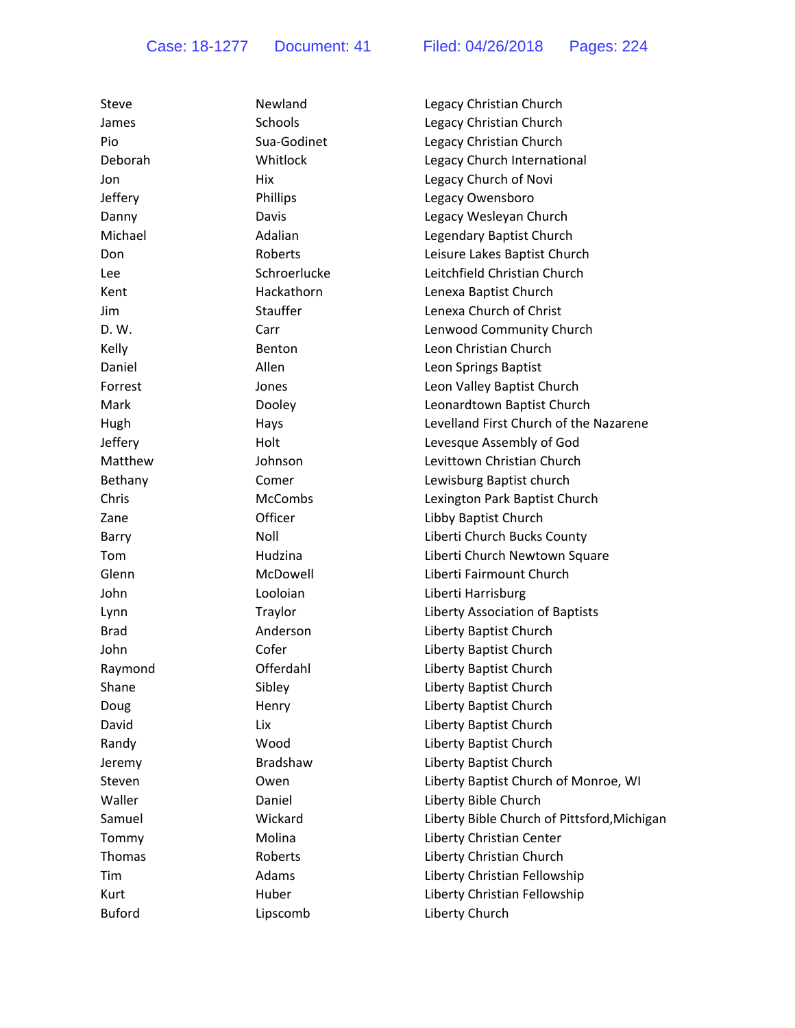| | | |
|---|---|---|
| Steve | Newland | Legacy Christian Church |
| James | Schools | Legacy Christian Church |
| Pio | Sua-Godinet | Legacy Christian Church |
| Deborah | Whitlock | Legacy Church International |
| Jon | Hix | Legacy Church of Novi |
| Jeffery | Phillips | Legacy Owensboro |
| Danny | Davis | Legacy Wesleyan Church |
| Michael | Adalian | Legendary Baptist Church |
| Don | Roberts | Leisure Lakes Baptist Church |
| Lee | Schroerlucke | Leitchfield Christian Church |
| Kent | Hackathorn | Lenexa Baptist Church |
| Jim | Stauffer | Lenexa Church of Christ |
| D. W. | Carr | Lenwood Community Church |
| Kelly | Benton | Leon Christian Church |
| Daniel | Allen | Leon Springs Baptist |
| Forrest | Jones | Leon Valley Baptist Church |
| Mark | Dooley | Leonardtown Baptist Church |
| Hugh | Hays | Levelland First Church of the Nazarene |
| Jeffery | Holt | Levesque Assembly of God |
| Matthew | Johnson | Levittown Christian Church |
| Bethany | Comer | Lewisburg Baptist church |
| Chris | McCombs | Lexington Park Baptist Church |
| Zane | Officer | Libby Baptist Church |
| Barry | Noll | Liberti Church Bucks County |
| Tom | Hudzina | Liberti Church Newtown Square |
| Glenn | McDowell | Liberti Fairmount Church |
| John | Looloian | Liberti Harrisburg |
| Lynn | Traylor | Liberty Association of Baptists |
| Brad | Anderson | Liberty Baptist Church |
| John | Cofer | Liberty Baptist Church |
| Raymond | Offerdahl | Liberty Baptist Church |
| Shane | Sibley | Liberty Baptist Church |
| Doug | Henry | Liberty Baptist Church |
| David | Lix | Liberty Baptist Church |
| Randy | Wood | Liberty Baptist Church |
| Jeremy | Bradshaw | Liberty Baptist Church |
| Steven | Owen | Liberty Baptist Church of Monroe, WI |
| Waller | Daniel | Liberty Bible Church |
| Samuel | Wickard | Liberty Bible Church of Pittsford,Michigan |
| Tommy | Molina | Liberty Christian Center |
| Thomas | Roberts | Liberty Christian Church |
| Tim | Adams | Liberty Christian Fellowship |
| Kurt | Huber | Liberty Christian Fellowship |
| Buford | Lipscomb | Liberty Church |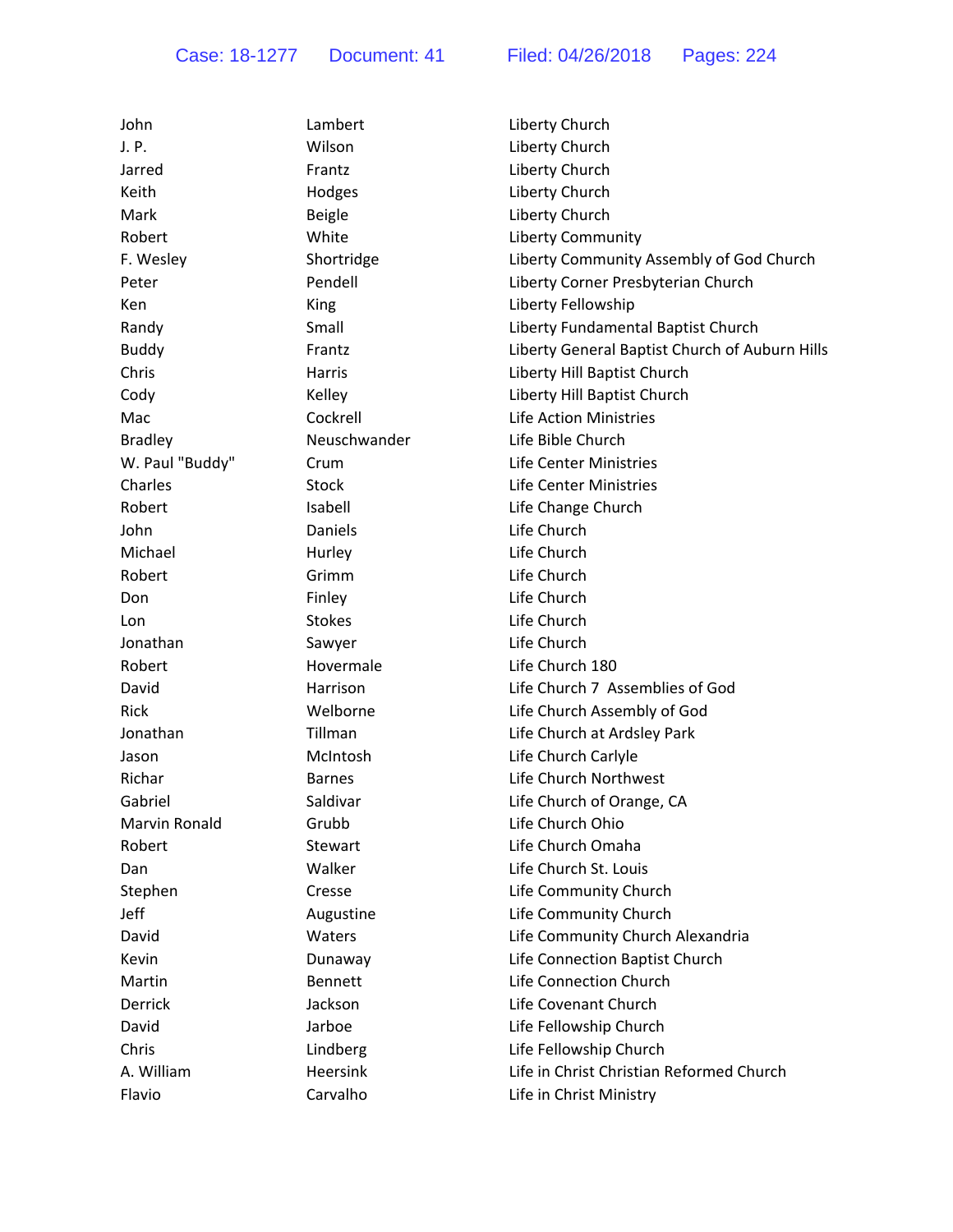| | | |
|---|---|---|
| John | Lambert | Liberty Church |
| J. P. | Wilson | Liberty Church |
| Jarred | Frantz | Liberty Church |
| Keith | Hodges | Liberty Church |
| Mark | Beigle | Liberty Church |
| Robert | White | Liberty Community |
| F. Wesley | Shortridge | Liberty Community Assembly of God Church |
| Peter | Pendell | Liberty Corner Presbyterian Church |
| Ken | King | Liberty Fellowship |
| Randy | Small | Liberty Fundamental Baptist Church |
| Buddy | Frantz | Liberty General Baptist Church of Auburn Hills |
| Chris | Harris | Liberty Hill Baptist Church |
| Cody | Kelley | Liberty Hill Baptist Church |
| Mac | Cockrell | Life Action Ministries |
| Bradley | Neuschwander | Life Bible Church |
| W. Paul "Buddy" | Crum | Life Center Ministries |
| Charles | Stock | Life Center Ministries |
| Robert | Isabell | Life Change Church |
| John | Daniels | Life Church |
| Michael | Hurley | Life Church |
| Robert | Grimm | Life Church |
| Don | Finley | Life Church |
| Lon | Stokes | Life Church |
| Jonathan | Sawyer | Life Church |
| Robert | Hovermale | Life Church 180 |
| David | Harrison | Life Church 7 Assemblies of God |
| Rick | Welborne | Life Church Assembly of God |
| Jonathan | Tillman | Life Church at Ardsley Park |
| Jason | McIntosh | Life Church Carlyle |
| Richar | Barnes | Life Church Northwest |
| Gabriel | Saldivar | Life Church of Orange, CA |
| Marvin Ronald | Grubb | Life Church Ohio |
| Robert | Stewart | Life Church Omaha |
| Dan | Walker | Life Church St. Louis |
| Stephen | Cresse | Life Community Church |
| Jeff | Augustine | Life Community Church |
| David | Waters | Life Community Church Alexandria |
| Kevin | Dunaway | Life Connection Baptist Church |
| Martin | Bennett | Life Connection Church |
| Derrick | Jackson | Life Covenant Church |
| David | Jarboe | Life Fellowship Church |
| Chris | Lindberg | Life Fellowship Church |
| A. William | Heersink | Life in Christ Christian Reformed Church |
| Flavio | Carvalho | Life in Christ Ministry |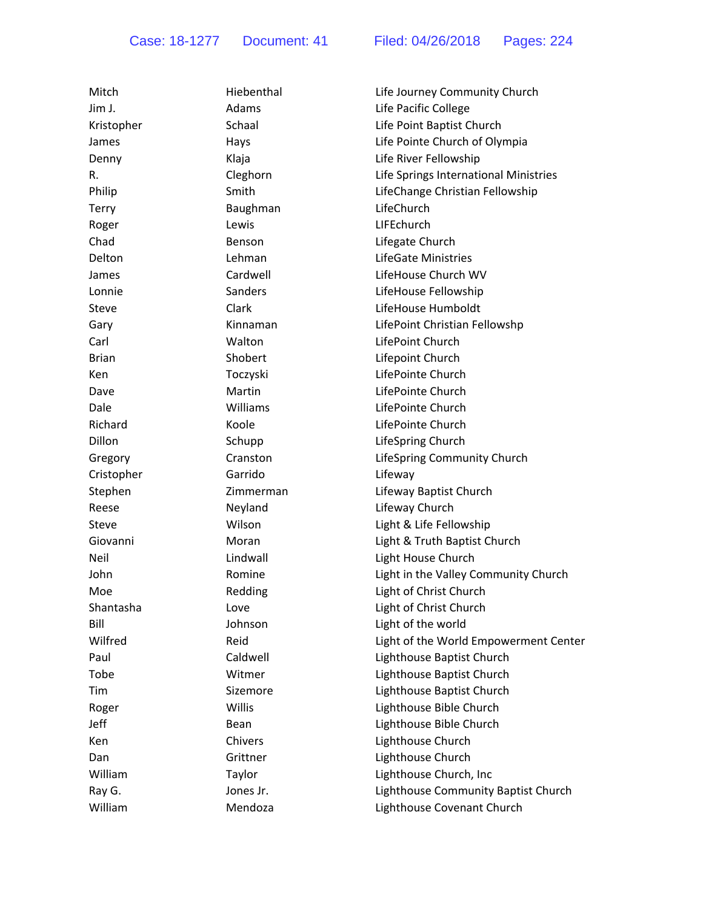| | | |
|---|---|---|
| Mitch | Hiebenthal | Life Journey Community Church |
| Jim J. | Adams | Life Pacific College |
| Kristopher | Schaal | Life Point Baptist Church |
| James | Hays | Life Pointe Church of Olympia |
| Denny | Klaja | Life River Fellowship |
| R. | Cleghorn | Life Springs International Ministries |
| Philip | Smith | LifeChange Christian Fellowship |
| Terry | Baughman | LifeChurch |
| Roger | Lewis | LIFEchurch |
| Chad | Benson | Lifegate Church |
| Delton | Lehman | LifeGate Ministries |
| James | Cardwell | LifeHouse Church WV |
| Lonnie | Sanders | LifeHouse Fellowship |
| Steve | Clark | LifeHouse Humboldt |
| Gary | Kinnaman | LifePoint Christian Fellowshp |
| Carl | Walton | LifePoint Church |
| Brian | Shobert | Lifepoint Church |
| Ken | Toczyski | LifePointe Church |
| Dave | Martin | LifePointe Church |
| Dale | Williams | LifePointe Church |
| Richard | Koole | LifePointe Church |
| Dillon | Schupp | LifeSpring Church |
| Gregory | Cranston | LifeSpring Community Church |
| Cristopher | Garrido | Lifeway |
| Stephen | Zimmerman | Lifeway Baptist Church |
| Reese | Neyland | Lifeway Church |
| Steve | Wilson | Light & Life Fellowship |
| Giovanni | Moran | Light & Truth Baptist Church |
| Neil | Lindwall | Light House Church |
| John | Romine | Light in the Valley Community Church |
| Moe | Redding | Light of Christ Church |
| Shantasha | Love | Light of Christ Church |
| Bill | Johnson | Light of the world |
| Wilfred | Reid | Light of the World Empowerment Center |
| Paul | Caldwell | Lighthouse Baptist Church |
| Tobe | Witmer | Lighthouse Baptist Church |
| Tim | Sizemore | Lighthouse Baptist Church |
| Roger | Willis | Lighthouse Bible Church |
| Jeff | Bean | Lighthouse Bible Church |
| Ken | Chivers | Lighthouse Church |
| Dan | Grittner | Lighthouse Church |
| William | Taylor | Lighthouse Church, Inc |
| Ray G. | Jones Jr. | Lighthouse Community Baptist Church |
| William | Mendoza | Lighthouse Covenant Church |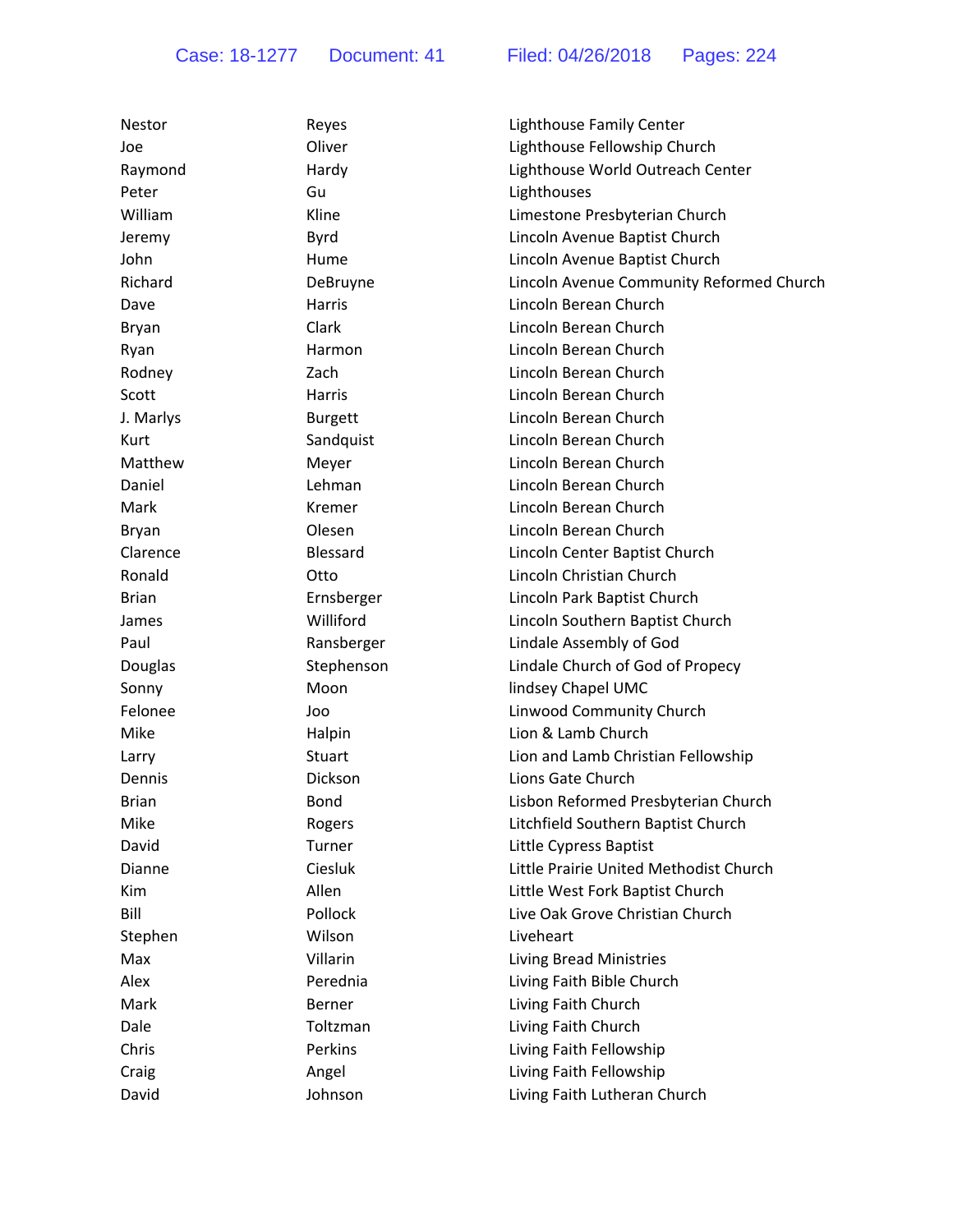| | | |
|---|---|---|
| Nestor | Reyes | Lighthouse Family Center |
| Joe | Oliver | Lighthouse Fellowship Church |
| Raymond | Hardy | Lighthouse World Outreach Center |
| Peter | Gu | Lighthouses |
| William | Kline | Limestone Presbyterian Church |
| Jeremy | Byrd | Lincoln Avenue Baptist Church |
| John | Hume | Lincoln Avenue Baptist Church |
| Richard | DeBruyne | Lincoln Avenue Community Reformed Church |
| Dave | Harris | Lincoln Berean Church |
| Bryan | Clark | Lincoln Berean Church |
| Ryan | Harmon | Lincoln Berean Church |
| Rodney | Zach | Lincoln Berean Church |
| Scott | Harris | Lincoln Berean Church |
| J. Marlys | Burgett | Lincoln Berean Church |
| Kurt | Sandquist | Lincoln Berean Church |
| Matthew | Meyer | Lincoln Berean Church |
| Daniel | Lehman | Lincoln Berean Church |
| Mark | Kremer | Lincoln Berean Church |
| Bryan | Olesen | Lincoln Berean Church |
| Clarence | Blessard | Lincoln Center Baptist Church |
| Ronald | Otto | Lincoln Christian Church |
| Brian | Ernsberger | Lincoln Park Baptist Church |
| James | Williford | Lincoln Southern Baptist Church |
| Paul | Ransberger | Lindale Assembly of God |
| Douglas | Stephenson | Lindale Church of God of Propecy |
| Sonny | Moon | lindsey Chapel UMC |
| Felonee | Joo | Linwood Community Church |
| Mike | Halpin | Lion & Lamb Church |
| Larry | Stuart | Lion and Lamb Christian Fellowship |
| Dennis | Dickson | Lions Gate Church |
| Brian | Bond | Lisbon Reformed Presbyterian Church |
| Mike | Rogers | Litchfield Southern Baptist Church |
| David | Turner | Little Cypress Baptist |
| Dianne | Ciesluk | Little Prairie United Methodist Church |
| Kim | Allen | Little West Fork Baptist Church |
| Bill | Pollock | Live Oak Grove Christian Church |
| Stephen | Wilson | Liveheart |
| Max | Villarin | Living Bread Ministries |
| Alex | Perednia | Living Faith Bible Church |
| Mark | Berner | Living Faith Church |
| Dale | Toltzman | Living Faith Church |
| Chris | Perkins | Living Faith Fellowship |
| Craig | Angel | Living Faith Fellowship |
| David | Johnson | Living Faith Lutheran Church |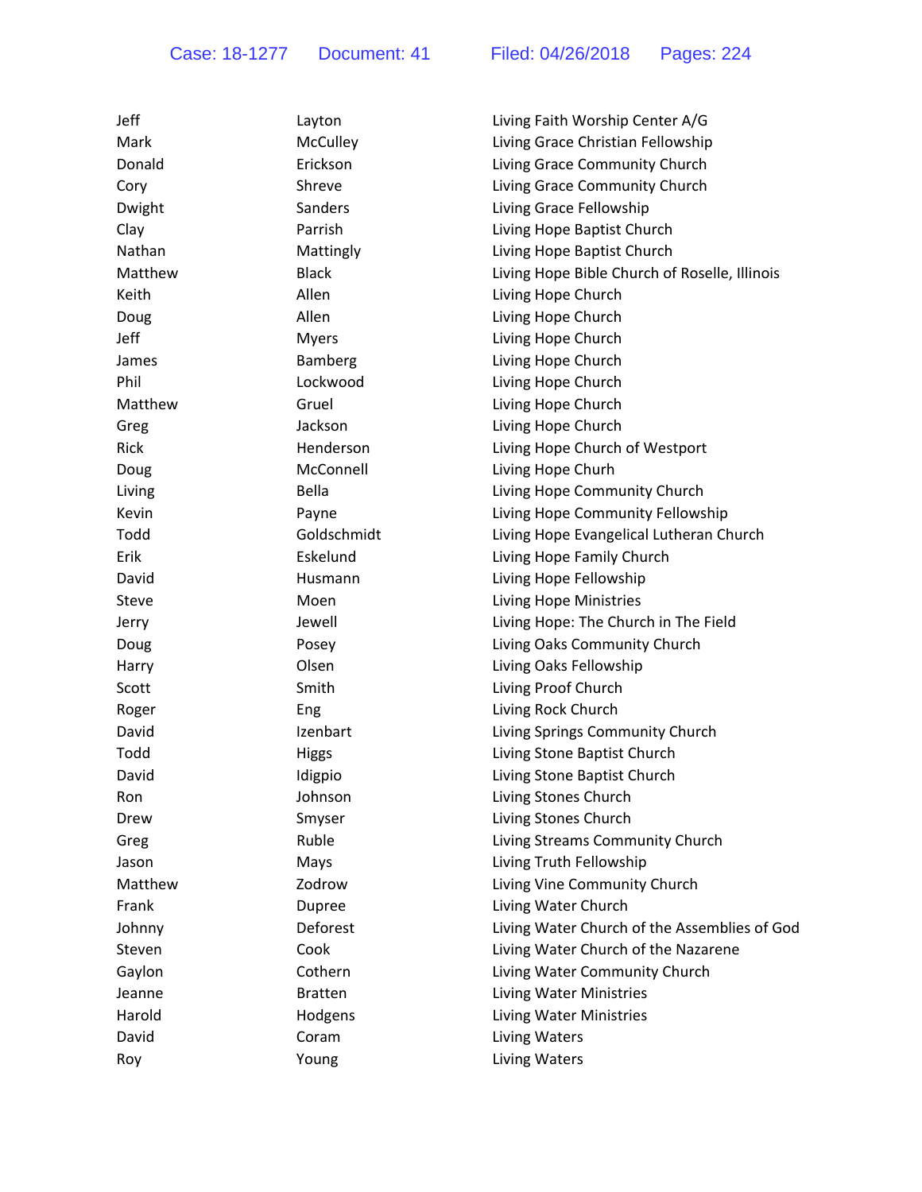| | | |
|---|---|---|
| Jeff | Layton | Living Faith Worship Center A/G |
| Mark | McCulley | Living Grace Christian Fellowship |
| Donald | Erickson | Living Grace Community Church |
| Cory | Shreve | Living Grace Community Church |
| Dwight | Sanders | Living Grace Fellowship |
| Clay | Parrish | Living Hope Baptist Church |
| Nathan | Mattingly | Living Hope Baptist Church |
| Matthew | Black | Living Hope Bible Church of Roselle, Illinois |
| Keith | Allen | Living Hope Church |
| Doug | Allen | Living Hope Church |
| Jeff | Myers | Living Hope Church |
| James | Bamberg | Living Hope Church |
| Phil | Lockwood | Living Hope Church |
| Matthew | Gruel | Living Hope Church |
| Greg | Jackson | Living Hope Church |
| Rick | Henderson | Living Hope Church of Westport |
| Doug | McConnell | Living Hope Churh |
| Living | Bella | Living Hope Community Church |
| Kevin | Payne | Living Hope Community Fellowship |
| Todd | Goldschmidt | Living Hope Evangelical Lutheran Church |
| Erik | Eskelund | Living Hope Family Church |
| David | Husmann | Living Hope Fellowship |
| Steve | Moen | Living Hope Ministries |
| Jerry | Jewell | Living Hope: The Church in The Field |
| Doug | Posey | Living Oaks Community Church |
| Harry | Olsen | Living Oaks Fellowship |
| Scott | Smith | Living Proof Church |
| Roger | Eng | Living Rock Church |
| David | Izenbart | Living Springs Community Church |
| Todd | Higgs | Living Stone Baptist Church |
| David | Idigpio | Living Stone Baptist Church |
| Ron | Johnson | Living Stones Church |
| Drew | Smyser | Living Stones Church |
| Greg | Ruble | Living Streams Community Church |
| Jason | Mays | Living Truth Fellowship |
| Matthew | Zodrow | Living Vine Community Church |
| Frank | Dupree | Living Water Church |
| Johnny | Deforest | Living Water Church of the Assemblies of God |
| Steven | Cook | Living Water Church of the Nazarene |
| Gaylon | Cothern | Living Water Community Church |
| Jeanne | Bratten | Living Water Ministries |
| Harold | Hodgens | Living Water Ministries |
| David | Coram | Living Waters |
| Roy | Young | Living Waters |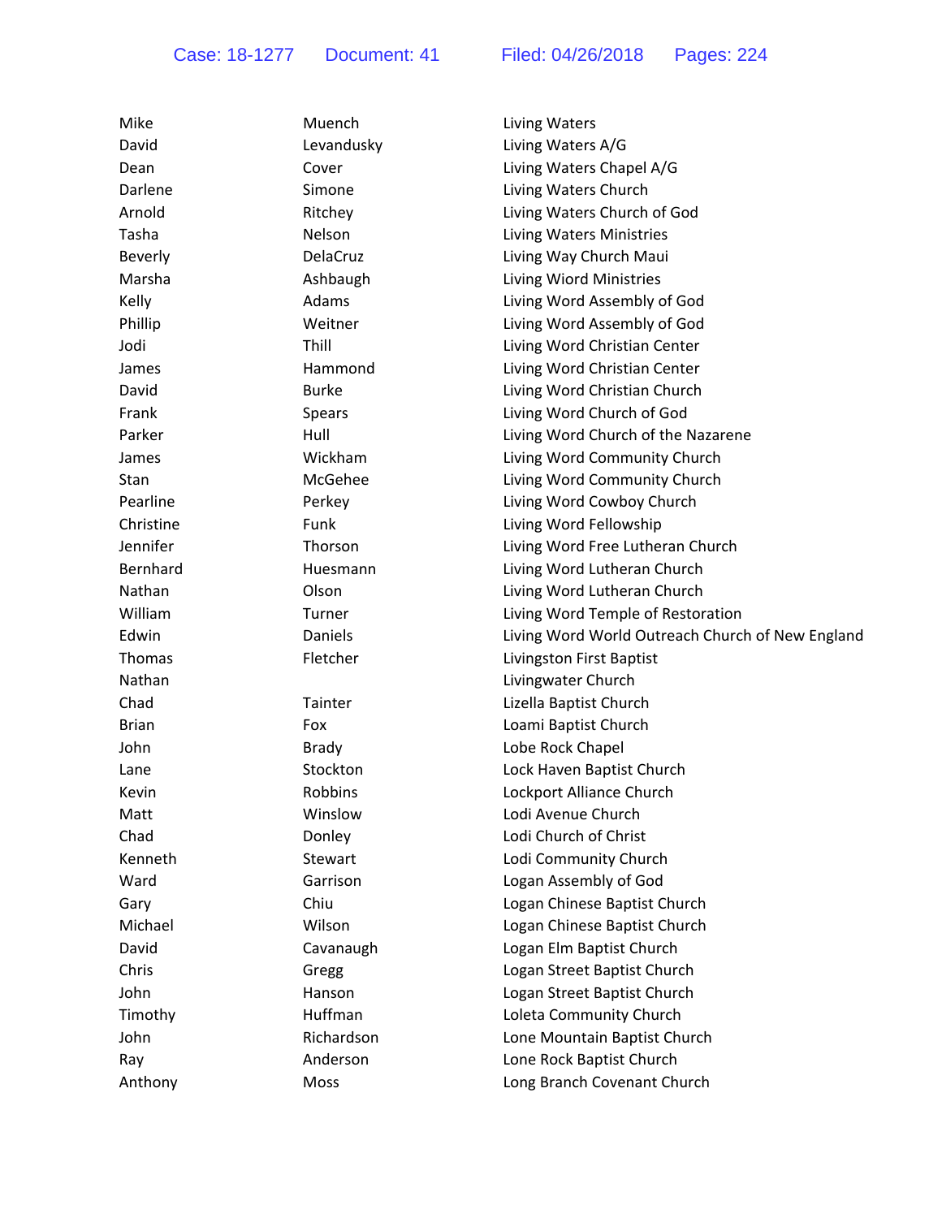| | | |
|---|---|---|
| Mike | Muench | Living Waters |
| David | Levandusky | Living Waters A/G |
| Dean | Cover | Living Waters Chapel A/G |
| Darlene | Simone | Living Waters Church |
| Arnold | Ritchey | Living Waters Church of God |
| Tasha | Nelson | Living Waters Ministries |
| Beverly | DelaCruz | Living Way Church Maui |
| Marsha | Ashbaugh | Living Wiord Ministries |
| Kelly | Adams | Living Word Assembly of God |
| Phillip | Weitner | Living Word Assembly of God |
| Jodi | Thill | Living Word Christian Center |
| James | Hammond | Living Word Christian Center |
| David | Burke | Living Word Christian Church |
| Frank | Spears | Living Word Church of God |
| Parker | Hull | Living Word Church of the Nazarene |
| James | Wickham | Living Word Community Church |
| Stan | McGehee | Living Word Community Church |
| Pearline | Perkey | Living Word Cowboy Church |
| Christine | Funk | Living Word Fellowship |
| Jennifer | Thorson | Living Word Free Lutheran Church |
| Bernhard | Huesmann | Living Word Lutheran Church |
| Nathan | Olson | Living Word Lutheran Church |
| William | Turner | Living Word Temple of Restoration |
| Edwin | Daniels | Living Word World Outreach Church of New England |
| Thomas | Fletcher | Livingston First Baptist |
| Nathan | | Livingwater Church |
| Chad | Tainter | Lizella Baptist Church |
| Brian | Fox | Loami Baptist Church |
| John | Brady | Lobe Rock Chapel |
| Lane | Stockton | Lock Haven Baptist Church |
| Kevin | Robbins | Lockport Alliance Church |
| Matt | Winslow | Lodi Avenue Church |
| Chad | Donley | Lodi Church of Christ |
| Kenneth | Stewart | Lodi Community Church |
| Ward | Garrison | Logan Assembly of God |
| Gary | Chiu | Logan Chinese Baptist Church |
| Michael | Wilson | Logan Chinese Baptist Church |
| David | Cavanaugh | Logan Elm Baptist Church |
| Chris | Gregg | Logan Street Baptist Church |
| John | Hanson | Logan Street Baptist Church |
| Timothy | Huffman | Loleta Community Church |
| John | Richardson | Lone Mountain Baptist Church |
| Ray | Anderson | Lone Rock Baptist Church |
| Anthony | Moss | Long Branch Covenant Church |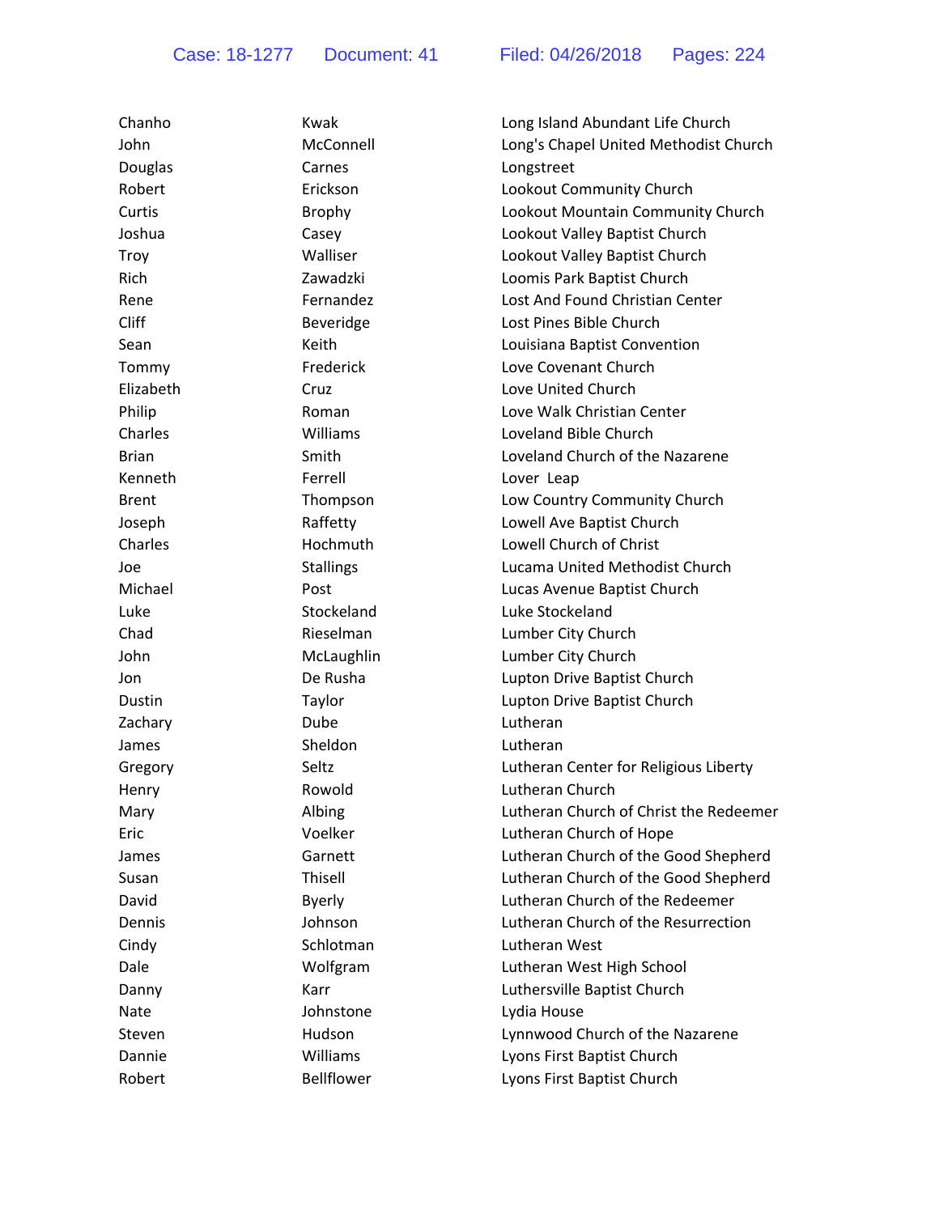| | | |
|---|---|---|
| Chanho | Kwak | Long Island Abundant Life Church |
| John | McConnell | Long's Chapel United Methodist Church |
| Douglas | Carnes | Longstreet |
| Robert | Erickson | Lookout Community Church |
| Curtis | Brophy | Lookout Mountain Community Church |
| Joshua | Casey | Lookout Valley Baptist Church |
| Troy | Walliser | Lookout Valley Baptist Church |
| Rich | Zawadzki | Loomis Park Baptist Church |
| Rene | Fernandez | Lost And Found Christian Center |
| Cliff | Beveridge | Lost Pines Bible Church |
| Sean | Keith | Louisiana Baptist Convention |
| Tommy | Frederick | Love Covenant Church |
| Elizabeth | Cruz | Love United Church |
| Philip | Roman | Love Walk Christian Center |
| Charles | Williams | Loveland Bible Church |
| Brian | Smith | Loveland Church of the Nazarene |
| Kenneth | Ferrell | Lover Leap |
| Brent | Thompson | Low Country Community Church |
| Joseph | Raffetty | Lowell Ave Baptist Church |
| Charles | Hochmuth | Lowell Church of Christ |
| Joe | Stallings | Lucama United Methodist Church |
| Michael | Post | Lucas Avenue Baptist Church |
| Luke | Stockeland | Luke Stockeland |
| Chad | Rieselman | Lumber City Church |
| John | McLaughlin | Lumber City Church |
| Jon | De Rusha | Lupton Drive Baptist Church |
| Dustin | Taylor | Lupton Drive Baptist Church |
| Zachary | Dube | Lutheran |
| James | Sheldon | Lutheran |
| Gregory | Seltz | Lutheran Center for Religious Liberty |
| Henry | Rowold | Lutheran Church |
| Mary | Albing | Lutheran Church of Christ the Redeemer |
| Eric | Voelker | Lutheran Church of Hope |
| James | Garnett | Lutheran Church of the Good Shepherd |
| Susan | Thisell | Lutheran Church of the Good Shepherd |
| David | Byerly | Lutheran Church of the Redeemer |
| Dennis | Johnson | Lutheran Church of the Resurrection |
| Cindy | Schlotman | Lutheran West |
| Dale | Wolfgram | Lutheran West High School |
| Danny | Karr | Luthersville Baptist Church |
| Nate | Johnstone | Lydia House |
| Steven | Hudson | Lynnwood Church of the Nazarene |
| Dannie | Williams | Lyons First Baptist Church |
| Robert | Bellflower | Lyons First Baptist Church |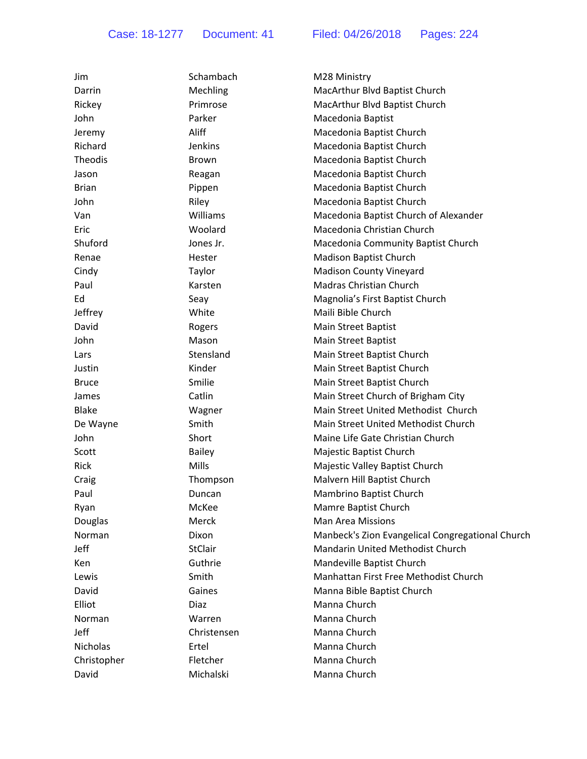| | | |
|---|---|---|
| Jim | Schambach | M28 Ministry |
| Darrin | Mechling | MacArthur Blvd Baptist Church |
| Rickey | Primrose | MacArthur Blvd Baptist Church |
| John | Parker | Macedonia Baptist |
| Jeremy | Aliff | Macedonia Baptist Church |
| Richard | Jenkins | Macedonia Baptist Church |
| Theodis | Brown | Macedonia Baptist Church |
| Jason | Reagan | Macedonia Baptist Church |
| Brian | Pippen | Macedonia Baptist Church |
| John | Riley | Macedonia Baptist Church |
| Van | Williams | Macedonia Baptist Church of Alexander |
| Eric | Woolard | Macedonia Christian Church |
| Shuford | Jones Jr. | Macedonia Community Baptist Church |
| Renae | Hester | Madison Baptist Church |
| Cindy | Taylor | Madison County Vineyard |
| Paul | Karsten | Madras Christian Church |
| Ed | Seay | Magnolia’s First Baptist Church |
| Jeffrey | White | Maili Bible Church |
| David | Rogers | Main Street Baptist |
| John | Mason | Main Street Baptist |
| Lars | Stensland | Main Street Baptist Church |
| Justin | Kinder | Main Street Baptist Church |
| Bruce | Smilie | Main Street Baptist Church |
| James | Catlin | Main Street Church of Brigham City |
| Blake | Wagner | Main Street United Methodist Church |
| De Wayne | Smith | Main Street United Methodist Church |
| John | Short | Maine Life Gate Christian Church |
| Scott | Bailey | Majestic Baptist Church |
| Rick | Mills | Majestic Valley Baptist Church |
| Craig | Thompson | Malvern Hill Baptist Church |
| Paul | Duncan | Mambrino Baptist Church |
| Ryan | McKee | Mamre Baptist Church |
| Douglas | Merck | Man Area Missions |
| Norman | Dixon | Manbeck's Zion Evangelical Congregational Church |
| Jeff | StClair | Mandarin United Methodist Church |
| Ken | Guthrie | Mandeville Baptist Church |
| Lewis | Smith | Manhattan First Free Methodist Church |
| David | Gaines | Manna Bible Baptist Church |
| Elliot | Diaz | Manna Church |
| Norman | Warren | Manna Church |
| Jeff | Christensen | Manna Church |
| Nicholas | Ertel | Manna Church |
| Christopher | Fletcher | Manna Church |
| David | Michalski | Manna Church |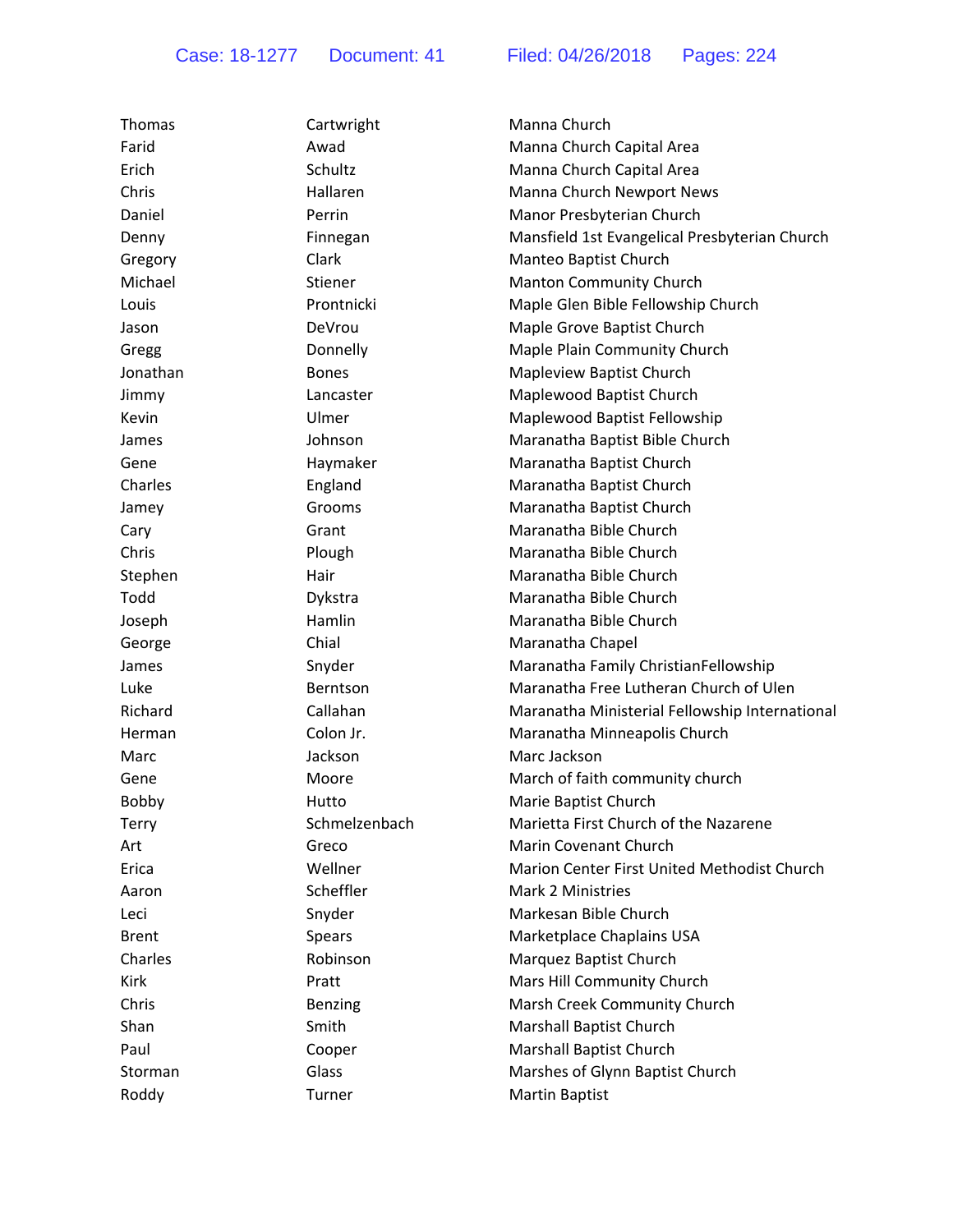| | | |
|---|---|---|
| Thomas | Cartwright | Manna Church |
| Farid | Awad | Manna Church Capital Area |
| Erich | Schultz | Manna Church Capital Area |
| Chris | Hallaren | Manna Church Newport News |
| Daniel | Perrin | Manor Presbyterian Church |
| Denny | Finnegan | Mansfield 1st Evangelical Presbyterian Church |
| Gregory | Clark | Manteo Baptist Church |
| Michael | Stiener | Manton Community Church |
| Louis | Prontnicki | Maple Glen Bible Fellowship Church |
| Jason | DeVrou | Maple Grove Baptist Church |
| Gregg | Donnelly | Maple Plain Community Church |
| Jonathan | Bones | Mapleview Baptist Church |
| Jimmy | Lancaster | Maplewood Baptist Church |
| Kevin | Ulmer | Maplewood Baptist Fellowship |
| James | Johnson | Maranatha Baptist Bible Church |
| Gene | Haymaker | Maranatha Baptist Church |
| Charles | England | Maranatha Baptist Church |
| Jamey | Grooms | Maranatha Baptist Church |
| Cary | Grant | Maranatha Bible Church |
| Chris | Plough | Maranatha Bible Church |
| Stephen | Hair | Maranatha Bible Church |
| Todd | Dykstra | Maranatha Bible Church |
| Joseph | Hamlin | Maranatha Bible Church |
| George | Chial | Maranatha Chapel |
| James | Snyder | Maranatha Family ChristianFellowship |
| Luke | Berntson | Maranatha Free Lutheran Church of Ulen |
| Richard | Callahan | Maranatha Ministerial Fellowship International |
| Herman | Colon Jr. | Maranatha Minneapolis Church |
| Marc | Jackson | Marc Jackson |
| Gene | Moore | March of faith community church |
| Bobby | Hutto | Marie Baptist Church |
| Terry | Schmelzenbach | Marietta First Church of the Nazarene |
| Art | Greco | Marin Covenant Church |
| Erica | Wellner | Marion Center First United Methodist Church |
| Aaron | Scheffler | Mark 2 Ministries |
| Leci | Snyder | Markesan Bible Church |
| Brent | Spears | Marketplace Chaplains USA |
| Charles | Robinson | Marquez Baptist Church |
| Kirk | Pratt | Mars Hill Community Church |
| Chris | Benzing | Marsh Creek Community Church |
| Shan | Smith | Marshall Baptist Church |
| Paul | Cooper | Marshall Baptist Church |
| Storman | Glass | Marshes of Glynn Baptist Church |
| Roddy | Turner | Martin Baptist |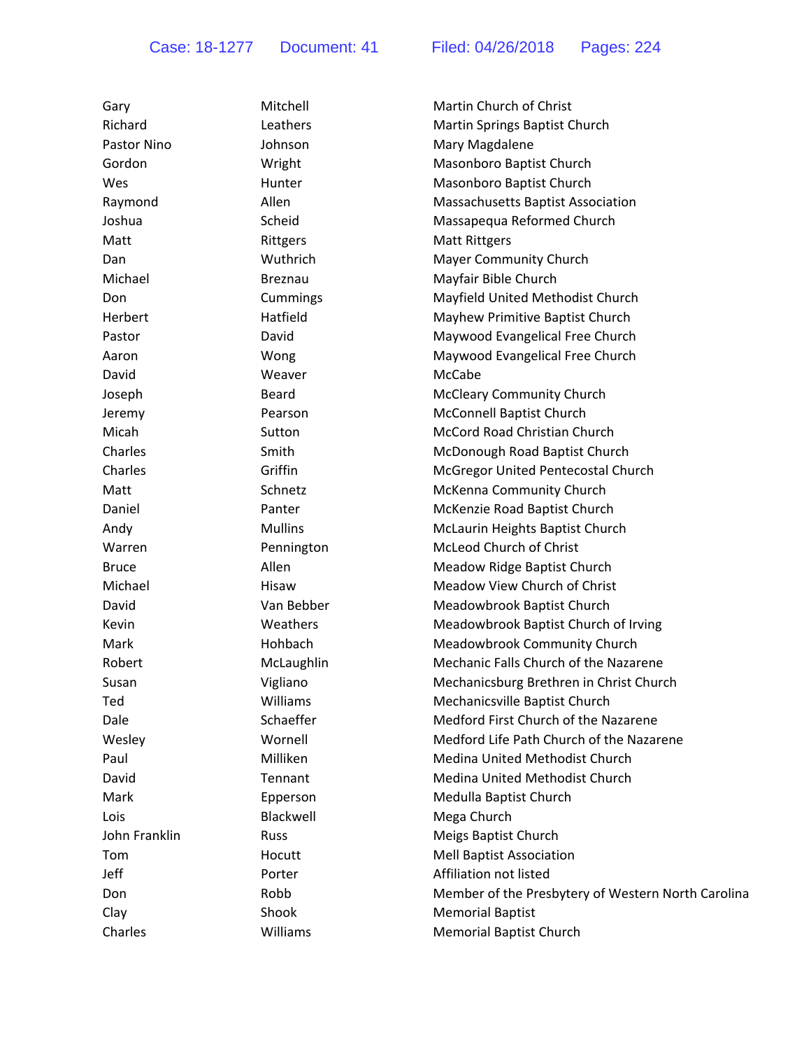| | | |
|---|---|---|
| Gary | Mitchell | Martin Church of Christ |
| Richard | Leathers | Martin Springs Baptist Church |
| Pastor Nino | Johnson | Mary Magdalene |
| Gordon | Wright | Masonboro Baptist Church |
| Wes | Hunter | Masonboro Baptist Church |
| Raymond | Allen | Massachusetts Baptist Association |
| Joshua | Scheid | Massapequa Reformed Church |
| Matt | Rittgers | Matt Rittgers |
| Dan | Wuthrich | Mayer Community Church |
| Michael | Breznau | Mayfair Bible Church |
| Don | Cummings | Mayfield United Methodist Church |
| Herbert | Hatfield | Mayhew Primitive Baptist Church |
| Pastor | David | Maywood Evangelical Free Church |
| Aaron | Wong | Maywood Evangelical Free Church |
| David | Weaver | McCabe |
| Joseph | Beard | McCleary Community Church |
| Jeremy | Pearson | McConnell Baptist Church |
| Micah | Sutton | McCord Road Christian Church |
| Charles | Smith | McDonough Road Baptist Church |
| Charles | Griffin | McGregor United Pentecostal Church |
| Matt | Schnetz | McKenna Community Church |
| Daniel | Panter | McKenzie Road Baptist Church |
| Andy | Mullins | McLaurin Heights Baptist Church |
| Warren | Pennington | McLeod Church of Christ |
| Bruce | Allen | Meadow Ridge Baptist Church |
| Michael | Hisaw | Meadow View Church of Christ |
| David | Van Bebber | Meadowbrook Baptist Church |
| Kevin | Weathers | Meadowbrook Baptist Church of Irving |
| Mark | Hohbach | Meadowbrook Community Church |
| Robert | McLaughlin | Mechanic Falls Church of the Nazarene |
| Susan | Vigliano | Mechanicsburg Brethren in Christ Church |
| Ted | Williams | Mechanicsville Baptist Church |
| Dale | Schaeffer | Medford First Church of the Nazarene |
| Wesley | Wornell | Medford Life Path Church of the Nazarene |
| Paul | Milliken | Medina United Methodist Church |
| David | Tennant | Medina United Methodist Church |
| Mark | Epperson | Medulla Baptist Church |
| Lois | Blackwell | Mega Church |
| John Franklin | Russ | Meigs Baptist Church |
| Tom | Hocutt | Mell Baptist Association |
| Jeff | Porter | Affiliation not listed |
| Don | Robb | Member of the Presbytery of Western North Carolina |
| Clay | Shook | Memorial Baptist |
| Charles | Williams | Memorial Baptist Church |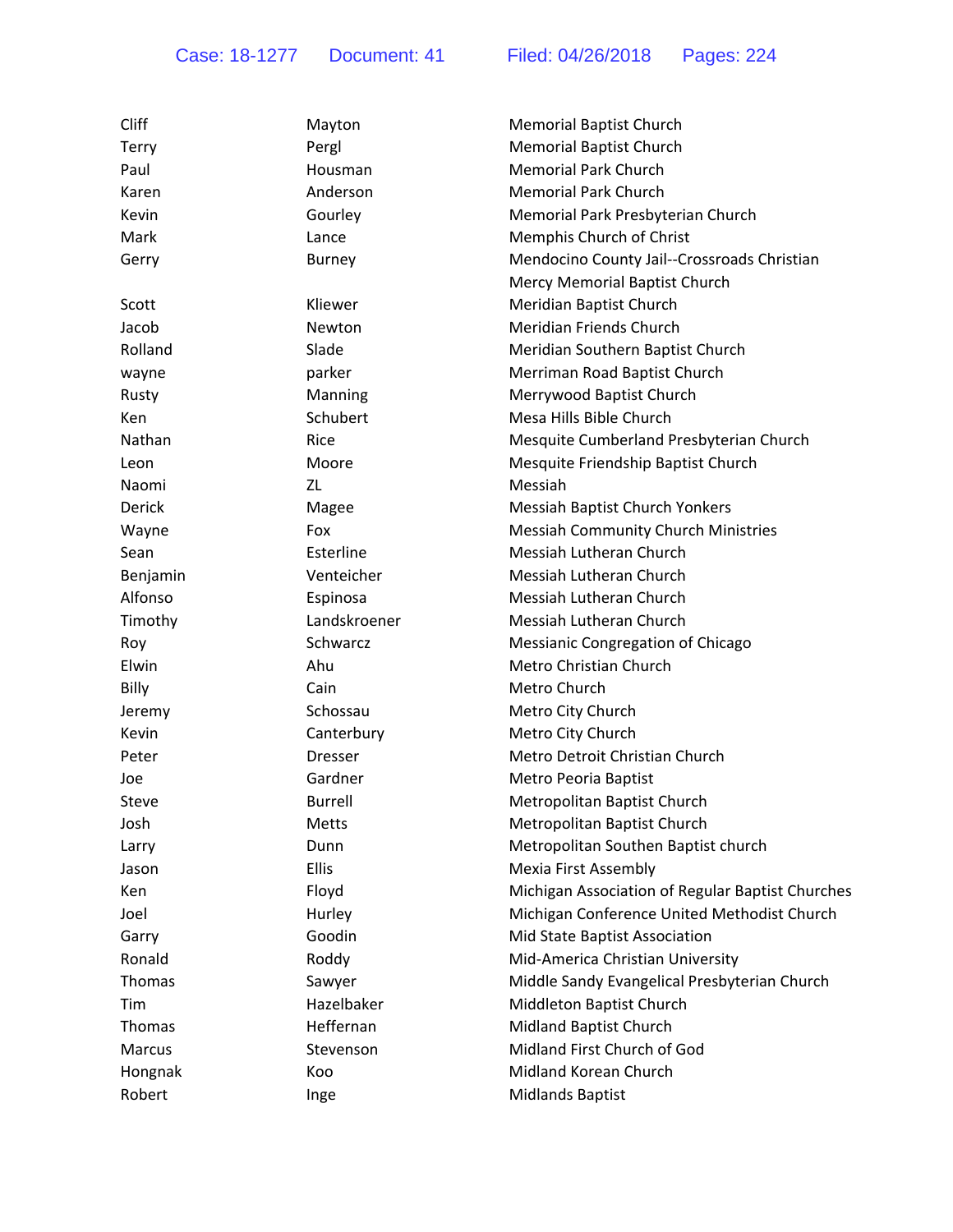| | | |
|---|---|---|
| Cliff | Mayton | Memorial Baptist Church |
| Terry | Pergl | Memorial Baptist Church |
| Paul | Housman | Memorial Park Church |
| Karen | Anderson | Memorial Park Church |
| Kevin | Gourley | Memorial Park Presbyterian Church |
| Mark | Lance | Memphis Church of Christ |
| Gerry | Burney | Mendocino County Jail--Crossroads Christian |
| | | Mercy Memorial Baptist Church |
| Scott | Kliewer | Meridian Baptist Church |
| Jacob | Newton | Meridian Friends Church |
| Rolland | Slade | Meridian Southern Baptist Church |
| wayne | parker | Merriman Road Baptist Church |
| Rusty | Manning | Merrywood Baptist Church |
| Ken | Schubert | Mesa Hills Bible Church |
| Nathan | Rice | Mesquite Cumberland Presbyterian Church |
| Leon | Moore | Mesquite Friendship Baptist Church |
| Naomi | ZL | Messiah |
| Derick | Magee | Messiah Baptist Church Yonkers |
| Wayne | Fox | Messiah Community Church Ministries |
| Sean | Esterline | Messiah Lutheran Church |
| Benjamin | Venteicher | Messiah Lutheran Church |
| Alfonso | Espinosa | Messiah Lutheran Church |
| Timothy | Landskroener | Messiah Lutheran Church |
| Roy | Schwarcz | Messianic Congregation of Chicago |
| Elwin | Ahu | Metro Christian Church |
| Billy | Cain | Metro Church |
| Jeremy | Schossau | Metro City Church |
| Kevin | Canterbury | Metro City Church |
| Peter | Dresser | Metro Detroit Christian Church |
| Joe | Gardner | Metro Peoria Baptist |
| Steve | Burrell | Metropolitan Baptist Church |
| Josh | Metts | Metropolitan Baptist Church |
| Larry | Dunn | Metropolitan Southen Baptist church |
| Jason | Ellis | Mexia First Assembly |
| Ken | Floyd | Michigan Association of Regular Baptist Churches |
| Joel | Hurley | Michigan Conference United Methodist Church |
| Garry | Goodin | Mid State Baptist Association |
| Ronald | Roddy | Mid-America Christian University |
| Thomas | Sawyer | Middle Sandy Evangelical Presbyterian Church |
| Tim | Hazelbaker | Middleton Baptist Church |
| Thomas | Heffernan | Midland Baptist Church |
| Marcus | Stevenson | Midland First Church of God |
| Hongnak | Koo | Midland Korean Church |
| Robert | Inge | Midlands Baptist |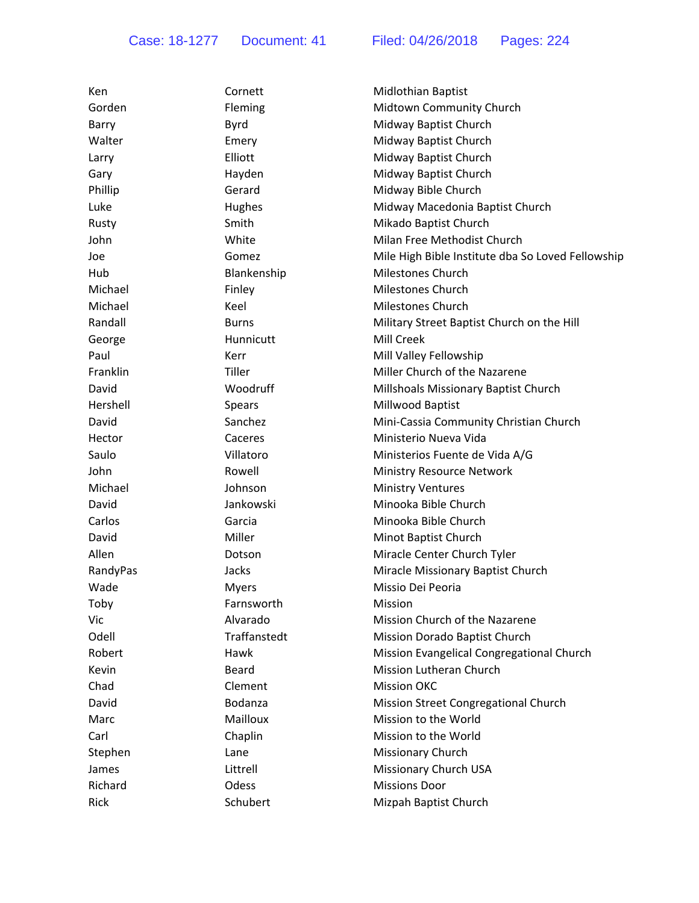| | | |
|---|---|---|
| Ken | Cornett | Midlothian Baptist |
| Gorden | Fleming | Midtown Community Church |
| Barry | Byrd | Midway Baptist Church |
| Walter | Emery | Midway Baptist Church |
| Larry | Elliott | Midway Baptist Church |
| Gary | Hayden | Midway Baptist Church |
| Phillip | Gerard | Midway Bible Church |
| Luke | Hughes | Midway Macedonia Baptist Church |
| Rusty | Smith | Mikado Baptist Church |
| John | White | Milan Free Methodist Church |
| Joe | Gomez | Mile High Bible Institute dba So Loved Fellowship |
| Hub | Blankenship | Milestones Church |
| Michael | Finley | Milestones Church |
| Michael | Keel | Milestones Church |
| Randall | Burns | Military Street Baptist Church on the Hill |
| George | Hunnicutt | Mill Creek |
| Paul | Kerr | Mill Valley Fellowship |
| Franklin | Tiller | Miller Church of the Nazarene |
| David | Woodruff | Millshoals Missionary Baptist Church |
| Hershell | Spears | Millwood Baptist |
| David | Sanchez | Mini-Cassia Community Christian Church |
| Hector | Caceres | Ministerio Nueva Vida |
| Saulo | Villatoro | Ministerios Fuente de Vida A/G |
| John | Rowell | Ministry Resource Network |
| Michael | Johnson | Ministry Ventures |
| David | Jankowski | Minooka Bible Church |
| Carlos | Garcia | Minooka Bible Church |
| David | Miller | Minot Baptist Church |
| Allen | Dotson | Miracle Center Church Tyler |
| RandyPas | Jacks | Miracle Missionary Baptist Church |
| Wade | Myers | Missio Dei Peoria |
| Toby | Farnsworth | Mission |
| Vic | Alvarado | Mission Church of the Nazarene |
| Odell | Traffanstedt | Mission Dorado Baptist Church |
| Robert | Hawk | Mission Evangelical Congregational Church |
| Kevin | Beard | Mission Lutheran Church |
| Chad | Clement | Mission OKC |
| David | Bodanza | Mission Street Congregational Church |
| Marc | Mailloux | Mission to the World |
| Carl | Chaplin | Mission to the World |
| Stephen | Lane | Missionary Church |
| James | Littrell | Missionary Church USA |
| Richard | Odess | Missions Door |
| Rick | Schubert | Mizpah Baptist Church |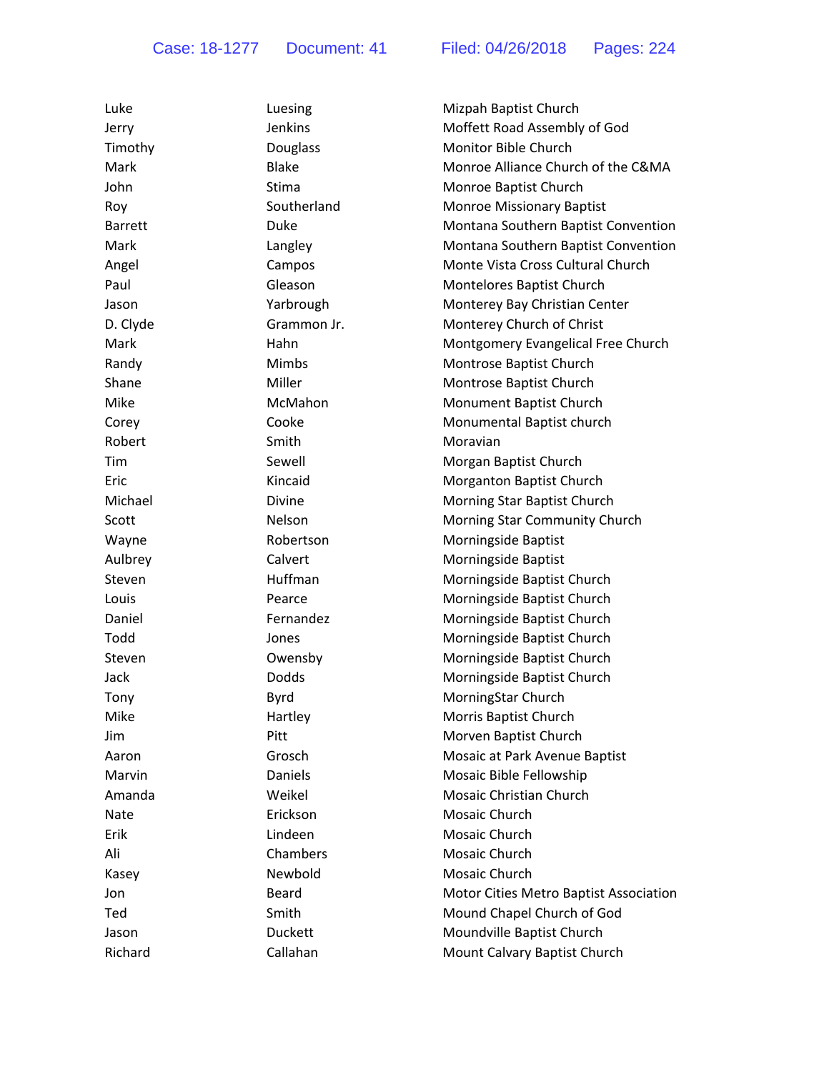| | | |
|---|---|---|
| Luke | Luesing | Mizpah Baptist Church |
| Jerry | Jenkins | Moffett Road Assembly of God |
| Timothy | Douglass | Monitor Bible Church |
| Mark | Blake | Monroe Alliance Church of the C&MA |
| John | Stima | Monroe Baptist Church |
| Roy | Southerland | Monroe Missionary Baptist |
| Barrett | Duke | Montana Southern Baptist Convention |
| Mark | Langley | Montana Southern Baptist Convention |
| Angel | Campos | Monte Vista Cross Cultural Church |
| Paul | Gleason | Montelores Baptist Church |
| Jason | Yarbrough | Monterey Bay Christian Center |
| D. Clyde | Grammon Jr. | Monterey Church of Christ |
| Mark | Hahn | Montgomery Evangelical Free Church |
| Randy | Mimbs | Montrose Baptist Church |
| Shane | Miller | Montrose Baptist Church |
| Mike | McMahon | Monument Baptist Church |
| Corey | Cooke | Monumental Baptist church |
| Robert | Smith | Moravian |
| Tim | Sewell | Morgan Baptist Church |
| Eric | Kincaid | Morganton Baptist Church |
| Michael | Divine | Morning Star Baptist Church |
| Scott | Nelson | Morning Star Community Church |
| Wayne | Robertson | Morningside Baptist |
| Aulbrey | Calvert | Morningside Baptist |
| Steven | Huffman | Morningside Baptist Church |
| Louis | Pearce | Morningside Baptist Church |
| Daniel | Fernandez | Morningside Baptist Church |
| Todd | Jones | Morningside Baptist Church |
| Steven | Owensby | Morningside Baptist Church |
| Jack | Dodds | Morningside Baptist Church |
| Tony | Byrd | MorningStar Church |
| Mike | Hartley | Morris Baptist Church |
| Jim | Pitt | Morven Baptist Church |
| Aaron | Grosch | Mosaic at Park Avenue Baptist |
| Marvin | Daniels | Mosaic Bible Fellowship |
| Amanda | Weikel | Mosaic Christian Church |
| Nate | Erickson | Mosaic Church |
| Erik | Lindeen | Mosaic Church |
| Ali | Chambers | Mosaic Church |
| Kasey | Newbold | Mosaic Church |
| Jon | Beard | Motor Cities Metro Baptist Association |
| Ted | Smith | Mound Chapel Church of God |
| Jason | Duckett | Moundville Baptist Church |
| Richard | Callahan | Mount Calvary Baptist Church |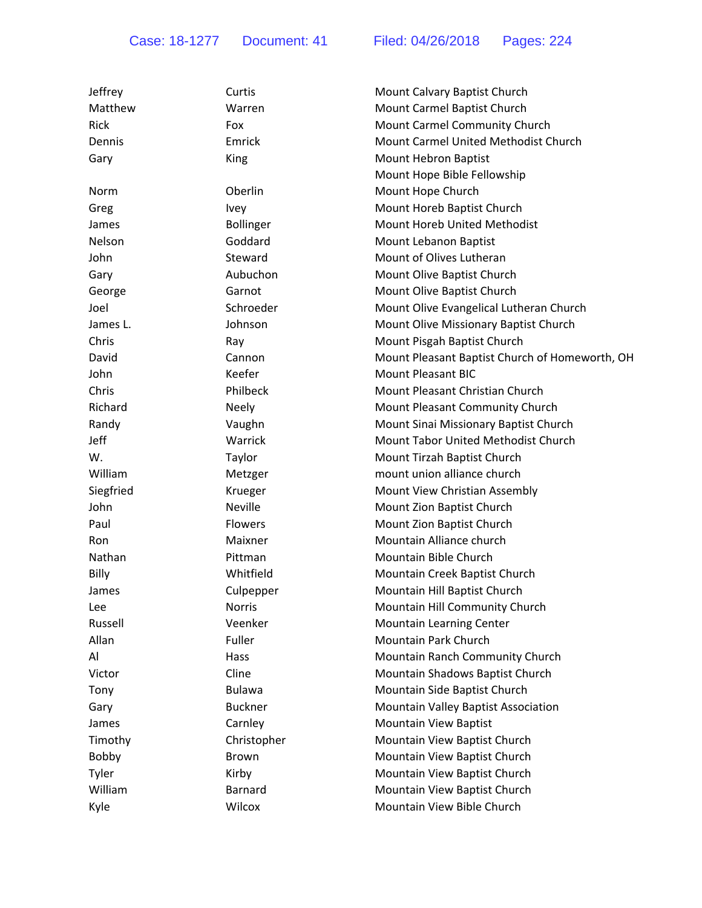| | | |
|---|---|---|
| Jeffrey | Curtis | Mount Calvary Baptist Church |
| Matthew | Warren | Mount Carmel Baptist Church |
| Rick | Fox | Mount Carmel Community Church |
| Dennis | Emrick | Mount Carmel United Methodist Church |
| Gary | King | Mount Hebron Baptist |
| | | Mount Hope Bible Fellowship |
| Norm | Oberlin | Mount Hope Church |
| Greg | Ivey | Mount Horeb Baptist Church |
| James | Bollinger | Mount Horeb United Methodist |
| Nelson | Goddard | Mount Lebanon Baptist |
| John | Steward | Mount of Olives Lutheran |
| Gary | Aubuchon | Mount Olive Baptist Church |
| George | Garnot | Mount Olive Baptist Church |
| Joel | Schroeder | Mount Olive Evangelical Lutheran Church |
| James L. | Johnson | Mount Olive Missionary Baptist Church |
| Chris | Ray | Mount Pisgah Baptist Church |
| David | Cannon | Mount Pleasant Baptist Church of Homeworth, OH |
| John | Keefer | Mount Pleasant BIC |
| Chris | Philbeck | Mount Pleasant Christian Church |
| Richard | Neely | Mount Pleasant Community Church |
| Randy | Vaughn | Mount Sinai Missionary Baptist Church |
| Jeff | Warrick | Mount Tabor United Methodist Church |
| W. | Taylor | Mount Tirzah Baptist Church |
| William | Metzger | mount union alliance church |
| Siegfried | Krueger | Mount View Christian Assembly |
| John | Neville | Mount Zion Baptist Church |
| Paul | Flowers | Mount Zion Baptist Church |
| Ron | Maixner | Mountain Alliance church |
| Nathan | Pittman | Mountain Bible Church |
| Billy | Whitfield | Mountain Creek Baptist Church |
| James | Culpepper | Mountain Hill Baptist Church |
| Lee | Norris | Mountain Hill Community Church |
| Russell | Veenker | Mountain Learning Center |
| Allan | Fuller | Mountain Park Church |
| Al | Hass | Mountain Ranch Community Church |
| Victor | Cline | Mountain Shadows Baptist Church |
| Tony | Bulawa | Mountain Side Baptist Church |
| Gary | Buckner | Mountain Valley Baptist Association |
| James | Carnley | Mountain View Baptist |
| Timothy | Christopher | Mountain View Baptist Church |
| Bobby | Brown | Mountain View Baptist Church |
| Tyler | Kirby | Mountain View Baptist Church |
| William | Barnard | Mountain View Baptist Church |
| Kyle | Wilcox | Mountain View Bible Church |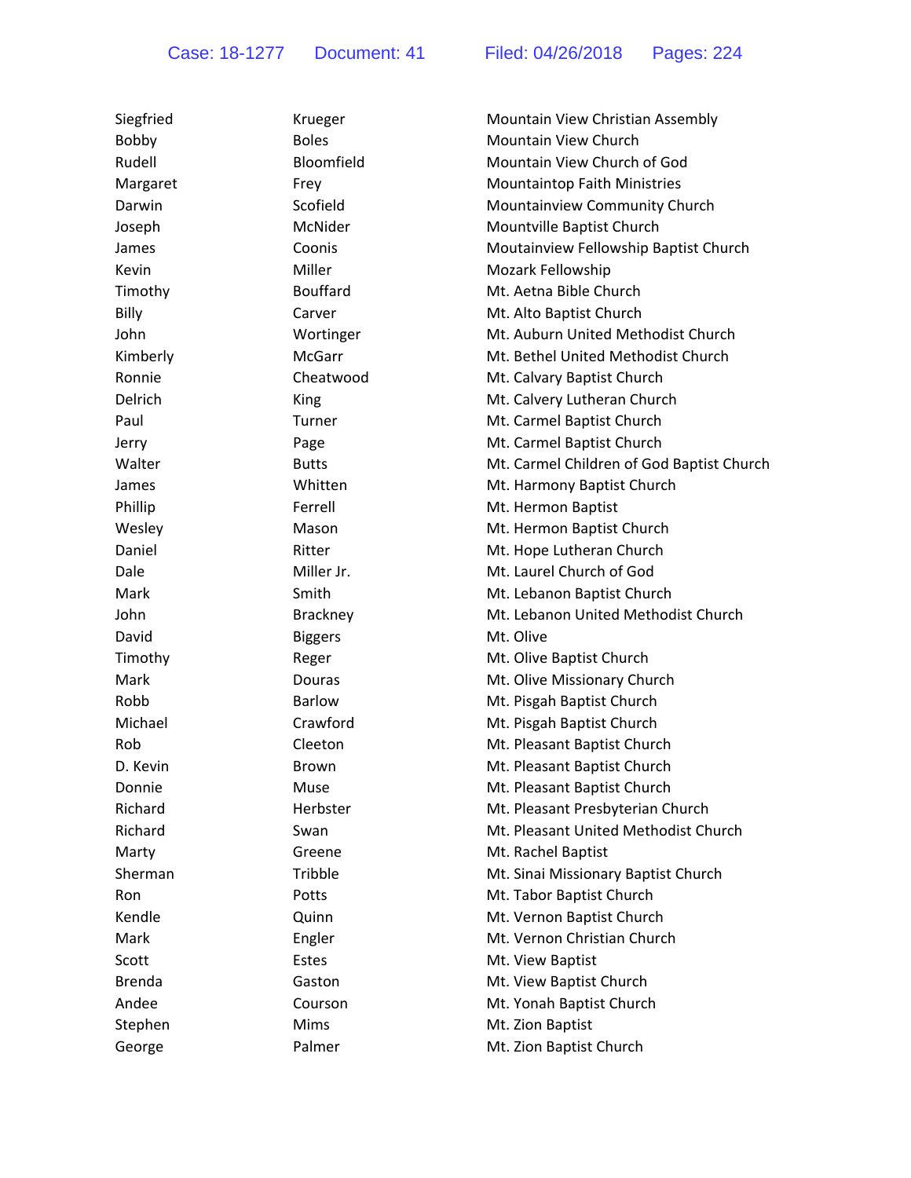| | | |
|---|---|---|
| Siegfried | Krueger | Mountain View Christian Assembly |
| Bobby | Boles | Mountain View Church |
| Rudell | Bloomfield | Mountain View Church of God |
| Margaret | Frey | Mountaintop Faith Ministries |
| Darwin | Scofield | Mountainview Community Church |
| Joseph | McNider | Mountville Baptist Church |
| James | Coonis | Moutainview Fellowship Baptist Church |
| Kevin | Miller | Mozark Fellowship |
| Timothy | Bouffard | Mt. Aetna Bible Church |
| Billy | Carver | Mt. Alto Baptist Church |
| John | Wortinger | Mt. Auburn United Methodist Church |
| Kimberly | McGarr | Mt. Bethel United Methodist Church |
| Ronnie | Cheatwood | Mt. Calvary Baptist Church |
| Delrich | King | Mt. Calvery Lutheran Church |
| Paul | Turner | Mt. Carmel Baptist Church |
| Jerry | Page | Mt. Carmel Baptist Church |
| Walter | Butts | Mt. Carmel Children of God Baptist Church |
| James | Whitten | Mt. Harmony Baptist Church |
| Phillip | Ferrell | Mt. Hermon Baptist |
| Wesley | Mason | Mt. Hermon Baptist Church |
| Daniel | Ritter | Mt. Hope Lutheran Church |
| Dale | Miller Jr. | Mt. Laurel Church of God |
| Mark | Smith | Mt. Lebanon Baptist Church |
| John | Brackney | Mt. Lebanon United Methodist Church |
| David | Biggers | Mt. Olive |
| Timothy | Reger | Mt. Olive Baptist Church |
| Mark | Douras | Mt. Olive Missionary Church |
| Robb | Barlow | Mt. Pisgah Baptist Church |
| Michael | Crawford | Mt. Pisgah Baptist Church |
| Rob | Cleeton | Mt. Pleasant Baptist Church |
| D. Kevin | Brown | Mt. Pleasant Baptist Church |
| Donnie | Muse | Mt. Pleasant Baptist Church |
| Richard | Herbster | Mt. Pleasant Presbyterian Church |
| Richard | Swan | Mt. Pleasant United Methodist Church |
| Marty | Greene | Mt. Rachel Baptist |
| Sherman | Tribble | Mt. Sinai Missionary Baptist Church |
| Ron | Potts | Mt. Tabor Baptist Church |
| Kendle | Quinn | Mt. Vernon Baptist Church |
| Mark | Engler | Mt. Vernon Christian Church |
| Scott | Estes | Mt. View Baptist |
| Brenda | Gaston | Mt. View Baptist Church |
| Andee | Courson | Mt. Yonah Baptist Church |
| Stephen | Mims | Mt. Zion Baptist |
| George | Palmer | Mt. Zion Baptist Church |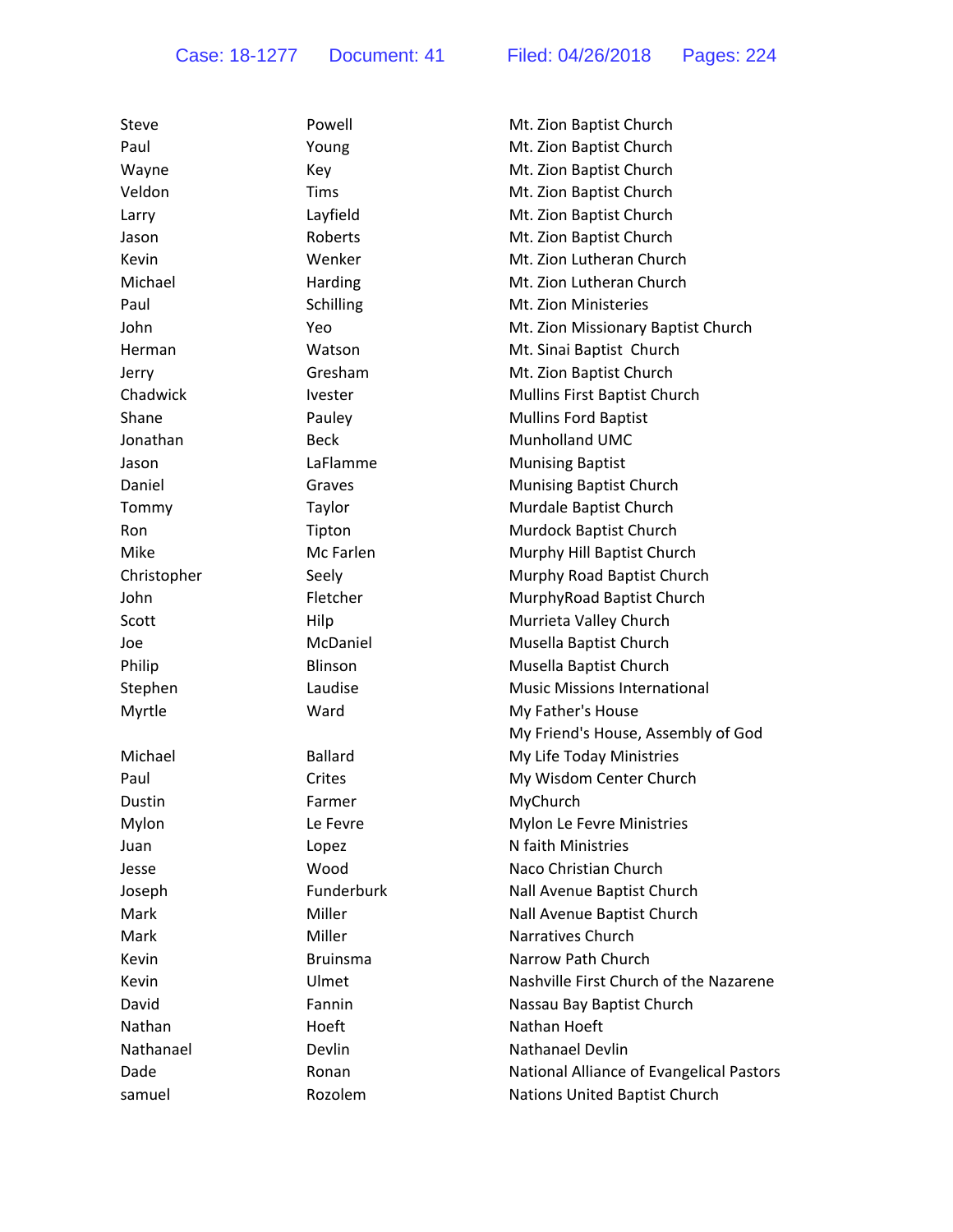| | | |
|---|---|---|
| Steve | Powell | Mt. Zion Baptist Church |
| Paul | Young | Mt. Zion Baptist Church |
| Wayne | Key | Mt. Zion Baptist Church |
| Veldon | Tims | Mt. Zion Baptist Church |
| Larry | Layfield | Mt. Zion Baptist Church |
| Jason | Roberts | Mt. Zion Baptist Church |
| Kevin | Wenker | Mt. Zion Lutheran Church |
| Michael | Harding | Mt. Zion Lutheran Church |
| Paul | Schilling | Mt. Zion Ministeries |
| John | Yeo | Mt. Zion Missionary Baptist Church |
| Herman | Watson | Mt. Sinai Baptist Church |
| Jerry | Gresham | Mt. Zion Baptist Church |
| Chadwick | Ivester | Mullins First Baptist Church |
| Shane | Pauley | Mullins Ford Baptist |
| Jonathan | Beck | Munholland UMC |
| Jason | LaFlamme | Munising Baptist |
| Daniel | Graves | Munising Baptist Church |
| Tommy | Taylor | Murdale Baptist Church |
| Ron | Tipton | Murdock Baptist Church |
| Mike | Mc Farlen | Murphy Hill Baptist Church |
| Christopher | Seely | Murphy Road Baptist Church |
| John | Fletcher | MurphyRoad Baptist Church |
| Scott | Hilp | Murrieta Valley Church |
| Joe | McDaniel | Musella Baptist Church |
| Philip | Blinson | Musella Baptist Church |
| Stephen | Laudise | Music Missions International |
| Myrtle | Ward | My Father's House |
| | | My Friend's House, Assembly of God |
| Michael | Ballard | My Life Today Ministries |
| Paul | Crites | My Wisdom Center Church |
| Dustin | Farmer | MyChurch |
| Mylon | Le Fevre | Mylon Le Fevre Ministries |
| Juan | Lopez | N faith Ministries |
| Jesse | Wood | Naco Christian Church |
| Joseph | Funderburk | Nall Avenue Baptist Church |
| Mark | Miller | Nall Avenue Baptist Church |
| Mark | Miller | Narratives Church |
| Kevin | Bruinsma | Narrow Path Church |
| Kevin | Ulmet | Nashville First Church of the Nazarene |
| David | Fannin | Nassau Bay Baptist Church |
| Nathan | Hoeft | Nathan Hoeft |
| Nathanael | Devlin | Nathanael Devlin |
| Dade | Ronan | National Alliance of Evangelical Pastors |
| samuel | Rozolem | Nations United Baptist Church |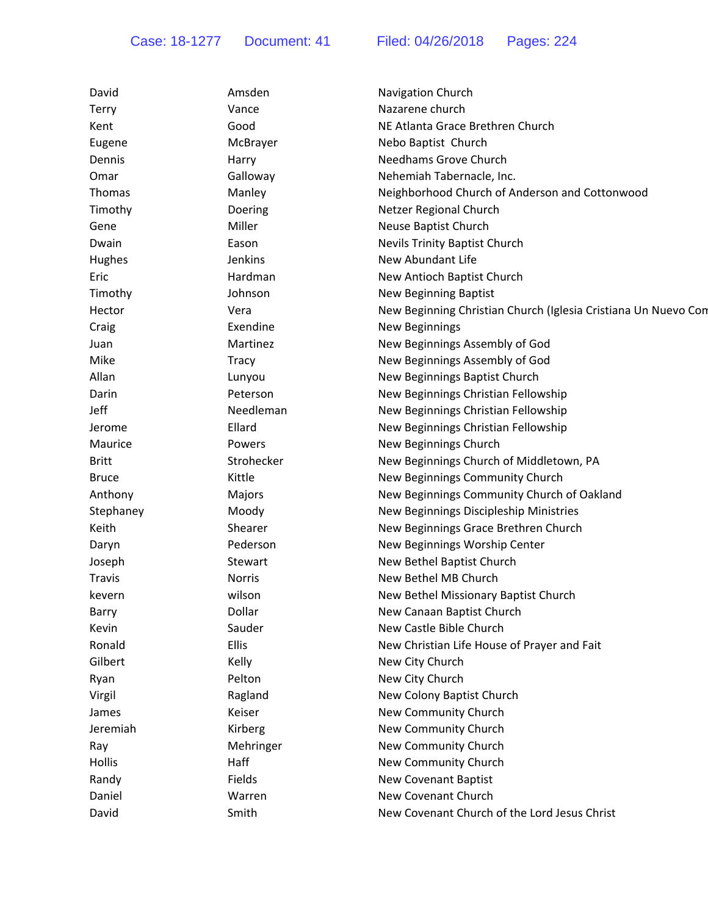| | | |
|---|---|---|
| David | Amsden | Navigation Church |
| Terry | Vance | Nazarene church |
| Kent | Good | NE Atlanta Grace Brethren Church |
| Eugene | McBrayer | Nebo Baptist Church |
| Dennis | Harry | Needhams Grove Church |
| Omar | Galloway | Nehemiah Tabernacle, Inc. |
| Thomas | Manley | Neighborhood Church of Anderson and Cottonwood |
| Timothy | Doering | Netzer Regional Church |
| Gene | Miller | Neuse Baptist Church |
| Dwain | Eason | Nevils Trinity Baptist Church |
| Hughes | Jenkins | New Abundant Life |
| Eric | Hardman | New Antioch Baptist Church |
| Timothy | Johnson | New Beginning Baptist |
| Hector | Vera | New Beginning Christian Church (Iglesia Cristiana Un Nuevo Com |
| Craig | Exendine | New Beginnings |
| Juan | Martinez | New Beginnings Assembly of God |
| Mike | Tracy | New Beginnings Assembly of God |
| Allan | Lunyou | New Beginnings Baptist Church |
| Darin | Peterson | New Beginnings Christian Fellowship |
| Jeff | Needleman | New Beginnings Christian Fellowship |
| Jerome | Ellard | New Beginnings Christian Fellowship |
| Maurice | Powers | New Beginnings Church |
| Britt | Strohecker | New Beginnings Church of Middletown, PA |
| Bruce | Kittle | New Beginnings Community Church |
| Anthony | Majors | New Beginnings Community Church of Oakland |
| Stephaney | Moody | New Beginnings Discipleship Ministries |
| Keith | Shearer | New Beginnings Grace Brethren Church |
| Daryn | Pederson | New Beginnings Worship Center |
| Joseph | Stewart | New Bethel Baptist Church |
| Travis | Norris | New Bethel MB Church |
| kevern | wilson | New Bethel Missionary Baptist Church |
| Barry | Dollar | New Canaan Baptist Church |
| Kevin | Sauder | New Castle Bible Church |
| Ronald | Ellis | New Christian Life House of Prayer and Fait |
| Gilbert | Kelly | New City Church |
| Ryan | Pelton | New City Church |
| Virgil | Ragland | New Colony Baptist Church |
| James | Keiser | New Community Church |
| Jeremiah | Kirberg | New Community Church |
| Ray | Mehringer | New Community Church |
| Hollis | Haff | New Community Church |
| Randy | Fields | New Covenant Baptist |
| Daniel | Warren | New Covenant Church |
| David | Smith | New Covenant Church of the Lord Jesus Christ |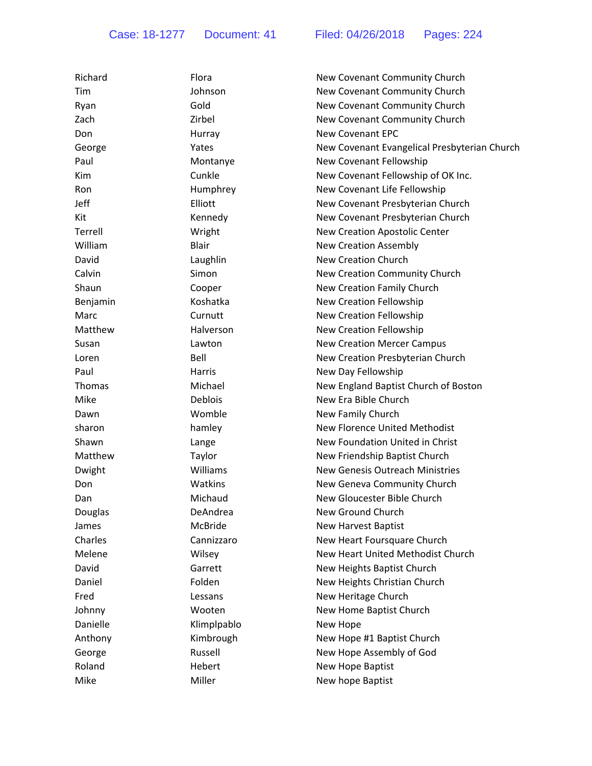| | | |
|---|---|---|
| Richard | Flora | New Covenant Community Church |
| Tim | Johnson | New Covenant Community Church |
| Ryan | Gold | New Covenant Community Church |
| Zach | Zirbel | New Covenant Community Church |
| Don | Hurray | New Covenant EPC |
| George | Yates | New Covenant Evangelical Presbyterian Church |
| Paul | Montanye | New Covenant Fellowship |
| Kim | Cunkle | New Covenant Fellowship of OK Inc. |
| Ron | Humphrey | New Covenant Life Fellowship |
| Jeff | Elliott | New Covenant Presbyterian Church |
| Kit | Kennedy | New Covenant Presbyterian Church |
| Terrell | Wright | New Creation Apostolic Center |
| William | Blair | New Creation Assembly |
| David | Laughlin | New Creation Church |
| Calvin | Simon | New Creation Community Church |
| Shaun | Cooper | New Creation Family Church |
| Benjamin | Koshatka | New Creation Fellowship |
| Marc | Curnutt | New Creation Fellowship |
| Matthew | Halverson | New Creation Fellowship |
| Susan | Lawton | New Creation Mercer Campus |
| Loren | Bell | New Creation Presbyterian Church |
| Paul | Harris | New Day Fellowship |
| Thomas | Michael | New England Baptist Church of Boston |
| Mike | Deblois | New Era Bible Church |
| Dawn | Womble | New Family Church |
| sharon | hamley | New Florence United Methodist |
| Shawn | Lange | New Foundation United in Christ |
| Matthew | Taylor | New Friendship Baptist Church |
| Dwight | Williams | New Genesis Outreach Ministries |
| Don | Watkins | New Geneva Community Church |
| Dan | Michaud | New Gloucester Bible Church |
| Douglas | DeAndrea | New Ground Church |
| James | McBride | New Harvest Baptist |
| Charles | Cannizzaro | New Heart Foursquare Church |
| Melene | Wilsey | New Heart United Methodist Church |
| David | Garrett | New Heights Baptist Church |
| Daniel | Folden | New Heights Christian Church |
| Fred | Lessans | New Heritage Church |
| Johnny | Wooten | New Home Baptist Church |
| Danielle | Klimplpablo | New Hope |
| Anthony | Kimbrough | New Hope #1 Baptist Church |
| George | Russell | New Hope Assembly of God |
| Roland | Hebert | New Hope Baptist |
| Mike | Miller | New hope Baptist |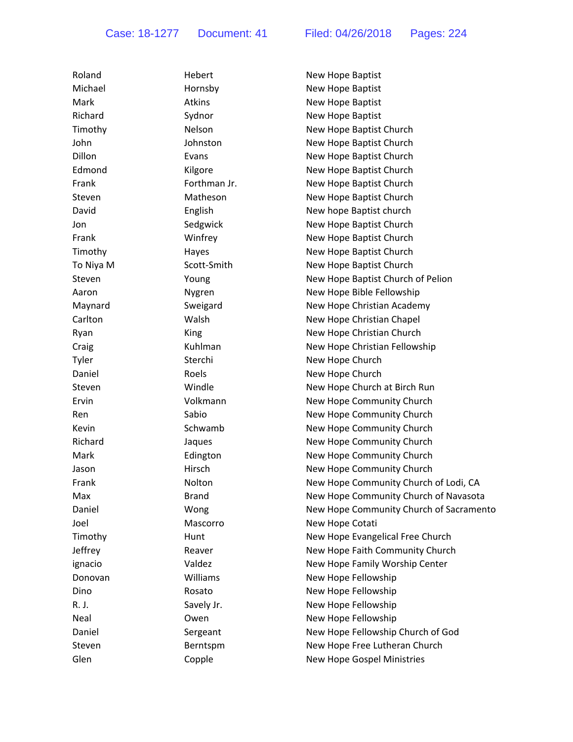| | | |
|---|---|---|
| Roland | Hebert | New Hope Baptist |
| Michael | Hornsby | New Hope Baptist |
| Mark | Atkins | New Hope Baptist |
| Richard | Sydnor | New Hope Baptist |
| Timothy | Nelson | New Hope Baptist Church |
| John | Johnston | New Hope Baptist Church |
| Dillon | Evans | New Hope Baptist Church |
| Edmond | Kilgore | New Hope Baptist Church |
| Frank | Forthman Jr. | New Hope Baptist Church |
| Steven | Matheson | New Hope Baptist Church |
| David | English | New hope Baptist church |
| Jon | Sedgwick | New Hope Baptist Church |
| Frank | Winfrey | New Hope Baptist Church |
| Timothy | Hayes | New Hope Baptist Church |
| To Niya M | Scott-Smith | New Hope Baptist Church |
| Steven | Young | New Hope Baptist Church of Pelion |
| Aaron | Nygren | New Hope Bible Fellowship |
| Maynard | Sweigard | New Hope Christian Academy |
| Carlton | Walsh | New Hope Christian Chapel |
| Ryan | King | New Hope Christian Church |
| Craig | Kuhlman | New Hope Christian Fellowship |
| Tyler | Sterchi | New Hope Church |
| Daniel | Roels | New Hope Church |
| Steven | Windle | New Hope Church at Birch Run |
| Ervin | Volkmann | New Hope Community Church |
| Ren | Sabio | New Hope Community Church |
| Kevin | Schwamb | New Hope Community Church |
| Richard | Jaques | New Hope Community Church |
| Mark | Edington | New Hope Community Church |
| Jason | Hirsch | New Hope Community Church |
| Frank | Nolton | New Hope Community Church of Lodi, CA |
| Max | Brand | New Hope Community Church of Navasota |
| Daniel | Wong | New Hope Community Church of Sacramento |
| Joel | Mascorro | New Hope Cotati |
| Timothy | Hunt | New Hope Evangelical Free Church |
| Jeffrey | Reaver | New Hope Faith Community Church |
| ignacio | Valdez | New Hope Family Worship Center |
| Donovan | Williams | New Hope Fellowship |
| Dino | Rosato | New Hope Fellowship |
| R. J. | Savely Jr. | New Hope Fellowship |
| Neal | Owen | New Hope Fellowship |
| Daniel | Sergeant | New Hope Fellowship Church of God |
| Steven | Berntspm | New Hope Free Lutheran Church |
| Glen | Copple | New Hope Gospel Ministries |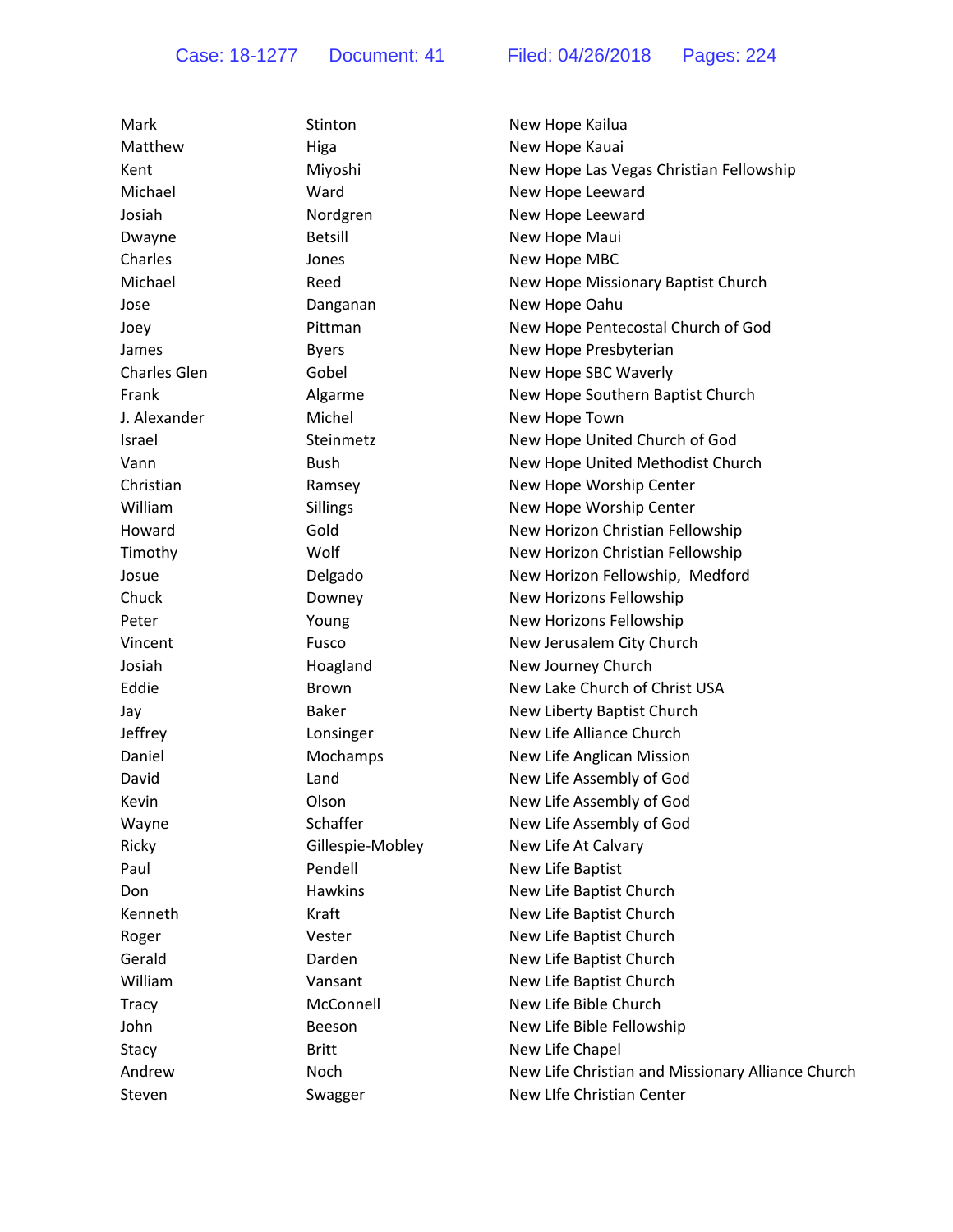| | | |
|---|---|---|
| Mark | Stinton | New Hope Kailua |
| Matthew | Higa | New Hope Kauai |
| Kent | Miyoshi | New Hope Las Vegas Christian Fellowship |
| Michael | Ward | New Hope Leeward |
| Josiah | Nordgren | New Hope Leeward |
| Dwayne | Betsill | New Hope Maui |
| Charles | Jones | New Hope MBC |
| Michael | Reed | New Hope Missionary Baptist Church |
| Jose | Danganan | New Hope Oahu |
| Joey | Pittman | New Hope Pentecostal Church of God |
| James | Byers | New Hope Presbyterian |
| Charles Glen | Gobel | New Hope SBC Waverly |
| Frank | Algarme | New Hope Southern Baptist Church |
| J. Alexander | Michel | New Hope Town |
| Israel | Steinmetz | New Hope United Church of God |
| Vann | Bush | New Hope United Methodist Church |
| Christian | Ramsey | New Hope Worship Center |
| William | Sillings | New Hope Worship Center |
| Howard | Gold | New Horizon Christian Fellowship |
| Timothy | Wolf | New Horizon Christian Fellowship |
| Josue | Delgado | New Horizon Fellowship, Medford |
| Chuck | Downey | New Horizons Fellowship |
| Peter | Young | New Horizons Fellowship |
| Vincent | Fusco | New Jerusalem City Church |
| Josiah | Hoagland | New Journey Church |
| Eddie | Brown | New Lake Church of Christ USA |
| Jay | Baker | New Liberty Baptist Church |
| Jeffrey | Lonsinger | New Life Alliance Church |
| Daniel | Mochamps | New Life Anglican Mission |
| David | Land | New Life Assembly of God |
| Kevin | Olson | New Life Assembly of God |
| Wayne | Schaffer | New Life Assembly of God |
| Ricky | Gillespie-Mobley | New Life At Calvary |
| Paul | Pendell | New Life Baptist |
| Don | Hawkins | New Life Baptist Church |
| Kenneth | Kraft | New Life Baptist Church |
| Roger | Vester | New Life Baptist Church |
| Gerald | Darden | New Life Baptist Church |
| William | Vansant | New Life Baptist Church |
| Tracy | McConnell | New Life Bible Church |
| John | Beeson | New Life Bible Fellowship |
| Stacy | Britt | New Life Chapel |
| Andrew | Noch | New Life Christian and Missionary Alliance Church |
| Steven | Swagger | New LIfe Christian Center |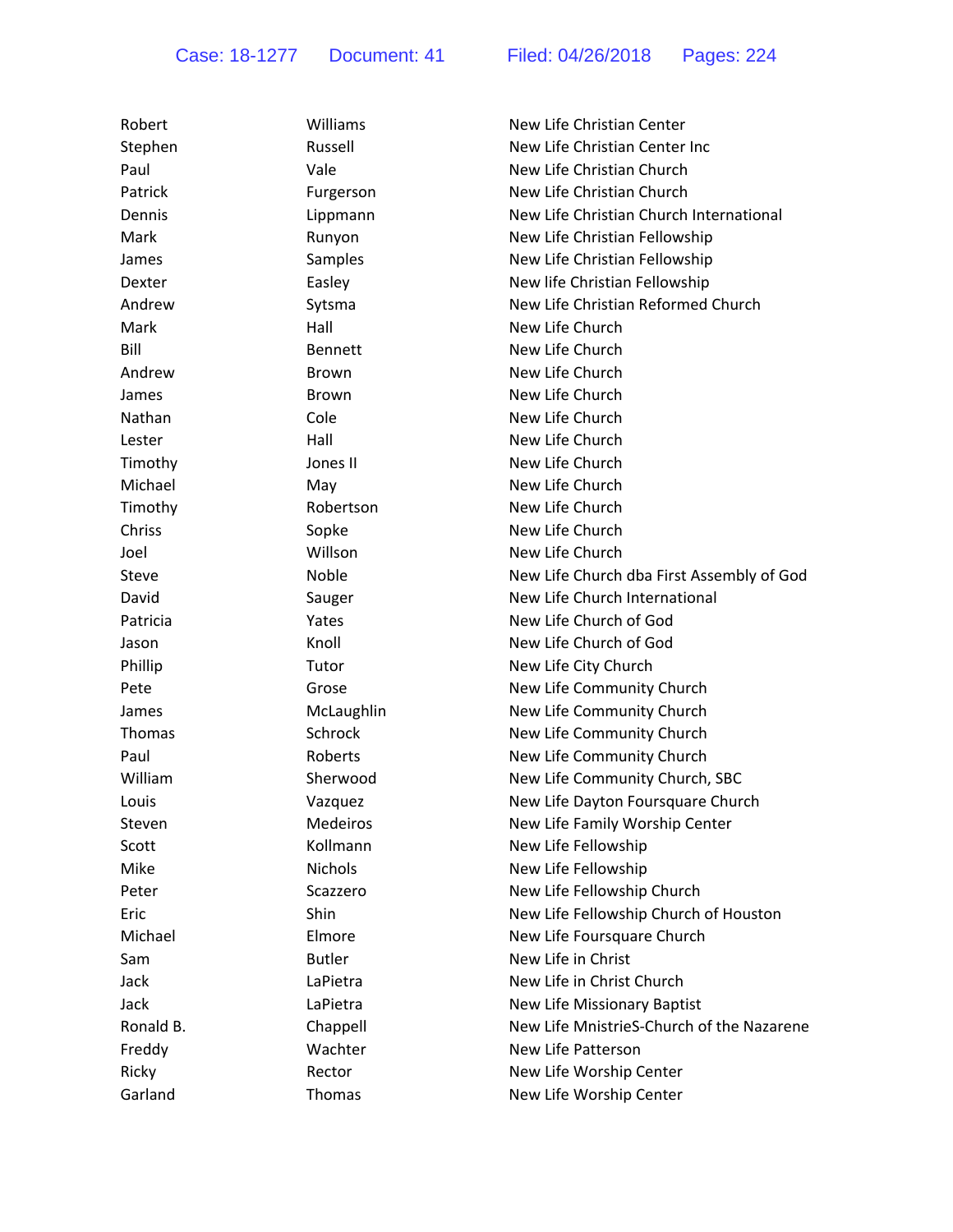| | | |
|---|---|---|
| Robert | Williams | New Life Christian Center |
| Stephen | Russell | New Life Christian Center Inc |
| Paul | Vale | New Life Christian Church |
| Patrick | Furgerson | New Life Christian Church |
| Dennis | Lippmann | New Life Christian Church International |
| Mark | Runyon | New Life Christian Fellowship |
| James | Samples | New Life Christian Fellowship |
| Dexter | Easley | New life Christian Fellowship |
| Andrew | Sytsma | New Life Christian Reformed Church |
| Mark | Hall | New Life Church |
| Bill | Bennett | New Life Church |
| Andrew | Brown | New Life Church |
| James | Brown | New Life Church |
| Nathan | Cole | New Life Church |
| Lester | Hall | New Life Church |
| Timothy | Jones II | New Life Church |
| Michael | May | New Life Church |
| Timothy | Robertson | New Life Church |
| Chriss | Sopke | New Life Church |
| Joel | Willson | New Life Church |
| Steve | Noble | New Life Church dba First Assembly of God |
| David | Sauger | New Life Church International |
| Patricia | Yates | New Life Church of God |
| Jason | Knoll | New Life Church of God |
| Phillip | Tutor | New Life City Church |
| Pete | Grose | New Life Community Church |
| James | McLaughlin | New Life Community Church |
| Thomas | Schrock | New Life Community Church |
| Paul | Roberts | New Life Community Church |
| William | Sherwood | New Life Community Church, SBC |
| Louis | Vazquez | New Life Dayton Foursquare Church |
| Steven | Medeiros | New Life Family Worship Center |
| Scott | Kollmann | New Life Fellowship |
| Mike | Nichols | New Life Fellowship |
| Peter | Scazzero | New Life Fellowship Church |
| Eric | Shin | New Life Fellowship Church of Houston |
| Michael | Elmore | New Life Foursquare Church |
| Sam | Butler | New Life in Christ |
| Jack | LaPietra | New Life in Christ Church |
| Jack | LaPietra | New Life Missionary Baptist |
| Ronald B. | Chappell | New Life MnistrieS-Church of the Nazarene |
| Freddy | Wachter | New Life Patterson |
| Ricky | Rector | New Life Worship Center |
| Garland | Thomas | New Life Worship Center |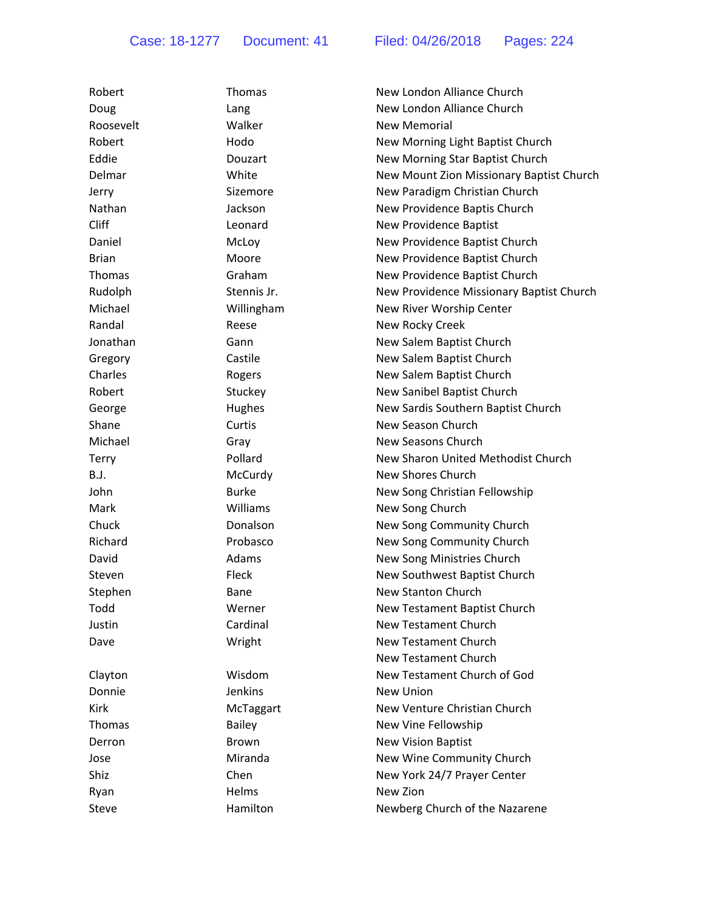| | | |
|---|---|---|
| Robert | Thomas | New London Alliance Church |
| Doug | Lang | New London Alliance Church |
| Roosevelt | Walker | New Memorial |
| Robert | Hodo | New Morning Light Baptist Church |
| Eddie | Douzart | New Morning Star Baptist Church |
| Delmar | White | New Mount Zion Missionary Baptist Church |
| Jerry | Sizemore | New Paradigm Christian Church |
| Nathan | Jackson | New Providence Baptis Church |
| Cliff | Leonard | New Providence Baptist |
| Daniel | McLoy | New Providence Baptist Church |
| Brian | Moore | New Providence Baptist Church |
| Thomas | Graham | New Providence Baptist Church |
| Rudolph | Stennis Jr. | New Providence Missionary Baptist Church |
| Michael | Willingham | New River Worship Center |
| Randal | Reese | New Rocky Creek |
| Jonathan | Gann | New Salem Baptist Church |
| Gregory | Castile | New Salem Baptist Church |
| Charles | Rogers | New Salem Baptist Church |
| Robert | Stuckey | New Sanibel Baptist Church |
| George | Hughes | New Sardis Southern Baptist Church |
| Shane | Curtis | New Season Church |
| Michael | Gray | New Seasons Church |
| Terry | Pollard | New Sharon United Methodist Church |
| B.J. | McCurdy | New Shores Church |
| John | Burke | New Song Christian Fellowship |
| Mark | Williams | New Song Church |
| Chuck | Donalson | New Song Community Church |
| Richard | Probasco | New Song Community Church |
| David | Adams | New Song Ministries Church |
| Steven | Fleck | New Southwest Baptist Church |
| Stephen | Bane | New Stanton Church |
| Todd | Werner | New Testament Baptist Church |
| Justin | Cardinal | New Testament Church |
| Dave | Wright | New Testament Church |
| | | New Testament Church |
| Clayton | Wisdom | New Testament Church of God |
| Donnie | Jenkins | New Union |
| Kirk | McTaggart | New Venture Christian Church |
| Thomas | Bailey | New Vine Fellowship |
| Derron | Brown | New Vision Baptist |
| Jose | Miranda | New Wine Community Church |
| Shiz | Chen | New York 24/7 Prayer Center |
| Ryan | Helms | New Zion |
| Steve | Hamilton | Newberg Church of the Nazarene |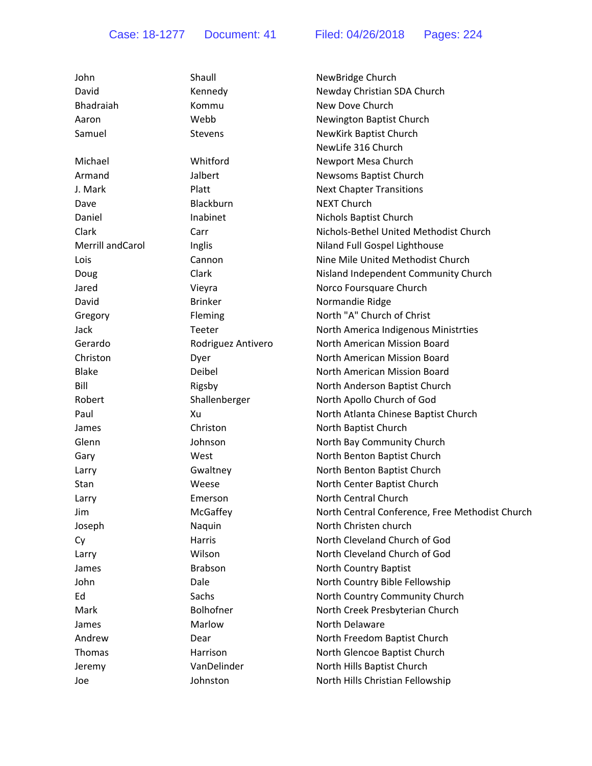| | | |
|---|---|---|
| John | Shaull | NewBridge Church |
| David | Kennedy | Newday Christian SDA Church |
| Bhadraiah | Kommu | New Dove Church |
| Aaron | Webb | Newington Baptist Church |
| Samuel | Stevens | NewKirk Baptist Church |
| | | NewLife 316 Church |
| Michael | Whitford | Newport Mesa Church |
| Armand | Jalbert | Newsoms Baptist Church |
| J. Mark | Platt | Next Chapter Transitions |
| Dave | Blackburn | NEXT Church |
| Daniel | Inabinet | Nichols Baptist Church |
| Clark | Carr | Nichols-Bethel United Methodist Church |
| Merrill andCarol | Inglis | Niland Full Gospel Lighthouse |
| Lois | Cannon | Nine Mile United Methodist Church |
| Doug | Clark | Nisland Independent Community Church |
| Jared | Vieyra | Norco Foursquare Church |
| David | Brinker | Normandie Ridge |
| Gregory | Fleming | North "A" Church of Christ |
| Jack | Teeter | North America Indigenous Ministrties |
| Gerardo | Rodriguez Antivero | North American Mission Board |
| Christon | Dyer | North American Mission Board |
| Blake | Deibel | North American Mission Board |
| Bill | Rigsby | North Anderson Baptist Church |
| Robert | Shallenberger | North Apollo Church of God |
| Paul | Xu | North Atlanta Chinese Baptist Church |
| James | Christon | North Baptist Church |
| Glenn | Johnson | North Bay Community Church |
| Gary | West | North Benton Baptist Church |
| Larry | Gwaltney | North Benton Baptist Church |
| Stan | Weese | North Center Baptist Church |
| Larry | Emerson | North Central Church |
| Jim | McGaffey | North Central Conference, Free Methodist Church |
| Joseph | Naquin | North Christen church |
| Cy | Harris | North Cleveland Church of God |
| Larry | Wilson | North Cleveland Church of God |
| James | Brabson | North Country Baptist |
| John | Dale | North Country Bible Fellowship |
| Ed | Sachs | North Country Community Church |
| Mark | Bolhofner | North Creek Presbyterian Church |
| James | Marlow | North Delaware |
| Andrew | Dear | North Freedom Baptist Church |
| Thomas | Harrison | North Glencoe Baptist Church |
| Jeremy | VanDelinder | North Hills Baptist Church |
| Joe | Johnston | North Hills Christian Fellowship |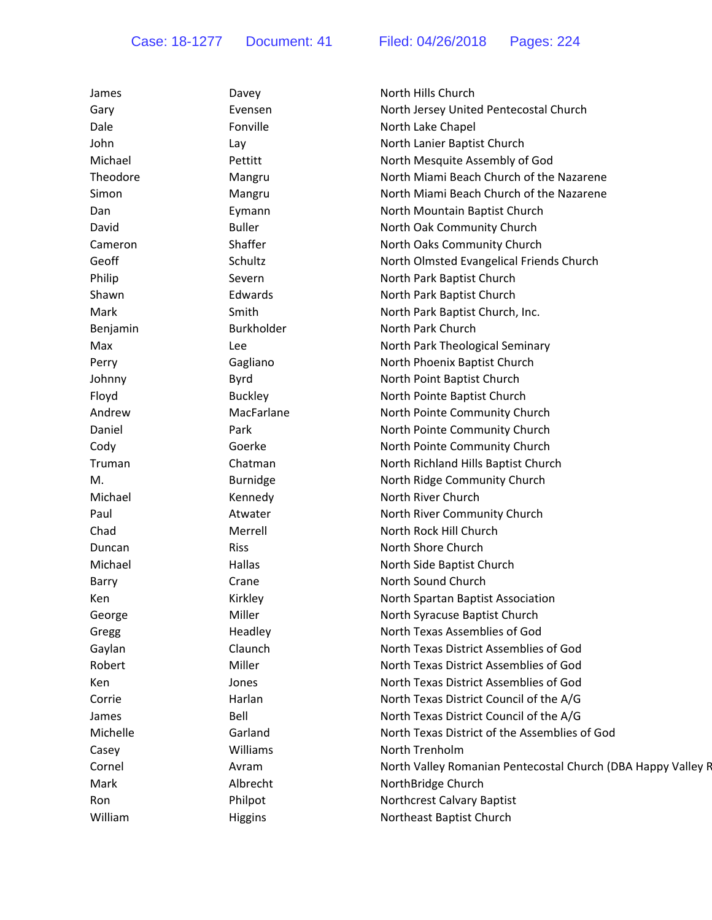| | | |
|---|---|---|
| James | Davey | North Hills Church |
| Gary | Evensen | North Jersey United Pentecostal Church |
| Dale | Fonville | North Lake Chapel |
| John | Lay | North Lanier Baptist Church |
| Michael | Pettitt | North Mesquite Assembly of God |
| Theodore | Mangru | North Miami Beach Church of the Nazarene |
| Simon | Mangru | North Miami Beach Church of the Nazarene |
| Dan | Eymann | North Mountain Baptist Church |
| David | Buller | North Oak Community Church |
| Cameron | Shaffer | North Oaks Community Church |
| Geoff | Schultz | North Olmsted Evangelical Friends Church |
| Philip | Severn | North Park Baptist Church |
| Shawn | Edwards | North Park Baptist Church |
| Mark | Smith | North Park Baptist Church, Inc. |
| Benjamin | Burkholder | North Park Church |
| Max | Lee | North Park Theological Seminary |
| Perry | Gagliano | North Phoenix Baptist Church |
| Johnny | Byrd | North Point Baptist Church |
| Floyd | Buckley | North Pointe Baptist Church |
| Andrew | MacFarlane | North Pointe Community Church |
| Daniel | Park | North Pointe Community Church |
| Cody | Goerke | North Pointe Community Church |
| Truman | Chatman | North Richland Hills Baptist Church |
| M. | Burnidge | North Ridge Community Church |
| Michael | Kennedy | North River Church |
| Paul | Atwater | North River Community Church |
| Chad | Merrell | North Rock Hill Church |
| Duncan | Riss | North Shore Church |
| Michael | Hallas | North Side Baptist Church |
| Barry | Crane | North Sound Church |
| Ken | Kirkley | North Spartan Baptist Association |
| George | Miller | North Syracuse Baptist Church |
| Gregg | Headley | North Texas Assemblies of God |
| Gaylan | Claunch | North Texas District Assemblies of God |
| Robert | Miller | North Texas District Assemblies of God |
| Ken | Jones | North Texas District Assemblies of God |
| Corrie | Harlan | North Texas District Council of the A/G |
| James | Bell | North Texas District Council of the A/G |
| Michelle | Garland | North Texas District of the Assemblies of God |
| Casey | Williams | North Trenholm |
| Cornel | Avram | North Valley Romanian Pentecostal Church (DBA Happy Valley R |
| Mark | Albrecht | NorthBridge Church |
| Ron | Philpot | Northcrest Calvary Baptist |
| William | Higgins | Northeast Baptist Church |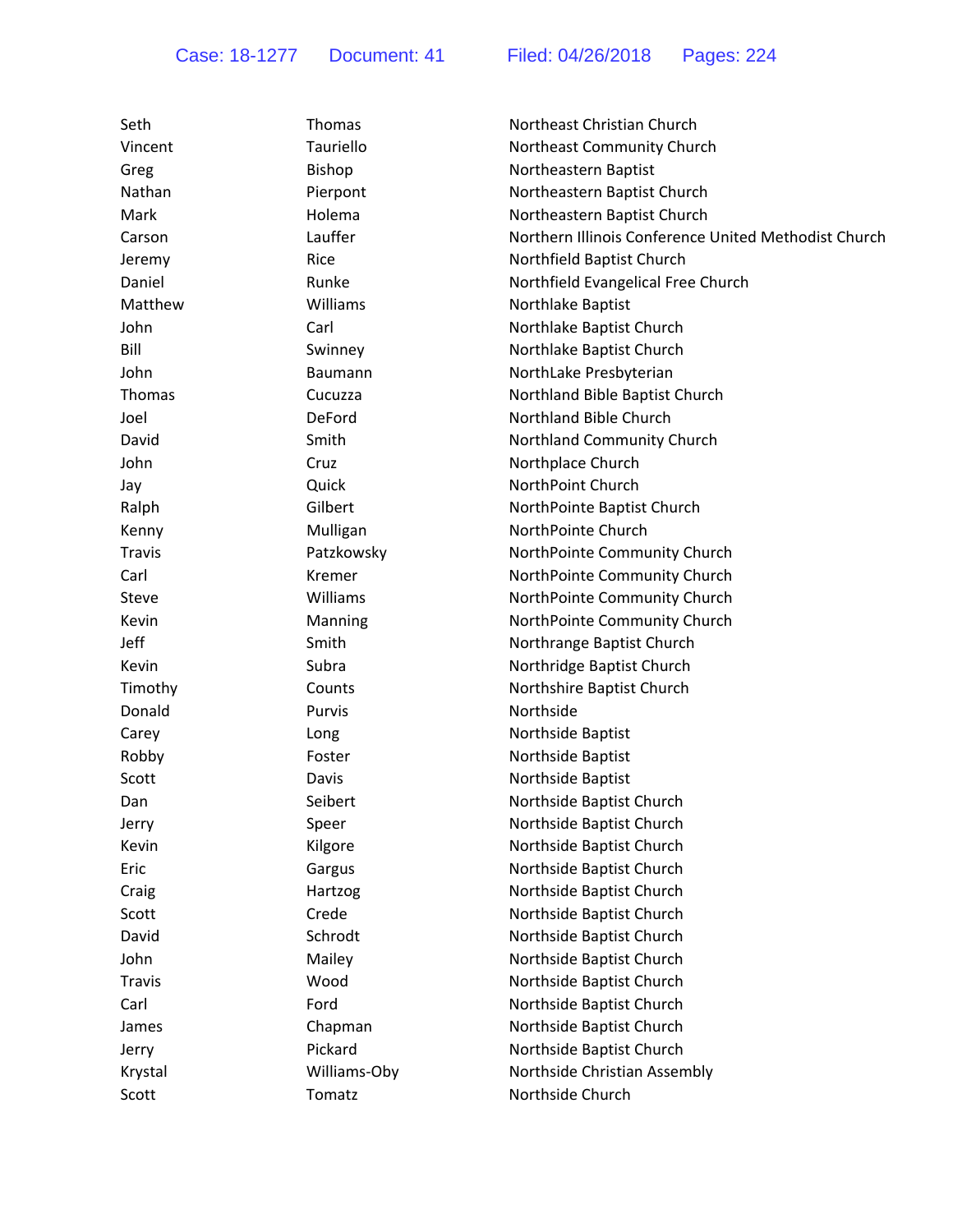| | | |
|---|---|---|
| Seth | Thomas | Northeast Christian Church |
| Vincent | Tauriello | Northeast Community Church |
| Greg | Bishop | Northeastern Baptist |
| Nathan | Pierpont | Northeastern Baptist Church |
| Mark | Holema | Northeastern Baptist Church |
| Carson | Lauffer | Northern Illinois Conference United Methodist Church |
| Jeremy | Rice | Northfield Baptist Church |
| Daniel | Runke | Northfield Evangelical Free Church |
| Matthew | Williams | Northlake Baptist |
| John | Carl | Northlake Baptist Church |
| Bill | Swinney | Northlake Baptist Church |
| John | Baumann | NorthLake Presbyterian |
| Thomas | Cucuzza | Northland Bible Baptist Church |
| Joel | DeFord | Northland Bible Church |
| David | Smith | Northland Community Church |
| John | Cruz | Northplace Church |
| Jay | Quick | NorthPoint Church |
| Ralph | Gilbert | NorthPointe Baptist Church |
| Kenny | Mulligan | NorthPointe Church |
| Travis | Patzkowsky | NorthPointe Community Church |
| Carl | Kremer | NorthPointe Community Church |
| Steve | Williams | NorthPointe Community Church |
| Kevin | Manning | NorthPointe Community Church |
| Jeff | Smith | Northrange Baptist Church |
| Kevin | Subra | Northridge Baptist Church |
| Timothy | Counts | Northshire Baptist Church |
| Donald | Purvis | Northside |
| Carey | Long | Northside Baptist |
| Robby | Foster | Northside Baptist |
| Scott | Davis | Northside Baptist |
| Dan | Seibert | Northside Baptist Church |
| Jerry | Speer | Northside Baptist Church |
| Kevin | Kilgore | Northside Baptist Church |
| Eric | Gargus | Northside Baptist Church |
| Craig | Hartzog | Northside Baptist Church |
| Scott | Crede | Northside Baptist Church |
| David | Schrodt | Northside Baptist Church |
| John | Mailey | Northside Baptist Church |
| Travis | Wood | Northside Baptist Church |
| Carl | Ford | Northside Baptist Church |
| James | Chapman | Northside Baptist Church |
| Jerry | Pickard | Northside Baptist Church |
| Krystal | Williams-Oby | Northside Christian Assembly |
| Scott | Tomatz | Northside Church |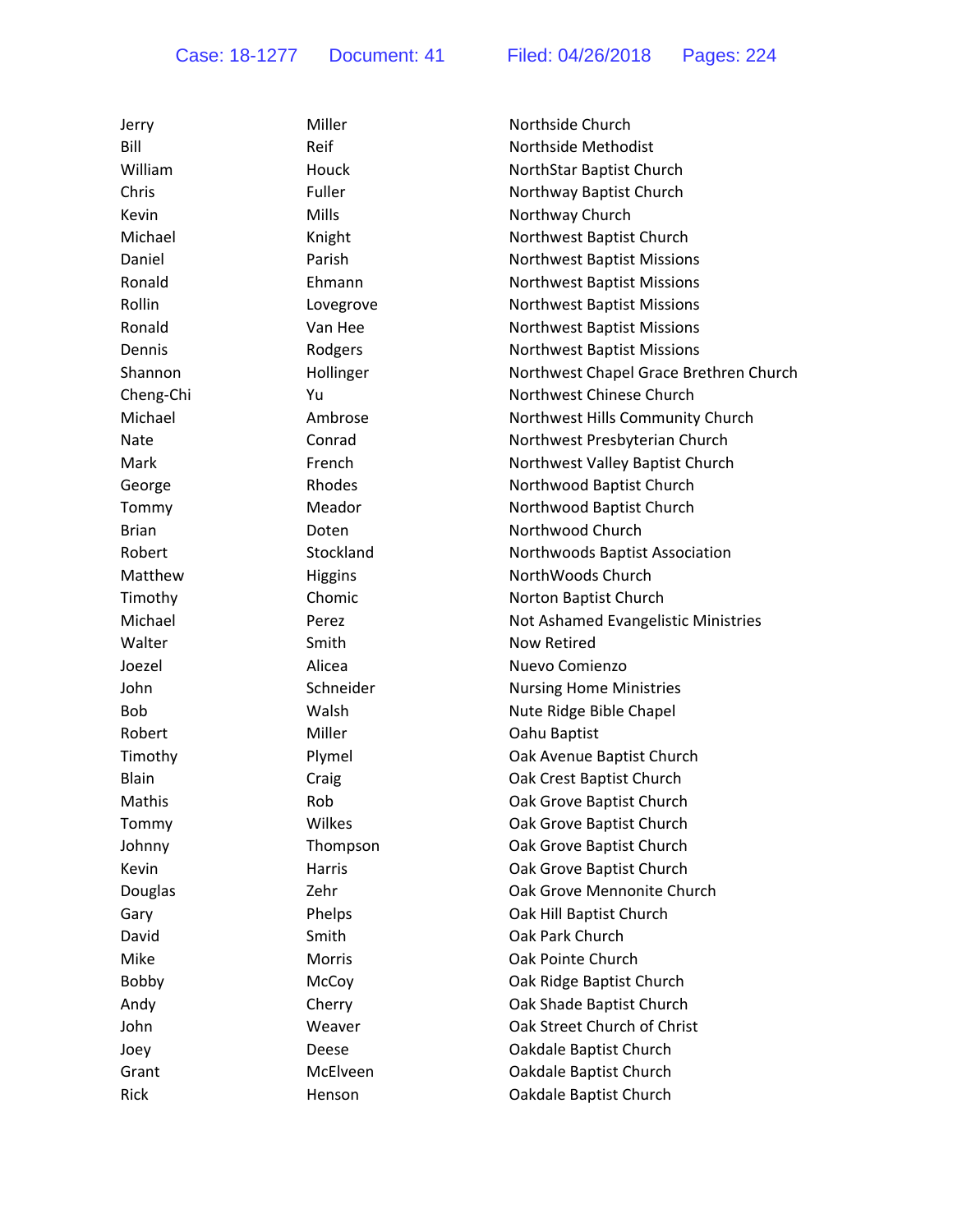| | | |
|---|---|---|
| Jerry | Miller | Northside Church |
| Bill | Reif | Northside Methodist |
| William | Houck | NorthStar Baptist Church |
| Chris | Fuller | Northway Baptist Church |
| Kevin | Mills | Northway Church |
| Michael | Knight | Northwest Baptist Church |
| Daniel | Parish | Northwest Baptist Missions |
| Ronald | Ehmann | Northwest Baptist Missions |
| Rollin | Lovegrove | Northwest Baptist Missions |
| Ronald | Van Hee | Northwest Baptist Missions |
| Dennis | Rodgers | Northwest Baptist Missions |
| Shannon | Hollinger | Northwest Chapel Grace Brethren Church |
| Cheng-Chi | Yu | Northwest Chinese Church |
| Michael | Ambrose | Northwest Hills Community Church |
| Nate | Conrad | Northwest Presbyterian Church |
| Mark | French | Northwest Valley Baptist Church |
| George | Rhodes | Northwood Baptist Church |
| Tommy | Meador | Northwood Baptist Church |
| Brian | Doten | Northwood Church |
| Robert | Stockland | Northwoods Baptist Association |
| Matthew | Higgins | NorthWoods Church |
| Timothy | Chomic | Norton Baptist Church |
| Michael | Perez | Not Ashamed Evangelistic Ministries |
| Walter | Smith | Now Retired |
| Joezel | Alicea | Nuevo Comienzo |
| John | Schneider | Nursing Home Ministries |
| Bob | Walsh | Nute Ridge Bible Chapel |
| Robert | Miller | Oahu Baptist |
| Timothy | Plymel | Oak Avenue Baptist Church |
| Blain | Craig | Oak Crest Baptist Church |
| Mathis | Rob | Oak Grove Baptist Church |
| Tommy | Wilkes | Oak Grove Baptist Church |
| Johnny | Thompson | Oak Grove Baptist Church |
| Kevin | Harris | Oak Grove Baptist Church |
| Douglas | Zehr | Oak Grove Mennonite Church |
| Gary | Phelps | Oak Hill Baptist Church |
| David | Smith | Oak Park Church |
| Mike | Morris | Oak Pointe Church |
| Bobby | McCoy | Oak Ridge Baptist Church |
| Andy | Cherry | Oak Shade Baptist Church |
| John | Weaver | Oak Street Church of Christ |
| Joey | Deese | Oakdale Baptist Church |
| Grant | McElveen | Oakdale Baptist Church |
| Rick | Henson | Oakdale Baptist Church |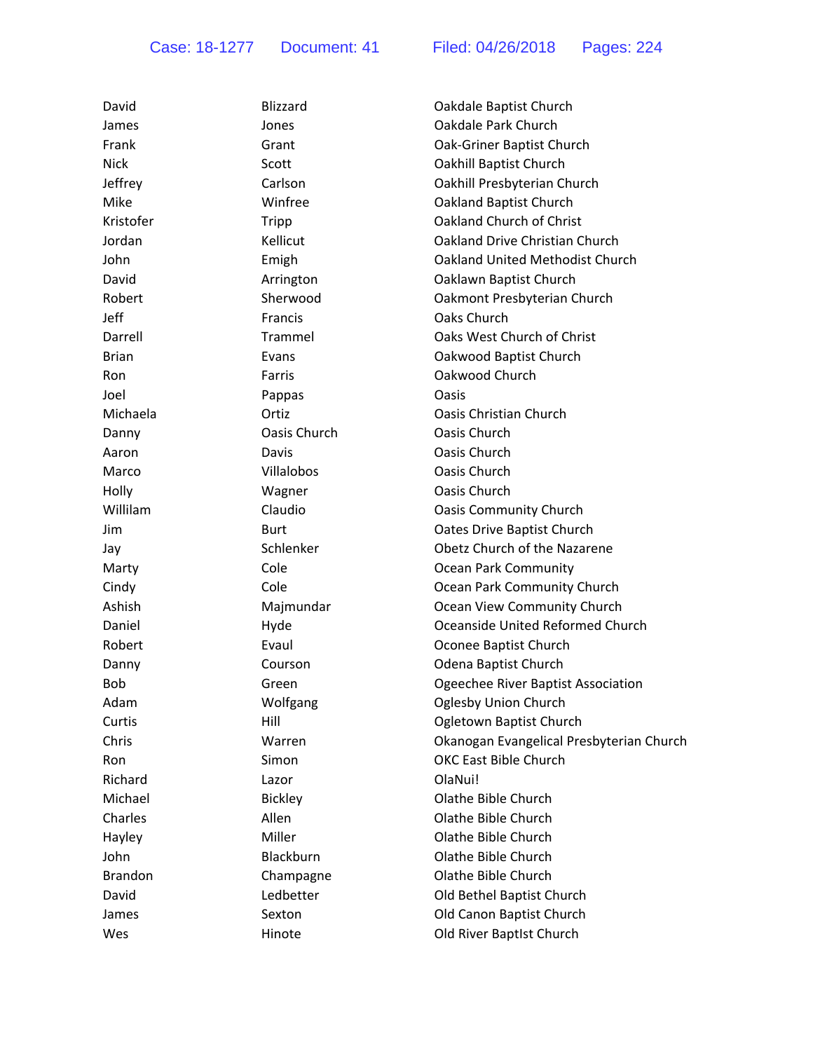| | | |
|---|---|---|
| David | Blizzard | Oakdale Baptist Church |
| James | Jones | Oakdale Park Church |
| Frank | Grant | Oak-Griner Baptist Church |
| Nick | Scott | Oakhill Baptist Church |
| Jeffrey | Carlson | Oakhill Presbyterian Church |
| Mike | Winfree | Oakland Baptist Church |
| Kristofer | Tripp | Oakland Church of Christ |
| Jordan | Kellicut | Oakland Drive Christian Church |
| John | Emigh | Oakland United Methodist Church |
| David | Arrington | Oaklawn Baptist Church |
| Robert | Sherwood | Oakmont Presbyterian Church |
| Jeff | Francis | Oaks Church |
| Darrell | Trammel | Oaks West Church of Christ |
| Brian | Evans | Oakwood Baptist Church |
| Ron | Farris | Oakwood Church |
| Joel | Pappas | Oasis |
| Michaela | Ortiz | Oasis Christian Church |
| Danny | Oasis Church | Oasis Church |
| Aaron | Davis | Oasis Church |
| Marco | Villalobos | Oasis Church |
| Holly | Wagner | Oasis Church |
| Willilam | Claudio | Oasis Community Church |
| Jim | Burt | Oates Drive Baptist Church |
| Jay | Schlenker | Obetz Church of the Nazarene |
| Marty | Cole | Ocean Park Community |
| Cindy | Cole | Ocean Park Community Church |
| Ashish | Majmundar | Ocean View Community Church |
| Daniel | Hyde | Oceanside United Reformed Church |
| Robert | Evaul | Oconee Baptist Church |
| Danny | Courson | Odena Baptist Church |
| Bob | Green | Ogeechee River Baptist Association |
| Adam | Wolfgang | Oglesby Union Church |
| Curtis | Hill | Ogletown Baptist Church |
| Chris | Warren | Okanogan Evangelical Presbyterian Church |
| Ron | Simon | OKC East Bible Church |
| Richard | Lazor | OlaNui! |
| Michael | Bickley | Olathe Bible Church |
| Charles | Allen | Olathe Bible Church |
| Hayley | Miller | Olathe Bible Church |
| John | Blackburn | Olathe Bible Church |
| Brandon | Champagne | Olathe Bible Church |
| David | Ledbetter | Old Bethel Baptist Church |
| James | Sexton | Old Canon Baptist Church |
| Wes | Hinote | Old River BaptIst Church |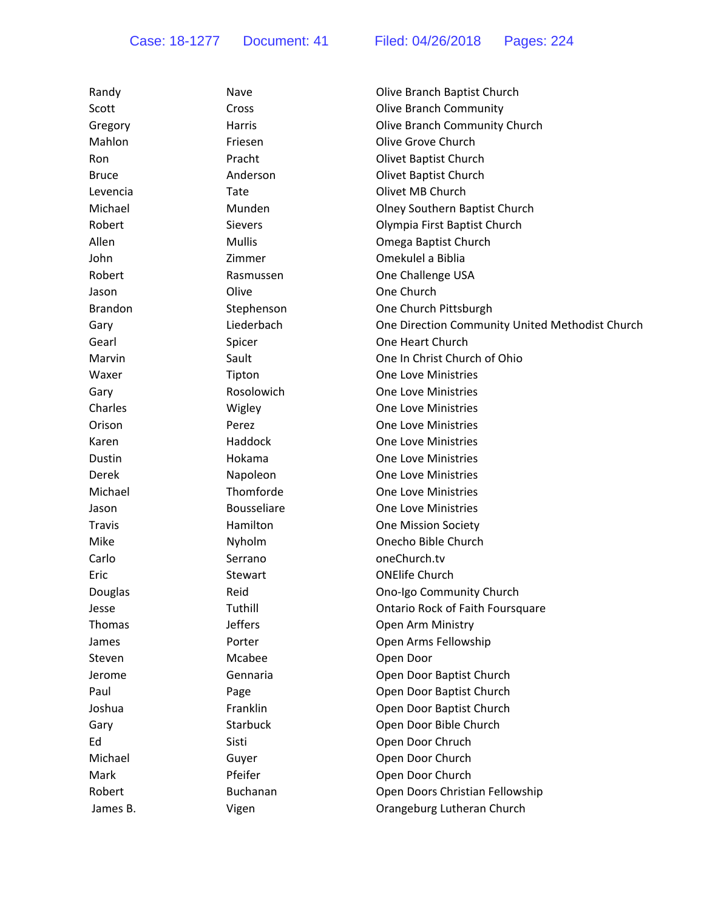| | | |
|---|---|---|
| Randy | Nave | Olive Branch Baptist Church |
| Scott | Cross | Olive Branch Community |
| Gregory | Harris | Olive Branch Community Church |
| Mahlon | Friesen | Olive Grove Church |
| Ron | Pracht | Olivet Baptist Church |
| Bruce | Anderson | Olivet Baptist Church |
| Levencia | Tate | Olivet MB Church |
| Michael | Munden | Olney Southern Baptist Church |
| Robert | Sievers | Olympia First Baptist Church |
| Allen | Mullis | Omega Baptist Church |
| John | Zimmer | Omekulel a Biblia |
| Robert | Rasmussen | One Challenge USA |
| Jason | Olive | One Church |
| Brandon | Stephenson | One Church Pittsburgh |
| Gary | Liederbach | One Direction Community United Methodist Church |
| Gearl | Spicer | One Heart Church |
| Marvin | Sault | One In Christ Church of Ohio |
| Waxer | Tipton | One Love Ministries |
| Gary | Rosolowich | One Love Ministries |
| Charles | Wigley | One Love Ministries |
| Orison | Perez | One Love Ministries |
| Karen | Haddock | One Love Ministries |
| Dustin | Hokama | One Love Ministries |
| Derek | Napoleon | One Love Ministries |
| Michael | Thomforde | One Love Ministries |
| Jason | Bousseliare | One Love Ministries |
| Travis | Hamilton | One Mission Society |
| Mike | Nyholm | Onecho Bible Church |
| Carlo | Serrano | oneChurch.tv |
| Eric | Stewart | ONElife Church |
| Douglas | Reid | Ono-Igo Community Church |
| Jesse | Tuthill | Ontario Rock of Faith Foursquare |
| Thomas | Jeffers | Open Arm Ministry |
| James | Porter | Open Arms Fellowship |
| Steven | Mcabee | Open Door |
| Jerome | Gennaria | Open Door Baptist Church |
| Paul | Page | Open Door Baptist Church |
| Joshua | Franklin | Open Door Baptist Church |
| Gary | Starbuck | Open Door Bible Church |
| Ed | Sisti | Open Door Chruch |
| Michael | Guyer | Open Door Church |
| Mark | Pfeifer | Open Door Church |
| Robert | Buchanan | Open Doors Christian Fellowship |
| James B. | Vigen | Orangeburg Lutheran Church |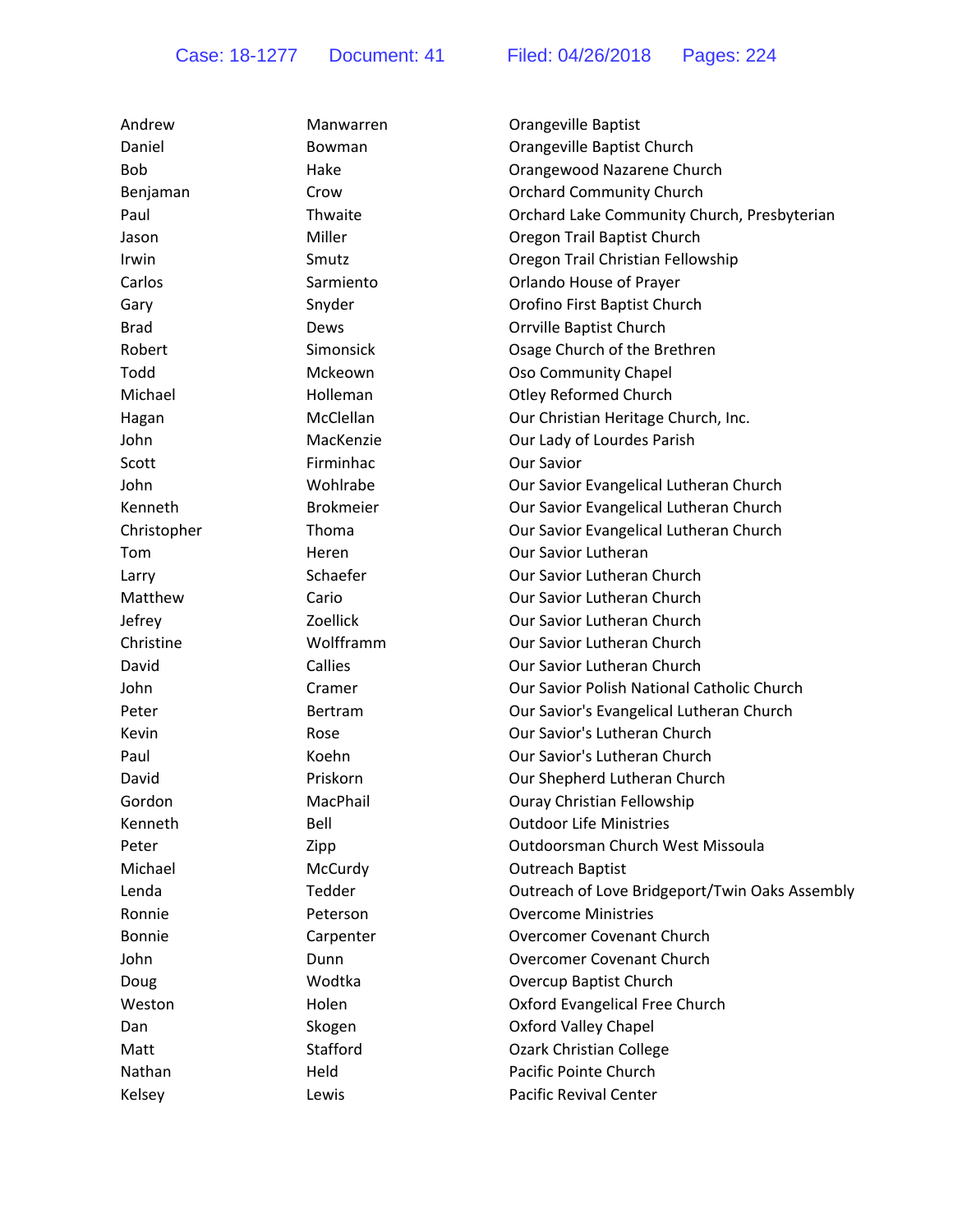| | | |
|---|---|---|
| Andrew | Manwarren | Orangeville Baptist |
| Daniel | Bowman | Orangeville Baptist Church |
| Bob | Hake | Orangewood Nazarene Church |
| Benjaman | Crow | Orchard Community Church |
| Paul | Thwaite | Orchard Lake Community Church, Presbyterian |
| Jason | Miller | Oregon Trail Baptist Church |
| Irwin | Smutz | Oregon Trail Christian Fellowship |
| Carlos | Sarmiento | Orlando House of Prayer |
| Gary | Snyder | Orofino First Baptist Church |
| Brad | Dews | Orrville Baptist Church |
| Robert | Simonsick | Osage Church of the Brethren |
| Todd | Mckeown | Oso Community Chapel |
| Michael | Holleman | Otley Reformed Church |
| Hagan | McClellan | Our Christian Heritage Church, Inc. |
| John | MacKenzie | Our Lady of Lourdes Parish |
| Scott | Firminhac | Our Savior |
| John | Wohlrabe | Our Savior Evangelical Lutheran Church |
| Kenneth | Brokmeier | Our Savior Evangelical Lutheran Church |
| Christopher | Thoma | Our Savior Evangelical Lutheran Church |
| Tom | Heren | Our Savior Lutheran |
| Larry | Schaefer | Our Savior Lutheran Church |
| Matthew | Cario | Our Savior Lutheran Church |
| Jefrey | Zoellick | Our Savior Lutheran Church |
| Christine | Wolfframm | Our Savior Lutheran Church |
| David | Callies | Our Savior Lutheran Church |
| John | Cramer | Our Savior Polish National Catholic Church |
| Peter | Bertram | Our Savior's Evangelical Lutheran Church |
| Kevin | Rose | Our Savior's Lutheran Church |
| Paul | Koehn | Our Savior's Lutheran Church |
| David | Priskorn | Our Shepherd Lutheran Church |
| Gordon | MacPhail | Ouray Christian Fellowship |
| Kenneth | Bell | Outdoor Life Ministries |
| Peter | Zipp | Outdoorsman Church West Missoula |
| Michael | McCurdy | Outreach Baptist |
| Lenda | Tedder | Outreach of Love Bridgeport/Twin Oaks Assembly |
| Ronnie | Peterson | Overcome Ministries |
| Bonnie | Carpenter | Overcomer Covenant Church |
| John | Dunn | Overcomer Covenant Church |
| Doug | Wodtka | Overcup Baptist Church |
| Weston | Holen | Oxford Evangelical Free Church |
| Dan | Skogen | Oxford Valley Chapel |
| Matt | Stafford | Ozark Christian College |
| Nathan | Held | Pacific Pointe Church |
| Kelsey | Lewis | Pacific Revival Center |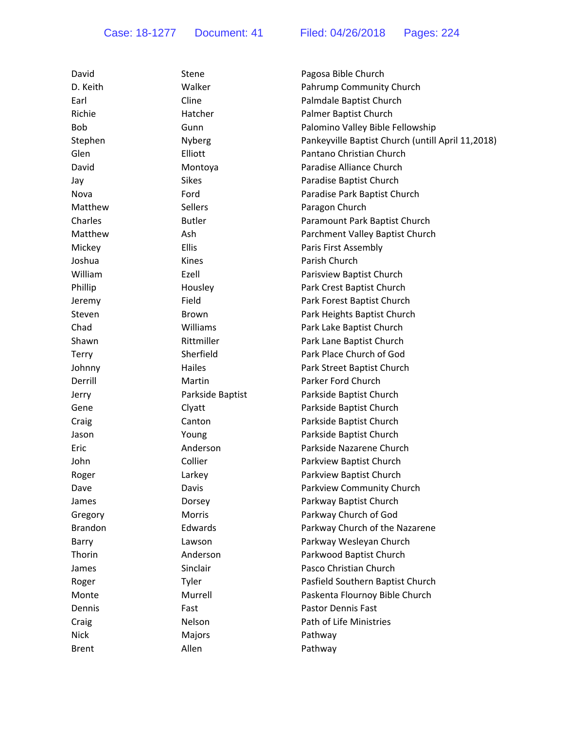| | | |
|---|---|---|
| David | Stene | Pagosa Bible Church |
| D. Keith | Walker | Pahrump Community Church |
| Earl | Cline | Palmdale Baptist Church |
| Richie | Hatcher | Palmer Baptist Church |
| Bob | Gunn | Palomino Valley Bible Fellowship |
| Stephen | Nyberg | Pankeyville Baptist Church (untill April 11,2018) |
| Glen | Elliott | Pantano Christian Church |
| David | Montoya | Paradise Alliance Church |
| Jay | Sikes | Paradise Baptist Church |
| Nova | Ford | Paradise Park Baptist Church |
| Matthew | Sellers | Paragon Church |
| Charles | Butler | Paramount Park Baptist Church |
| Matthew | Ash | Parchment Valley Baptist Church |
| Mickey | Ellis | Paris First Assembly |
| Joshua | Kines | Parish Church |
| William | Ezell | Parisview Baptist Church |
| Phillip | Housley | Park Crest Baptist Church |
| Jeremy | Field | Park Forest Baptist Church |
| Steven | Brown | Park Heights Baptist Church |
| Chad | Williams | Park Lake Baptist Church |
| Shawn | Rittmiller | Park Lane Baptist Church |
| Terry | Sherfield | Park Place Church of God |
| Johnny | Hailes | Park Street Baptist Church |
| Derrill | Martin | Parker Ford Church |
| Jerry | Parkside Baptist | Parkside Baptist Church |
| Gene | Clyatt | Parkside Baptist Church |
| Craig | Canton | Parkside Baptist Church |
| Jason | Young | Parkside Baptist Church |
| Eric | Anderson | Parkside Nazarene Church |
| John | Collier | Parkview Baptist Church |
| Roger | Larkey | Parkview Baptist Church |
| Dave | Davis | Parkview Community Church |
| James | Dorsey | Parkway Baptist Church |
| Gregory | Morris | Parkway Church of God |
| Brandon | Edwards | Parkway Church of the Nazarene |
| Barry | Lawson | Parkway Wesleyan Church |
| Thorin | Anderson | Parkwood Baptist Church |
| James | Sinclair | Pasco Christian Church |
| Roger | Tyler | Pasfield Southern Baptist Church |
| Monte | Murrell | Paskenta Flournoy Bible Church |
| Dennis | Fast | Pastor Dennis Fast |
| Craig | Nelson | Path of Life Ministries |
| Nick | Majors | Pathway |
| Brent | Allen | Pathway |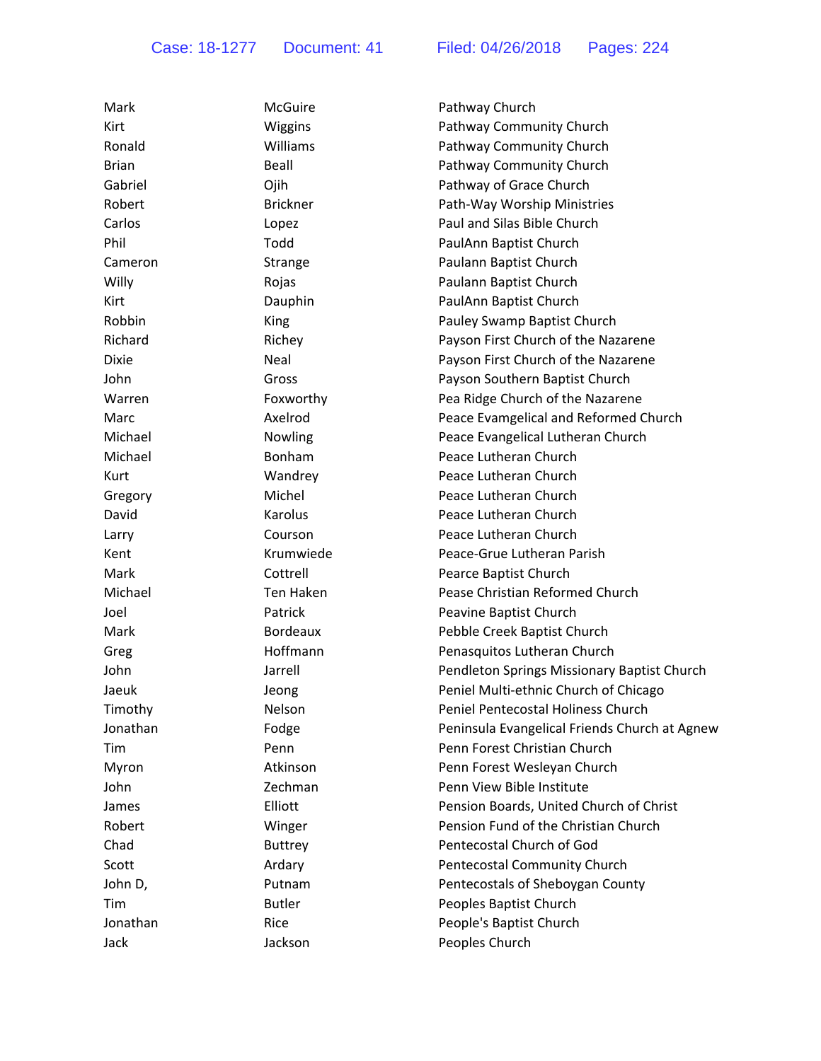| | | |
|---|---|---|
| Mark | McGuire | Pathway Church |
| Kirt | Wiggins | Pathway Community Church |
| Ronald | Williams | Pathway Community Church |
| Brian | Beall | Pathway Community Church |
| Gabriel | Ojih | Pathway of Grace Church |
| Robert | Brickner | Path-Way Worship Ministries |
| Carlos | Lopez | Paul and Silas Bible Church |
| Phil | Todd | PaulAnn Baptist Church |
| Cameron | Strange | Paulann Baptist Church |
| Willy | Rojas | Paulann Baptist Church |
| Kirt | Dauphin | PaulAnn Baptist Church |
| Robbin | King | Pauley Swamp Baptist Church |
| Richard | Richey | Payson First Church of the Nazarene |
| Dixie | Neal | Payson First Church of the Nazarene |
| John | Gross | Payson Southern Baptist Church |
| Warren | Foxworthy | Pea Ridge Church of the Nazarene |
| Marc | Axelrod | Peace Evamgelical and Reformed Church |
| Michael | Nowling | Peace Evangelical Lutheran Church |
| Michael | Bonham | Peace Lutheran Church |
| Kurt | Wandrey | Peace Lutheran Church |
| Gregory | Michel | Peace Lutheran Church |
| David | Karolus | Peace Lutheran Church |
| Larry | Courson | Peace Lutheran Church |
| Kent | Krumwiede | Peace-Grue Lutheran Parish |
| Mark | Cottrell | Pearce Baptist Church |
| Michael | Ten Haken | Pease Christian Reformed Church |
| Joel | Patrick | Peavine Baptist Church |
| Mark | Bordeaux | Pebble Creek Baptist Church |
| Greg | Hoffmann | Penasquitos Lutheran Church |
| John | Jarrell | Pendleton Springs Missionary Baptist Church |
| Jaeuk | Jeong | Peniel Multi-ethnic Church of Chicago |
| Timothy | Nelson | Peniel Pentecostal Holiness Church |
| Jonathan | Fodge | Peninsula Evangelical Friends Church at Agnew |
| Tim | Penn | Penn Forest Christian Church |
| Myron | Atkinson | Penn Forest Wesleyan Church |
| John | Zechman | Penn View Bible Institute |
| James | Elliott | Pension Boards, United Church of Christ |
| Robert | Winger | Pension Fund of the Christian Church |
| Chad | Buttrey | Pentecostal Church of God |
| Scott | Ardary | Pentecostal Community Church |
| John D, | Putnam | Pentecostals of Sheboygan County |
| Tim | Butler | Peoples Baptist Church |
| Jonathan | Rice | People's Baptist Church |
| Jack | Jackson | Peoples Church |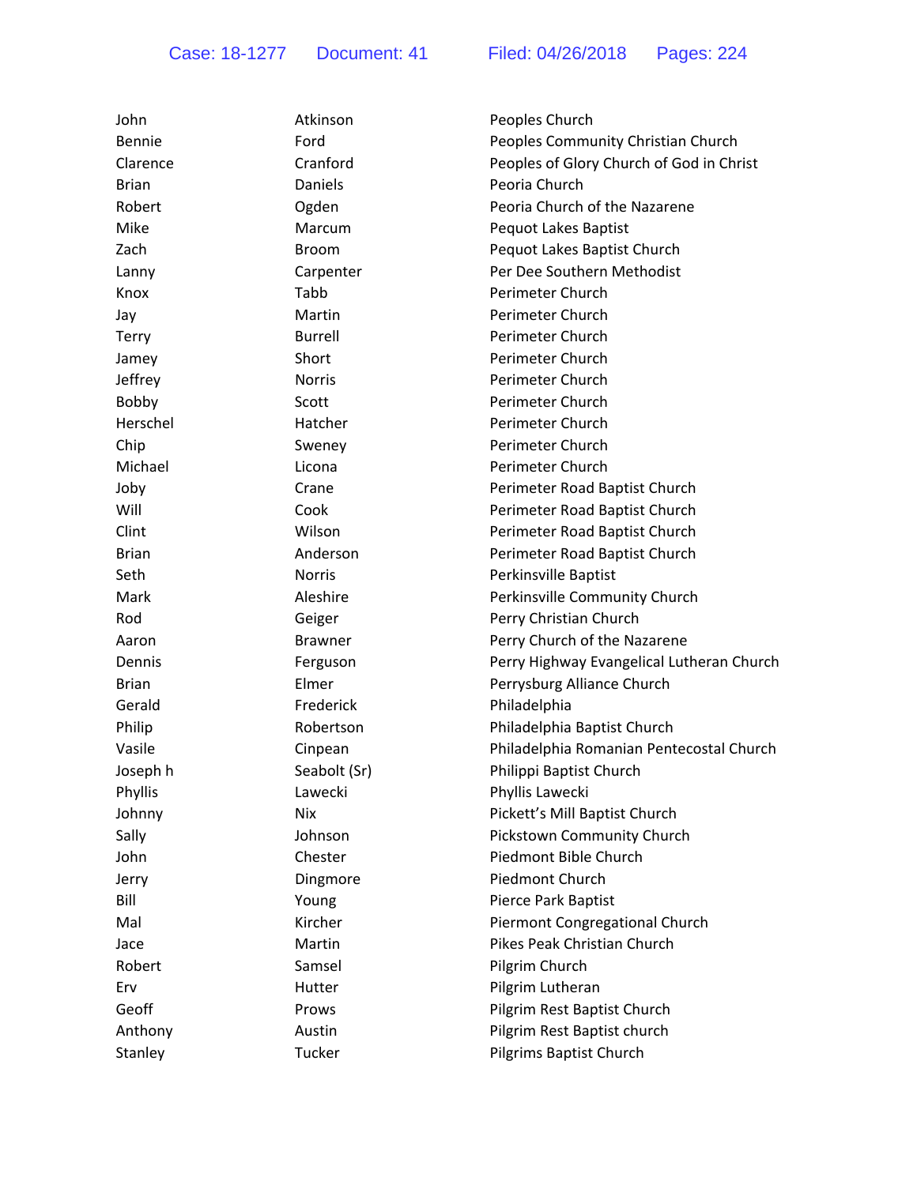| | | |
|---|---|---|
| John | Atkinson | Peoples Church |
| Bennie | Ford | Peoples Community Christian Church |
| Clarence | Cranford | Peoples of Glory Church of God in Christ |
| Brian | Daniels | Peoria Church |
| Robert | Ogden | Peoria Church of the Nazarene |
| Mike | Marcum | Pequot Lakes Baptist |
| Zach | Broom | Pequot Lakes Baptist Church |
| Lanny | Carpenter | Per Dee Southern Methodist |
| Knox | Tabb | Perimeter Church |
| Jay | Martin | Perimeter Church |
| Terry | Burrell | Perimeter Church |
| Jamey | Short | Perimeter Church |
| Jeffrey | Norris | Perimeter Church |
| Bobby | Scott | Perimeter Church |
| Herschel | Hatcher | Perimeter Church |
| Chip | Sweney | Perimeter Church |
| Michael | Licona | Perimeter Church |
| Joby | Crane | Perimeter Road Baptist Church |
| Will | Cook | Perimeter Road Baptist Church |
| Clint | Wilson | Perimeter Road Baptist Church |
| Brian | Anderson | Perimeter Road Baptist Church |
| Seth | Norris | Perkinsville Baptist |
| Mark | Aleshire | Perkinsville Community Church |
| Rod | Geiger | Perry Christian Church |
| Aaron | Brawner | Perry Church of the Nazarene |
| Dennis | Ferguson | Perry Highway Evangelical Lutheran Church |
| Brian | Elmer | Perrysburg Alliance Church |
| Gerald | Frederick | Philadelphia |
| Philip | Robertson | Philadelphia Baptist Church |
| Vasile | Cinpean | Philadelphia Romanian Pentecostal Church |
| Joseph h | Seabolt (Sr) | Philippi Baptist Church |
| Phyllis | Lawecki | Phyllis Lawecki |
| Johnny | Nix | Pickett's Mill Baptist Church |
| Sally | Johnson | Pickstown Community Church |
| John | Chester | Piedmont Bible Church |
| Jerry | Dingmore | Piedmont Church |
| Bill | Young | Pierce Park Baptist |
| Mal | Kircher | Piermont Congregational Church |
| Jace | Martin | Pikes Peak Christian Church |
| Robert | Samsel | Pilgrim Church |
| Erv | Hutter | Pilgrim Lutheran |
| Geoff | Prows | Pilgrim Rest Baptist Church |
| Anthony | Austin | Pilgrim Rest Baptist church |
| Stanley | Tucker | Pilgrims Baptist Church |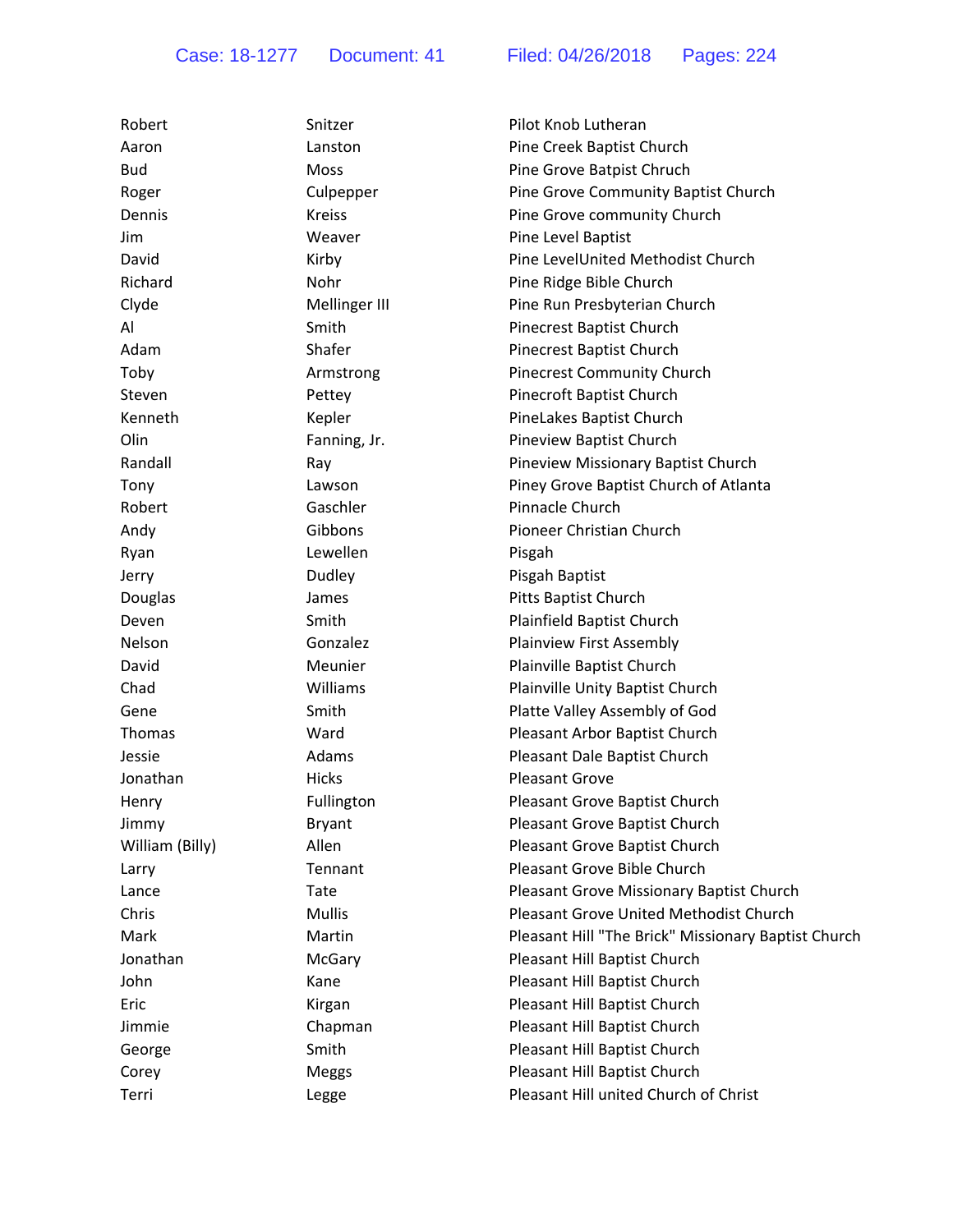| | | |
|---|---|---|
| Robert | Snitzer | Pilot Knob Lutheran |
| Aaron | Lanston | Pine Creek Baptist Church |
| Bud | Moss | Pine Grove Batpist Chruch |
| Roger | Culpepper | Pine Grove Community Baptist Church |
| Dennis | Kreiss | Pine Grove community Church |
| Jim | Weaver | Pine Level Baptist |
| David | Kirby | Pine LevelUnited Methodist Church |
| Richard | Nohr | Pine Ridge Bible Church |
| Clyde | Mellinger III | Pine Run Presbyterian Church |
| Al | Smith | Pinecrest Baptist Church |
| Adam | Shafer | Pinecrest Baptist Church |
| Toby | Armstrong | Pinecrest Community Church |
| Steven | Pettey | Pinecroft Baptist Church |
| Kenneth | Kepler | PineLakes Baptist Church |
| Olin | Fanning, Jr. | Pineview Baptist Church |
| Randall | Ray | Pineview Missionary Baptist Church |
| Tony | Lawson | Piney Grove Baptist Church of Atlanta |
| Robert | Gaschler | Pinnacle Church |
| Andy | Gibbons | Pioneer Christian Church |
| Ryan | Lewellen | Pisgah |
| Jerry | Dudley | Pisgah Baptist |
| Douglas | James | Pitts Baptist Church |
| Deven | Smith | Plainfield Baptist Church |
| Nelson | Gonzalez | Plainview First Assembly |
| David | Meunier | Plainville Baptist Church |
| Chad | Williams | Plainville Unity Baptist Church |
| Gene | Smith | Platte Valley Assembly of God |
| Thomas | Ward | Pleasant Arbor Baptist Church |
| Jessie | Adams | Pleasant Dale Baptist Church |
| Jonathan | Hicks | Pleasant Grove |
| Henry | Fullington | Pleasant Grove Baptist Church |
| Jimmy | Bryant | Pleasant Grove Baptist Church |
| William (Billy) | Allen | Pleasant Grove Baptist Church |
| Larry | Tennant | Pleasant Grove Bible Church |
| Lance | Tate | Pleasant Grove Missionary Baptist Church |
| Chris | Mullis | Pleasant Grove United Methodist Church |
| Mark | Martin | Pleasant Hill "The Brick" Missionary Baptist Church |
| Jonathan | McGary | Pleasant Hill Baptist Church |
| John | Kane | Pleasant Hill Baptist Church |
| Eric | Kirgan | Pleasant Hill Baptist Church |
| Jimmie | Chapman | Pleasant Hill Baptist Church |
| George | Smith | Pleasant Hill Baptist Church |
| Corey | Meggs | Pleasant Hill Baptist Church |
| Terri | Legge | Pleasant Hill united Church of Christ |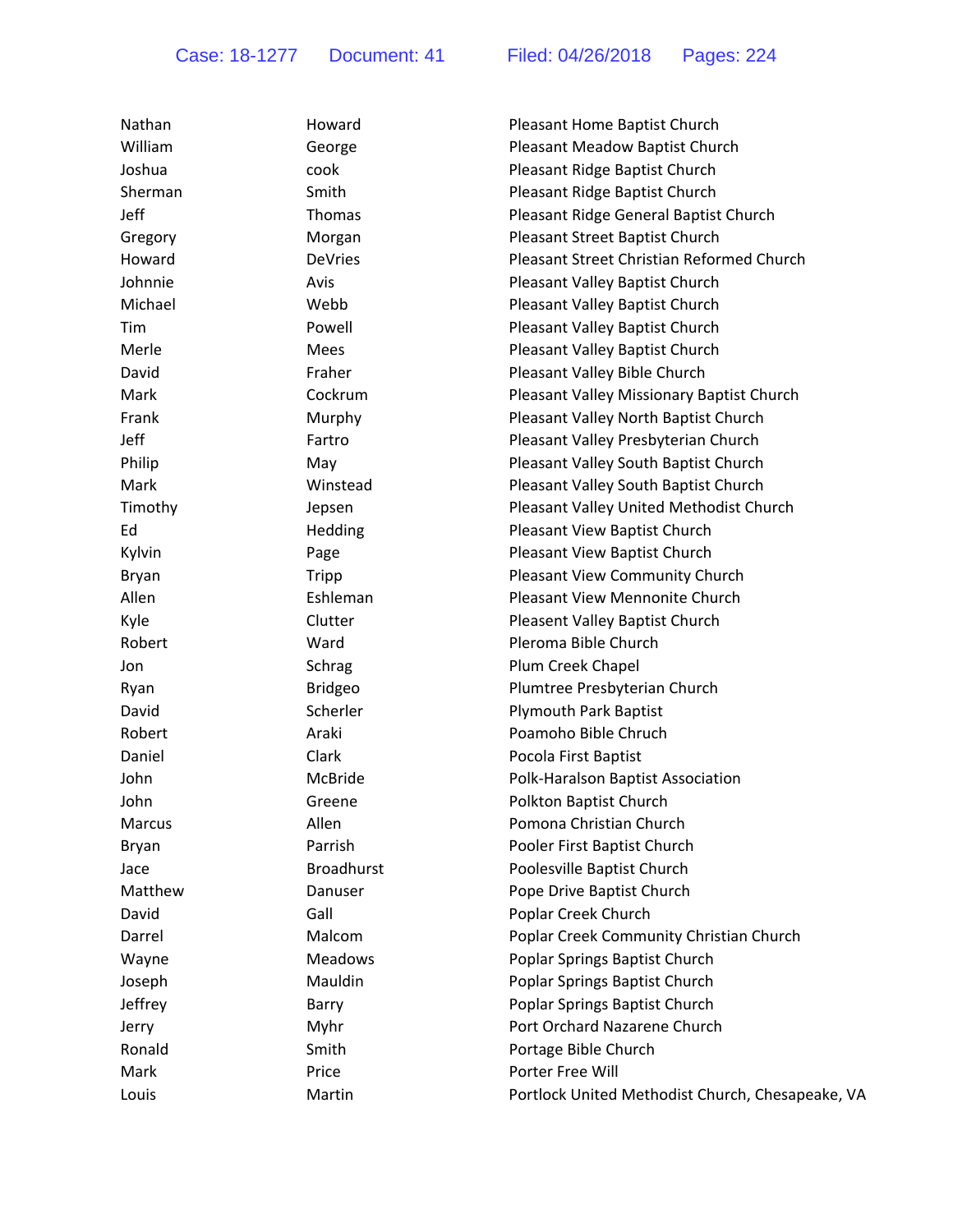| | | |
|---|---|---|
| Nathan | Howard | Pleasant Home Baptist Church |
| William | George | Pleasant Meadow Baptist Church |
| Joshua | cook | Pleasant Ridge Baptist Church |
| Sherman | Smith | Pleasant Ridge Baptist Church |
| Jeff | Thomas | Pleasant Ridge General Baptist Church |
| Gregory | Morgan | Pleasant Street Baptist Church |
| Howard | DeVries | Pleasant Street Christian Reformed Church |
| Johnnie | Avis | Pleasant Valley Baptist Church |
| Michael | Webb | Pleasant Valley Baptist Church |
| Tim | Powell | Pleasant Valley Baptist Church |
| Merle | Mees | Pleasant Valley Baptist Church |
| David | Fraher | Pleasant Valley Bible Church |
| Mark | Cockrum | Pleasant Valley Missionary Baptist Church |
| Frank | Murphy | Pleasant Valley North Baptist Church |
| Jeff | Fartro | Pleasant Valley Presbyterian Church |
| Philip | May | Pleasant Valley South Baptist Church |
| Mark | Winstead | Pleasant Valley South Baptist Church |
| Timothy | Jepsen | Pleasant Valley United Methodist Church |
| Ed | Hedding | Pleasant View Baptist Church |
| Kylvin | Page | Pleasant View Baptist Church |
| Bryan | Tripp | Pleasant View Community Church |
| Allen | Eshleman | Pleasant View Mennonite Church |
| Kyle | Clutter | Pleasent Valley Baptist Church |
| Robert | Ward | Pleroma Bible Church |
| Jon | Schrag | Plum Creek Chapel |
| Ryan | Bridgeo | Plumtree Presbyterian Church |
| David | Scherler | Plymouth Park Baptist |
| Robert | Araki | Poamoho Bible Chruch |
| Daniel | Clark | Pocola First Baptist |
| John | McBride | Polk-Haralson Baptist Association |
| John | Greene | Polkton Baptist Church |
| Marcus | Allen | Pomona Christian Church |
| Bryan | Parrish | Pooler First Baptist Church |
| Jace | Broadhurst | Poolesville Baptist Church |
| Matthew | Danuser | Pope Drive Baptist Church |
| David | Gall | Poplar Creek Church |
| Darrel | Malcom | Poplar Creek Community Christian Church |
| Wayne | Meadows | Poplar Springs Baptist Church |
| Joseph | Mauldin | Poplar Springs Baptist Church |
| Jeffrey | Barry | Poplar Springs Baptist Church |
| Jerry | Myhr | Port Orchard Nazarene Church |
| Ronald | Smith | Portage Bible Church |
| Mark | Price | Porter Free Will |
| Louis | Martin | Portlock United Methodist Church, Chesapeake, VA |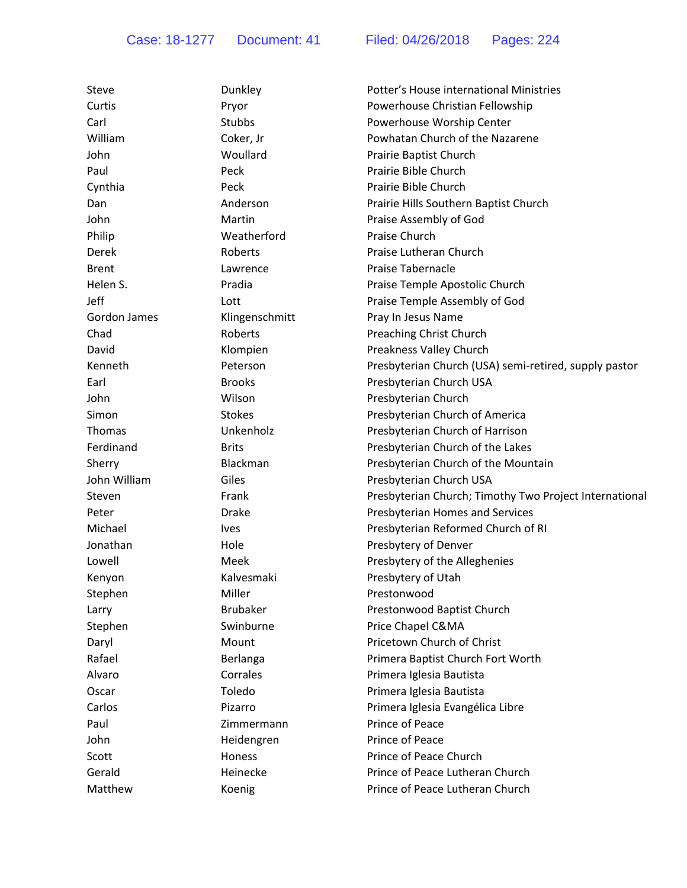| | | |
|---|---|---|
| Steve | Dunkley | Potter's House international Ministries |
| Curtis | Pryor | Powerhouse Christian Fellowship |
| Carl | Stubbs | Powerhouse Worship Center |
| William | Coker, Jr | Powhatan Church of the Nazarene |
| John | Woullard | Prairie Baptist Church |
| Paul | Peck | Prairie Bible Church |
| Cynthia | Peck | Prairie Bible Church |
| Dan | Anderson | Prairie Hills Southern Baptist Church |
| John | Martin | Praise Assembly of God |
| Philip | Weatherford | Praise Church |
| Derek | Roberts | Praise Lutheran Church |
| Brent | Lawrence | Praise Tabernacle |
| Helen S. | Pradia | Praise Temple Apostolic Church |
| Jeff | Lott | Praise Temple Assembly of God |
| Gordon James | Klingenschmitt | Pray In Jesus Name |
| Chad | Roberts | Preaching Christ Church |
| David | Klompien | Preakness Valley Church |
| Kenneth | Peterson | Presbyterian Church (USA) semi-retired, supply pastor |
| Earl | Brooks | Presbyterian Church USA |
| John | Wilson | Presbyterian Church |
| Simon | Stokes | Presbyterian Church of America |
| Thomas | Unkenholz | Presbyterian Church of Harrison |
| Ferdinand | Brits | Presbyterian Church of the Lakes |
| Sherry | Blackman | Presbyterian Church of the Mountain |
| John William | Giles | Presbyterian Church USA |
| Steven | Frank | Presbyterian Church; Timothy Two Project International |
| Peter | Drake | Presbyterian Homes and Services |
| Michael | Ives | Presbyterian Reformed Church of RI |
| Jonathan | Hole | Presbytery of Denver |
| Lowell | Meek | Presbytery of the Alleghenies |
| Kenyon | Kalvesmaki | Presbytery of Utah |
| Stephen | Miller | Prestonwood |
| Larry | Brubaker | Prestonwood Baptist Church |
| Stephen | Swinburne | Price Chapel C&MA |
| Daryl | Mount | Pricetown Church of Christ |
| Rafael | Berlanga | Primera Baptist Church Fort Worth |
| Alvaro | Corrales | Primera Iglesia Bautista |
| Oscar | Toledo | Primera Iglesia Bautista |
| Carlos | Pizarro | Primera Iglesia Evangélica Libre |
| Paul | Zimmermann | Prince of Peace |
| John | Heidengren | Prince of Peace |
| Scott | Honess | Prince of Peace Church |
| Gerald | Heinecke | Prince of Peace Lutheran Church |
| Matthew | Koenig | Prince of Peace Lutheran Church |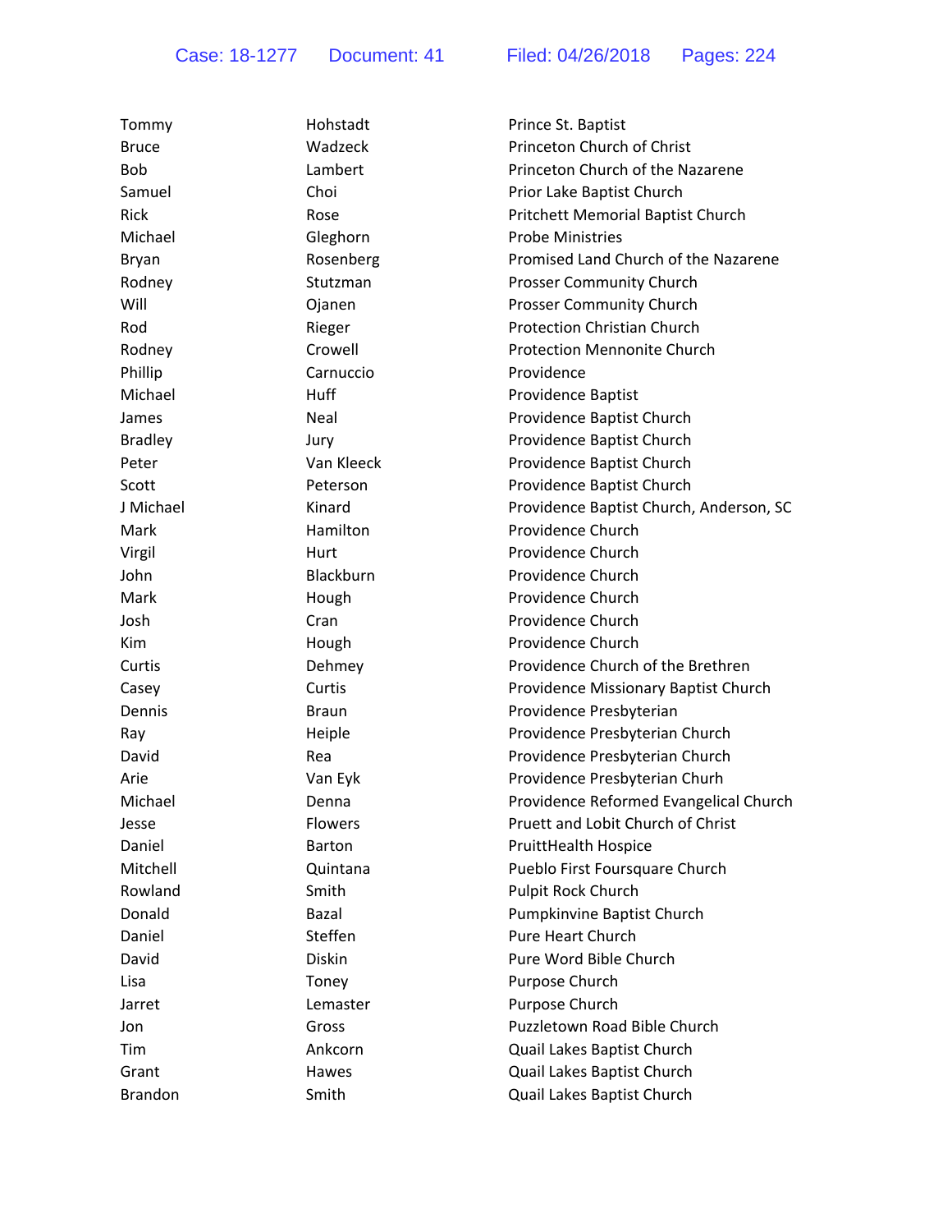| | | |
|---|---|---|
| Tommy | Hohstadt | Prince St. Baptist |
| Bruce | Wadzeck | Princeton Church of Christ |
| Bob | Lambert | Princeton Church of the Nazarene |
| Samuel | Choi | Prior Lake Baptist Church |
| Rick | Rose | Pritchett Memorial Baptist Church |
| Michael | Gleghorn | Probe Ministries |
| Bryan | Rosenberg | Promised Land Church of the Nazarene |
| Rodney | Stutzman | Prosser Community Church |
| Will | Ojanen | Prosser Community Church |
| Rod | Rieger | Protection Christian Church |
| Rodney | Crowell | Protection Mennonite Church |
| Phillip | Carnuccio | Providence |
| Michael | Huff | Providence Baptist |
| James | Neal | Providence Baptist Church |
| Bradley | Jury | Providence Baptist Church |
| Peter | Van Kleeck | Providence Baptist Church |
| Scott | Peterson | Providence Baptist Church |
| J Michael | Kinard | Providence Baptist Church, Anderson, SC |
| Mark | Hamilton | Providence Church |
| Virgil | Hurt | Providence Church |
| John | Blackburn | Providence Church |
| Mark | Hough | Providence Church |
| Josh | Cran | Providence Church |
| Kim | Hough | Providence Church |
| Curtis | Dehmey | Providence Church of the Brethren |
| Casey | Curtis | Providence Missionary Baptist Church |
| Dennis | Braun | Providence Presbyterian |
| Ray | Heiple | Providence Presbyterian Church |
| David | Rea | Providence Presbyterian Church |
| Arie | Van Eyk | Providence Presbyterian Churh |
| Michael | Denna | Providence Reformed Evangelical Church |
| Jesse | Flowers | Pruett and Lobit Church of Christ |
| Daniel | Barton | PruittHealth Hospice |
| Mitchell | Quintana | Pueblo First Foursquare Church |
| Rowland | Smith | Pulpit Rock Church |
| Donald | Bazal | Pumpkinvine Baptist Church |
| Daniel | Steffen | Pure Heart Church |
| David | Diskin | Pure Word Bible Church |
| Lisa | Toney | Purpose Church |
| Jarret | Lemaster | Purpose Church |
| Jon | Gross | Puzzletown Road Bible Church |
| Tim | Ankcorn | Quail Lakes Baptist Church |
| Grant | Hawes | Quail Lakes Baptist Church |
| Brandon | Smith | Quail Lakes Baptist Church |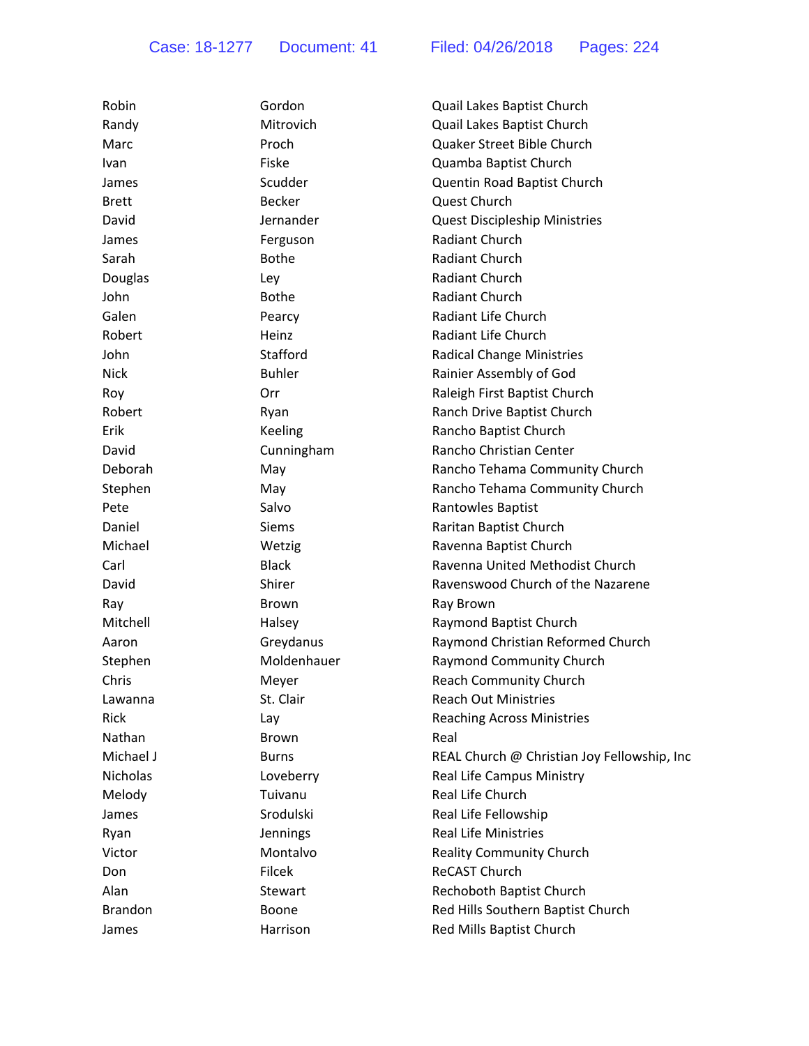| | | |
|---|---|---|
| Robin | Gordon | Quail Lakes Baptist Church |
| Randy | Mitrovich | Quail Lakes Baptist Church |
| Marc | Proch | Quaker Street Bible Church |
| Ivan | Fiske | Quamba Baptist Church |
| James | Scudder | Quentin Road Baptist Church |
| Brett | Becker | Quest Church |
| David | Jernander | Quest Discipleship Ministries |
| James | Ferguson | Radiant Church |
| Sarah | Bothe | Radiant Church |
| Douglas | Ley | Radiant Church |
| John | Bothe | Radiant Church |
| Galen | Pearcy | Radiant Life Church |
| Robert | Heinz | Radiant Life Church |
| John | Stafford | Radical Change Ministries |
| Nick | Buhler | Rainier Assembly of God |
| Roy | Orr | Raleigh First Baptist Church |
| Robert | Ryan | Ranch Drive Baptist Church |
| Erik | Keeling | Rancho Baptist Church |
| David | Cunningham | Rancho Christian Center |
| Deborah | May | Rancho Tehama Community Church |
| Stephen | May | Rancho Tehama Community Church |
| Pete | Salvo | Rantowles Baptist |
| Daniel | Siems | Raritan Baptist Church |
| Michael | Wetzig | Ravenna Baptist Church |
| Carl | Black | Ravenna United Methodist Church |
| David | Shirer | Ravenswood Church of the Nazarene |
| Ray | Brown | Ray Brown |
| Mitchell | Halsey | Raymond Baptist Church |
| Aaron | Greydanus | Raymond Christian Reformed Church |
| Stephen | Moldenhauer | Raymond Community Church |
| Chris | Meyer | Reach Community Church |
| Lawanna | St. Clair | Reach Out Ministries |
| Rick | Lay | Reaching Across Ministries |
| Nathan | Brown | Real |
| Michael J | Burns | REAL Church @ Christian Joy Fellowship, Inc |
| Nicholas | Loveberry | Real Life Campus Ministry |
| Melody | Tuivanu | Real Life Church |
| James | Srodulski | Real Life Fellowship |
| Ryan | Jennings | Real Life Ministries |
| Victor | Montalvo | Reality Community Church |
| Don | Filcek | ReCAST Church |
| Alan | Stewart | Rechoboth Baptist Church |
| Brandon | Boone | Red Hills Southern Baptist Church |
| James | Harrison | Red Mills Baptist Church |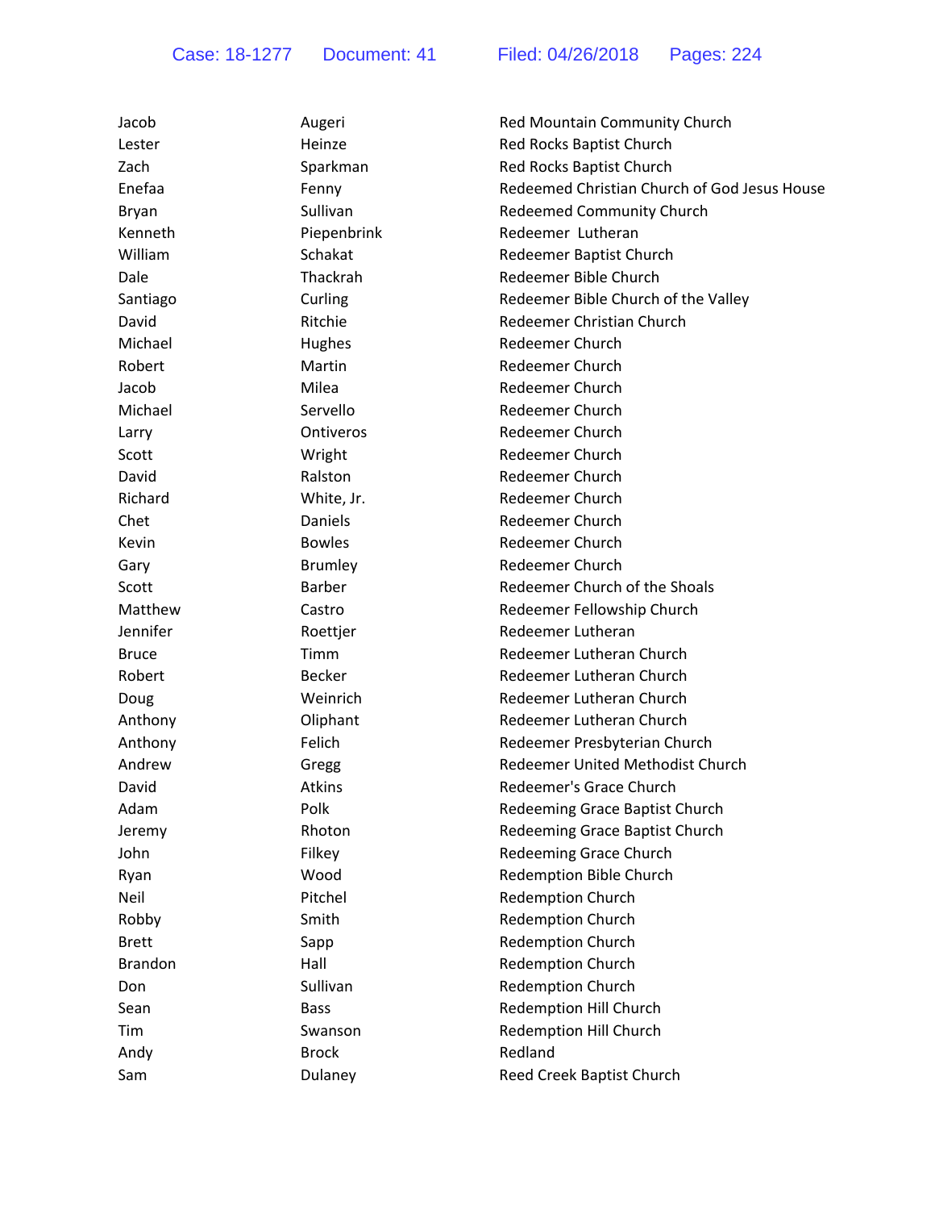| | | |
|---|---|---|
| Jacob | Augeri | Red Mountain Community Church |
| Lester | Heinze | Red Rocks Baptist Church |
| Zach | Sparkman | Red Rocks Baptist Church |
| Enefaa | Fenny | Redeemed Christian Church of God Jesus House |
| Bryan | Sullivan | Redeemed Community Church |
| Kenneth | Piepenbrink | Redeemer  Lutheran |
| William | Schakat | Redeemer Baptist Church |
| Dale | Thackrah | Redeemer Bible Church |
| Santiago | Curling | Redeemer Bible Church of the Valley |
| David | Ritchie | Redeemer Christian Church |
| Michael | Hughes | Redeemer Church |
| Robert | Martin | Redeemer Church |
| Jacob | Milea | Redeemer Church |
| Michael | Servello | Redeemer Church |
| Larry | Ontiveros | Redeemer Church |
| Scott | Wright | Redeemer Church |
| David | Ralston | Redeemer Church |
| Richard | White, Jr. | Redeemer Church |
| Chet | Daniels | Redeemer Church |
| Kevin | Bowles | Redeemer Church |
| Gary | Brumley | Redeemer Church |
| Scott | Barber | Redeemer Church of the Shoals |
| Matthew | Castro | Redeemer Fellowship Church |
| Jennifer | Roettjer | Redeemer Lutheran |
| Bruce | Timm | Redeemer Lutheran Church |
| Robert | Becker | Redeemer Lutheran Church |
| Doug | Weinrich | Redeemer Lutheran Church |
| Anthony | Oliphant | Redeemer Lutheran Church |
| Anthony | Felich | Redeemer Presbyterian Church |
| Andrew | Gregg | Redeemer United Methodist Church |
| David | Atkins | Redeemer's Grace Church |
| Adam | Polk | Redeeming Grace Baptist Church |
| Jeremy | Rhoton | Redeeming Grace Baptist Church |
| John | Filkey | Redeeming Grace Church |
| Ryan | Wood | Redemption Bible Church |
| Neil | Pitchel | Redemption Church |
| Robby | Smith | Redemption Church |
| Brett | Sapp | Redemption Church |
| Brandon | Hall | Redemption Church |
| Don | Sullivan | Redemption Church |
| Sean | Bass | Redemption Hill Church |
| Tim | Swanson | Redemption Hill Church |
| Andy | Brock | Redland |
| Sam | Dulaney | Reed Creek Baptist Church |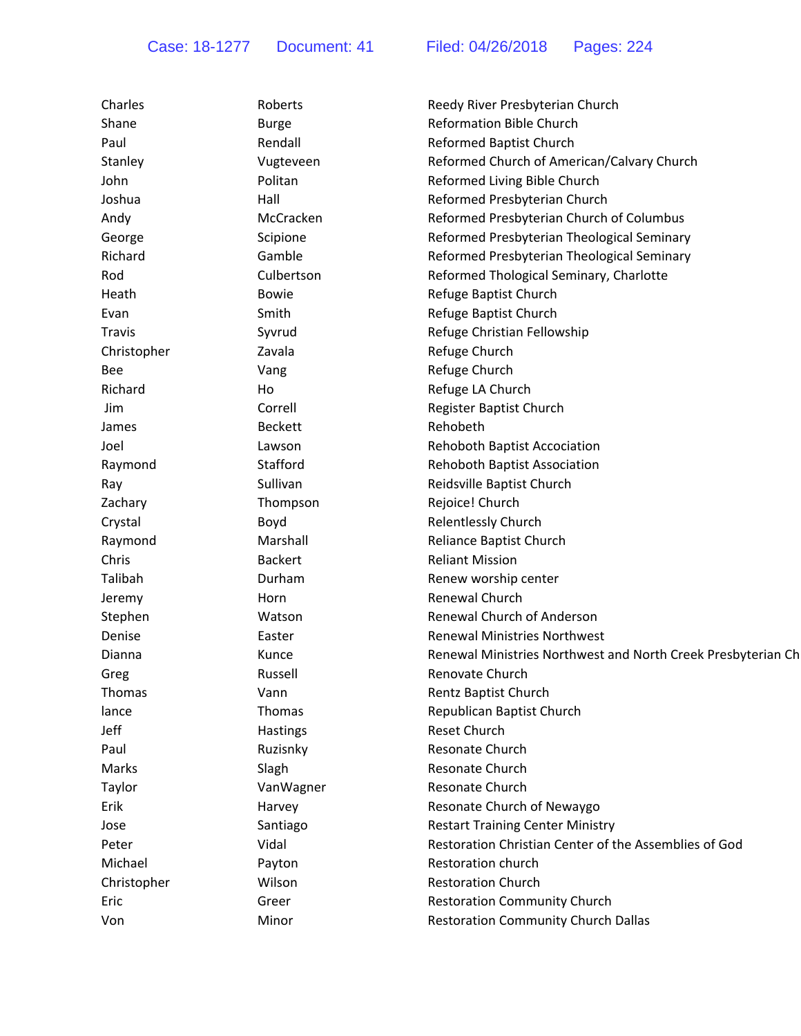| | | |
|---|---|---|
| Charles | Roberts | Reedy River Presbyterian Church |
| Shane | Burge | Reformation Bible Church |
| Paul | Rendall | Reformed Baptist Church |
| Stanley | Vugteveen | Reformed Church of American/Calvary Church |
| John | Politan | Reformed Living Bible Church |
| Joshua | Hall | Reformed Presbyterian Church |
| Andy | McCracken | Reformed Presbyterian Church of Columbus |
| George | Scipione | Reformed Presbyterian Theological Seminary |
| Richard | Gamble | Reformed Presbyterian Theological Seminary |
| Rod | Culbertson | Reformed Thological Seminary, Charlotte |
| Heath | Bowie | Refuge Baptist Church |
| Evan | Smith | Refuge Baptist Church |
| Travis | Syvrud | Refuge Christian Fellowship |
| Christopher | Zavala | Refuge Church |
| Bee | Vang | Refuge Church |
| Richard | Ho | Refuge LA Church |
| Jim | Correll | Register Baptist Church |
| James | Beckett | Rehobeth |
| Joel | Lawson | Rehoboth Baptist Accociation |
| Raymond | Stafford | Rehoboth Baptist Association |
| Ray | Sullivan | Reidsville Baptist Church |
| Zachary | Thompson | Rejoice! Church |
| Crystal | Boyd | Relentlessly Church |
| Raymond | Marshall | Reliance Baptist Church |
| Chris | Backert | Reliant Mission |
| Talibah | Durham | Renew worship center |
| Jeremy | Horn | Renewal Church |
| Stephen | Watson | Renewal Church of Anderson |
| Denise | Easter | Renewal Ministries Northwest |
| Dianna | Kunce | Renewal Ministries Northwest and North Creek Presbyterian Ch |
| Greg | Russell | Renovate Church |
| Thomas | Vann | Rentz Baptist Church |
| lance | Thomas | Republican Baptist Church |
| Jeff | Hastings | Reset Church |
| Paul | Ruzisnky | Resonate Church |
| Marks | Slagh | Resonate Church |
| Taylor | VanWagner | Resonate Church |
| Erik | Harvey | Resonate Church of Newaygo |
| Jose | Santiago | Restart Training Center Ministry |
| Peter | Vidal | Restoration Christian Center of the Assemblies of God |
| Michael | Payton | Restoration church |
| Christopher | Wilson | Restoration Church |
| Eric | Greer | Restoration Community Church |
| Von | Minor | Restoration Community Church Dallas |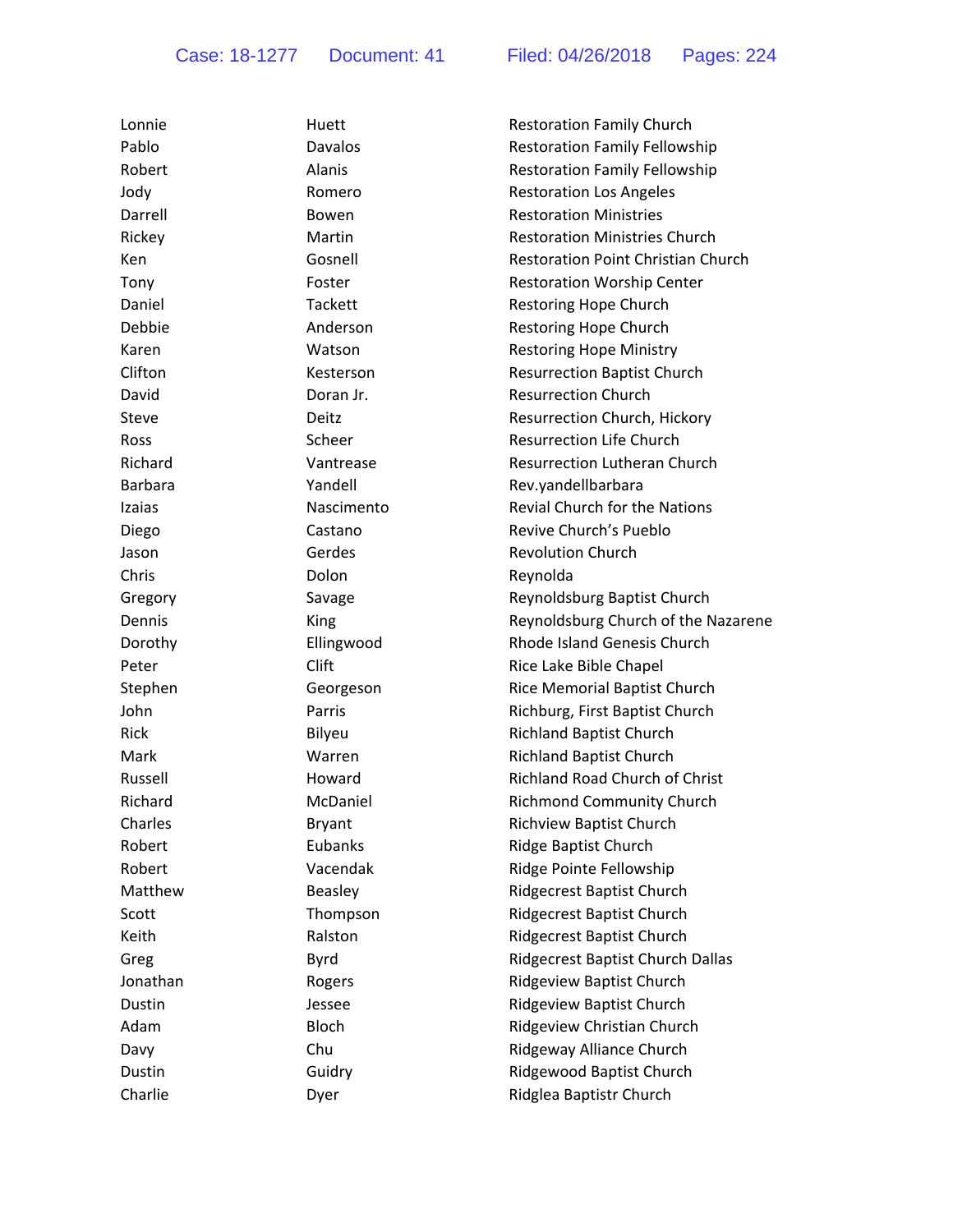| | | |
|---|---|---|
| Lonnie | Huett | Restoration Family Church |
| Pablo | Davalos | Restoration Family Fellowship |
| Robert | Alanis | Restoration Family Fellowship |
| Jody | Romero | Restoration Los Angeles |
| Darrell | Bowen | Restoration Ministries |
| Rickey | Martin | Restoration Ministries Church |
| Ken | Gosnell | Restoration Point Christian Church |
| Tony | Foster | Restoration Worship Center |
| Daniel | Tackett | Restoring Hope Church |
| Debbie | Anderson | Restoring Hope Church |
| Karen | Watson | Restoring Hope Ministry |
| Clifton | Kesterson | Resurrection Baptist Church |
| David | Doran Jr. | Resurrection Church |
| Steve | Deitz | Resurrection Church, Hickory |
| Ross | Scheer | Resurrection Life Church |
| Richard | Vantrease | Resurrection Lutheran Church |
| Barbara | Yandell | Rev.yandellbarbara |
| Izaias | Nascimento | Revial Church for the Nations |
| Diego | Castano | Revive Church's Pueblo |
| Jason | Gerdes | Revolution Church |
| Chris | Dolon | Reynolda |
| Gregory | Savage | Reynoldsburg Baptist Church |
| Dennis | King | Reynoldsburg Church of the Nazarene |
| Dorothy | Ellingwood | Rhode Island Genesis Church |
| Peter | Clift | Rice Lake Bible Chapel |
| Stephen | Georgeson | Rice Memorial Baptist Church |
| John | Parris | Richburg, First Baptist Church |
| Rick | Bilyeu | Richland Baptist Church |
| Mark | Warren | Richland Baptist Church |
| Russell | Howard | Richland Road Church of Christ |
| Richard | McDaniel | Richmond Community Church |
| Charles | Bryant | Richview Baptist Church |
| Robert | Eubanks | Ridge Baptist Church |
| Robert | Vacendak | Ridge Pointe Fellowship |
| Matthew | Beasley | Ridgecrest Baptist Church |
| Scott | Thompson | Ridgecrest Baptist Church |
| Keith | Ralston | Ridgecrest Baptist Church |
| Greg | Byrd | Ridgecrest Baptist Church Dallas |
| Jonathan | Rogers | Ridgeview Baptist Church |
| Dustin | Jessee | Ridgeview Baptist Church |
| Adam | Bloch | Ridgeview Christian Church |
| Davy | Chu | Ridgeway Alliance Church |
| Dustin | Guidry | Ridgewood Baptist Church |
| Charlie | Dyer | Ridglea Baptistr Church |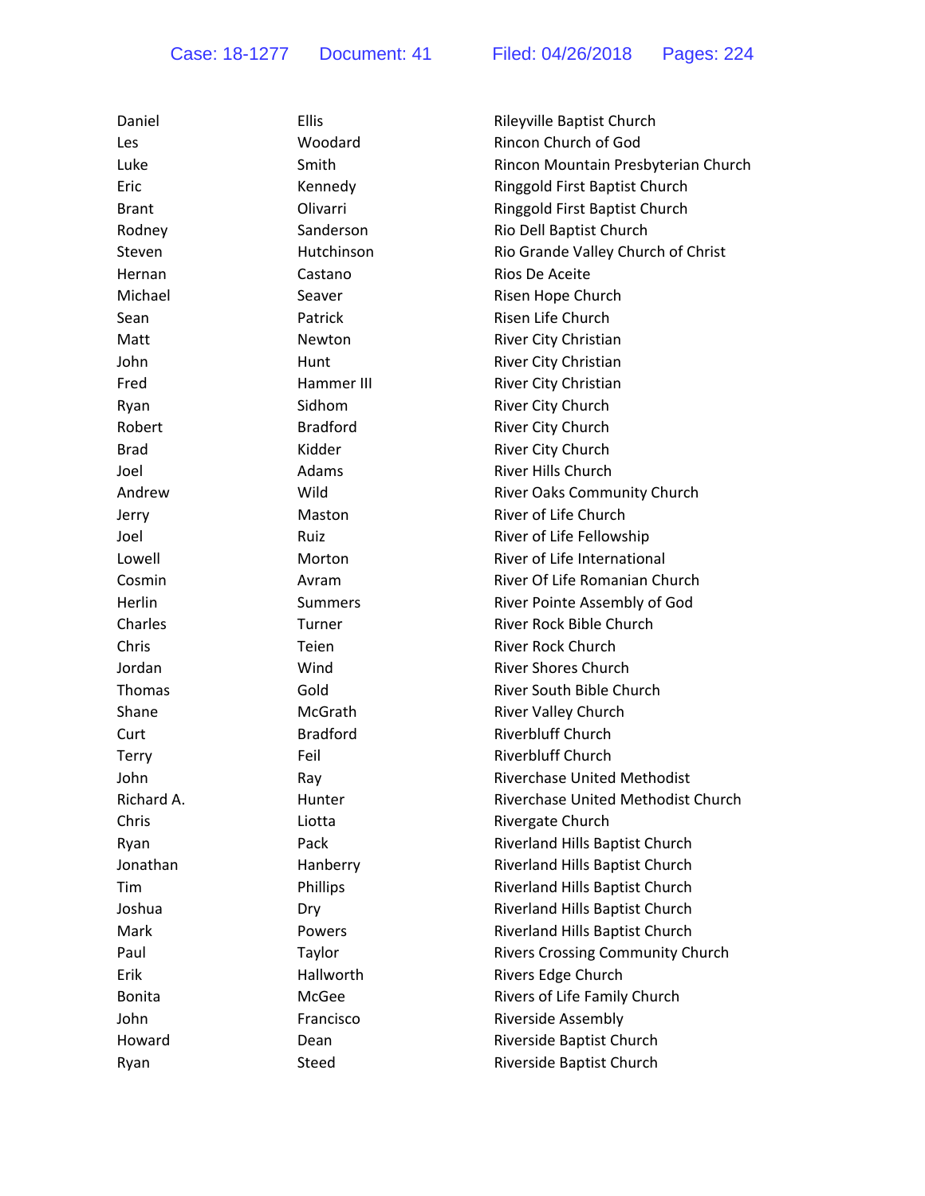| | | |
|---|---|---|
| Daniel | Ellis | Rileyville Baptist Church |
| Les | Woodard | Rincon Church of God |
| Luke | Smith | Rincon Mountain Presbyterian Church |
| Eric | Kennedy | Ringgold First Baptist Church |
| Brant | Olivarri | Ringgold First Baptist Church |
| Rodney | Sanderson | Rio Dell Baptist Church |
| Steven | Hutchinson | Rio Grande Valley Church of Christ |
| Hernan | Castano | Rios De Aceite |
| Michael | Seaver | Risen Hope Church |
| Sean | Patrick | Risen Life Church |
| Matt | Newton | River City Christian |
| John | Hunt | River City Christian |
| Fred | Hammer III | River City Christian |
| Ryan | Sidhom | River City Church |
| Robert | Bradford | River City Church |
| Brad | Kidder | River City Church |
| Joel | Adams | River Hills Church |
| Andrew | Wild | River Oaks Community Church |
| Jerry | Maston | River of Life Church |
| Joel | Ruiz | River of Life Fellowship |
| Lowell | Morton | River of Life International |
| Cosmin | Avram | River Of Life Romanian Church |
| Herlin | Summers | River Pointe Assembly of God |
| Charles | Turner | River Rock Bible Church |
| Chris | Teien | River Rock Church |
| Jordan | Wind | River Shores Church |
| Thomas | Gold | River South Bible Church |
| Shane | McGrath | River Valley Church |
| Curt | Bradford | Riverbluff Church |
| Terry | Feil | Riverbluff Church |
| John | Ray | Riverchase United Methodist |
| Richard A. | Hunter | Riverchase United Methodist Church |
| Chris | Liotta | Rivergate Church |
| Ryan | Pack | Riverland Hills Baptist Church |
| Jonathan | Hanberry | Riverland Hills Baptist Church |
| Tim | Phillips | Riverland Hills Baptist Church |
| Joshua | Dry | Riverland Hills Baptist Church |
| Mark | Powers | Riverland Hills Baptist Church |
| Paul | Taylor | Rivers Crossing Community Church |
| Erik | Hallworth | Rivers Edge Church |
| Bonita | McGee | Rivers of Life Family Church |
| John | Francisco | Riverside Assembly |
| Howard | Dean | Riverside Baptist Church |
| Ryan | Steed | Riverside Baptist Church |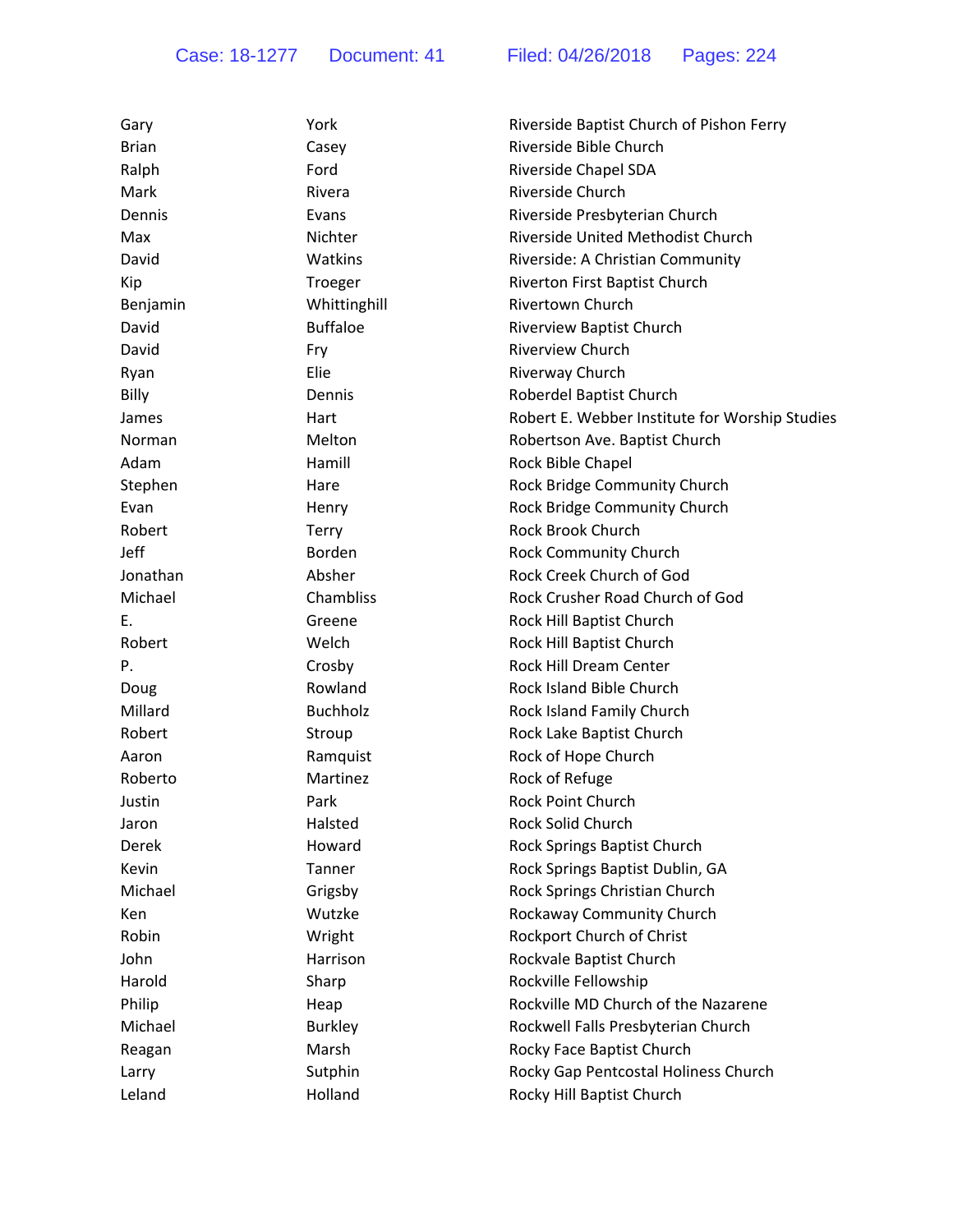| | | |
|---|---|---|
| Gary | York | Riverside Baptist Church of Pishon Ferry |
| Brian | Casey | Riverside Bible Church |
| Ralph | Ford | Riverside Chapel SDA |
| Mark | Rivera | Riverside Church |
| Dennis | Evans | Riverside Presbyterian Church |
| Max | Nichter | Riverside United Methodist Church |
| David | Watkins | Riverside: A Christian Community |
| Kip | Troeger | Riverton First Baptist Church |
| Benjamin | Whittinghill | Rivertown Church |
| David | Buffaloe | Riverview Baptist Church |
| David | Fry | Riverview Church |
| Ryan | Elie | Riverway Church |
| Billy | Dennis | Roberdel Baptist Church |
| James | Hart | Robert E. Webber Institute for Worship Studies |
| Norman | Melton | Robertson Ave. Baptist Church |
| Adam | Hamill | Rock Bible Chapel |
| Stephen | Hare | Rock Bridge Community Church |
| Evan | Henry | Rock Bridge Community Church |
| Robert | Terry | Rock Brook Church |
| Jeff | Borden | Rock Community Church |
| Jonathan | Absher | Rock Creek Church of God |
| Michael | Chambliss | Rock Crusher Road Church of God |
| E. | Greene | Rock Hill Baptist Church |
| Robert | Welch | Rock Hill Baptist Church |
| P. | Crosby | Rock Hill Dream Center |
| Doug | Rowland | Rock Island Bible Church |
| Millard | Buchholz | Rock Island Family Church |
| Robert | Stroup | Rock Lake Baptist Church |
| Aaron | Ramquist | Rock of Hope Church |
| Roberto | Martinez | Rock of Refuge |
| Justin | Park | Rock Point Church |
| Jaron | Halsted | Rock Solid Church |
| Derek | Howard | Rock Springs Baptist Church |
| Kevin | Tanner | Rock Springs Baptist Dublin, GA |
| Michael | Grigsby | Rock Springs Christian Church |
| Ken | Wutzke | Rockaway Community Church |
| Robin | Wright | Rockport Church of Christ |
| John | Harrison | Rockvale Baptist Church |
| Harold | Sharp | Rockville Fellowship |
| Philip | Heap | Rockville MD Church of the Nazarene |
| Michael | Burkley | Rockwell Falls Presbyterian Church |
| Reagan | Marsh | Rocky Face Baptist Church |
| Larry | Sutphin | Rocky Gap Pentcostal Holiness Church |
| Leland | Holland | Rocky Hill Baptist Church |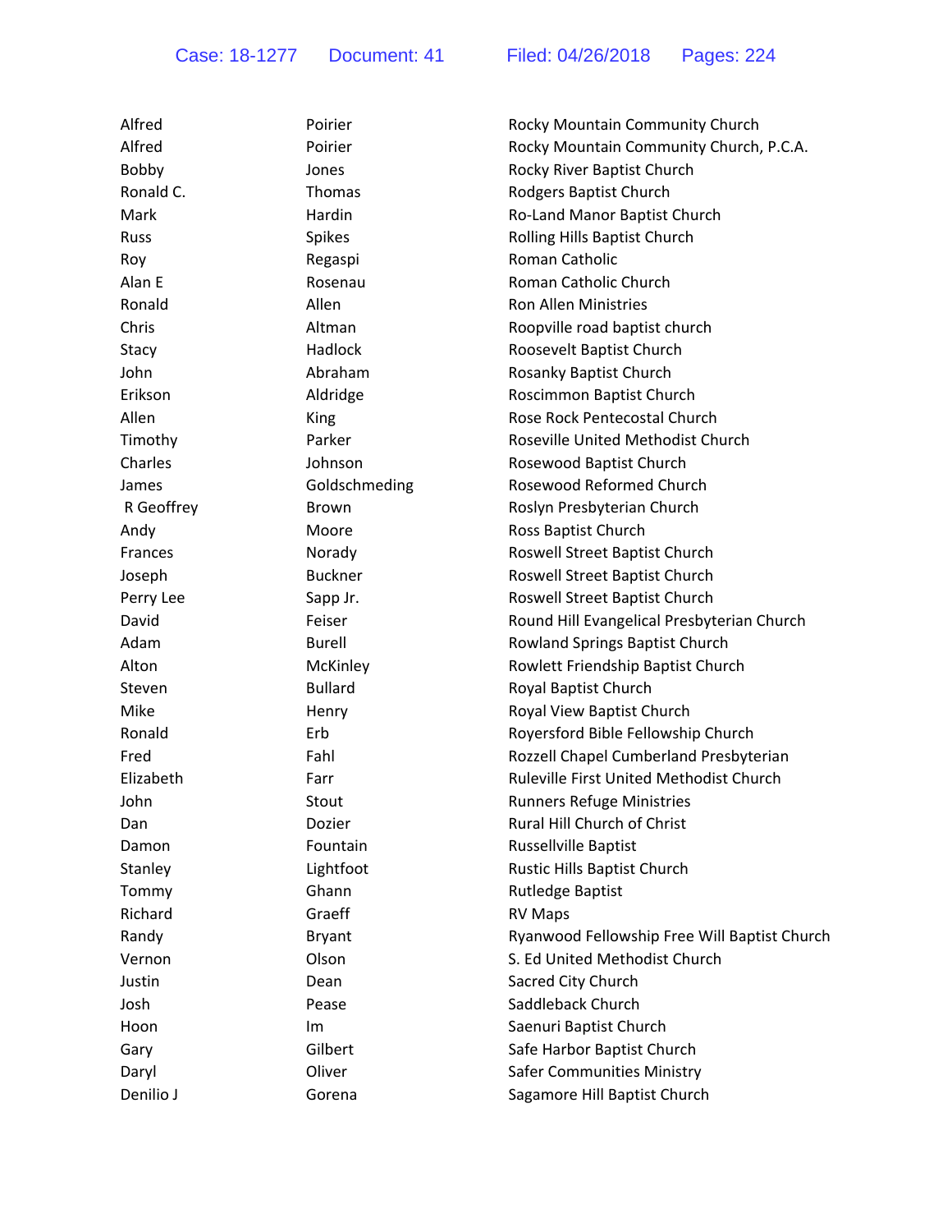| | | |
|---|---|---|
| Alfred | Poirier | Rocky Mountain Community Church |
| Alfred | Poirier | Rocky Mountain Community Church, P.C.A. |
| Bobby | Jones | Rocky River Baptist Church |
| Ronald C. | Thomas | Rodgers Baptist Church |
| Mark | Hardin | Ro-Land Manor Baptist Church |
| Russ | Spikes | Rolling Hills Baptist Church |
| Roy | Regaspi | Roman Catholic |
| Alan E | Rosenau | Roman Catholic Church |
| Ronald | Allen | Ron Allen Ministries |
| Chris | Altman | Roopville road baptist church |
| Stacy | Hadlock | Roosevelt Baptist Church |
| John | Abraham | Rosanky Baptist Church |
| Erikson | Aldridge | Roscimmon Baptist Church |
| Allen | King | Rose Rock Pentecostal Church |
| Timothy | Parker | Roseville United Methodist Church |
| Charles | Johnson | Rosewood Baptist Church |
| James | Goldschmeding | Rosewood Reformed Church |
| R Geoffrey | Brown | Roslyn Presbyterian Church |
| Andy | Moore | Ross Baptist Church |
| Frances | Norady | Roswell Street Baptist Church |
| Joseph | Buckner | Roswell Street Baptist Church |
| Perry Lee | Sapp Jr. | Roswell Street Baptist Church |
| David | Feiser | Round Hill Evangelical Presbyterian Church |
| Adam | Burell | Rowland Springs Baptist Church |
| Alton | McKinley | Rowlett Friendship Baptist Church |
| Steven | Bullard | Royal Baptist Church |
| Mike | Henry | Royal View Baptist Church |
| Ronald | Erb | Royersford Bible Fellowship Church |
| Fred | Fahl | Rozzell Chapel Cumberland Presbyterian |
| Elizabeth | Farr | Ruleville First United Methodist Church |
| John | Stout | Runners Refuge Ministries |
| Dan | Dozier | Rural Hill Church of Christ |
| Damon | Fountain | Russellville Baptist |
| Stanley | Lightfoot | Rustic Hills Baptist Church |
| Tommy | Ghann | Rutledge Baptist |
| Richard | Graeff | RV Maps |
| Randy | Bryant | Ryanwood Fellowship Free Will Baptist Church |
| Vernon | Olson | S. Ed United Methodist Church |
| Justin | Dean | Sacred City Church |
| Josh | Pease | Saddleback Church |
| Hoon | Im | Saenuri Baptist Church |
| Gary | Gilbert | Safe Harbor Baptist Church |
| Daryl | Oliver | Safer Communities Ministry |
| Denilio J | Gorena | Sagamore Hill Baptist Church |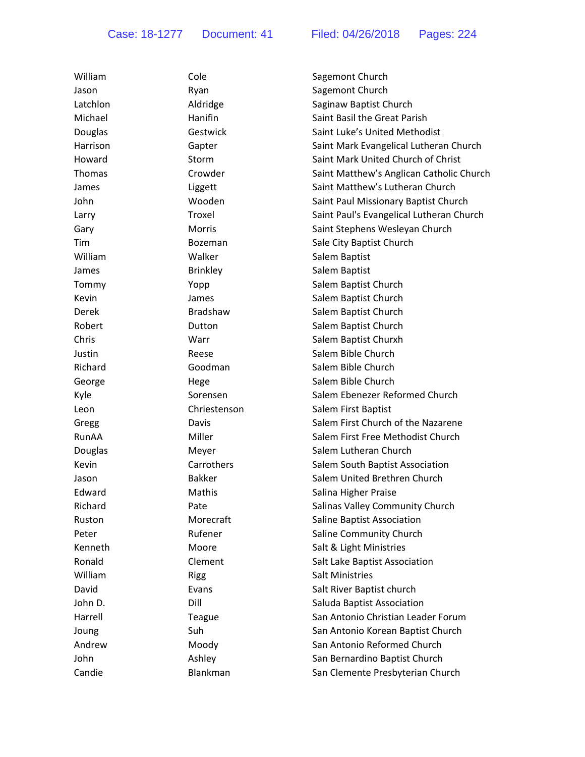| | | |
|---|---|---|
| William | Cole | Sagemont Church |
| Jason | Ryan | Sagemont Church |
| Latchlon | Aldridge | Saginaw Baptist Church |
| Michael | Hanifin | Saint Basil the Great Parish |
| Douglas | Gestwick | Saint Luke's United Methodist |
| Harrison | Gapter | Saint Mark Evangelical Lutheran Church |
| Howard | Storm | Saint Mark United Church of Christ |
| Thomas | Crowder | Saint Matthew's Anglican Catholic Church |
| James | Liggett | Saint Matthew's Lutheran Church |
| John | Wooden | Saint Paul Missionary Baptist Church |
| Larry | Troxel | Saint Paul's Evangelical Lutheran Church |
| Gary | Morris | Saint Stephens Wesleyan Church |
| Tim | Bozeman | Sale City Baptist Church |
| William | Walker | Salem Baptist |
| James | Brinkley | Salem Baptist |
| Tommy | Yopp | Salem Baptist Church |
| Kevin | James | Salem Baptist Church |
| Derek | Bradshaw | Salem Baptist Church |
| Robert | Dutton | Salem Baptist Church |
| Chris | Warr | Salem Baptist Churxh |
| Justin | Reese | Salem Bible Church |
| Richard | Goodman | Salem Bible Church |
| George | Hege | Salem Bible Church |
| Kyle | Sorensen | Salem Ebenezer Reformed Church |
| Leon | Chriestenson | Salem First Baptist |
| Gregg | Davis | Salem First Church of the Nazarene |
| RunAA | Miller | Salem First Free Methodist Church |
| Douglas | Meyer | Salem Lutheran Church |
| Kevin | Carrothers | Salem South Baptist Association |
| Jason | Bakker | Salem United Brethren Church |
| Edward | Mathis | Salina Higher Praise |
| Richard | Pate | Salinas Valley Community Church |
| Ruston | Morecraft | Saline Baptist Association |
| Peter | Rufener | Saline Community Church |
| Kenneth | Moore | Salt & Light Ministries |
| Ronald | Clement | Salt Lake Baptist Association |
| William | Rigg | Salt Ministries |
| David | Evans | Salt River Baptist church |
| John D. | Dill | Saluda Baptist Association |
| Harrell | Teague | San Antonio Christian Leader Forum |
| Joung | Suh | San Antonio Korean Baptist Church |
| Andrew | Moody | San Antonio Reformed Church |
| John | Ashley | San Bernardino Baptist Church |
| Candie | Blankman | San Clemente Presbyterian Church |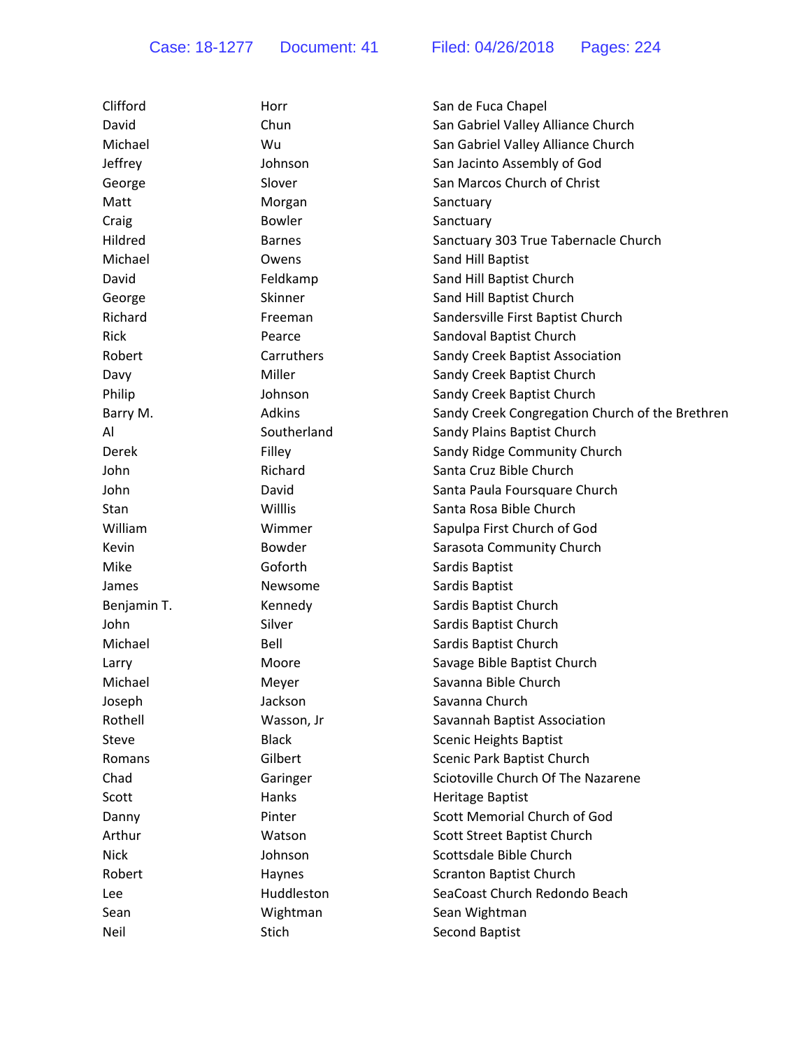| | | |
|---|---|---|
| Clifford | Horr | San de Fuca Chapel |
| David | Chun | San Gabriel Valley Alliance Church |
| Michael | Wu | San Gabriel Valley Alliance Church |
| Jeffrey | Johnson | San Jacinto Assembly of God |
| George | Slover | San Marcos Church of Christ |
| Matt | Morgan | Sanctuary |
| Craig | Bowler | Sanctuary |
| Hildred | Barnes | Sanctuary 303 True Tabernacle Church |
| Michael | Owens | Sand Hill Baptist |
| David | Feldkamp | Sand Hill Baptist Church |
| George | Skinner | Sand Hill Baptist Church |
| Richard | Freeman | Sandersville First Baptist Church |
| Rick | Pearce | Sandoval Baptist Church |
| Robert | Carruthers | Sandy Creek Baptist Association |
| Davy | Miller | Sandy Creek Baptist Church |
| Philip | Johnson | Sandy Creek Baptist Church |
| Barry M. | Adkins | Sandy Creek Congregation Church of the Brethren |
| Al | Southerland | Sandy Plains Baptist Church |
| Derek | Filley | Sandy Ridge Community Church |
| John | Richard | Santa Cruz Bible Church |
| John | David | Santa Paula Foursquare Church |
| Stan | Willlis | Santa Rosa Bible Church |
| William | Wimmer | Sapulpa First Church of God |
| Kevin | Bowder | Sarasota Community Church |
| Mike | Goforth | Sardis Baptist |
| James | Newsome | Sardis Baptist |
| Benjamin T. | Kennedy | Sardis Baptist Church |
| John | Silver | Sardis Baptist Church |
| Michael | Bell | Sardis Baptist Church |
| Larry | Moore | Savage Bible Baptist Church |
| Michael | Meyer | Savanna Bible Church |
| Joseph | Jackson | Savanna Church |
| Rothell | Wasson, Jr | Savannah Baptist Association |
| Steve | Black | Scenic Heights Baptist |
| Romans | Gilbert | Scenic Park Baptist Church |
| Chad | Garinger | Sciotoville Church Of The Nazarene |
| Scott | Hanks | Heritage Baptist |
| Danny | Pinter | Scott Memorial Church of God |
| Arthur | Watson | Scott Street Baptist Church |
| Nick | Johnson | Scottsdale Bible Church |
| Robert | Haynes | Scranton Baptist Church |
| Lee | Huddleston | SeaCoast Church Redondo Beach |
| Sean | Wightman | Sean Wightman |
| Neil | Stich | Second Baptist |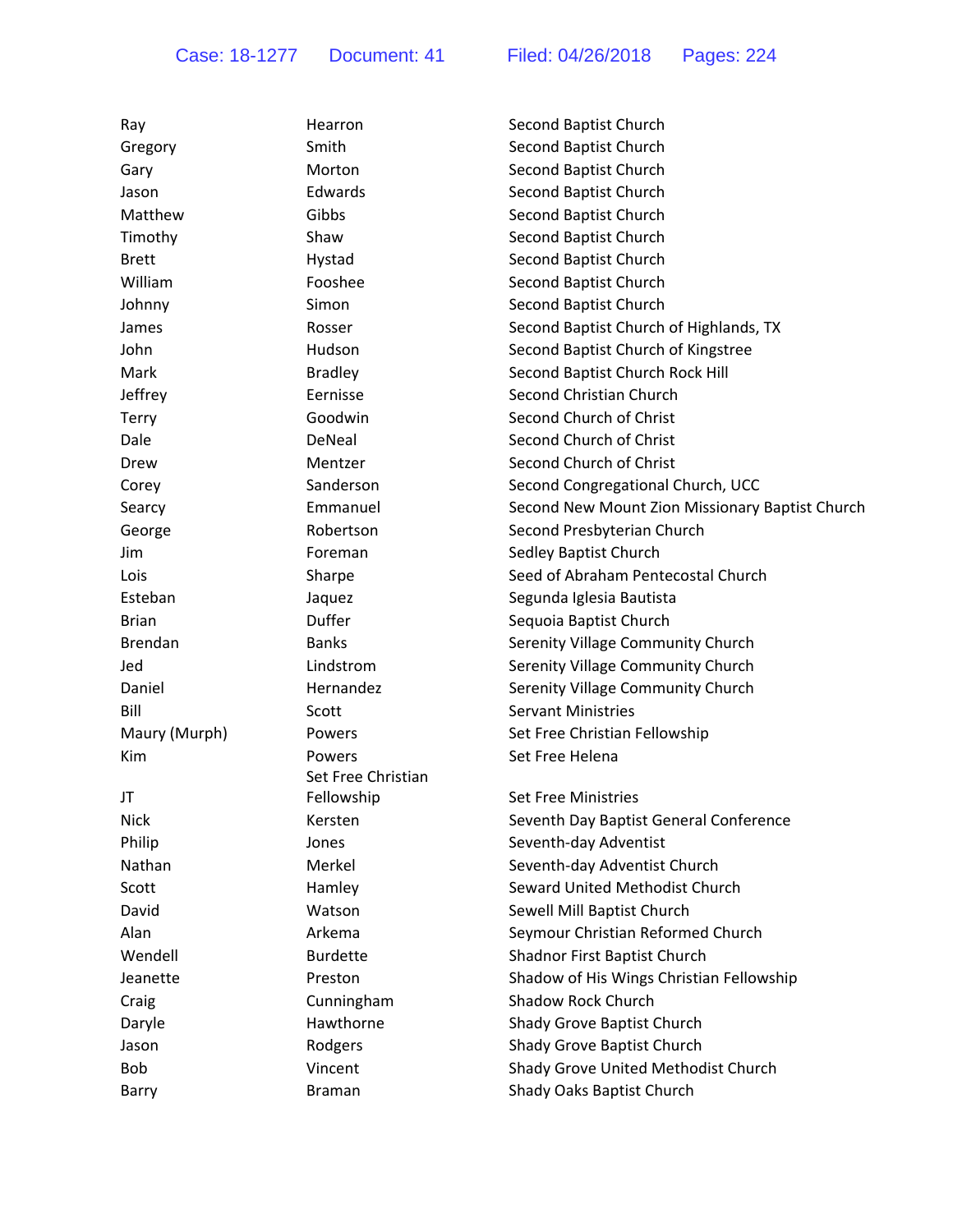| | | |
|---|---|---|
| Ray | Hearron | Second Baptist Church |
| Gregory | Smith | Second Baptist Church |
| Gary | Morton | Second Baptist Church |
| Jason | Edwards | Second Baptist Church |
| Matthew | Gibbs | Second Baptist Church |
| Timothy | Shaw | Second Baptist Church |
| Brett | Hystad | Second Baptist Church |
| William | Fooshee | Second Baptist Church |
| Johnny | Simon | Second Baptist Church |
| James | Rosser | Second Baptist Church of Highlands, TX |
| John | Hudson | Second Baptist Church of Kingstree |
| Mark | Bradley | Second Baptist Church Rock Hill |
| Jeffrey | Eernisse | Second Christian Church |
| Terry | Goodwin | Second Church of Christ |
| Dale | DeNeal | Second Church of Christ |
| Drew | Mentzer | Second Church of Christ |
| Corey | Sanderson | Second Congregational Church, UCC |
| Searcy | Emmanuel | Second New Mount Zion Missionary Baptist Church |
| George | Robertson | Second Presbyterian Church |
| Jim | Foreman | Sedley Baptist Church |
| Lois | Sharpe | Seed of Abraham Pentecostal Church |
| Esteban | Jaquez | Segunda Iglesia Bautista |
| Brian | Duffer | Sequoia Baptist Church |
| Brendan | Banks | Serenity Village Community Church |
| Jed | Lindstrom | Serenity Village Community Church |
| Daniel | Hernandez | Serenity Village Community Church |
| Bill | Scott | Servant Ministries |
| Maury (Murph) | Powers | Set Free Christian Fellowship |
| Kim | Powers | Set Free Helena |
| JT | Set Free Christian Fellowship | Set Free Ministries |
| Nick | Kersten | Seventh Day Baptist General Conference |
| Philip | Jones | Seventh-day Adventist |
| Nathan | Merkel | Seventh-day Adventist Church |
| Scott | Hamley | Seward United Methodist Church |
| David | Watson | Sewell Mill Baptist Church |
| Alan | Arkema | Seymour Christian Reformed Church |
| Wendell | Burdette | Shadnor First Baptist Church |
| Jeanette | Preston | Shadow of His Wings Christian Fellowship |
| Craig | Cunningham | Shadow Rock Church |
| Daryle | Hawthorne | Shady Grove Baptist Church |
| Jason | Rodgers | Shady Grove Baptist Church |
| Bob | Vincent | Shady Grove United Methodist Church |
| Barry | Braman | Shady Oaks Baptist Church |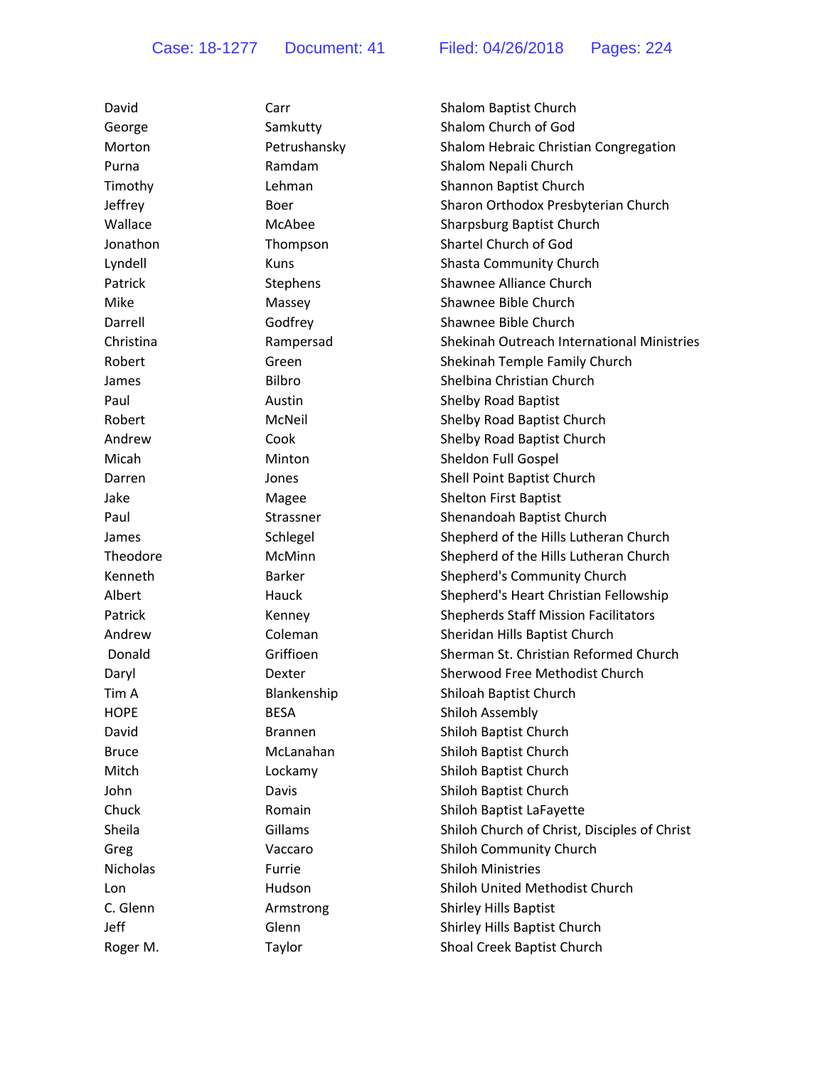| | | |
|---|---|---|
| David | Carr | Shalom Baptist Church |
| George | Samkutty | Shalom Church of God |
| Morton | Petrushansky | Shalom Hebraic Christian Congregation |
| Purna | Ramdam | Shalom Nepali Church |
| Timothy | Lehman | Shannon Baptist Church |
| Jeffrey | Boer | Sharon Orthodox Presbyterian Church |
| Wallace | McAbee | Sharpsburg Baptist Church |
| Jonathon | Thompson | Shartel Church of God |
| Lyndell | Kuns | Shasta Community Church |
| Patrick | Stephens | Shawnee Alliance Church |
| Mike | Massey | Shawnee Bible Church |
| Darrell | Godfrey | Shawnee Bible Church |
| Christina | Rampersad | Shekinah Outreach International Ministries |
| Robert | Green | Shekinah Temple Family Church |
| James | Bilbro | Shelbina Christian Church |
| Paul | Austin | Shelby Road Baptist |
| Robert | McNeil | Shelby Road Baptist Church |
| Andrew | Cook | Shelby Road Baptist Church |
| Micah | Minton | Sheldon Full Gospel |
| Darren | Jones | Shell Point Baptist Church |
| Jake | Magee | Shelton First Baptist |
| Paul | Strassner | Shenandoah Baptist Church |
| James | Schlegel | Shepherd of the Hills Lutheran Church |
| Theodore | McMinn | Shepherd of the Hills Lutheran Church |
| Kenneth | Barker | Shepherd's Community Church |
| Albert | Hauck | Shepherd's Heart Christian Fellowship |
| Patrick | Kenney | Shepherds Staff Mission Facilitators |
| Andrew | Coleman | Sheridan Hills Baptist Church |
| Donald | Griffioen | Sherman St. Christian Reformed Church |
| Daryl | Dexter | Sherwood Free Methodist Church |
| Tim A | Blankenship | Shiloah Baptist Church |
| HOPE | BESA | Shiloh Assembly |
| David | Brannen | Shiloh Baptist Church |
| Bruce | McLanahan | Shiloh Baptist Church |
| Mitch | Lockamy | Shiloh Baptist Church |
| John | Davis | Shiloh Baptist Church |
| Chuck | Romain | Shiloh Baptist LaFayette |
| Sheila | Gillams | Shiloh Church of Christ, Disciples of Christ |
| Greg | Vaccaro | Shiloh Community Church |
| Nicholas | Furrie | Shiloh Ministries |
| Lon | Hudson | Shiloh United Methodist Church |
| C. Glenn | Armstrong | Shirley Hills Baptist |
| Jeff | Glenn | Shirley Hills Baptist Church |
| Roger M. | Taylor | Shoal Creek Baptist Church |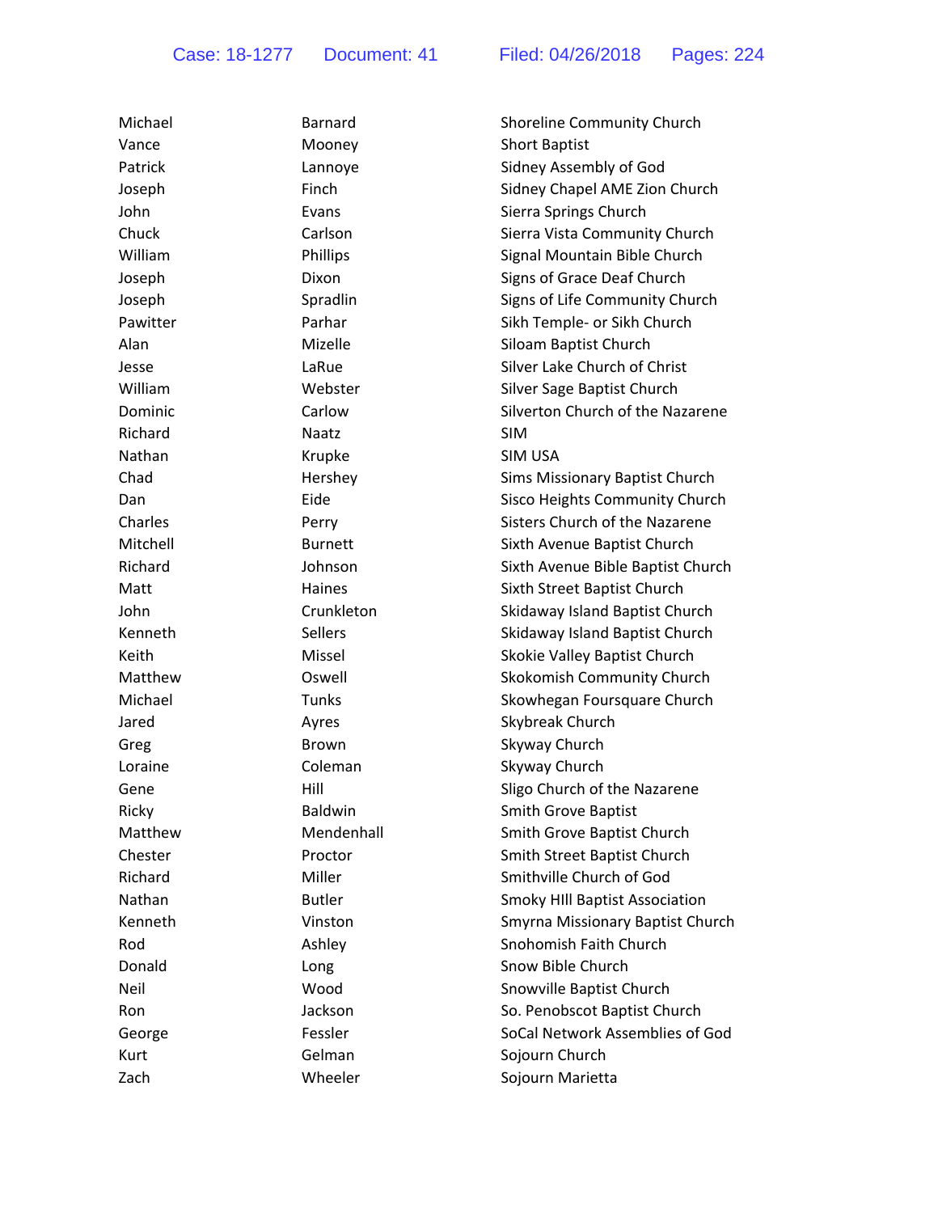| | | |
|---|---|---|
| Michael | Barnard | Shoreline Community Church |
| Vance | Mooney | Short Baptist |
| Patrick | Lannoye | Sidney Assembly of God |
| Joseph | Finch | Sidney Chapel AME Zion Church |
| John | Evans | Sierra Springs Church |
| Chuck | Carlson | Sierra Vista Community Church |
| William | Phillips | Signal Mountain Bible Church |
| Joseph | Dixon | Signs of Grace Deaf Church |
| Joseph | Spradlin | Signs of Life Community Church |
| Pawitter | Parhar | Sikh Temple- or Sikh Church |
| Alan | Mizelle | Siloam Baptist Church |
| Jesse | LaRue | Silver Lake Church of Christ |
| William | Webster | Silver Sage Baptist Church |
| Dominic | Carlow | Silverton Church of the Nazarene |
| Richard | Naatz | SIM |
| Nathan | Krupke | SIM USA |
| Chad | Hershey | Sims Missionary Baptist Church |
| Dan | Eide | Sisco Heights Community Church |
| Charles | Perry | Sisters Church of the Nazarene |
| Mitchell | Burnett | Sixth Avenue Baptist Church |
| Richard | Johnson | Sixth Avenue Bible Baptist Church |
| Matt | Haines | Sixth Street Baptist Church |
| John | Crunkleton | Skidaway Island Baptist Church |
| Kenneth | Sellers | Skidaway Island Baptist Church |
| Keith | Missel | Skokie Valley Baptist Church |
| Matthew | Oswell | Skokomish Community Church |
| Michael | Tunks | Skowhegan Foursquare Church |
| Jared | Ayres | Skybreak Church |
| Greg | Brown | Skyway Church |
| Loraine | Coleman | Skyway Church |
| Gene | Hill | Sligo Church of the Nazarene |
| Ricky | Baldwin | Smith Grove Baptist |
| Matthew | Mendenhall | Smith Grove Baptist Church |
| Chester | Proctor | Smith Street Baptist Church |
| Richard | Miller | Smithville Church of God |
| Nathan | Butler | Smoky HIll Baptist Association |
| Kenneth | Vinston | Smyrna Missionary Baptist Church |
| Rod | Ashley | Snohomish Faith Church |
| Donald | Long | Snow Bible Church |
| Neil | Wood | Snowville Baptist Church |
| Ron | Jackson | So. Penobscot Baptist Church |
| George | Fessler | SoCal Network Assemblies of God |
| Kurt | Gelman | Sojourn Church |
| Zach | Wheeler | Sojourn Marietta |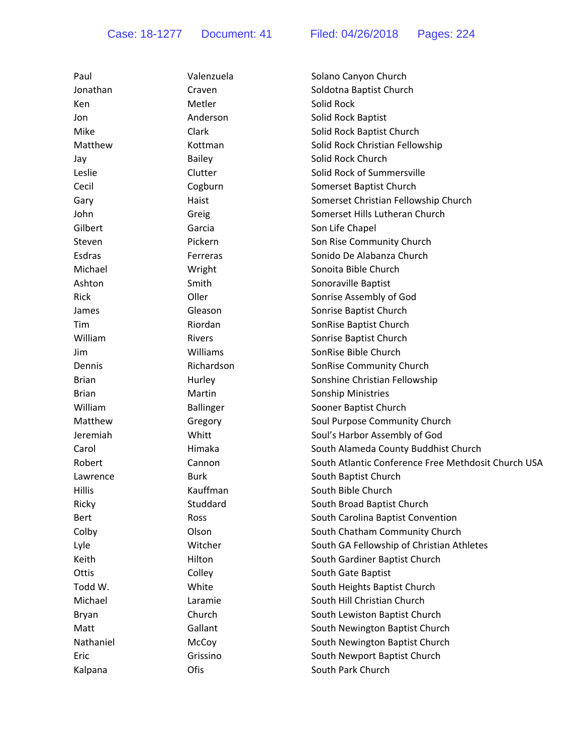| | | |
|---|---|---|
| Paul | Valenzuela | Solano Canyon Church |
| Jonathan | Craven | Soldotna Baptist Church |
| Ken | Metler | Solid Rock |
| Jon | Anderson | Solid Rock Baptist |
| Mike | Clark | Solid Rock Baptist Church |
| Matthew | Kottman | Solid Rock Christian Fellowship |
| Jay | Bailey | Solid Rock Church |
| Leslie | Clutter | Solid Rock of Summersville |
| Cecil | Cogburn | Somerset Baptist Church |
| Gary | Haist | Somerset Christian Fellowship Church |
| John | Greig | Somerset Hills Lutheran Church |
| Gilbert | Garcia | Son Life Chapel |
| Steven | Pickern | Son Rise Community Church |
| Esdras | Ferreras | Sonido De Alabanza Church |
| Michael | Wright | Sonoita Bible Church |
| Ashton | Smith | Sonoraville Baptist |
| Rick | Oller | Sonrise Assembly of God |
| James | Gleason | Sonrise Baptist Church |
| Tim | Riordan | SonRise Baptist Church |
| William | Rivers | Sonrise Baptist Church |
| Jim | Williams | SonRise Bible Church |
| Dennis | Richardson | SonRise Community Church |
| Brian | Hurley | Sonshine Christian Fellowship |
| Brian | Martin | Sonship Ministries |
| William | Ballinger | Sooner Baptist Church |
| Matthew | Gregory | Soul Purpose Community Church |
| Jeremiah | Whitt | Soul's Harbor Assembly of God |
| Carol | Himaka | South Alameda County Buddhist Church |
| Robert | Cannon | South Atlantic Conference Free Methdosit Church USA |
| Lawrence | Burk | South Baptist Church |
| Hillis | Kauffman | South Bible Church |
| Ricky | Studdard | South Broad Baptist Church |
| Bert | Ross | South Carolina Baptist Convention |
| Colby | Olson | South Chatham Community Church |
| Lyle | Witcher | South GA Fellowship of Christian Athletes |
| Keith | Hilton | South Gardiner Baptist Church |
| Ottis | Colley | South Gate Baptist |
| Todd W. | White | South Heights Baptist Church |
| Michael | Laramie | South Hill Christian Church |
| Bryan | Church | South Lewiston Baptist Church |
| Matt | Gallant | South Newington Baptist Church |
| Nathaniel | McCoy | South Newington Baptist Church |
| Eric | Grissino | South Newport Baptist Church |
| Kalpana | Ofis | South Park Church |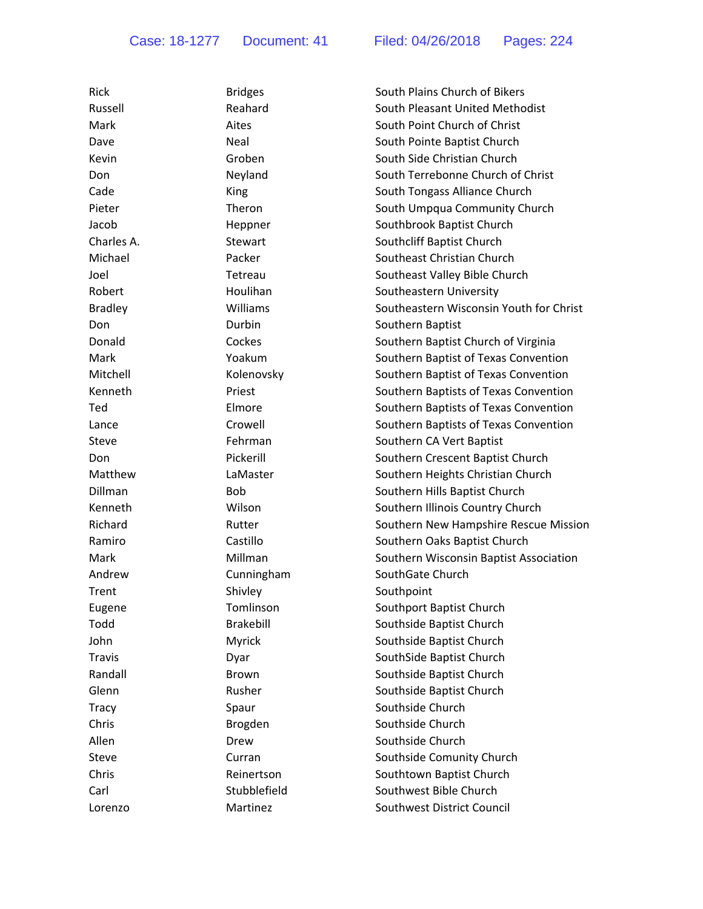| | | |
|---|---|---|
| Rick | Bridges | South Plains Church of Bikers |
| Russell | Reahard | South Pleasant United Methodist |
| Mark | Aites | South Point Church of Christ |
| Dave | Neal | South Pointe Baptist Church |
| Kevin | Groben | South Side Christian Church |
| Don | Neyland | South Terrebonne Church of Christ |
| Cade | King | South Tongass Alliance Church |
| Pieter | Theron | South Umpqua Community Church |
| Jacob | Heppner | Southbrook Baptist Church |
| Charles A. | Stewart | Southcliff Baptist Church |
| Michael | Packer | Southeast Christian Church |
| Joel | Tetreau | Southeast Valley Bible Church |
| Robert | Houlihan | Southeastern University |
| Bradley | Williams | Southeastern Wisconsin Youth for Christ |
| Don | Durbin | Southern Baptist |
| Donald | Cockes | Southern Baptist Church of Virginia |
| Mark | Yoakum | Southern Baptist of Texas Convention |
| Mitchell | Kolenovsky | Southern Baptist of Texas Convention |
| Kenneth | Priest | Southern Baptists of Texas Convention |
| Ted | Elmore | Southern Baptists of Texas Convention |
| Lance | Crowell | Southern Baptists of Texas Convention |
| Steve | Fehrman | Southern CA Vert Baptist |
| Don | Pickerill | Southern Crescent Baptist Church |
| Matthew | LaMaster | Southern Heights Christian Church |
| Dillman | Bob | Southern Hills Baptist Church |
| Kenneth | Wilson | Southern Illinois Country Church |
| Richard | Rutter | Southern New Hampshire Rescue Mission |
| Ramiro | Castillo | Southern Oaks Baptist Church |
| Mark | Millman | Southern Wisconsin Baptist Association |
| Andrew | Cunningham | SouthGate Church |
| Trent | Shivley | Southpoint |
| Eugene | Tomlinson | Southport Baptist Church |
| Todd | Brakebill | Southside Baptist Church |
| John | Myrick | Southside Baptist Church |
| Travis | Dyar | SouthSide Baptist Church |
| Randall | Brown | Southside Baptist Church |
| Glenn | Rusher | Southside Baptist Church |
| Tracy | Spaur | Southside Church |
| Chris | Brogden | Southside Church |
| Allen | Drew | Southside Church |
| Steve | Curran | Southside Comunity Church |
| Chris | Reinertson | Southtown Baptist Church |
| Carl | Stubblefield | Southwest Bible Church |
| Lorenzo | Martinez | Southwest District Council |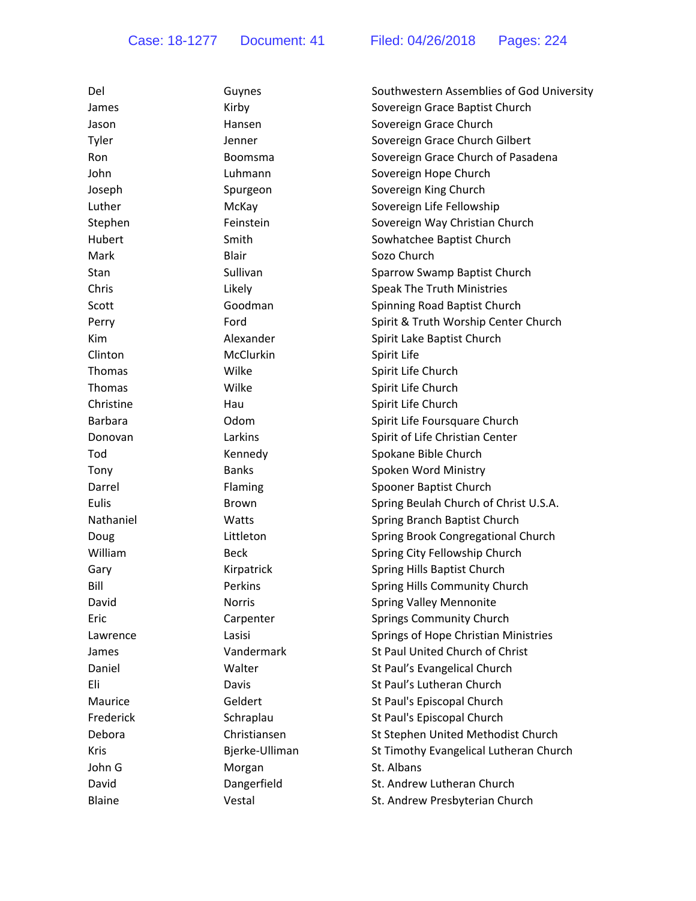| | | |
|---|---|---|
| Del | Guynes | Southwestern Assemblies of God University |
| James | Kirby | Sovereign Grace Baptist Church |
| Jason | Hansen | Sovereign Grace Church |
| Tyler | Jenner | Sovereign Grace Church Gilbert |
| Ron | Boomsma | Sovereign Grace Church of Pasadena |
| John | Luhmann | Sovereign Hope Church |
| Joseph | Spurgeon | Sovereign King Church |
| Luther | McKay | Sovereign Life Fellowship |
| Stephen | Feinstein | Sovereign Way Christian Church |
| Hubert | Smith | Sowhatchee Baptist Church |
| Mark | Blair | Sozo Church |
| Stan | Sullivan | Sparrow Swamp Baptist Church |
| Chris | Likely | Speak The Truth Ministries |
| Scott | Goodman | Spinning Road Baptist Church |
| Perry | Ford | Spirit & Truth Worship Center Church |
| Kim | Alexander | Spirit Lake Baptist Church |
| Clinton | McClurkin | Spirit Life |
| Thomas | Wilke | Spirit Life Church |
| Thomas | Wilke | Spirit Life Church |
| Christine | Hau | Spirit Life Church |
| Barbara | Odom | Spirit Life Foursquare Church |
| Donovan | Larkins | Spirit of Life Christian Center |
| Tod | Kennedy | Spokane Bible Church |
| Tony | Banks | Spoken Word Ministry |
| Darrel | Flaming | Spooner Baptist Church |
| Eulis | Brown | Spring Beulah Church of Christ U.S.A. |
| Nathaniel | Watts | Spring Branch Baptist Church |
| Doug | Littleton | Spring Brook Congregational Church |
| William | Beck | Spring City Fellowship Church |
| Gary | Kirpatrick | Spring Hills Baptist Church |
| Bill | Perkins | Spring Hills Community Church |
| David | Norris | Spring Valley Mennonite |
| Eric | Carpenter | Springs Community Church |
| Lawrence | Lasisi | Springs of Hope Christian Ministries |
| James | Vandermark | St Paul United Church of Christ |
| Daniel | Walter | St Paul’s Evangelical Church |
| Eli | Davis | St Paul’s Lutheran Church |
| Maurice | Geldert | St Paul's Episcopal Church |
| Frederick | Schraplau | St Paul's Episcopal Church |
| Debora | Christiansen | St Stephen United Methodist Church |
| Kris | Bjerke-Ulliman | St Timothy Evangelical Lutheran Church |
| John G | Morgan | St. Albans |
| David | Dangerfield | St. Andrew Lutheran Church |
| Blaine | Vestal | St. Andrew Presbyterian Church |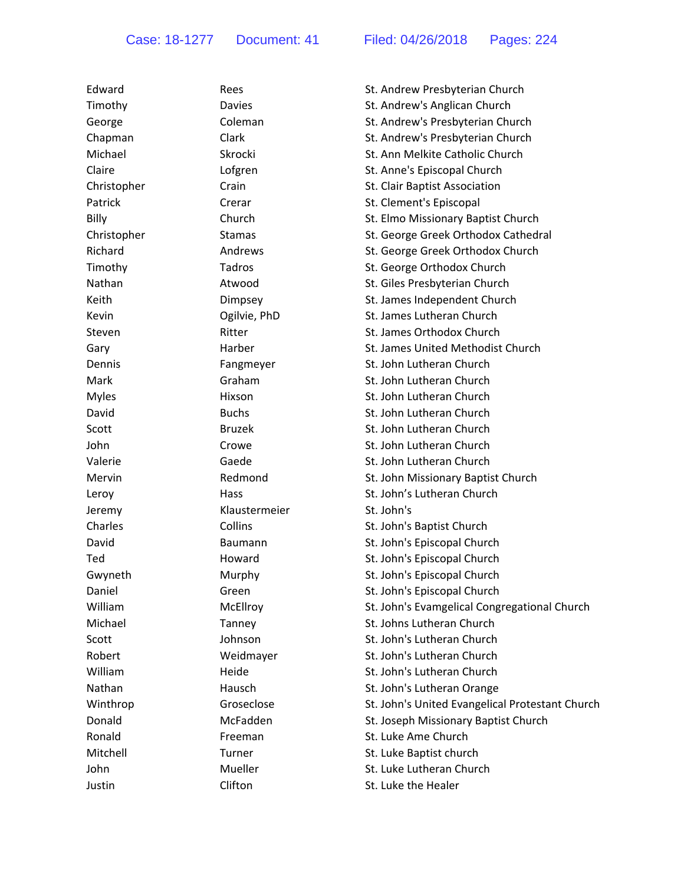| | | |
|---|---|---|
| Edward | Rees | St. Andrew Presbyterian Church |
| Timothy | Davies | St. Andrew's Anglican Church |
| George | Coleman | St. Andrew's Presbyterian Church |
| Chapman | Clark | St. Andrew's Presbyterian Church |
| Michael | Skrocki | St. Ann Melkite Catholic Church |
| Claire | Lofgren | St. Anne's Episcopal Church |
| Christopher | Crain | St. Clair Baptist Association |
| Patrick | Crerar | St. Clement's Episcopal |
| Billy | Church | St. Elmo Missionary Baptist Church |
| Christopher | Stamas | St. George Greek Orthodox Cathedral |
| Richard | Andrews | St. George Greek Orthodox Church |
| Timothy | Tadros | St. George Orthodox Church |
| Nathan | Atwood | St. Giles Presbyterian Church |
| Keith | Dimpsey | St. James Independent Church |
| Kevin | Ogilvie, PhD | St. James Lutheran Church |
| Steven | Ritter | St. James Orthodox Church |
| Gary | Harber | St. James United Methodist Church |
| Dennis | Fangmeyer | St. John Lutheran Church |
| Mark | Graham | St. John Lutheran Church |
| Myles | Hixson | St. John Lutheran Church |
| David | Buchs | St. John Lutheran Church |
| Scott | Bruzek | St. John Lutheran Church |
| John | Crowe | St. John Lutheran Church |
| Valerie | Gaede | St. John Lutheran Church |
| Mervin | Redmond | St. John Missionary Baptist Church |
| Leroy | Hass | St. John’s Lutheran Church |
| Jeremy | Klaustermeier | St. John's |
| Charles | Collins | St. John's Baptist Church |
| David | Baumann | St. John's Episcopal Church |
| Ted | Howard | St. John's Episcopal Church |
| Gwyneth | Murphy | St. John's Episcopal Church |
| Daniel | Green | St. John's Episcopal Church |
| William | McEllroy | St. John's Evamgelical Congregational Church |
| Michael | Tanney | St. Johns Lutheran Church |
| Scott | Johnson | St. John's Lutheran Church |
| Robert | Weidmayer | St. John's Lutheran Church |
| William | Heide | St. John's Lutheran Church |
| Nathan | Hausch | St. John's Lutheran Orange |
| Winthrop | Groseclose | St. John's United Evangelical Protestant Church |
| Donald | McFadden | St. Joseph Missionary Baptist Church |
| Ronald | Freeman | St. Luke Ame Church |
| Mitchell | Turner | St. Luke Baptist church |
| John | Mueller | St. Luke Lutheran Church |
| Justin | Clifton | St. Luke the Healer |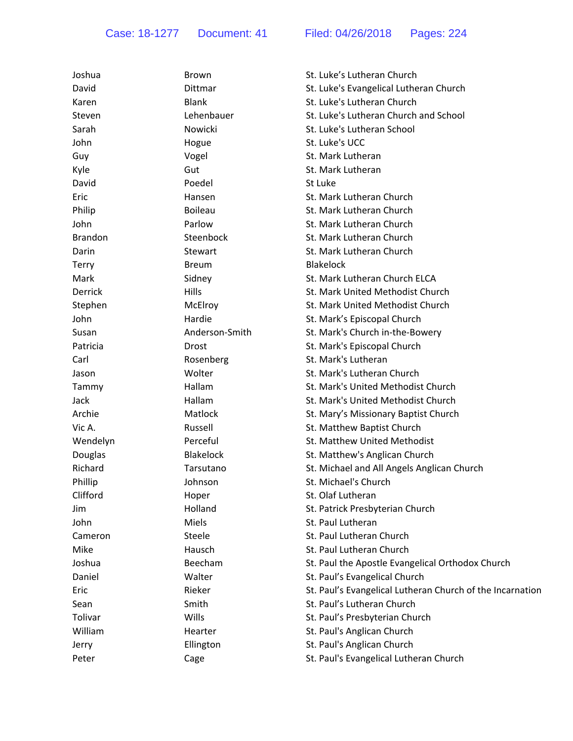| | | |
|---|---|---|
| Joshua | Brown | St. Luke’s Lutheran Church |
| David | Dittmar | St. Luke's Evangelical Lutheran Church |
| Karen | Blank | St. Luke's Lutheran Church |
| Steven | Lehenbauer | St. Luke's Lutheran Church and School |
| Sarah | Nowicki | St. Luke's Lutheran School |
| John | Hogue | St. Luke's UCC |
| Guy | Vogel | St. Mark Lutheran |
| Kyle | Gut | St. Mark Lutheran |
| David | Poedel | St Luke |
| Eric | Hansen | St. Mark Lutheran Church |
| Philip | Boileau | St. Mark Lutheran Church |
| John | Parlow | St. Mark Lutheran Church |
| Brandon | Steenbock | St. Mark Lutheran Church |
| Darin | Stewart | St. Mark Lutheran Church |
| Terry | Breum | Blakelock |
| Mark | Sidney | St. Mark Lutheran Church ELCA |
| Derrick | Hills | St. Mark United Methodist Church |
| Stephen | McElroy | St. Mark United Methodist Church |
| John | Hardie | St. Mark’s Episcopal Church |
| Susan | Anderson-Smith | St. Mark's Church in-the-Bowery |
| Patricia | Drost | St. Mark's Episcopal Church |
| Carl | Rosenberg | St. Mark's Lutheran |
| Jason | Wolter | St. Mark's Lutheran Church |
| Tammy | Hallam | St. Mark's United Methodist Church |
| Jack | Hallam | St. Mark's United Methodist Church |
| Archie | Matlock | St. Mary’s Missionary Baptist Church |
| Vic A. | Russell | St. Matthew Baptist Church |
| Wendelyn | Perceful | St. Matthew United Methodist |
| Douglas | Blakelock | St. Matthew's Anglican Church |
| Richard | Tarsutano | St. Michael and All Angels Anglican Church |
| Phillip | Johnson | St. Michael's Church |
| Clifford | Hoper | St. Olaf Lutheran |
| Jim | Holland | St. Patrick Presbyterian Church |
| John | Miels | St. Paul Lutheran |
| Cameron | Steele | St. Paul Lutheran Church |
| Mike | Hausch | St. Paul Lutheran Church |
| Joshua | Beecham | St. Paul the Apostle Evangelical Orthodox Church |
| Daniel | Walter | St. Paul’s Evangelical Church |
| Eric | Rieker | St. Paul’s Evangelical Lutheran Church of the Incarnation |
| Sean | Smith | St. Paul’s Lutheran Church |
| Tolivar | Wills | St. Paul’s Presbyterian Church |
| William | Hearter | St. Paul's Anglican Church |
| Jerry | Ellington | St. Paul's Anglican Church |
| Peter | Cage | St. Paul's Evangelical Lutheran Church |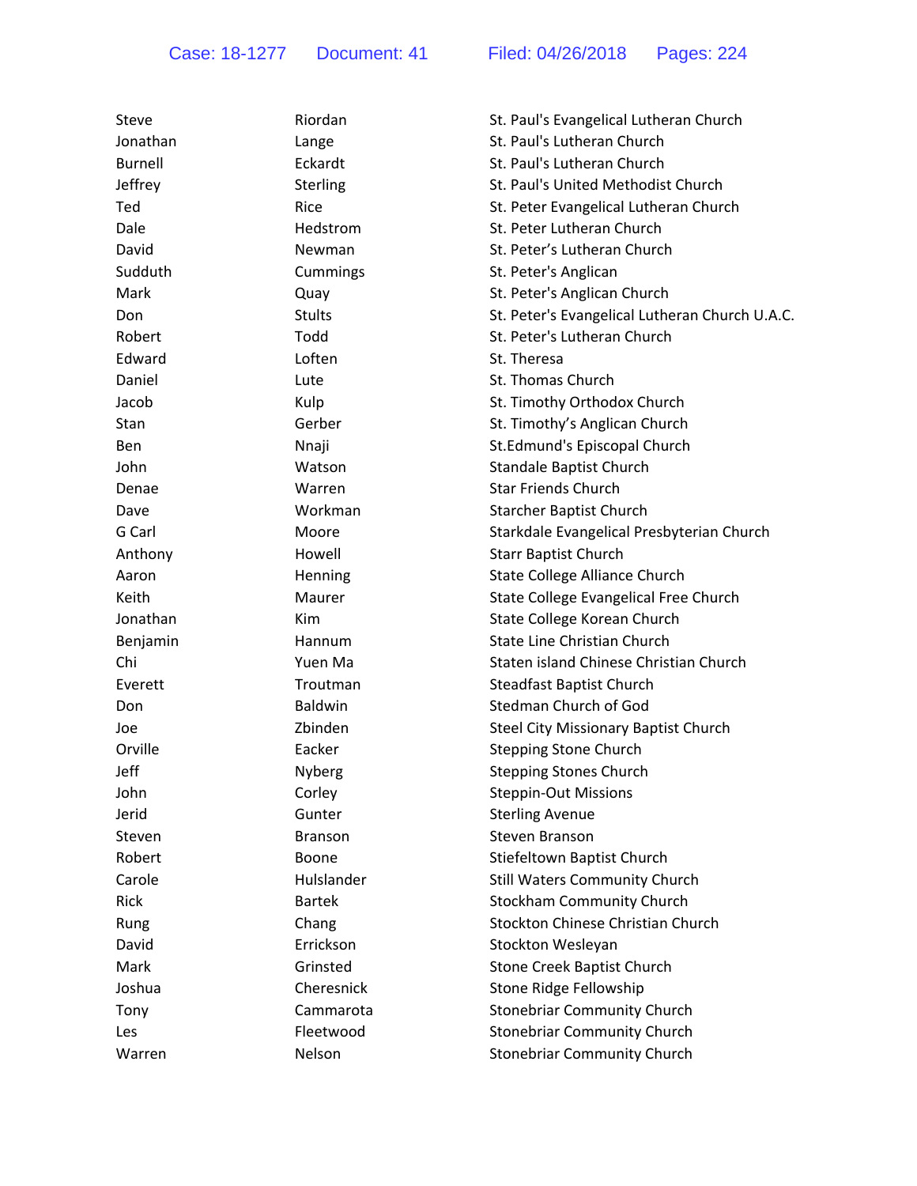| | | |
|---|---|---|
| Steve | Riordan | St. Paul's Evangelical Lutheran Church |
| Jonathan | Lange | St. Paul's Lutheran Church |
| Burnell | Eckardt | St. Paul's Lutheran Church |
| Jeffrey | Sterling | St. Paul's United Methodist Church |
| Ted | Rice | St. Peter Evangelical Lutheran Church |
| Dale | Hedstrom | St. Peter Lutheran Church |
| David | Newman | St. Peter’s Lutheran Church |
| Sudduth | Cummings | St. Peter's Anglican |
| Mark | Quay | St. Peter's Anglican Church |
| Don | Stults | St. Peter's Evangelical Lutheran Church U.A.C. |
| Robert | Todd | St. Peter's Lutheran Church |
| Edward | Loften | St. Theresa |
| Daniel | Lute | St. Thomas Church |
| Jacob | Kulp | St. Timothy Orthodox Church |
| Stan | Gerber | St. Timothy’s Anglican Church |
| Ben | Nnaji | St.Edmund's Episcopal Church |
| John | Watson | Standale Baptist Church |
| Denae | Warren | Star Friends Church |
| Dave | Workman | Starcher Baptist Church |
| G Carl | Moore | Starkdale Evangelical Presbyterian Church |
| Anthony | Howell | Starr Baptist Church |
| Aaron | Henning | State College Alliance Church |
| Keith | Maurer | State College Evangelical Free Church |
| Jonathan | Kim | State College Korean Church |
| Benjamin | Hannum | State Line Christian Church |
| Chi | Yuen Ma | Staten island Chinese Christian Church |
| Everett | Troutman | Steadfast Baptist Church |
| Don | Baldwin | Stedman Church of God |
| Joe | Zbinden | Steel City Missionary Baptist Church |
| Orville | Eacker | Stepping Stone Church |
| Jeff | Nyberg | Stepping Stones Church |
| John | Corley | Steppin-Out Missions |
| Jerid | Gunter | Sterling Avenue |
| Steven | Branson | Steven Branson |
| Robert | Boone | Stiefeltown Baptist Church |
| Carole | Hulslander | Still Waters Community Church |
| Rick | Bartek | Stockham Community Church |
| Rung | Chang | Stockton Chinese Christian Church |
| David | Errickson | Stockton Wesleyan |
| Mark | Grinsted | Stone Creek Baptist Church |
| Joshua | Cheresnick | Stone Ridge Fellowship |
| Tony | Cammarota | Stonebriar Community Church |
| Les | Fleetwood | Stonebriar Community Church |
| Warren | Nelson | Stonebriar Community Church |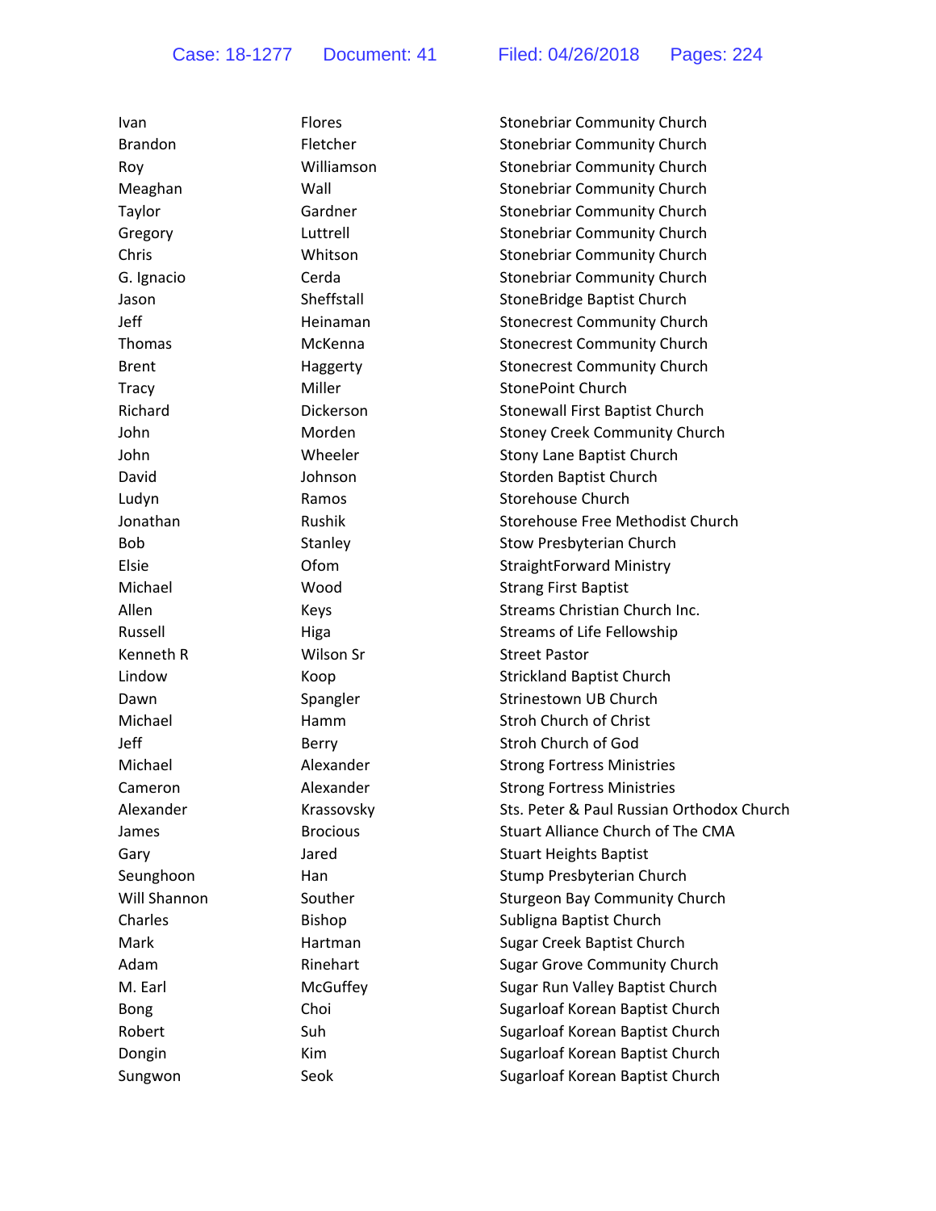| | | |
|---|---|---|
| Ivan | Flores | Stonebriar Community Church |
| Brandon | Fletcher | Stonebriar Community Church |
| Roy | Williamson | Stonebriar Community Church |
| Meaghan | Wall | Stonebriar Community Church |
| Taylor | Gardner | Stonebriar Community Church |
| Gregory | Luttrell | Stonebriar Community Church |
| Chris | Whitson | Stonebriar Community Church |
| G. Ignacio | Cerda | Stonebriar Community Church |
| Jason | Sheffstall | StoneBridge Baptist Church |
| Jeff | Heinaman | Stonecrest Community Church |
| Thomas | McKenna | Stonecrest Community Church |
| Brent | Haggerty | Stonecrest Community Church |
| Tracy | Miller | StonePoint Church |
| Richard | Dickerson | Stonewall First Baptist Church |
| John | Morden | Stoney Creek Community Church |
| John | Wheeler | Stony Lane Baptist Church |
| David | Johnson | Storden Baptist Church |
| Ludyn | Ramos | Storehouse Church |
| Jonathan | Rushik | Storehouse Free Methodist Church |
| Bob | Stanley | Stow Presbyterian Church |
| Elsie | Ofom | StraightForward Ministry |
| Michael | Wood | Strang First Baptist |
| Allen | Keys | Streams Christian Church Inc. |
| Russell | Higa | Streams of Life Fellowship |
| Kenneth R | Wilson Sr | Street Pastor |
| Lindow | Koop | Strickland Baptist Church |
| Dawn | Spangler | Strinestown UB Church |
| Michael | Hamm | Stroh Church of Christ |
| Jeff | Berry | Stroh Church of God |
| Michael | Alexander | Strong Fortress Ministries |
| Cameron | Alexander | Strong Fortress Ministries |
| Alexander | Krassovsky | Sts. Peter & Paul Russian Orthodox Church |
| James | Brocious | Stuart Alliance Church of The CMA |
| Gary | Jared | Stuart Heights Baptist |
| Seunghoon | Han | Stump Presbyterian Church |
| Will Shannon | Souther | Sturgeon Bay Community Church |
| Charles | Bishop | Subligna Baptist Church |
| Mark | Hartman | Sugar Creek Baptist Church |
| Adam | Rinehart | Sugar Grove Community Church |
| M. Earl | McGuffey | Sugar Run Valley Baptist Church |
| Bong | Choi | Sugarloaf Korean Baptist Church |
| Robert | Suh | Sugarloaf Korean Baptist Church |
| Dongin | Kim | Sugarloaf Korean Baptist Church |
| Sungwon | Seok | Sugarloaf Korean Baptist Church |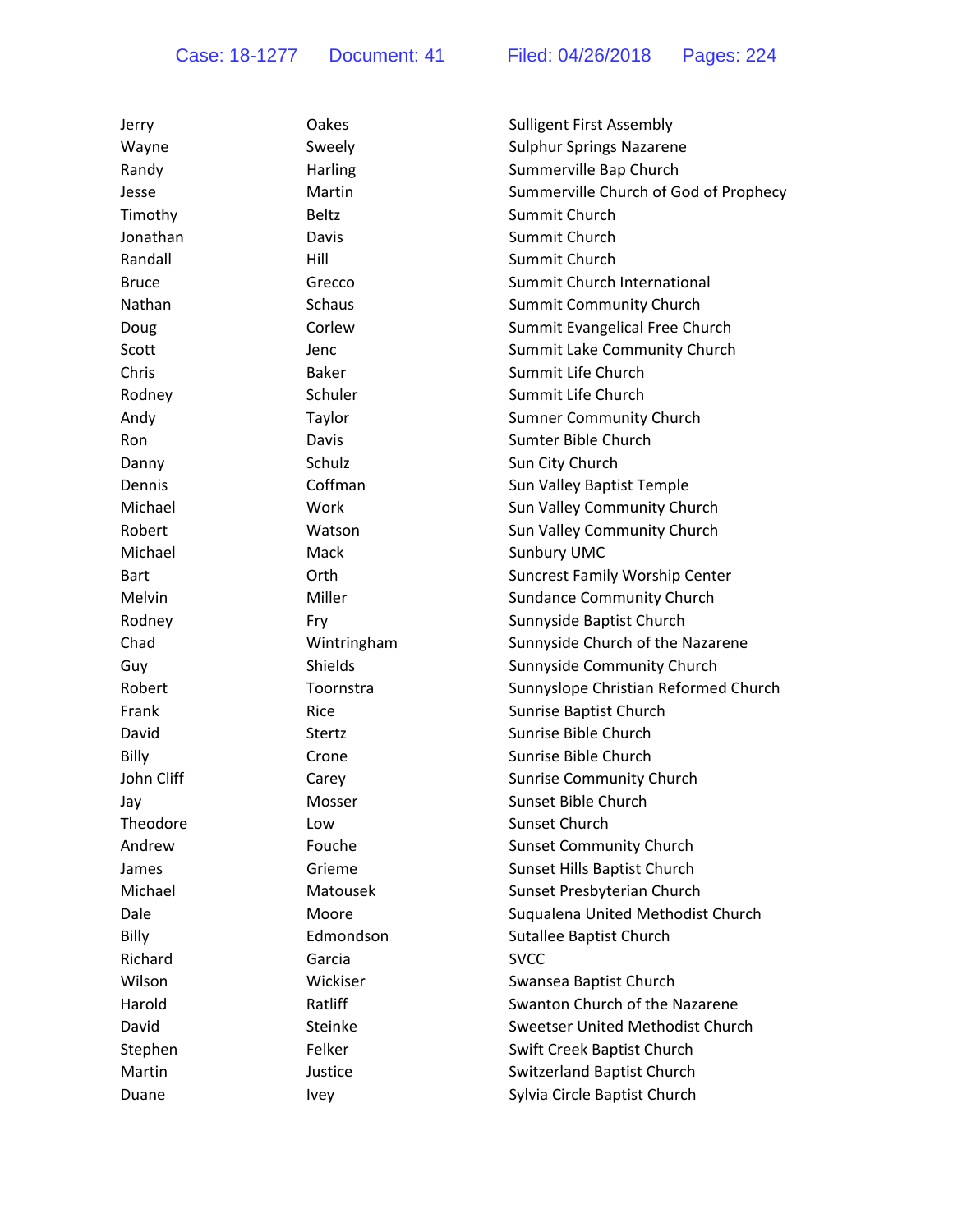| | | |
|---|---|---|
| Jerry | Oakes | Sulligent First Assembly |
| Wayne | Sweely | Sulphur Springs Nazarene |
| Randy | Harling | Summerville Bap Church |
| Jesse | Martin | Summerville Church of God of Prophecy |
| Timothy | Beltz | Summit Church |
| Jonathan | Davis | Summit Church |
| Randall | Hill | Summit Church |
| Bruce | Grecco | Summit Church International |
| Nathan | Schaus | Summit Community Church |
| Doug | Corlew | Summit Evangelical Free Church |
| Scott | Jenc | Summit Lake Community Church |
| Chris | Baker | Summit Life Church |
| Rodney | Schuler | Summit Life Church |
| Andy | Taylor | Sumner Community Church |
| Ron | Davis | Sumter Bible Church |
| Danny | Schulz | Sun City Church |
| Dennis | Coffman | Sun Valley Baptist Temple |
| Michael | Work | Sun Valley Community Church |
| Robert | Watson | Sun Valley Community Church |
| Michael | Mack | Sunbury UMC |
| Bart | Orth | Suncrest Family Worship Center |
| Melvin | Miller | Sundance Community Church |
| Rodney | Fry | Sunnyside Baptist Church |
| Chad | Wintringham | Sunnyside Church of the Nazarene |
| Guy | Shields | Sunnyside Community Church |
| Robert | Toornstra | Sunnyslope Christian Reformed Church |
| Frank | Rice | Sunrise Baptist Church |
| David | Stertz | Sunrise Bible Church |
| Billy | Crone | Sunrise Bible Church |
| John Cliff | Carey | Sunrise Community Church |
| Jay | Mosser | Sunset Bible Church |
| Theodore | Low | Sunset Church |
| Andrew | Fouche | Sunset Community Church |
| James | Grieme | Sunset Hills Baptist Church |
| Michael | Matousek | Sunset Presbyterian Church |
| Dale | Moore | Suqualena United Methodist Church |
| Billy | Edmondson | Sutallee Baptist Church |
| Richard | Garcia | SVCC |
| Wilson | Wickiser | Swansea Baptist Church |
| Harold | Ratliff | Swanton Church of the Nazarene |
| David | Steinke | Sweetser United Methodist Church |
| Stephen | Felker | Swift Creek Baptist Church |
| Martin | Justice | Switzerland Baptist Church |
| Duane | Ivey | Sylvia Circle Baptist Church |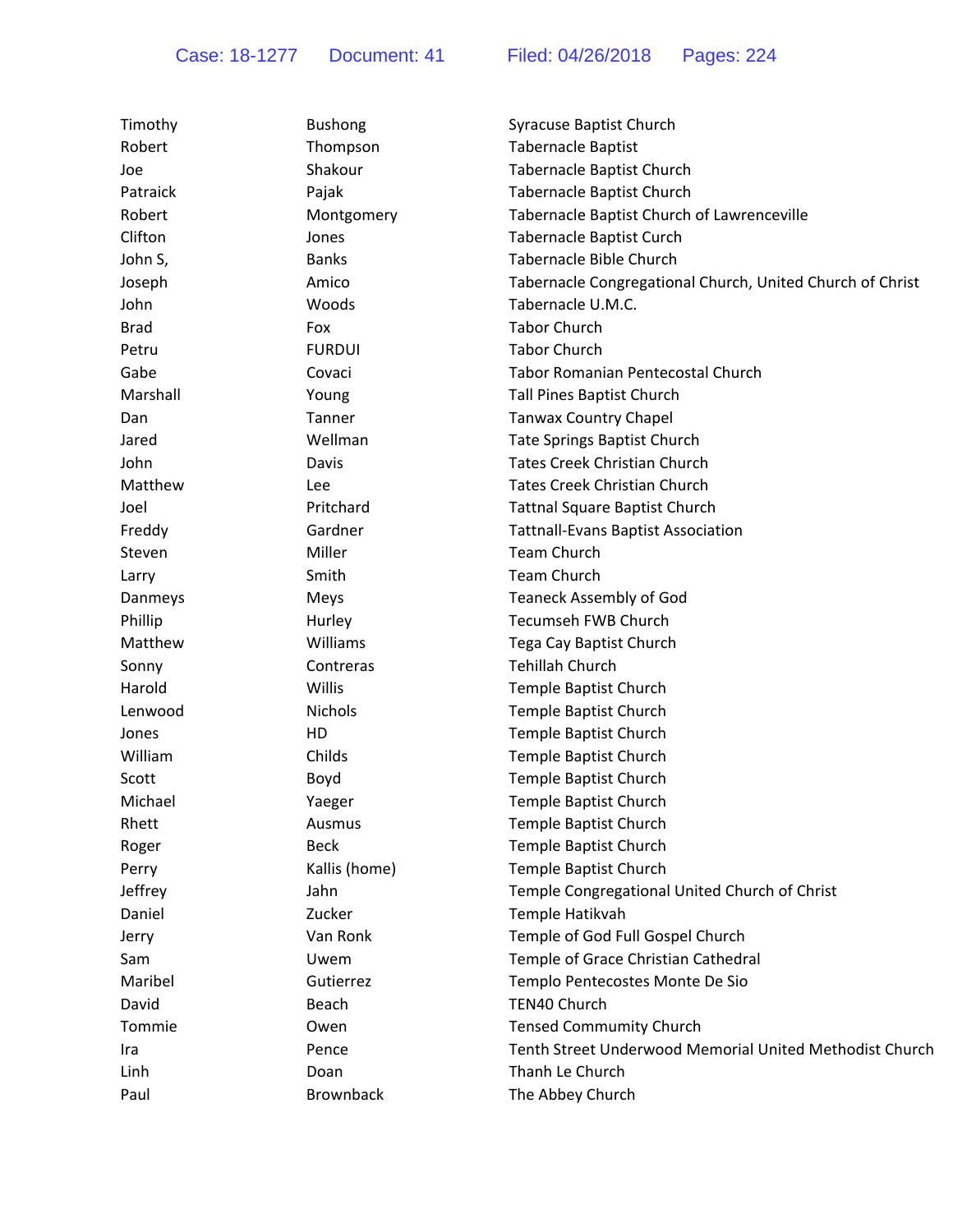| | | |
|---|---|---|
| Timothy | Bushong | Syracuse Baptist Church |
| Robert | Thompson | Tabernacle Baptist |
| Joe | Shakour | Tabernacle Baptist Church |
| Patraick | Pajak | Tabernacle Baptist Church |
| Robert | Montgomery | Tabernacle Baptist Church of Lawrenceville |
| Clifton | Jones | Tabernacle Baptist Curch |
| John S, | Banks | Tabernacle Bible Church |
| Joseph | Amico | Tabernacle Congregational Church, United Church of Christ |
| John | Woods | Tabernacle U.M.C. |
| Brad | Fox | Tabor Church |
| Petru | FURDUI | Tabor Church |
| Gabe | Covaci | Tabor Romanian Pentecostal Church |
| Marshall | Young | Tall Pines Baptist Church |
| Dan | Tanner | Tanwax Country Chapel |
| Jared | Wellman | Tate Springs Baptist Church |
| John | Davis | Tates Creek Christian Church |
| Matthew | Lee | Tates Creek Christian Church |
| Joel | Pritchard | Tattnal Square Baptist Church |
| Freddy | Gardner | Tattnall-Evans Baptist Association |
| Steven | Miller | Team Church |
| Larry | Smith | Team Church |
| Danmeys | Meys | Teaneck Assembly of God |
| Phillip | Hurley | Tecumseh FWB Church |
| Matthew | Williams | Tega Cay Baptist Church |
| Sonny | Contreras | Tehillah Church |
| Harold | Willis | Temple Baptist Church |
| Lenwood | Nichols | Temple Baptist Church |
| Jones | HD | Temple Baptist Church |
| William | Childs | Temple Baptist Church |
| Scott | Boyd | Temple Baptist Church |
| Michael | Yaeger | Temple Baptist Church |
| Rhett | Ausmus | Temple Baptist Church |
| Roger | Beck | Temple Baptist Church |
| Perry | Kallis (home) | Temple Baptist Church |
| Jeffrey | Jahn | Temple Congregational United Church of Christ |
| Daniel | Zucker | Temple Hatikvah |
| Jerry | Van Ronk | Temple of God Full Gospel Church |
| Sam | Uwem | Temple of Grace Christian Cathedral |
| Maribel | Gutierrez | Templo Pentecostes Monte De Sio |
| David | Beach | TEN40 Church |
| Tommie | Owen | Tensed Community Church |
| Ira | Pence | Tenth Street Underwood Memorial United Methodist Church |
| Linh | Doan | Thanh Le Church |
| Paul | Brownback | The Abbey Church |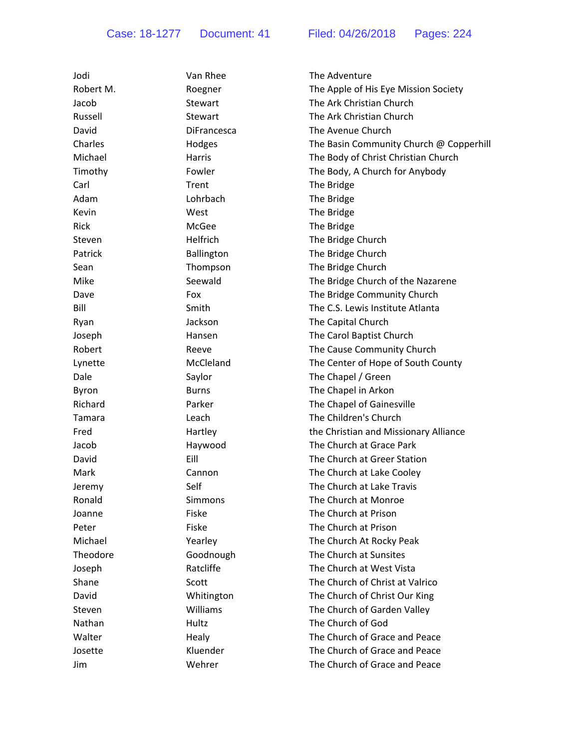| | | |
|---|---|---|
| Jodi | Van Rhee | The Adventure |
| Robert M. | Roegner | The Apple of His Eye Mission Society |
| Jacob | Stewart | The Ark Christian Church |
| Russell | Stewart | The Ark Christian Church |
| David | DiFrancesca | The Avenue Church |
| Charles | Hodges | The Basin Community Church @ Copperhill |
| Michael | Harris | The Body of Christ Christian Church |
| Timothy | Fowler | The Body, A Church for Anybody |
| Carl | Trent | The Bridge |
| Adam | Lohrbach | The Bridge |
| Kevin | West | The Bridge |
| Rick | McGee | The Bridge |
| Steven | Helfrich | The Bridge Church |
| Patrick | Ballington | The Bridge Church |
| Sean | Thompson | The Bridge Church |
| Mike | Seewald | The Bridge Church of the Nazarene |
| Dave | Fox | The Bridge Community Church |
| Bill | Smith | The C.S. Lewis Institute Atlanta |
| Ryan | Jackson | The Capital Church |
| Joseph | Hansen | The Carol Baptist Church |
| Robert | Reeve | The Cause Community Church |
| Lynette | McCleland | The Center of Hope of South County |
| Dale | Saylor | The Chapel / Green |
| Byron | Burns | The Chapel in Arkon |
| Richard | Parker | The Chapel of Gainesville |
| Tamara | Leach | The Children's Church |
| Fred | Hartley | the Christian and Missionary Alliance |
| Jacob | Haywood | The Church at Grace Park |
| David | Eill | The Church at Greer Station |
| Mark | Cannon | The Church at Lake Cooley |
| Jeremy | Self | The Church at Lake Travis |
| Ronald | Simmons | The Church at Monroe |
| Joanne | Fiske | The Church at Prison |
| Peter | Fiske | The Church at Prison |
| Michael | Yearley | The Church At Rocky Peak |
| Theodore | Goodnough | The Church at Sunsites |
| Joseph | Ratcliffe | The Church at West Vista |
| Shane | Scott | The Church of Christ at Valrico |
| David | Whitington | The Church of Christ Our King |
| Steven | Williams | The Church of Garden Valley |
| Nathan | Hultz | The Church of God |
| Walter | Healy | The Church of Grace and Peace |
| Josette | Kluender | The Church of Grace and Peace |
| Jim | Wehrer | The Church of Grace and Peace |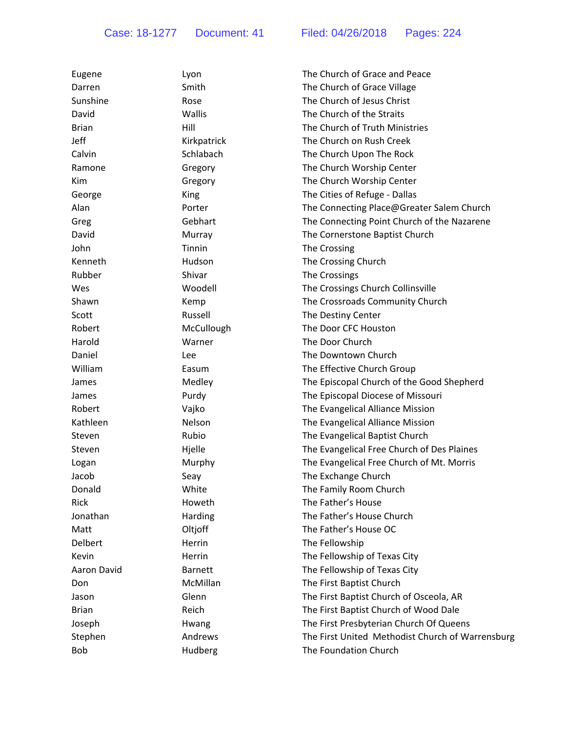| | | |
|---|---|---|
| Eugene | Lyon | The Church of Grace and Peace |
| Darren | Smith | The Church of Grace Village |
| Sunshine | Rose | The Church of Jesus Christ |
| David | Wallis | The Church of the Straits |
| Brian | Hill | The Church of Truth Ministries |
| Jeff | Kirkpatrick | The Church on Rush Creek |
| Calvin | Schlabach | The Church Upon The Rock |
| Ramone | Gregory | The Church Worship Center |
| Kim | Gregory | The Church Worship Center |
| George | King | The Cities of Refuge - Dallas |
| Alan | Porter | The Connecting Place@Greater Salem Church |
| Greg | Gebhart | The Connecting Point Church of the Nazarene |
| David | Murray | The Cornerstone Baptist Church |
| John | Tinnin | The Crossing |
| Kenneth | Hudson | The Crossing Church |
| Rubber | Shivar | The Crossings |
| Wes | Woodell | The Crossings Church Collinsville |
| Shawn | Kemp | The Crossroads Community Church |
| Scott | Russell | The Destiny Center |
| Robert | McCullough | The Door CFC Houston |
| Harold | Warner | The Door Church |
| Daniel | Lee | The Downtown Church |
| William | Easum | The Effective Church Group |
| James | Medley | The Episcopal Church of the Good Shepherd |
| James | Purdy | The Episcopal Diocese of Missouri |
| Robert | Vajko | The Evangelical Alliance Mission |
| Kathleen | Nelson | The Evangelical Alliance Mission |
| Steven | Rubio | The Evangelical Baptist Church |
| Steven | Hjelle | The Evangelical Free Church of Des Plaines |
| Logan | Murphy | The Evangelical Free Church of Mt. Morris |
| Jacob | Seay | The Exchange Church |
| Donald | White | The Family Room Church |
| Rick | Howeth | The Father's House |
| Jonathan | Harding | The Father's House Church |
| Matt | Oltjoff | The Father's House OC |
| Delbert | Herrin | The Fellowship |
| Kevin | Herrin | The Fellowship of Texas City |
| Aaron David | Barnett | The Fellowship of Texas City |
| Don | McMillan | The First Baptist Church |
| Jason | Glenn | The First Baptist Church of Osceola, AR |
| Brian | Reich | The First Baptist Church of Wood Dale |
| Joseph | Hwang | The First Presbyterian Church Of Queens |
| Stephen | Andrews | The First United Methodist Church of Warrensburg |
| Bob | Hudberg | The Foundation Church |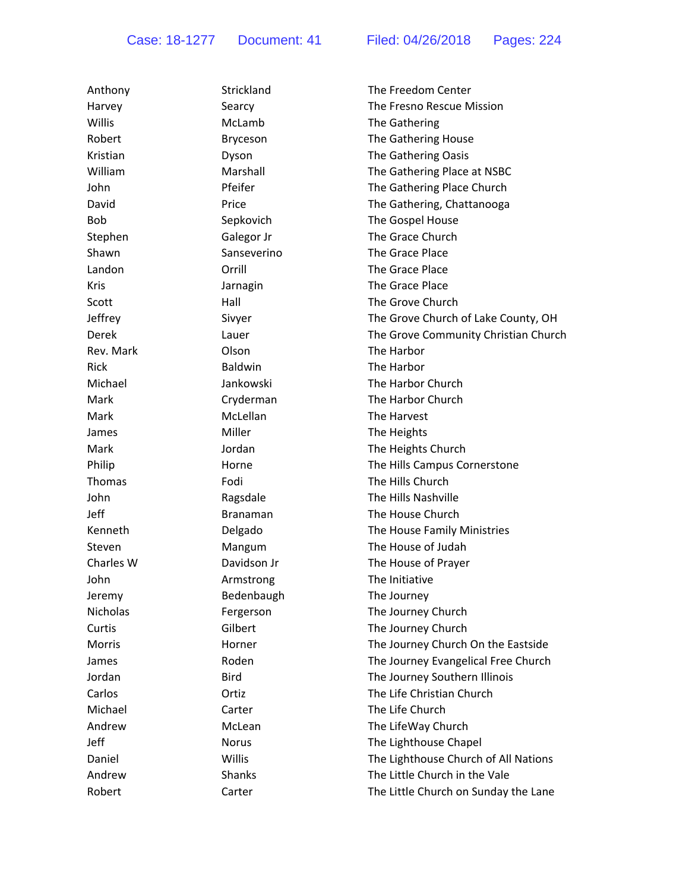| | | |
|---|---|---|
| Anthony | Strickland | The Freedom Center |
| Harvey | Searcy | The Fresno Rescue Mission |
| Willis | McLamb | The Gathering |
| Robert | Bryceson | The Gathering House |
| Kristian | Dyson | The Gathering Oasis |
| William | Marshall | The Gathering Place at NSBC |
| John | Pfeifer | The Gathering Place Church |
| David | Price | The Gathering, Chattanooga |
| Bob | Sepkovich | The Gospel House |
| Stephen | Galegor Jr | The Grace Church |
| Shawn | Sanseverino | The Grace Place |
| Landon | Orrill | The Grace Place |
| Kris | Jarnagin | The Grace Place |
| Scott | Hall | The Grove Church |
| Jeffrey | Sivyer | The Grove Church of Lake County, OH |
| Derek | Lauer | The Grove Community Christian Church |
| Rev. Mark | Olson | The Harbor |
| Rick | Baldwin | The Harbor |
| Michael | Jankowski | The Harbor Church |
| Mark | Cryderman | The Harbor Church |
| Mark | McLellan | The Harvest |
| James | Miller | The Heights |
| Mark | Jordan | The Heights Church |
| Philip | Horne | The Hills Campus Cornerstone |
| Thomas | Fodi | The Hills Church |
| John | Ragsdale | The Hills Nashville |
| Jeff | Branaman | The House Church |
| Kenneth | Delgado | The House Family Ministries |
| Steven | Mangum | The House of Judah |
| Charles W | Davidson Jr | The House of Prayer |
| John | Armstrong | The Initiative |
| Jeremy | Bedenbaugh | The Journey |
| Nicholas | Fergerson | The Journey Church |
| Curtis | Gilbert | The Journey Church |
| Morris | Horner | The Journey Church On the Eastside |
| James | Roden | The Journey Evangelical Free Church |
| Jordan | Bird | The Journey Southern Illinois |
| Carlos | Ortiz | The Life Christian Church |
| Michael | Carter | The Life Church |
| Andrew | McLean | The LifeWay Church |
| Jeff | Norus | The Lighthouse Chapel |
| Daniel | Willis | The Lighthouse Church of All Nations |
| Andrew | Shanks | The Little Church in the Vale |
| Robert | Carter | The Little Church on Sunday the Lane |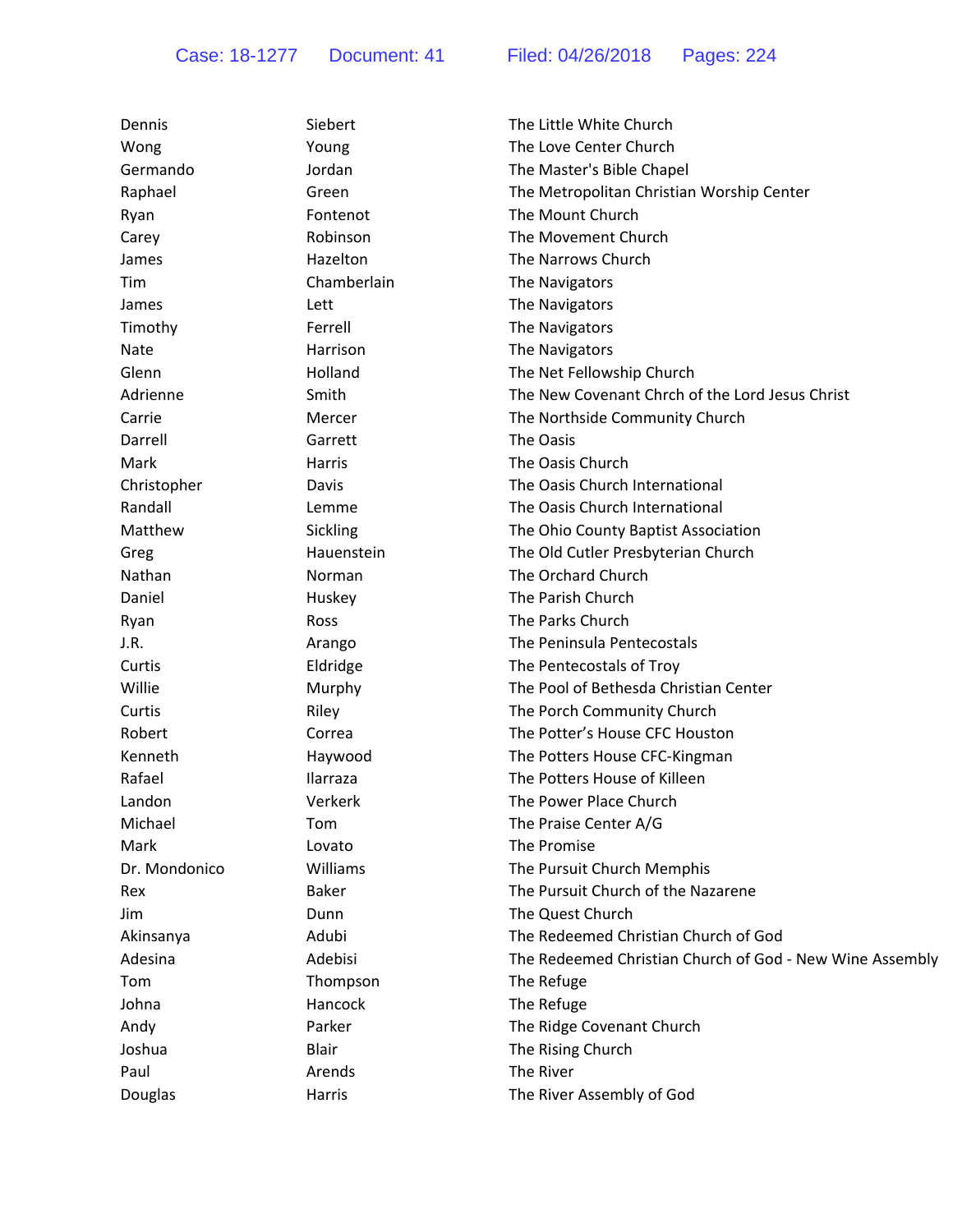| | | |
|---|---|---|
| Dennis | Siebert | The Little White Church |
| Wong | Young | The Love Center Church |
| Germando | Jordan | The Master's Bible Chapel |
| Raphael | Green | The Metropolitan Christian Worship Center |
| Ryan | Fontenot | The Mount Church |
| Carey | Robinson | The Movement Church |
| James | Hazelton | The Narrows Church |
| Tim | Chamberlain | The Navigators |
| James | Lett | The Navigators |
| Timothy | Ferrell | The Navigators |
| Nate | Harrison | The Navigators |
| Glenn | Holland | The Net Fellowship Church |
| Adrienne | Smith | The New Covenant Chrch of the Lord Jesus Christ |
| Carrie | Mercer | The Northside Community Church |
| Darrell | Garrett | The Oasis |
| Mark | Harris | The Oasis Church |
| Christopher | Davis | The Oasis Church International |
| Randall | Lemme | The Oasis Church International |
| Matthew | Sickling | The Ohio County Baptist Association |
| Greg | Hauenstein | The Old Cutler Presbyterian Church |
| Nathan | Norman | The Orchard Church |
| Daniel | Huskey | The Parish Church |
| Ryan | Ross | The Parks Church |
| J.R. | Arango | The Peninsula Pentecostals |
| Curtis | Eldridge | The Pentecostals of Troy |
| Willie | Murphy | The Pool of Bethesda Christian Center |
| Curtis | Riley | The Porch Community Church |
| Robert | Correa | The Potter's House CFC Houston |
| Kenneth | Haywood | The Potters House CFC-Kingman |
| Rafael | Ilarraza | The Potters House of Killeen |
| Landon | Verkerk | The Power Place Church |
| Michael | Tom | The Praise Center A/G |
| Mark | Lovato | The Promise |
| Dr. Mondonico | Williams | The Pursuit Church Memphis |
| Rex | Baker | The Pursuit Church of the Nazarene |
| Jim | Dunn | The Quest Church |
| Akinsanya | Adubi | The Redeemed Christian Church of God |
| Adesina | Adebisi | The Redeemed Christian Church of God - New Wine Assembly |
| Tom | Thompson | The Refuge |
| Johna | Hancock | The Refuge |
| Andy | Parker | The Ridge Covenant Church |
| Joshua | Blair | The Rising Church |
| Paul | Arends | The River |
| Douglas | Harris | The River Assembly of God |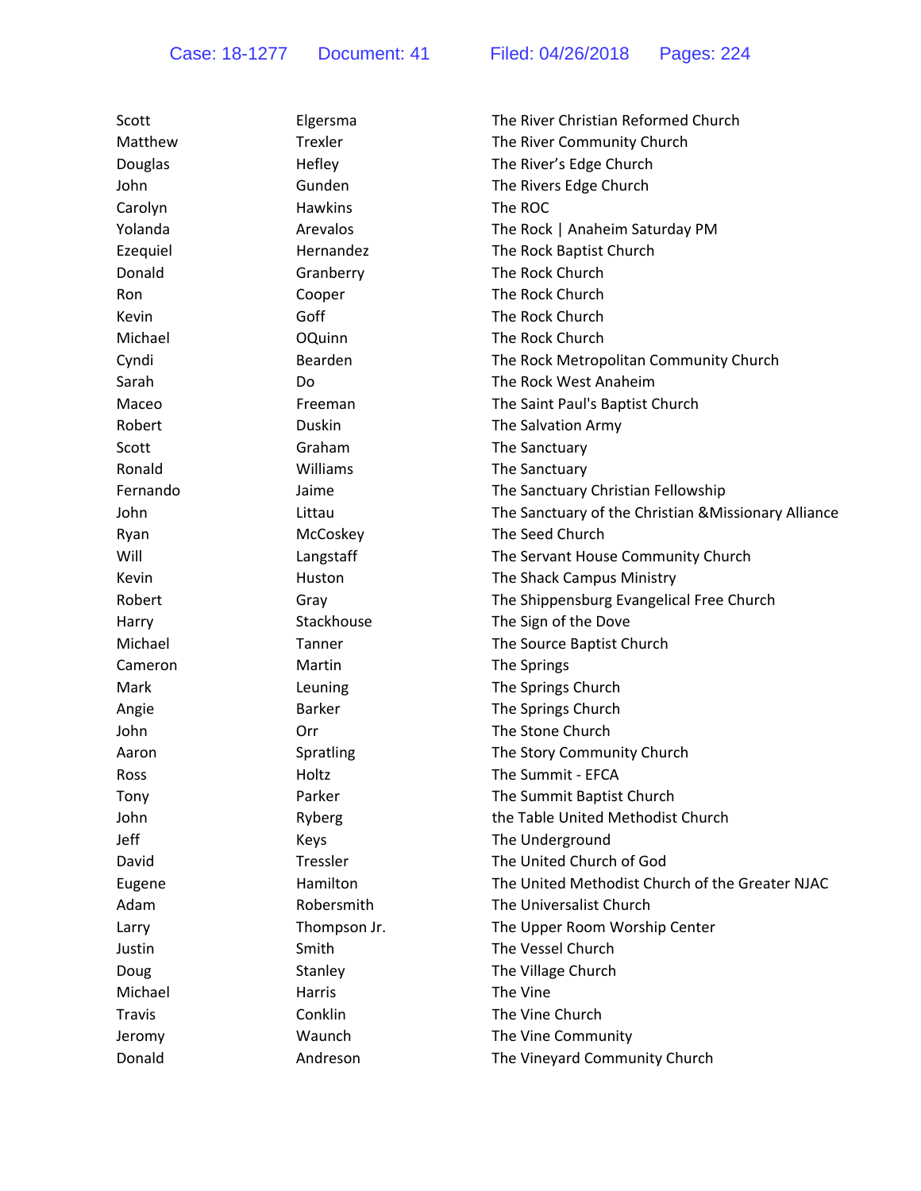| | | |
|---|---|---|
| Scott | Elgersma | The River Christian Reformed Church |
| Matthew | Trexler | The River Community Church |
| Douglas | Hefley | The River's Edge Church |
| John | Gunden | The Rivers Edge Church |
| Carolyn | Hawkins | The ROC |
| Yolanda | Arevalos | The Rock \| Anaheim Saturday PM |
| Ezequiel | Hernandez | The Rock Baptist Church |
| Donald | Granberry | The Rock Church |
| Ron | Cooper | The Rock Church |
| Kevin | Goff | The Rock Church |
| Michael | OQuinn | The Rock Church |
| Cyndi | Bearden | The Rock Metropolitan Community Church |
| Sarah | Do | The Rock West Anaheim |
| Maceo | Freeman | The Saint Paul's Baptist Church |
| Robert | Duskin | The Salvation Army |
| Scott | Graham | The Sanctuary |
| Ronald | Williams | The Sanctuary |
| Fernando | Jaime | The Sanctuary Christian Fellowship |
| John | Littau | The Sanctuary of the Christian &Missionary Alliance |
| Ryan | McCoskey | The Seed Church |
| Will | Langstaff | The Servant House Community Church |
| Kevin | Huston | The Shack Campus Ministry |
| Robert | Gray | The Shippensburg Evangelical Free Church |
| Harry | Stackhouse | The Sign of the Dove |
| Michael | Tanner | The Source Baptist Church |
| Cameron | Martin | The Springs |
| Mark | Leuning | The Springs Church |
| Angie | Barker | The Springs Church |
| John | Orr | The Stone Church |
| Aaron | Spratling | The Story Community Church |
| Ross | Holtz | The Summit - EFCA |
| Tony | Parker | The Summit Baptist Church |
| John | Ryberg | the Table United Methodist Church |
| Jeff | Keys | The Underground |
| David | Tressler | The United Church of God |
| Eugene | Hamilton | The United Methodist Church of the Greater NJAC |
| Adam | Robersmith | The Universalist Church |
| Larry | Thompson Jr. | The Upper Room Worship Center |
| Justin | Smith | The Vessel Church |
| Doug | Stanley | The Village Church |
| Michael | Harris | The Vine |
| Travis | Conklin | The Vine Church |
| Jeromy | Waunch | The Vine Community |
| Donald | Andreson | The Vineyard Community Church |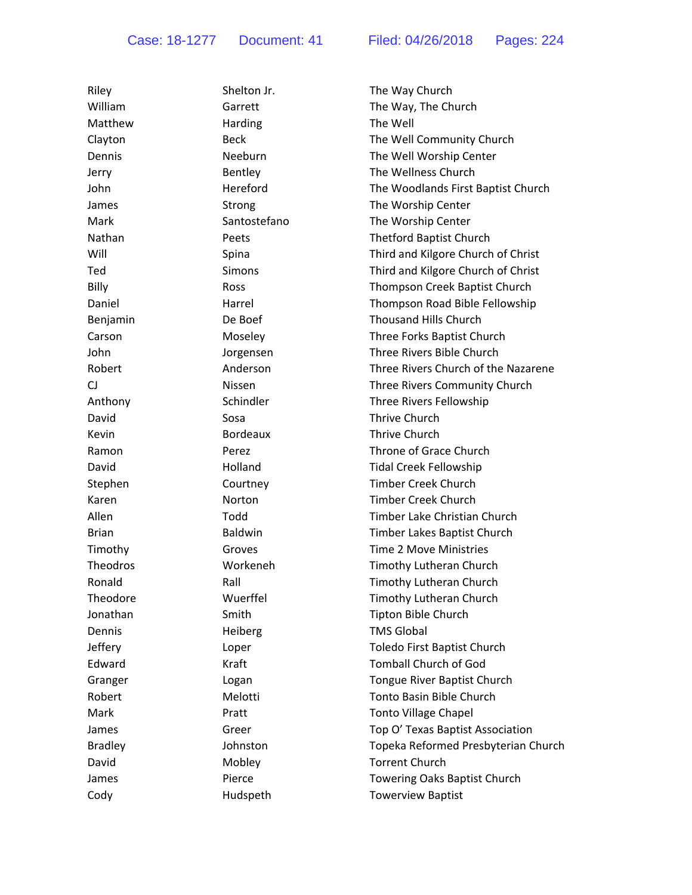| | | |
|---|---|---|
| Riley | Shelton Jr. | The Way Church |
| William | Garrett | The Way, The Church |
| Matthew | Harding | The Well |
| Clayton | Beck | The Well Community Church |
| Dennis | Neeburn | The Well Worship Center |
| Jerry | Bentley | The Wellness Church |
| John | Hereford | The Woodlands First Baptist Church |
| James | Strong | The Worship Center |
| Mark | Santostefano | The Worship Center |
| Nathan | Peets | Thetford Baptist Church |
| Will | Spina | Third and Kilgore Church of Christ |
| Ted | Simons | Third and Kilgore Church of Christ |
| Billy | Ross | Thompson Creek Baptist Church |
| Daniel | Harrel | Thompson Road Bible Fellowship |
| Benjamin | De Boef | Thousand Hills Church |
| Carson | Moseley | Three Forks Baptist Church |
| John | Jorgensen | Three Rivers Bible Church |
| Robert | Anderson | Three Rivers Church of the Nazarene |
| CJ | Nissen | Three Rivers Community Church |
| Anthony | Schindler | Three Rivers Fellowship |
| David | Sosa | Thrive Church |
| Kevin | Bordeaux | Thrive Church |
| Ramon | Perez | Throne of Grace Church |
| David | Holland | Tidal Creek Fellowship |
| Stephen | Courtney | Timber Creek Church |
| Karen | Norton | Timber Creek Church |
| Allen | Todd | Timber Lake Christian Church |
| Brian | Baldwin | Timber Lakes Baptist Church |
| Timothy | Groves | Time 2 Move Ministries |
| Theodros | Workeneh | Timothy Lutheran Church |
| Ronald | Rall | Timothy Lutheran Church |
| Theodore | Wuerffel | Timothy Lutheran Church |
| Jonathan | Smith | Tipton Bible Church |
| Dennis | Heiberg | TMS Global |
| Jeffery | Loper | Toledo First Baptist Church |
| Edward | Kraft | Tomball Church of God |
| Granger | Logan | Tongue River Baptist Church |
| Robert | Melotti | Tonto Basin Bible Church |
| Mark | Pratt | Tonto Village Chapel |
| James | Greer | Top O' Texas Baptist Association |
| Bradley | Johnston | Topeka Reformed Presbyterian Church |
| David | Mobley | Torrent Church |
| James | Pierce | Towering Oaks Baptist Church |
| Cody | Hudspeth | Towerview Baptist |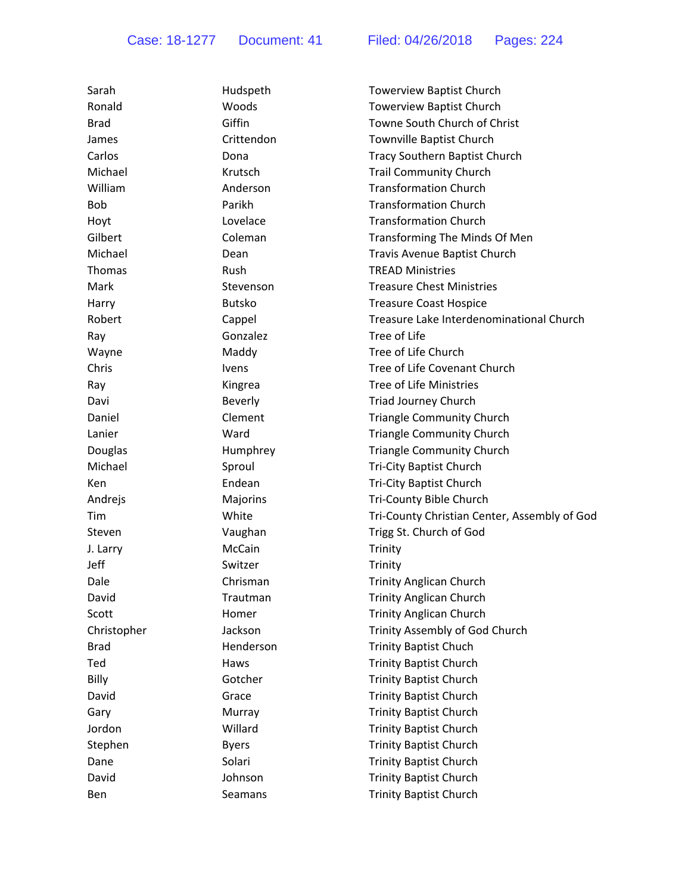| | | |
|---|---|---|
| Sarah | Hudspeth | Towerview Baptist Church |
| Ronald | Woods | Towerview Baptist Church |
| Brad | Giffin | Towne South Church of Christ |
| James | Crittendon | Townville Baptist Church |
| Carlos | Dona | Tracy Southern Baptist Church |
| Michael | Krutsch | Trail Community Church |
| William | Anderson | Transformation Church |
| Bob | Parikh | Transformation Church |
| Hoyt | Lovelace | Transformation Church |
| Gilbert | Coleman | Transforming The Minds Of Men |
| Michael | Dean | Travis Avenue Baptist Church |
| Thomas | Rush | TREAD Ministries |
| Mark | Stevenson | Treasure Chest Ministries |
| Harry | Butsko | Treasure Coast Hospice |
| Robert | Cappel | Treasure Lake Interdenominational Church |
| Ray | Gonzalez | Tree of Life |
| Wayne | Maddy | Tree of Life Church |
| Chris | Ivens | Tree of Life Covenant Church |
| Ray | Kingrea | Tree of Life Ministries |
| Davi | Beverly | Triad Journey Church |
| Daniel | Clement | Triangle Community Church |
| Lanier | Ward | Triangle Community Church |
| Douglas | Humphrey | Triangle Community Church |
| Michael | Sproul | Tri-City Baptist Church |
| Ken | Endean | Tri-City Baptist Church |
| Andrejs | Majorins | Tri-County Bible Church |
| Tim | White | Tri-County Christian Center, Assembly of God |
| Steven | Vaughan | Trigg St. Church of God |
| J. Larry | McCain | Trinity |
| Jeff | Switzer | Trinity |
| Dale | Chrisman | Trinity Anglican Church |
| David | Trautman | Trinity Anglican Church |
| Scott | Homer | Trinity Anglican Church |
| Christopher | Jackson | Trinity Assembly of God Church |
| Brad | Henderson | Trinity Baptist Chuch |
| Ted | Haws | Trinity Baptist Church |
| Billy | Gotcher | Trinity Baptist Church |
| David | Grace | Trinity Baptist Church |
| Gary | Murray | Trinity Baptist Church |
| Jordon | Willard | Trinity Baptist Church |
| Stephen | Byers | Trinity Baptist Church |
| Dane | Solari | Trinity Baptist Church |
| David | Johnson | Trinity Baptist Church |
| Ben | Seamans | Trinity Baptist Church |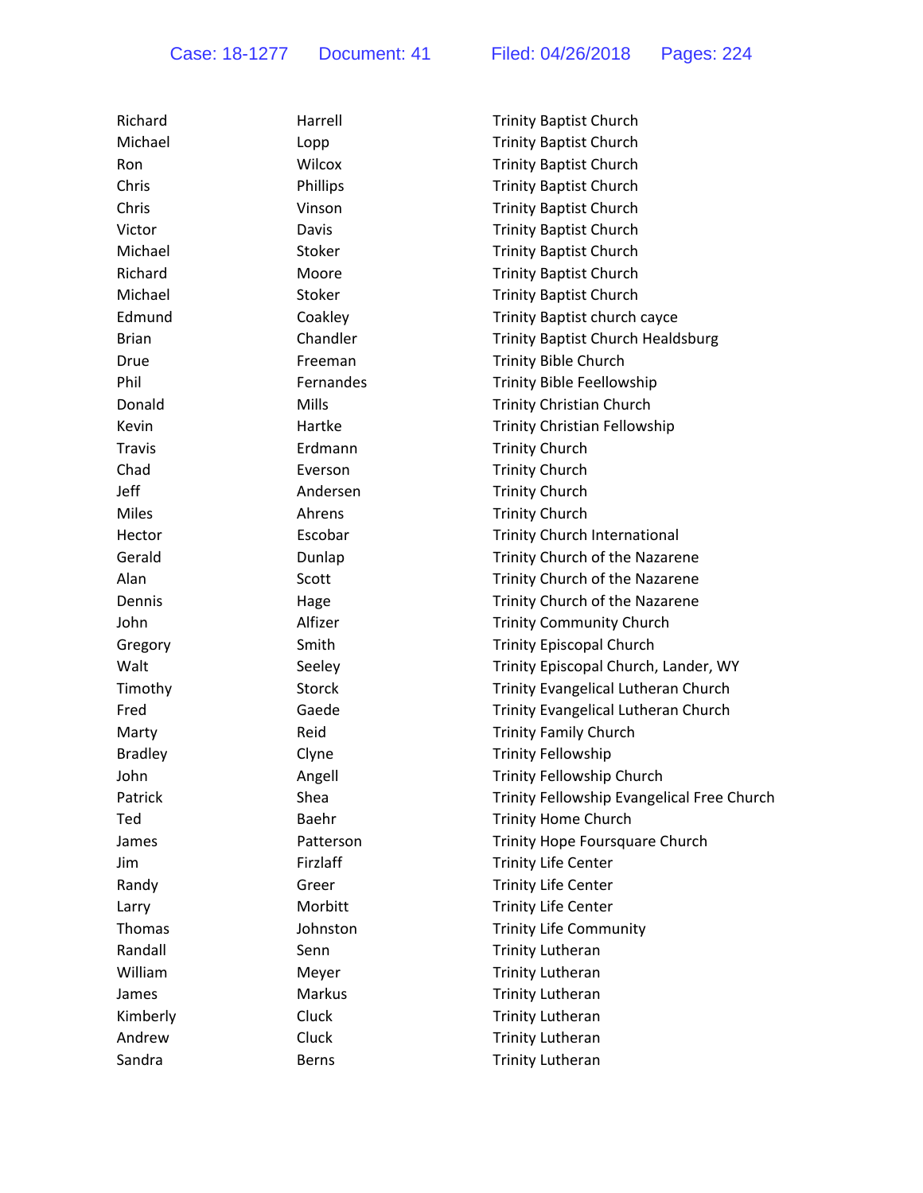| | | |
|---|---|---|
| Richard | Harrell | Trinity Baptist Church |
| Michael | Lopp | Trinity Baptist Church |
| Ron | Wilcox | Trinity Baptist Church |
| Chris | Phillips | Trinity Baptist Church |
| Chris | Vinson | Trinity Baptist Church |
| Victor | Davis | Trinity Baptist Church |
| Michael | Stoker | Trinity Baptist Church |
| Richard | Moore | Trinity Baptist Church |
| Michael | Stoker | Trinity Baptist Church |
| Edmund | Coakley | Trinity Baptist church cayce |
| Brian | Chandler | Trinity Baptist Church Healdsburg |
| Drue | Freeman | Trinity Bible Church |
| Phil | Fernandes | Trinity Bible Feellowship |
| Donald | Mills | Trinity Christian Church |
| Kevin | Hartke | Trinity Christian Fellowship |
| Travis | Erdmann | Trinity Church |
| Chad | Everson | Trinity Church |
| Jeff | Andersen | Trinity Church |
| Miles | Ahrens | Trinity Church |
| Hector | Escobar | Trinity Church International |
| Gerald | Dunlap | Trinity Church of the Nazarene |
| Alan | Scott | Trinity Church of the Nazarene |
| Dennis | Hage | Trinity Church of the Nazarene |
| John | Alfizer | Trinity Community Church |
| Gregory | Smith | Trinity Episcopal Church |
| Walt | Seeley | Trinity Episcopal Church, Lander, WY |
| Timothy | Storck | Trinity Evangelical Lutheran Church |
| Fred | Gaede | Trinity Evangelical Lutheran Church |
| Marty | Reid | Trinity Family Church |
| Bradley | Clyne | Trinity Fellowship |
| John | Angell | Trinity Fellowship Church |
| Patrick | Shea | Trinity Fellowship Evangelical Free Church |
| Ted | Baehr | Trinity Home Church |
| James | Patterson | Trinity Hope Foursquare Church |
| Jim | Firzlaff | Trinity Life Center |
| Randy | Greer | Trinity Life Center |
| Larry | Morbitt | Trinity Life Center |
| Thomas | Johnston | Trinity Life Community |
| Randall | Senn | Trinity Lutheran |
| William | Meyer | Trinity Lutheran |
| James | Markus | Trinity Lutheran |
| Kimberly | Cluck | Trinity Lutheran |
| Andrew | Cluck | Trinity Lutheran |
| Sandra | Berns | Trinity Lutheran |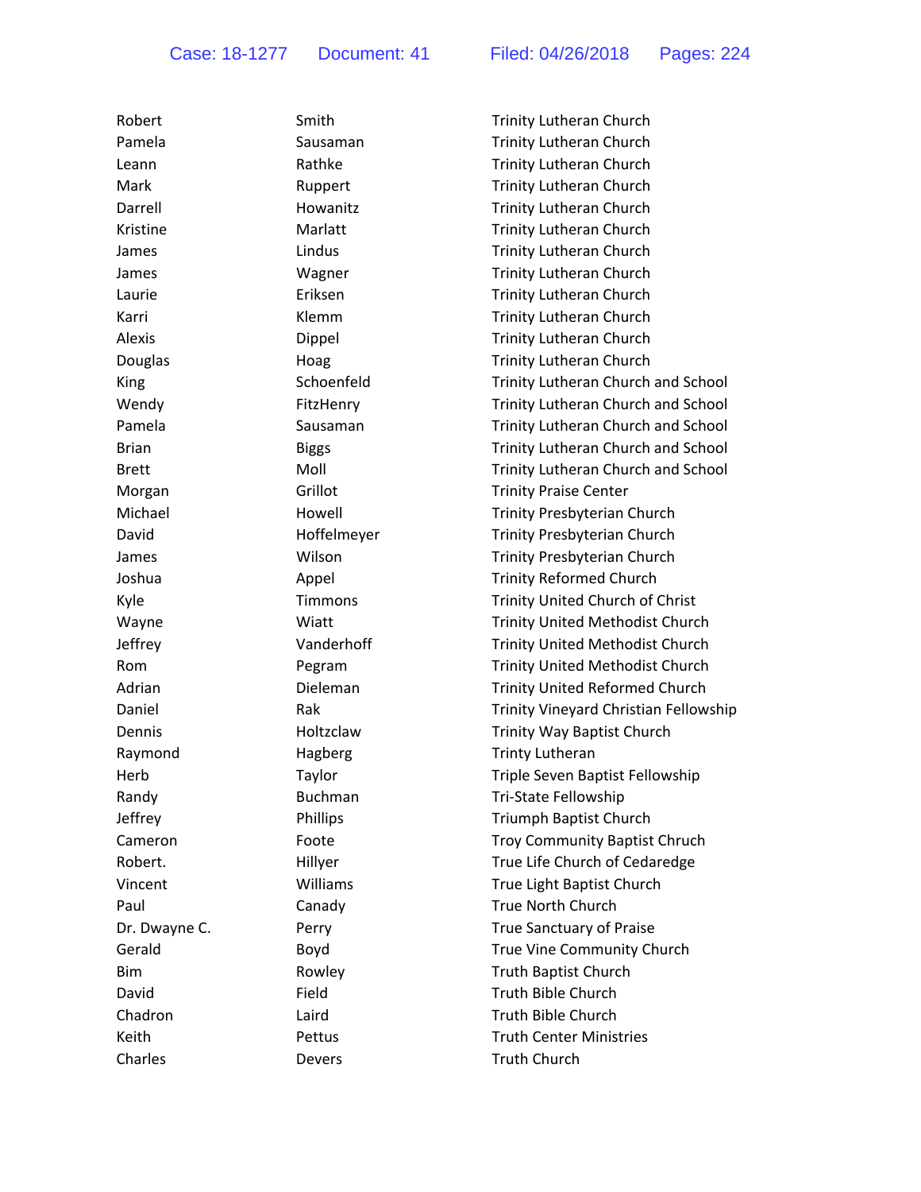| | | |
|---|---|---|
| Robert | Smith | Trinity Lutheran Church |
| Pamela | Sausaman | Trinity Lutheran Church |
| Leann | Rathke | Trinity Lutheran Church |
| Mark | Ruppert | Trinity Lutheran Church |
| Darrell | Howanitz | Trinity Lutheran Church |
| Kristine | Marlatt | Trinity Lutheran Church |
| James | Lindus | Trinity Lutheran Church |
| James | Wagner | Trinity Lutheran Church |
| Laurie | Eriksen | Trinity Lutheran Church |
| Karri | Klemm | Trinity Lutheran Church |
| Alexis | Dippel | Trinity Lutheran Church |
| Douglas | Hoag | Trinity Lutheran Church |
| King | Schoenfeld | Trinity Lutheran Church and School |
| Wendy | FitzHenry | Trinity Lutheran Church and School |
| Pamela | Sausaman | Trinity Lutheran Church and School |
| Brian | Biggs | Trinity Lutheran Church and School |
| Brett | Moll | Trinity Lutheran Church and School |
| Morgan | Grillot | Trinity Praise Center |
| Michael | Howell | Trinity Presbyterian Church |
| David | Hoffelmeyer | Trinity Presbyterian Church |
| James | Wilson | Trinity Presbyterian Church |
| Joshua | Appel | Trinity Reformed Church |
| Kyle | Timmons | Trinity United Church of Christ |
| Wayne | Wiatt | Trinity United Methodist Church |
| Jeffrey | Vanderhoff | Trinity United Methodist Church |
| Rom | Pegram | Trinity United Methodist Church |
| Adrian | Dieleman | Trinity United Reformed Church |
| Daniel | Rak | Trinity Vineyard Christian Fellowship |
| Dennis | Holtzclaw | Trinity Way Baptist Church |
| Raymond | Hagberg | Trinty Lutheran |
| Herb | Taylor | Triple Seven Baptist Fellowship |
| Randy | Buchman | Tri-State Fellowship |
| Jeffrey | Phillips | Triumph Baptist Church |
| Cameron | Foote | Troy Community Baptist Chruch |
| Robert. | Hillyer | True Life Church of Cedaredge |
| Vincent | Williams | True Light Baptist Church |
| Paul | Canady | True North Church |
| Dr. Dwayne C. | Perry | True Sanctuary of Praise |
| Gerald | Boyd | True Vine Community Church |
| Bim | Rowley | Truth Baptist Church |
| David | Field | Truth Bible Church |
| Chadron | Laird | Truth Bible Church |
| Keith | Pettus | Truth Center Ministries |
| Charles | Devers | Truth Church |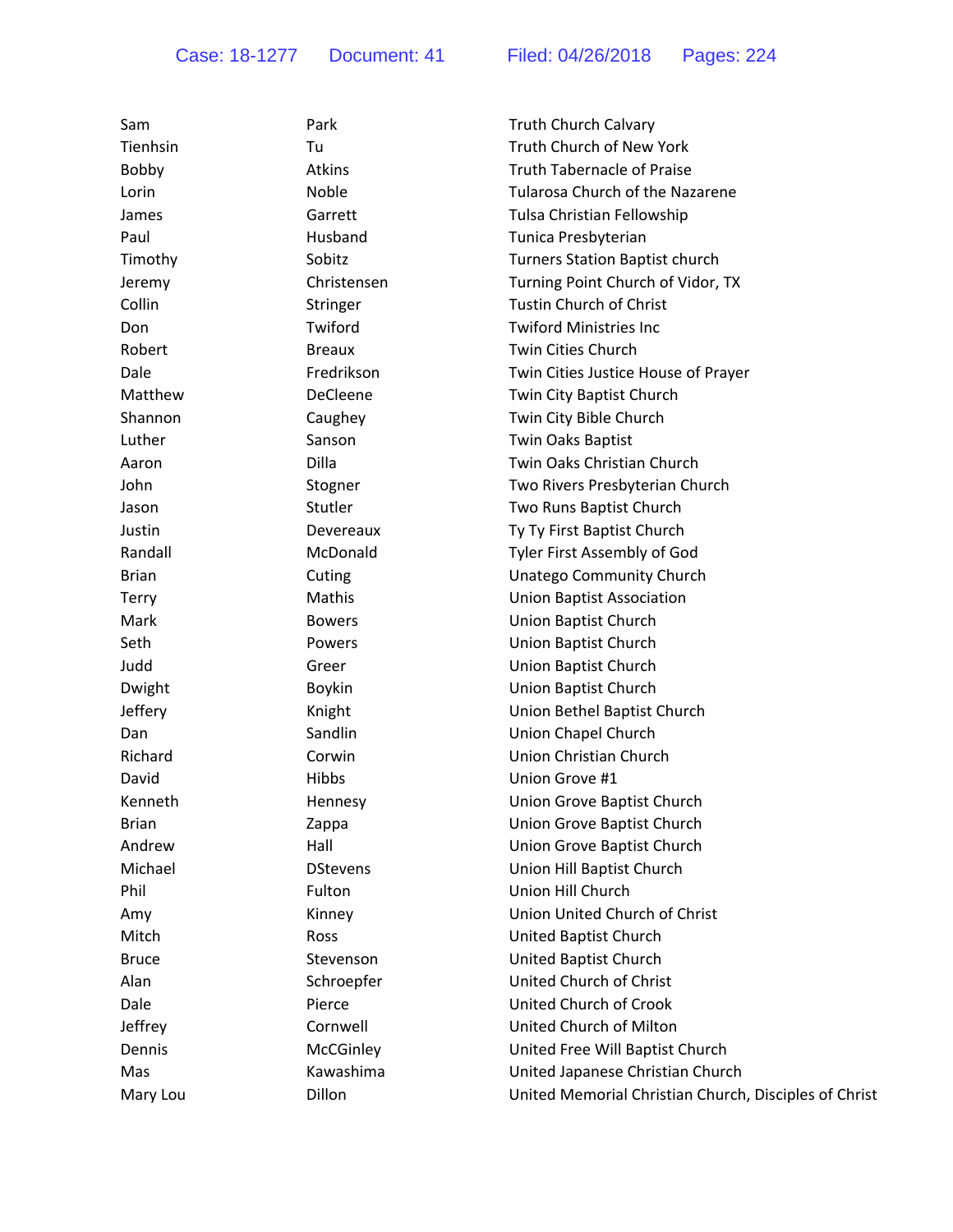| | | |
|---|---|---|
| Sam | Park | Truth Church Calvary |
| Tienhsin | Tu | Truth Church of New York |
| Bobby | Atkins | Truth Tabernacle of Praise |
| Lorin | Noble | Tularosa Church of the Nazarene |
| James | Garrett | Tulsa Christian Fellowship |
| Paul | Husband | Tunica Presbyterian |
| Timothy | Sobitz | Turners Station Baptist church |
| Jeremy | Christensen | Turning Point Church of Vidor, TX |
| Collin | Stringer | Tustin Church of Christ |
| Don | Twiford | Twiford Ministries Inc |
| Robert | Breaux | Twin Cities Church |
| Dale | Fredrikson | Twin Cities Justice House of Prayer |
| Matthew | DeCleene | Twin City Baptist Church |
| Shannon | Caughey | Twin City Bible Church |
| Luther | Sanson | Twin Oaks Baptist |
| Aaron | Dilla | Twin Oaks Christian Church |
| John | Stogner | Two Rivers Presbyterian Church |
| Jason | Stutler | Two Runs Baptist Church |
| Justin | Devereaux | Ty Ty First Baptist Church |
| Randall | McDonald | Tyler First Assembly of God |
| Brian | Cuting | Unatego Community Church |
| Terry | Mathis | Union Baptist Association |
| Mark | Bowers | Union Baptist Church |
| Seth | Powers | Union Baptist Church |
| Judd | Greer | Union Baptist Church |
| Dwight | Boykin | Union Baptist Church |
| Jeffery | Knight | Union Bethel Baptist Church |
| Dan | Sandlin | Union Chapel Church |
| Richard | Corwin | Union Christian Church |
| David | Hibbs | Union Grove #1 |
| Kenneth | Hennesy | Union Grove Baptist Church |
| Brian | Zappa | Union Grove Baptist Church |
| Andrew | Hall | Union Grove Baptist Church |
| Michael | DStevens | Union Hill Baptist Church |
| Phil | Fulton | Union Hill Church |
| Amy | Kinney | Union United Church of Christ |
| Mitch | Ross | United Baptist Church |
| Bruce | Stevenson | United Baptist Church |
| Alan | Schroepfer | United Church of Christ |
| Dale | Pierce | United Church of Crook |
| Jeffrey | Cornwell | United Church of Milton |
| Dennis | McCGinley | United Free Will Baptist Church |
| Mas | Kawashima | United Japanese Christian Church |
| Mary Lou | Dillon | United Memorial Christian Church, Disciples of Christ |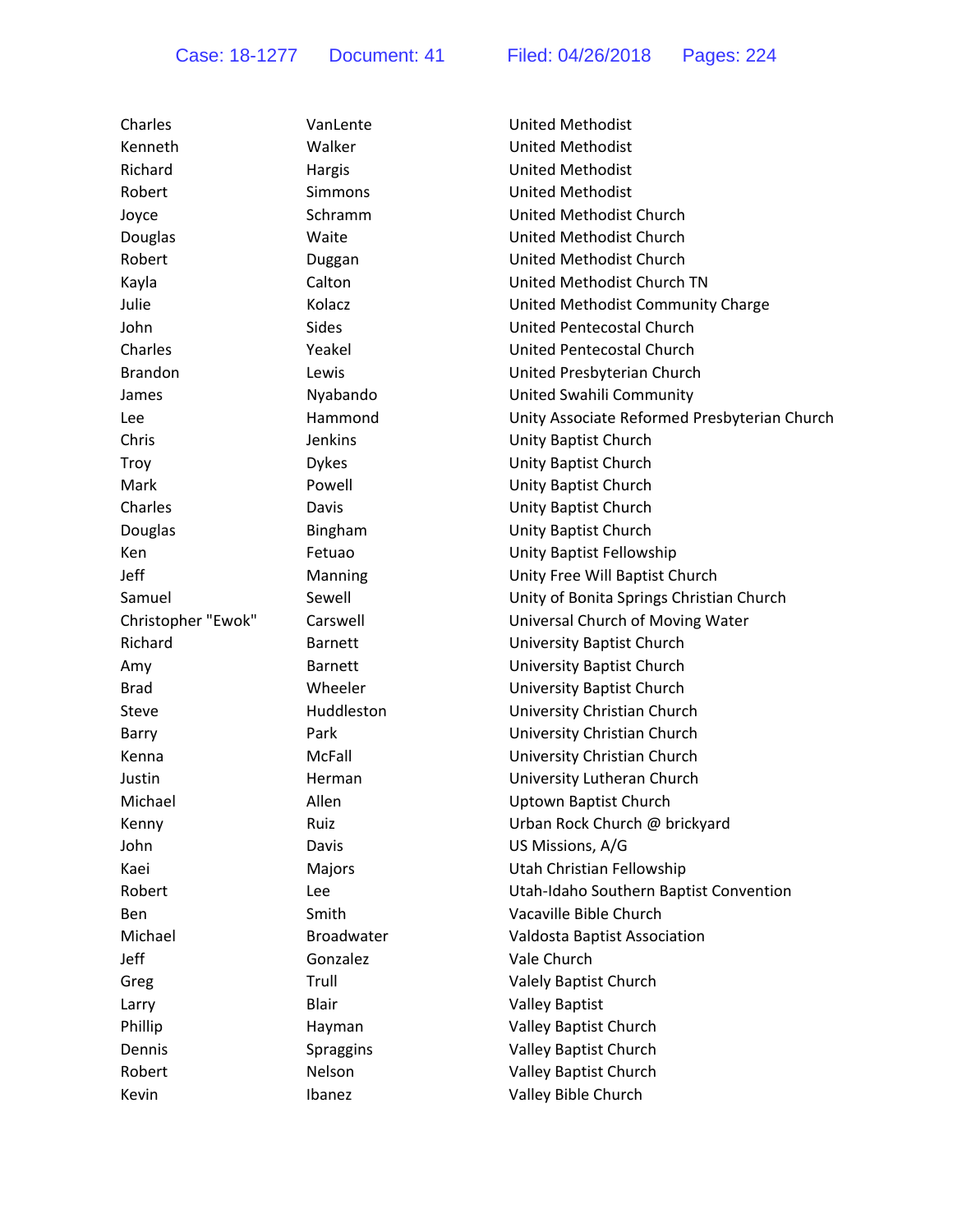| | | |
|---|---|---|
| Charles | VanLente | United Methodist |
| Kenneth | Walker | United Methodist |
| Richard | Hargis | United Methodist |
| Robert | Simmons | United Methodist |
| Joyce | Schramm | United Methodist Church |
| Douglas | Waite | United Methodist Church |
| Robert | Duggan | United Methodist Church |
| Kayla | Calton | United Methodist Church TN |
| Julie | Kolacz | United Methodist Community Charge |
| John | Sides | United Pentecostal Church |
| Charles | Yeakel | United Pentecostal Church |
| Brandon | Lewis | United Presbyterian Church |
| James | Nyabando | United Swahili Community |
| Lee | Hammond | Unity Associate Reformed Presbyterian Church |
| Chris | Jenkins | Unity Baptist Church |
| Troy | Dykes | Unity Baptist Church |
| Mark | Powell | Unity Baptist Church |
| Charles | Davis | Unity Baptist Church |
| Douglas | Bingham | Unity Baptist Church |
| Ken | Fetuao | Unity Baptist Fellowship |
| Jeff | Manning | Unity Free Will Baptist Church |
| Samuel | Sewell | Unity of Bonita Springs Christian Church |
| Christopher "Ewok" | Carswell | Universal Church of Moving Water |
| Richard | Barnett | University Baptist Church |
| Amy | Barnett | University Baptist Church |
| Brad | Wheeler | University Baptist Church |
| Steve | Huddleston | University Christian Church |
| Barry | Park | University Christian Church |
| Kenna | McFall | University Christian Church |
| Justin | Herman | University Lutheran Church |
| Michael | Allen | Uptown Baptist Church |
| Kenny | Ruiz | Urban Rock Church @ brickyard |
| John | Davis | US Missions, A/G |
| Kaei | Majors | Utah Christian Fellowship |
| Robert | Lee | Utah-Idaho Southern Baptist Convention |
| Ben | Smith | Vacaville Bible Church |
| Michael | Broadwater | Valdosta Baptist Association |
| Jeff | Gonzalez | Vale Church |
| Greg | Trull | Valely Baptist Church |
| Larry | Blair | Valley Baptist |
| Phillip | Hayman | Valley Baptist Church |
| Dennis | Spraggins | Valley Baptist Church |
| Robert | Nelson | Valley Baptist Church |
| Kevin | Ibanez | Valley Bible Church |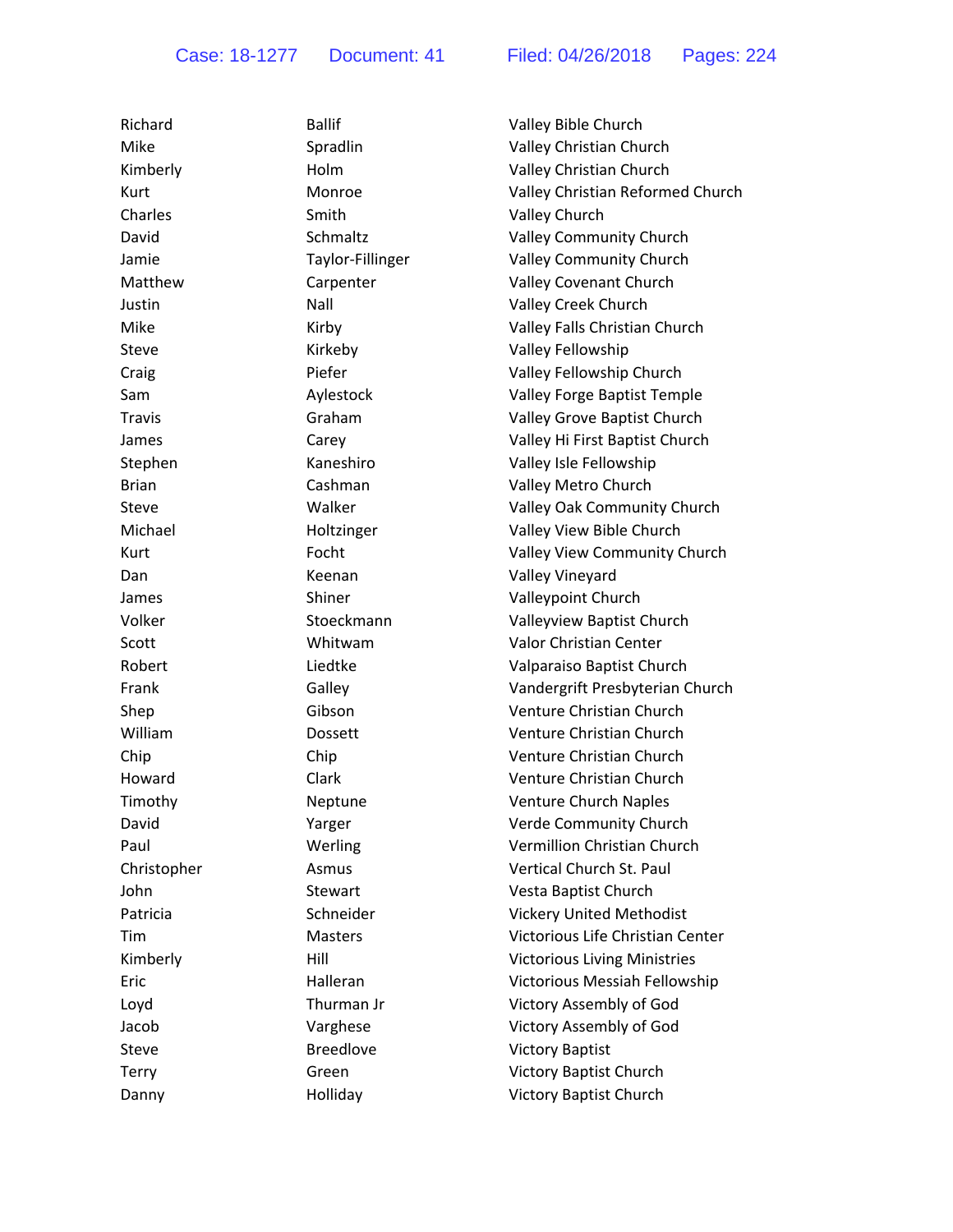| | | |
|---|---|---|
| Richard | Ballif | Valley Bible Church |
| Mike | Spradlin | Valley Christian Church |
| Kimberly | Holm | Valley Christian Church |
| Kurt | Monroe | Valley Christian Reformed Church |
| Charles | Smith | Valley Church |
| David | Schmaltz | Valley Community Church |
| Jamie | Taylor-Fillinger | Valley Community Church |
| Matthew | Carpenter | Valley Covenant Church |
| Justin | Nall | Valley Creek Church |
| Mike | Kirby | Valley Falls Christian Church |
| Steve | Kirkeby | Valley Fellowship |
| Craig | Piefer | Valley Fellowship Church |
| Sam | Aylestock | Valley Forge Baptist Temple |
| Travis | Graham | Valley Grove Baptist Church |
| James | Carey | Valley Hi First Baptist Church |
| Stephen | Kaneshiro | Valley Isle Fellowship |
| Brian | Cashman | Valley Metro Church |
| Steve | Walker | Valley Oak Community Church |
| Michael | Holtzinger | Valley View Bible Church |
| Kurt | Focht | Valley View Community Church |
| Dan | Keenan | Valley Vineyard |
| James | Shiner | Valleypoint Church |
| Volker | Stoeckmann | Valleyview Baptist Church |
| Scott | Whitwam | Valor Christian Center |
| Robert | Liedtke | Valparaiso Baptist Church |
| Frank | Galley | Vandergrift Presbyterian Church |
| Shep | Gibson | Venture Christian Church |
| William | Dossett | Venture Christian Church |
| Chip | Chip | Venture Christian Church |
| Howard | Clark | Venture Christian Church |
| Timothy | Neptune | Venture Church Naples |
| David | Yarger | Verde Community Church |
| Paul | Werling | Vermillion Christian Church |
| Christopher | Asmus | Vertical Church St. Paul |
| John | Stewart | Vesta Baptist Church |
| Patricia | Schneider | Vickery United Methodist |
| Tim | Masters | Victorious Life Christian Center |
| Kimberly | Hill | Victorious Living Ministries |
| Eric | Halleran | Victorious Messiah Fellowship |
| Loyd | Thurman Jr | Victory Assembly of God |
| Jacob | Varghese | Victory Assembly of God |
| Steve | Breedlove | Victory Baptist |
| Terry | Green | Victory Baptist Church |
| Danny | Holliday | Victory Baptist Church |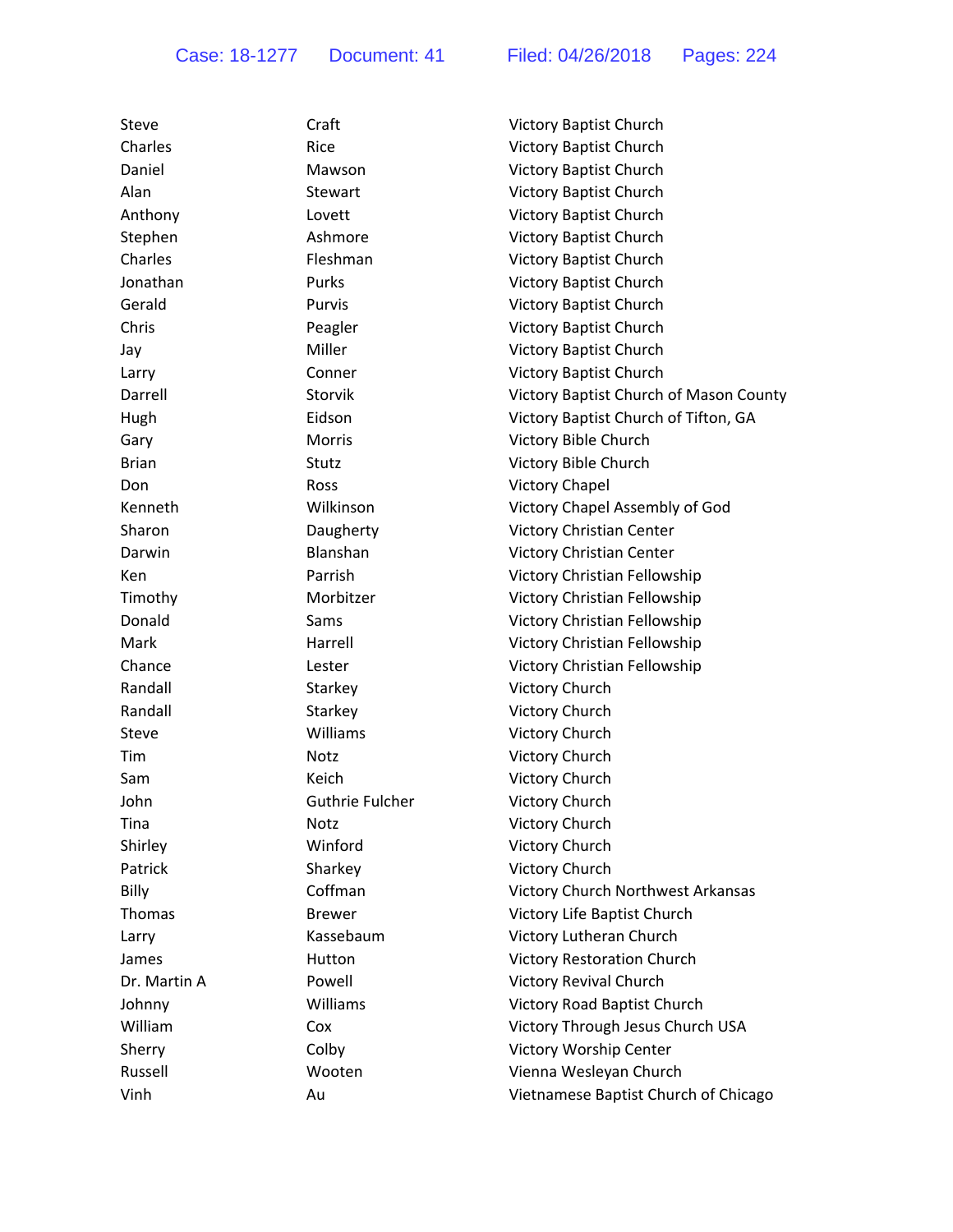| | | |
|---|---|---|
| Steve | Craft | Victory Baptist Church |
| Charles | Rice | Victory Baptist Church |
| Daniel | Mawson | Victory Baptist Church |
| Alan | Stewart | Victory Baptist Church |
| Anthony | Lovett | Victory Baptist Church |
| Stephen | Ashmore | Victory Baptist Church |
| Charles | Fleshman | Victory Baptist Church |
| Jonathan | Purks | Victory Baptist Church |
| Gerald | Purvis | Victory Baptist Church |
| Chris | Peagler | Victory Baptist Church |
| Jay | Miller | Victory Baptist Church |
| Larry | Conner | Victory Baptist Church |
| Darrell | Storvik | Victory Baptist Church of Mason County |
| Hugh | Eidson | Victory Baptist Church of Tifton, GA |
| Gary | Morris | Victory Bible Church |
| Brian | Stutz | Victory Bible Church |
| Don | Ross | Victory Chapel |
| Kenneth | Wilkinson | Victory Chapel Assembly of God |
| Sharon | Daugherty | Victory Christian Center |
| Darwin | Blanshan | Victory Christian Center |
| Ken | Parrish | Victory Christian Fellowship |
| Timothy | Morbitzer | Victory Christian Fellowship |
| Donald | Sams | Victory Christian Fellowship |
| Mark | Harrell | Victory Christian Fellowship |
| Chance | Lester | Victory Christian Fellowship |
| Randall | Starkey | Victory Church |
| Randall | Starkey | Victory Church |
| Steve | Williams | Victory Church |
| Tim | Notz | Victory Church |
| Sam | Keich | Victory Church |
| John | Guthrie Fulcher | Victory Church |
| Tina | Notz | Victory Church |
| Shirley | Winford | Victory Church |
| Patrick | Sharkey | Victory Church |
| Billy | Coffman | Victory Church Northwest Arkansas |
| Thomas | Brewer | Victory Life Baptist Church |
| Larry | Kassebaum | Victory Lutheran Church |
| James | Hutton | Victory Restoration Church |
| Dr. Martin A | Powell | Victory Revival Church |
| Johnny | Williams | Victory Road Baptist Church |
| William | Cox | Victory Through Jesus Church USA |
| Sherry | Colby | Victory Worship Center |
| Russell | Wooten | Vienna Wesleyan Church |
| Vinh | Au | Vietnamese Baptist Church of Chicago |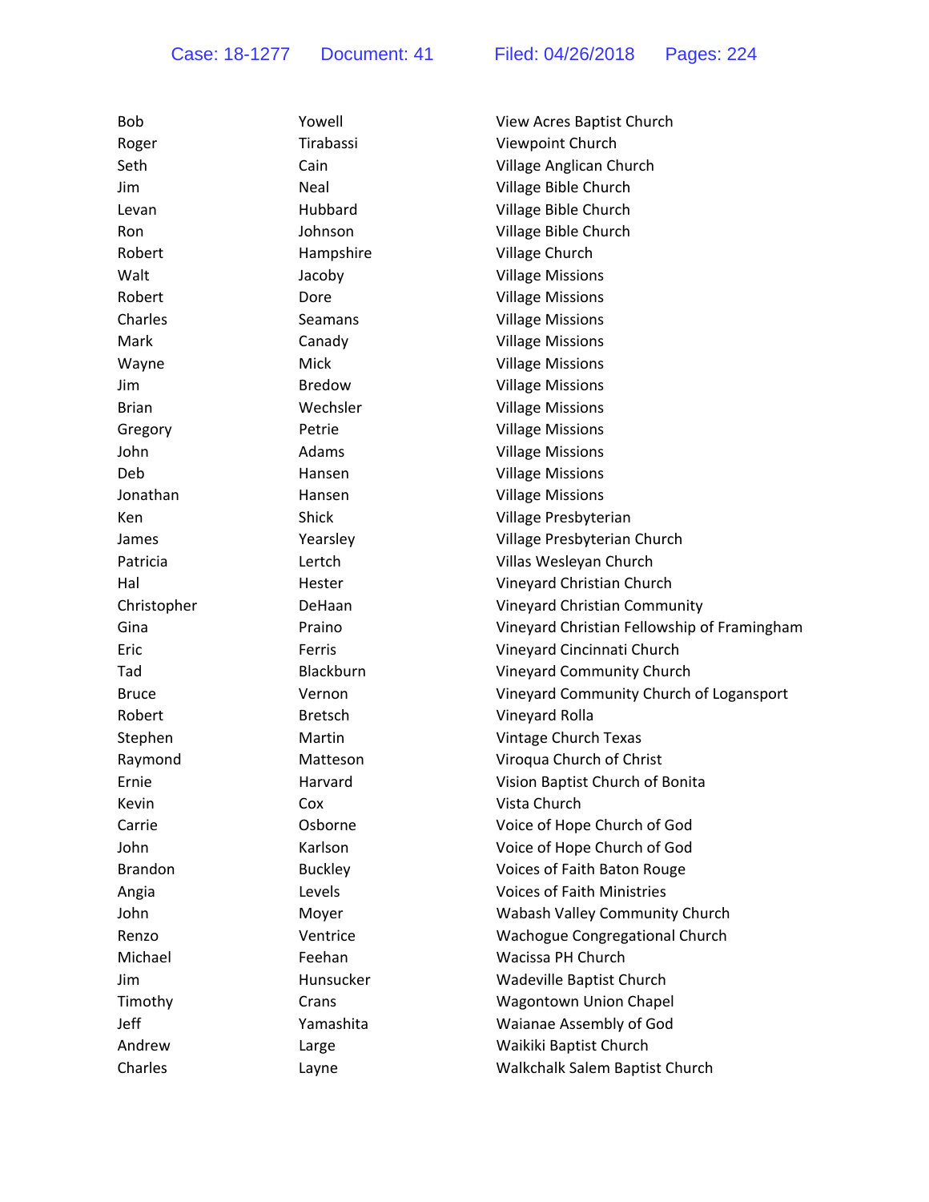| | | |
|---|---|---|
| Bob | Yowell | View Acres Baptist Church |
| Roger | Tirabassi | Viewpoint Church |
| Seth | Cain | Village Anglican Church |
| Jim | Neal | Village Bible Church |
| Levan | Hubbard | Village Bible Church |
| Ron | Johnson | Village Bible Church |
| Robert | Hampshire | Village Church |
| Walt | Jacoby | Village Missions |
| Robert | Dore | Village Missions |
| Charles | Seamans | Village Missions |
| Mark | Canady | Village Missions |
| Wayne | Mick | Village Missions |
| Jim | Bredow | Village Missions |
| Brian | Wechsler | Village Missions |
| Gregory | Petrie | Village Missions |
| John | Adams | Village Missions |
| Deb | Hansen | Village Missions |
| Jonathan | Hansen | Village Missions |
| Ken | Shick | Village Presbyterian |
| James | Yearsley | Village Presbyterian Church |
| Patricia | Lertch | Villas Wesleyan Church |
| Hal | Hester | Vineyard Christian Church |
| Christopher | DeHaan | Vineyard Christian Community |
| Gina | Praino | Vineyard Christian Fellowship of Framingham |
| Eric | Ferris | Vineyard Cincinnati Church |
| Tad | Blackburn | Vineyard Community Church |
| Bruce | Vernon | Vineyard Community Church of Logansport |
| Robert | Bretsch | Vineyard Rolla |
| Stephen | Martin | Vintage Church Texas |
| Raymond | Matteson | Viroqua Church of Christ |
| Ernie | Harvard | Vision Baptist Church of Bonita |
| Kevin | Cox | Vista Church |
| Carrie | Osborne | Voice of Hope Church of God |
| John | Karlson | Voice of Hope Church of God |
| Brandon | Buckley | Voices of Faith Baton Rouge |
| Angia | Levels | Voices of Faith Ministries |
| John | Moyer | Wabash Valley Community Church |
| Renzo | Ventrice | Wachogue Congregational Church |
| Michael | Feehan | Wacissa PH Church |
| Jim | Hunsucker | Wadeville Baptist Church |
| Timothy | Crans | Wagontown Union Chapel |
| Jeff | Yamashita | Waianae Assembly of God |
| Andrew | Large | Waikiki Baptist Church |
| Charles | Layne | Walkchalk Salem Baptist Church |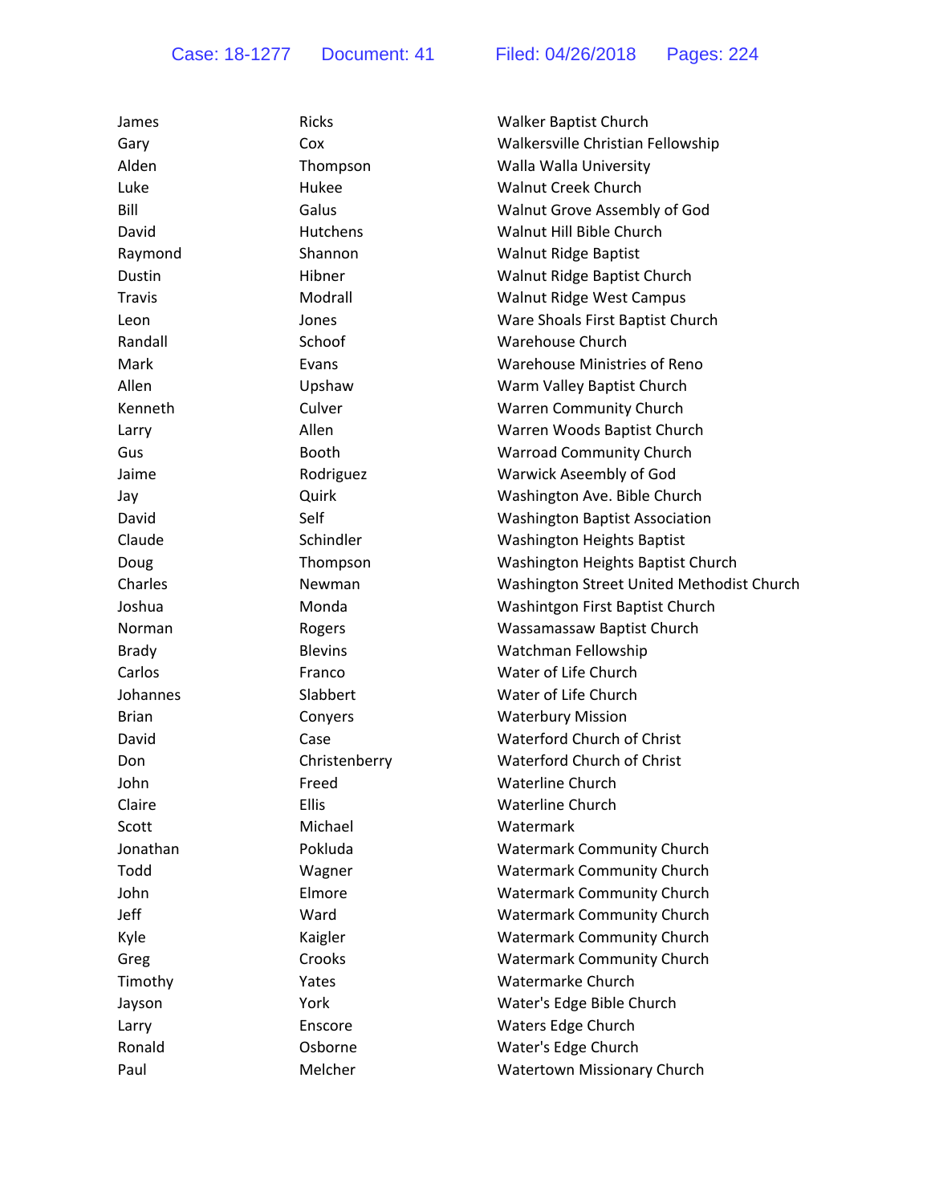| | | |
|---|---|---|
| James | Ricks | Walker Baptist Church |
| Gary | Cox | Walkersville Christian Fellowship |
| Alden | Thompson | Walla Walla University |
| Luke | Hukee | Walnut Creek Church |
| Bill | Galus | Walnut Grove Assembly of God |
| David | Hutchens | Walnut Hill Bible Church |
| Raymond | Shannon | Walnut Ridge Baptist |
| Dustin | Hibner | Walnut Ridge Baptist Church |
| Travis | Modrall | Walnut Ridge West Campus |
| Leon | Jones | Ware Shoals First Baptist Church |
| Randall | Schoof | Warehouse Church |
| Mark | Evans | Warehouse Ministries of Reno |
| Allen | Upshaw | Warm Valley Baptist Church |
| Kenneth | Culver | Warren Community Church |
| Larry | Allen | Warren Woods Baptist Church |
| Gus | Booth | Warroad Community Church |
| Jaime | Rodriguez | Warwick Aseembly of God |
| Jay | Quirk | Washington Ave. Bible Church |
| David | Self | Washington Baptist Association |
| Claude | Schindler | Washington Heights Baptist |
| Doug | Thompson | Washington Heights Baptist Church |
| Charles | Newman | Washington Street United Methodist Church |
| Joshua | Monda | Washintgon First Baptist Church |
| Norman | Rogers | Wassamassaw Baptist Church |
| Brady | Blevins | Watchman Fellowship |
| Carlos | Franco | Water of Life Church |
| Johannes | Slabbert | Water of Life Church |
| Brian | Conyers | Waterbury Mission |
| David | Case | Waterford Church of Christ |
| Don | Christenberry | Waterford Church of Christ |
| John | Freed | Waterline Church |
| Claire | Ellis | Waterline Church |
| Scott | Michael | Watermark |
| Jonathan | Pokluda | Watermark Community Church |
| Todd | Wagner | Watermark Community Church |
| John | Elmore | Watermark Community Church |
| Jeff | Ward | Watermark Community Church |
| Kyle | Kaigler | Watermark Community Church |
| Greg | Crooks | Watermark Community Church |
| Timothy | Yates | Watermarke Church |
| Jayson | York | Water's Edge Bible Church |
| Larry | Enscore | Waters Edge Church |
| Ronald | Osborne | Water's Edge Church |
| Paul | Melcher | Watertown Missionary Church |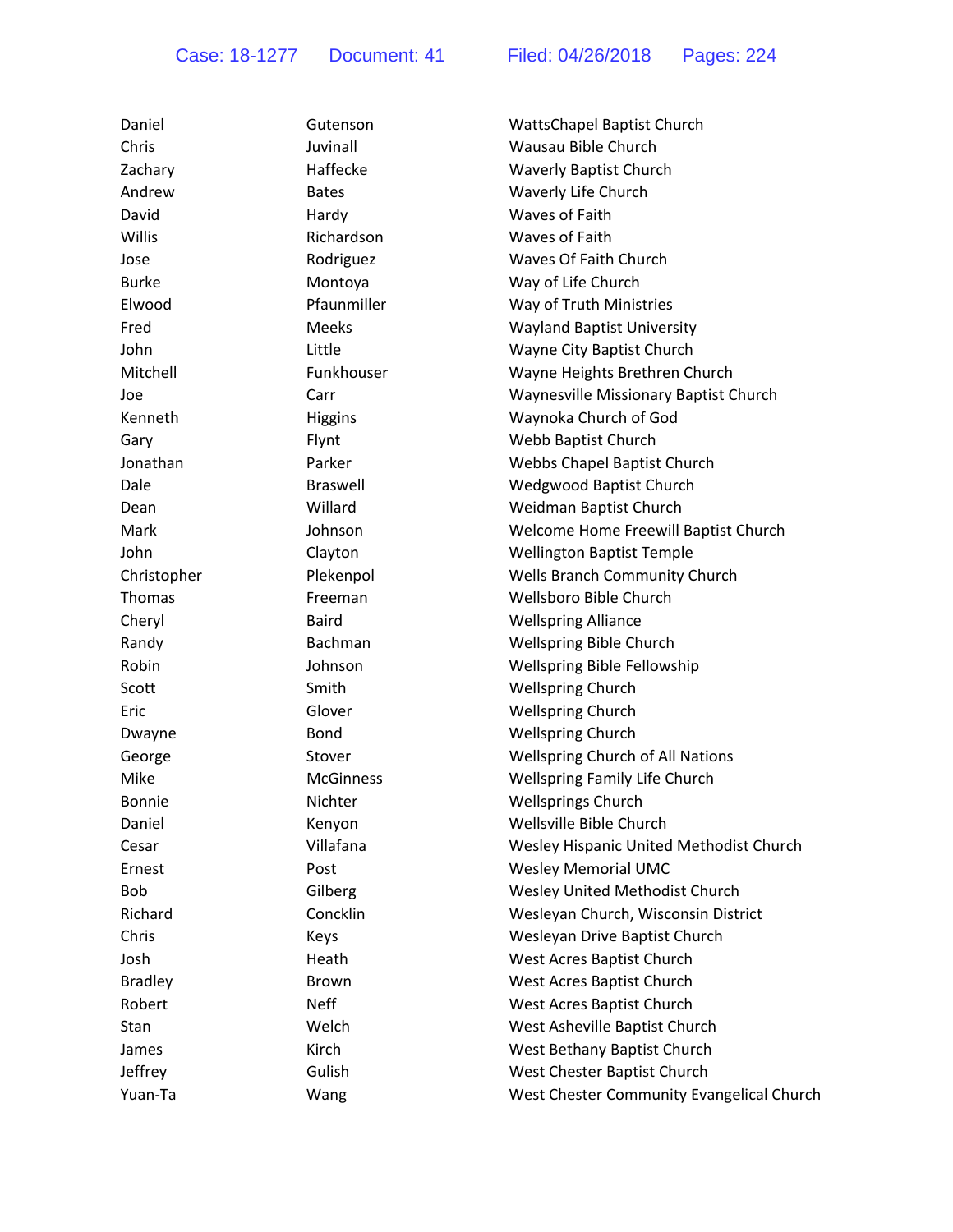| | | |
|---|---|---|
| Daniel | Gutenson | WattsChapel Baptist Church |
| Chris | Juvinall | Wausau Bible Church |
| Zachary | Haffecke | Waverly Baptist Church |
| Andrew | Bates | Waverly Life Church |
| David | Hardy | Waves of Faith |
| Willis | Richardson | Waves of Faith |
| Jose | Rodriguez | Waves Of Faith Church |
| Burke | Montoya | Way of Life Church |
| Elwood | Pfaunmiller | Way of Truth Ministries |
| Fred | Meeks | Wayland Baptist University |
| John | Little | Wayne City Baptist Church |
| Mitchell | Funkhouser | Wayne Heights Brethren Church |
| Joe | Carr | Waynesville Missionary Baptist Church |
| Kenneth | Higgins | Waynoka Church of God |
| Gary | Flynt | Webb Baptist Church |
| Jonathan | Parker | Webbs Chapel Baptist Church |
| Dale | Braswell | Wedgwood Baptist Church |
| Dean | Willard | Weidman Baptist Church |
| Mark | Johnson | Welcome Home Freewill Baptist Church |
| John | Clayton | Wellington Baptist Temple |
| Christopher | Plekenpol | Wells Branch Community Church |
| Thomas | Freeman | Wellsboro Bible Church |
| Cheryl | Baird | Wellspring Alliance |
| Randy | Bachman | Wellspring Bible Church |
| Robin | Johnson | Wellspring Bible Fellowship |
| Scott | Smith | Wellspring Church |
| Eric | Glover | Wellspring Church |
| Dwayne | Bond | Wellspring Church |
| George | Stover | Wellspring Church of All Nations |
| Mike | McGinness | Wellspring Family Life Church |
| Bonnie | Nichter | Wellsprings Church |
| Daniel | Kenyon | Wellsville Bible Church |
| Cesar | Villafana | Wesley Hispanic United Methodist Church |
| Ernest | Post | Wesley Memorial UMC |
| Bob | Gilberg | Wesley United Methodist Church |
| Richard | Concklin | Wesleyan Church, Wisconsin District |
| Chris | Keys | Wesleyan Drive Baptist Church |
| Josh | Heath | West Acres Baptist Church |
| Bradley | Brown | West Acres Baptist Church |
| Robert | Neff | West Acres Baptist Church |
| Stan | Welch | West Asheville Baptist Church |
| James | Kirch | West Bethany Baptist Church |
| Jeffrey | Gulish | West Chester Baptist Church |
| Yuan-Ta | Wang | West Chester Community Evangelical Church |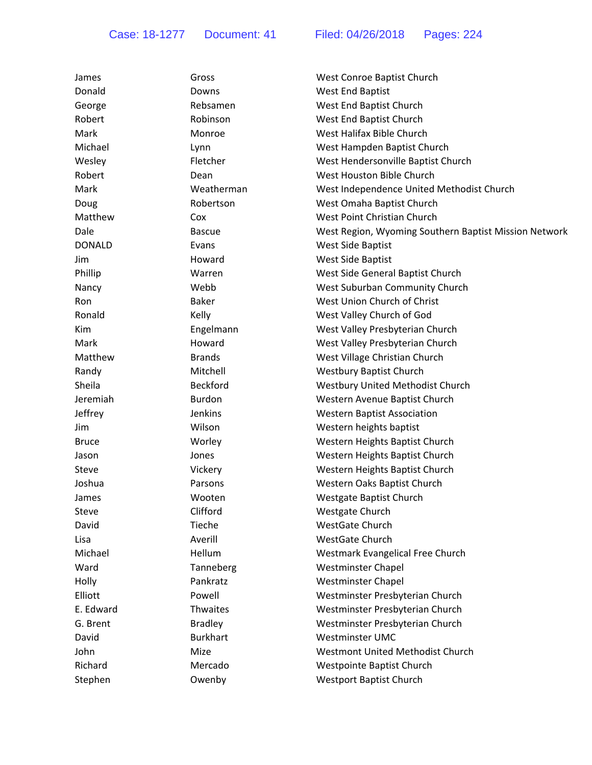| | | |
|---|---|---|
| James | Gross | West Conroe Baptist Church |
| Donald | Downs | West End Baptist |
| George | Rebsamen | West End Baptist Church |
| Robert | Robinson | West End Baptist Church |
| Mark | Monroe | West Halifax Bible Church |
| Michael | Lynn | West Hampden Baptist Church |
| Wesley | Fletcher | West Hendersonville Baptist Church |
| Robert | Dean | West Houston Bible Church |
| Mark | Weatherman | West Independence United Methodist Church |
| Doug | Robertson | West Omaha Baptist Church |
| Matthew | Cox | West Point Christian Church |
| Dale | Bascue | West Region, Wyoming Southern Baptist Mission Network |
| DONALD | Evans | West Side Baptist |
| Jim | Howard | West Side Baptist |
| Phillip | Warren | West Side General Baptist Church |
| Nancy | Webb | West Suburban Community Church |
| Ron | Baker | West Union Church of Christ |
| Ronald | Kelly | West Valley Church of God |
| Kim | Engelmann | West Valley Presbyterian Church |
| Mark | Howard | West Valley Presbyterian Church |
| Matthew | Brands | West Village Christian Church |
| Randy | Mitchell | Westbury Baptist Church |
| Sheila | Beckford | Westbury United Methodist Church |
| Jeremiah | Burdon | Western Avenue Baptist Church |
| Jeffrey | Jenkins | Western Baptist Association |
| Jim | Wilson | Western heights baptist |
| Bruce | Worley | Western Heights Baptist Church |
| Jason | Jones | Western Heights Baptist Church |
| Steve | Vickery | Western Heights Baptist Church |
| Joshua | Parsons | Western Oaks Baptist Church |
| James | Wooten | Westgate Baptist Church |
| Steve | Clifford | Westgate Church |
| David | Tieche | WestGate Church |
| Lisa | Averill | WestGate Church |
| Michael | Hellum | Westmark Evangelical Free Church |
| Ward | Tanneberg | Westminster Chapel |
| Holly | Pankratz | Westminster Chapel |
| Elliott | Powell | Westminster Presbyterian Church |
| E. Edward | Thwaites | Westminster Presbyterian Church |
| G. Brent | Bradley | Westminster Presbyterian Church |
| David | Burkhart | Westminster UMC |
| John | Mize | Westmont United Methodist Church |
| Richard | Mercado | Westpointe Baptist Church |
| Stephen | Owenby | Westport Baptist Church |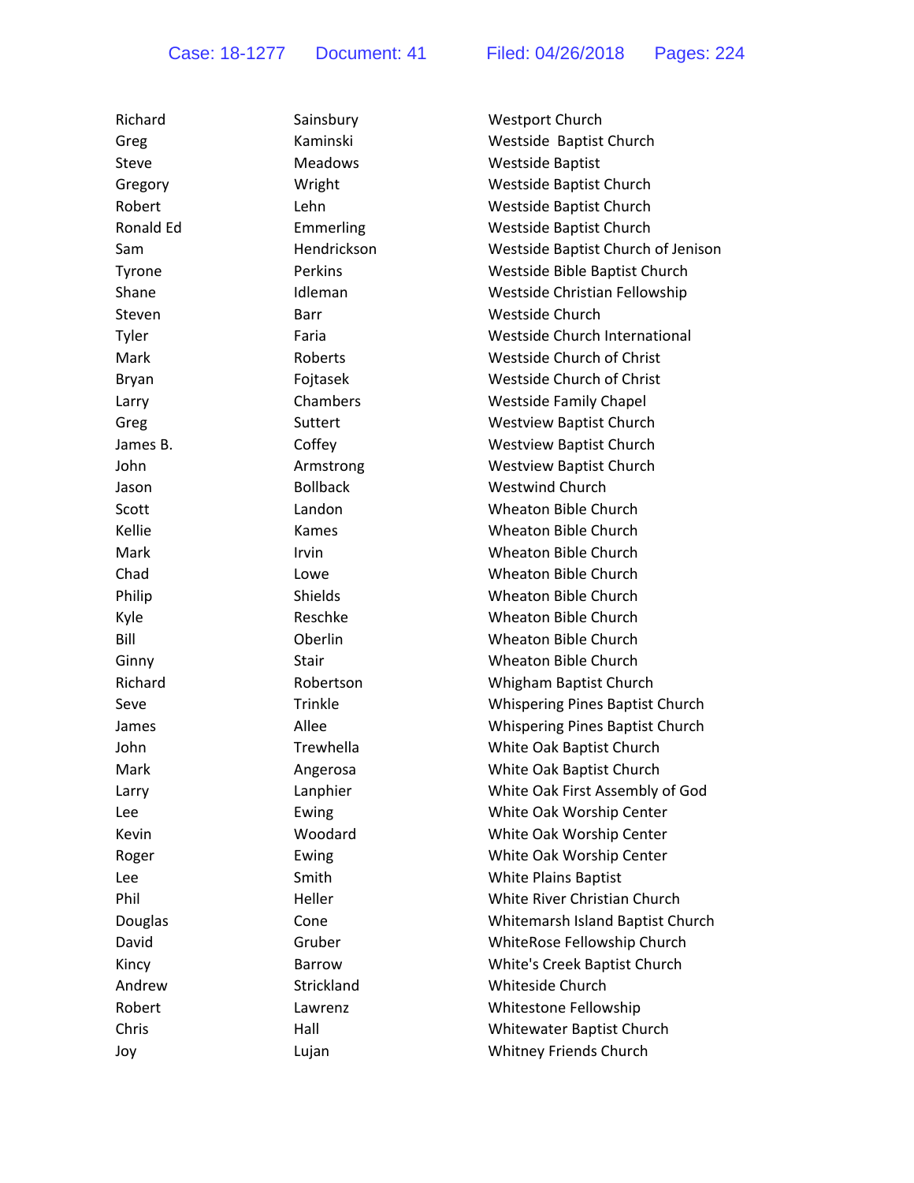| | | |
|---|---|---|
| Richard | Sainsbury | Westport Church |
| Greg | Kaminski | Westside  Baptist Church |
| Steve | Meadows | Westside Baptist |
| Gregory | Wright | Westside Baptist Church |
| Robert | Lehn | Westside Baptist Church |
| Ronald Ed | Emmerling | Westside Baptist Church |
| Sam | Hendrickson | Westside Baptist Church of Jenison |
| Tyrone | Perkins | Westside Bible Baptist Church |
| Shane | Idleman | Westside Christian Fellowship |
| Steven | Barr | Westside Church |
| Tyler | Faria | Westside Church International |
| Mark | Roberts | Westside Church of Christ |
| Bryan | Fojtasek | Westside Church of Christ |
| Larry | Chambers | Westside Family Chapel |
| Greg | Suttert | Westview Baptist Church |
| James B. | Coffey | Westview Baptist Church |
| John | Armstrong | Westview Baptist Church |
| Jason | Bollback | Westwind Church |
| Scott | Landon | Wheaton Bible Church |
| Kellie | Kames | Wheaton Bible Church |
| Mark | Irvin | Wheaton Bible Church |
| Chad | Lowe | Wheaton Bible Church |
| Philip | Shields | Wheaton Bible Church |
| Kyle | Reschke | Wheaton Bible Church |
| Bill | Oberlin | Wheaton Bible Church |
| Ginny | Stair | Wheaton Bible Church |
| Richard | Robertson | Whigham Baptist Church |
| Seve | Trinkle | Whispering Pines Baptist Church |
| James | Allee | Whispering Pines Baptist Church |
| John | Trewhella | White Oak Baptist Church |
| Mark | Angerosa | White Oak Baptist Church |
| Larry | Lanphier | White Oak First Assembly of God |
| Lee | Ewing | White Oak Worship Center |
| Kevin | Woodard | White Oak Worship Center |
| Roger | Ewing | White Oak Worship Center |
| Lee | Smith | White Plains Baptist |
| Phil | Heller | White River Christian Church |
| Douglas | Cone | Whitemarsh Island Baptist Church |
| David | Gruber | WhiteRose Fellowship Church |
| Kincy | Barrow | White's Creek Baptist Church |
| Andrew | Strickland | Whiteside Church |
| Robert | Lawrenz | Whitestone Fellowship |
| Chris | Hall | Whitewater Baptist Church |
| Joy | Lujan | Whitney Friends Church |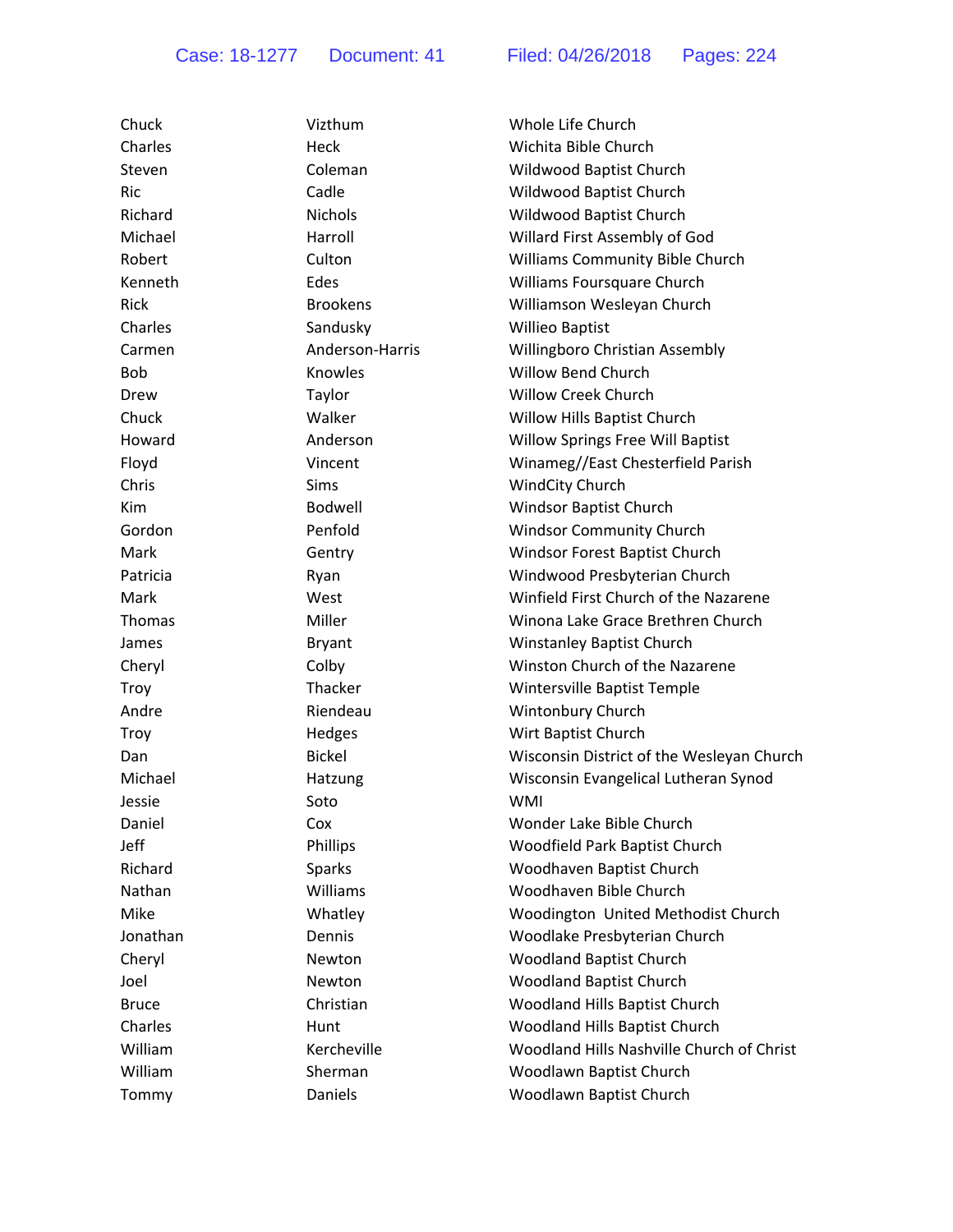| | | |
|---|---|---|
| Chuck | Vizthum | Whole Life Church |
| Charles | Heck | Wichita Bible Church |
| Steven | Coleman | Wildwood Baptist Church |
| Ric | Cadle | Wildwood Baptist Church |
| Richard | Nichols | Wildwood Baptist Church |
| Michael | Harroll | Willard First Assembly of God |
| Robert | Culton | Williams Community Bible Church |
| Kenneth | Edes | Williams Foursquare Church |
| Rick | Brookens | Williamson Wesleyan Church |
| Charles | Sandusky | Willieo Baptist |
| Carmen | Anderson-Harris | Willingboro Christian Assembly |
| Bob | Knowles | Willow Bend Church |
| Drew | Taylor | Willow Creek Church |
| Chuck | Walker | Willow Hills Baptist Church |
| Howard | Anderson | Willow Springs Free Will Baptist |
| Floyd | Vincent | Winameg//East Chesterfield Parish |
| Chris | Sims | WindCity Church |
| Kim | Bodwell | Windsor Baptist Church |
| Gordon | Penfold | Windsor Community Church |
| Mark | Gentry | Windsor Forest Baptist Church |
| Patricia | Ryan | Windwood Presbyterian Church |
| Mark | West | Winfield First Church of the Nazarene |
| Thomas | Miller | Winona Lake Grace Brethren Church |
| James | Bryant | Winstanley Baptist Church |
| Cheryl | Colby | Winston Church of the Nazarene |
| Troy | Thacker | Wintersville Baptist Temple |
| Andre | Riendeau | Wintonbury Church |
| Troy | Hedges | Wirt Baptist Church |
| Dan | Bickel | Wisconsin District of the Wesleyan Church |
| Michael | Hatzung | Wisconsin Evangelical Lutheran Synod |
| Jessie | Soto | WMI |
| Daniel | Cox | Wonder Lake Bible Church |
| Jeff | Phillips | Woodfield Park Baptist Church |
| Richard | Sparks | Woodhaven Baptist Church |
| Nathan | Williams | Woodhaven Bible Church |
| Mike | Whatley | Woodington United Methodist Church |
| Jonathan | Dennis | Woodlake Presbyterian Church |
| Cheryl | Newton | Woodland Baptist Church |
| Joel | Newton | Woodland Baptist Church |
| Bruce | Christian | Woodland Hills Baptist Church |
| Charles | Hunt | Woodland Hills Baptist Church |
| William | Kercheville | Woodland Hills Nashville Church of Christ |
| William | Sherman | Woodlawn Baptist Church |
| Tommy | Daniels | Woodlawn Baptist Church |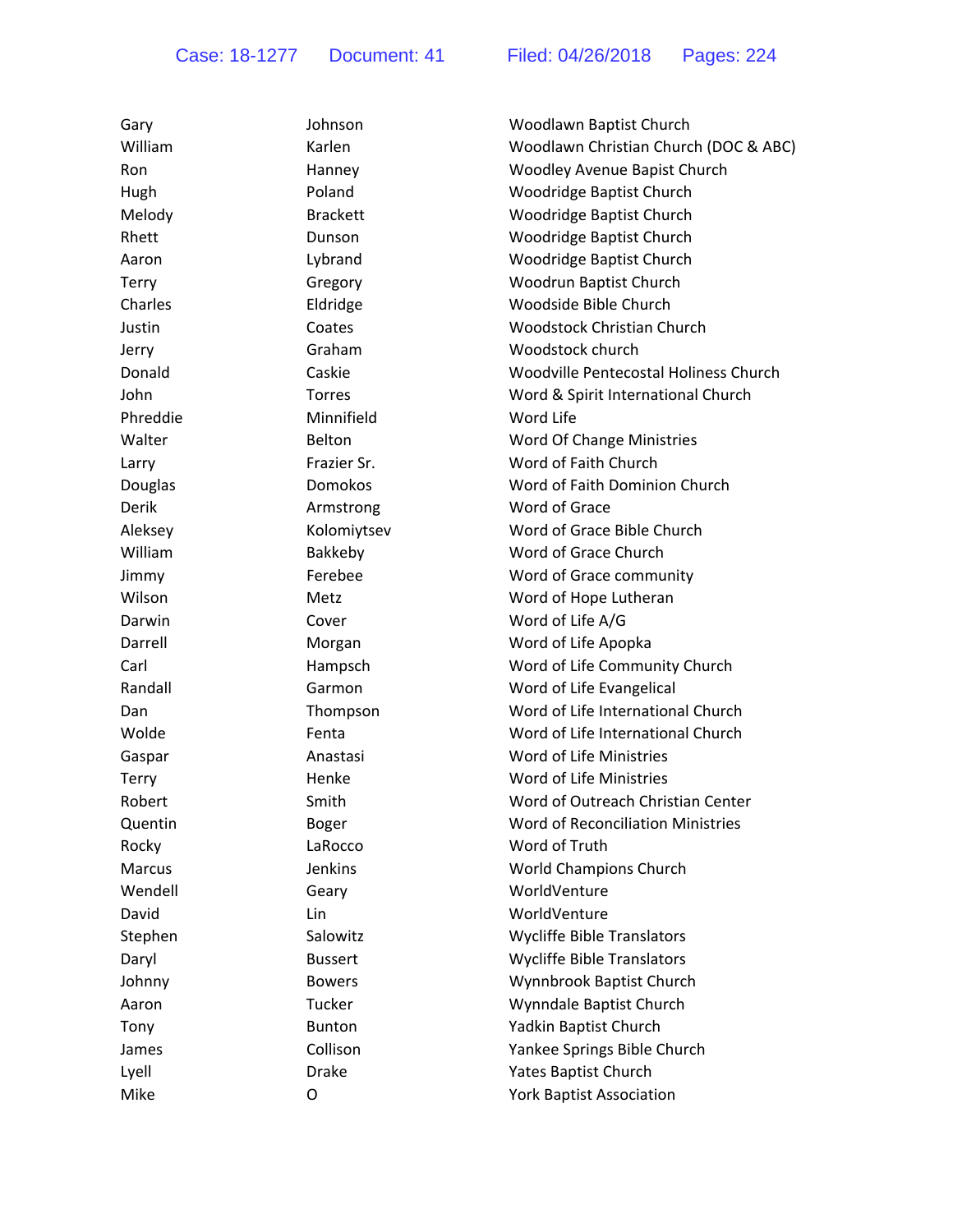| | | |
|---|---|---|
| Gary | Johnson | Woodlawn Baptist Church |
| William | Karlen | Woodlawn Christian Church (DOC & ABC) |
| Ron | Hanney | Woodley Avenue Bapist Church |
| Hugh | Poland | Woodridge Baptist Church |
| Melody | Brackett | Woodridge Baptist Church |
| Rhett | Dunson | Woodridge Baptist Church |
| Aaron | Lybrand | Woodridge Baptist Church |
| Terry | Gregory | Woodrun Baptist Church |
| Charles | Eldridge | Woodside Bible Church |
| Justin | Coates | Woodstock Christian Church |
| Jerry | Graham | Woodstock church |
| Donald | Caskie | Woodville Pentecostal Holiness Church |
| John | Torres | Word & Spirit International Church |
| Phreddie | Minnifield | Word Life |
| Walter | Belton | Word Of Change Ministries |
| Larry | Frazier Sr. | Word of Faith Church |
| Douglas | Domokos | Word of Faith Dominion Church |
| Derik | Armstrong | Word of Grace |
| Aleksey | Kolomiytsev | Word of Grace Bible Church |
| William | Bakkeby | Word of Grace Church |
| Jimmy | Ferebee | Word of Grace community |
| Wilson | Metz | Word of Hope Lutheran |
| Darwin | Cover | Word of Life A/G |
| Darrell | Morgan | Word of Life Apopka |
| Carl | Hampsch | Word of Life Community Church |
| Randall | Garmon | Word of Life Evangelical |
| Dan | Thompson | Word of Life International Church |
| Wolde | Fenta | Word of Life International Church |
| Gaspar | Anastasi | Word of Life Ministries |
| Terry | Henke | Word of Life Ministries |
| Robert | Smith | Word of Outreach Christian Center |
| Quentin | Boger | Word of Reconciliation Ministries |
| Rocky | LaRocco | Word of Truth |
| Marcus | Jenkins | World Champions Church |
| Wendell | Geary | WorldVenture |
| David | Lin | WorldVenture |
| Stephen | Salowitz | Wycliffe Bible Translators |
| Daryl | Bussert | Wycliffe Bible Translators |
| Johnny | Bowers | Wynnbrook Baptist Church |
| Aaron | Tucker | Wynndale Baptist Church |
| Tony | Bunton | Yadkin Baptist Church |
| James | Collison | Yankee Springs Bible Church |
| Lyell | Drake | Yates Baptist Church |
| Mike | O | York Baptist Association |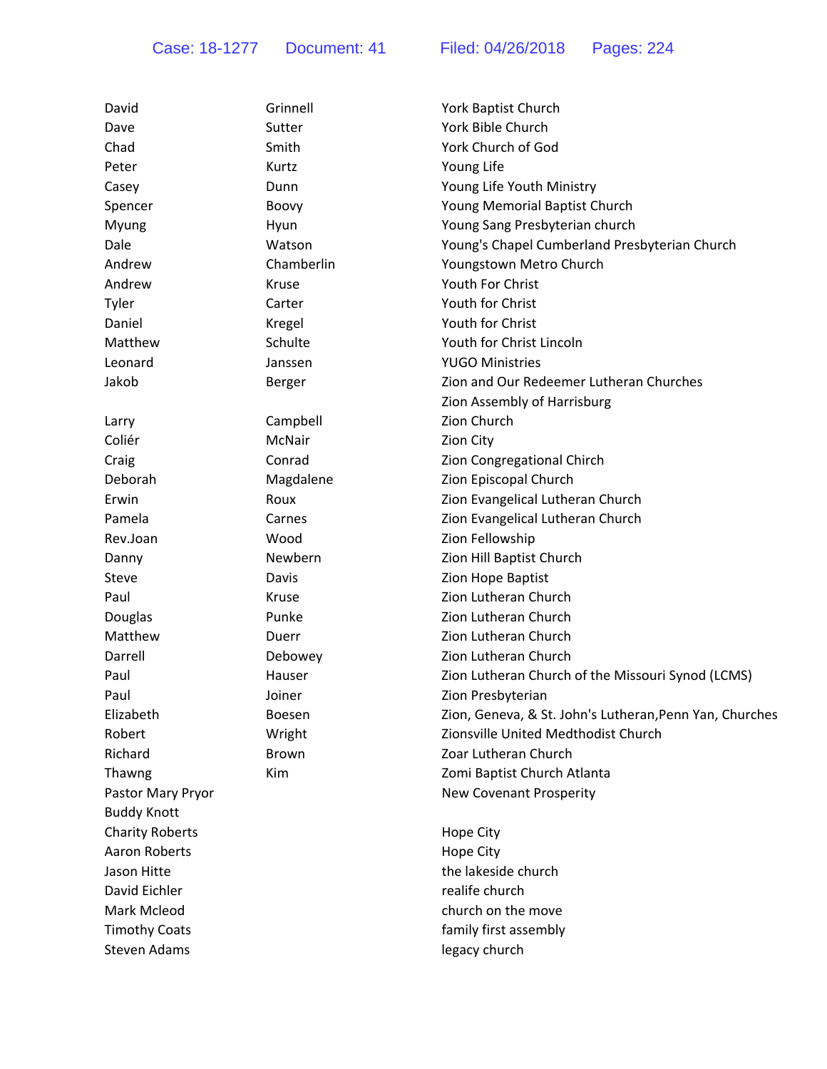| | | |
|---|---|---|
| David | Grinnell | York Baptist Church |
| Dave | Sutter | York Bible Church |
| Chad | Smith | York Church of God |
| Peter | Kurtz | Young Life |
| Casey | Dunn | Young Life Youth Ministry |
| Spencer | Boovy | Young Memorial Baptist Church |
| Myung | Hyun | Young Sang Presbyterian church |
| Dale | Watson | Young's Chapel Cumberland Presbyterian Church |
| Andrew | Chamberlin | Youngstown Metro Church |
| Andrew | Kruse | Youth For Christ |
| Tyler | Carter | Youth for Christ |
| Daniel | Kregel | Youth for Christ |
| Matthew | Schulte | Youth for Christ Lincoln |
| Leonard | Janssen | YUGO Ministries |
| Jakob | Berger | Zion and Our Redeemer Lutheran Churches |
| | | Zion Assembly of Harrisburg |
| Larry | Campbell | Zion Church |
| Coliér | McNair | Zion City |
| Craig | Conrad | Zion Congregational Chirch |
| Deborah | Magdalene | Zion Episcopal Church |
| Erwin | Roux | Zion Evangelical Lutheran Church |
| Pamela | Carnes | Zion Evangelical Lutheran Church |
| Rev.Joan | Wood | Zion Fellowship |
| Danny | Newbern | Zion Hill Baptist Church |
| Steve | Davis | Zion Hope Baptist |
| Paul | Kruse | Zion Lutheran Church |
| Douglas | Punke | Zion Lutheran Church |
| Matthew | Duerr | Zion Lutheran Church |
| Darrell | Debowey | Zion Lutheran Church |
| Paul | Hauser | Zion Lutheran Church of the Missouri Synod (LCMS) |
| Paul | Joiner | Zion Presbyterian |
| Elizabeth | Boesen | Zion, Geneva, & St. John's Lutheran,Penn Yan, Churches |
| Robert | Wright | Zionsville United Medthodist Church |
| Richard | Brown | Zoar Lutheran Church |
| Thawng | Kim | Zomi Baptist Church Atlanta |
| Pastor Mary Pryor | | New Covenant Prosperity |
| Buddy Knott | | |
| Charity Roberts | | Hope City |
| Aaron Roberts | | Hope City |
| Jason Hitte | | the lakeside church |
| David Eichler | | realife church |
| Mark Mcleod | | church on the move |
| Timothy Coats | | family first assembly |
| Steven Adams | | legacy church |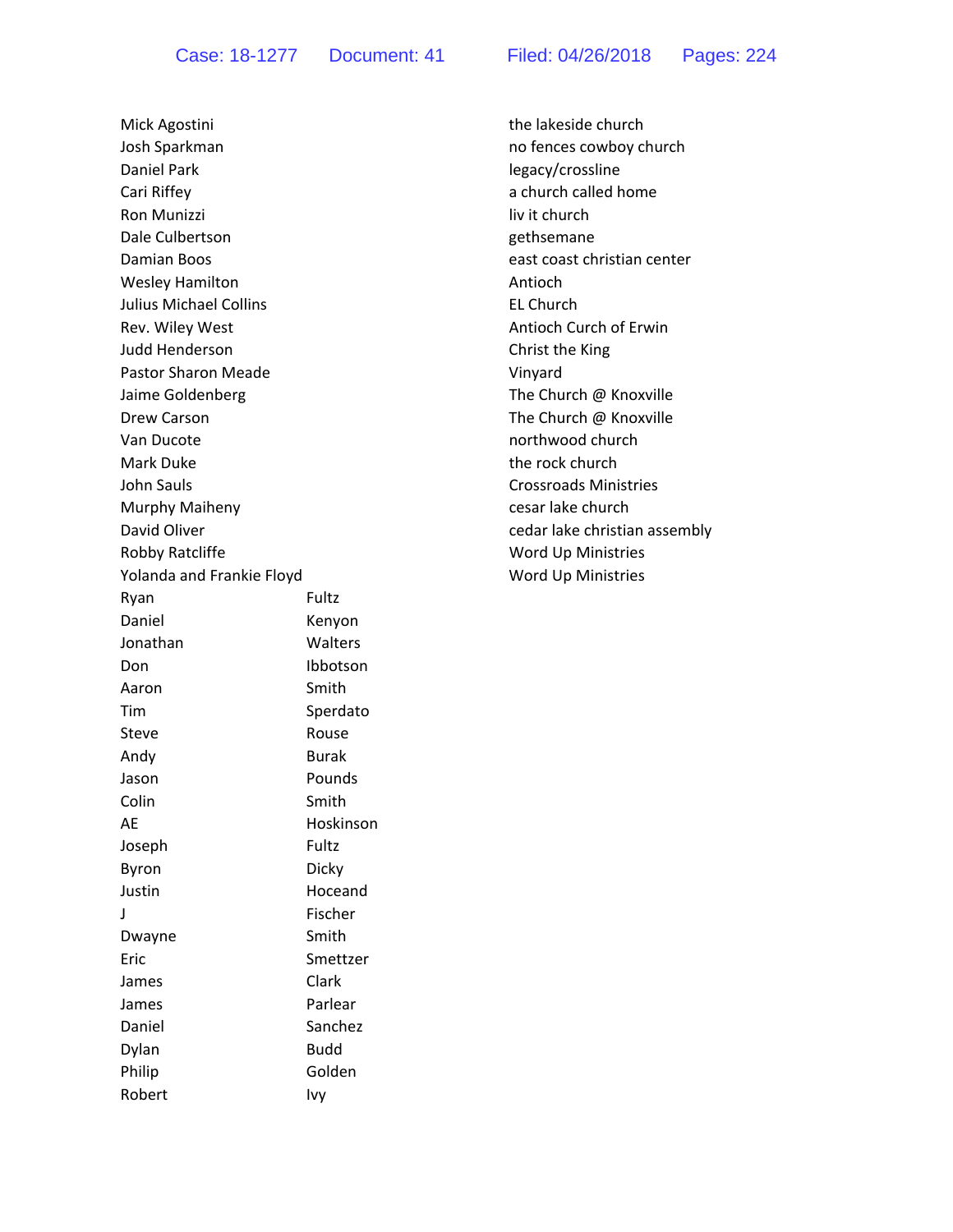| | | |
|---|---|---|
| Mick Agostini | | the lakeside church |
| Josh Sparkman | | no fences cowboy church |
| Daniel Park | | legacy/crossline |
| Cari Riffey | | a church called home |
| Ron Munizzi | | liv it church |
| Dale Culbertson | | gethsemane |
| Damian Boos | | east coast christian center |
| Wesley Hamilton | | Antioch |
| Julius Michael Collins | | EL Church |
| Rev. Wiley West | | Antioch Curch of Erwin |
| Judd Henderson | | Christ the King |
| Pastor Sharon Meade | | Vinyard |
| Jaime Goldenberg | | The Church @ Knoxville |
| Drew Carson | | The Church @ Knoxville |
| Van Ducote | | northwood church |
| Mark Duke | | the rock church |
| John Sauls | | Crossroads Ministries |
| Murphy Maiheny | | cesar lake church |
| David Oliver | | cedar lake christian assembly |
| Robby Ratcliffe | | Word Up Ministries |
| Yolanda and Frankie Floyd | | Word Up Ministries |
| Ryan | Fultz | |
| Daniel | Kenyon | |
| Jonathan | Walters | |
| Don | Ibbotson | |
| Aaron | Smith | |
| Tim | Sperdato | |
| Steve | Rouse | |
| Andy | Burak | |
| Jason | Pounds | |
| Colin | Smith | |
| AE | Hoskinson | |
| Joseph | Fultz | |
| Byron | Dicky | |
| Justin | Hoceand | |
| J | Fischer | |
| Dwayne | Smith | |
| Eric | Smettzer | |
| James | Clark | |
| James | Parlear | |
| Daniel | Sanchez | |
| Dylan | Budd | |
| Philip | Golden | |
| Robert | Ivy | |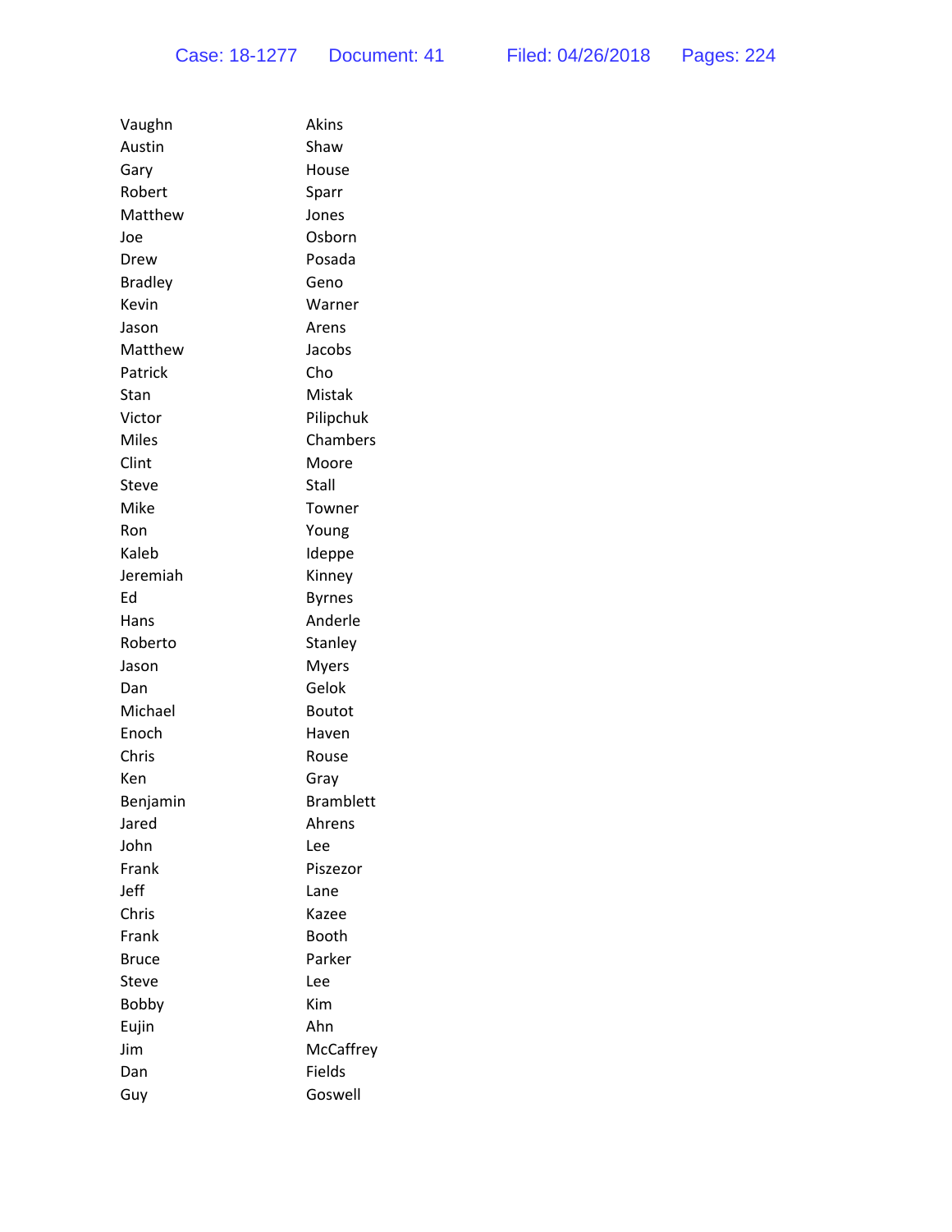| | |
|---|---|
| Vaughn | Akins |
| Austin | Shaw |
| Gary | House |
| Robert | Sparr |
| Matthew | Jones |
| Joe | Osborn |
| Drew | Posada |
| Bradley | Geno |
| Kevin | Warner |
| Jason | Arens |
| Matthew | Jacobs |
| Patrick | Cho |
| Stan | Mistak |
| Victor | Pilipchuk |
| Miles | Chambers |
| Clint | Moore |
| Steve | Stall |
| Mike | Towner |
| Ron | Young |
| Kaleb | Ideppe |
| Jeremiah | Kinney |
| Ed | Byrnes |
| Hans | Anderle |
| Roberto | Stanley |
| Jason | Myers |
| Dan | Gelok |
| Michael | Boutot |
| Enoch | Haven |
| Chris | Rouse |
| Ken | Gray |
| Benjamin | Bramblett |
| Jared | Ahrens |
| John | Lee |
| Frank | Piszezor |
| Jeff | Lane |
| Chris | Kazee |
| Frank | Booth |
| Bruce | Parker |
| Steve | Lee |
| Bobby | Kim |
| Eujin | Ahn |
| Jim | McCaffrey |
| Dan | Fields |
| Guy | Goswell |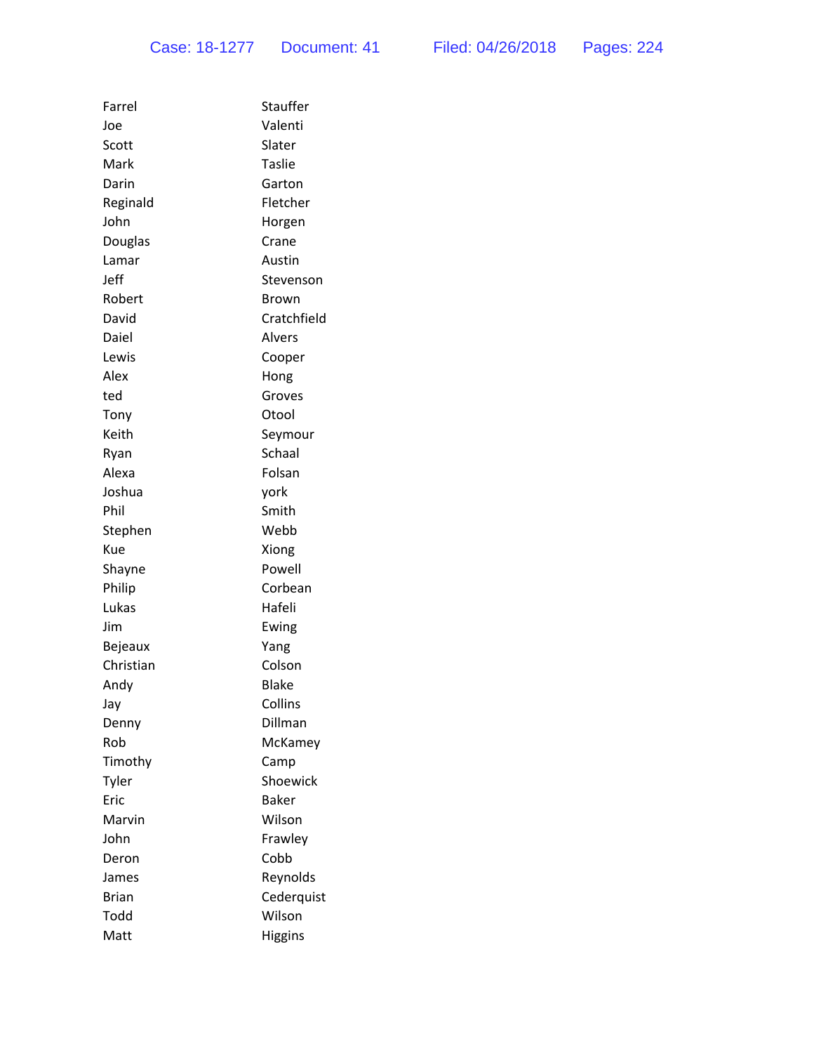| | |
|---|---|
| Farrel | Stauffer |
| Joe | Valenti |
| Scott | Slater |
| Mark | Taslie |
| Darin | Garton |
| Reginald | Fletcher |
| John | Horgen |
| Douglas | Crane |
| Lamar | Austin |
| Jeff | Stevenson |
| Robert | Brown |
| David | Cratchfield |
| Daiel | Alvers |
| Lewis | Cooper |
| Alex | Hong |
| ted | Groves |
| Tony | Otool |
| Keith | Seymour |
| Ryan | Schaal |
| Alexa | Folsan |
| Joshua | york |
| Phil | Smith |
| Stephen | Webb |
| Kue | Xiong |
| Shayne | Powell |
| Philip | Corbean |
| Lukas | Hafeli |
| Jim | Ewing |
| Bejeaux | Yang |
| Christian | Colson |
| Andy | Blake |
| Jay | Collins |
| Denny | Dillman |
| Rob | McKamey |
| Timothy | Camp |
| Tyler | Shoewick |
| Eric | Baker |
| Marvin | Wilson |
| John | Frawley |
| Deron | Cobb |
| James | Reynolds |
| Brian | Cederquist |
| Todd | Wilson |
| Matt | Higgins |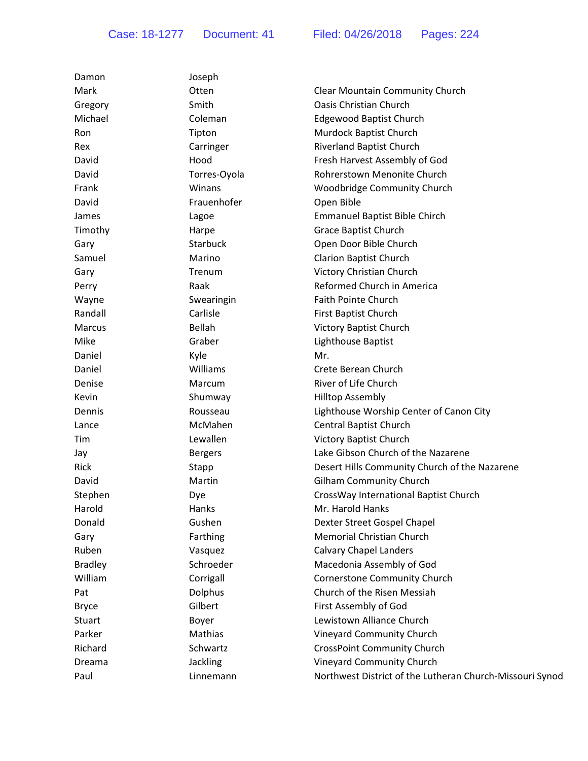| | | |
|---|---|---|
| Damon | Joseph | |
| Mark | Otten | Clear Mountain Community Church |
| Gregory | Smith | Oasis Christian Church |
| Michael | Coleman | Edgewood Baptist Church |
| Ron | Tipton | Murdock Baptist Church |
| Rex | Carringer | Riverland Baptist Church |
| David | Hood | Fresh Harvest Assembly of God |
| David | Torres-Oyola | Rohrerstown Menonite Church |
| Frank | Winans | Woodbridge Community Church |
| David | Frauenhofer | Open Bible |
| James | Lagoe | Emmanuel Baptist Bible Chirch |
| Timothy | Harpe | Grace Baptist Church |
| Gary | Starbuck | Open Door Bible Church |
| Samuel | Marino | Clarion Baptist Church |
| Gary | Trenum | Victory Christian Church |
| Perry | Raak | Reformed Church in America |
| Wayne | Swearingin | Faith Pointe Church |
| Randall | Carlisle | First Baptist Church |
| Marcus | Bellah | Victory Baptist Church |
| Mike | Graber | Lighthouse Baptist |
| Daniel | Kyle | Mr. |
| Daniel | Williams | Crete Berean Church |
| Denise | Marcum | River of Life Church |
| Kevin | Shumway | Hilltop Assembly |
| Dennis | Rousseau | Lighthouse Worship Center of Canon City |
| Lance | McMahen | Central Baptist Church |
| Tim | Lewallen | Victory Baptist Church |
| Jay | Bergers | Lake Gibson Church of the Nazarene |
| Rick | Stapp | Desert Hills Community Church of the Nazarene |
| David | Martin | Gilham Community Church |
| Stephen | Dye | CrossWay International Baptist Church |
| Harold | Hanks | Mr. Harold Hanks |
| Donald | Gushen | Dexter Street Gospel Chapel |
| Gary | Farthing | Memorial Christian Church |
| Ruben | Vasquez | Calvary Chapel Landers |
| Bradley | Schroeder | Macedonia Assembly of God |
| William | Corrigall | Cornerstone Community Church |
| Pat | Dolphus | Church of the Risen Messiah |
| Bryce | Gilbert | First Assembly of God |
| Stuart | Boyer | Lewistown Alliance Church |
| Parker | Mathias | Vineyard Community Church |
| Richard | Schwartz | CrossPoint Community Church |
| Dreama | Jackling | Vineyard Community Church |
| Paul | Linnemann | Northwest District of the Lutheran Church-Missouri Synod |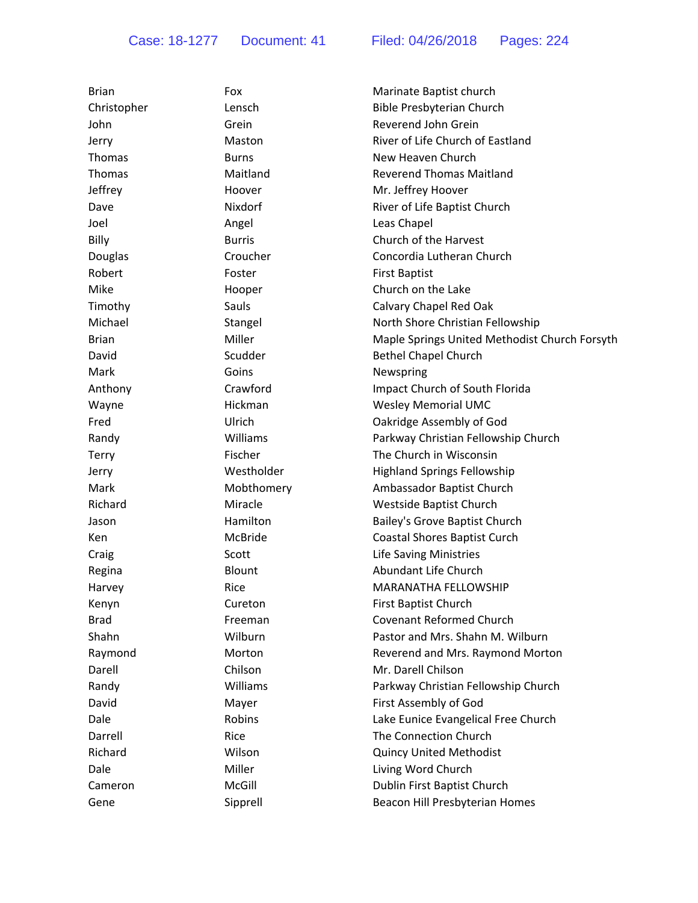| | | |
|---|---|---|
| Brian | Fox | Marinate Baptist church |
| Christopher | Lensch | Bible Presbyterian Church |
| John | Grein | Reverend John Grein |
| Jerry | Maston | River of Life Church of Eastland |
| Thomas | Burns | New Heaven Church |
| Thomas | Maitland | Reverend Thomas Maitland |
| Jeffrey | Hoover | Mr. Jeffrey Hoover |
| Dave | Nixdorf | River of Life Baptist Church |
| Joel | Angel | Leas Chapel |
| Billy | Burris | Church of the Harvest |
| Douglas | Croucher | Concordia Lutheran Church |
| Robert | Foster | First Baptist |
| Mike | Hooper | Church on the Lake |
| Timothy | Sauls | Calvary Chapel Red Oak |
| Michael | Stangel | North Shore Christian Fellowship |
| Brian | Miller | Maple Springs United Methodist Church Forsyth |
| David | Scudder | Bethel Chapel Church |
| Mark | Goins | Newspring |
| Anthony | Crawford | Impact Church of South Florida |
| Wayne | Hickman | Wesley Memorial UMC |
| Fred | Ulrich | Oakridge Assembly of God |
| Randy | Williams | Parkway Christian Fellowship Church |
| Terry | Fischer | The Church in Wisconsin |
| Jerry | Westholder | Highland Springs Fellowship |
| Mark | Mobthomery | Ambassador Baptist Church |
| Richard | Miracle | Westside Baptist Church |
| Jason | Hamilton | Bailey's Grove Baptist Church |
| Ken | McBride | Coastal Shores Baptist Curch |
| Craig | Scott | Life Saving Ministries |
| Regina | Blount | Abundant Life Church |
| Harvey | Rice | MARANATHA FELLOWSHIP |
| Kenyn | Cureton | First Baptist Church |
| Brad | Freeman | Covenant Reformed Church |
| Shahn | Wilburn | Pastor and Mrs. Shahn M. Wilburn |
| Raymond | Morton | Reverend and Mrs. Raymond Morton |
| Darell | Chilson | Mr. Darell Chilson |
| Randy | Williams | Parkway Christian Fellowship Church |
| David | Mayer | First Assembly of God |
| Dale | Robins | Lake Eunice Evangelical Free Church |
| Darrell | Rice | The Connection Church |
| Richard | Wilson | Quincy United Methodist |
| Dale | Miller | Living Word Church |
| Cameron | McGill | Dublin First Baptist Church |
| Gene | Sipprell | Beacon Hill Presbyterian Homes |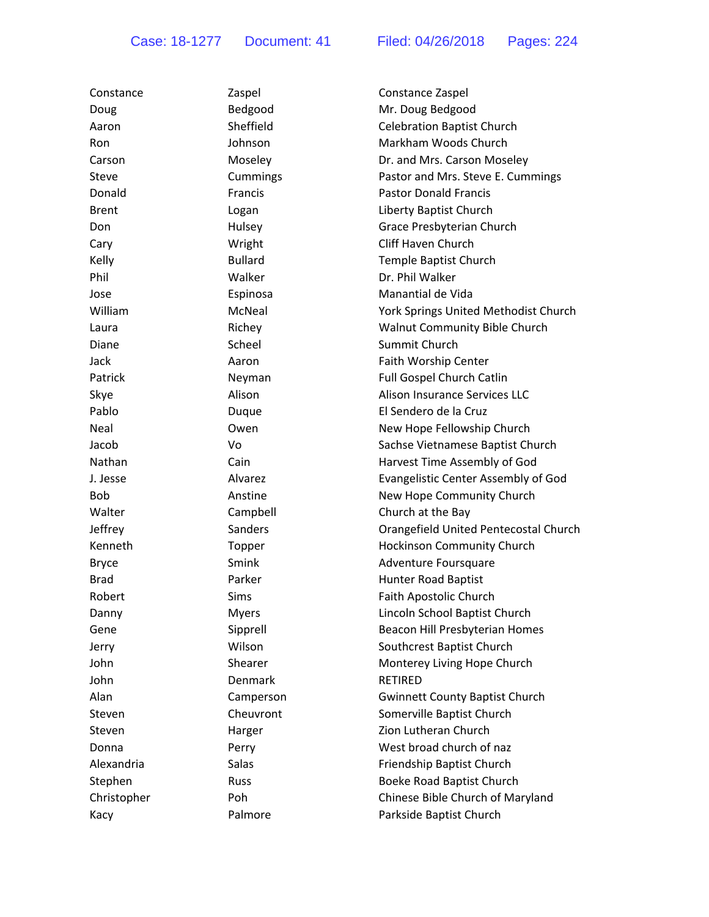| | | |
|---|---|---|
| Constance | Zaspel | Constance Zaspel |
| Doug | Bedgood | Mr. Doug Bedgood |
| Aaron | Sheffield | Celebration Baptist Church |
| Ron | Johnson | Markham Woods Church |
| Carson | Moseley | Dr. and Mrs. Carson Moseley |
| Steve | Cummings | Pastor and Mrs. Steve E. Cummings |
| Donald | Francis | Pastor Donald Francis |
| Brent | Logan | Liberty Baptist Church |
| Don | Hulsey | Grace Presbyterian Church |
| Cary | Wright | Cliff Haven Church |
| Kelly | Bullard | Temple Baptist Church |
| Phil | Walker | Dr. Phil Walker |
| Jose | Espinosa | Manantial de Vida |
| William | McNeal | York Springs United Methodist Church |
| Laura | Richey | Walnut Community Bible Church |
| Diane | Scheel | Summit Church |
| Jack | Aaron | Faith Worship Center |
| Patrick | Neyman | Full Gospel Church Catlin |
| Skye | Alison | Alison Insurance Services LLC |
| Pablo | Duque | El Sendero de la Cruz |
| Neal | Owen | New Hope Fellowship Church |
| Jacob | Vo | Sachse Vietnamese Baptist Church |
| Nathan | Cain | Harvest Time Assembly of God |
| J. Jesse | Alvarez | Evangelistic Center Assembly of God |
| Bob | Anstine | New Hope Community Church |
| Walter | Campbell | Church at the Bay |
| Jeffrey | Sanders | Orangefield United Pentecostal Church |
| Kenneth | Topper | Hockinson Community Church |
| Bryce | Smink | Adventure Foursquare |
| Brad | Parker | Hunter Road Baptist |
| Robert | Sims | Faith Apostolic Church |
| Danny | Myers | Lincoln School Baptist Church |
| Gene | Sipprell | Beacon Hill Presbyterian Homes |
| Jerry | Wilson | Southcrest Baptist Church |
| John | Shearer | Monterey Living Hope Church |
| John | Denmark | RETIRED |
| Alan | Camperson | Gwinnett County Baptist Church |
| Steven | Cheuvront | Somerville Baptist Church |
| Steven | Harger | Zion Lutheran Church |
| Donna | Perry | West broad church of naz |
| Alexandria | Salas | Friendship Baptist Church |
| Stephen | Russ | Boeke Road Baptist Church |
| Christopher | Poh | Chinese Bible Church of Maryland |
| Kacy | Palmore | Parkside Baptist Church |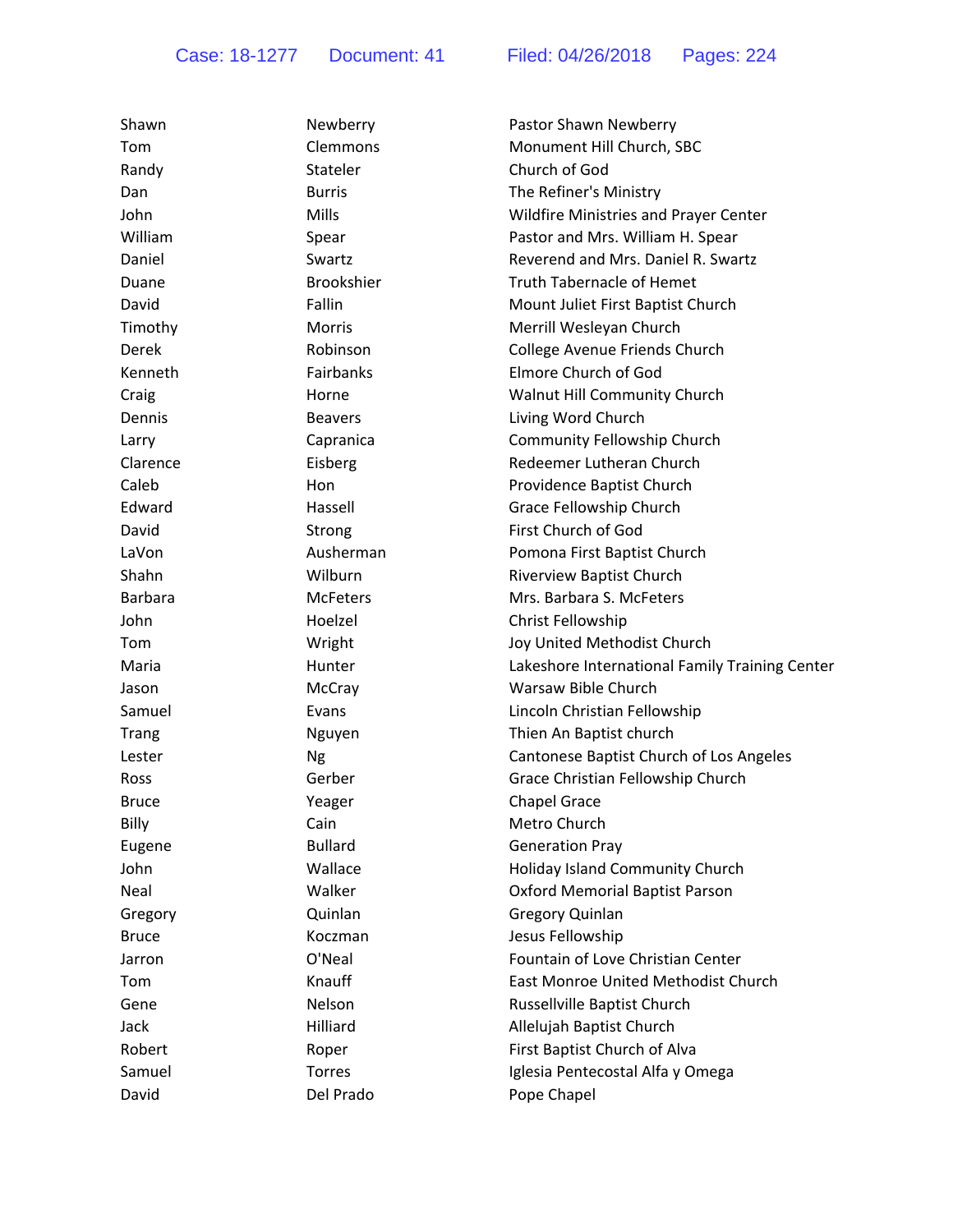| | | |
|---|---|---|
| Shawn | Newberry | Pastor Shawn Newberry |
| Tom | Clemmons | Monument Hill Church, SBC |
| Randy | Stateler | Church of God |
| Dan | Burris | The Refiner's Ministry |
| John | Mills | Wildfire Ministries and Prayer Center |
| William | Spear | Pastor and Mrs. William H. Spear |
| Daniel | Swartz | Reverend and Mrs. Daniel R. Swartz |
| Duane | Brookshier | Truth Tabernacle of Hemet |
| David | Fallin | Mount Juliet First Baptist Church |
| Timothy | Morris | Merrill Wesleyan Church |
| Derek | Robinson | College Avenue Friends Church |
| Kenneth | Fairbanks | Elmore Church of God |
| Craig | Horne | Walnut Hill Community Church |
| Dennis | Beavers | Living Word Church |
| Larry | Capranica | Community Fellowship Church |
| Clarence | Eisberg | Redeemer Lutheran Church |
| Caleb | Hon | Providence Baptist Church |
| Edward | Hassell | Grace Fellowship Church |
| David | Strong | First Church of God |
| LaVon | Ausherman | Pomona First Baptist Church |
| Shahn | Wilburn | Riverview Baptist Church |
| Barbara | McFeters | Mrs. Barbara S. McFeters |
| John | Hoelzel | Christ Fellowship |
| Tom | Wright | Joy United Methodist Church |
| Maria | Hunter | Lakeshore International Family Training Center |
| Jason | McCray | Warsaw Bible Church |
| Samuel | Evans | Lincoln Christian Fellowship |
| Trang | Nguyen | Thien An Baptist church |
| Lester | Ng | Cantonese Baptist Church of Los Angeles |
| Ross | Gerber | Grace Christian Fellowship Church |
| Bruce | Yeager | Chapel Grace |
| Billy | Cain | Metro Church |
| Eugene | Bullard | Generation Pray |
| John | Wallace | Holiday Island Community Church |
| Neal | Walker | Oxford Memorial Baptist Parson |
| Gregory | Quinlan | Gregory Quinlan |
| Bruce | Koczman | Jesus Fellowship |
| Jarron | O'Neal | Fountain of Love Christian Center |
| Tom | Knauff | East Monroe United Methodist Church |
| Gene | Nelson | Russellville Baptist Church |
| Jack | Hilliard | Allelujah Baptist Church |
| Robert | Roper | First Baptist Church of Alva |
| Samuel | Torres | Iglesia Pentecostal Alfa y Omega |
| David | Del Prado | Pope Chapel |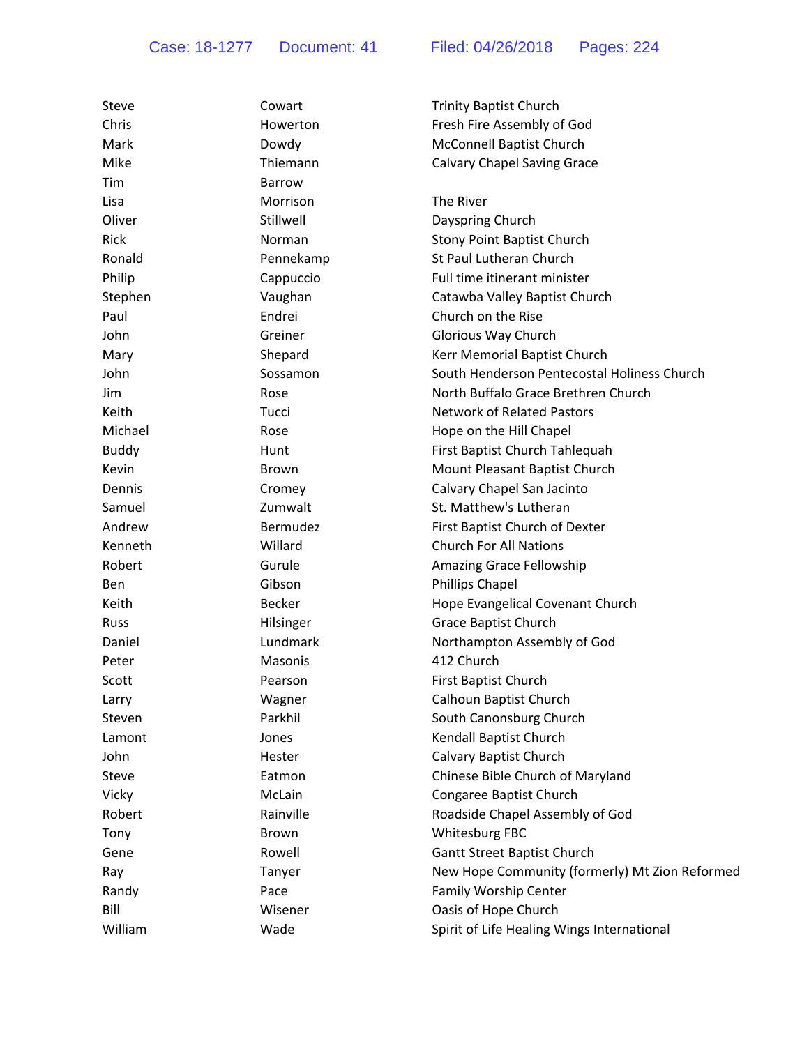| | | |
|---|---|---|
| Steve | Cowart | Trinity Baptist Church |
| Chris | Howerton | Fresh Fire Assembly of God |
| Mark | Dowdy | McConnell Baptist Church |
| Mike | Thiemann | Calvary Chapel Saving Grace |
| Tim | Barrow | |
| Lisa | Morrison | The River |
| Oliver | Stillwell | Dayspring Church |
| Rick | Norman | Stony Point Baptist Church |
| Ronald | Pennekamp | St Paul Lutheran Church |
| Philip | Cappuccio | Full time itinerant minister |
| Stephen | Vaughan | Catawba Valley Baptist Church |
| Paul | Endrei | Church on the Rise |
| John | Greiner | Glorious Way Church |
| Mary | Shepard | Kerr Memorial Baptist Church |
| John | Sossamon | South Henderson Pentecostal Holiness Church |
| Jim | Rose | North Buffalo Grace Brethren Church |
| Keith | Tucci | Network of Related Pastors |
| Michael | Rose | Hope on the Hill Chapel |
| Buddy | Hunt | First Baptist Church Tahlequah |
| Kevin | Brown | Mount Pleasant Baptist Church |
| Dennis | Cromey | Calvary Chapel San Jacinto |
| Samuel | Zumwalt | St. Matthew's Lutheran |
| Andrew | Bermudez | First Baptist Church of Dexter |
| Kenneth | Willard | Church For All Nations |
| Robert | Gurule | Amazing Grace Fellowship |
| Ben | Gibson | Phillips Chapel |
| Keith | Becker | Hope Evangelical Covenant Church |
| Russ | Hilsinger | Grace Baptist Church |
| Daniel | Lundmark | Northampton Assembly of God |
| Peter | Masonis | 412 Church |
| Scott | Pearson | First Baptist Church |
| Larry | Wagner | Calhoun Baptist Church |
| Steven | Parkhil | South Canonsburg Church |
| Lamont | Jones | Kendall Baptist Church |
| John | Hester | Calvary Baptist Church |
| Steve | Eatmon | Chinese Bible Church of Maryland |
| Vicky | McLain | Congaree Baptist Church |
| Robert | Rainville | Roadside Chapel Assembly of God |
| Tony | Brown | Whitesburg FBC |
| Gene | Rowell | Gantt Street Baptist Church |
| Ray | Tanyer | New Hope Community (formerly) Mt Zion Reformed |
| Randy | Pace | Family Worship Center |
| Bill | Wisener | Oasis of Hope Church |
| William | Wade | Spirit of Life Healing Wings International |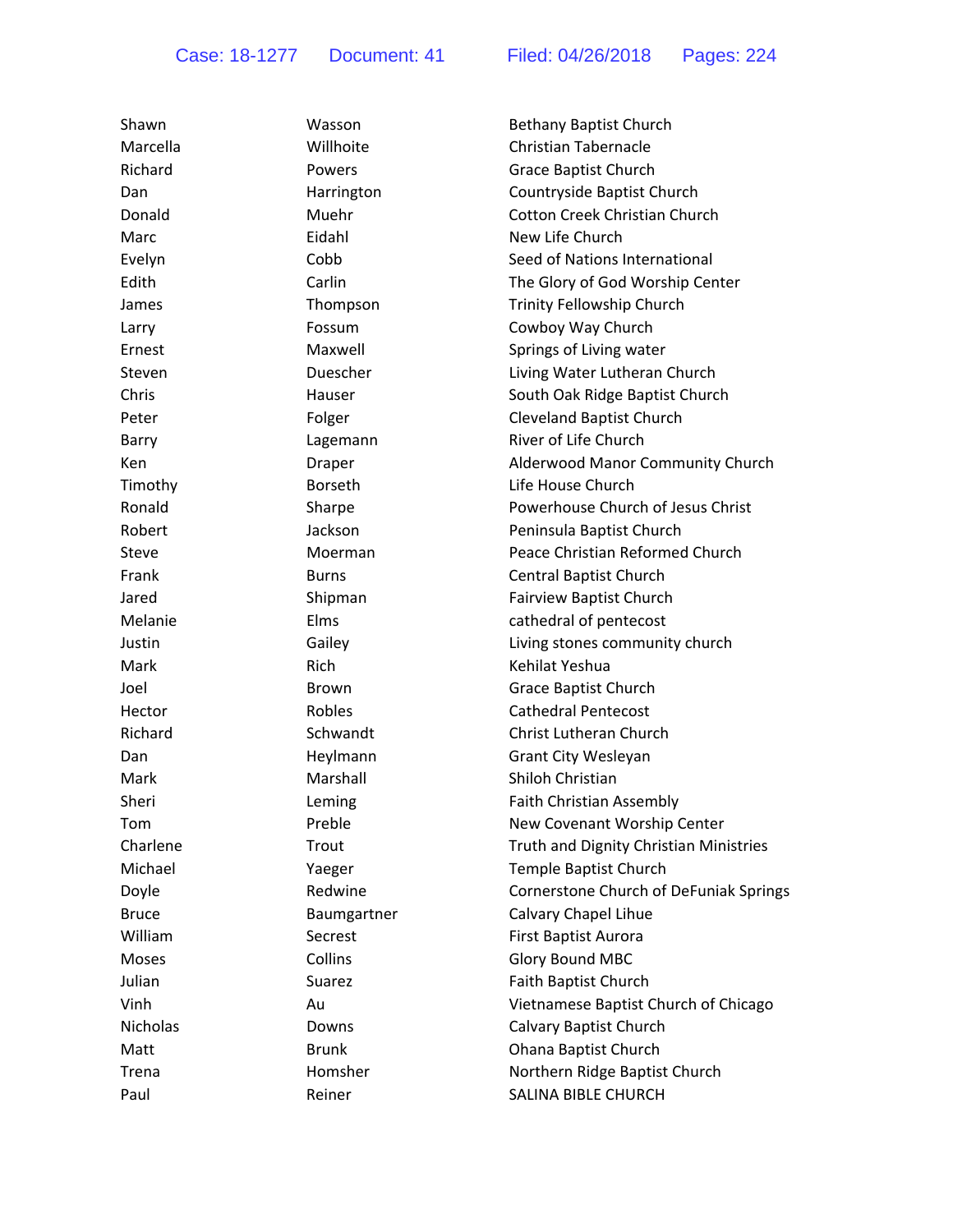| | | |
|---|---|---|
| Shawn | Wasson | Bethany Baptist Church |
| Marcella | Willhoite | Christian Tabernacle |
| Richard | Powers | Grace Baptist Church |
| Dan | Harrington | Countryside Baptist Church |
| Donald | Muehr | Cotton Creek Christian Church |
| Marc | Eidahl | New Life Church |
| Evelyn | Cobb | Seed of Nations International |
| Edith | Carlin | The Glory of God Worship Center |
| James | Thompson | Trinity Fellowship Church |
| Larry | Fossum | Cowboy Way Church |
| Ernest | Maxwell | Springs of Living water |
| Steven | Duescher | Living Water Lutheran Church |
| Chris | Hauser | South Oak Ridge Baptist Church |
| Peter | Folger | Cleveland Baptist Church |
| Barry | Lagemann | River of Life Church |
| Ken | Draper | Alderwood Manor Community Church |
| Timothy | Borseth | Life House Church |
| Ronald | Sharpe | Powerhouse Church of Jesus Christ |
| Robert | Jackson | Peninsula Baptist Church |
| Steve | Moerman | Peace Christian Reformed Church |
| Frank | Burns | Central Baptist Church |
| Jared | Shipman | Fairview Baptist Church |
| Melanie | Elms | cathedral of pentecost |
| Justin | Gailey | Living stones community church |
| Mark | Rich | Kehilat Yeshua |
| Joel | Brown | Grace Baptist Church |
| Hector | Robles | Cathedral Pentecost |
| Richard | Schwandt | Christ Lutheran Church |
| Dan | Heylmann | Grant City Wesleyan |
| Mark | Marshall | Shiloh Christian |
| Sheri | Leming | Faith Christian Assembly |
| Tom | Preble | New Covenant Worship Center |
| Charlene | Trout | Truth and Dignity Christian Ministries |
| Michael | Yaeger | Temple Baptist Church |
| Doyle | Redwine | Cornerstone Church of DeFuniak Springs |
| Bruce | Baumgartner | Calvary Chapel Lihue |
| William | Secrest | First Baptist Aurora |
| Moses | Collins | Glory Bound MBC |
| Julian | Suarez | Faith Baptist Church |
| Vinh | Au | Vietnamese Baptist Church of Chicago |
| Nicholas | Downs | Calvary Baptist Church |
| Matt | Brunk | Ohana Baptist Church |
| Trena | Homsher | Northern Ridge Baptist Church |
| Paul | Reiner | SALINA BIBLE CHURCH |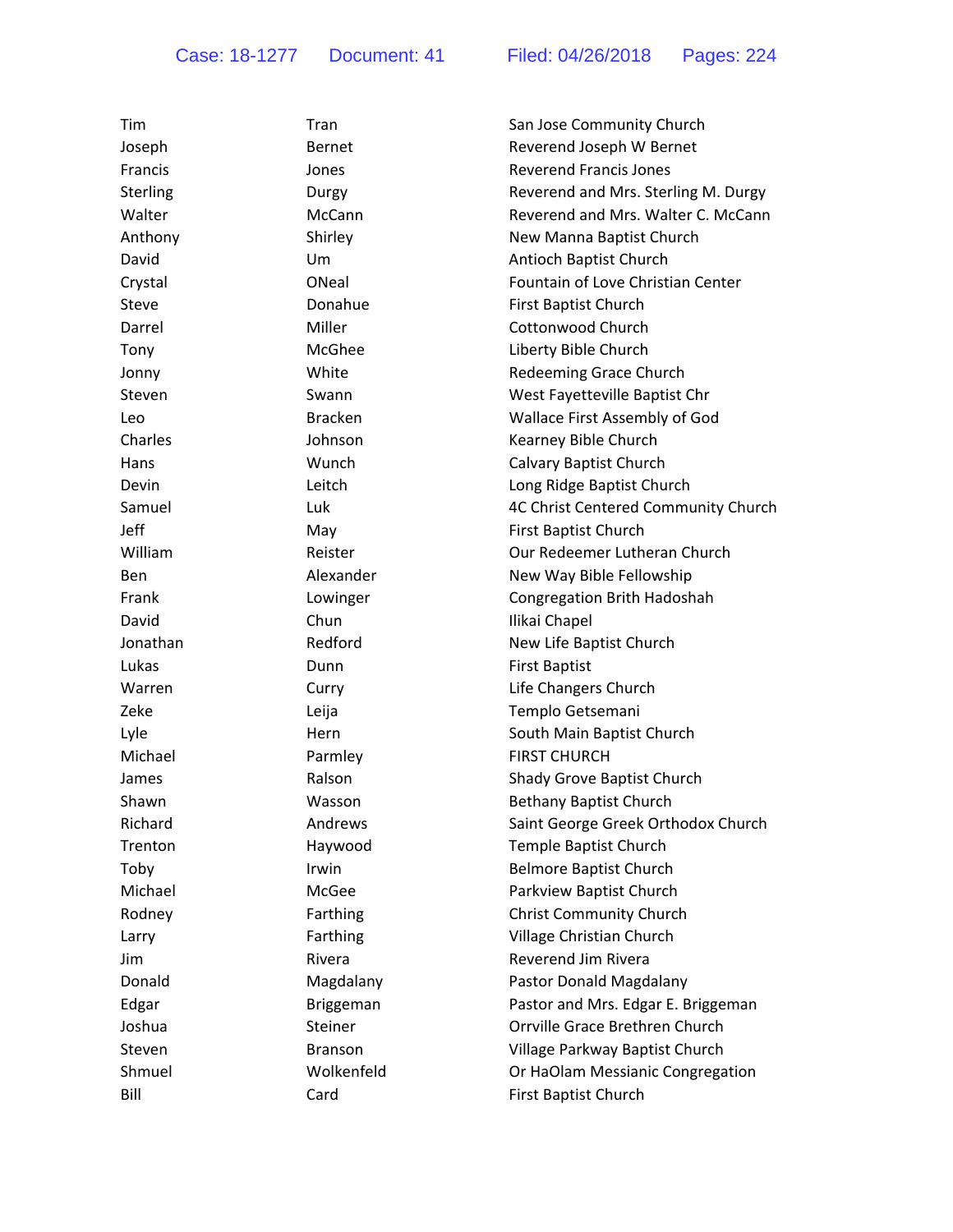| | | |
|---|---|---|
| Tim | Tran | San Jose Community Church |
| Joseph | Bernet | Reverend Joseph W Bernet |
| Francis | Jones | Reverend Francis Jones |
| Sterling | Durgy | Reverend and Mrs. Sterling M. Durgy |
| Walter | McCann | Reverend and Mrs. Walter C. McCann |
| Anthony | Shirley | New Manna Baptist Church |
| David | Um | Antioch Baptist Church |
| Crystal | ONeal | Fountain of Love Christian Center |
| Steve | Donahue | First Baptist Church |
| Darrel | Miller | Cottonwood Church |
| Tony | McGhee | Liberty Bible Church |
| Jonny | White | Redeeming Grace Church |
| Steven | Swann | West Fayetteville Baptist Chr |
| Leo | Bracken | Wallace First Assembly of God |
| Charles | Johnson | Kearney Bible Church |
| Hans | Wunch | Calvary Baptist Church |
| Devin | Leitch | Long Ridge Baptist Church |
| Samuel | Luk | 4C Christ Centered Community Church |
| Jeff | May | First Baptist Church |
| William | Reister | Our Redeemer Lutheran Church |
| Ben | Alexander | New Way Bible Fellowship |
| Frank | Lowinger | Congregation Brith Hadoshah |
| David | Chun | Ilikai Chapel |
| Jonathan | Redford | New Life Baptist Church |
| Lukas | Dunn | First Baptist |
| Warren | Curry | Life Changers Church |
| Zeke | Leija | Templo Getsemani |
| Lyle | Hern | South Main Baptist Church |
| Michael | Parmley | FIRST CHURCH |
| James | Ralson | Shady Grove Baptist Church |
| Shawn | Wasson | Bethany Baptist Church |
| Richard | Andrews | Saint George Greek Orthodox Church |
| Trenton | Haywood | Temple Baptist Church |
| Toby | Irwin | Belmore Baptist Church |
| Michael | McGee | Parkview Baptist Church |
| Rodney | Farthing | Christ Community Church |
| Larry | Farthing | Village Christian Church |
| Jim | Rivera | Reverend Jim Rivera |
| Donald | Magdalany | Pastor Donald Magdalany |
| Edgar | Briggeman | Pastor and Mrs. Edgar E. Briggeman |
| Joshua | Steiner | Orrville Grace Brethren Church |
| Steven | Branson | Village Parkway Baptist Church |
| Shmuel | Wolkenfeld | Or HaOlam Messianic Congregation |
| Bill | Card | First Baptist Church |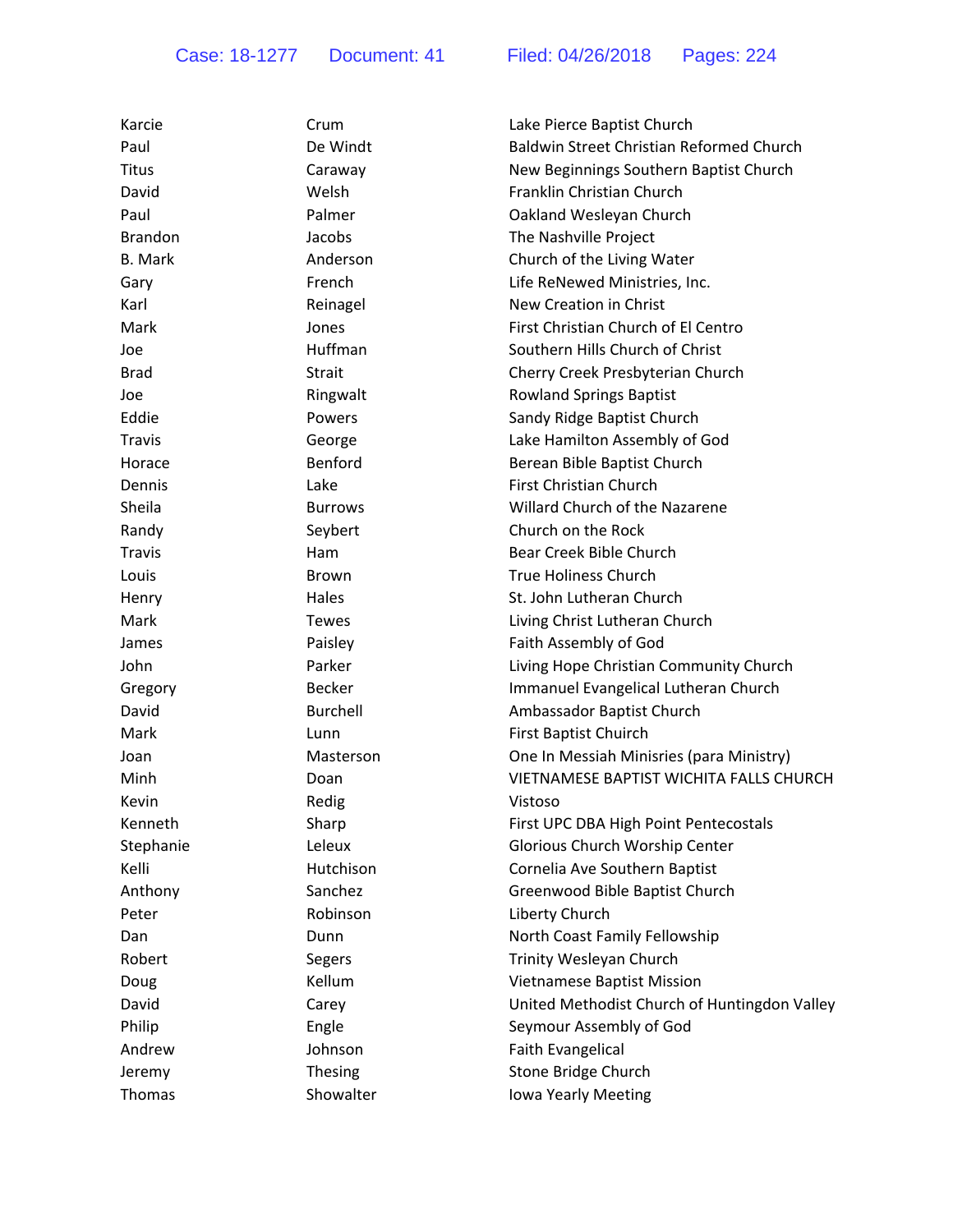| | | |
|---|---|---|
| Karcie | Crum | Lake Pierce Baptist Church |
| Paul | De Windt | Baldwin Street Christian Reformed Church |
| Titus | Caraway | New Beginnings Southern Baptist Church |
| David | Welsh | Franklin Christian Church |
| Paul | Palmer | Oakland Wesleyan Church |
| Brandon | Jacobs | The Nashville Project |
| B. Mark | Anderson | Church of the Living Water |
| Gary | French | Life ReNewed Ministries, Inc. |
| Karl | Reinagel | New Creation in Christ |
| Mark | Jones | First Christian Church of El Centro |
| Joe | Huffman | Southern Hills Church of Christ |
| Brad | Strait | Cherry Creek Presbyterian Church |
| Joe | Ringwalt | Rowland Springs Baptist |
| Eddie | Powers | Sandy Ridge Baptist Church |
| Travis | George | Lake Hamilton Assembly of God |
| Horace | Benford | Berean Bible Baptist Church |
| Dennis | Lake | First Christian Church |
| Sheila | Burrows | Willard Church of the Nazarene |
| Randy | Seybert | Church on the Rock |
| Travis | Ham | Bear Creek Bible Church |
| Louis | Brown | True Holiness Church |
| Henry | Hales | St. John Lutheran Church |
| Mark | Tewes | Living Christ Lutheran Church |
| James | Paisley | Faith Assembly of God |
| John | Parker | Living Hope Christian Community Church |
| Gregory | Becker | Immanuel Evangelical Lutheran Church |
| David | Burchell | Ambassador Baptist Church |
| Mark | Lunn | First Baptist Chuirch |
| Joan | Masterson | One In Messiah Minisries (para Ministry) |
| Minh | Doan | VIETNAMESE BAPTIST WICHITA FALLS CHURCH |
| Kevin | Redig | Vistoso |
| Kenneth | Sharp | First UPC DBA High Point Pentecostals |
| Stephanie | Leleux | Glorious Church Worship Center |
| Kelli | Hutchison | Cornelia Ave Southern Baptist |
| Anthony | Sanchez | Greenwood Bible Baptist Church |
| Peter | Robinson | Liberty Church |
| Dan | Dunn | North Coast Family Fellowship |
| Robert | Segers | Trinity Wesleyan Church |
| Doug | Kellum | Vietnamese Baptist Mission |
| David | Carey | United Methodist Church of Huntingdon Valley |
| Philip | Engle | Seymour Assembly of God |
| Andrew | Johnson | Faith Evangelical |
| Jeremy | Thesing | Stone Bridge Church |
| Thomas | Showalter | Iowa Yearly Meeting |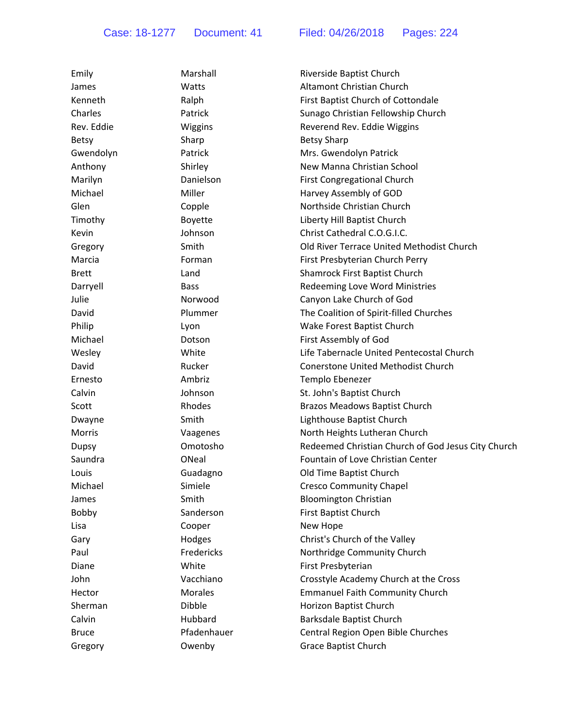| | | |
|---|---|---|
| Emily | Marshall | Riverside Baptist Church |
| James | Watts | Altamont Christian Church |
| Kenneth | Ralph | First Baptist Church of Cottondale |
| Charles | Patrick | Sunago Christian Fellowship Church |
| Rev. Eddie | Wiggins | Reverend Rev. Eddie Wiggins |
| Betsy | Sharp | Betsy Sharp |
| Gwendolyn | Patrick | Mrs. Gwendolyn Patrick |
| Anthony | Shirley | New Manna Christian School |
| Marilyn | Danielson | First Congregational Church |
| Michael | Miller | Harvey Assembly of GOD |
| Glen | Copple | Northside Christian Church |
| Timothy | Boyette | Liberty Hill Baptist Church |
| Kevin | Johnson | Christ Cathedral C.O.G.I.C. |
| Gregory | Smith | Old River Terrace United Methodist Church |
| Marcia | Forman | First Presbyterian Church Perry |
| Brett | Land | Shamrock First Baptist Church |
| Darryell | Bass | Redeeming Love Word Ministries |
| Julie | Norwood | Canyon Lake Church of God |
| David | Plummer | The Coalition of Spirit-filled Churches |
| Philip | Lyon | Wake Forest Baptist Church |
| Michael | Dotson | First Assembly of God |
| Wesley | White | Life Tabernacle United Pentecostal Church |
| David | Rucker | Conerstone United Methodist Church |
| Ernesto | Ambriz | Templo Ebenezer |
| Calvin | Johnson | St. John's Baptist Church |
| Scott | Rhodes | Brazos Meadows Baptist Church |
| Dwayne | Smith | Lighthouse Baptist Church |
| Morris | Vaagenes | North Heights Lutheran Church |
| Dupsy | Omotosho | Redeemed Christian Church of God Jesus City Church |
| Saundra | ONeal | Fountain of Love Christian Center |
| Louis | Guadagno | Old Time Baptist Church |
| Michael | Simiele | Cresco Community Chapel |
| James | Smith | Bloomington Christian |
| Bobby | Sanderson | First Baptist Church |
| Lisa | Cooper | New Hope |
| Gary | Hodges | Christ's Church of the Valley |
| Paul | Fredericks | Northridge Community Church |
| Diane | White | First Presbyterian |
| John | Vacchiano | Crosstyle Academy Church at the Cross |
| Hector | Morales | Emmanuel Faith Community Church |
| Sherman | Dibble | Horizon Baptist Church |
| Calvin | Hubbard | Barksdale Baptist Church |
| Bruce | Pfadenhauer | Central Region Open Bible Churches |
| Gregory | Owenby | Grace Baptist Church |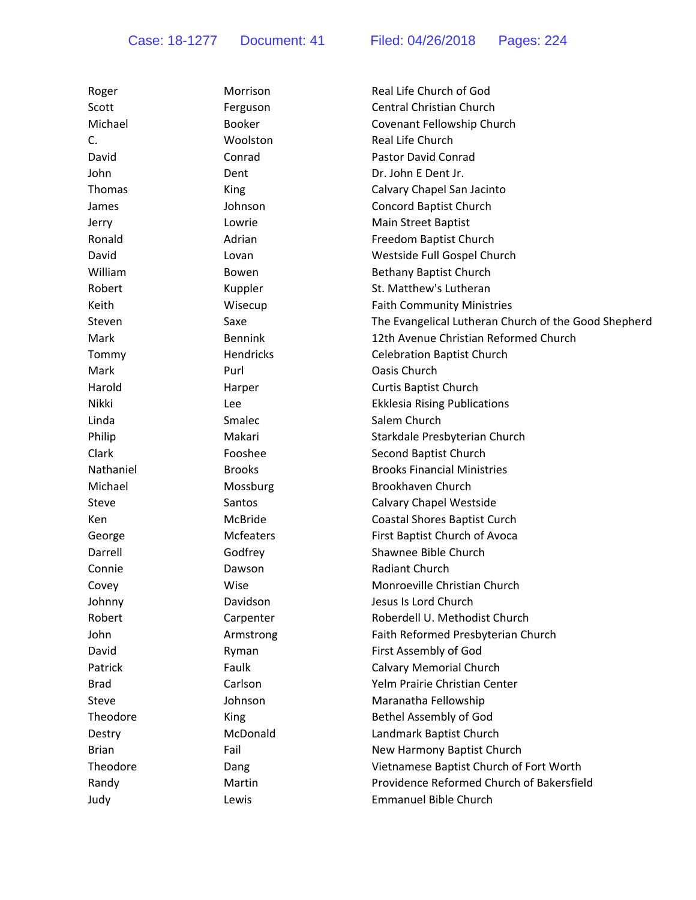| | | |
|---|---|---|
| Roger | Morrison | Real Life Church of God |
| Scott | Ferguson | Central Christian Church |
| Michael | Booker | Covenant Fellowship Church |
| C. | Woolston | Real Life Church |
| David | Conrad | Pastor David Conrad |
| John | Dent | Dr. John E Dent Jr. |
| Thomas | King | Calvary Chapel San Jacinto |
| James | Johnson | Concord Baptist Church |
| Jerry | Lowrie | Main Street Baptist |
| Ronald | Adrian | Freedom Baptist Church |
| David | Lovan | Westside Full Gospel Church |
| William | Bowen | Bethany Baptist Church |
| Robert | Kuppler | St. Matthew's Lutheran |
| Keith | Wisecup | Faith Community Ministries |
| Steven | Saxe | The Evangelical Lutheran Church of the Good Shepherd |
| Mark | Bennink | 12th Avenue Christian Reformed Church |
| Tommy | Hendricks | Celebration Baptist Church |
| Mark | Purl | Oasis Church |
| Harold | Harper | Curtis Baptist Church |
| Nikki | Lee | Ekklesia Rising Publications |
| Linda | Smalec | Salem Church |
| Philip | Makari | Starkdale Presbyterian Church |
| Clark | Fooshee | Second Baptist Church |
| Nathaniel | Brooks | Brooks Financial Ministries |
| Michael | Mossburg | Brookhaven Church |
| Steve | Santos | Calvary Chapel Westside |
| Ken | McBride | Coastal Shores Baptist Curch |
| George | Mcfeaters | First Baptist Church of Avoca |
| Darrell | Godfrey | Shawnee Bible Church |
| Connie | Dawson | Radiant Church |
| Covey | Wise | Monroeville Christian Church |
| Johnny | Davidson | Jesus Is Lord Church |
| Robert | Carpenter | Roberdell U. Methodist Church |
| John | Armstrong | Faith Reformed Presbyterian Church |
| David | Ryman | First Assembly of God |
| Patrick | Faulk | Calvary Memorial Church |
| Brad | Carlson | Yelm Prairie Christian Center |
| Steve | Johnson | Maranatha Fellowship |
| Theodore | King | Bethel Assembly of God |
| Destry | McDonald | Landmark Baptist Church |
| Brian | Fail | New Harmony Baptist Church |
| Theodore | Dang | Vietnamese Baptist Church of Fort Worth |
| Randy | Martin | Providence Reformed Church of Bakersfield |
| Judy | Lewis | Emmanuel Bible Church |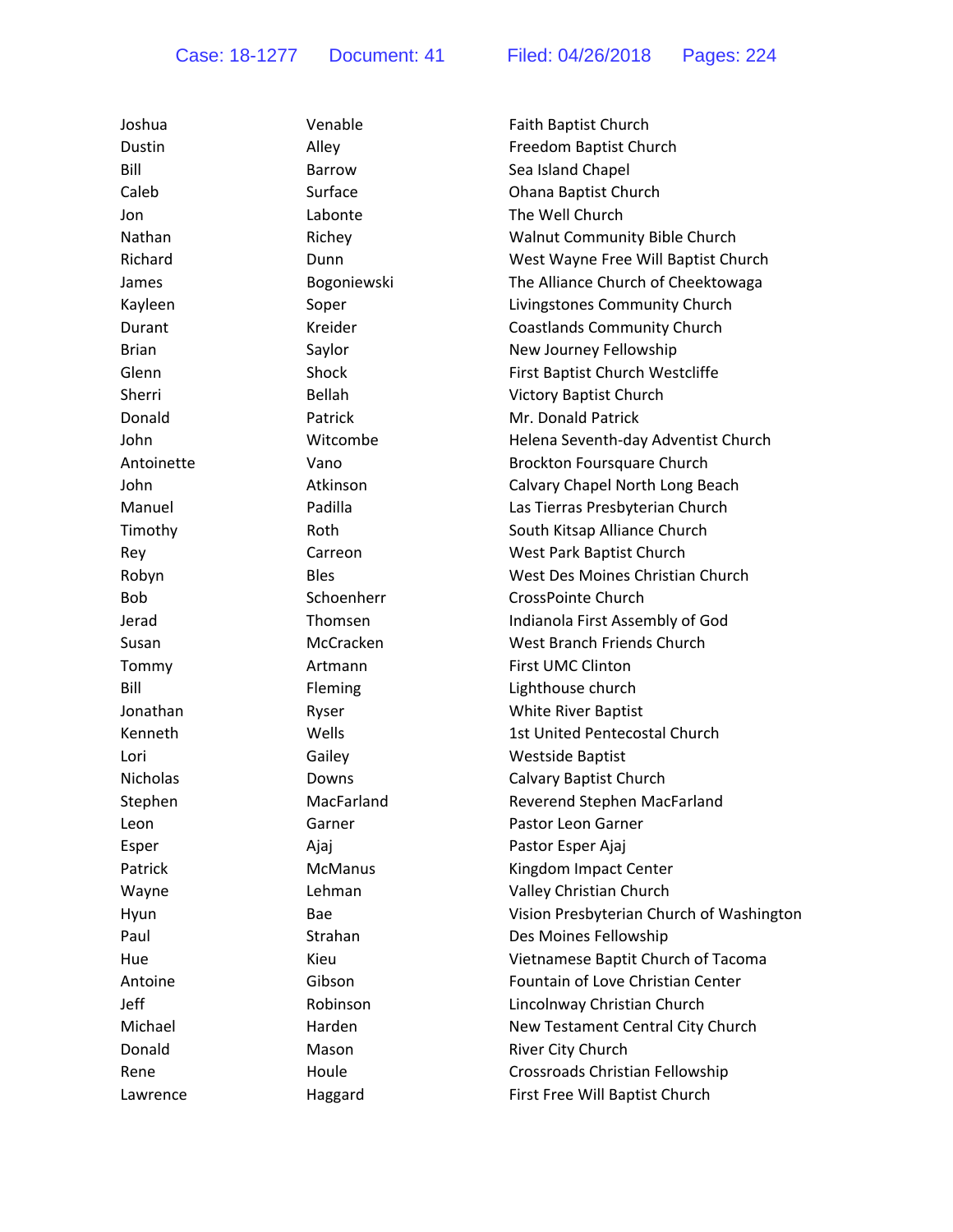| | | |
|---|---|---|
| Joshua | Venable | Faith Baptist Church |
| Dustin | Alley | Freedom Baptist Church |
| Bill | Barrow | Sea Island Chapel |
| Caleb | Surface | Ohana Baptist Church |
| Jon | Labonte | The Well Church |
| Nathan | Richey | Walnut Community Bible Church |
| Richard | Dunn | West Wayne Free Will Baptist Church |
| James | Bogoniewski | The Alliance Church of Cheektowaga |
| Kayleen | Soper | Livingstones Community Church |
| Durant | Kreider | Coastlands Community Church |
| Brian | Saylor | New Journey Fellowship |
| Glenn | Shock | First Baptist Church Westcliffe |
| Sherri | Bellah | Victory Baptist Church |
| Donald | Patrick | Mr. Donald Patrick |
| John | Witcombe | Helena Seventh-day Adventist Church |
| Antoinette | Vano | Brockton Foursquare Church |
| John | Atkinson | Calvary Chapel North Long Beach |
| Manuel | Padilla | Las Tierras Presbyterian Church |
| Timothy | Roth | South Kitsap Alliance Church |
| Rey | Carreon | West Park Baptist Church |
| Robyn | Bles | West Des Moines Christian Church |
| Bob | Schoenherr | CrossPointe Church |
| Jerad | Thomsen | Indianola First Assembly of God |
| Susan | McCracken | West Branch Friends Church |
| Tommy | Artmann | First UMC Clinton |
| Bill | Fleming | Lighthouse church |
| Jonathan | Ryser | White River Baptist |
| Kenneth | Wells | 1st United Pentecostal Church |
| Lori | Gailey | Westside Baptist |
| Nicholas | Downs | Calvary Baptist Church |
| Stephen | MacFarland | Reverend Stephen MacFarland |
| Leon | Garner | Pastor Leon Garner |
| Esper | Ajaj | Pastor Esper Ajaj |
| Patrick | McManus | Kingdom Impact Center |
| Wayne | Lehman | Valley Christian Church |
| Hyun | Bae | Vision Presbyterian Church of Washington |
| Paul | Strahan | Des Moines Fellowship |
| Hue | Kieu | Vietnamese Baptit Church of Tacoma |
| Antoine | Gibson | Fountain of Love Christian Center |
| Jeff | Robinson | Lincolnway Christian Church |
| Michael | Harden | New Testament Central City Church |
| Donald | Mason | River City Church |
| Rene | Houle | Crossroads Christian Fellowship |
| Lawrence | Haggard | First Free Will Baptist Church |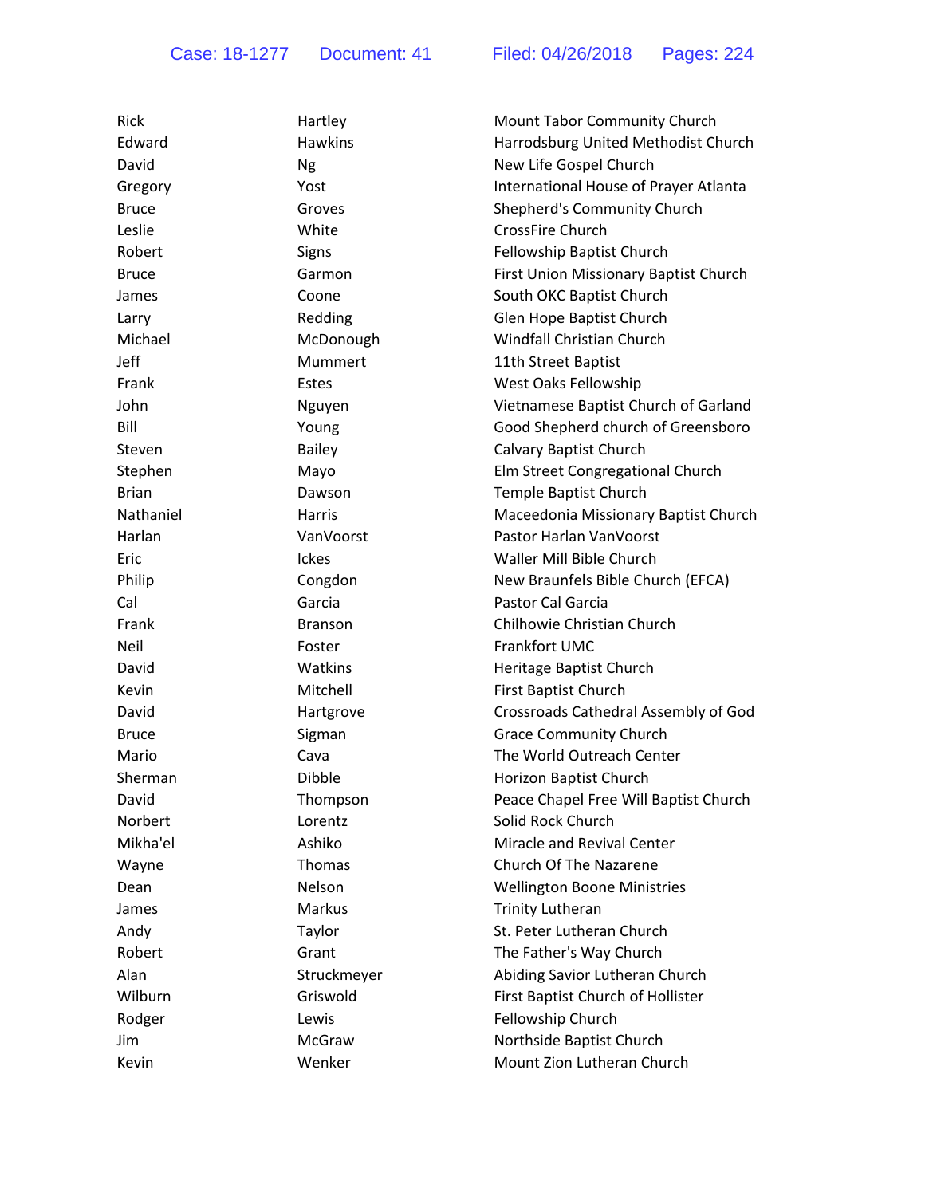| | | |
|---|---|---|
| Rick | Hartley | Mount Tabor Community Church |
| Edward | Hawkins | Harrodsburg United Methodist Church |
| David | Ng | New Life Gospel Church |
| Gregory | Yost | International House of Prayer Atlanta |
| Bruce | Groves | Shepherd's Community Church |
| Leslie | White | CrossFire Church |
| Robert | Signs | Fellowship Baptist Church |
| Bruce | Garmon | First Union Missionary Baptist Church |
| James | Coone | South OKC Baptist Church |
| Larry | Redding | Glen Hope Baptist Church |
| Michael | McDonough | Windfall Christian Church |
| Jeff | Mummert | 11th Street Baptist |
| Frank | Estes | West Oaks Fellowship |
| John | Nguyen | Vietnamese Baptist Church of Garland |
| Bill | Young | Good Shepherd church of Greensboro |
| Steven | Bailey | Calvary Baptist Church |
| Stephen | Mayo | Elm Street Congregational Church |
| Brian | Dawson | Temple Baptist Church |
| Nathaniel | Harris | Maceedonia Missionary Baptist Church |
| Harlan | VanVoorst | Pastor Harlan VanVoorst |
| Eric | Ickes | Waller Mill Bible Church |
| Philip | Congdon | New Braunfels Bible Church (EFCA) |
| Cal | Garcia | Pastor Cal Garcia |
| Frank | Branson | Chilhowie Christian Church |
| Neil | Foster | Frankfort UMC |
| David | Watkins | Heritage Baptist Church |
| Kevin | Mitchell | First Baptist Church |
| David | Hartgrove | Crossroads Cathedral Assembly of God |
| Bruce | Sigman | Grace Community Church |
| Mario | Cava | The World Outreach Center |
| Sherman | Dibble | Horizon Baptist Church |
| David | Thompson | Peace Chapel Free Will Baptist Church |
| Norbert | Lorentz | Solid Rock Church |
| Mikha'el | Ashiko | Miracle and Revival Center |
| Wayne | Thomas | Church Of The Nazarene |
| Dean | Nelson | Wellington Boone Ministries |
| James | Markus | Trinity Lutheran |
| Andy | Taylor | St. Peter Lutheran Church |
| Robert | Grant | The Father's Way Church |
| Alan | Struckmeyer | Abiding Savior Lutheran Church |
| Wilburn | Griswold | First Baptist Church of Hollister |
| Rodger | Lewis | Fellowship Church |
| Jim | McGraw | Northside Baptist Church |
| Kevin | Wenker | Mount Zion Lutheran Church |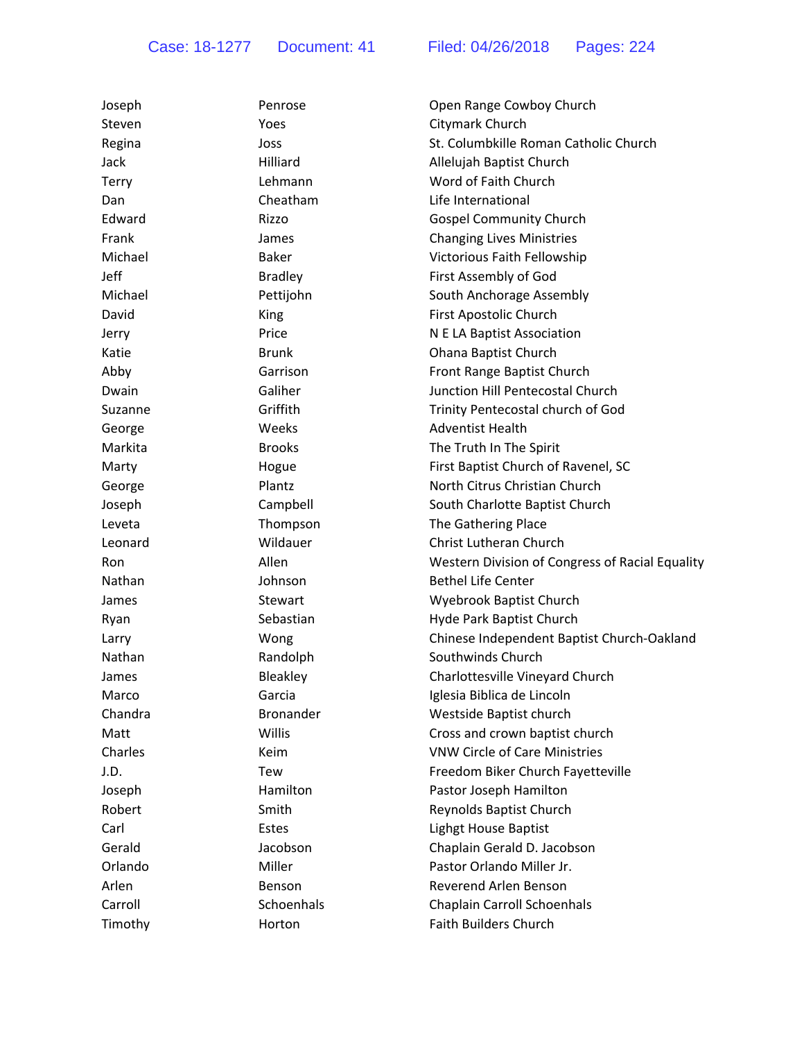| | | |
|---|---|---|
| Joseph | Penrose | Open Range Cowboy Church |
| Steven | Yoes | Citymark Church |
| Regina | Joss | St. Columbkille Roman Catholic Church |
| Jack | Hilliard | Allelujah Baptist Church |
| Terry | Lehmann | Word of Faith Church |
| Dan | Cheatham | Life International |
| Edward | Rizzo | Gospel Community Church |
| Frank | James | Changing Lives Ministries |
| Michael | Baker | Victorious Faith Fellowship |
| Jeff | Bradley | First Assembly of God |
| Michael | Pettijohn | South Anchorage Assembly |
| David | King | First Apostolic Church |
| Jerry | Price | N E LA Baptist Association |
| Katie | Brunk | Ohana Baptist Church |
| Abby | Garrison | Front Range Baptist Church |
| Dwain | Galiher | Junction Hill Pentecostal Church |
| Suzanne | Griffith | Trinity Pentecostal church of God |
| George | Weeks | Adventist Health |
| Markita | Brooks | The Truth In The Spirit |
| Marty | Hogue | First Baptist Church of Ravenel, SC |
| George | Plantz | North Citrus Christian Church |
| Joseph | Campbell | South Charlotte Baptist Church |
| Leveta | Thompson | The Gathering Place |
| Leonard | Wildauer | Christ Lutheran Church |
| Ron | Allen | Western Division of Congress of Racial Equality |
| Nathan | Johnson | Bethel Life Center |
| James | Stewart | Wyebrook Baptist Church |
| Ryan | Sebastian | Hyde Park Baptist Church |
| Larry | Wong | Chinese Independent Baptist Church-Oakland |
| Nathan | Randolph | Southwinds Church |
| James | Bleakley | Charlottesville Vineyard Church |
| Marco | Garcia | Iglesia Biblica de Lincoln |
| Chandra | Bronander | Westside Baptist church |
| Matt | Willis | Cross and crown baptist church |
| Charles | Keim | VNW Circle of Care Ministries |
| J.D. | Tew | Freedom Biker Church Fayetteville |
| Joseph | Hamilton | Pastor Joseph Hamilton |
| Robert | Smith | Reynolds Baptist Church |
| Carl | Estes | Lighgt House Baptist |
| Gerald | Jacobson | Chaplain Gerald D. Jacobson |
| Orlando | Miller | Pastor Orlando Miller Jr. |
| Arlen | Benson | Reverend Arlen Benson |
| Carroll | Schoenhals | Chaplain Carroll Schoenhals |
| Timothy | Horton | Faith Builders Church |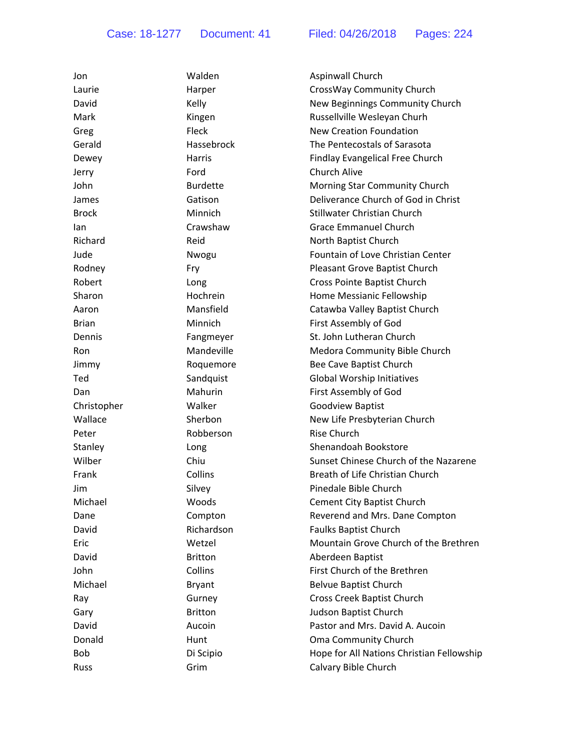| | | |
|---|---|---|
| Jon | Walden | Aspinwall Church |
| Laurie | Harper | CrossWay Community Church |
| David | Kelly | New Beginnings Community Church |
| Mark | Kingen | Russellville Wesleyan Churh |
| Greg | Fleck | New Creation Foundation |
| Gerald | Hassebrock | The Pentecostals of Sarasota |
| Dewey | Harris | Findlay Evangelical Free Church |
| Jerry | Ford | Church Alive |
| John | Burdette | Morning Star Community Church |
| James | Gatison | Deliverance Church of God in Christ |
| Brock | Minnich | Stillwater Christian Church |
| Ian | Crawshaw | Grace Emmanuel Church |
| Richard | Reid | North Baptist Church |
| Jude | Nwogu | Fountain of Love Christian Center |
| Rodney | Fry | Pleasant Grove Baptist Church |
| Robert | Long | Cross Pointe Baptist Church |
| Sharon | Hochrein | Home Messianic Fellowship |
| Aaron | Mansfield | Catawba Valley Baptist Church |
| Brian | Minnich | First Assembly of God |
| Dennis | Fangmeyer | St. John Lutheran Church |
| Ron | Mandeville | Medora Community Bible Church |
| Jimmy | Roquemore | Bee Cave Baptist Church |
| Ted | Sandquist | Global Worship Initiatives |
| Dan | Mahurin | First Assembly of God |
| Christopher | Walker | Goodview Baptist |
| Wallace | Sherbon | New Life Presbyterian Church |
| Peter | Robberson | Rise Church |
| Stanley | Long | Shenandoah Bookstore |
| Wilber | Chiu | Sunset Chinese Church of the Nazarene |
| Frank | Collins | Breath of Life Christian Church |
| Jim | Silvey | Pinedale Bible Church |
| Michael | Woods | Cement City Baptist Church |
| Dane | Compton | Reverend and Mrs. Dane Compton |
| David | Richardson | Faulks Baptist Church |
| Eric | Wetzel | Mountain Grove Church of the Brethren |
| David | Britton | Aberdeen Baptist |
| John | Collins | First Church of the Brethren |
| Michael | Bryant | Belvue Baptist Church |
| Ray | Gurney | Cross Creek Baptist Church |
| Gary | Britton | Judson Baptist Church |
| David | Aucoin | Pastor and Mrs. David A. Aucoin |
| Donald | Hunt | Oma Community Church |
| Bob | Di Scipio | Hope for All Nations Christian Fellowship |
| Russ | Grim | Calvary Bible Church |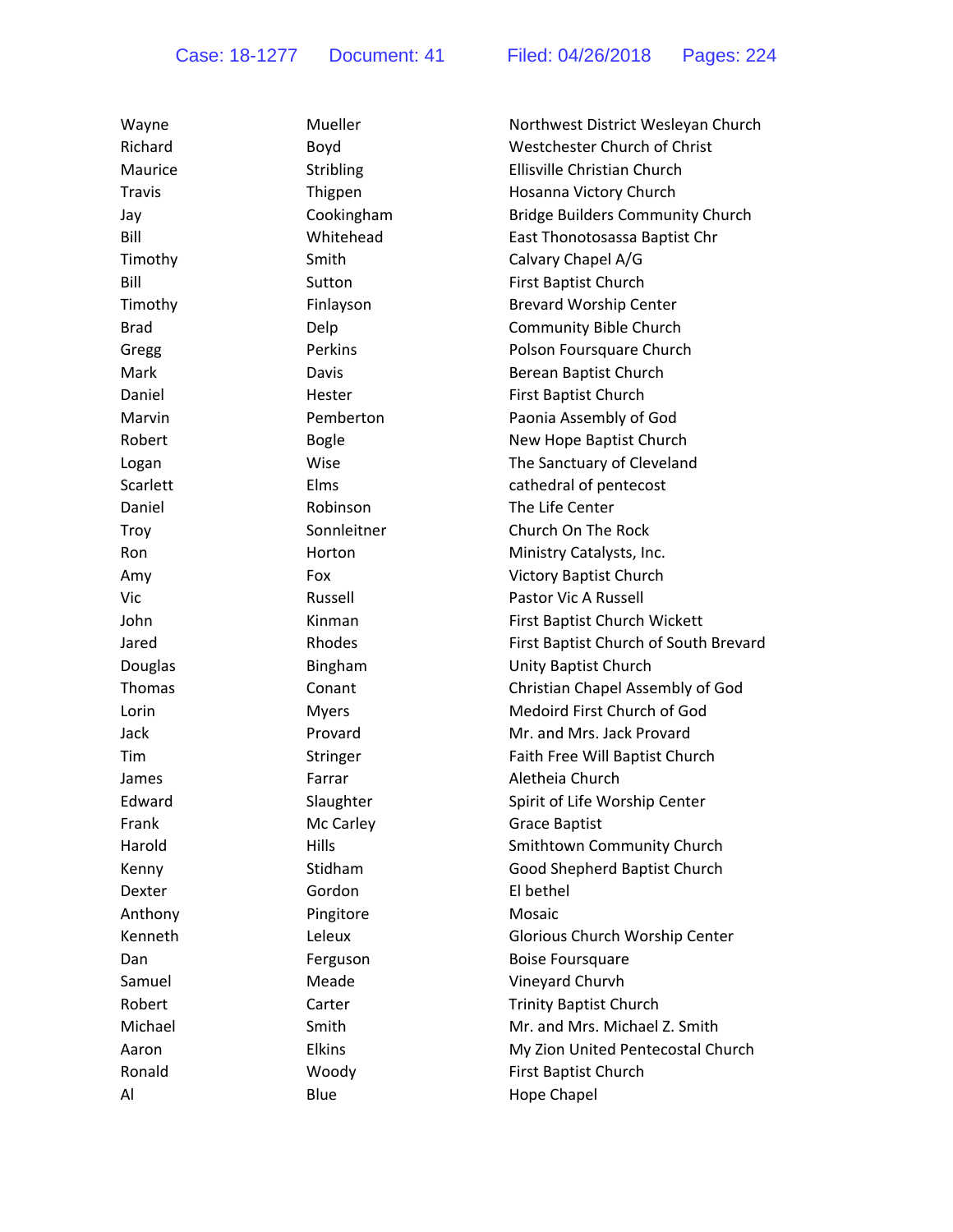| | | |
|---|---|---|
| Wayne | Mueller | Northwest District Wesleyan Church |
| Richard | Boyd | Westchester Church of Christ |
| Maurice | Stribling | Ellisville Christian Church |
| Travis | Thigpen | Hosanna Victory Church |
| Jay | Cookingham | Bridge Builders Community Church |
| Bill | Whitehead | East Thonotosassa Baptist Chr |
| Timothy | Smith | Calvary Chapel A/G |
| Bill | Sutton | First Baptist Church |
| Timothy | Finlayson | Brevard Worship Center |
| Brad | Delp | Community Bible Church |
| Gregg | Perkins | Polson Foursquare Church |
| Mark | Davis | Berean Baptist Church |
| Daniel | Hester | First Baptist Church |
| Marvin | Pemberton | Paonia Assembly of God |
| Robert | Bogle | New Hope Baptist Church |
| Logan | Wise | The Sanctuary of Cleveland |
| Scarlett | Elms | cathedral of pentecost |
| Daniel | Robinson | The Life Center |
| Troy | Sonnleitner | Church On The Rock |
| Ron | Horton | Ministry Catalysts, Inc. |
| Amy | Fox | Victory Baptist Church |
| Vic | Russell | Pastor Vic A Russell |
| John | Kinman | First Baptist Church Wickett |
| Jared | Rhodes | First Baptist Church of South Brevard |
| Douglas | Bingham | Unity Baptist Church |
| Thomas | Conant | Christian Chapel Assembly of God |
| Lorin | Myers | Medoird First Church of God |
| Jack | Provard | Mr. and Mrs. Jack Provard |
| Tim | Stringer | Faith Free Will Baptist Church |
| James | Farrar | Aletheia Church |
| Edward | Slaughter | Spirit of Life Worship Center |
| Frank | Mc Carley | Grace Baptist |
| Harold | Hills | Smithtown Community Church |
| Kenny | Stidham | Good Shepherd Baptist Church |
| Dexter | Gordon | El bethel |
| Anthony | Pingitore | Mosaic |
| Kenneth | Leleux | Glorious Church Worship Center |
| Dan | Ferguson | Boise Foursquare |
| Samuel | Meade | Vineyard Churvh |
| Robert | Carter | Trinity Baptist Church |
| Michael | Smith | Mr. and Mrs. Michael Z. Smith |
| Aaron | Elkins | My Zion United Pentecostal Church |
| Ronald | Woody | First Baptist Church |
| Al | Blue | Hope Chapel |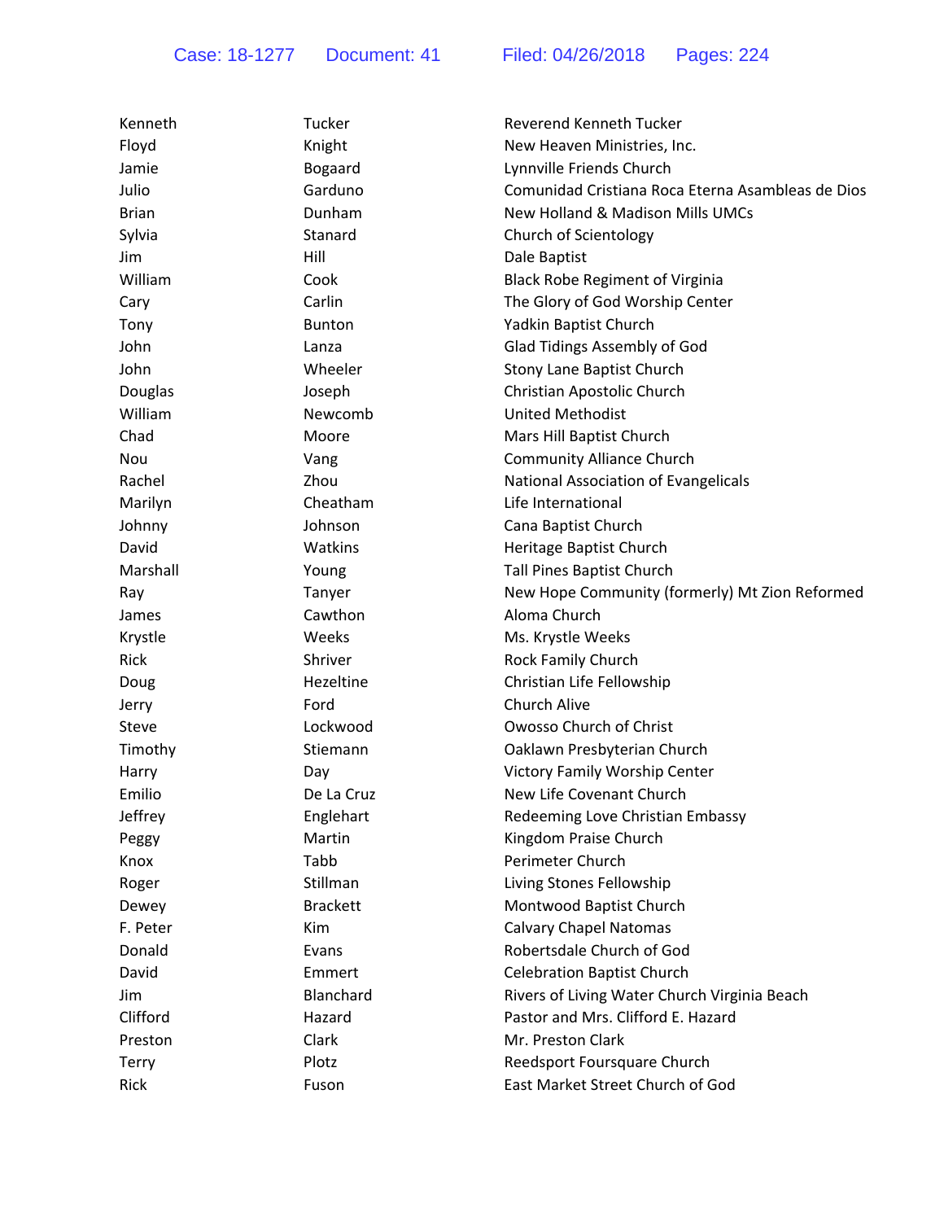| | | |
|---|---|---|
| Kenneth | Tucker | Reverend Kenneth Tucker |
| Floyd | Knight | New Heaven Ministries, Inc. |
| Jamie | Bogaard | Lynnville Friends Church |
| Julio | Garduno | Comunidad Cristiana Roca Eterna Asambleas de Dios |
| Brian | Dunham | New Holland & Madison Mills UMCs |
| Sylvia | Stanard | Church of Scientology |
| Jim | Hill | Dale Baptist |
| William | Cook | Black Robe Regiment of Virginia |
| Cary | Carlin | The Glory of God Worship Center |
| Tony | Bunton | Yadkin Baptist Church |
| John | Lanza | Glad Tidings Assembly of God |
| John | Wheeler | Stony Lane Baptist Church |
| Douglas | Joseph | Christian Apostolic Church |
| William | Newcomb | United Methodist |
| Chad | Moore | Mars Hill Baptist Church |
| Nou | Vang | Community Alliance Church |
| Rachel | Zhou | National Association of Evangelicals |
| Marilyn | Cheatham | Life International |
| Johnny | Johnson | Cana Baptist Church |
| David | Watkins | Heritage Baptist Church |
| Marshall | Young | Tall Pines Baptist Church |
| Ray | Tanyer | New Hope Community (formerly) Mt Zion Reformed |
| James | Cawthon | Aloma Church |
| Krystle | Weeks | Ms. Krystle Weeks |
| Rick | Shriver | Rock Family Church |
| Doug | Hezeltine | Christian Life Fellowship |
| Jerry | Ford | Church Alive |
| Steve | Lockwood | Owosso Church of Christ |
| Timothy | Stiemann | Oaklawn Presbyterian Church |
| Harry | Day | Victory Family Worship Center |
| Emilio | De La Cruz | New Life Covenant Church |
| Jeffrey | Englehart | Redeeming Love Christian Embassy |
| Peggy | Martin | Kingdom Praise Church |
| Knox | Tabb | Perimeter Church |
| Roger | Stillman | Living Stones Fellowship |
| Dewey | Brackett | Montwood Baptist Church |
| F. Peter | Kim | Calvary Chapel Natomas |
| Donald | Evans | Robertsdale Church of God |
| David | Emmert | Celebration Baptist Church |
| Jim | Blanchard | Rivers of Living Water Church Virginia Beach |
| Clifford | Hazard | Pastor and Mrs. Clifford E. Hazard |
| Preston | Clark | Mr. Preston Clark |
| Terry | Plotz | Reedsport Foursquare Church |
| Rick | Fuson | East Market Street Church of God |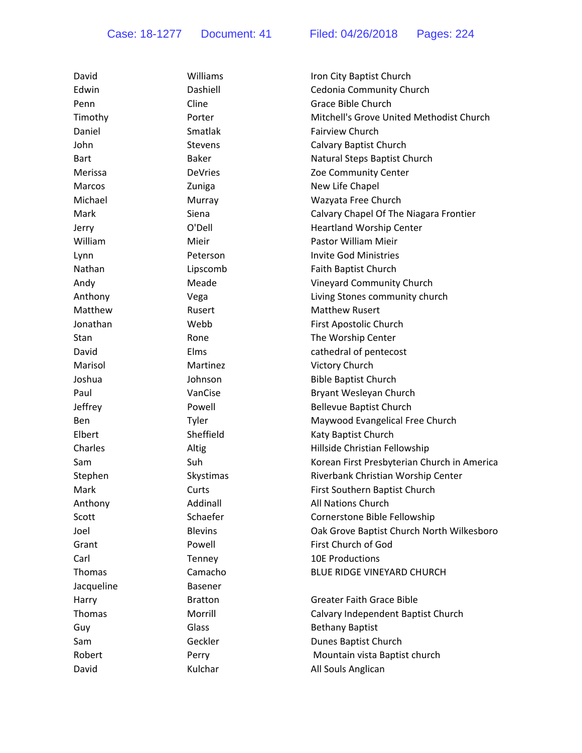| | | |
|---|---|---|
| David | Williams | Iron City Baptist Church |
| Edwin | Dashiell | Cedonia Community Church |
| Penn | Cline | Grace Bible Church |
| Timothy | Porter | Mitchell's Grove United Methodist Church |
| Daniel | Smatlak | Fairview Church |
| John | Stevens | Calvary Baptist Church |
| Bart | Baker | Natural Steps Baptist Church |
| Merissa | DeVries | Zoe Community Center |
| Marcos | Zuniga | New Life Chapel |
| Michael | Murray | Wazyata Free Church |
| Mark | Siena | Calvary Chapel Of The Niagara Frontier |
| Jerry | O'Dell | Heartland Worship Center |
| William | Mieir | Pastor William Mieir |
| Lynn | Peterson | Invite God Ministries |
| Nathan | Lipscomb | Faith Baptist Church |
| Andy | Meade | Vineyard Community Church |
| Anthony | Vega | Living Stones community church |
| Matthew | Rusert | Matthew Rusert |
| Jonathan | Webb | First Apostolic Church |
| Stan | Rone | The Worship Center |
| David | Elms | cathedral of pentecost |
| Marisol | Martinez | Victory Church |
| Joshua | Johnson | Bible Baptist Church |
| Paul | VanCise | Bryant Wesleyan Church |
| Jeffrey | Powell | Bellevue Baptist Church |
| Ben | Tyler | Maywood Evangelical Free Church |
| Elbert | Sheffield | Katy Baptist Church |
| Charles | Altig | Hillside Christian Fellowship |
| Sam | Suh | Korean First Presbyterian Church in America |
| Stephen | Skystimas | Riverbank Christian Worship Center |
| Mark | Curts | First Southern Baptist Church |
| Anthony | Addinall | All Nations Church |
| Scott | Schaefer | Cornerstone Bible Fellowship |
| Joel | Blevins | Oak Grove Baptist Church North Wilkesboro |
| Grant | Powell | First Church of God |
| Carl | Tenney | 10E Productions |
| Thomas | Camacho | BLUE RIDGE VINEYARD CHURCH |
| Jacqueline | Basener | |
| Harry | Bratton | Greater Faith Grace Bible |
| Thomas | Morrill | Calvary Independent Baptist Church |
| Guy | Glass | Bethany Baptist |
| Sam | Geckler | Dunes Baptist Church |
| Robert | Perry | Mountain vista Baptist church |
| David | Kulchar | All Souls Anglican |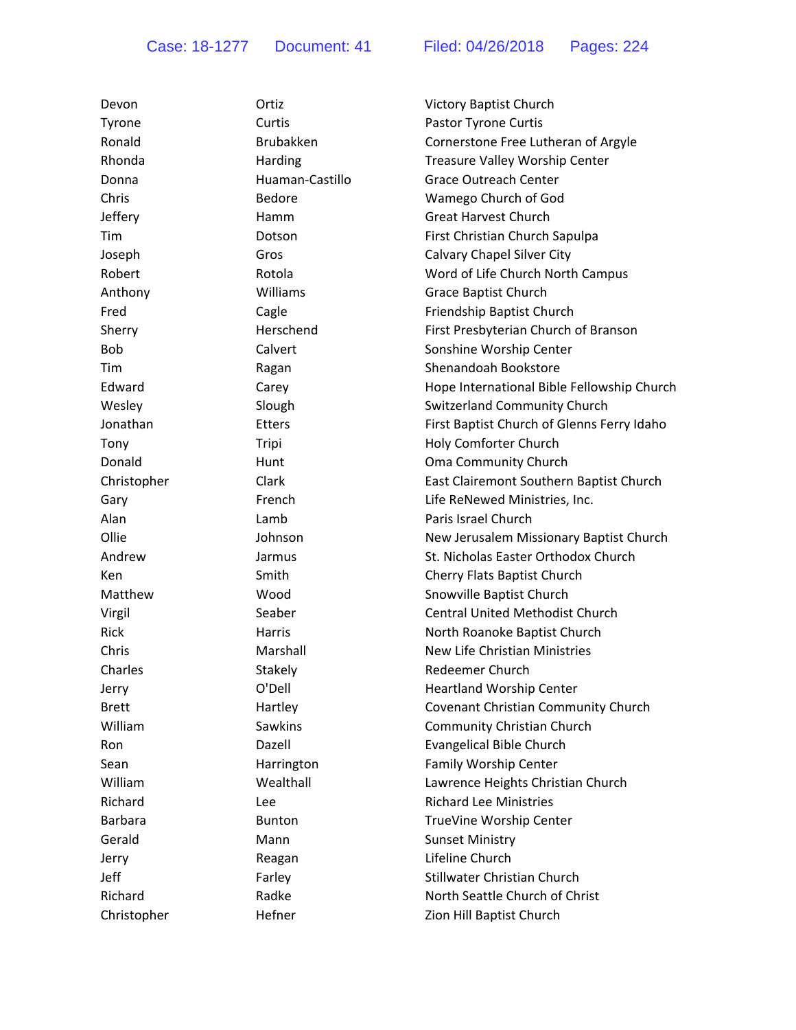| | | |
|---|---|---|
| Devon | Ortiz | Victory Baptist Church |
| Tyrone | Curtis | Pastor Tyrone Curtis |
| Ronald | Brubakken | Cornerstone Free Lutheran of Argyle |
| Rhonda | Harding | Treasure Valley Worship Center |
| Donna | Huaman-Castillo | Grace Outreach Center |
| Chris | Bedore | Wamego Church of God |
| Jeffery | Hamm | Great Harvest Church |
| Tim | Dotson | First Christian Church Sapulpa |
| Joseph | Gros | Calvary Chapel Silver City |
| Robert | Rotola | Word of Life Church North Campus |
| Anthony | Williams | Grace Baptist Church |
| Fred | Cagle | Friendship Baptist Church |
| Sherry | Herschend | First Presbyterian Church of Branson |
| Bob | Calvert | Sonshine Worship Center |
| Tim | Ragan | Shenandoah Bookstore |
| Edward | Carey | Hope International Bible Fellowship Church |
| Wesley | Slough | Switzerland Community Church |
| Jonathan | Etters | First Baptist Church of Glenns Ferry Idaho |
| Tony | Tripi | Holy Comforter Church |
| Donald | Hunt | Oma Community Church |
| Christopher | Clark | East Clairemont Southern Baptist Church |
| Gary | French | Life ReNewed Ministries, Inc. |
| Alan | Lamb | Paris Israel Church |
| Ollie | Johnson | New Jerusalem Missionary Baptist Church |
| Andrew | Jarmus | St. Nicholas Easter Orthodox Church |
| Ken | Smith | Cherry Flats Baptist Church |
| Matthew | Wood | Snowville Baptist Church |
| Virgil | Seaber | Central United Methodist Church |
| Rick | Harris | North Roanoke Baptist Church |
| Chris | Marshall | New Life Christian Ministries |
| Charles | Stakely | Redeemer Church |
| Jerry | O'Dell | Heartland Worship Center |
| Brett | Hartley | Covenant Christian Community Church |
| William | Sawkins | Community Christian Church |
| Ron | Dazell | Evangelical Bible Church |
| Sean | Harrington | Family Worship Center |
| William | Wealthall | Lawrence Heights Christian Church |
| Richard | Lee | Richard Lee Ministries |
| Barbara | Bunton | TrueVine Worship Center |
| Gerald | Mann | Sunset Ministry |
| Jerry | Reagan | Lifeline Church |
| Jeff | Farley | Stillwater Christian Church |
| Richard | Radke | North Seattle Church of Christ |
| Christopher | Hefner | Zion Hill Baptist Church |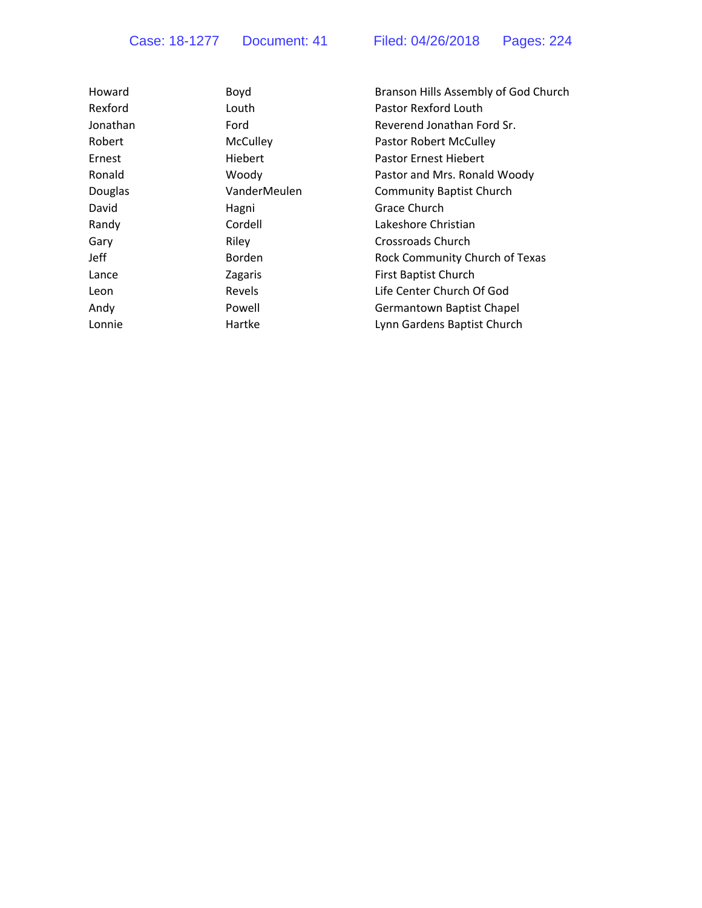| | | |
|---|---|---|
| Howard | Boyd | Branson Hills Assembly of God Church |
| Rexford | Louth | Pastor Rexford Louth |
| Jonathan | Ford | Reverend Jonathan Ford Sr. |
| Robert | McCulley | Pastor Robert McCulley |
| Ernest | Hiebert | Pastor Ernest Hiebert |
| Ronald | Woody | Pastor and Mrs. Ronald Woody |
| Douglas | VanderMeulen | Community Baptist Church |
| David | Hagni | Grace Church |
| Randy | Cordell | Lakeshore Christian |
| Gary | Riley | Crossroads Church |
| Jeff | Borden | Rock Community Church of Texas |
| Lance | Zagaris | First Baptist Church |
| Leon | Revels | Life Center Church Of God |
| Andy | Powell | Germantown Baptist Chapel |
| Lonnie | Hartke | Lynn Gardens Baptist Church |